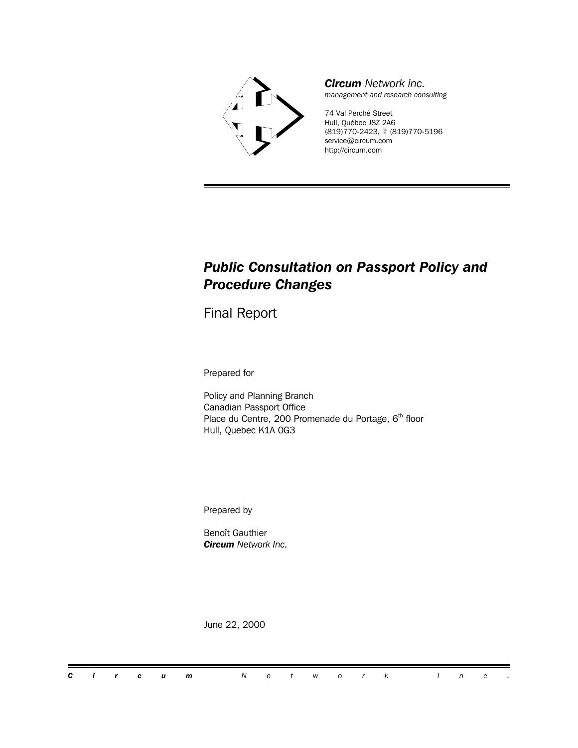***Circum*** *Network inc.*
*management and research consulting*

74 Val Perché Street
Hull, Québec J8Z 2A6
(819)770-2423, 🖹 (819)770-5196
service@circum.com
http://circum.com

# *Public Consultation on Passport Policy and Procedure Changes*

## Final Report

Prepared for

Policy and Planning Branch
Canadian Passport Office
Place du Centre, 200 Promenade du Portage, 6th floor
Hull, Quebec K1A 0G3

Prepared by

Benoît Gauthier
***Circum*** *Network Inc.*

June 22, 2000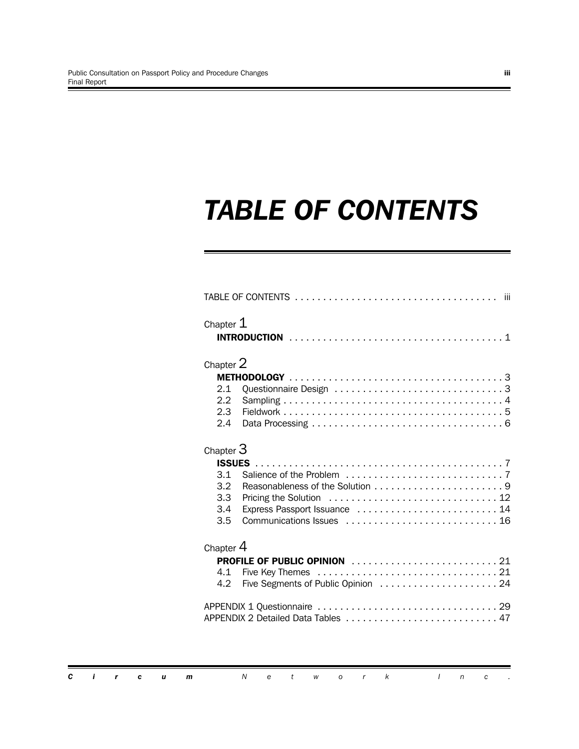# *TABLE OF CONTENTS*

TABLE OF CONTENTS . . . . . . . . . . . . . . . . . . . . . . . . . . . . . . . . . . . . iii

Chapter 1
**INTRODUCTION** . . . . . . . . . . . . . . . . . . . . . . . . . . . . . . . . . . . . . . 1

Chapter 2
**METHODOLOGY** . . . . . . . . . . . . . . . . . . . . . . . . . . . . . . . . . . . . . . 3
2.1 Questionnaire Design . . . . . . . . . . . . . . . . . . . . . . . . . . . . . . 3
2.2 Sampling . . . . . . . . . . . . . . . . . . . . . . . . . . . . . . . . . . . . . . . 4
2.3 Fieldwork . . . . . . . . . . . . . . . . . . . . . . . . . . . . . . . . . . . . . . . 5
2.4 Data Processing . . . . . . . . . . . . . . . . . . . . . . . . . . . . . . . . . . 6

Chapter 3
**ISSUES** . . . . . . . . . . . . . . . . . . . . . . . . . . . . . . . . . . . . . . . . . . . . 7
3.1 Salience of the Problem . . . . . . . . . . . . . . . . . . . . . . . . . . . . 7
3.2 Reasonableness of the Solution . . . . . . . . . . . . . . . . . . . . . . . 9
3.3 Pricing the Solution . . . . . . . . . . . . . . . . . . . . . . . . . . . . . . 12
3.4 Express Passport Issuance . . . . . . . . . . . . . . . . . . . . . . . . . 14
3.5 Communications Issues . . . . . . . . . . . . . . . . . . . . . . . . . . . 16

Chapter 4
**PROFILE OF PUBLIC OPINION** . . . . . . . . . . . . . . . . . . . . . . . . . . 21
4.1 Five Key Themes . . . . . . . . . . . . . . . . . . . . . . . . . . . . . . . . 21
4.2 Five Segments of Public Opinion . . . . . . . . . . . . . . . . . . . . . 24

APPENDIX 1 Questionnaire . . . . . . . . . . . . . . . . . . . . . . . . . . . . . . . . 29
APPENDIX 2 Detailed Data Tables . . . . . . . . . . . . . . . . . . . . . . . . . . . 47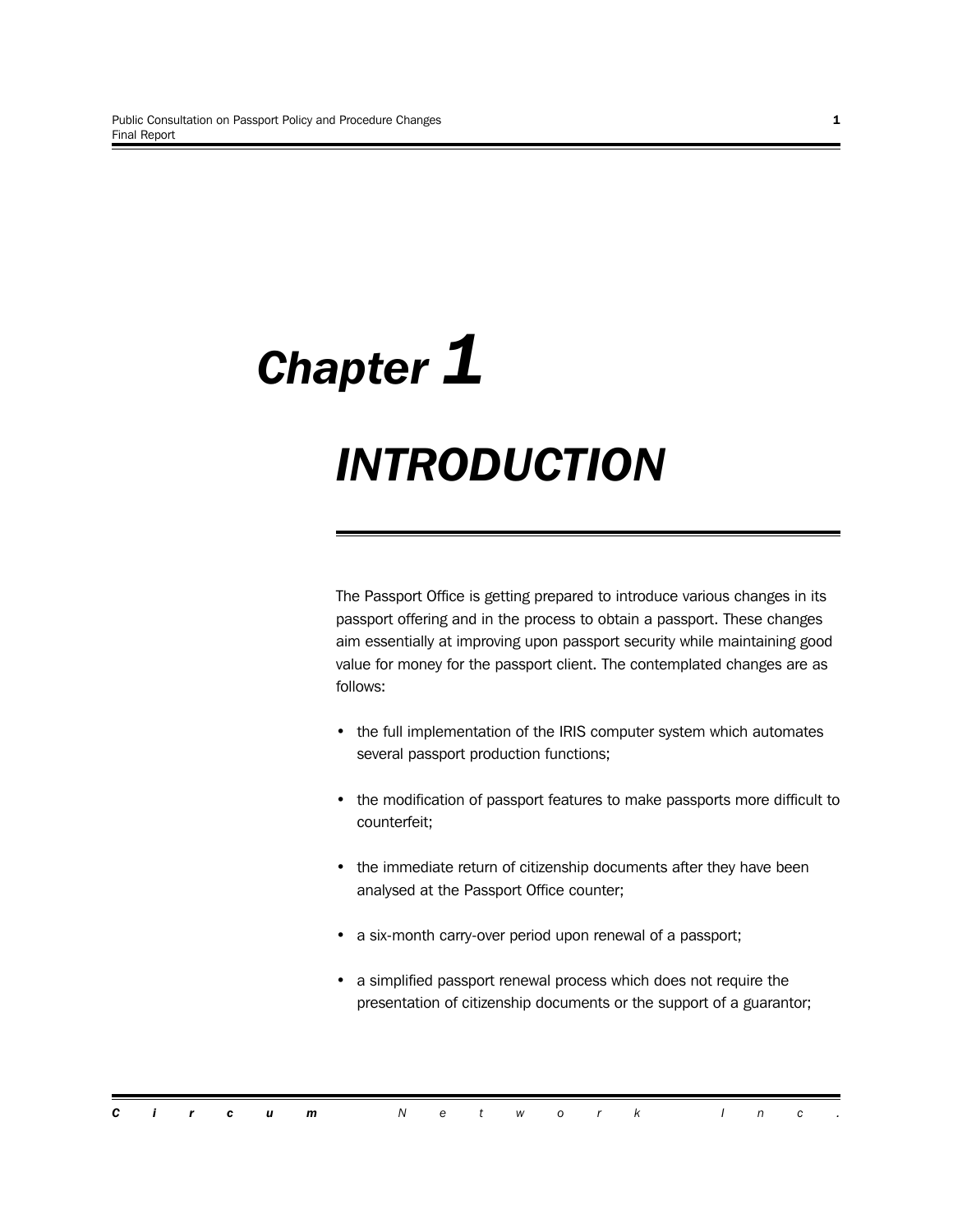# Chapter 1

# INTRODUCTION

The Passport Office is getting prepared to introduce various changes in its passport offering and in the process to obtain a passport. These changes aim essentially at improving upon passport security while maintaining good value for money for the passport client. The contemplated changes are as follows:

- the full implementation of the IRIS computer system which automates several passport production functions;
- the modification of passport features to make passports more difficult to counterfeit;
- the immediate return of citizenship documents after they have been analysed at the Passport Office counter;
- a six-month carry-over period upon renewal of a passport;
- a simplified passport renewal process which does not require the presentation of citizenship documents or the support of a guarantor;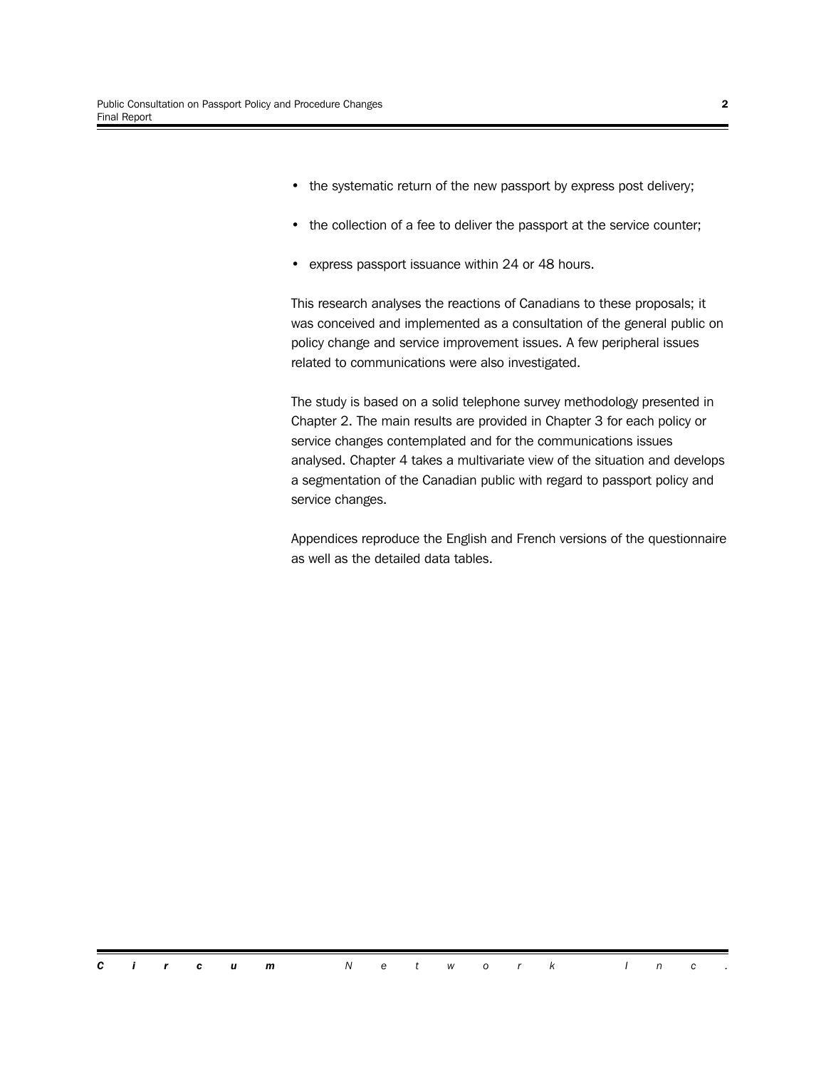- the systematic return of the new passport by express post delivery;
- the collection of a fee to deliver the passport at the service counter;
- express passport issuance within 24 or 48 hours.

This research analyses the reactions of Canadians to these proposals; it was conceived and implemented as a consultation of the general public on policy change and service improvement issues. A few peripheral issues related to communications were also investigated.

The study is based on a solid telephone survey methodology presented in Chapter 2. The main results are provided in Chapter 3 for each policy or service changes contemplated and for the communications issues analysed. Chapter 4 takes a multivariate view of the situation and develops a segmentation of the Canadian public with regard to passport policy and service changes.

Appendices reproduce the English and French versions of the questionnaire as well as the detailed data tables.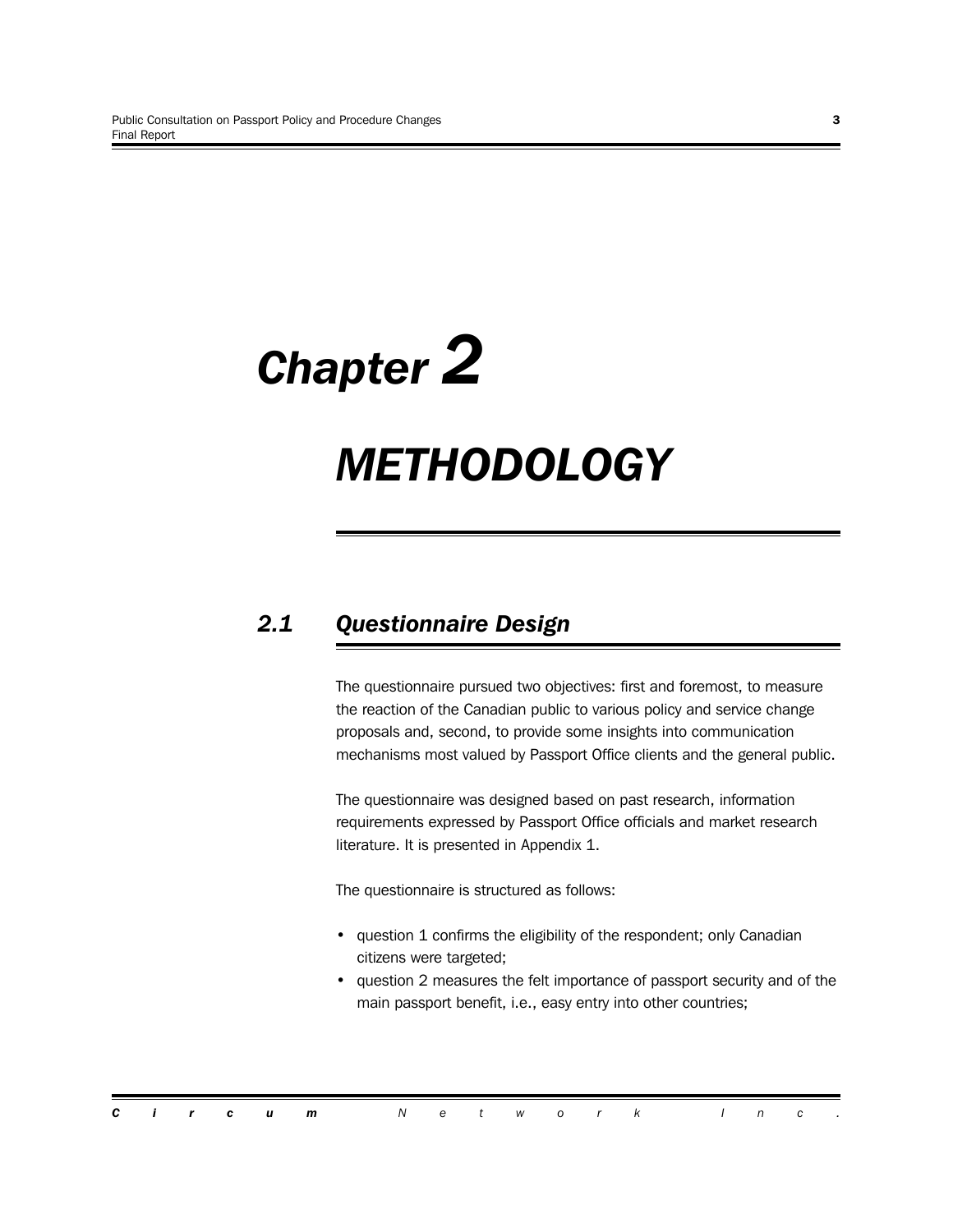# Chapter 2

# METHODOLOGY

## 2.1 Questionnaire Design

The questionnaire pursued two objectives: first and foremost, to measure the reaction of the Canadian public to various policy and service change proposals and, second, to provide some insights into communication mechanisms most valued by Passport Office clients and the general public.

The questionnaire was designed based on past research, information requirements expressed by Passport Office officials and market research literature. It is presented in Appendix 1.

The questionnaire is structured as follows:

- question 1 confirms the eligibility of the respondent; only Canadian citizens were targeted;
- question 2 measures the felt importance of passport security and of the main passport benefit, i.e., easy entry into other countries;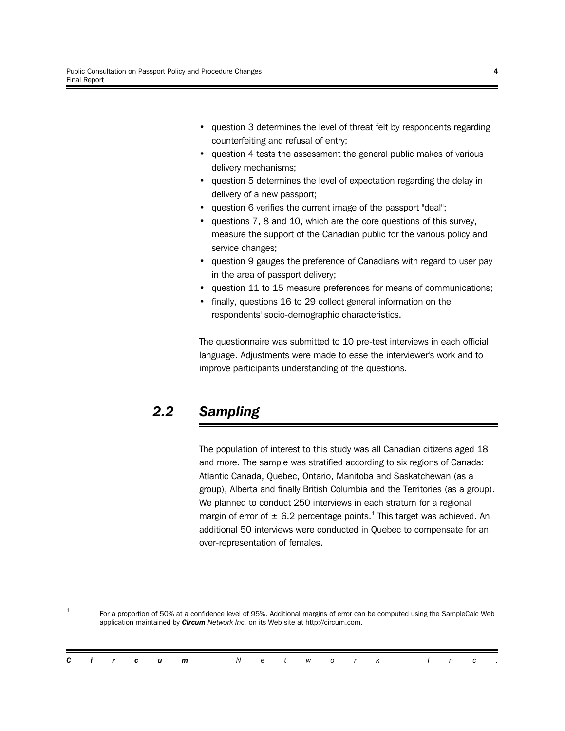- question 3 determines the level of threat felt by respondents regarding counterfeiting and refusal of entry;
- question 4 tests the assessment the general public makes of various delivery mechanisms;
- question 5 determines the level of expectation regarding the delay in delivery of a new passport;
- question 6 verifies the current image of the passport "deal";
- questions 7, 8 and 10, which are the core questions of this survey, measure the support of the Canadian public for the various policy and service changes;
- question 9 gauges the preference of Canadians with regard to user pay in the area of passport delivery;
- question 11 to 15 measure preferences for means of communications;
- finally, questions 16 to 29 collect general information on the respondents' socio-demographic characteristics.

The questionnaire was submitted to 10 pre-test interviews in each official language. Adjustments were made to ease the interviewer's work and to improve participants understanding of the questions.

## *2.2 Sampling*

The population of interest to this study was all Canadian citizens aged 18 and more. The sample was stratified according to six regions of Canada: Atlantic Canada, Quebec, Ontario, Manitoba and Saskatchewan (as a group), Alberta and finally British Columbia and the Territories (as a group). We planned to conduct 250 interviews in each stratum for a regional margin of error of $\pm$ 6.2 percentage points.[1] This target was achieved. An additional 50 interviews were conducted in Quebec to compensate for an over-representation of females.

[1] For a proportion of 50% at a confidence level of 95%. Additional margins of error can be computed using the SampleCalc Web application maintained by ***Circum*** *Network Inc.* on its Web site at http://circum.com.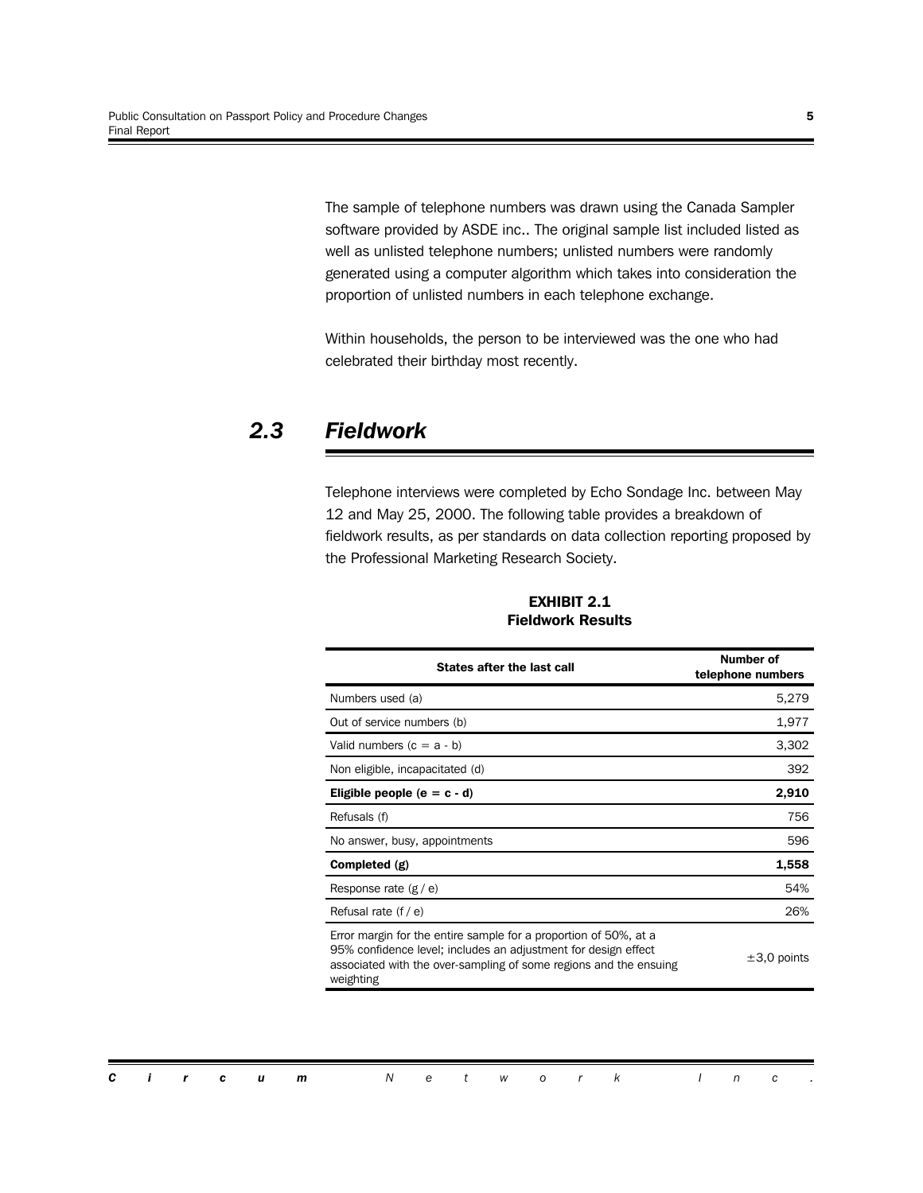The sample of telephone numbers was drawn using the Canada Sampler software provided by ASDE inc.. The original sample list included listed as well as unlisted telephone numbers; unlisted numbers were randomly generated using a computer algorithm which takes into consideration the proportion of unlisted numbers in each telephone exchange.

Within households, the person to be interviewed was the one who had celebrated their birthday most recently.

## *2.3 Fieldwork*

Telephone interviews were completed by Echo Sondage Inc. between May 12 and May 25, 2000. The following table provides a breakdown of fieldwork results, as per standards on data collection reporting proposed by the Professional Marketing Research Society.

**EXHIBIT 2.1**
**Fieldwork Results**

| States after the last call | Number of telephone numbers |
|---|---|
| Numbers used (a) | 5,279 |
| Out of service numbers (b) | 1,977 |
| Valid numbers (c = a - b) | 3,302 |
| Non eligible, incapacitated (d) | 392 |
| **Eligible people (e = c - d)** | **2,910** |
| Refusals (f) | 756 |
| No answer, busy, appointments | 596 |
| **Completed (g)** | **1,558** |
| Response rate (g / e) | 54% |
| Refusal rate (f / e) | 26% |
| Error margin for the entire sample for a proportion of 50%, at a 95% confidence level; includes an adjustment for design effect associated with the over-sampling of some regions and the ensuing weighting | ±3,0 points |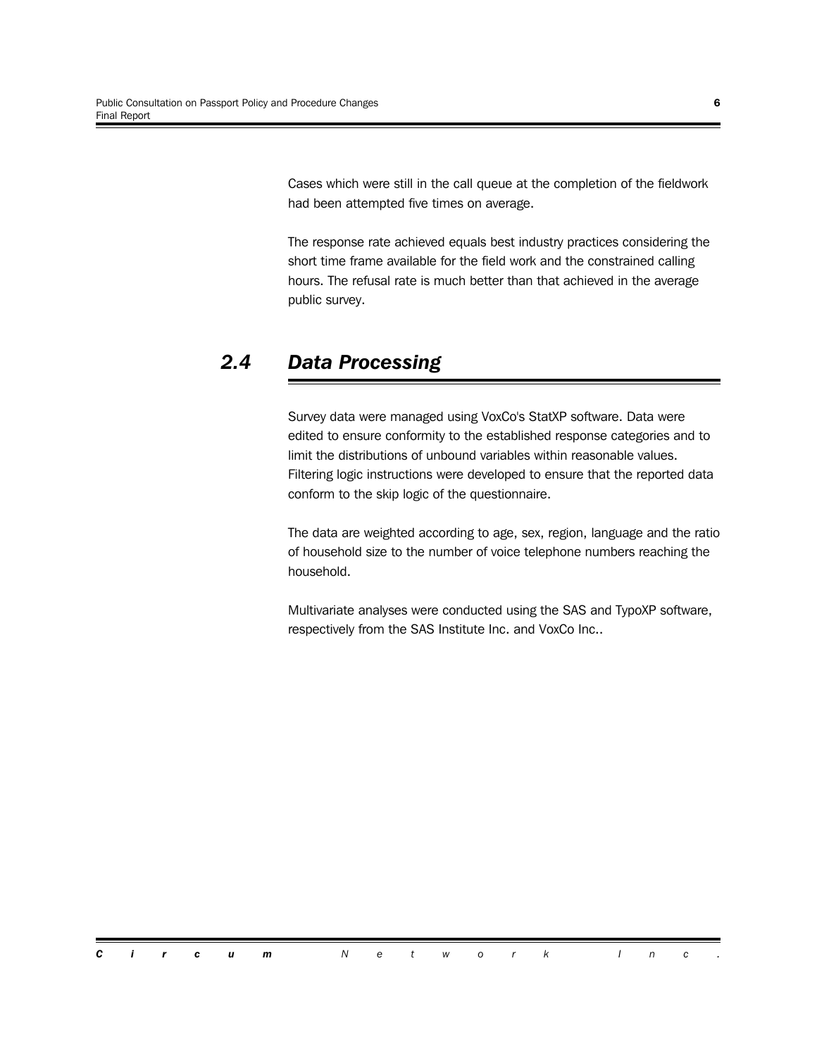Cases which were still in the call queue at the completion of the fieldwork had been attempted five times on average.

The response rate achieved equals best industry practices considering the short time frame available for the field work and the constrained calling hours. The refusal rate is much better than that achieved in the average public survey.

## 2.4 Data Processing

Survey data were managed using VoxCo's StatXP software. Data were edited to ensure conformity to the established response categories and to limit the distributions of unbound variables within reasonable values. Filtering logic instructions were developed to ensure that the reported data conform to the skip logic of the questionnaire.

The data are weighted according to age, sex, region, language and the ratio of household size to the number of voice telephone numbers reaching the household.

Multivariate analyses were conducted using the SAS and TypoXP software, respectively from the SAS Institute Inc. and VoxCo Inc..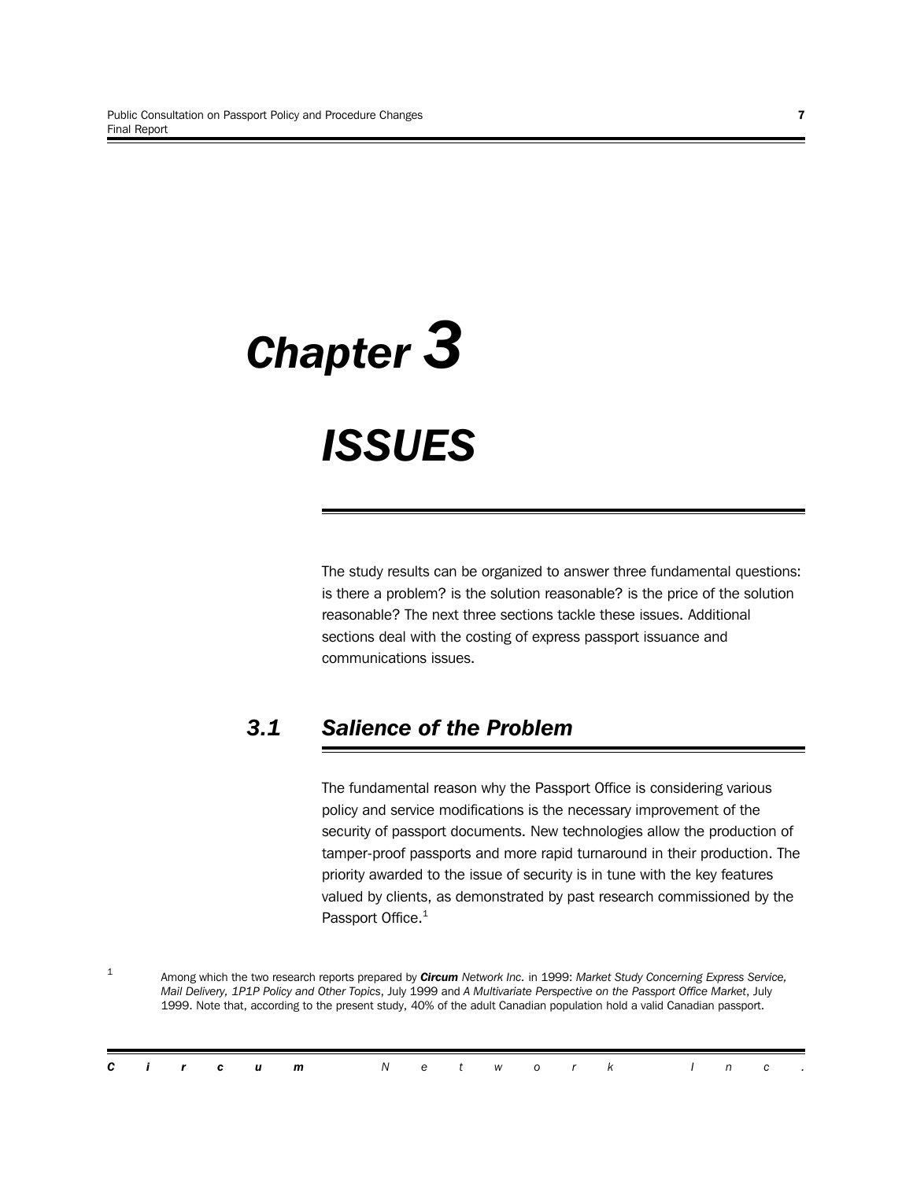# Chapter 3

# ISSUES

The study results can be organized to answer three fundamental questions: is there a problem? is the solution reasonable? is the price of the solution reasonable? The next three sections tackle these issues. Additional sections deal with the costing of express passport issuance and communications issues.

## 3.1 Salience of the Problem

The fundamental reason why the Passport Office is considering various policy and service modifications is the necessary improvement of the security of passport documents. New technologies allow the production of tamper-proof passports and more rapid turnaround in their production. The priority awarded to the issue of security is in tune with the key features valued by clients, as demonstrated by past research commissioned by the Passport Office.[1]

[1] Among which the two research reports prepared by ***Circum*** *Network Inc.* in 1999: *Market Study Concerning Express Service, Mail Delivery, 1P1P Policy and Other Topics*, July 1999 and *A Multivariate Perspective on the Passport Office Market*, July 1999. Note that, according to the present study, 40% of the adult Canadian population hold a valid Canadian passport.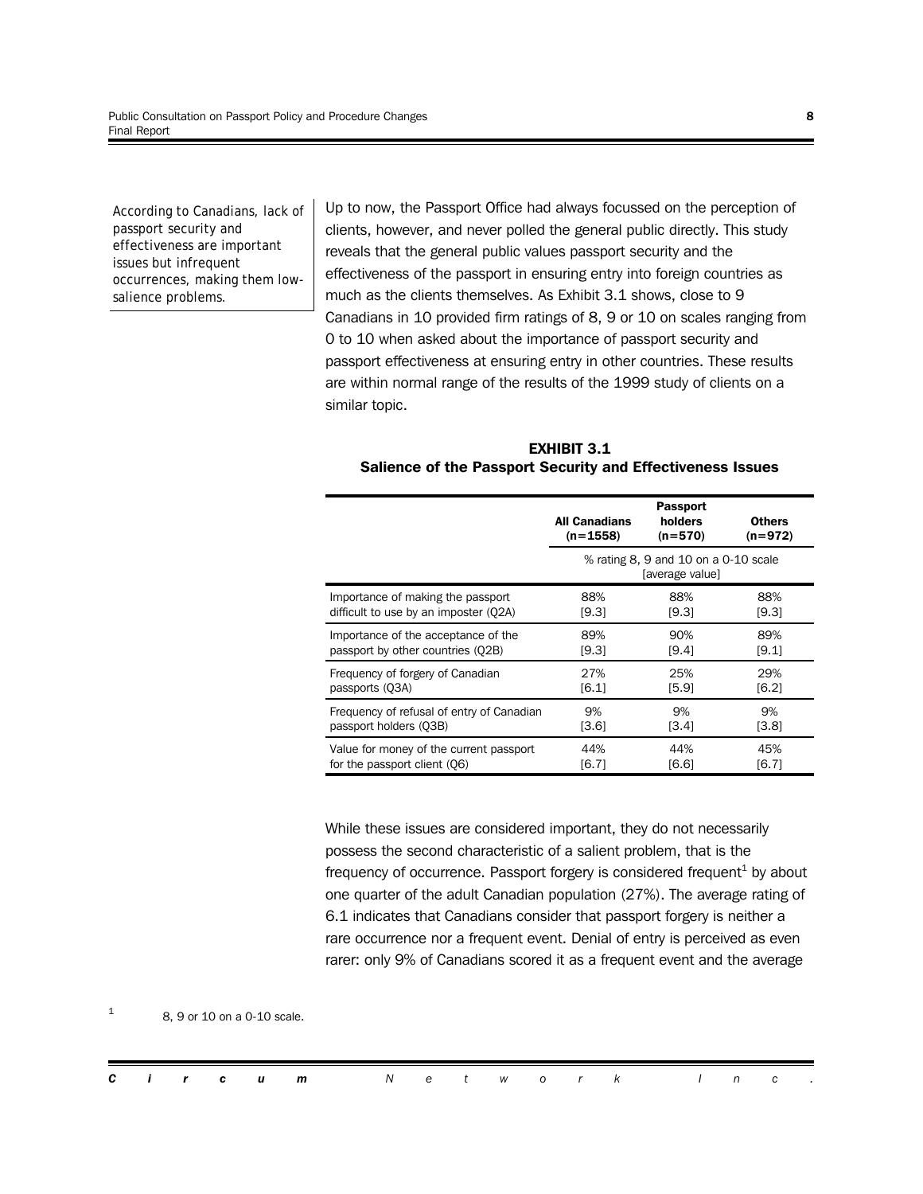*According to Canadians, lack of passport security and effectiveness are important issues but infrequent occurrences, making them low-salience problems.*

Up to now, the Passport Office had always focussed on the perception of clients, however, and never polled the general public directly. This study reveals that the general public values passport security and the effectiveness of the passport in ensuring entry into foreign countries as much as the clients themselves. As Exhibit 3.1 shows, close to 9 Canadians in 10 provided firm ratings of 8, 9 or 10 on scales ranging from 0 to 10 when asked about the importance of passport security and passport effectiveness at ensuring entry in other countries. These results are within normal range of the results of the 1999 study of clients on a similar topic.

**EXHIBIT 3.1**
**Salience of the Passport Security and Effectiveness Issues**

| | All Canadians (n=1558) | Passport holders (n=570) | Others (n=972) |
|---|---|---|---|
| | % rating 8, 9 and 10 on a 0-10 scale [average value] | | |
| Importance of making the passport difficult to use by an imposter (Q2A) | 88% [9.3] | 88% [9.3] | 88% [9.3] |
| Importance of the acceptance of the passport by other countries (Q2B) | 89% [9.3] | 90% [9.4] | 89% [9.1] |
| Frequency of forgery of Canadian passports (Q3A) | 27% [6.1] | 25% [5.9] | 29% [6.2] |
| Frequency of refusal of entry of Canadian passport holders (Q3B) | 9% [3.6] | 9% [3.4] | 9% [3.8] |
| Value for money of the current passport for the passport client (Q6) | 44% [6.7] | 44% [6.6] | 45% [6.7] |

While these issues are considered important, they do not necessarily possess the second characteristic of a salient problem, that is the frequency of occurrence. Passport forgery is considered frequent[1] by about one quarter of the adult Canadian population (27%). The average rating of 6.1 indicates that Canadians consider that passport forgery is neither a rare occurrence nor a frequent event. Denial of entry is perceived as even rarer: only 9% of Canadians scored it as a frequent event and the average

[1] 8, 9 or 10 on a 0-10 scale.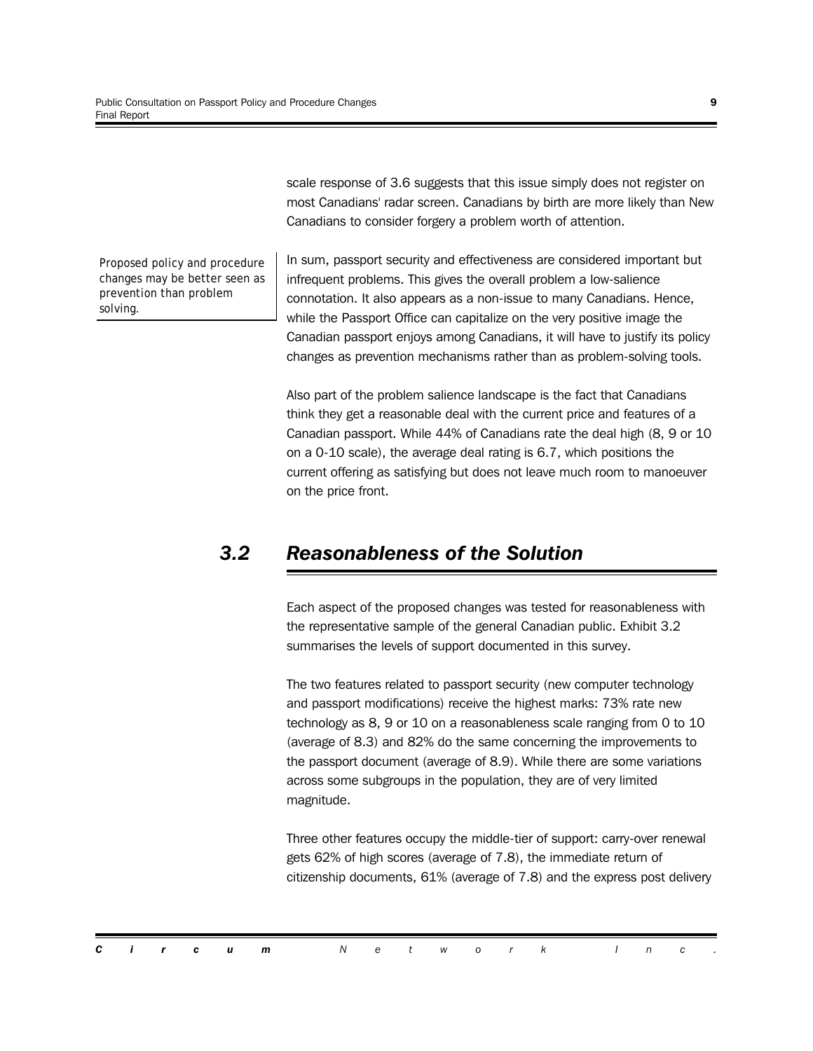scale response of 3.6 suggests that this issue simply does not register on most Canadians' radar screen. Canadians by birth are more likely than New Canadians to consider forgery a problem worth of attention.

*Proposed policy and procedure changes may be better seen as prevention than problem solving.*

In sum, passport security and effectiveness are considered important but infrequent problems. This gives the overall problem a low-salience connotation. It also appears as a non-issue to many Canadians. Hence, while the Passport Office can capitalize on the very positive image the Canadian passport enjoys among Canadians, it will have to justify its policy changes as prevention mechanisms rather than as problem-solving tools.

Also part of the problem salience landscape is the fact that Canadians think they get a reasonable deal with the current price and features of a Canadian passport. While 44% of Canadians rate the deal high (8, 9 or 10 on a 0-10 scale), the average deal rating is 6.7, which positions the current offering as satisfying but does not leave much room to manoeuver on the price front.

## *3.2 Reasonableness of the Solution*

Each aspect of the proposed changes was tested for reasonableness with the representative sample of the general Canadian public. Exhibit 3.2 summarises the levels of support documented in this survey.

The two features related to passport security (new computer technology and passport modifications) receive the highest marks: 73% rate new technology as 8, 9 or 10 on a reasonableness scale ranging from 0 to 10 (average of 8.3) and 82% do the same concerning the improvements to the passport document (average of 8.9). While there are some variations across some subgroups in the population, they are of very limited magnitude.

Three other features occupy the middle-tier of support: carry-over renewal gets 62% of high scores (average of 7.8), the immediate return of citizenship documents, 61% (average of 7.8) and the express post delivery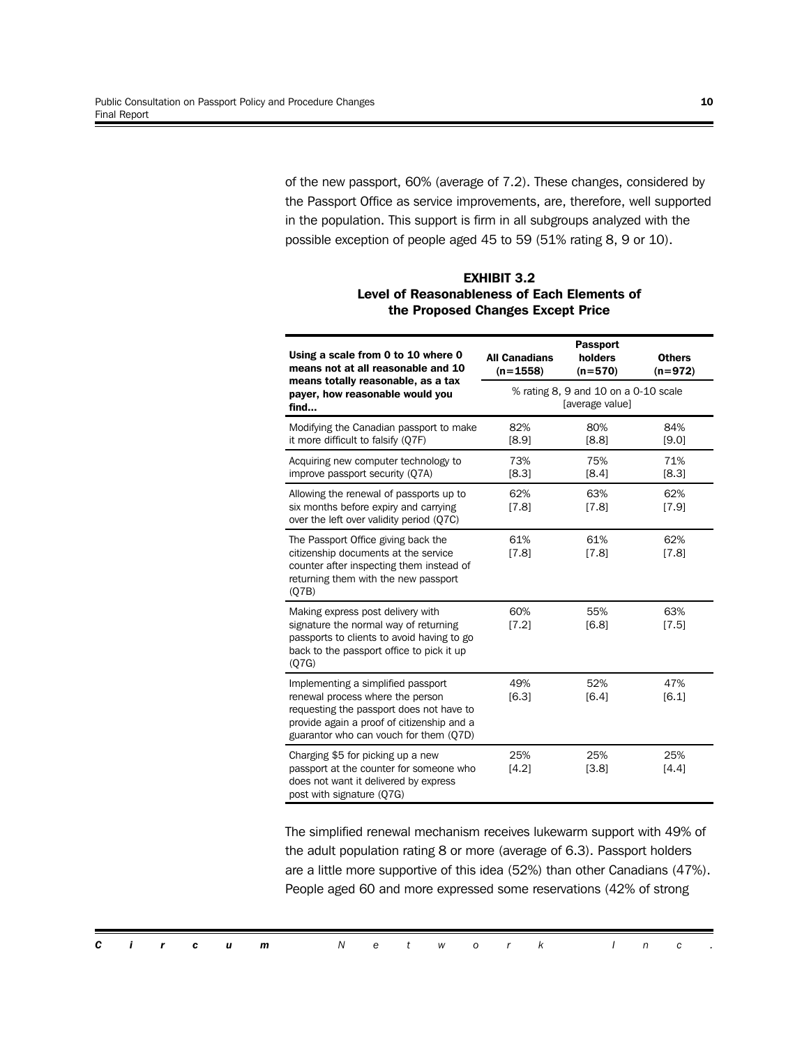of the new passport, 60% (average of 7.2). These changes, considered by the Passport Office as service improvements, are, therefore, well supported in the population. This support is firm in all subgroups analyzed with the possible exception of people aged 45 to 59 (51% rating 8, 9 or 10).

**EXHIBIT 3.2**
**Level of Reasonableness of Each Elements of the Proposed Changes Except Price**

| Using a scale from 0 to 10 where 0 means not at all reasonable and 10 means totally reasonable, as a tax payer, how reasonable would you find... | All Canadians (n=1558) | Passport holders (n=570) | Others (n=972) |
|---|---|---|---|
| | % rating 8, 9 and 10 on a 0-10 scale [average value] | | |
| Modifying the Canadian passport to make it more difficult to falsify (Q7F) | 82% [8.9] | 80% [8.8] | 84% [9.0] |
| Acquiring new computer technology to improve passport security (Q7A) | 73% [8.3] | 75% [8.4] | 71% [8.3] |
| Allowing the renewal of passports up to six months before expiry and carrying over the left over validity period (Q7C) | 62% [7.8] | 63% [7.8] | 62% [7.9] |
| The Passport Office giving back the citizenship documents at the service counter after inspecting them instead of returning them with the new passport (Q7B) | 61% [7.8] | 61% [7.8] | 62% [7.8] |
| Making express post delivery with signature the normal way of returning passports to clients to avoid having to go back to the passport office to pick it up (Q7G) | 60% [7.2] | 55% [6.8] | 63% [7.5] |
| Implementing a simplified passport renewal process where the person requesting the passport does not have to provide again a proof of citizenship and a guarantor who can vouch for them (Q7D) | 49% [6.3] | 52% [6.4] | 47% [6.1] |
| Charging $5 for picking up a new passport at the counter for someone who does not want it delivered by express post with signature (Q7G) | 25% [4.2] | 25% [3.8] | 25% [4.4] |

The simplified renewal mechanism receives lukewarm support with 49% of the adult population rating 8 or more (average of 6.3). Passport holders are a little more supportive of this idea (52%) than other Canadians (47%). People aged 60 and more expressed some reservations (42% of strong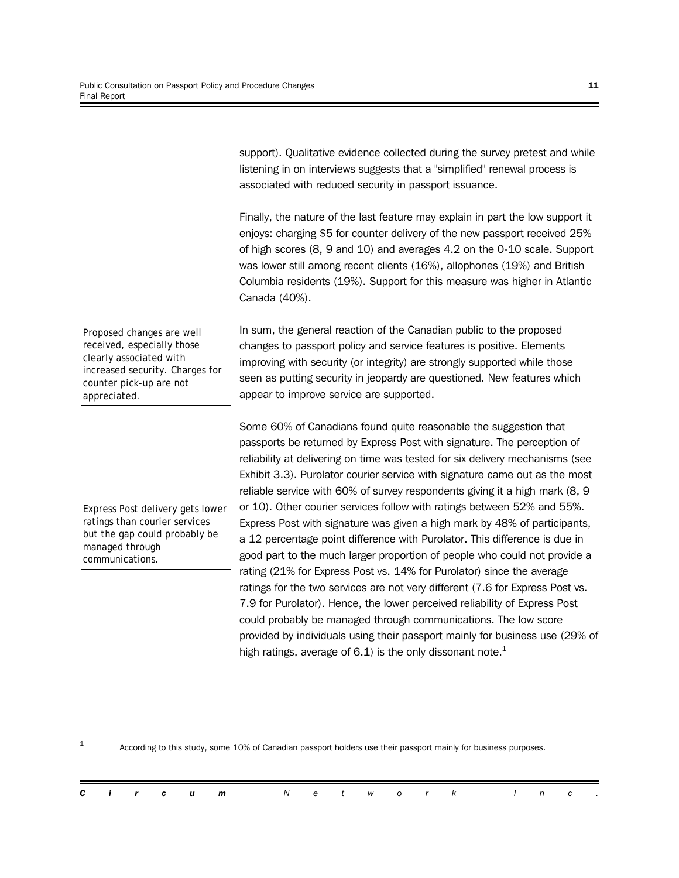support). Qualitative evidence collected during the survey pretest and while listening in on interviews suggests that a "simplified" renewal process is associated with reduced security in passport issuance.

Finally, the nature of the last feature may explain in part the low support it enjoys: charging $5 for counter delivery of the new passport received 25% of high scores (8, 9 and 10) and averages 4.2 on the 0-10 scale. Support was lower still among recent clients (16%), allophones (19%) and British Columbia residents (19%). Support for this measure was higher in Atlantic Canada (40%).

*Proposed changes are well received, especially those clearly associated with increased security. Charges for counter pick-up are not appreciated.*

In sum, the general reaction of the Canadian public to the proposed changes to passport policy and service features is positive. Elements improving with security (or integrity) are strongly supported while those seen as putting security in jeopardy are questioned. New features which appear to improve service are supported.

*Express Post delivery gets lower ratings than courier services but the gap could probably be managed through communications.*

Some 60% of Canadians found quite reasonable the suggestion that passports be returned by Express Post with signature. The perception of reliability at delivering on time was tested for six delivery mechanisms (see Exhibit 3.3). Purolator courier service with signature came out as the most reliable service with 60% of survey respondents giving it a high mark (8, 9 or 10). Other courier services follow with ratings between 52% and 55%. Express Post with signature was given a high mark by 48% of participants, a 12 percentage point difference with Purolator. This difference is due in good part to the much larger proportion of people who could not provide a rating (21% for Express Post vs. 14% for Purolator) since the average ratings for the two services are not very different (7.6 for Express Post vs. 7.9 for Purolator). Hence, the lower perceived reliability of Express Post could probably be managed through communications. The low score provided by individuals using their passport mainly for business use (29% of high ratings, average of 6.1) is the only dissonant note.[1]

[1] According to this study, some 10% of Canadian passport holders use their passport mainly for business purposes.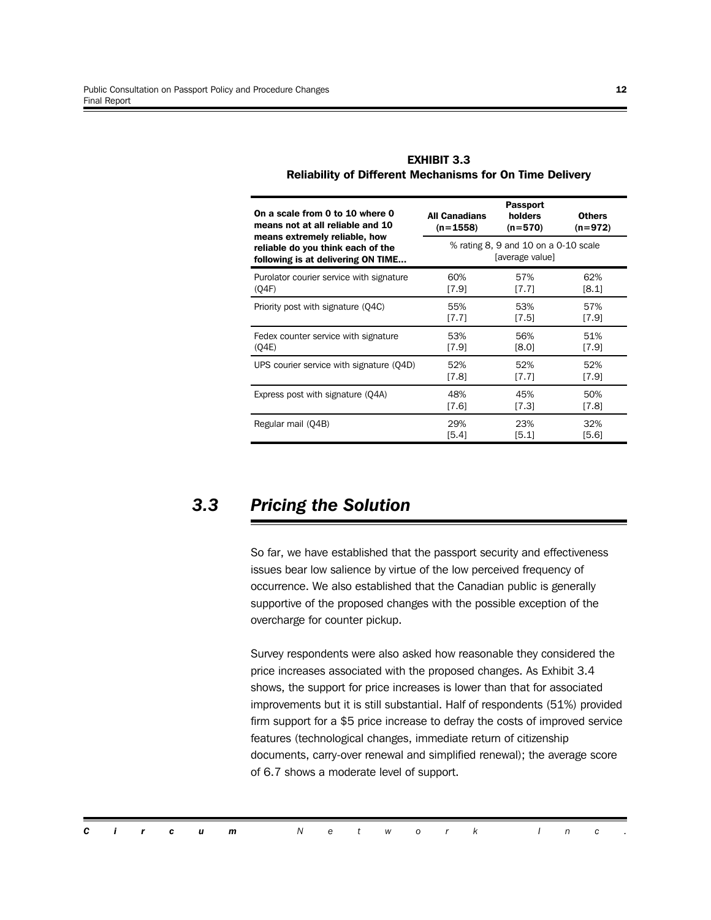**EXHIBIT 3.3**
**Reliability of Different Mechanisms for On Time Delivery**

| On a scale from 0 to 10 where 0 means not at all reliable and 10 means extremely reliable, how reliable do you think each of the following is at delivering ON TIME… | All Canadians (n=1558) | Passport holders (n=570) | Others (n=972) |
|---|---|---|---|
| | % rating 8, 9 and 10 on a 0-10 scale [average value] | | |
| Purolator courier service with signature (Q4F) | 60% [7.9] | 57% [7.7] | 62% [8.1] |
| Priority post with signature (Q4C) | 55% [7.7] | 53% [7.5] | 57% [7.9] |
| Fedex counter service with signature (Q4E) | 53% [7.9] | 56% [8.0] | 51% [7.9] |
| UPS courier service with signature (Q4D) | 52% [7.8] | 52% [7.7] | 52% [7.9] |
| Express post with signature (Q4A) | 48% [7.6] | 45% [7.3] | 50% [7.8] |
| Regular mail (Q4B) | 29% [5.4] | 23% [5.1] | 32% [5.6] |

## 3.3 *Pricing the Solution*

So far, we have established that the passport security and effectiveness issues bear low salience by virtue of the low perceived frequency of occurrence. We also established that the Canadian public is generally supportive of the proposed changes with the possible exception of the overcharge for counter pickup.

Survey respondents were also asked how reasonable they considered the price increases associated with the proposed changes. As Exhibit 3.4 shows, the support for price increases is lower than that for associated improvements but it is still substantial. Half of respondents (51%) provided firm support for a $5 price increase to defray the costs of improved service features (technological changes, immediate return of citizenship documents, carry-over renewal and simplified renewal); the average score of 6.7 shows a moderate level of support.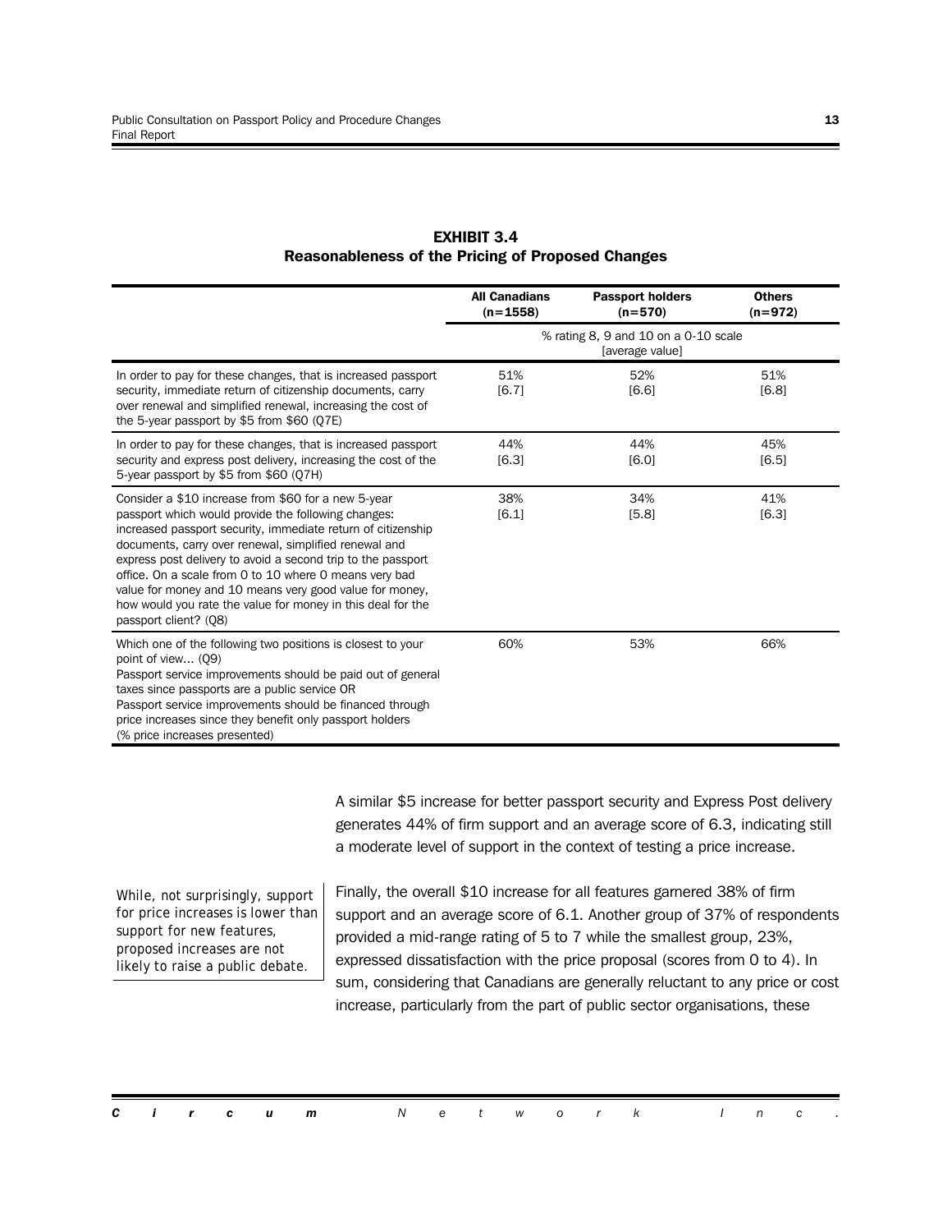**EXHIBIT 3.4**
**Reasonableness of the Pricing of Proposed Changes**

| | All Canadians (n=1558) | Passport holders (n=570) | Others (n=972) |
|---|---|---|---|
| | % rating 8, 9 and 10 on a 0-10 scale [average value] | | |
| In order to pay for these changes, that is increased passport security, immediate return of citizenship documents, carry over renewal and simplified renewal, increasing the cost of the 5-year passport by $5 from $60 (Q7E) | 51% [6.7] | 52% [6.6] | 51% [6.8] |
| In order to pay for these changes, that is increased passport security and express post delivery, increasing the cost of the 5-year passport by $5 from $60 (Q7H) | 44% [6.3] | 44% [6.0] | 45% [6.5] |
| Consider a $10 increase from $60 for a new 5-year passport which would provide the following changes: increased passport security, immediate return of citizenship documents, carry over renewal, simplified renewal and express post delivery to avoid a second trip to the passport office. On a scale from 0 to 10 where 0 means very bad value for money and 10 means very good value for money, how would you rate the value for money in this deal for the passport client? (Q8) | 38% [6.1] | 34% [5.8] | 41% [6.3] |
| Which one of the following two positions is closest to your point of view... (Q9) Passport service improvements should be paid out of general taxes since passports are a public service OR Passport service improvements should be financed through price increases since they benefit only passport holders (% price increases presented) | 60% | 53% | 66% |

A similar $5 increase for better passport security and Express Post delivery generates 44% of firm support and an average score of 6.3, indicating still a moderate level of support in the context of testing a price increase.

*While, not surprisingly, support for price increases is lower than support for new features, proposed increases are not likely to raise a public debate.*

Finally, the overall $10 increase for all features garnered 38% of firm support and an average score of 6.1. Another group of 37% of respondents provided a mid-range rating of 5 to 7 while the smallest group, 23%, expressed dissatisfaction with the price proposal (scores from 0 to 4). In sum, considering that Canadians are generally reluctant to any price or cost increase, particularly from the part of public sector organisations, these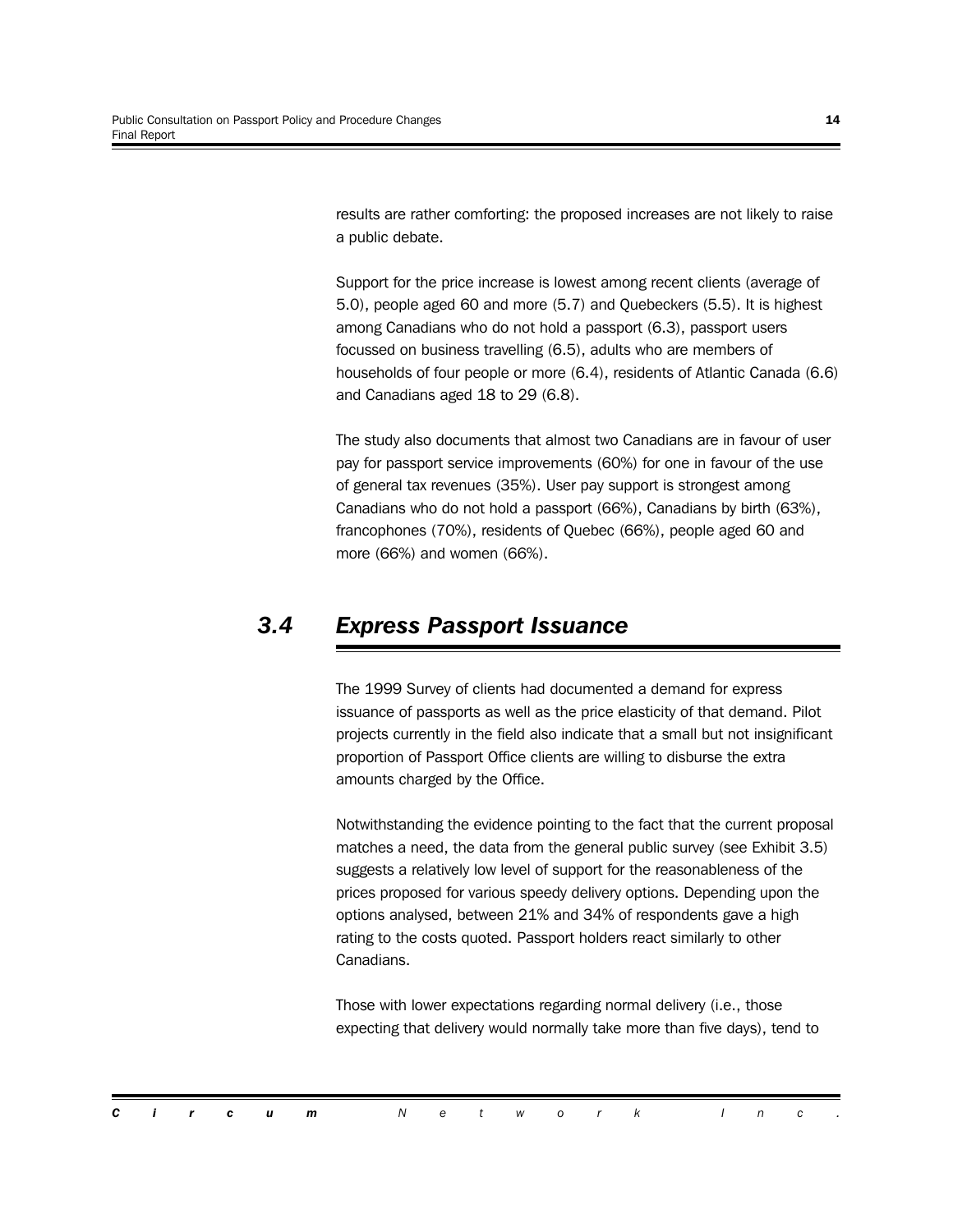results are rather comforting: the proposed increases are not likely to raise a public debate.

Support for the price increase is lowest among recent clients (average of 5.0), people aged 60 and more (5.7) and Quebeckers (5.5). It is highest among Canadians who do not hold a passport (6.3), passport users focussed on business travelling (6.5), adults who are members of households of four people or more (6.4), residents of Atlantic Canada (6.6) and Canadians aged 18 to 29 (6.8).

The study also documents that almost two Canadians are in favour of user pay for passport service improvements (60%) for one in favour of the use of general tax revenues (35%). User pay support is strongest among Canadians who do not hold a passport (66%), Canadians by birth (63%), francophones (70%), residents of Quebec (66%), people aged 60 and more (66%) and women (66%).

## *3.4 Express Passport Issuance*

The 1999 Survey of clients had documented a demand for express issuance of passports as well as the price elasticity of that demand. Pilot projects currently in the field also indicate that a small but not insignificant proportion of Passport Office clients are willing to disburse the extra amounts charged by the Office.

Notwithstanding the evidence pointing to the fact that the current proposal matches a need, the data from the general public survey (see Exhibit 3.5) suggests a relatively low level of support for the reasonableness of the prices proposed for various speedy delivery options. Depending upon the options analysed, between 21% and 34% of respondents gave a high rating to the costs quoted. Passport holders react similarly to other Canadians.

Those with lower expectations regarding normal delivery (i.e., those expecting that delivery would normally take more than five days), tend to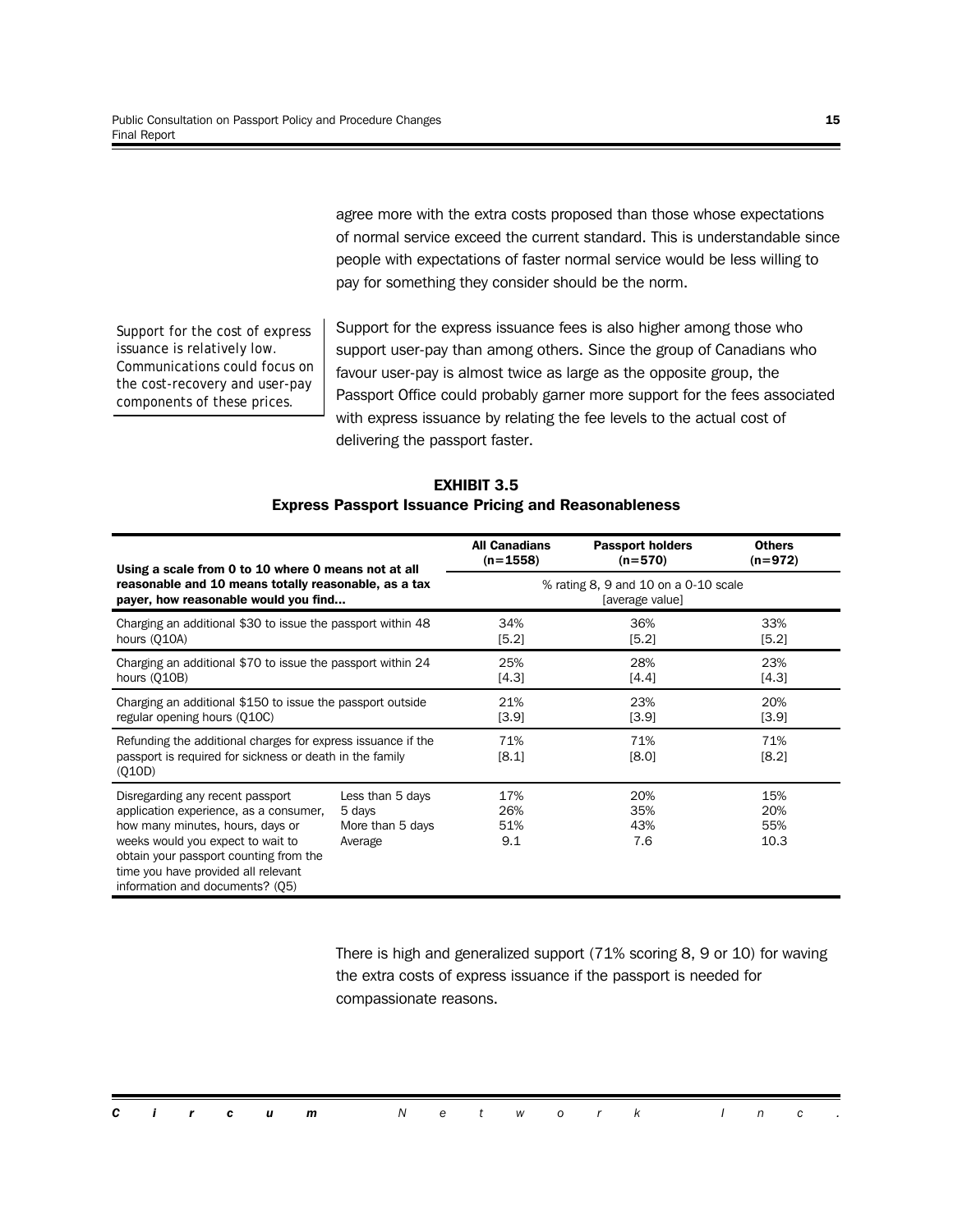agree more with the extra costs proposed than those whose expectations of normal service exceed the current standard. This is understandable since people with expectations of faster normal service would be less willing to pay for something they consider should be the norm.

*Support for the cost of express issuance is relatively low. Communications could focus on the cost-recovery and user-pay components of these prices.*

Support for the express issuance fees is also higher among those who support user-pay than among others. Since the group of Canadians who favour user-pay is almost twice as large as the opposite group, the Passport Office could probably garner more support for the fees associated with express issuance by relating the fee levels to the actual cost of delivering the passport faster.

**EXHIBIT 3.5**
**Express Passport Issuance Pricing and Reasonableness**

| Using a scale from 0 to 10 where 0 means not at all reasonable and 10 means totally reasonable, as a tax payer, how reasonable would you find... | | All Canadians (n=1558) | Passport holders (n=570) | Others (n=972) |
|---|---|---|---|---|
| | | % rating 8, 9 and 10 on a 0-10 scale [average value] | | |
| Charging an additional $30 to issue the passport within 48 hours (Q10A) | | 34% [5.2] | 36% [5.2] | 33% [5.2] |
| Charging an additional $70 to issue the passport within 24 hours (Q10B) | | 25% [4.3] | 28% [4.4] | 23% [4.3] |
| Charging an additional $150 to issue the passport outside regular opening hours (Q10C) | | 21% [3.9] | 23% [3.9] | 20% [3.9] |
| Refunding the additional charges for express issuance if the passport is required for sickness or death in the family (Q10D) | | 71% [8.1] | 71% [8.0] | 71% [8.2] |
| Disregarding any recent passport application experience, as a consumer, how many minutes, hours, days or weeks would you expect to wait to obtain your passport counting from the time you have provided all relevant information and documents? (Q5) | Less than 5 days | 17% | 20% | 15% |
| | 5 days | 26% | 35% | 20% |
| | More than 5 days | 51% | 43% | 55% |
| | Average | 9.1 | 7.6 | 10.3 |

There is high and generalized support (71% scoring 8, 9 or 10) for waving the extra costs of express issuance if the passport is needed for compassionate reasons.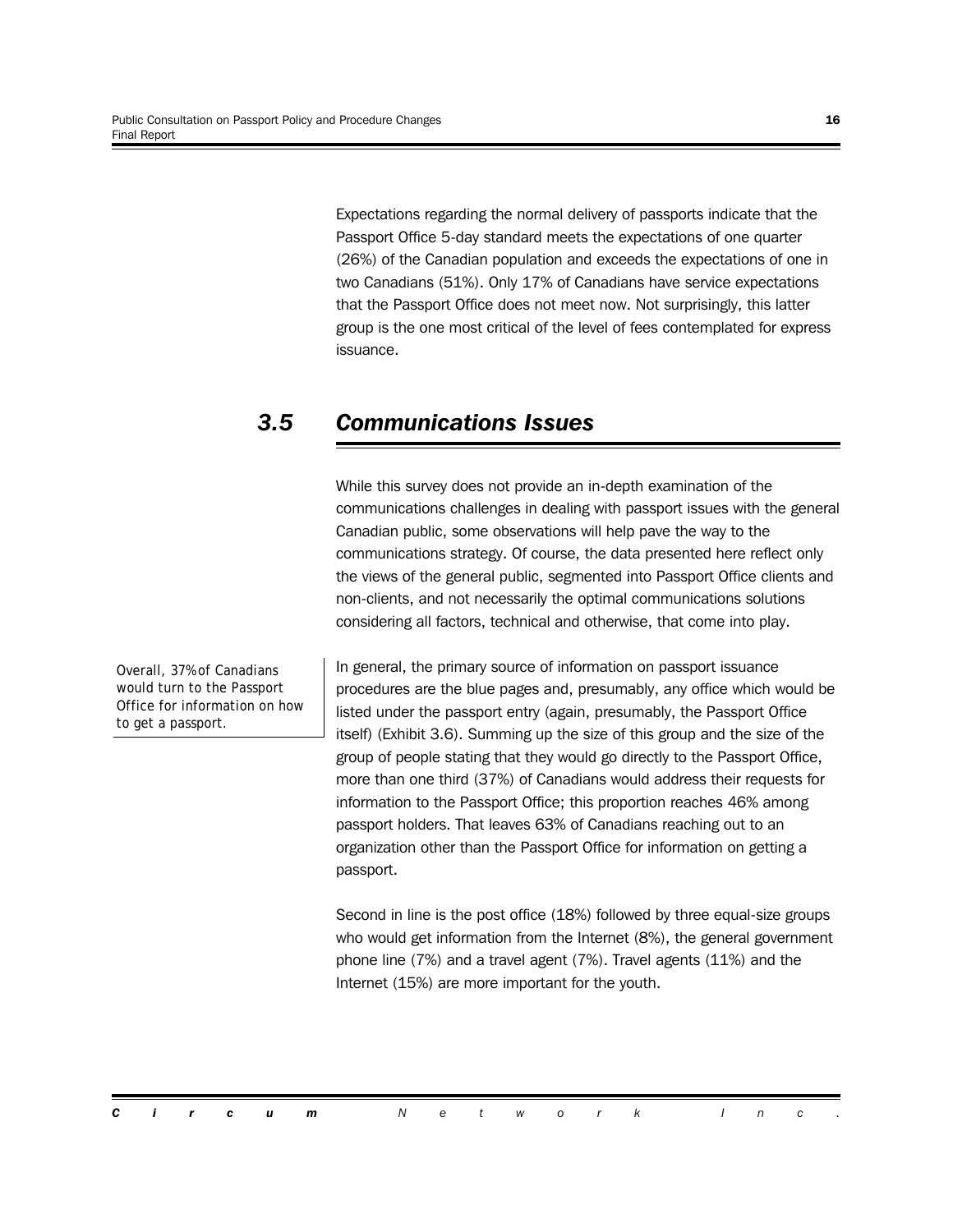Expectations regarding the normal delivery of passports indicate that the Passport Office 5-day standard meets the expectations of one quarter (26%) of the Canadian population and exceeds the expectations of one in two Canadians (51%). Only 17% of Canadians have service expectations that the Passport Office does not meet now. Not surprisingly, this latter group is the one most critical of the level of fees contemplated for express issuance.

## *3.5 Communications Issues*

While this survey does not provide an in-depth examination of the communications challenges in dealing with passport issues with the general Canadian public, some observations will help pave the way to the communications strategy. Of course, the data presented here reflect only the views of the general public, segmented into Passport Office clients and non-clients, and not necessarily the optimal communications solutions considering all factors, technical and otherwise, that come into play.

*Overall, 37% of Canadians would turn to the Passport Office for information on how to get a passport.*

In general, the primary source of information on passport issuance procedures are the blue pages and, presumably, any office which would be listed under the passport entry (again, presumably, the Passport Office itself) (Exhibit 3.6). Summing up the size of this group and the size of the group of people stating that they would go directly to the Passport Office, more than one third (37%) of Canadians would address their requests for information to the Passport Office; this proportion reaches 46% among passport holders. That leaves 63% of Canadians reaching out to an organization other than the Passport Office for information on getting a passport.

Second in line is the post office (18%) followed by three equal-size groups who would get information from the Internet (8%), the general government phone line (7%) and a travel agent (7%). Travel agents (11%) and the Internet (15%) are more important for the youth.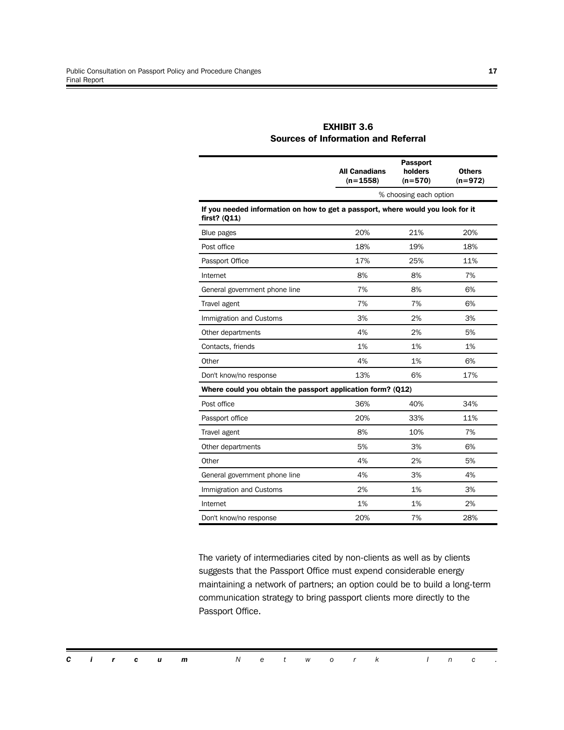**EXHIBIT 3.6**
**Sources of Information and Referral**

| | All Canadians (n=1558) | Passport holders (n=570) | Others (n=972) |
|---|---|---|---|
| | % choosing each option | | |
| **If you needed information on how to get a passport, where would you look for it first? (Q11)** | | | |
| Blue pages | 20% | 21% | 20% |
| Post office | 18% | 19% | 18% |
| Passport Office | 17% | 25% | 11% |
| Internet | 8% | 8% | 7% |
| General government phone line | 7% | 8% | 6% |
| Travel agent | 7% | 7% | 6% |
| Immigration and Customs | 3% | 2% | 3% |
| Other departments | 4% | 2% | 5% |
| Contacts, friends | 1% | 1% | 1% |
| Other | 4% | 1% | 6% |
| Don't know/no response | 13% | 6% | 17% |
| **Where could you obtain the passport application form? (Q12)** | | | |
| Post office | 36% | 40% | 34% |
| Passport office | 20% | 33% | 11% |
| Travel agent | 8% | 10% | 7% |
| Other departments | 5% | 3% | 6% |
| Other | 4% | 2% | 5% |
| General government phone line | 4% | 3% | 4% |
| Immigration and Customs | 2% | 1% | 3% |
| Internet | 1% | 1% | 2% |
| Don't know/no response | 20% | 7% | 28% |

The variety of intermediaries cited by non-clients as well as by clients suggests that the Passport Office must expend considerable energy maintaining a network of partners; an option could be to build a long-term communication strategy to bring passport clients more directly to the Passport Office.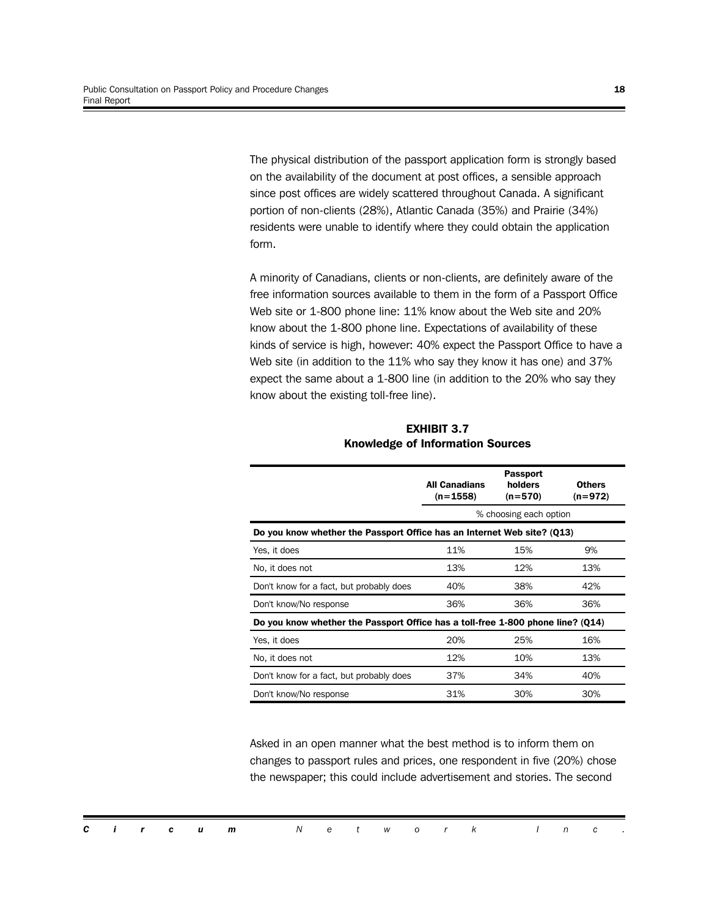The physical distribution of the passport application form is strongly based on the availability of the document at post offices, a sensible approach since post offices are widely scattered throughout Canada. A significant portion of non-clients (28%), Atlantic Canada (35%) and Prairie (34%) residents were unable to identify where they could obtain the application form.

A minority of Canadians, clients or non-clients, are definitely aware of the free information sources available to them in the form of a Passport Office Web site or 1-800 phone line: 11% know about the Web site and 20% know about the 1-800 phone line. Expectations of availability of these kinds of service is high, however: 40% expect the Passport Office to have a Web site (in addition to the 11% who say they know it has one) and 37% expect the same about a 1-800 line (in addition to the 20% who say they know about the existing toll-free line).

**EXHIBIT 3.7**
**Knowledge of Information Sources**

| | All Canadians (n=1558) | Passport holders (n=570) | Others (n=972) |
|---|---|---|---|
| | % choosing each option | | |
| **Do you know whether the Passport Office has an Internet Web site? (Q13)** | | | |
| Yes, it does | 11% | 15% | 9% |
| No, it does not | 13% | 12% | 13% |
| Don't know for a fact, but probably does | 40% | 38% | 42% |
| Don't know/No response | 36% | 36% | 36% |
| **Do you know whether the Passport Office has a toll-free 1-800 phone line? (Q14)** | | | |
| Yes, it does | 20% | 25% | 16% |
| No, it does not | 12% | 10% | 13% |
| Don't know for a fact, but probably does | 37% | 34% | 40% |
| Don't know/No response | 31% | 30% | 30% |

Asked in an open manner what the best method is to inform them on changes to passport rules and prices, one respondent in five (20%) chose the newspaper; this could include advertisement and stories. The second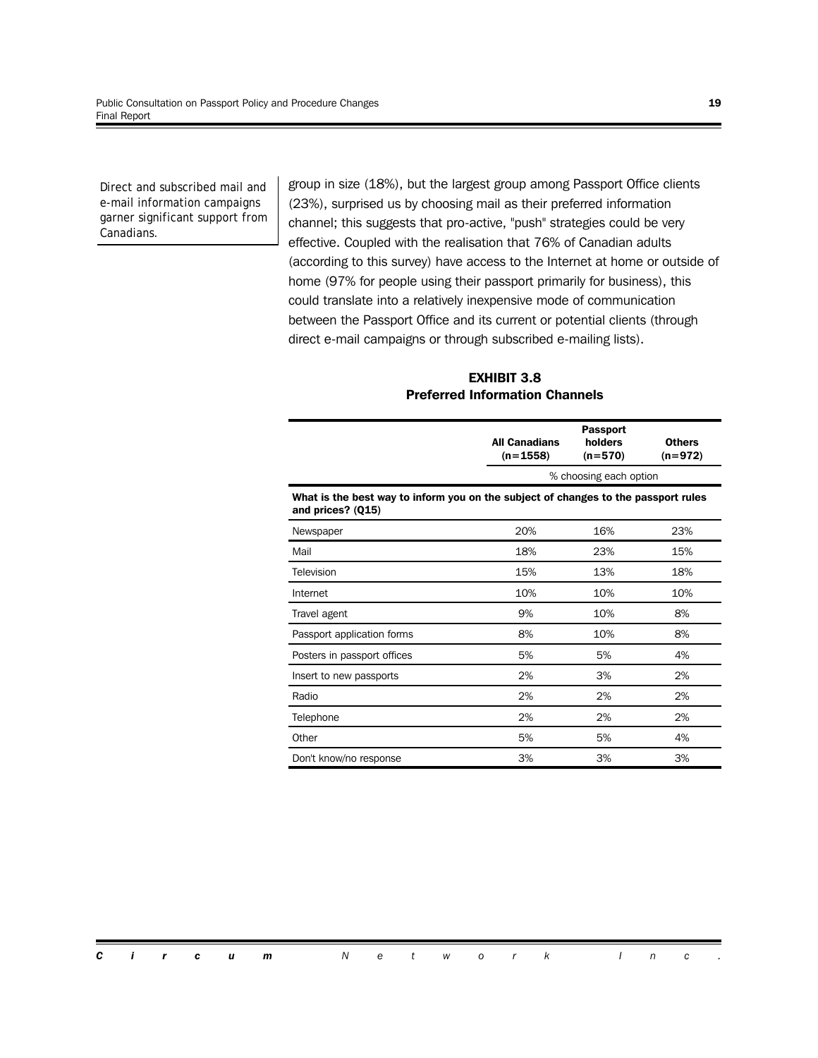*Direct and subscribed mail and e-mail information campaigns garner significant support from Canadians.*

group in size (18%), but the largest group among Passport Office clients (23%), surprised us by choosing mail as their preferred information channel; this suggests that pro-active, "push" strategies could be very effective. Coupled with the realisation that 76% of Canadian adults (according to this survey) have access to the Internet at home or outside of home (97% for people using their passport primarily for business), this could translate into a relatively inexpensive mode of communication between the Passport Office and its current or potential clients (through direct e-mail campaigns or through subscribed e-mailing lists).

**EXHIBIT 3.8**
**Preferred Information Channels**

| | **All Canadians (n=1558)** | **Passport holders (n=570)** | **Others (n=972)** |
|---|---|---|---|
| | % choosing each option | | |
| **What is the best way to inform you on the subject of changes to the passport rules and prices? (Q15)** | | | |
| Newspaper | 20% | 16% | 23% |
| Mail | 18% | 23% | 15% |
| Television | 15% | 13% | 18% |
| Internet | 10% | 10% | 10% |
| Travel agent | 9% | 10% | 8% |
| Passport application forms | 8% | 10% | 8% |
| Posters in passport offices | 5% | 5% | 4% |
| Insert to new passports | 2% | 3% | 2% |
| Radio | 2% | 2% | 2% |
| Telephone | 2% | 2% | 2% |
| Other | 5% | 5% | 4% |
| Don't know/no response | 3% | 3% | 3% |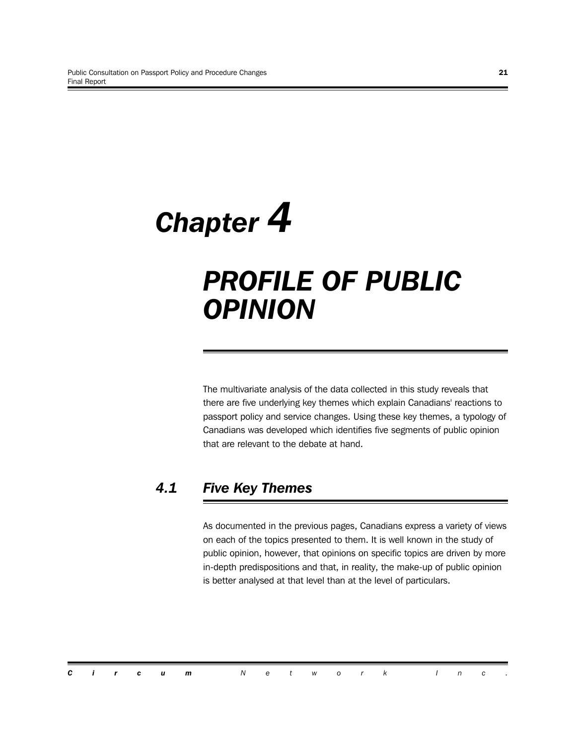# *Chapter 4*

# *PROFILE OF PUBLIC OPINION*

The multivariate analysis of the data collected in this study reveals that there are five underlying key themes which explain Canadians' reactions to passport policy and service changes. Using these key themes, a typology of Canadians was developed which identifies five segments of public opinion that are relevant to the debate at hand.

## *4.1 Five Key Themes*

As documented in the previous pages, Canadians express a variety of views on each of the topics presented to them. It is well known in the study of public opinion, however, that opinions on specific topics are driven by more in-depth predispositions and that, in reality, the make-up of public opinion is better analysed at that level than at the level of particulars.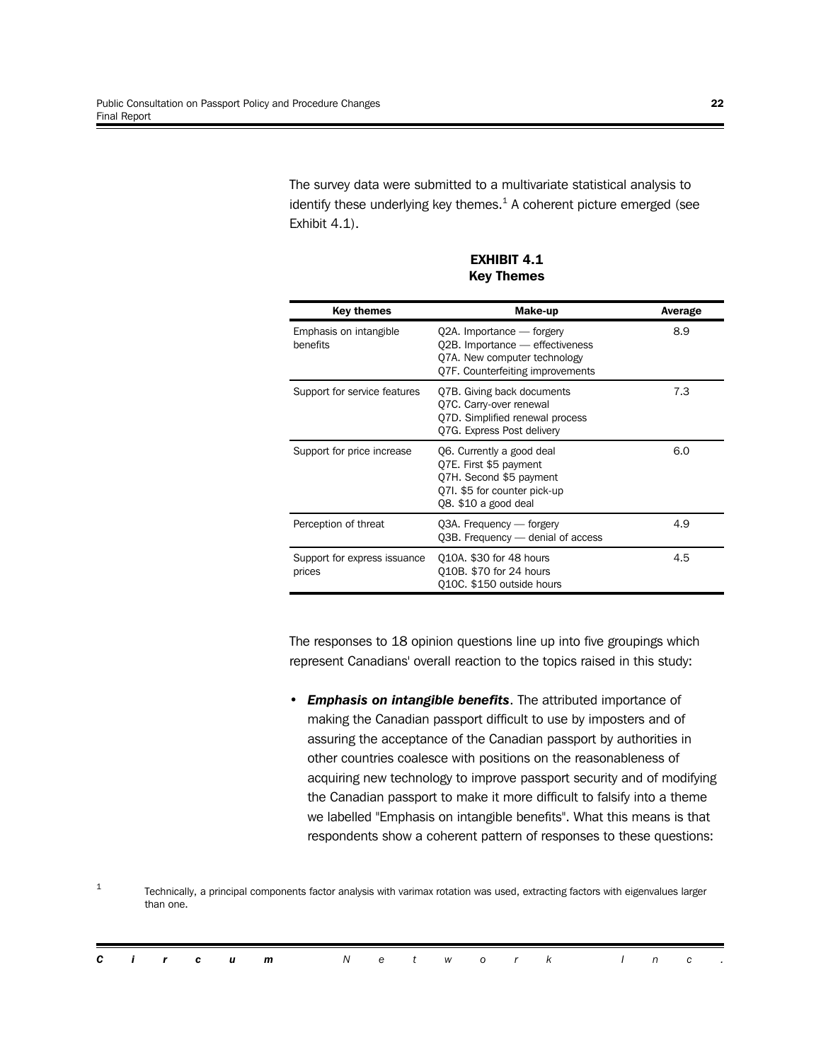The survey data were submitted to a multivariate statistical analysis to identify these underlying key themes.[1] A coherent picture emerged (see Exhibit 4.1).

**EXHIBIT 4.1**
**Key Themes**

| Key themes | Make-up | Average |
|---|---|---|
| Emphasis on intangible benefits | Q2A. Importance — forgery<br>Q2B. Importance — effectiveness<br>Q7A. New computer technology<br>Q7F. Counterfeiting improvements | 8.9 |
| Support for service features | Q7B. Giving back documents<br>Q7C. Carry-over renewal<br>Q7D. Simplified renewal process<br>Q7G. Express Post delivery | 7.3 |
| Support for price increase | Q6. Currently a good deal<br>Q7E. First $5 payment<br>Q7H. Second $5 payment<br>Q7I. $5 for counter pick-up<br>Q8. $10 a good deal | 6.0 |
| Perception of threat | Q3A. Frequency — forgery<br>Q3B. Frequency — denial of access | 4.9 |
| Support for express issuance prices | Q10A. $30 for 48 hours<br>Q10B. $70 for 24 hours<br>Q10C. $150 outside hours | 4.5 |

The responses to 18 opinion questions line up into five groupings which represent Canadians' overall reaction to the topics raised in this study:

- ***Emphasis on intangible benefits***. The attributed importance of making the Canadian passport difficult to use by imposters and of assuring the acceptance of the Canadian passport by authorities in other countries coalesce with positions on the reasonableness of acquiring new technology to improve passport security and of modifying the Canadian passport to make it more difficult to falsify into a theme we labelled "Emphasis on intangible benefits". What this means is that respondents show a coherent pattern of responses to these questions:

[1] Technically, a principal components factor analysis with varimax rotation was used, extracting factors with eigenvalues larger than one.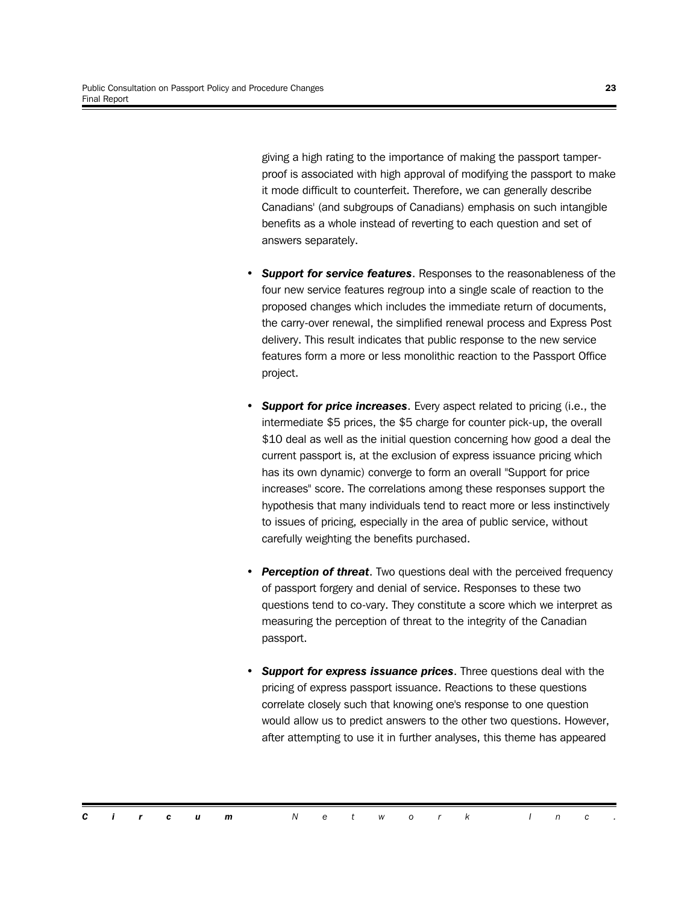giving a high rating to the importance of making the passport tamper-proof is associated with high approval of modifying the passport to make it mode difficult to counterfeit. Therefore, we can generally describe Canadians' (and subgroups of Canadians) emphasis on such intangible benefits as a whole instead of reverting to each question and set of answers separately.

- ***Support for service features***. Responses to the reasonableness of the four new service features regroup into a single scale of reaction to the proposed changes which includes the immediate return of documents, the carry-over renewal, the simplified renewal process and Express Post delivery. This result indicates that public response to the new service features form a more or less monolithic reaction to the Passport Office project.

- ***Support for price increases***. Every aspect related to pricing (i.e., the intermediate $5 prices, the $5 charge for counter pick-up, the overall $10 deal as well as the initial question concerning how good a deal the current passport is, at the exclusion of express issuance pricing which has its own dynamic) converge to form an overall "Support for price increases" score. The correlations among these responses support the hypothesis that many individuals tend to react more or less instinctively to issues of pricing, especially in the area of public service, without carefully weighting the benefits purchased.

- ***Perception of threat***. Two questions deal with the perceived frequency of passport forgery and denial of service. Responses to these two questions tend to co-vary. They constitute a score which we interpret as measuring the perception of threat to the integrity of the Canadian passport.

- ***Support for express issuance prices***. Three questions deal with the pricing of express passport issuance. Reactions to these questions correlate closely such that knowing one's response to one question would allow us to predict answers to the other two questions. However, after attempting to use it in further analyses, this theme has appeared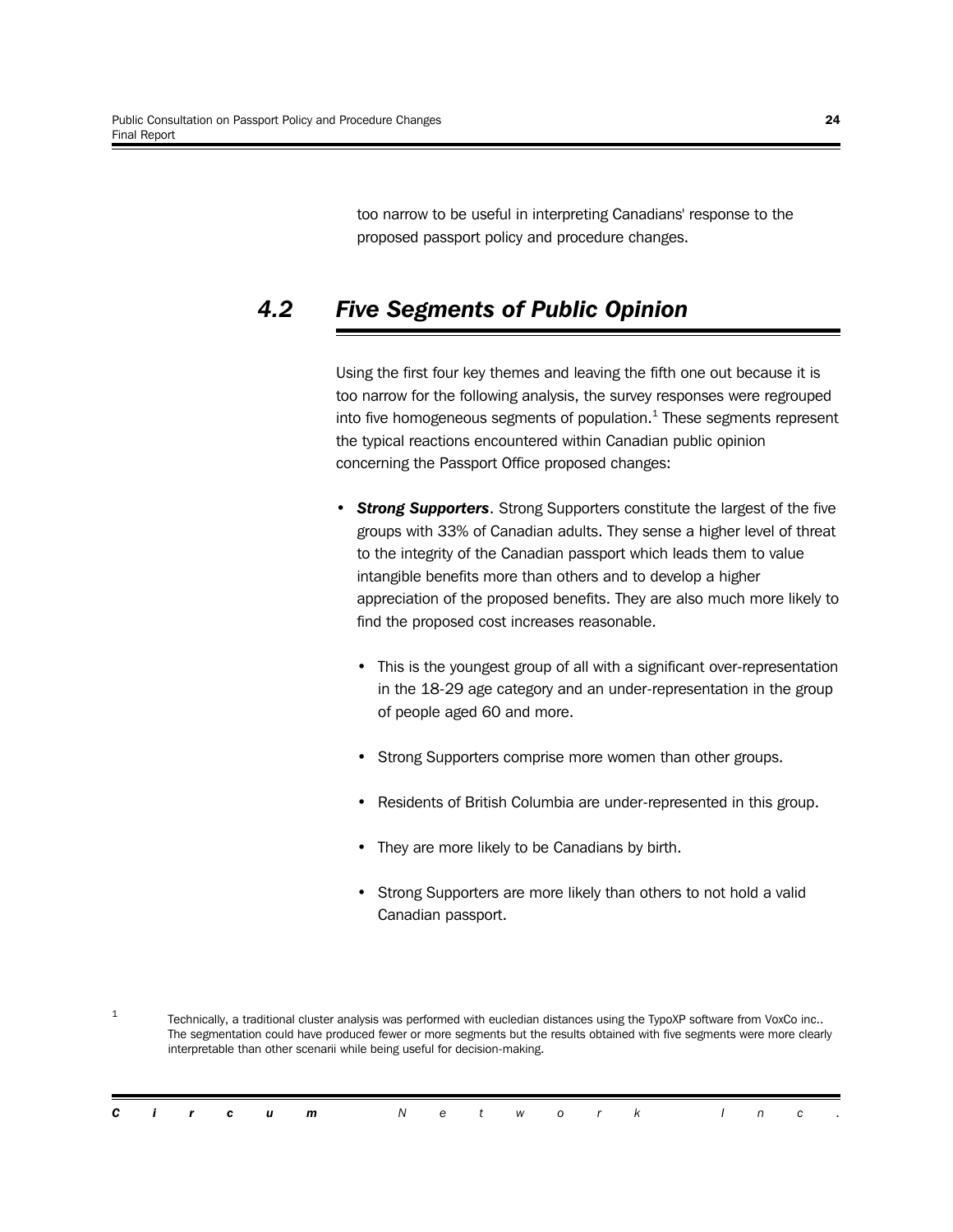too narrow to be useful in interpreting Canadians' response to the proposed passport policy and procedure changes.

## 4.2 Five Segments of Public Opinion

Using the first four key themes and leaving the fifth one out because it is too narrow for the following analysis, the survey responses were regrouped into five homogeneous segments of population.[1] These segments represent the typical reactions encountered within Canadian public opinion concerning the Passport Office proposed changes:

- ***Strong Supporters***. Strong Supporters constitute the largest of the five groups with 33% of Canadian adults. They sense a higher level of threat to the integrity of the Canadian passport which leads them to value intangible benefits more than others and to develop a higher appreciation of the proposed benefits. They are also much more likely to find the proposed cost increases reasonable.
  - This is the youngest group of all with a significant over-representation in the 18-29 age category and an under-representation in the group of people aged 60 and more.
  - Strong Supporters comprise more women than other groups.
  - Residents of British Columbia are under-represented in this group.
  - They are more likely to be Canadians by birth.
  - Strong Supporters are more likely than others to not hold a valid Canadian passport.

[1] Technically, a traditional cluster analysis was performed with eucledian distances using the TypoXP software from VoxCo inc.. The segmentation could have produced fewer or more segments but the results obtained with five segments were more clearly interpretable than other scenarii while being useful for decision-making.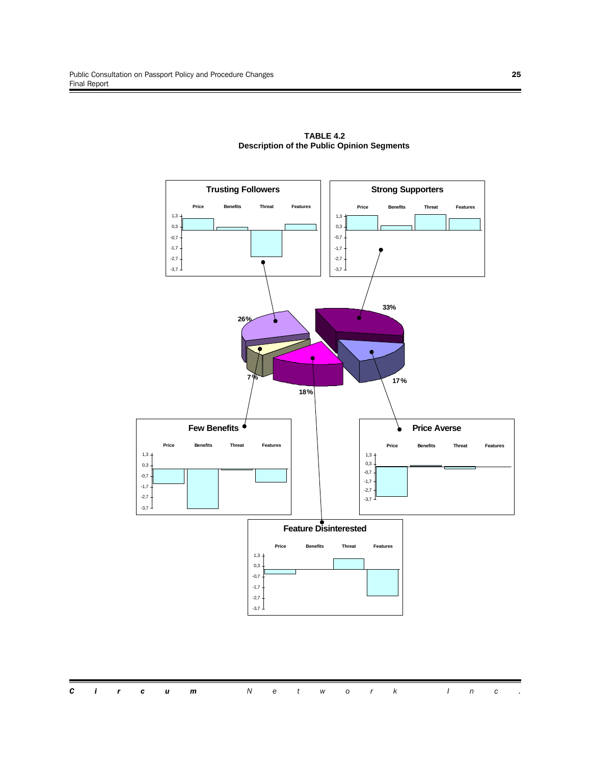**TABLE 4.2**
**Description of the Public Opinion Segments**

**Trusting Followers** (26%)

**Strong Supporters** (33%)

**Few Benefits** (7%)

**Price Averse** (17%)

**Feature Disinterested** (18%)

Each segment panel plots Price, Benefits, Threat and Features on an axis from 1,3 to -3,7 (tick marks: 1,3; 0,3; -0,7; -1,7; -2,7; -3,7).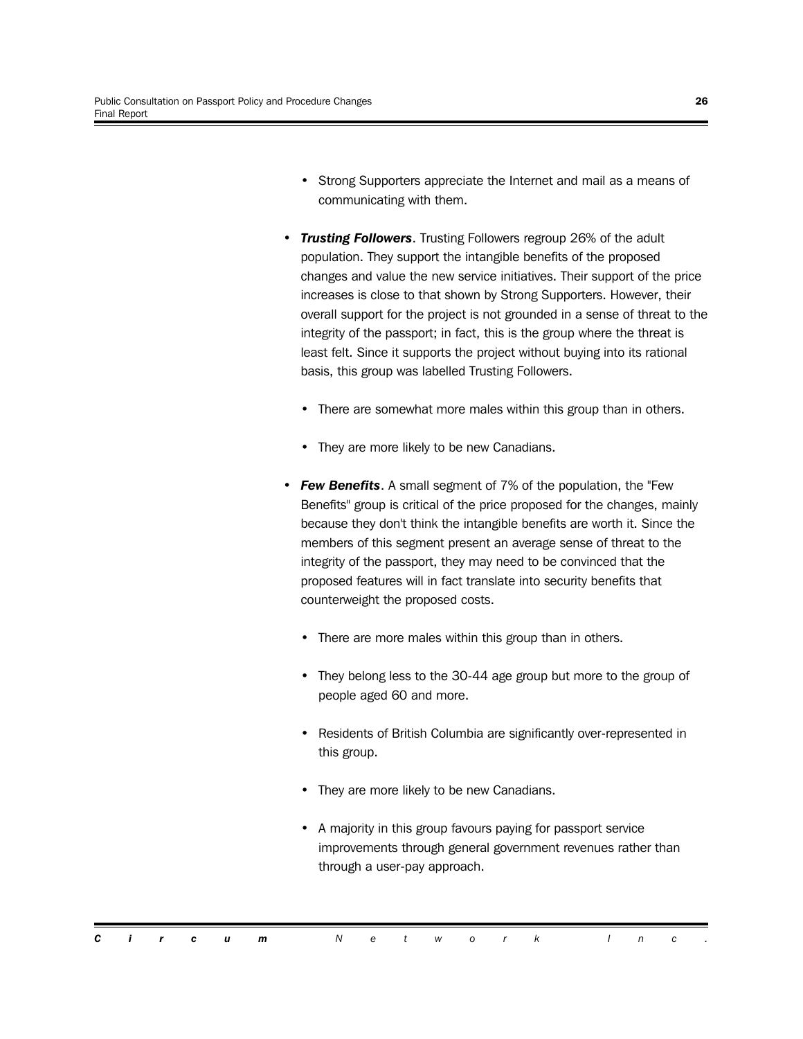- Strong Supporters appreciate the Internet and mail as a means of communicating with them.

- ***Trusting Followers***. Trusting Followers regroup 26% of the adult population. They support the intangible benefits of the proposed changes and value the new service initiatives. Their support of the price increases is close to that shown by Strong Supporters. However, their overall support for the project is not grounded in a sense of threat to the integrity of the passport; in fact, this is the group where the threat is least felt. Since it supports the project without buying into its rational basis, this group was labelled Trusting Followers.

    - There are somewhat more males within this group than in others.

    - They are more likely to be new Canadians.

- ***Few Benefits***. A small segment of 7% of the population, the "Few Benefits" group is critical of the price proposed for the changes, mainly because they don't think the intangible benefits are worth it. Since the members of this segment present an average sense of threat to the integrity of the passport, they may need to be convinced that the proposed features will in fact translate into security benefits that counterweight the proposed costs.

    - There are more males within this group than in others.

    - They belong less to the 30-44 age group but more to the group of people aged 60 and more.

    - Residents of British Columbia are significantly over-represented in this group.

    - They are more likely to be new Canadians.

    - A majority in this group favours paying for passport service improvements through general government revenues rather than through a user-pay approach.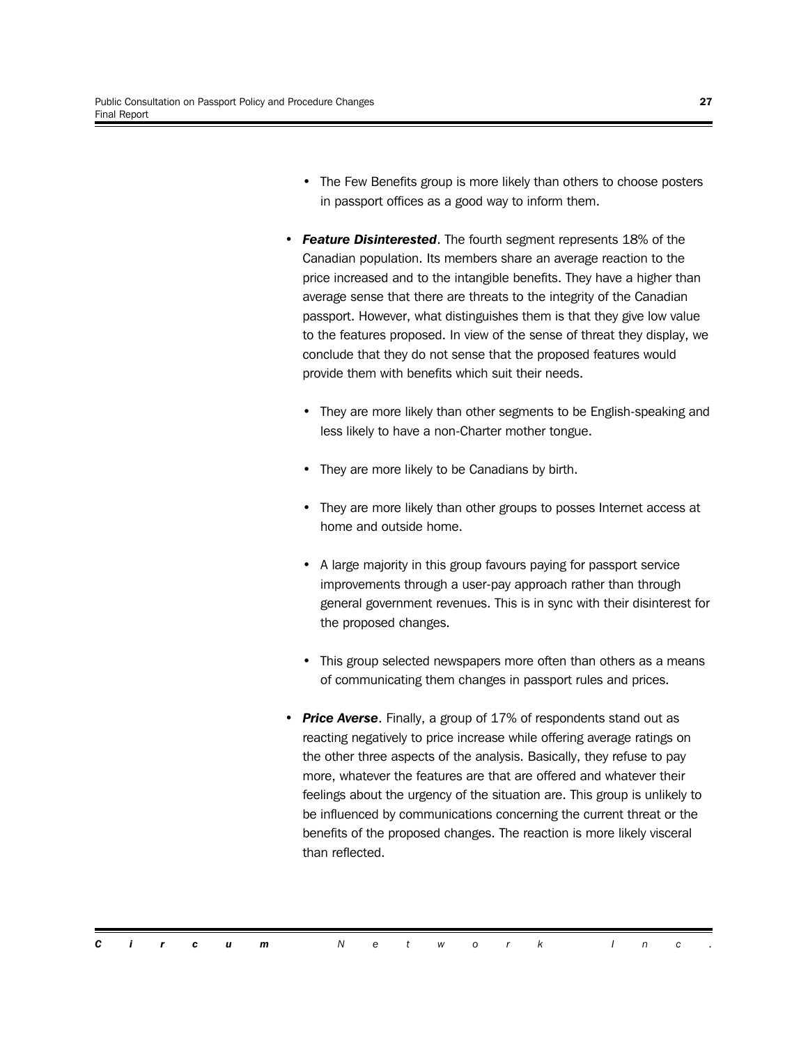- The Few Benefits group is more likely than others to choose posters in passport offices as a good way to inform them.

- ***Feature Disinterested***. The fourth segment represents 18% of the Canadian population. Its members share an average reaction to the price increased and to the intangible benefits. They have a higher than average sense that there are threats to the integrity of the Canadian passport. However, what distinguishes them is that they give low value to the features proposed. In view of the sense of threat they display, we conclude that they do not sense that the proposed features would provide them with benefits which suit their needs.

  - They are more likely than other segments to be English-speaking and less likely to have a non-Charter mother tongue.

  - They are more likely to be Canadians by birth.

  - They are more likely than other groups to posses Internet access at home and outside home.

  - A large majority in this group favours paying for passport service improvements through a user-pay approach rather than through general government revenues. This is in sync with their disinterest for the proposed changes.

  - This group selected newspapers more often than others as a means of communicating them changes in passport rules and prices.

- ***Price Averse***. Finally, a group of 17% of respondents stand out as reacting negatively to price increase while offering average ratings on the other three aspects of the analysis. Basically, they refuse to pay more, whatever the features are that are offered and whatever their feelings about the urgency of the situation are. This group is unlikely to be influenced by communications concerning the current threat or the benefits of the proposed changes. The reaction is more likely visceral than reflected.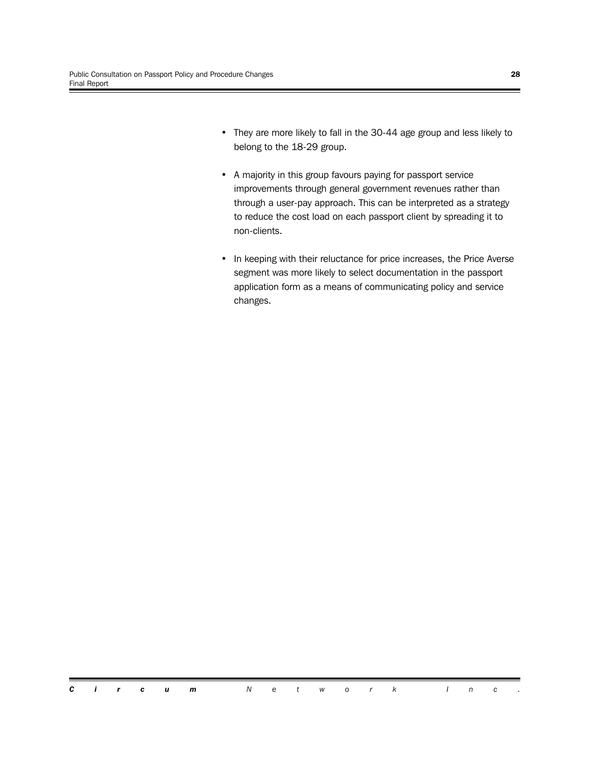- They are more likely to fall in the 30-44 age group and less likely to belong to the 18-29 group.

- A majority in this group favours paying for passport service improvements through general government revenues rather than through a user-pay approach. This can be interpreted as a strategy to reduce the cost load on each passport client by spreading it to non-clients.

- In keeping with their reluctance for price increases, the Price Averse segment was more likely to select documentation in the passport application form as a means of communicating policy and service changes.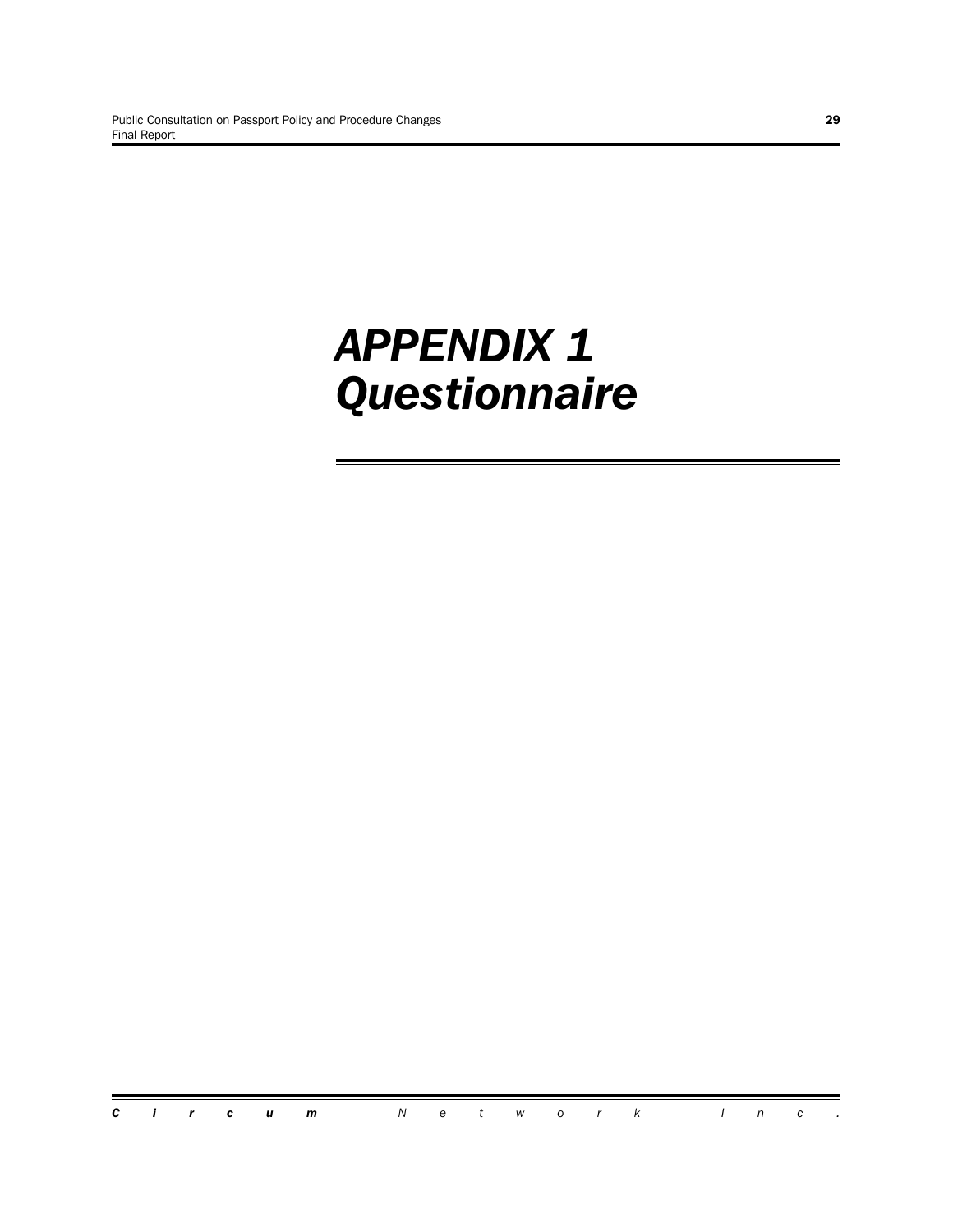# *APPENDIX 1*
# *Questionnaire*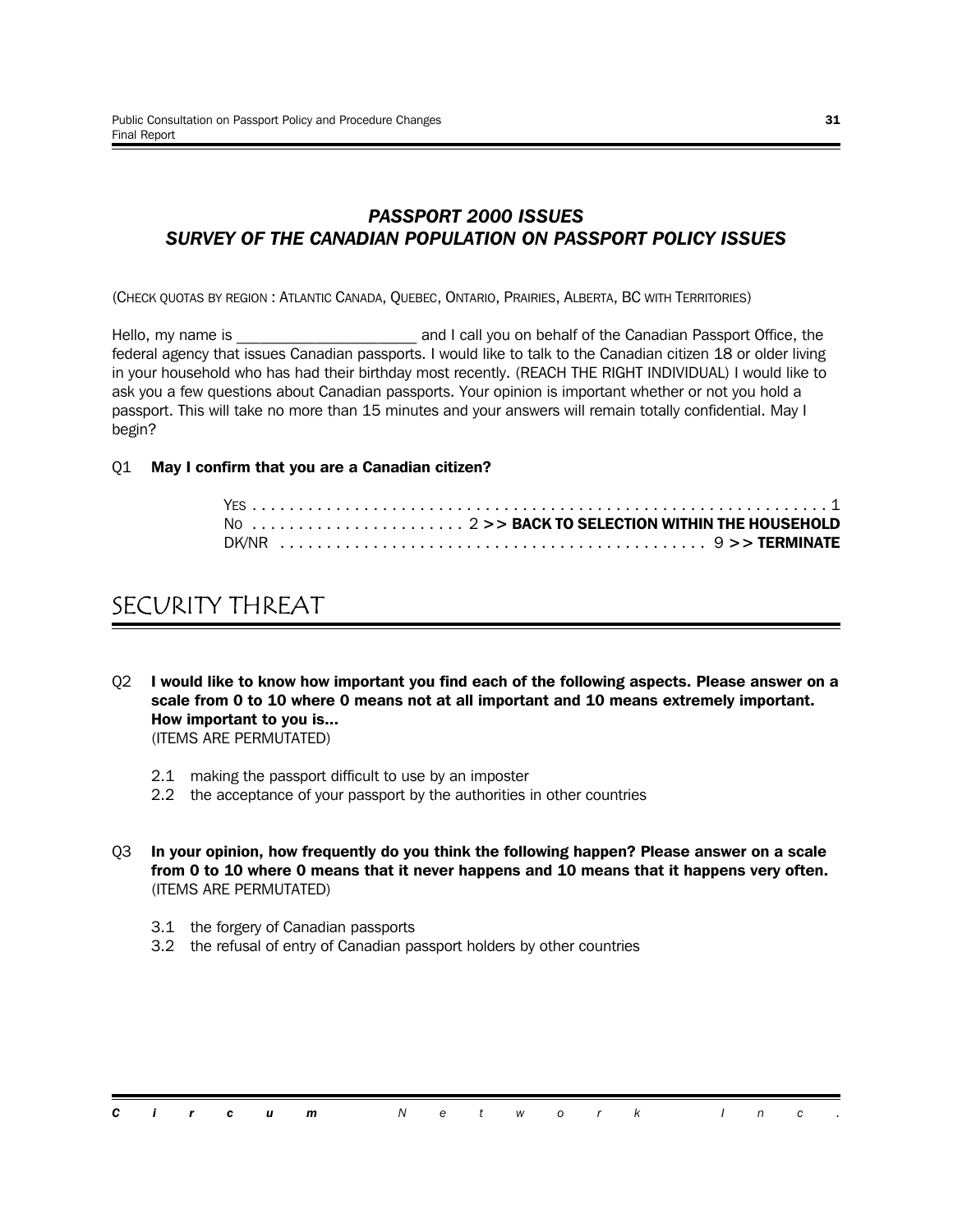## *PASSPORT 2000 ISSUES*
## *SURVEY OF THE CANADIAN POPULATION ON PASSPORT POLICY ISSUES*

(CHECK QUOTAS BY REGION : ATLANTIC CANADA, QUEBEC, ONTARIO, PRAIRIES, ALBERTA, BC WITH TERRITORIES)

Hello, my name is _____________________ and I call you on behalf of the Canadian Passport Office, the federal agency that issues Canadian passports. I would like to talk to the Canadian citizen 18 or older living in your household who has had their birthday most recently. (REACH THE RIGHT INDIVIDUAL) I would like to ask you a few questions about Canadian passports. Your opinion is important whether or not you hold a passport. This will take no more than 15 minutes and your answers will remain totally confidential. May I begin?

Q1 **May I confirm that you are a Canadian citizen?**

YES . . . . . . . . . . . . . . . . . . . . . . . . . . . . . . . . . . . . . . . . . . . . . . . . . . . . . . . . . . . . 1
NO . . . . . . . . . . . . . . . . . . . . . . . 2 **>> BACK TO SELECTION WITHIN THE HOUSEHOLD**
DK/NR . . . . . . . . . . . . . . . . . . . . . . . . . . . . . . . . . . . . . . . . . . . . . 9 **>> TERMINATE**

# SECURITY THREAT

Q2 **I would like to know how important you find each of the following aspects. Please answer on a scale from 0 to 10 where 0 means not at all important and 10 means extremely important. How important to you is...**
(ITEMS ARE PERMUTATED)

2.1 making the passport difficult to use by an imposter
2.2 the acceptance of your passport by the authorities in other countries

Q3 **In your opinion, how frequently do you think the following happen? Please answer on a scale from 0 to 10 where 0 means that it never happens and 10 means that it happens very often.**
(ITEMS ARE PERMUTATED)

3.1 the forgery of Canadian passports
3.2 the refusal of entry of Canadian passport holders by other countries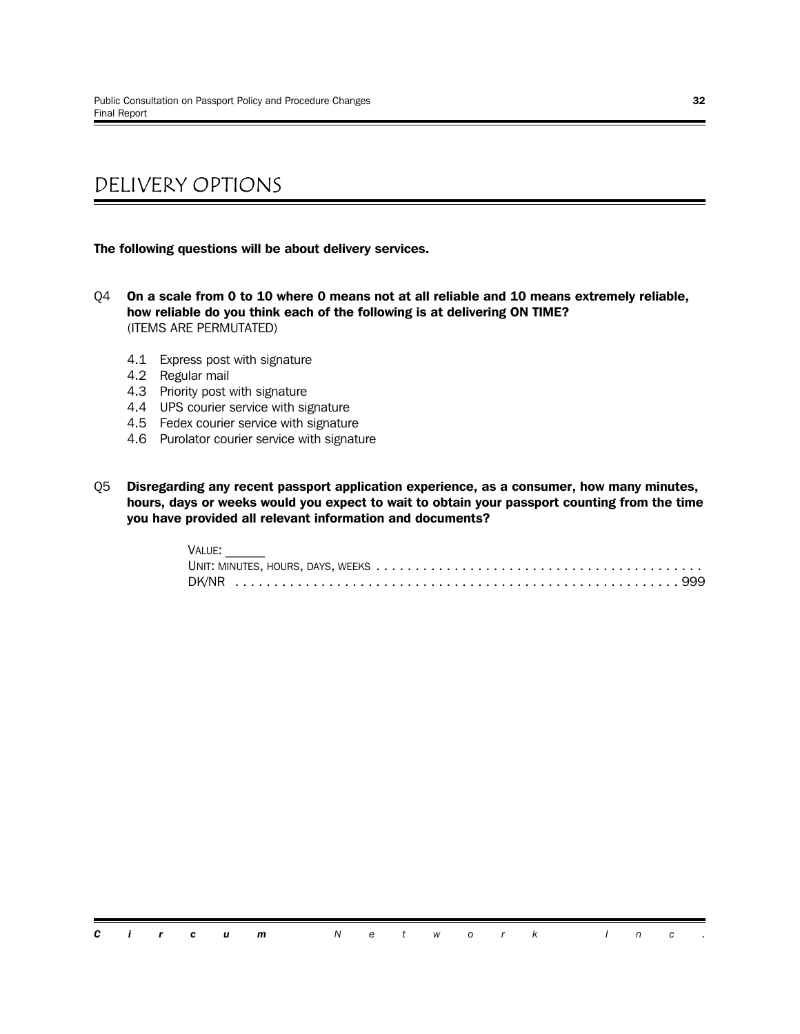# DELIVERY OPTIONS

**The following questions will be about delivery services.**

Q4 **On a scale from 0 to 10 where 0 means not at all reliable and 10 means extremely reliable, how reliable do you think each of the following is at delivering ON TIME?**
(ITEMS ARE PERMUTATED)

- 4.1 Express post with signature
- 4.2 Regular mail
- 4.3 Priority post with signature
- 4.4 UPS courier service with signature
- 4.5 Fedex courier service with signature
- 4.6 Purolator courier service with signature

Q5 **Disregarding any recent passport application experience, as a consumer, how many minutes, hours, days or weeks would you expect to wait to obtain your passport counting from the time you have provided all relevant information and documents?**

VALUE: ______
UNIT: MINUTES, HOURS, DAYS, WEEKS . . . . . . . . . . . . . . . . . . . . . . . . . . . . . . . . . . . . . . . . . .
DK/NR . . . . . . . . . . . . . . . . . . . . . . . . . . . . . . . . . . . . . . . . . . . . . . . . . . . . . 999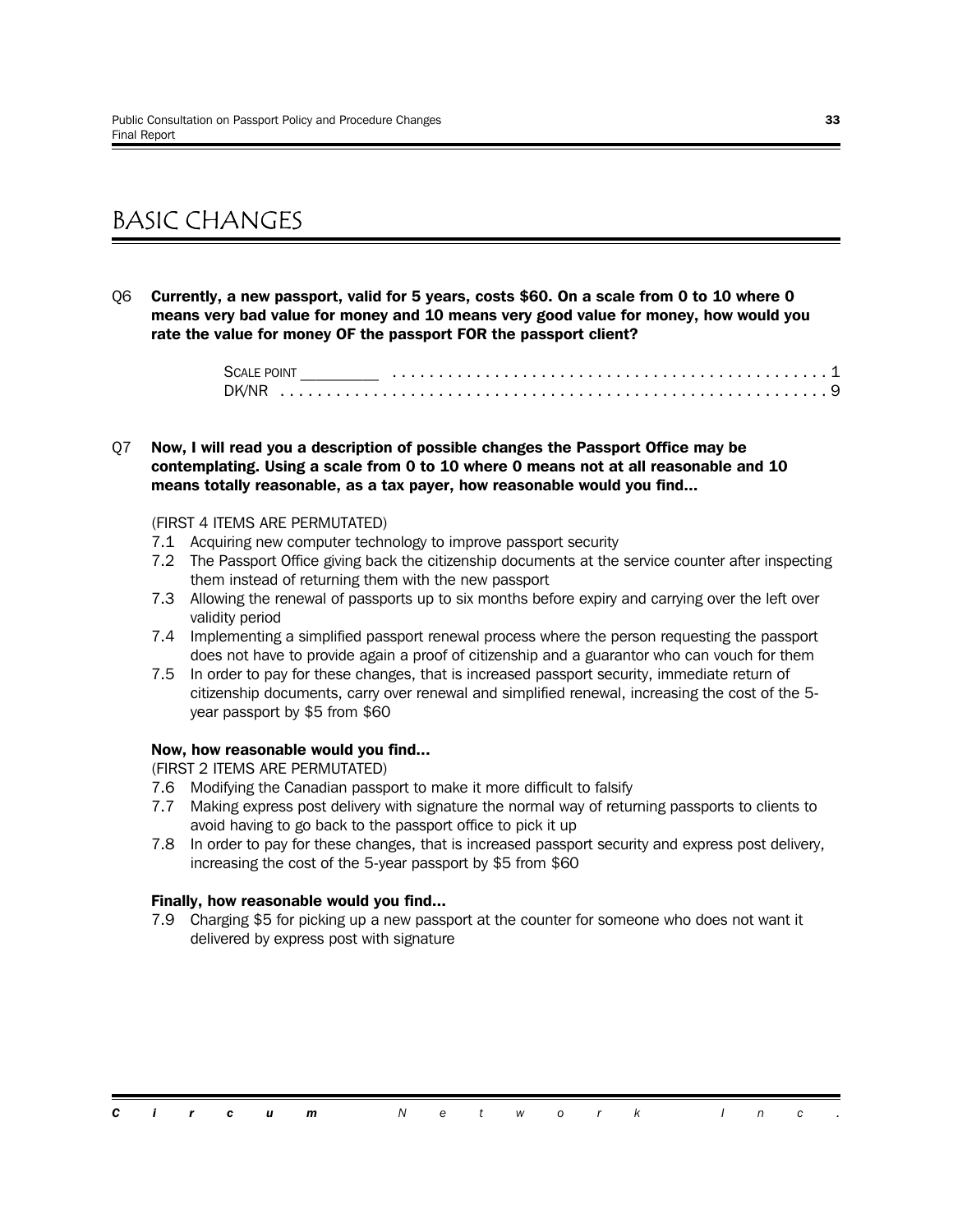# BASIC CHANGES

Q6 **Currently, a new passport, valid for 5 years, costs $60. On a scale from 0 to 10 where 0 means very bad value for money and 10 means very good value for money, how would you rate the value for money OF the passport FOR the passport client?**

SCALE POINT _________ . . . . . . . . . . . . . . . . . . . . . . . . . . . . . . . . . . . . . . . . . . . . . 1
DK/NR . . . . . . . . . . . . . . . . . . . . . . . . . . . . . . . . . . . . . . . . . . . . . . . . . . . . . . 9

Q7 **Now, I will read you a description of possible changes the Passport Office may be contemplating. Using a scale from 0 to 10 where 0 means not at all reasonable and 10 means totally reasonable, as a tax payer, how reasonable would you find...**

(FIRST 4 ITEMS ARE PERMUTATED)

7.1 Acquiring new computer technology to improve passport security
7.2 The Passport Office giving back the citizenship documents at the service counter after inspecting them instead of returning them with the new passport
7.3 Allowing the renewal of passports up to six months before expiry and carrying over the left over validity period
7.4 Implementing a simplified passport renewal process where the person requesting the passport does not have to provide again a proof of citizenship and a guarantor who can vouch for them
7.5 In order to pay for these changes, that is increased passport security, immediate return of citizenship documents, carry over renewal and simplified renewal, increasing the cost of the 5-year passport by $5 from $60

**Now, how reasonable would you find...**
(FIRST 2 ITEMS ARE PERMUTATED)

7.6 Modifying the Canadian passport to make it more difficult to falsify
7.7 Making express post delivery with signature the normal way of returning passports to clients to avoid having to go back to the passport office to pick it up
7.8 In order to pay for these changes, that is increased passport security and express post delivery, increasing the cost of the 5-year passport by $5 from $60

**Finally, how reasonable would you find...**

7.9 Charging $5 for picking up a new passport at the counter for someone who does not want it delivered by express post with signature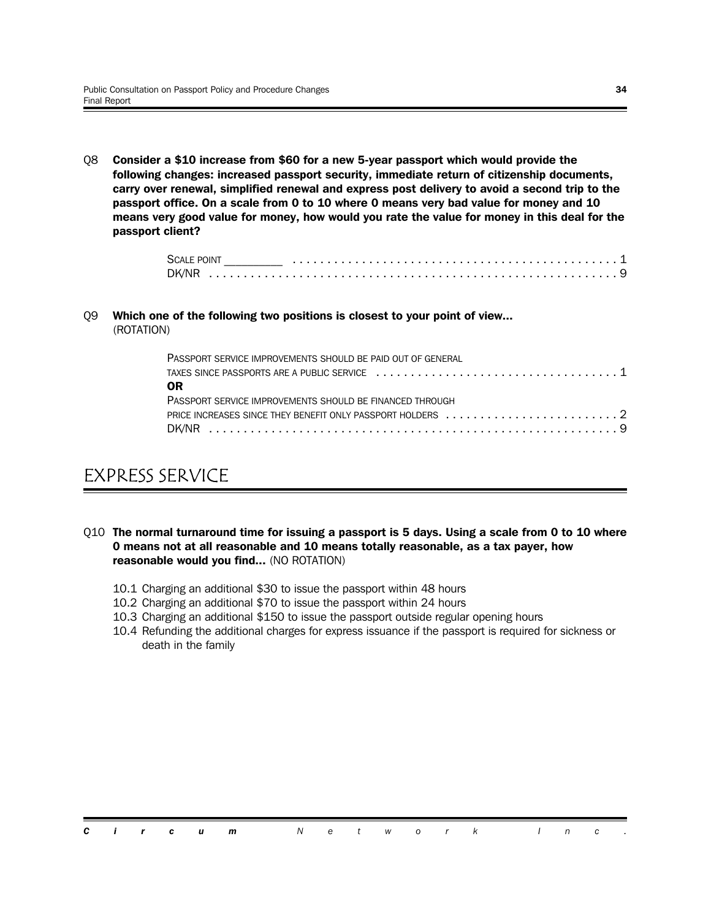Q8 **Consider a $10 increase from $60 for a new 5-year passport which would provide the following changes: increased passport security, immediate return of citizenship documents, carry over renewal, simplified renewal and express post delivery to avoid a second trip to the passport office. On a scale from 0 to 10 where 0 means very bad value for money and 10 means very good value for money, how would you rate the value for money in this deal for the passport client?**

SCALE POINT __________ . . . . . . . . . . . . . . . . . . . . . . . . . . . . . . . . . . . . . . . . . . . . . . 1
DK/NR . . . . . . . . . . . . . . . . . . . . . . . . . . . . . . . . . . . . . . . . . . . . . . . . . . . . . . . . . 9

Q9 **Which one of the following two positions is closest to your point of view...** (ROTATION)

PASSPORT SERVICE IMPROVEMENTS SHOULD BE PAID OUT OF GENERAL TAXES SINCE PASSPORTS ARE A PUBLIC SERVICE . . . . . . . . . . . . . . . . . . . . . . . . . . . . . . . . . . . 1
**OR**
PASSPORT SERVICE IMPROVEMENTS SHOULD BE FINANCED THROUGH PRICE INCREASES SINCE THEY BENEFIT ONLY PASSPORT HOLDERS . . . . . . . . . . . . . . . . . . . . . . . . . 2
DK/NR . . . . . . . . . . . . . . . . . . . . . . . . . . . . . . . . . . . . . . . . . . . . . . . . . . . . . . . . . 9

## EXPRESS SERVICE

Q10 **The normal turnaround time for issuing a passport is 5 days. Using a scale from 0 to 10 where 0 means not at all reasonable and 10 means totally reasonable, as a tax payer, how reasonable would you find...** (NO ROTATION)

10.1 Charging an additional $30 to issue the passport within 48 hours
10.2 Charging an additional $70 to issue the passport within 24 hours
10.3 Charging an additional $150 to issue the passport outside regular opening hours
10.4 Refunding the additional charges for express issuance if the passport is required for sickness or death in the family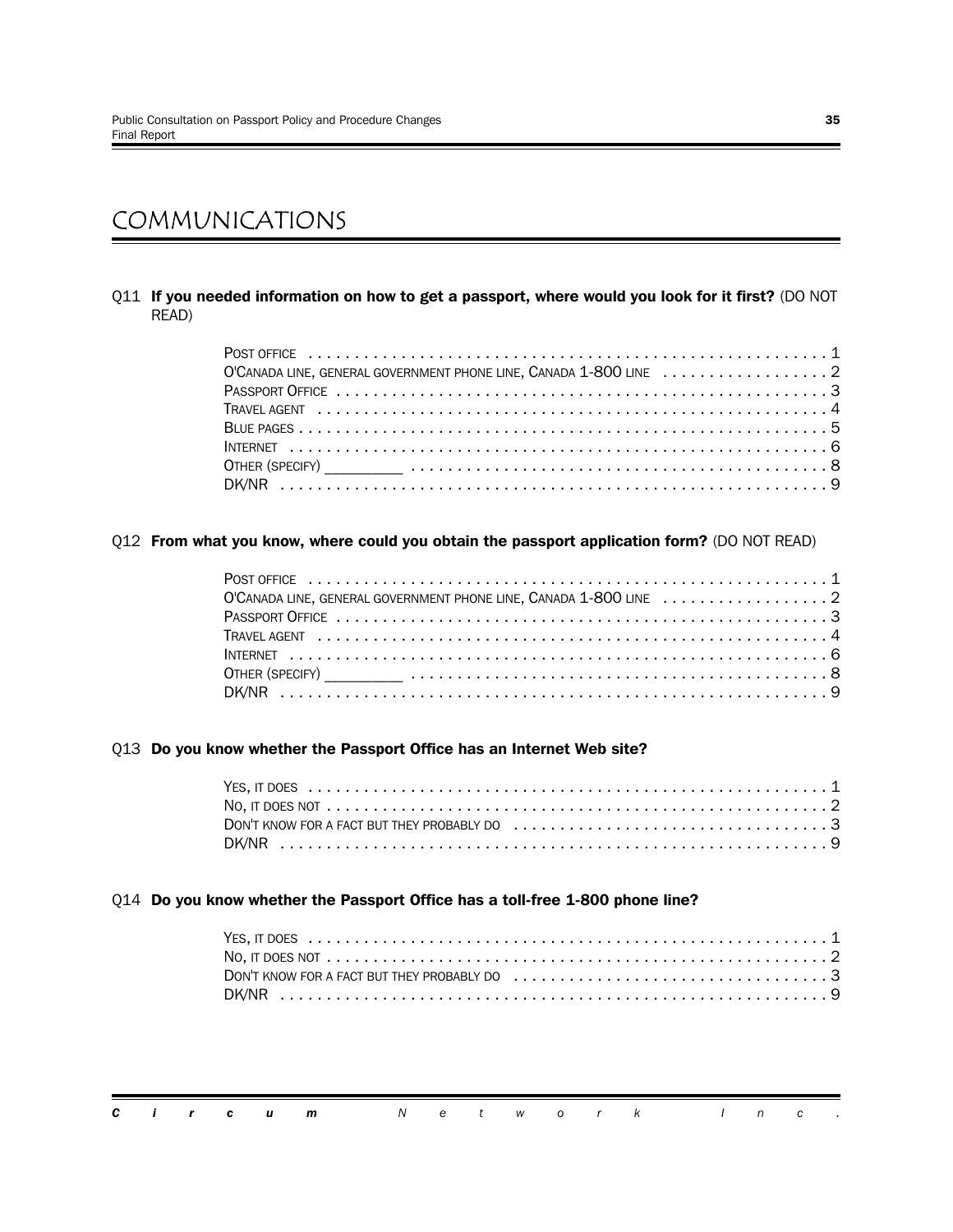# COMMUNICATIONS

Q11 **If you needed information on how to get a passport, where would you look for it first?** (DO NOT READ)

- Post office . . . . . 1
- O'Canada line, general government phone line, Canada 1-800 line . . . . . 2
- Passport Office . . . . . 3
- Travel agent . . . . . 4
- Blue pages . . . . . 5
- Internet . . . . . 6
- Other (specify) _________ . . . . . 8
- DK/NR . . . . . 9

Q12 **From what you know, where could you obtain the passport application form?** (DO NOT READ)

- Post office . . . . . 1
- O'Canada line, general government phone line, Canada 1-800 line . . . . . 2
- Passport Office . . . . . 3
- Travel agent . . . . . 4
- Internet . . . . . 6
- Other (specify) _________ . . . . . 8
- DK/NR . . . . . 9

Q13 **Do you know whether the Passport Office has an Internet Web site?**

- Yes, it does . . . . . 1
- No, it does not . . . . . 2
- Don't know for a fact but they probably do . . . . . 3
- DK/NR . . . . . 9

Q14 **Do you know whether the Passport Office has a toll-free 1-800 phone line?**

- Yes, it does . . . . . 1
- No, it does not . . . . . 2
- Don't know for a fact but they probably do . . . . . 3
- DK/NR . . . . . 9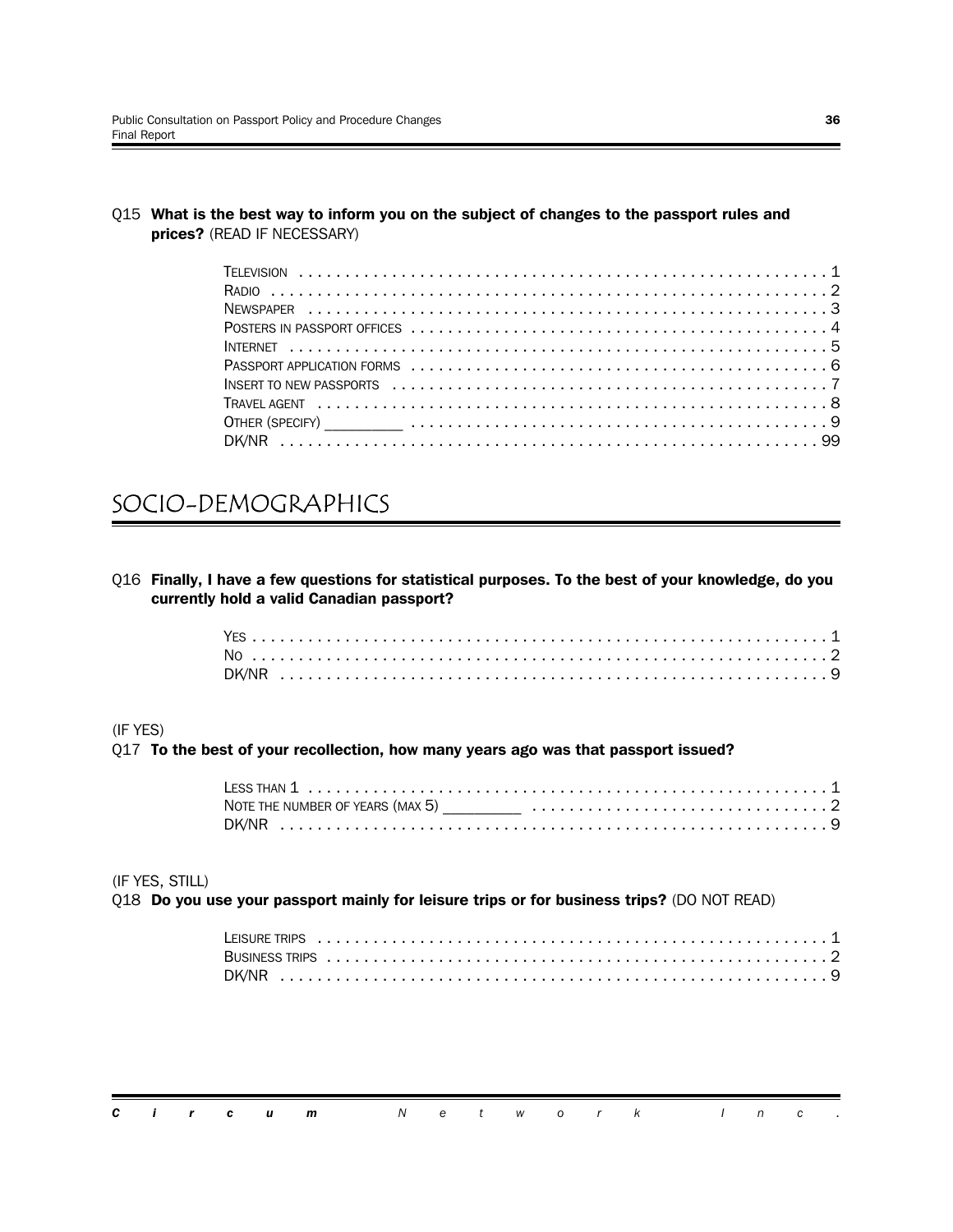Q15 **What is the best way to inform you on the subject of changes to the passport rules and prices?** (READ IF NECESSARY)

TELEVISION . . . . . . . . . . . . . . . . . . . . . . . . . . . . . . . . . . . . . . . . . . . . . . . . . . . . . . . . . . 1
RADIO . . . . . . . . . . . . . . . . . . . . . . . . . . . . . . . . . . . . . . . . . . . . . . . . . . . . . . . . . . . . . 2
NEWSPAPER . . . . . . . . . . . . . . . . . . . . . . . . . . . . . . . . . . . . . . . . . . . . . . . . . . . . . . . . 3
POSTERS IN PASSPORT OFFICES . . . . . . . . . . . . . . . . . . . . . . . . . . . . . . . . . . . . . . . . . . 4
INTERNET . . . . . . . . . . . . . . . . . . . . . . . . . . . . . . . . . . . . . . . . . . . . . . . . . . . . . . . . . . 5
PASSPORT APPLICATION FORMS . . . . . . . . . . . . . . . . . . . . . . . . . . . . . . . . . . . . . . . . . . 6
INSERT TO NEW PASSPORTS . . . . . . . . . . . . . . . . . . . . . . . . . . . . . . . . . . . . . . . . . . . . 7
TRAVEL AGENT . . . . . . . . . . . . . . . . . . . . . . . . . . . . . . . . . . . . . . . . . . . . . . . . . . . . . . 8
OTHER (SPECIFY) _________ . . . . . . . . . . . . . . . . . . . . . . . . . . . . . . . . . . . . . . . . . . . . . 9
DK/NR . . . . . . . . . . . . . . . . . . . . . . . . . . . . . . . . . . . . . . . . . . . . . . . . . . . . . . . . . . . . 99

# SOCIO-DEMOGRAPHICS

Q16 **Finally, I have a few questions for statistical purposes. To the best of your knowledge, do you currently hold a valid Canadian passport?**

YES . . . . . . . . . . . . . . . . . . . . . . . . . . . . . . . . . . . . . . . . . . . . . . . . . . . . . . . . . . . . . . 1
NO . . . . . . . . . . . . . . . . . . . . . . . . . . . . . . . . . . . . . . . . . . . . . . . . . . . . . . . . . . . . . . . 2
DK/NR . . . . . . . . . . . . . . . . . . . . . . . . . . . . . . . . . . . . . . . . . . . . . . . . . . . . . . . . . . . . 9

(IF YES)
Q17 **To the best of your recollection, how many years ago was that passport issued?**

LESS THAN 1 . . . . . . . . . . . . . . . . . . . . . . . . . . . . . . . . . . . . . . . . . . . . . . . . . . . . . . . . 1
NOTE THE NUMBER OF YEARS (MAX 5) _________ . . . . . . . . . . . . . . . . . . . . . . . . . . . . . . . 2
DK/NR . . . . . . . . . . . . . . . . . . . . . . . . . . . . . . . . . . . . . . . . . . . . . . . . . . . . . . . . . . . . 9

(IF YES, STILL)
Q18 **Do you use your passport mainly for leisure trips or for business trips?** (DO NOT READ)

LEISURE TRIPS . . . . . . . . . . . . . . . . . . . . . . . . . . . . . . . . . . . . . . . . . . . . . . . . . . . . . . 1
BUSINESS TRIPS . . . . . . . . . . . . . . . . . . . . . . . . . . . . . . . . . . . . . . . . . . . . . . . . . . . . . 2
DK/NR . . . . . . . . . . . . . . . . . . . . . . . . . . . . . . . . . . . . . . . . . . . . . . . . . . . . . . . . . . . . 9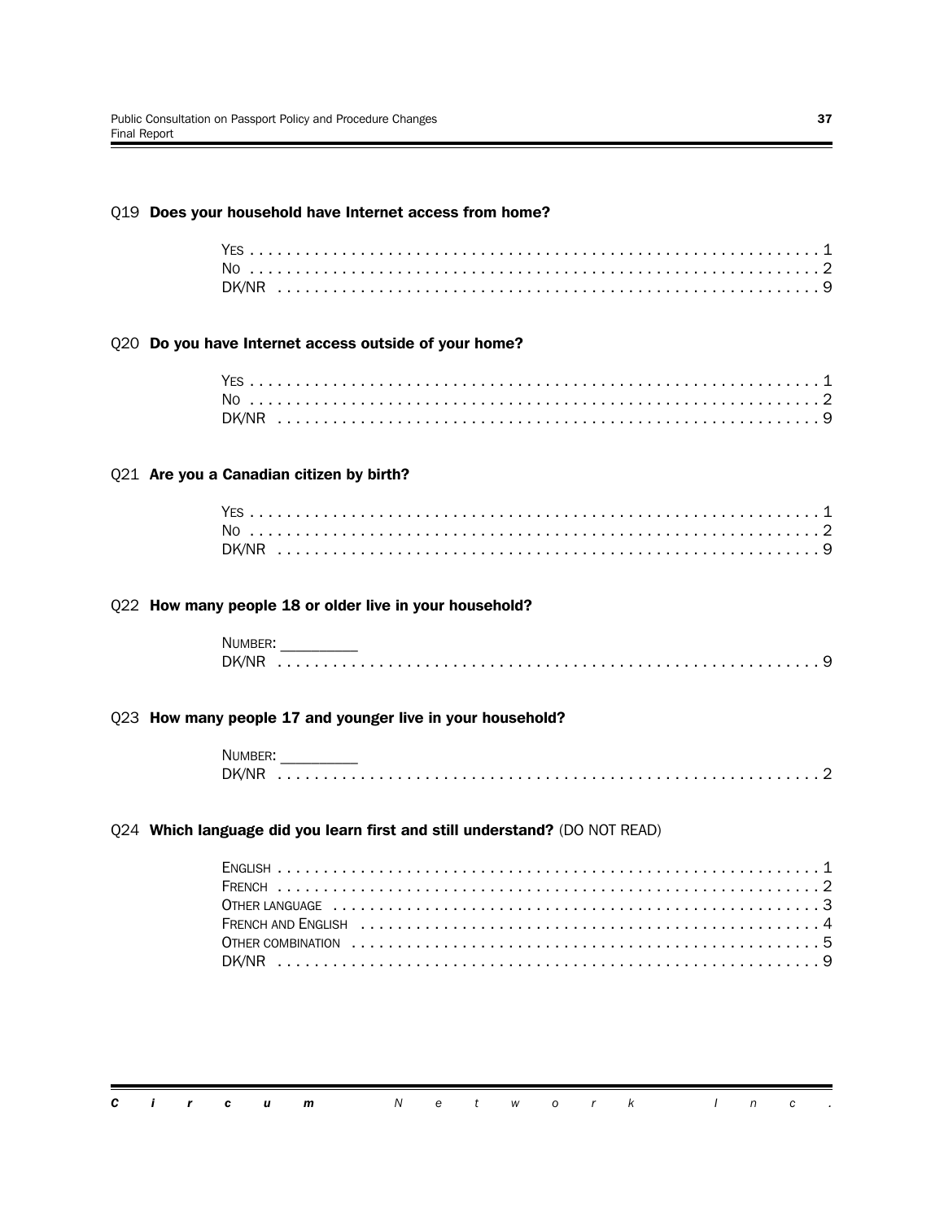Q19 **Does your household have Internet access from home?**

- YES . . . . . . . . . . . . . . . . . . . . . . . . . . . . . . . . . . . . . . . . . . . . . . . . . . . . . . . . . . 1
- NO . . . . . . . . . . . . . . . . . . . . . . . . . . . . . . . . . . . . . . . . . . . . . . . . . . . . . . . . . . . 2
- DK/NR . . . . . . . . . . . . . . . . . . . . . . . . . . . . . . . . . . . . . . . . . . . . . . . . . . . . . . . 9

Q20 **Do you have Internet access outside of your home?**

- YES . . . . . . . . . . . . . . . . . . . . . . . . . . . . . . . . . . . . . . . . . . . . . . . . . . . . . . . . . . 1
- NO . . . . . . . . . . . . . . . . . . . . . . . . . . . . . . . . . . . . . . . . . . . . . . . . . . . . . . . . . . . 2
- DK/NR . . . . . . . . . . . . . . . . . . . . . . . . . . . . . . . . . . . . . . . . . . . . . . . . . . . . . . . 9

Q21 **Are you a Canadian citizen by birth?**

- YES . . . . . . . . . . . . . . . . . . . . . . . . . . . . . . . . . . . . . . . . . . . . . . . . . . . . . . . . . . 1
- NO . . . . . . . . . . . . . . . . . . . . . . . . . . . . . . . . . . . . . . . . . . . . . . . . . . . . . . . . . . . 2
- DK/NR . . . . . . . . . . . . . . . . . . . . . . . . . . . . . . . . . . . . . . . . . . . . . . . . . . . . . . . 9

Q22 **How many people 18 or older live in your household?**

- NUMBER: _________
- DK/NR . . . . . . . . . . . . . . . . . . . . . . . . . . . . . . . . . . . . . . . . . . . . . . . . . . . . . . . 9

Q23 **How many people 17 and younger live in your household?**

- NUMBER: _________
- DK/NR . . . . . . . . . . . . . . . . . . . . . . . . . . . . . . . . . . . . . . . . . . . . . . . . . . . . . . . 2

Q24 **Which language did you learn first and still understand?** (DO NOT READ)

- ENGLISH . . . . . . . . . . . . . . . . . . . . . . . . . . . . . . . . . . . . . . . . . . . . . . . . . . . . . . 1
- FRENCH . . . . . . . . . . . . . . . . . . . . . . . . . . . . . . . . . . . . . . . . . . . . . . . . . . . . . . . 2
- OTHER LANGUAGE . . . . . . . . . . . . . . . . . . . . . . . . . . . . . . . . . . . . . . . . . . . . . . . 3
- FRENCH AND ENGLISH . . . . . . . . . . . . . . . . . . . . . . . . . . . . . . . . . . . . . . . . . . . . 4
- OTHER COMBINATION . . . . . . . . . . . . . . . . . . . . . . . . . . . . . . . . . . . . . . . . . . . . 5
- DK/NR . . . . . . . . . . . . . . . . . . . . . . . . . . . . . . . . . . . . . . . . . . . . . . . . . . . . . . . 9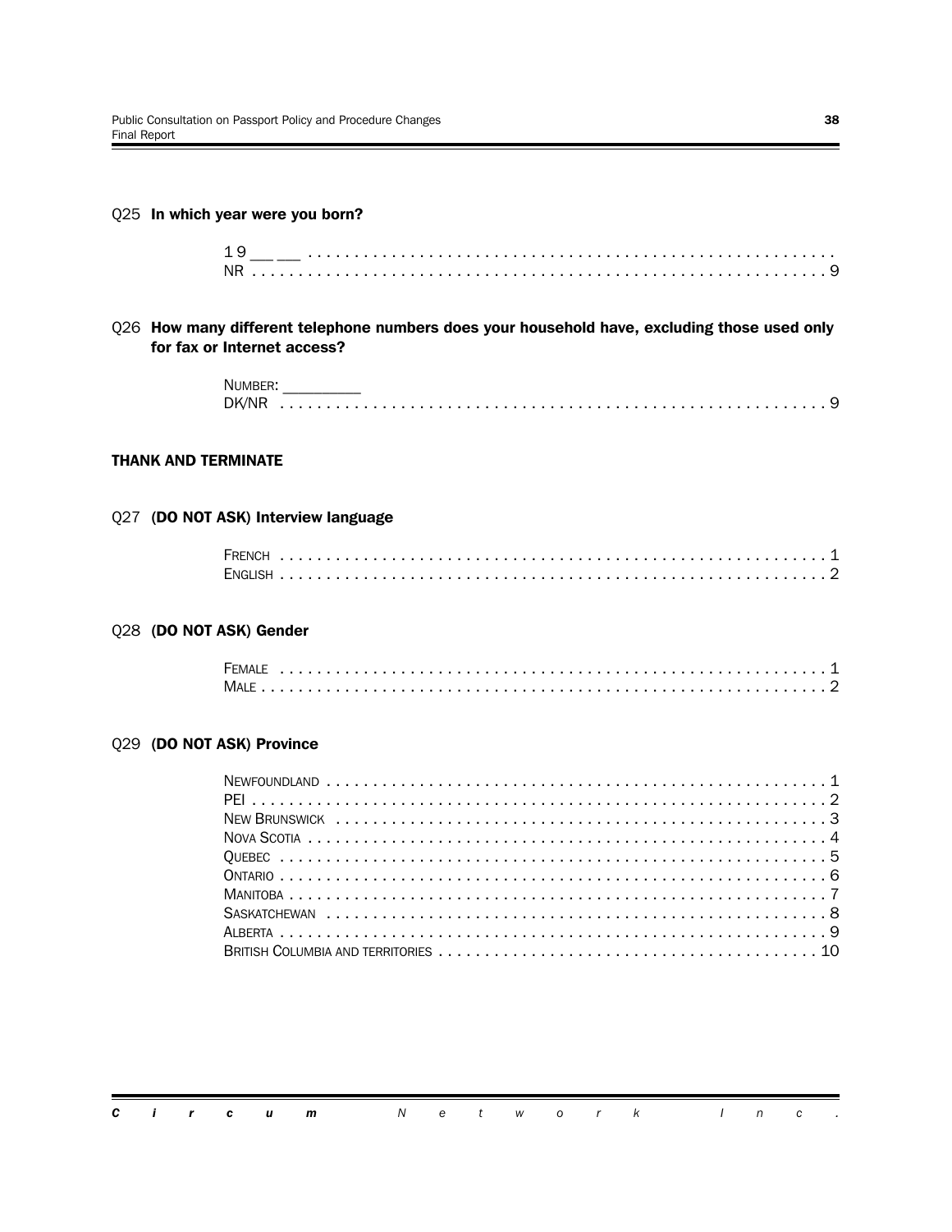Q25 **In which year were you born?**

19 __ __ ..........................................................
NR ..........................................................9

Q26 **How many different telephone numbers does your household have, excluding those used only for fax or Internet access?**

NUMBER: _________
DK/NR ..........................................................9

**THANK AND TERMINATE**

Q27 **(DO NOT ASK) Interview language**

FRENCH ..........................................................1
ENGLISH ..........................................................2

Q28 **(DO NOT ASK) Gender**

FEMALE ..........................................................1
MALE ..........................................................2

Q29 **(DO NOT ASK) Province**

NEWFOUNDLAND ..........................................................1
PEI ..........................................................2
NEW BRUNSWICK ..........................................................3
NOVA SCOTIA ..........................................................4
QUEBEC ..........................................................5
ONTARIO ..........................................................6
MANITOBA ..........................................................7
SASKATCHEWAN ..........................................................8
ALBERTA ..........................................................9
BRITISH COLUMBIA AND TERRITORIES ..........................................................10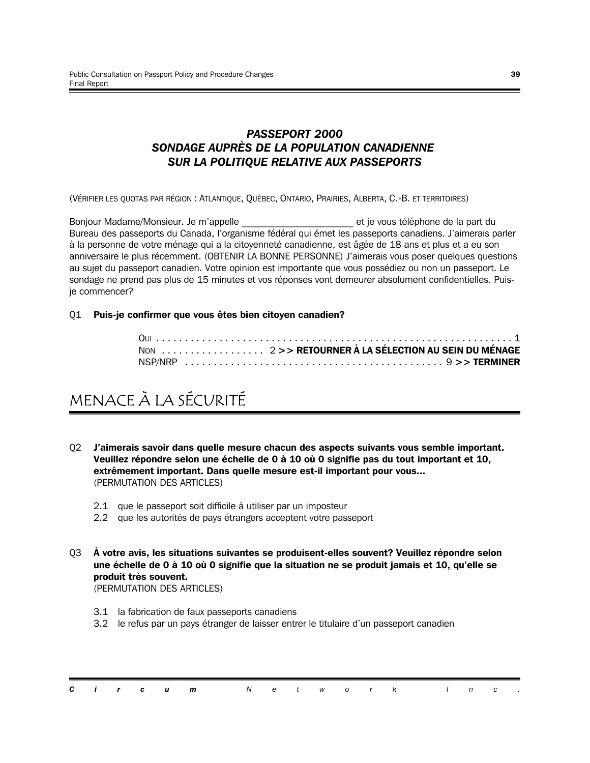# ***PASSEPORT 2000 SONDAGE AUPRÈS DE LA POPULATION CANADIENNE SUR LA POLITIQUE RELATIVE AUX PASSEPORTS***

(VÉRIFIER LES QUOTAS PAR RÉGION : ATLANTIQUE, QUÉBEC, ONTARIO, PRAIRIES, ALBERTA, C.-B. ET TERRITOIRES)

Bonjour Madame/Monsieur. Je m'appelle _____________________ et je vous téléphone de la part du Bureau des passeports du Canada, l'organisme fédéral qui émet les passeports canadiens. J'aimerais parler à la personne de votre ménage qui a la citoyenneté canadienne, est âgée de 18 ans et plus et a eu son anniversaire le plus récemment. (OBTENIR LA BONNE PERSONNE) J'aimerais vous poser quelques questions au sujet du passeport canadien. Votre opinion est importante que vous possédiez ou non un passeport. Le sondage ne prend pas plus de 15 minutes et vos réponses vont demeurer absolument confidentielles. Puis-je commencer?

Q1 **Puis-je confirmer que vous êtes bien citoyen canadien?**

> OUI . . . . . . . . . . . . . . . . . . . . . . . . . . . . . . . . . . . . . . . . . . . . . . . . . . . . . . . . . . . . 1
> NON . . . . . . . . . . . . . . . . . 2 **>> RETOURNER À LA SÉLECTION AU SEIN DU MÉNAGE**
> NSP/NRP . . . . . . . . . . . . . . . . . . . . . . . . . . . . . . . . . . . . . . . . . . . . . 9 **>> TERMINER**

## MENACE À LA SÉCURITÉ

Q2 **J'aimerais savoir dans quelle mesure chacun des aspects suivants vous semble important. Veuillez répondre selon une échelle de 0 à 10 où 0 signifie pas du tout important et 10, extrêmement important. Dans quelle mesure est-il important pour vous...**
(PERMUTATION DES ARTICLES)

2.1 que le passeport soit difficile à utiliser par un imposteur
2.2 que les autorités de pays étrangers acceptent votre passeport

Q3 **À votre avis, les situations suivantes se produisent-elles souvent? Veuillez répondre selon une échelle de 0 à 10 où 0 signifie que la situation ne se produit jamais et 10, qu'elle se produit très souvent.**
(PERMUTATION DES ARTICLES)

3.1 la fabrication de faux passeports canadiens
3.2 le refus par un pays étranger de laisser entrer le titulaire d'un passeport canadien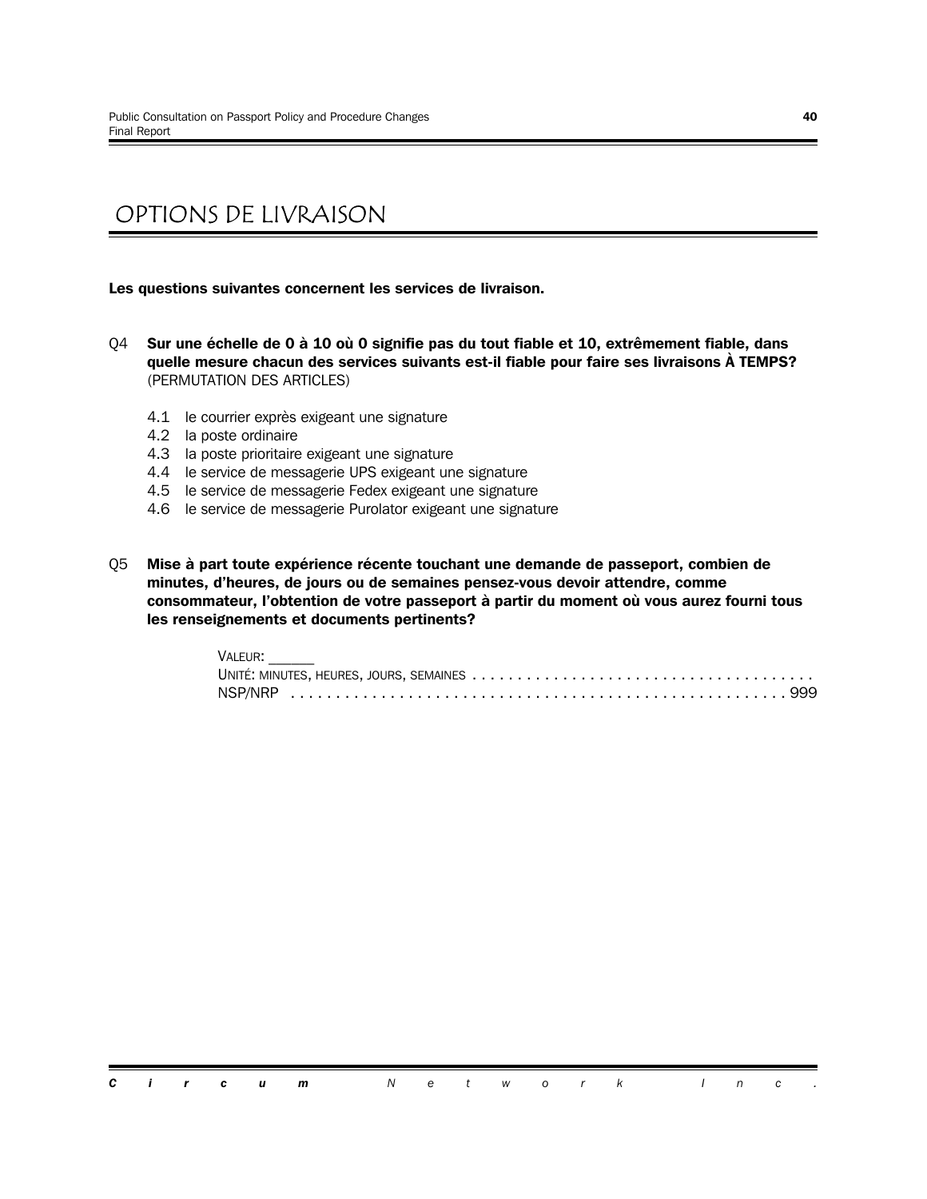# OPTIONS DE LIVRAISON

**Les questions suivantes concernent les services de livraison.**

Q4 **Sur une échelle de 0 à 10 où 0 signifie pas du tout fiable et 10, extrêmement fiable, dans quelle mesure chacun des services suivants est-il fiable pour faire ses livraisons À TEMPS?** (PERMUTATION DES ARTICLES)

- 4.1 le courrier exprès exigeant une signature
- 4.2 la poste ordinaire
- 4.3 la poste prioritaire exigeant une signature
- 4.4 le service de messagerie UPS exigeant une signature
- 4.5 le service de messagerie Fedex exigeant une signature
- 4.6 le service de messagerie Purolator exigeant une signature

Q5 **Mise à part toute expérience récente touchant une demande de passeport, combien de minutes, d'heures, de jours ou de semaines pensez-vous devoir attendre, comme consommateur, l'obtention de votre passeport à partir du moment où vous aurez fourni tous les renseignements et documents pertinents?**

VALEUR: ______
UNITÉ: MINUTES, HEURES, JOURS, SEMAINES . . . . . . . . . . . . . . . . . . . . . . . . . . . . . . . . . . . . . .
NSP/NRP . . . . . . . . . . . . . . . . . . . . . . . . . . . . . . . . . . . . . . . . . . . . . . . . . . . . . 999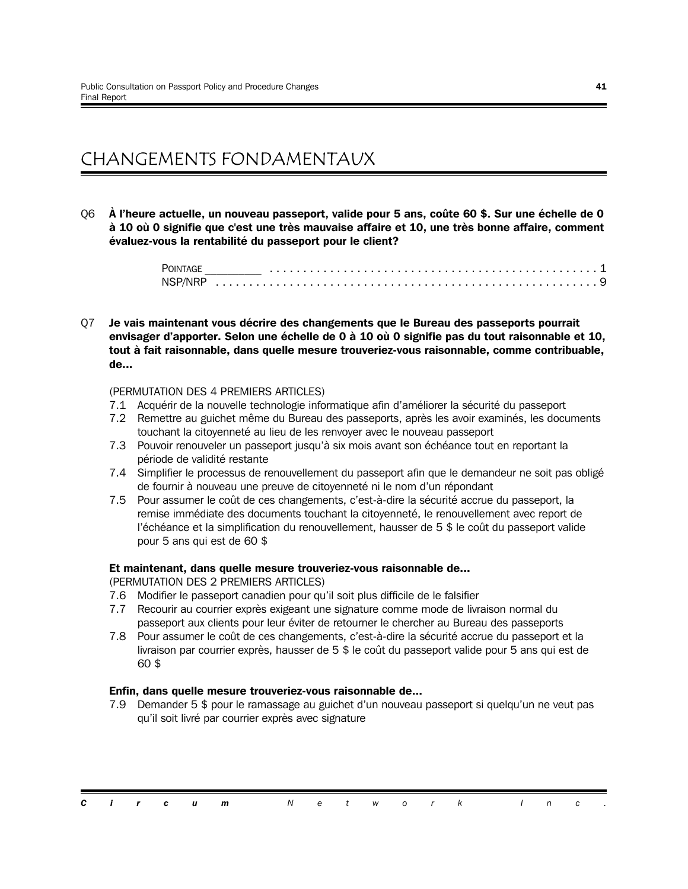# CHANGEMENTS FONDAMENTAUX

Q6 **À l'heure actuelle, un nouveau passeport, valide pour 5 ans, coûte 60 $. Sur une échelle de 0 à 10 où 0 signifie que c'est une très mauvaise affaire et 10, une très bonne affaire, comment évaluez-vous la rentabilité du passeport pour le client?**

POINTAGE _________ . . . . . . . . . . . . . . . . . . . . . . . . . . . . . . . . . . . . . . . . . . . . . . . 1
NSP/NRP . . . . . . . . . . . . . . . . . . . . . . . . . . . . . . . . . . . . . . . . . . . . . . . . . . . . . 9

Q7 **Je vais maintenant vous décrire des changements que le Bureau des passeports pourrait envisager d'apporter. Selon une échelle de 0 à 10 où 0 signifie pas du tout raisonnable et 10, tout à fait raisonnable, dans quelle mesure trouveriez-vous raisonnable, comme contribuable, de...**

(PERMUTATION DES 4 PREMIERS ARTICLES)

7.1 Acquérir de la nouvelle technologie informatique afin d'améliorer la sécurité du passeport
7.2 Remettre au guichet même du Bureau des passeports, après les avoir examinés, les documents touchant la citoyenneté au lieu de les renvoyer avec le nouveau passeport
7.3 Pouvoir renouveler un passeport jusqu'à six mois avant son échéance tout en reportant la période de validité restante
7.4 Simplifier le processus de renouvellement du passeport afin que le demandeur ne soit pas obligé de fournir à nouveau une preuve de citoyenneté ni le nom d'un répondant
7.5 Pour assumer le coût de ces changements, c'est-à-dire la sécurité accrue du passeport, la remise immédiate des documents touchant la citoyenneté, le renouvellement avec report de l'échéance et la simplification du renouvellement, hausser de 5 $ le coût du passeport valide pour 5 ans qui est de 60 $

**Et maintenant, dans quelle mesure trouveriez-vous raisonnable de...**
(PERMUTATION DES 2 PREMIERS ARTICLES)

7.6 Modifier le passeport canadien pour qu'il soit plus difficile de le falsifier
7.7 Recourir au courrier exprès exigeant une signature comme mode de livraison normal du passeport aux clients pour leur éviter de retourner le chercher au Bureau des passeports
7.8 Pour assumer le coût de ces changements, c'est-à-dire la sécurité accrue du passeport et la livraison par courrier exprès, hausser de 5 $ le coût du passeport valide pour 5 ans qui est de 60 $

**Enfin, dans quelle mesure trouveriez-vous raisonnable de...**

7.9 Demander 5 $ pour le ramassage au guichet d'un nouveau passeport si quelqu'un ne veut pas qu'il soit livré par courrier exprès avec signature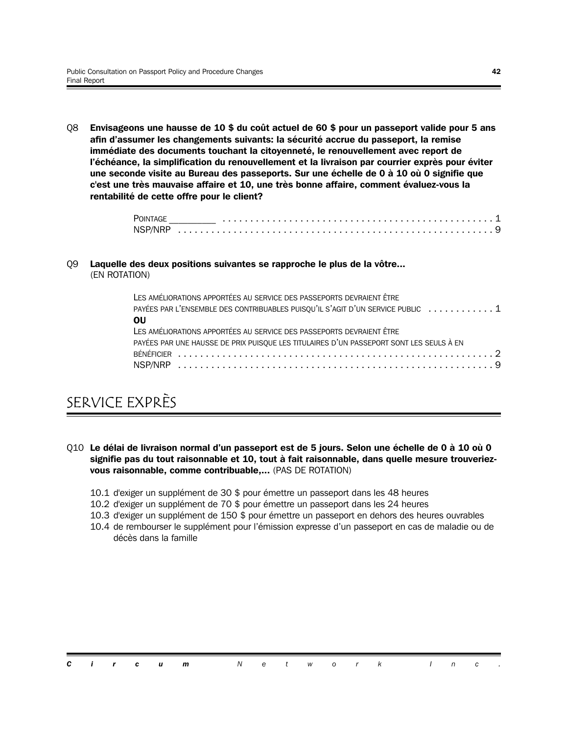Q8 **Envisageons une hausse de 10 $ du coût actuel de 60 $ pour un passeport valide pour 5 ans afin d'assumer les changements suivants: la sécurité accrue du passeport, la remise immédiate des documents touchant la citoyenneté, le renouvellement avec report de l'échéance, la simplification du renouvellement et la livraison par courrier exprès pour éviter une seconde visite au Bureau des passeports. Sur une échelle de 0 à 10 où 0 signifie que c'est une très mauvaise affaire et 10, une très bonne affaire, comment évaluez-vous la rentabilité de cette offre pour le client?**

POINTAGE _________ . . . . . . . . . . . . . . . . . . . . . . . . . . . . . . . . . . . . . . . . . . . . . . . 1
NSP/NRP . . . . . . . . . . . . . . . . . . . . . . . . . . . . . . . . . . . . . . . . . . . . . . . . . . . . . . . 9

Q9 **Laquelle des deux positions suivantes se rapproche le plus de la vôtre...**
(EN ROTATION)

LES AMÉLIORATIONS APPORTÉES AU SERVICE DES PASSEPORTS DEVRAIENT ÊTRE PAYÉES PAR L'ENSEMBLE DES CONTRIBUABLES PUISQU'IL S'AGIT D'UN SERVICE PUBLIC . . . . . . . . . . . . 1
**OU**
LES AMÉLIORATIONS APPORTÉES AU SERVICE DES PASSEPORTS DEVRAIENT ÊTRE PAYÉES PAR UNE HAUSSE DE PRIX PUISQUE LES TITULAIRES D'UN PASSEPORT SONT LES SEULS À EN BÉNÉFICIER . . . . . . . . . . . . . . . . . . . . . . . . . . . . . . . . . . . . . . . . . . . . . . . . . . . . . . 2
NSP/NRP . . . . . . . . . . . . . . . . . . . . . . . . . . . . . . . . . . . . . . . . . . . . . . . . . . . . . . . 9

# SERVICE EXPRÈS

Q10 **Le délai de livraison normal d'un passeport est de 5 jours. Selon une échelle de 0 à 10 où 0 signifie pas du tout raisonnable et 10, tout à fait raisonnable, dans quelle mesure trouveriez-vous raisonnable, comme contribuable,...** (PAS DE ROTATION)

10.1 d'exiger un supplément de 30 $ pour émettre un passeport dans les 48 heures
10.2 d'exiger un supplément de 70 $ pour émettre un passeport dans les 24 heures
10.3 d'exiger un supplément de 150 $ pour émettre un passeport en dehors des heures ouvrables
10.4 de rembourser le supplément pour l'émission expresse d'un passeport en cas de maladie ou de décès dans la famille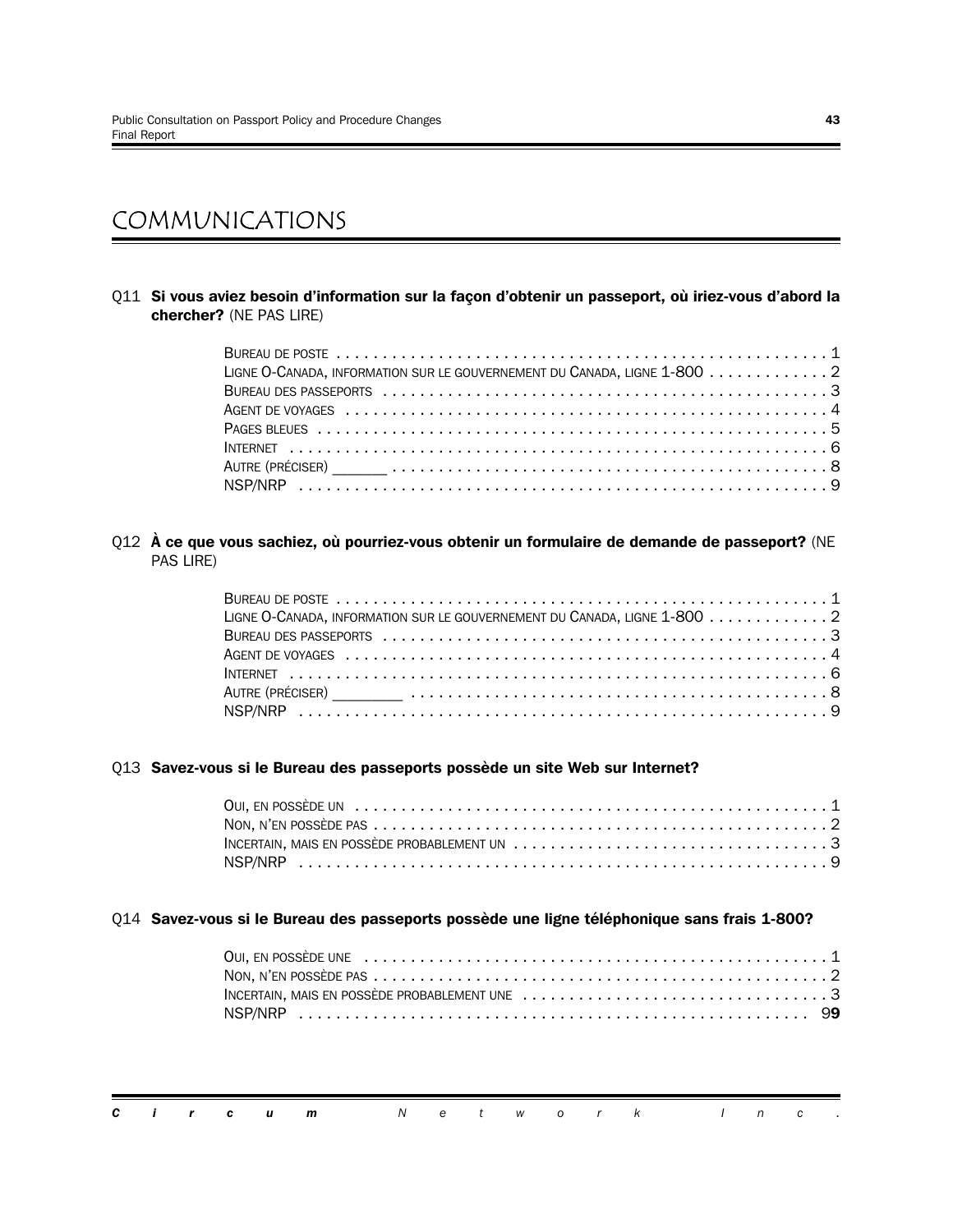# COMMUNICATIONS

Q11 **Si vous aviez besoin d'information sur la façon d'obtenir un passeport, où iriez-vous d'abord la chercher?** (NE PAS LIRE)

- Bureau de poste . . . . . . . . . . . . . . . . . . . . . . . . . . . . . . . . . . . . . . . . . . . . . . . . . . . . . 1
- Ligne O-Canada, information sur le gouvernement du Canada, ligne 1-800 . . . . . . . . . . . . . 2
- Bureau des passeports . . . . . . . . . . . . . . . . . . . . . . . . . . . . . . . . . . . . . . . . . . . . . . . . 3
- Agent de voyages . . . . . . . . . . . . . . . . . . . . . . . . . . . . . . . . . . . . . . . . . . . . . . . . . . . . 4
- Pages bleues . . . . . . . . . . . . . . . . . . . . . . . . . . . . . . . . . . . . . . . . . . . . . . . . . . . . . . . 5
- Internet . . . . . . . . . . . . . . . . . . . . . . . . . . . . . . . . . . . . . . . . . . . . . . . . . . . . . . . . . . . 6
- Autre (préciser) ______ . . . . . . . . . . . . . . . . . . . . . . . . . . . . . . . . . . . . . . . . . . . . . . . . 8
- NSP/NRP . . . . . . . . . . . . . . . . . . . . . . . . . . . . . . . . . . . . . . . . . . . . . . . . . . . . . . . . . . 9

Q12 **À ce que vous sachiez, où pourriez-vous obtenir un formulaire de demande de passeport?** (NE PAS LIRE)

- Bureau de poste . . . . . . . . . . . . . . . . . . . . . . . . . . . . . . . . . . . . . . . . . . . . . . . . . . . . . 1
- Ligne O-Canada, information sur le gouvernement du Canada, ligne 1-800 . . . . . . . . . . . . . 2
- Bureau des passeports . . . . . . . . . . . . . . . . . . . . . . . . . . . . . . . . . . . . . . . . . . . . . . . . 3
- Agent de voyages . . . . . . . . . . . . . . . . . . . . . . . . . . . . . . . . . . . . . . . . . . . . . . . . . . . . 4
- Internet . . . . . . . . . . . . . . . . . . . . . . . . . . . . . . . . . . . . . . . . . . . . . . . . . . . . . . . . . . . 6
- Autre (préciser) ________ . . . . . . . . . . . . . . . . . . . . . . . . . . . . . . . . . . . . . . . . . . . . . . 8
- NSP/NRP . . . . . . . . . . . . . . . . . . . . . . . . . . . . . . . . . . . . . . . . . . . . . . . . . . . . . . . . . . 9

Q13 **Savez-vous si le Bureau des passeports possède un site Web sur Internet?**

- Oui, en possède un . . . . . . . . . . . . . . . . . . . . . . . . . . . . . . . . . . . . . . . . . . . . . . . . . . . 1
- Non, n'en possède pas . . . . . . . . . . . . . . . . . . . . . . . . . . . . . . . . . . . . . . . . . . . . . . . . . 2
- Incertain, mais en possède probablement un . . . . . . . . . . . . . . . . . . . . . . . . . . . . . . . . . 3
- NSP/NRP . . . . . . . . . . . . . . . . . . . . . . . . . . . . . . . . . . . . . . . . . . . . . . . . . . . . . . . . . . 9

Q14 **Savez-vous si le Bureau des passeports possède une ligne téléphonique sans frais 1-800?**

- Oui, en possède une . . . . . . . . . . . . . . . . . . . . . . . . . . . . . . . . . . . . . . . . . . . . . . . . . . 1
- Non, n'en possède pas . . . . . . . . . . . . . . . . . . . . . . . . . . . . . . . . . . . . . . . . . . . . . . . . . 2
- Incertain, mais en possède probablement une . . . . . . . . . . . . . . . . . . . . . . . . . . . . . . . . 3
- NSP/NRP . . . . . . . . . . . . . . . . . . . . . . . . . . . . . . . . . . . . . . . . . . . . . . . . . . . . . . . . . 99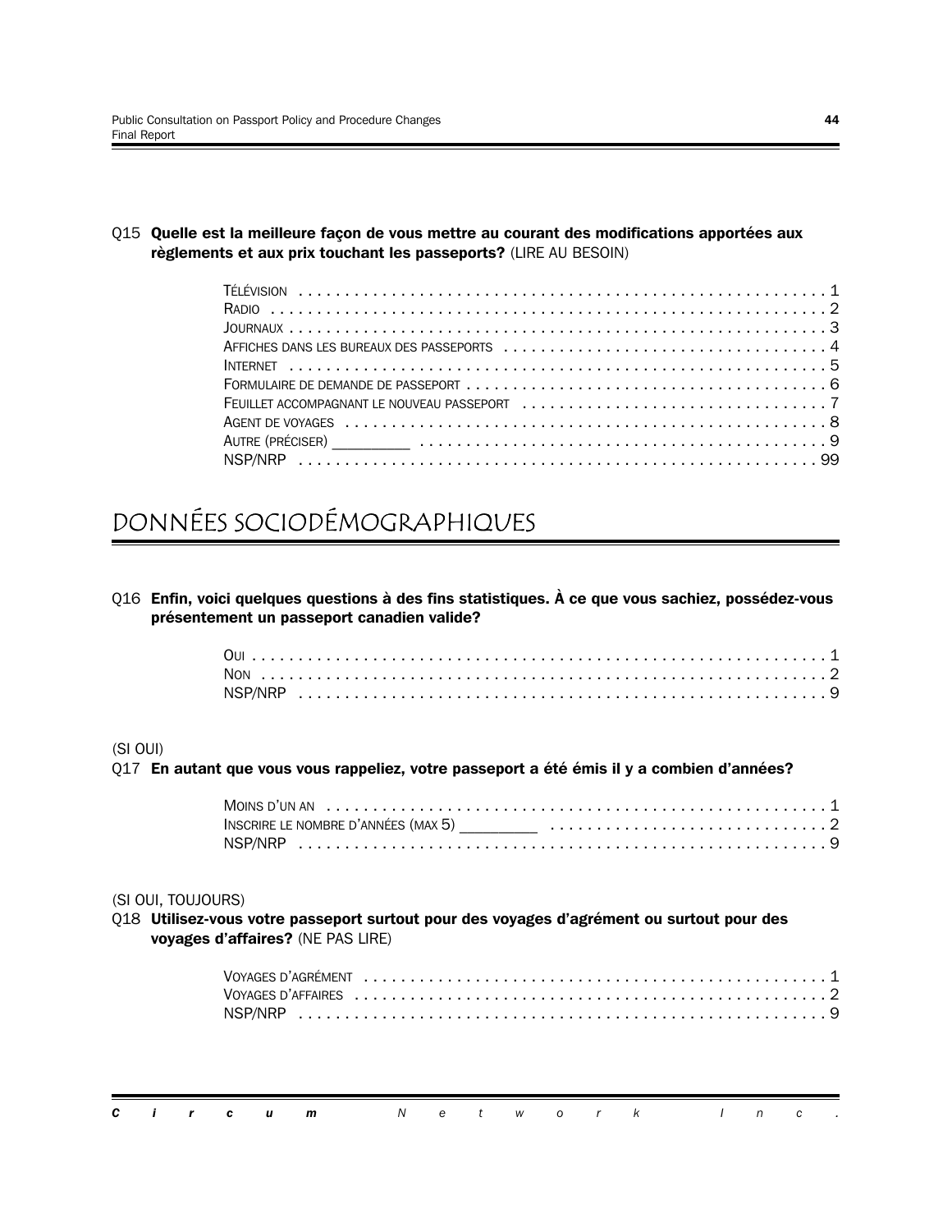Q15 **Quelle est la meilleure façon de vous mettre au courant des modifications apportées aux règlements et aux prix touchant les passeports?** (LIRE AU BESOIN)

- Télévision . . . . . 1
- Radio . . . . . 2
- Journaux . . . . . 3
- Affiches dans les bureaux des passeports . . . . . 4
- Internet . . . . . 5
- Formulaire de demande de passeport . . . . . 6
- Feuillet accompagnant le nouveau passeport . . . . . 7
- Agent de voyages . . . . . 8
- Autre (préciser) _________ . . . . . 9
- NSP/NRP . . . . . 99

# DONNÉES SOCIODÉMOGRAPHIQUES

Q16 **Enfin, voici quelques questions à des fins statistiques. À ce que vous sachiez, possédez-vous présentement un passeport canadien valide?**

- Oui . . . . . 1
- Non . . . . . 2
- NSP/NRP . . . . . 9

(SI OUI)

Q17 **En autant que vous vous rappeliez, votre passeport a été émis il y a combien d'années?**

- Moins d'un an . . . . . 1
- Inscrire le nombre d'années (max 5) _________ . . . . . 2
- NSP/NRP . . . . . 9

(SI OUI, TOUJOURS)

Q18 **Utilisez-vous votre passeport surtout pour des voyages d'agrément ou surtout pour des voyages d'affaires?** (NE PAS LIRE)

- Voyages d'agrément . . . . . 1
- Voyages d'affaires . . . . . 2
- NSP/NRP . . . . . 9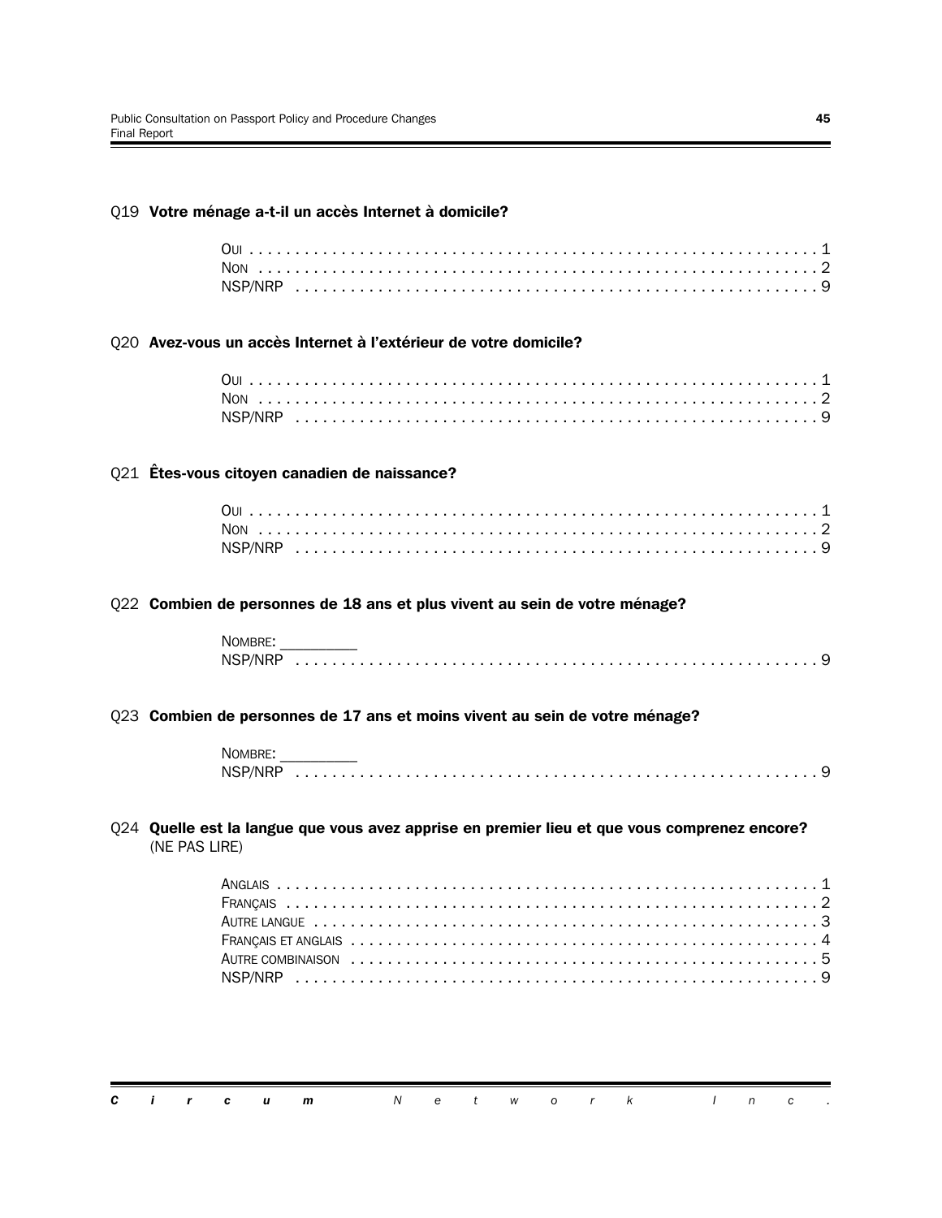Q19 **Votre ménage a-t-il un accès Internet à domicile?**

OUI . . . . . . . . . . . . . . . . . . . . . . . . . . . . . . . . . . . . . . . . . . . . . . . . . . . . . . . . . . . . 1
NON . . . . . . . . . . . . . . . . . . . . . . . . . . . . . . . . . . . . . . . . . . . . . . . . . . . . . . . . . . . 2
NSP/NRP . . . . . . . . . . . . . . . . . . . . . . . . . . . . . . . . . . . . . . . . . . . . . . . . . . . . . . 9

Q20 **Avez-vous un accès Internet à l'extérieur de votre domicile?**

OUI . . . . . . . . . . . . . . . . . . . . . . . . . . . . . . . . . . . . . . . . . . . . . . . . . . . . . . . . . . . . 1
NON . . . . . . . . . . . . . . . . . . . . . . . . . . . . . . . . . . . . . . . . . . . . . . . . . . . . . . . . . . . 2
NSP/NRP . . . . . . . . . . . . . . . . . . . . . . . . . . . . . . . . . . . . . . . . . . . . . . . . . . . . . . 9

Q21 **Êtes-vous citoyen canadien de naissance?**

OUI . . . . . . . . . . . . . . . . . . . . . . . . . . . . . . . . . . . . . . . . . . . . . . . . . . . . . . . . . . . . 1
NON . . . . . . . . . . . . . . . . . . . . . . . . . . . . . . . . . . . . . . . . . . . . . . . . . . . . . . . . . . . 2
NSP/NRP . . . . . . . . . . . . . . . . . . . . . . . . . . . . . . . . . . . . . . . . . . . . . . . . . . . . . . 9

Q22 **Combien de personnes de 18 ans et plus vivent au sein de votre ménage?**

NOMBRE: __________
NSP/NRP . . . . . . . . . . . . . . . . . . . . . . . . . . . . . . . . . . . . . . . . . . . . . . . . . . . . . . 9

Q23 **Combien de personnes de 17 ans et moins vivent au sein de votre ménage?**

NOMBRE: __________
NSP/NRP . . . . . . . . . . . . . . . . . . . . . . . . . . . . . . . . . . . . . . . . . . . . . . . . . . . . . . 9

Q24 **Quelle est la langue que vous avez apprise en premier lieu et que vous comprenez encore?** (NE PAS LIRE)

ANGLAIS . . . . . . . . . . . . . . . . . . . . . . . . . . . . . . . . . . . . . . . . . . . . . . . . . . . . . . . 1
FRANÇAIS . . . . . . . . . . . . . . . . . . . . . . . . . . . . . . . . . . . . . . . . . . . . . . . . . . . . . . 2
AUTRE LANGUE . . . . . . . . . . . . . . . . . . . . . . . . . . . . . . . . . . . . . . . . . . . . . . . . . . 3
FRANÇAIS ET ANGLAIS . . . . . . . . . . . . . . . . . . . . . . . . . . . . . . . . . . . . . . . . . . . . . 4
AUTRE COMBINAISON . . . . . . . . . . . . . . . . . . . . . . . . . . . . . . . . . . . . . . . . . . . . . 5
NSP/NRP . . . . . . . . . . . . . . . . . . . . . . . . . . . . . . . . . . . . . . . . . . . . . . . . . . . . . . 9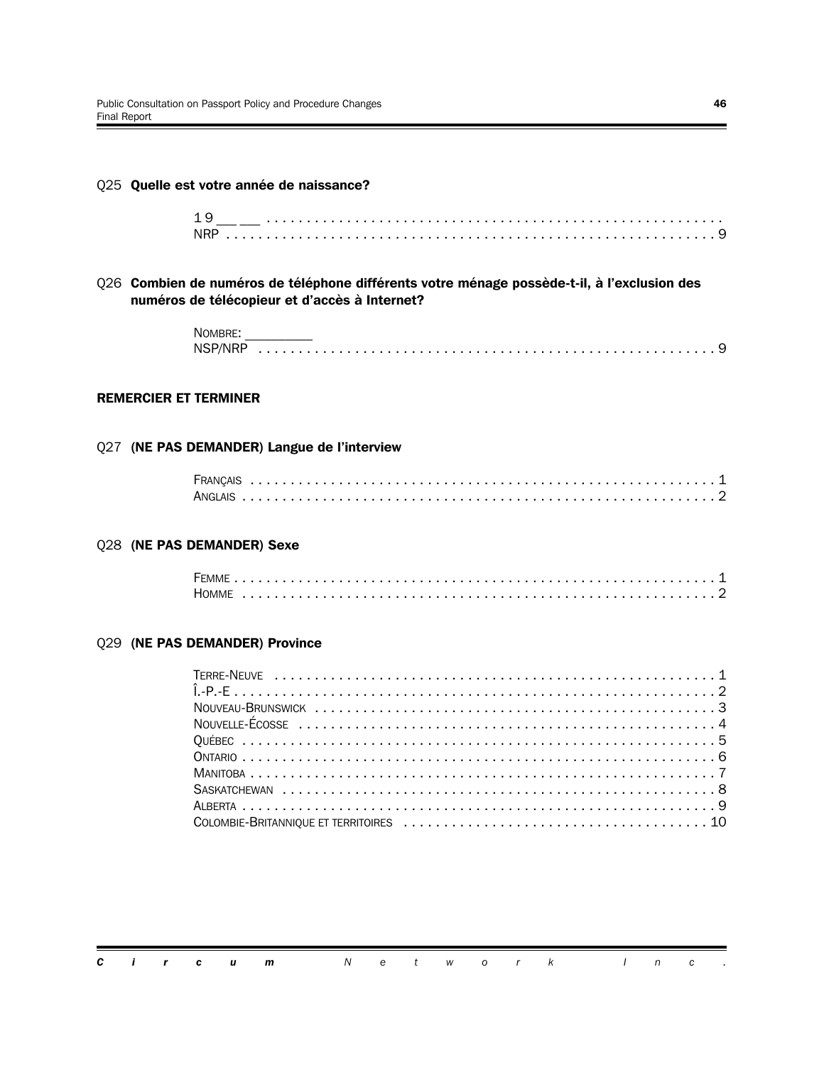Q25 **Quelle est votre année de naissance?**

19 __ __ ..........................................................
NRP ..............................................................9

Q26 **Combien de numéros de téléphone différents votre ménage possède-t-il, à l'exclusion des numéros de télécopieur et d'accès à Internet?**

Nombre: _________
NSP/NRP ..........................................................9

**REMERCIER ET TERMINER**

Q27 **(NE PAS DEMANDER) Langue de l'interview**

Français ..........................................................1
Anglais ..........................................................2

Q28 **(NE PAS DEMANDER) Sexe**

Femme ..........................................................1
Homme ..........................................................2

Q29 **(NE PAS DEMANDER) Province**

Terre-Neuve ..........................................................1
Î.-P.-E ..........................................................2
Nouveau-Brunswick ..........................................................3
Nouvelle-Écosse ..........................................................4
Québec ..........................................................5
Ontario ..........................................................6
Manitoba ..........................................................7
Saskatchewan ..........................................................8
Alberta ..........................................................9
Colombie-Britannique et territoires ..........................................................10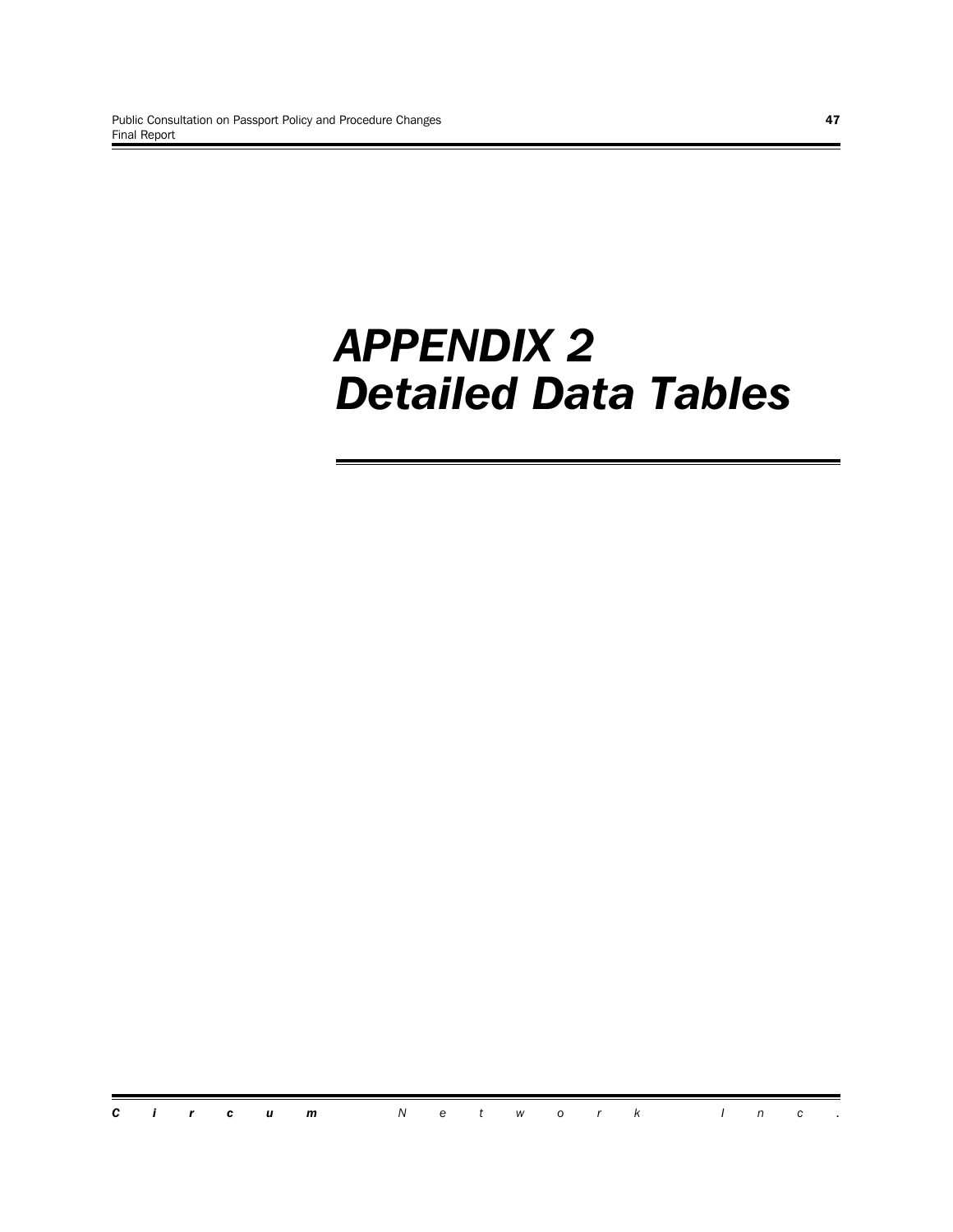# *APPENDIX 2*
# *Detailed Data Tables*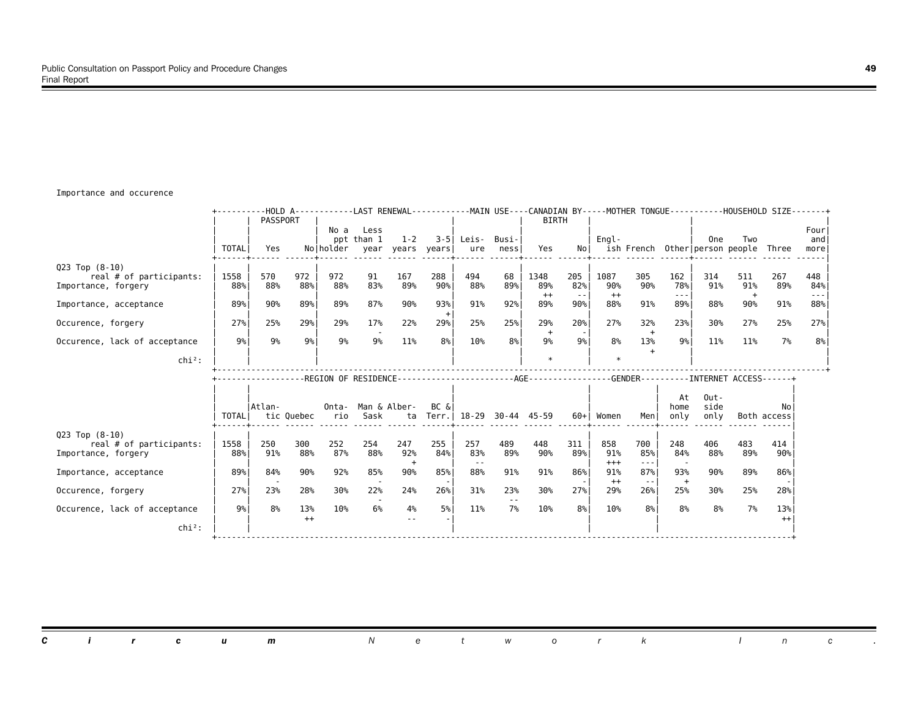Importance and occurence

| | TOTAL | HOLD A PASSPORT: Yes | No | LAST RENEWAL: No a ppt holder | Less than 1 year | 1-2 years | 3-5 years | MAIN USE: Leis-ure | Busi-ness | CANADIAN BY BIRTH: Yes | No | MOTHER TONGUE: Engl-ish | French | Other | HOUSEHOLD SIZE: One person | Two people | Three | Four and more |
|---|---|---|---|---|---|---|---|---|---|---|---|---|---|---|---|---|---|---|
| Q23 Top (8-10) | | | | | | | | | | | | | | | | | | |
| real # of participants: | 1558 | 570 | 972 | 972 | 91 | 167 | 288 | 494 | 68 | 1348 | 205 | 1087 | 305 | 162 | 314 | 511 | 267 | 448 |
| Importance, forgery | 88% | 88% | 88% | 88% | 83% | 89% | 90% | 88% | 89% | 89% ++ | 82% -- | 90% ++ | 90% | 78% --- | 91% | 91% + | 89% | 84% --- |
| Importance, acceptance | 89% | 90% | 89% | 89% | 87% | 90% | 93% + | 91% | 92% | 89% | 90% | 88% | 91% | 89% | 88% | 90% | 91% | 88% |
| Occurence, forgery | 27% | 25% | 29% | 29% | 17% - | 22% | 29% | 25% | 25% | 29% + | 20% - | 27% | 32% + | 23% | 30% | 27% | 25% | 27% |
| Occurence, lack of acceptance | 9% | 9% | 9% | 9% | 9% | 11% | 8% | 10% | 8% | 9% | 9% | 8% | 13% + | 9% | 11% | 11% | 7% | 8% |
| chi²: | | | | | | | | | | * | | * | | | | | | |

| | TOTAL | REGION OF RESIDENCE: Atlan-tic | Quebec | Onta-rio | Man & Sask | Alber-ta | BC & Terr. | AGE: 18-29 | 30-44 | 45-59 | 60+ | GENDER: Women | Men | INTERNET ACCESS: At home only | Out-side only | Both | No access |
|---|---|---|---|---|---|---|---|---|---|---|---|---|---|---|---|---|---|
| Q23 Top (8-10) | | | | | | | | | | | | | | | | | |
| real # of participants: | 1558 | 250 | 300 | 252 | 254 | 247 | 255 | 257 | 489 | 448 | 311 | 858 | 700 | 248 | 406 | 483 | 414 |
| Importance, forgery | 88% | 91% | 88% | 87% | 88% | 92% + | 84% | 83% -- | 89% | 90% | 89% | 91% +++ | 85% --- | 84% - | 88% | 89% | 90% |
| Importance, acceptance | 89% | 84% - | 90% | 92% | 85% - | 90% | 85% - | 88% | 91% | 91% | 86% - | 91% ++ | 87% -- | 93% + | 90% | 89% | 86% - |
| Occurence, forgery | 27% | 23% | 28% | 30% | 22% - | 24% | 26% | 31% | 23% -- | 30% | 27% | 29% | 26% | 25% | 30% | 25% | 28% |
| Occurence, lack of acceptance | 9% | 8% | 13% ++ | 10% | 6% | 4% -- | 5% - | 11% | 7% | 10% | 8% | 10% | 8% | 8% | 8% | 7% | 13% ++ |
| chi²: | | | | | | | | | | | | | | | | | |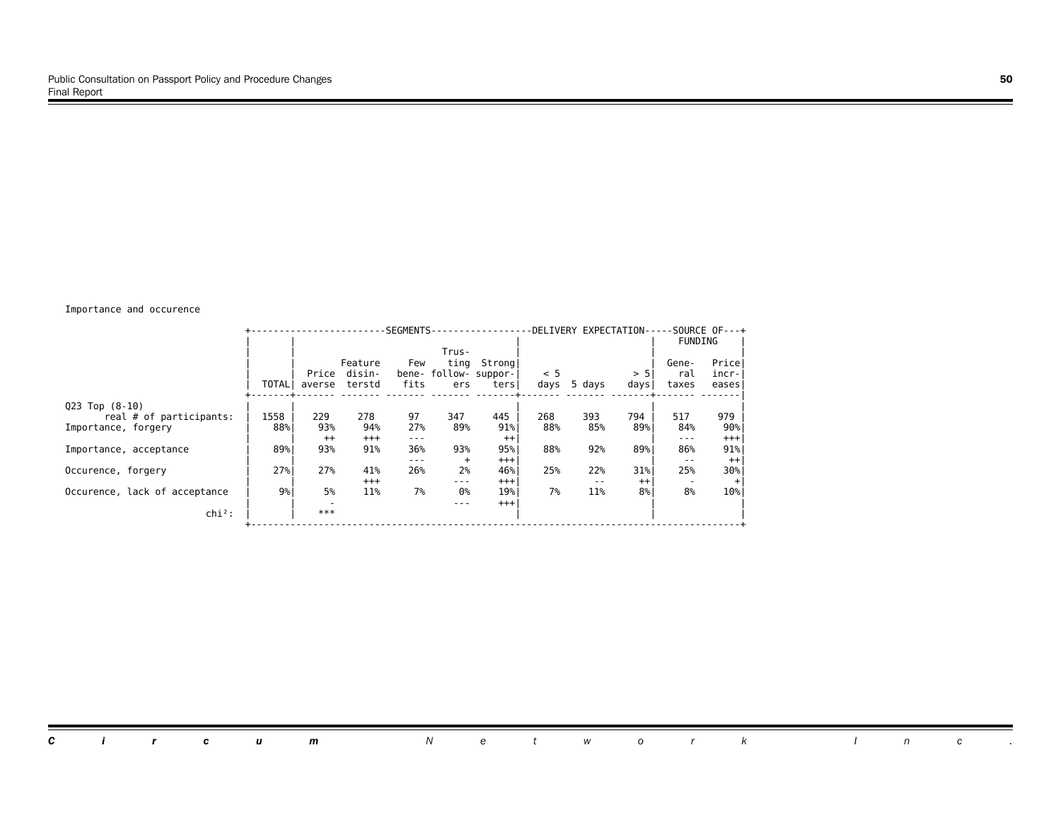Importance and occurence

| | | SEGMENTS | | | | | DELIVERY EXPECTATION | | | SOURCE OF FUNDING | |
|---|---|---|---|---|---|---|---|---|---|---|---|
| | TOTAL | Price averse | Feature disinterstd | Few benefits | Trusting followers | Strong supporters | < 5 days | 5 days | > 5 days | General taxes | Price increases |
| Q23 Top (8-10) | | | | | | | | | | | |
| real # of participants: | 1558 | 229 | 278 | 97 | 347 | 445 | 268 | 393 | 794 | 517 | 979 |
| Importance, forgery | 88% | 93% | 94% | 27% | 89% | 91% | 88% | 85% | 89% | 84% | 90% |
| | | ++ | +++ | --- | | ++ | | | | --- | +++ |
| Importance, acceptance | 89% | 93% | 91% | 36% | 93% | 95% | 88% | 92% | 89% | 86% | 91% |
| | | | | --- | + | +++ | | | | -- | ++ |
| Occurence, forgery | 27% | 27% | 41% | 26% | 2% | 46% | 25% | 22% | 31% | 25% | 30% |
| | | | +++ | | --- | +++ | | -- | ++ | - | + |
| Occurence, lack of acceptance | 9% | 5% | 11% | 7% | 0% | 19% | 7% | 11% | 8% | 8% | 10% |
| | | - | | | --- | +++ | | | | | |
| chi²: | | *** | | | | | | | | | |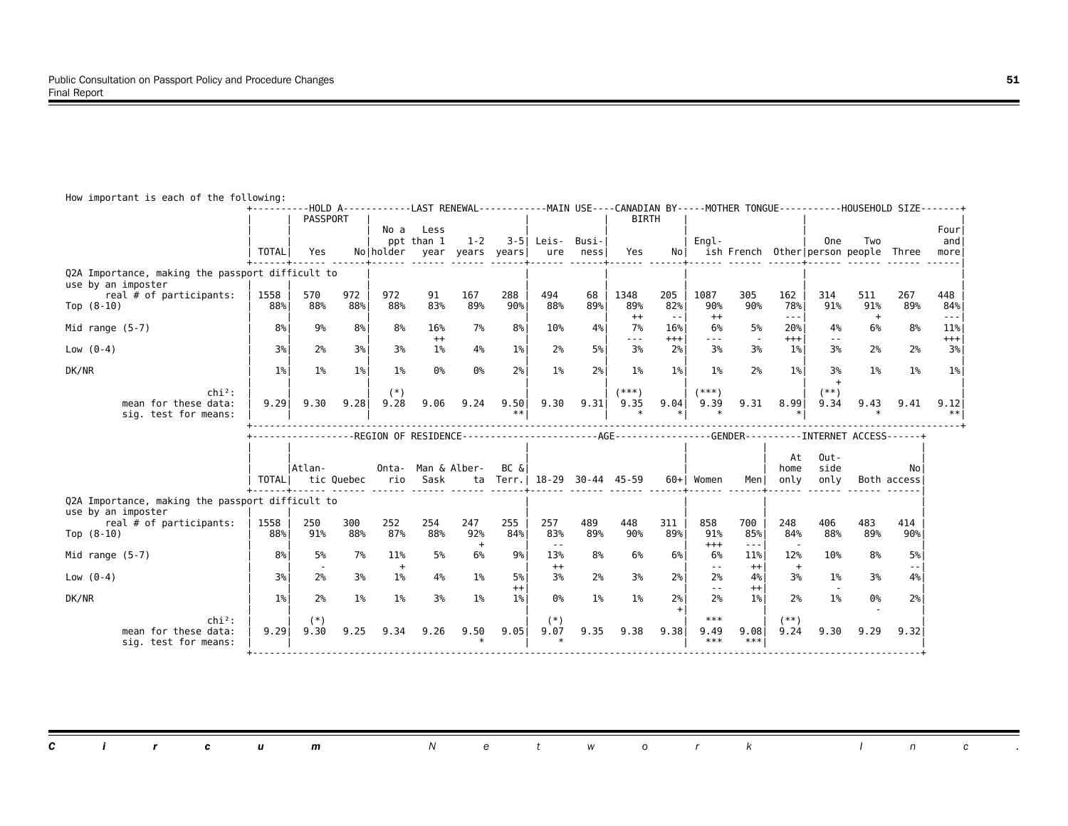How important is each of the following:

| | TOTAL | HOLD A PASSPORT: Yes | HOLD A PASSPORT: No | LAST RENEWAL: No a ppt holder | LAST RENEWAL: Less than 1 year | LAST RENEWAL: 1-2 years | LAST RENEWAL: 3-5 years | MAIN USE: Leisure | MAIN USE: Business | CANADIAN BY BIRTH: Yes | CANADIAN BY BIRTH: No | MOTHER TONGUE: English | MOTHER TONGUE: French | MOTHER TONGUE: Other | HOUSEHOLD SIZE: One person | HOUSEHOLD SIZE: Two people | HOUSEHOLD SIZE: Three | HOUSEHOLD SIZE: Four and more |
|---|---|---|---|---|---|---|---|---|---|---|---|---|---|---|---|---|---|---|
| Q2A Importance, making the passport difficult to use by an imposter | | | | | | | | | | | | | | | | | | |
| real # of participants: | 1558 | 570 | 972 | 972 | 91 | 167 | 288 | 494 | 68 | 1348 | 205 | 1087 | 305 | 162 | 314 | 511 | 267 | 448 |
| Top (8-10) | 88% | 88% | 88% | 88% | 83% | 89% | 90% | 88% | 89% | 89% ++ | 82% -- | 90% ++ | 90% | 78% --- | 91% | 91% + | 89% | 84% --- |
| Mid range (5-7) | 8% | 9% | 8% | 8% | 16% ++ | 7% | 8% | 10% | 4% | 7% --- | 16% +++ | 6% --- | 5% - | 20% +++ | 4% -- | 6% | 8% | 11% +++ |
| Low (0-4) | 3% | 2% | 3% | 3% | 1% | 4% | 1% | 2% | 5% | 3% | 2% | 3% | 3% | 1% | 3% | 2% | 2% | 3% |
| DK/NR | 1% | 1% | 1% | 1% | 0% | 0% | 2% | 1% | 2% | 1% | 1% | 1% | 2% | 1% | 3% + | 1% | 1% | 1% |
| chi²: | | | | (*) | | | | | | (***) | | (***) | | | (**) | | | |
| mean for these data: | 9.29 | 9.30 | 9.28 | 9.28 | 9.06 | 9.24 | 9.50 | 9.30 | 9.31 | 9.35 | 9.04 | 9.39 | 9.31 | 8.99 | 9.34 | 9.43 | 9.41 | 9.12 |
| sig. test for means: | | | | | | | ** | | | * | * | * | | * | | * | | ** |

| | TOTAL | REGION OF RESIDENCE: Atlantic | REGION OF RESIDENCE: Quebec | REGION OF RESIDENCE: Ontario | REGION OF RESIDENCE: Man & Sask | REGION OF RESIDENCE: Alberta | REGION OF RESIDENCE: BC & Terr. | AGE: 18-29 | AGE: 30-44 | AGE: 45-59 | AGE: 60+ | GENDER: Women | GENDER: Men | INTERNET ACCESS: At home only | INTERNET ACCESS: Outside only | INTERNET ACCESS: Both | INTERNET ACCESS: No access |
|---|---|---|---|---|---|---|---|---|---|---|---|---|---|---|---|---|---|
| Q2A Importance, making the passport difficult to use by an imposter | | | | | | | | | | | | | | | | | |
| real # of participants: | 1558 | 250 | 300 | 252 | 254 | 247 | 255 | 257 | 489 | 448 | 311 | 858 | 700 | 248 | 406 | 483 | 414 |
| Top (8-10) | 88% | 91% | 88% | 87% | 88% | 92% + | 84% | 83% -- | 89% | 90% | 89% | 91% +++ | 85% --- | 84% - | 88% | 89% | 90% |
| Mid range (5-7) | 8% | 5% - | 7% | 11% + | 5% | 6% | 9% | 13% ++ | 8% | 6% | 6% | 6% -- | 11% ++ | 12% + | 10% | 8% | 5% -- |
| Low (0-4) | 3% | 2% | 3% | 1% | 4% | 1% | 5% ++ | 3% | 2% | 3% | 2% | 2% -- | 4% ++ | 3% | 1% - | 3% | 4% |
| DK/NR | 1% | 2% | 1% | 1% | 3% | 1% | 1% | 0% | 1% | 1% | 2% + | 2% | 1% | 2% | 1% | 0% - | 2% |
| chi²: | | (*) | | | | | | (*) | | | | *** | | (**) | | | |
| mean for these data: | 9.29 | 9.30 | 9.25 | 9.34 | 9.26 | 9.50 | 9.05 | 9.07 | 9.35 | 9.38 | 9.38 | 9.49 | 9.08 | 9.24 | 9.30 | 9.29 | 9.32 |
| sig. test for means: | | | | | | * | | * | | | | *** | *** | | | | |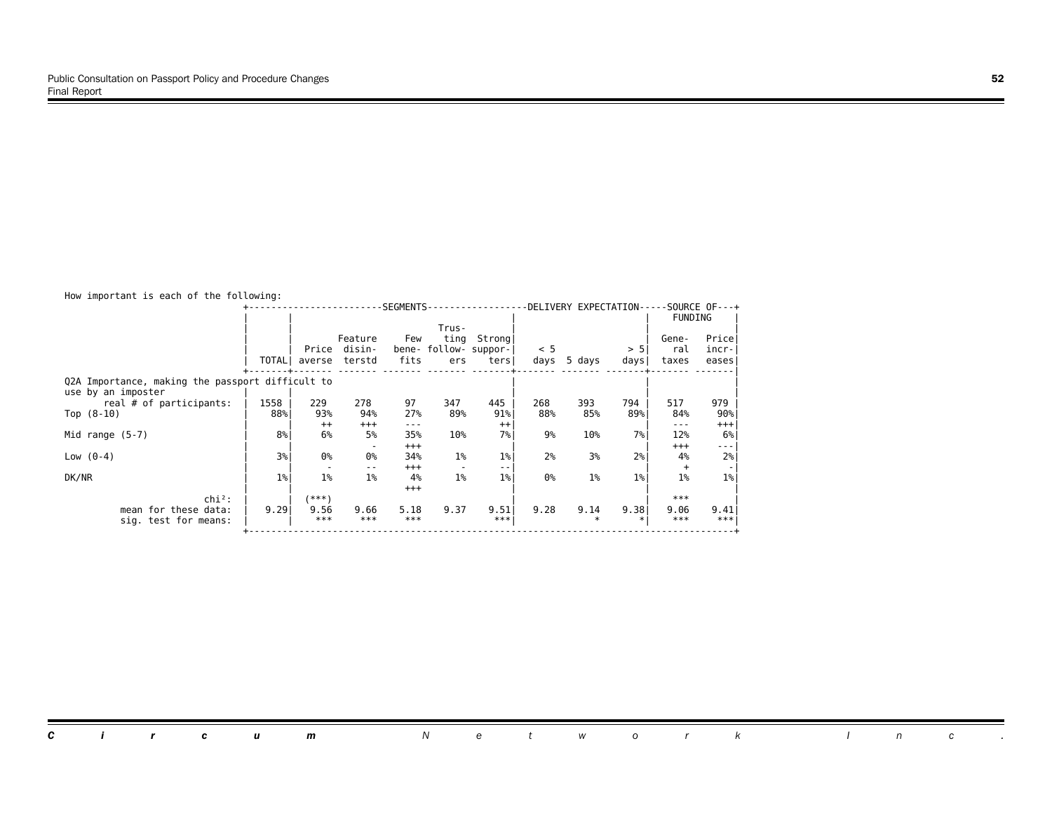How important is each of the following:

| | TOTAL | SEGMENTS: Price averse | Feature disinterstd | Few benefits | Trusting followers | Strong supporters | DELIVERY EXPECTATION: < 5 days | 5 days | > 5 days | SOURCE OF FUNDING: General taxes | Price increases |
|---|---|---|---|---|---|---|---|---|---|---|---|
| Q2A Importance, making the passport difficult to use by an imposter | | | | | | | | | | | |
| real # of participants: | 1558 | 229 | 278 | 97 | 347 | 445 | 268 | 393 | 794 | 517 | 979 |
| Top (8-10) | 88% | 93% | 94% | 27% | 89% | 91% | 88% | 85% | 89% | 84% | 90% |
| | | ++ | +++ | --- | | ++ | | | | --- | +++ |
| Mid range (5-7) | 8% | 6% | 5% | 35% | 10% | 7% | 9% | 10% | 7% | 12% | 6% |
| | | | - | +++ | | | | | | +++ | --- |
| Low (0-4) | 3% | 0% | 0% | 34% | 1% | 1% | 2% | 3% | 2% | 4% | 2% |
| | | - | -- | +++ | - | -- | | | | + | - |
| DK/NR | 1% | 1% | 1% | 4% | 1% | 1% | 0% | 1% | 1% | 1% | 1% |
| | | | | +++ | | | | | | | |
| chi²: | | (***) | | | | | | | | *** | |
| mean for these data: | 9.29 | 9.56 | 9.66 | 5.18 | 9.37 | 9.51 | 9.28 | 9.14 | 9.38 | 9.06 | 9.41 |
| sig. test for means: | | *** | *** | *** | | *** | | * | * | *** | *** |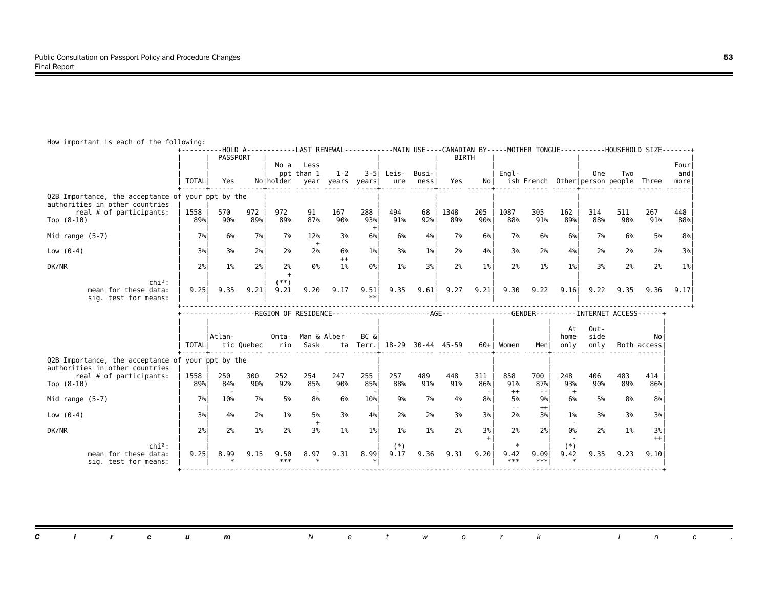How important is each of the following:

| | TOTAL | HOLD A PASSPORT: Yes | HOLD A PASSPORT: No | LAST RENEWAL: No a ppt holder | LAST RENEWAL: Less than 1 year | LAST RENEWAL: 1-2 years | LAST RENEWAL: 3-5 years | MAIN USE: Leisure | MAIN USE: Business | CANADIAN BY BIRTH: Yes | CANADIAN BY BIRTH: No | MOTHER TONGUE: English | MOTHER TONGUE: French | MOTHER TONGUE: Other | HOUSEHOLD SIZE: One person | HOUSEHOLD SIZE: Two people | HOUSEHOLD SIZE: Three | HOUSEHOLD SIZE: Four and more |
|---|---|---|---|---|---|---|---|---|---|---|---|---|---|---|---|---|---|---|
| Q2B Importance, the acceptance of your ppt by the authorities in other countries | | | | | | | | | | | | | | | | | | |
| real # of participants: | 1558 | 570 | 972 | 972 | 91 | 167 | 288 | 494 | 68 | 1348 | 205 | 1087 | 305 | 162 | 314 | 511 | 267 | 448 |
| Top (8-10) | 89% | 90% | 89% | 89% | 87% | 90% | 93% + | 91% | 92% | 89% | 90% | 88% | 91% | 89% | 88% | 90% | 91% | 88% |
| Mid range (5-7) | 7% | 6% | 7% | 7% | 12% + | 3% - | 6% | 6% | 4% | 7% | 6% | 7% | 6% | 6% | 7% | 6% | 5% | 8% |
| Low (0-4) | 3% | 3% | 2% | 2% | 2% | 6% ++ | 1% | 3% | 1% | 2% | 4% | 3% | 2% | 4% | 2% | 2% | 2% | 3% |
| DK/NR | 2% | 1% | 2% | 2% + | 0% | 1% | 0% | 1% | 3% | 2% | 1% | 2% | 1% | 1% | 3% | 2% | 2% | 1% |
| chi²: | | | | (**) | | | | | | | | | | | | | | |
| mean for these data: | 9.25 | 9.35 | 9.21 | 9.21 | 9.20 | 9.17 | 9.51 | 9.35 | 9.61 | 9.27 | 9.21 | 9.30 | 9.22 | 9.16 | 9.22 | 9.35 | 9.36 | 9.17 |
| sig. test for means: | | | | | | | ** | | | | | | | | | | | |

| | TOTAL | REGION OF RESIDENCE: Atlantic | REGION OF RESIDENCE: Quebec | REGION OF RESIDENCE: Ontario | REGION OF RESIDENCE: Man & Sask | REGION OF RESIDENCE: Alberta | REGION OF RESIDENCE: BC & Terr. | AGE: 18-29 | AGE: 30-44 | AGE: 45-59 | AGE: 60+ | GENDER: Women | GENDER: Men | INTERNET ACCESS: At home only | INTERNET ACCESS: Outside only | INTERNET ACCESS: Both | INTERNET ACCESS: No access |
|---|---|---|---|---|---|---|---|---|---|---|---|---|---|---|---|---|---|
| Q2B Importance, the acceptance of your ppt by the authorities in other countries | | | | | | | | | | | | | | | | | |
| real # of participants: | 1558 | 250 | 300 | 252 | 254 | 247 | 255 | 257 | 489 | 448 | 311 | 858 | 700 | 248 | 406 | 483 | 414 |
| Top (8-10) | 89% | 84% - | 90% | 92% | 85% - | 90% | 85% - | 88% | 91% | 91% | 86% - | 91% ++ | 87% -- | 93% + | 90% | 89% | 86% - |
| Mid range (5-7) | 7% | 10% | 7% | 5% | 8% | 6% | 10% | 9% | 7% | 4% - | 8% | 5% -- | 9% ++ | 6% | 5% | 8% | 8% |
| Low (0-4) | 3% | 4% | 2% | 1% | 5% + | 3% | 4% | 2% | 2% | 3% | 3% | 2% | 3% | 1% - | 3% | 3% | 3% |
| DK/NR | 2% | 2% | 1% | 2% | 3% | 1% | 1% | 1% | 1% | 2% | 3% + | 2% | 2% | 0% - | 2% | 1% | 3% ++ |
| chi²: | | | | | | | | (*) | | | | * | | (*) | | | |
| mean for these data: | 9.25 | 8.99 | 9.15 | 9.50 | 8.97 | 9.31 | 8.99 | 9.17 | 9.36 | 9.31 | 9.20 | 9.42 | 9.09 | 9.42 | 9.35 | 9.23 | 9.10 |
| sig. test for means: | | * | | *** | * | | * | | | | | *** | *** | * | | | |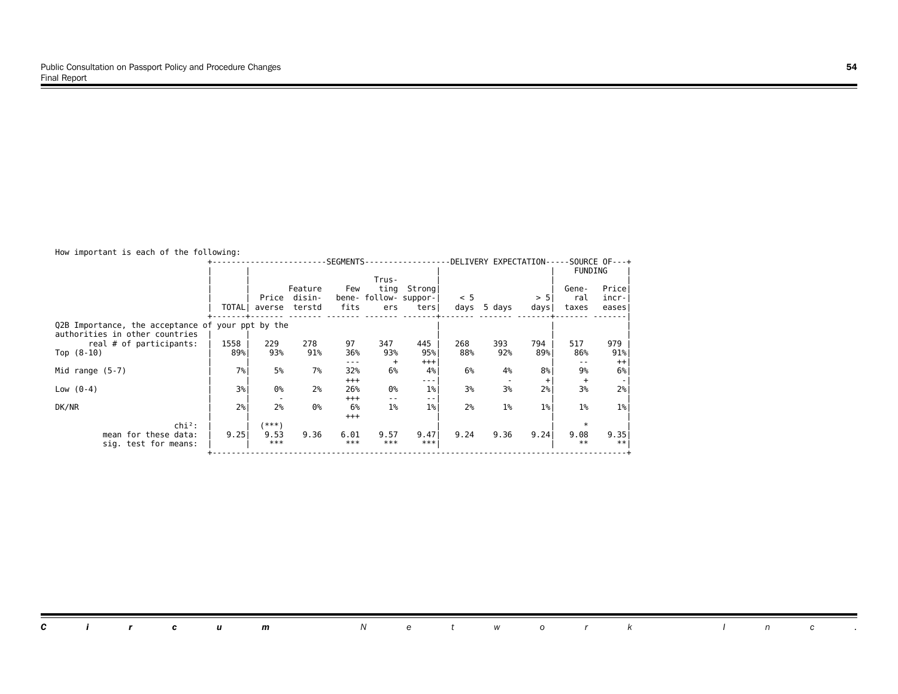How important is each of the following:

| | TOTAL | SEGMENTS: Price averse | Feature disinterstd | Few benefits | Trusting followers | Strong supporters | DELIVERY EXPECTATION: < 5 days | 5 days | > 5 days | SOURCE OF FUNDING: General taxes | Price increases |
|---|---|---|---|---|---|---|---|---|---|---|---|
| Q2B Importance, the acceptance of your ppt by the authorities in other countries | | | | | | | | | | | |
| real # of participants: | 1558 | 229 | 278 | 97 | 347 | 445 | 268 | 393 | 794 | 517 | 979 |
| Top (8-10) | 89% | 93% | 91% | 36% | 93% | 95% | 88% | 92% | 89% | 86% | 91% |
| | | | | --- | + | +++ | | | | -- | ++ |
| Mid range (5-7) | 7% | 5% | 7% | 32% | 6% | 4% | 6% | 4% | 8% | 9% | 6% |
| | | | | +++ | | --- | | - | + | + | - |
| Low (0-4) | 3% | 0% | 2% | 26% | 0% | 1% | 3% | 3% | 2% | 3% | 2% |
| | | - | | +++ | -- | -- | | | | | |
| DK/NR | 2% | 2% | 0% | 6% | 1% | 1% | 2% | 1% | 1% | 1% | 1% |
| | | | | +++ | | | | | | | |
| chi²: | | (***) | | | | | | | | * | |
| mean for these data: | 9.25 | 9.53 | 9.36 | 6.01 | 9.57 | 9.47 | 9.24 | 9.36 | 9.24 | 9.08 | 9.35 |
| sig. test for means: | | *** | | *** | *** | *** | | | | ** | ** |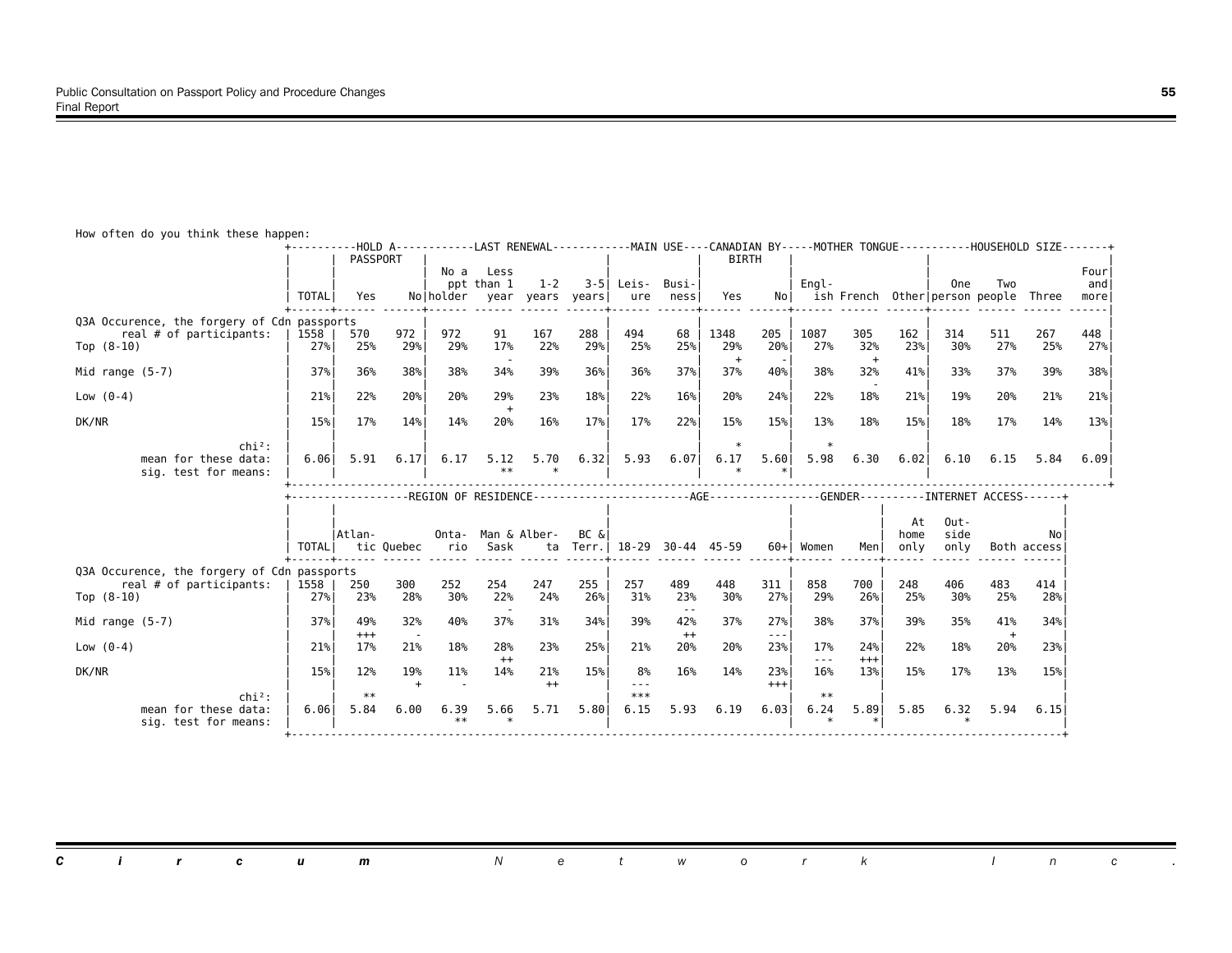How often do you think these happen:

| | TOTAL | HOLD A PASSPORT: Yes | No | LAST RENEWAL: No a ppt holder | Less than 1 year | 1-2 years | 3-5 years | MAIN USE: Leisure | Business | CANADIAN BY BIRTH: Yes | No | MOTHER TONGUE: English | French | Other | HOUSEHOLD SIZE: One person | Two people | Three | Four and more |
|---|---|---|---|---|---|---|---|---|---|---|---|---|---|---|---|---|---|---|
| **Q3A Occurence, the forgery of Cdn passports** | | | | | | | | | | | | | | | | | | |
| real # of participants: | 1558 | 570 | 972 | 972 | 91 | 167 | 288 | 494 | 68 | 1348 | 205 | 1087 | 305 | 162 | 314 | 511 | 267 | 448 |
| Top (8-10) | 27% | 25% | 29% | 29% | 17% | 22% | 29% | 25% | 25% | 29% | 20% | 27% | 32% | 23% | 30% | 27% | 25% | 27% |
| | | | | | - | | | | | + | - | | + | | | | | |
| Mid range (5-7) | 37% | 36% | 38% | 38% | 34% | 39% | 36% | 36% | 37% | 37% | 40% | 38% | 32% | 41% | 33% | 37% | 39% | 38% |
| | | | | | | | | | | | | | - | | | | | |
| Low (0-4) | 21% | 22% | 20% | 20% | 29% | 23% | 18% | 22% | 16% | 20% | 24% | 22% | 18% | 21% | 19% | 20% | 21% | 21% |
| | | | | | + | | | | | | | | | | | | | |
| DK/NR | 15% | 17% | 14% | 14% | 20% | 16% | 17% | 17% | 22% | 15% | 15% | 13% | 18% | 15% | 18% | 17% | 14% | 13% |
| chi²: | | | | | | | | | | * | | * | | | | | | |
| mean for these data: | 6.06 | 5.91 | 6.17 | 6.17 | 5.12 | 5.70 | 6.32 | 5.93 | 6.07 | 6.17 | 5.60 | 5.98 | 6.30 | 6.02 | 6.10 | 6.15 | 5.84 | 6.09 |
| sig. test for means: | | | | | ** | * | | | | * | * | | | | | | | |

| | TOTAL | REGION OF RESIDENCE: Atlantic | Quebec | Ontario | Man & Sask | Alberta | BC & Terr. | AGE: 18-29 | 30-44 | 45-59 | 60+ | GENDER: Women | Men | INTERNET ACCESS: At home only | Outside only | Both | No access |
|---|---|---|---|---|---|---|---|---|---|---|---|---|---|---|---|---|---|
| **Q3A Occurence, the forgery of Cdn passports** | | | | | | | | | | | | | | | | | |
| real # of participants: | 1558 | 250 | 300 | 252 | 254 | 247 | 255 | 257 | 489 | 448 | 311 | 858 | 700 | 248 | 406 | 483 | 414 |
| Top (8-10) | 27% | 23% | 28% | 30% | 22% | 24% | 26% | 31% | 23% | 30% | 27% | 29% | 26% | 25% | 30% | 25% | 28% |
| | | | | | - | | | | -- | | | | | | | | |
| Mid range (5-7) | 37% | 49% | 32% | 40% | 37% | 31% | 34% | 39% | 42% | 37% | 27% | 38% | 37% | 39% | 35% | 41% | 34% |
| | | +++ | - | | | | | | ++ | | --- | | | | | + | |
| Low (0-4) | 21% | 17% | 21% | 18% | 28% | 23% | 25% | 21% | 20% | 20% | 23% | 17% | 24% | 22% | 18% | 20% | 23% |
| | | | | | ++ | | | | | | | --- | +++ | | | | |
| DK/NR | 15% | 12% | 19% | 11% | 14% | 21% | 15% | 8% | 16% | 14% | 23% | 16% | 13% | 15% | 17% | 13% | 15% |
| | | | + | - | | ++ | | --- | | | +++ | | | | | | |
| chi²: | | ** | | | | | | *** | | | | ** | | | | | |
| mean for these data: | 6.06 | 5.84 | 6.00 | 6.39 | 5.66 | 5.71 | 5.80 | 6.15 | 5.93 | 6.19 | 6.03 | 6.24 | 5.89 | 5.85 | 6.32 | 5.94 | 6.15 |
| sig. test for means: | | | | ** | * | | | | | | | * | * | | * | | |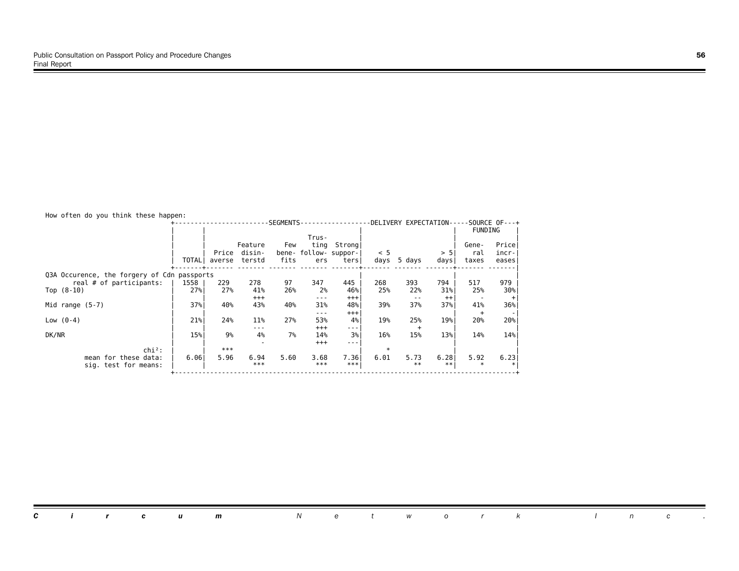How often do you think these happen:

| | TOTAL | SEGMENTS: Price averse | Feature disinterstd | Few benefits | Trusting followers | Strong supporters | DELIVERY EXPECTATION: < 5 days | 5 days | > 5 days | SOURCE OF FUNDING: General taxes | Price increases |
|---|---|---|---|---|---|---|---|---|---|---|---|
| Q3A Occurence, the forgery of Cdn passports | | | | | | | | | | | |
| real # of participants: | 1558 | 229 | 278 | 97 | 347 | 445 | 268 | 393 | 794 | 517 | 979 |
| Top (8-10) | 27% | 27% | 41% | 26% | 2% | 46% | 25% | 22% | 31% | 25% | 30% |
| | | | +++ | | --- | +++ | | -- | ++ | - | + |
| Mid range (5-7) | 37% | 40% | 43% | 40% | 31% | 48% | 39% | 37% | 37% | 41% | 36% |
| | | | | | --- | +++ | | | | + | - |
| Low (0-4) | 21% | 24% | 11% | 27% | 53% | 4% | 19% | 25% | 19% | 20% | 20% |
| | | | --- | | +++ | --- | | + | | | |
| DK/NR | 15% | 9% | 4% | 7% | 14% | 3% | 16% | 15% | 13% | 14% | 14% |
| | | | - | | +++ | --- | | | | | |
| chi²: | | *** | | | | | * | | | | |
| mean for these data: | 6.06 | 5.96 | 6.94 | 5.60 | 3.68 | 7.36 | 6.01 | 5.73 | 6.28 | 5.92 | 6.23 |
| sig. test for means: | | | *** | | *** | *** | | ** | ** | * | * |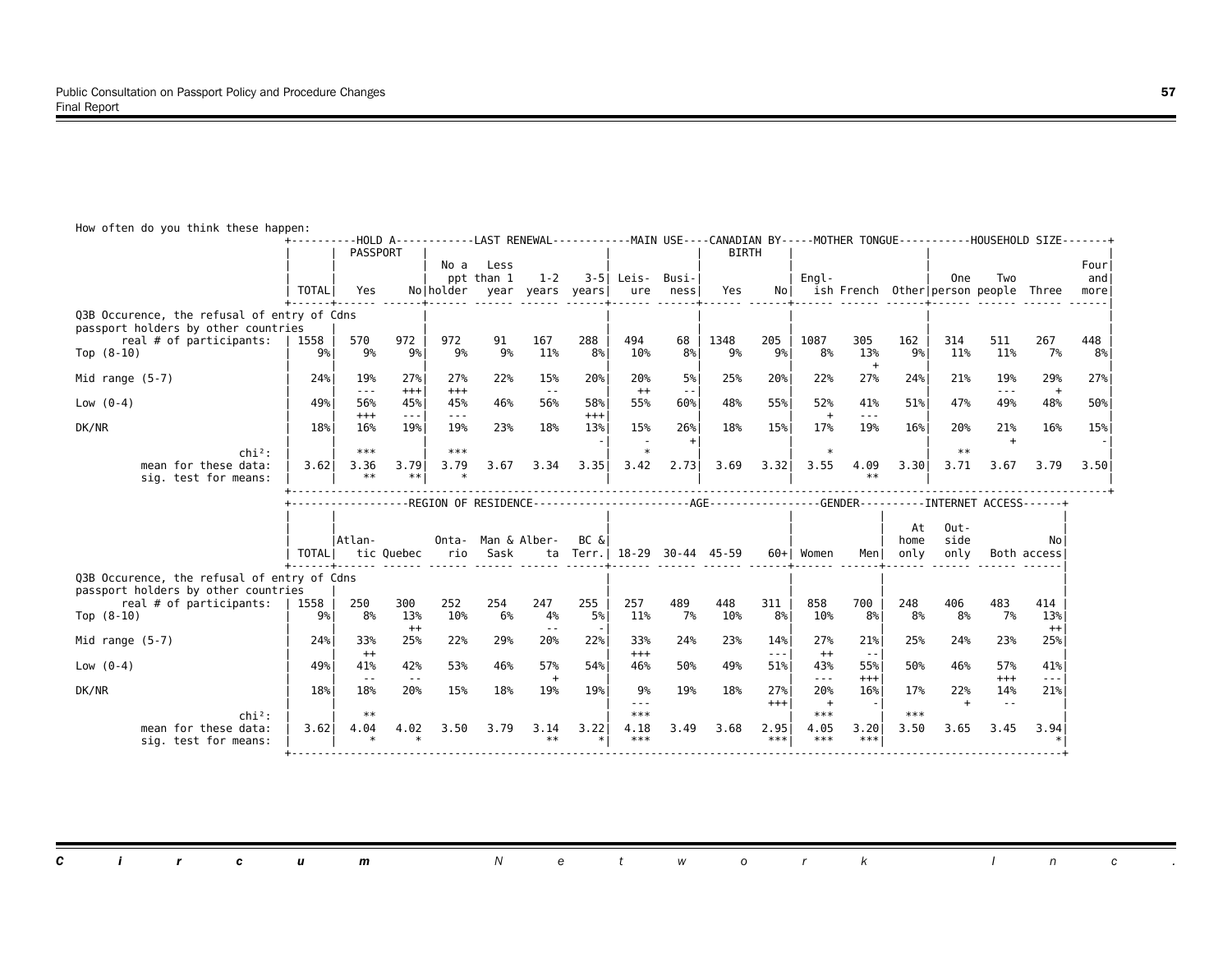How often do you think these happen:

| | TOTAL | HOLD A PASSPORT: Yes | HOLD A PASSPORT: No | LAST RENEWAL: No a ppt holder | LAST RENEWAL: Less than 1 year | LAST RENEWAL: 1-2 years | LAST RENEWAL: 3-5 years | MAIN USE: Leisure | MAIN USE: Business | CANADIAN BY BIRTH: Yes | CANADIAN BY BIRTH: No | MOTHER TONGUE: English | MOTHER TONGUE: French | MOTHER TONGUE: Other | HOUSEHOLD SIZE: One person | HOUSEHOLD SIZE: Two people | HOUSEHOLD SIZE: Three | HOUSEHOLD SIZE: Four and more |
|---|---|---|---|---|---|---|---|---|---|---|---|---|---|---|---|---|---|---|
| **Q3B Occurence, the refusal of entry of Cdns passport holders by other countries** | | | | | | | | | | | | | | | | | | |
| real # of participants: | 1558 | 570 | 972 | 972 | 91 | 167 | 288 | 494 | 68 | 1348 | 205 | 1087 | 305 | 162 | 314 | 511 | 267 | 448 |
| Top (8-10) | 9% | 9% | 9% | 9% | 9% | 11% | 8% | 10% | 8% | 9% | 9% | 8% | 13% | 9% | 11% | 11% | 7% | 8% |
| | | | | | | | | | | | | | + | | | | | |
| Mid range (5-7) | 24% | 19% | 27% | 27% | 22% | 15% | 20% | 20% | 5% | 25% | 20% | 22% | 27% | 24% | 21% | 19% | 29% | 27% |
| | | --- | +++ | +++ | | -- | | ++ | -- | | | | | | | --- | + | |
| Low (0-4) | 49% | 56% | 45% | 45% | 46% | 56% | 58% | 55% | 60% | 48% | 55% | 52% | 41% | 51% | 47% | 49% | 48% | 50% |
| | | +++ | --- | --- | | | +++ | | | | | + | --- | | | | | |
| DK/NR | 18% | 16% | 19% | 19% | 23% | 18% | 13% | 15% | 26% | 18% | 15% | 17% | 19% | 16% | 20% | 21% | 16% | 15% |
| | | | | | | | - | - | + | | | | | | | + | | - |
| chi²: | | *** | | *** | | | | * | | | | * | | | ** | | | |
| mean for these data: | 3.62 | 3.36 | 3.79 | 3.79 | 3.67 | 3.34 | 3.35 | 3.42 | 2.73 | 3.69 | 3.32 | 3.55 | 4.09 | 3.30 | 3.71 | 3.67 | 3.79 | 3.50 |
| sig. test for means: | | ** | ** | * | | | | | | | | | ** | | | | | |

| | TOTAL | REGION OF RESIDENCE: Atlantic | REGION OF RESIDENCE: Quebec | REGION OF RESIDENCE: Ontario | REGION OF RESIDENCE: Man & Sask | REGION OF RESIDENCE: Alberta | REGION OF RESIDENCE: BC & Terr. | AGE: 18-29 | AGE: 30-44 | AGE: 45-59 | AGE: 60+ | GENDER: Women | GENDER: Men | INTERNET ACCESS: At home only | INTERNET ACCESS: Outside only | INTERNET ACCESS: Both | INTERNET ACCESS: No access |
|---|---|---|---|---|---|---|---|---|---|---|---|---|---|---|---|---|---|
| **Q3B Occurence, the refusal of entry of Cdns passport holders by other countries** | | | | | | | | | | | | | | | | | |
| real # of participants: | 1558 | 250 | 300 | 252 | 254 | 247 | 255 | 257 | 489 | 448 | 311 | 858 | 700 | 248 | 406 | 483 | 414 |
| Top (8-10) | 9% | 8% | 13% | 10% | 6% | 4% | 5% | 11% | 7% | 10% | 8% | 10% | 8% | 8% | 8% | 7% | 13% |
| | | | ++ | | | -- | - | | | | | | | | | | ++ |
| Mid range (5-7) | 24% | 33% | 25% | 22% | 29% | 20% | 22% | 33% | 24% | 23% | 14% | 27% | 21% | 25% | 24% | 23% | 25% |
| | | ++ | | | | | | +++ | | | --- | ++ | -- | | | | |
| Low (0-4) | 49% | 41% | 42% | 53% | 46% | 57% | 54% | 46% | 50% | 49% | 51% | 43% | 55% | 50% | 46% | 57% | 41% |
| | | -- | -- | | | + | | | | | | --- | +++ | | | +++ | --- |
| DK/NR | 18% | 18% | 20% | 15% | 18% | 19% | 19% | 9% | 19% | 18% | 27% | 20% | 16% | 17% | 22% | 14% | 21% |
| | | | | | | | | --- | | | +++ | + | - | | + | -- | |
| chi²: | | ** | | | | | | *** | | | | *** | | *** | | | |
| mean for these data: | 3.62 | 4.04 | 4.02 | 3.50 | 3.79 | 3.14 | 3.22 | 4.18 | 3.49 | 3.68 | 2.95 | 4.05 | 3.20 | 3.50 | 3.65 | 3.45 | 3.94 |
| sig. test for means: | | * | * | | | ** | * | *** | | | *** | *** | *** | | | | * |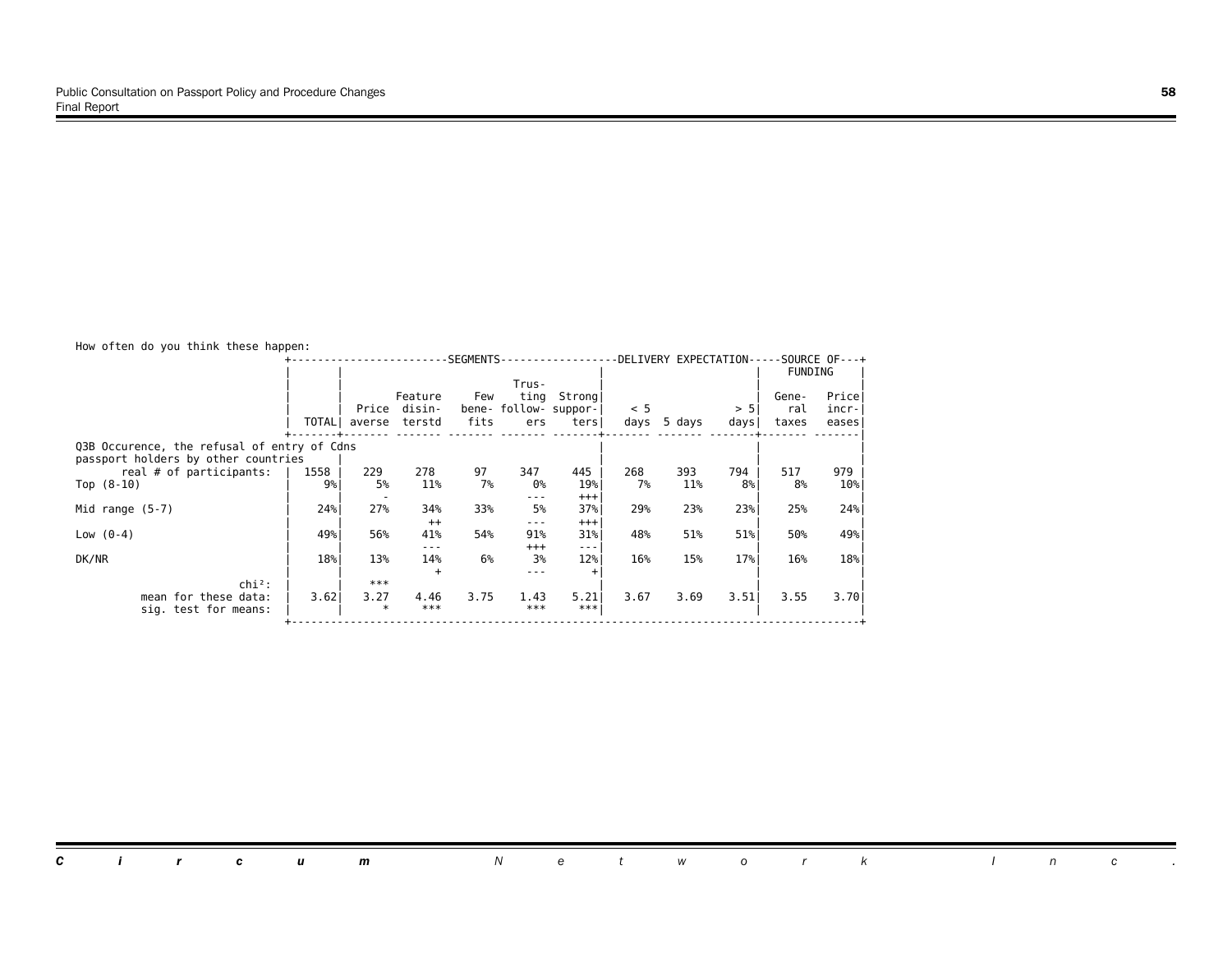How often do you think these happen:

| | TOTAL | SEGMENTS: Price averse | Feature disinterstd | Few benefits | Trusting followers | Strong supporters | DELIVERY EXPECTATION: < 5 days | 5 days | > 5 days | SOURCE OF FUNDING: General taxes | Price increases |
|---|---|---|---|---|---|---|---|---|---|---|---|
| Q3B Occurence, the refusal of entry of Cdns passport holders by other countries | | | | | | | | | | | |
| real # of participants: | 1558 | 229 | 278 | 97 | 347 | 445 | 268 | 393 | 794 | 517 | 979 |
| Top (8-10) | 9% | 5% | 11% | 7% | 0% | 19% | 7% | 11% | 8% | 8% | 10% |
| | | - | | | --- | +++ | | | | | |
| Mid range (5-7) | 24% | 27% | 34% | 33% | 5% | 37% | 29% | 23% | 23% | 25% | 24% |
| | | | ++ | | --- | +++ | | | | | |
| Low (0-4) | 49% | 56% | 41% | 54% | 91% | 31% | 48% | 51% | 51% | 50% | 49% |
| | | | --- | | +++ | --- | | | | | |
| DK/NR | 18% | 13% | 14% | 6% | 3% | 12% | 16% | 15% | 17% | 16% | 18% |
| | | | + | | --- | + | | | | | |
| chi²: | | *** | | | | | | | | | |
| mean for these data: | 3.62 | 3.27 | 4.46 | 3.75 | 1.43 | 5.21 | 3.67 | 3.69 | 3.51 | 3.55 | 3.70 |
| sig. test for means: | | * | *** | | *** | *** | | | | | |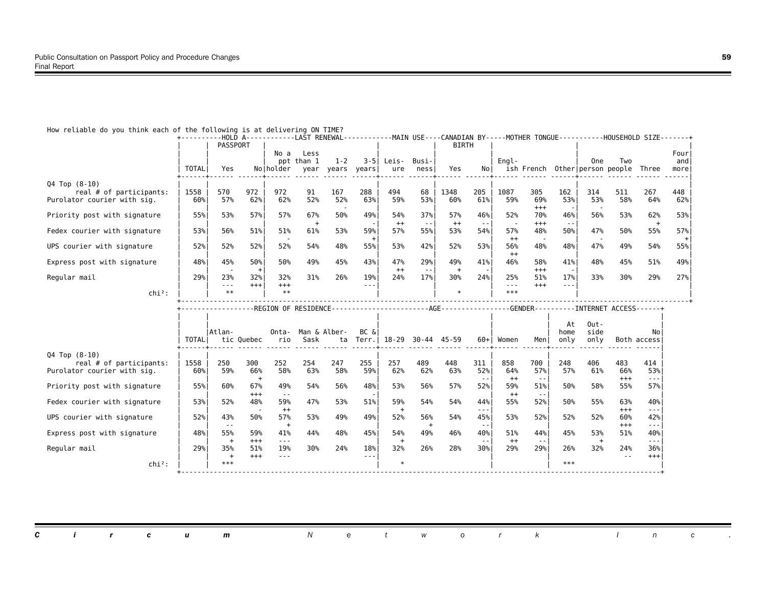How reliable do you think each of the following is at delivering ON TIME?

| | TOTAL | HOLD A PASSPORT: Yes | No | LAST RENEWAL: No a ppt holder | Less than 1 year | 1-2 years | 3-5 years | MAIN USE: Leisure | Business | CANADIAN BY BIRTH: Yes | No | MOTHER TONGUE: English | French | Other | HOUSEHOLD SIZE: One person | Two people | Three | Four and more |
|---|---|---|---|---|---|---|---|---|---|---|---|---|---|---|---|---|---|---|
| Q4 Top (8-10) | | | | | | | | | | | | | | | | | | |
| real # of participants: | 1558 | 570 | 972 | 972 | 91 | 167 | 288 | 494 | 68 | 1348 | 205 | 1087 | 305 | 162 | 314 | 511 | 267 | 448 |
| Purolator courier with sig. | 60% | 57% | 62% | 62% | 52% | 52% | 63% | 59% | 53% | 60% | 61% | 59% | 69% | 53% | 53% | 58% | 64% | 62% |
| | | | | | | - | | | | | | | +++ | - | - | | | |
| Priority post with signature | 55% | 53% | 57% | 57% | 67% | 50% | 49% | 54% | 37% | 57% | 46% | 52% | 70% | 46% | 56% | 53% | 62% | 53% |
| | | | | | + | | - | ++ | -- | ++ | -- | - | +++ | -- | | | + | |
| Fedex courier with signature | 53% | 56% | 51% | 51% | 61% | 53% | 59% | 57% | 55% | 53% | 54% | 57% | 48% | 50% | 47% | 50% | 55% | 57% |
| | | | | - | | | + | | | | | ++ | - | | - | | | + |
| UPS courier with signature | 52% | 52% | 52% | 52% | 54% | 48% | 55% | 53% | 42% | 52% | 53% | 56% | 48% | 48% | 47% | 49% | 54% | 55% |
| | | | | | | | | | | | | ++ | | | | | | |
| Express post with signature | 48% | 45% | 50% | 50% | 49% | 45% | 43% | 47% | 29% | 49% | 41% | 46% | 58% | 41% | 48% | 45% | 51% | 49% |
| | | - | + | | | | | ++ | -- | + | - | | +++ | - | | | | |
| Regular mail | 29% | 23% | 32% | 32% | 31% | 26% | 19% | 24% | 17% | 30% | 24% | 25% | 51% | 17% | 33% | 30% | 29% | 27% |
| | | --- | +++ | +++ | | | --- | | | | | --- | +++ | --- | | | | |
| chi²: | | ** | | ** | | | | | | * | | *** | | | | | | |

| | TOTAL | REGION OF RESIDENCE: Atlantic | Quebec | Ontario | Man & Sask | Alberta | BC & Terr. | AGE: 18-29 | 30-44 | 45-59 | 60+ | GENDER: Women | Men | INTERNET ACCESS: At home only | Outside only | Both | No access |
|---|---|---|---|---|---|---|---|---|---|---|---|---|---|---|---|---|---|
| Q4 Top (8-10) | | | | | | | | | | | | | | | | | |
| real # of participants: | 1558 | 250 | 300 | 252 | 254 | 247 | 255 | 257 | 489 | 448 | 311 | 858 | 700 | 248 | 406 | 483 | 414 |
| Purolator courier with sig. | 60% | 59% | 66% | 58% | 63% | 58% | 59% | 62% | 62% | 63% | 52% | 64% | 57% | 57% | 61% | 66% | 53% |
| | | | + | | | | | | | | -- | ++ | -- | | | +++ | --- |
| Priority post with signature | 55% | 60% | 67% | 49% | 54% | 56% | 48% | 53% | 56% | 57% | 52% | 59% | 51% | 50% | 58% | 55% | 57% |
| | | | +++ | -- | | | - | | | | | ++ | -- | | | | |
| Fedex courier with signature | 53% | 52% | 48% | 59% | 47% | 53% | 51% | 59% | 54% | 54% | 44% | 55% | 52% | 50% | 55% | 63% | 40% |
| | | | - | ++ | | | | + | | | --- | | | | | +++ | --- |
| UPS courier with signature | 52% | 43% | 50% | 57% | 53% | 49% | 49% | 52% | 56% | 54% | 45% | 53% | 52% | 52% | 52% | 60% | 42% |
| | | -- | | + | | | | | + | | -- | | | | | +++ | --- |
| Express post with signature | 48% | 55% | 59% | 41% | 44% | 48% | 45% | 54% | 49% | 46% | 40% | 51% | 44% | 45% | 53% | 51% | 40% |
| | | + | +++ | --- | | | | + | | | -- | ++ | -- | | + | | --- |
| Regular mail | 29% | 35% | 51% | 19% | 30% | 24% | 18% | 32% | 26% | 28% | 30% | 29% | 29% | 26% | 32% | 24% | 36% |
| | | + | +++ | --- | | | --- | | | | | | | | | -- | +++ |
| chi²: | | *** | | | | | | * | | | | | | *** | | | |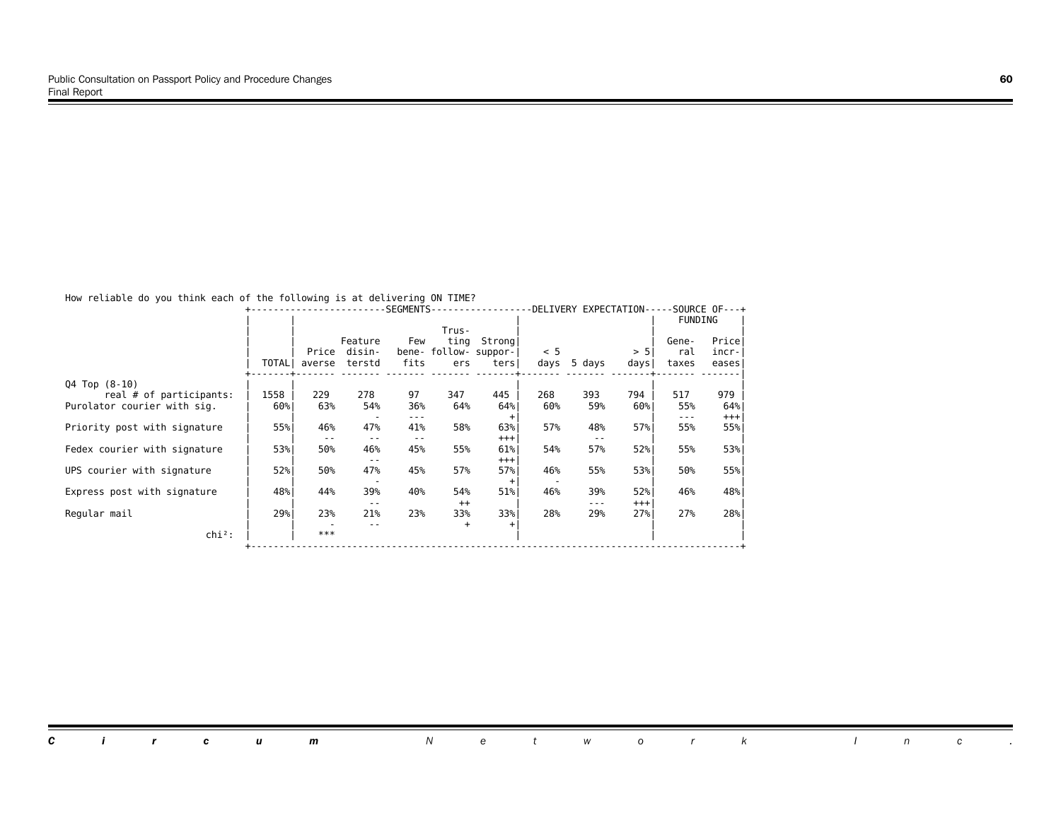How reliable do you think each of the following is at delivering ON TIME?

| | | SEGMENTS | | | | | DELIVERY EXPECTATION | | | SOURCE OF FUNDING | |
|---|---|---|---|---|---|---|---|---|---|---|---|
| | TOTAL | Price averse | Feature disinterstd | Few benefits | Trusting followers | Strong supporters | < 5 days | 5 days | > 5 days | General taxes | Price increases |
| Q4 Top (8-10) | | | | | | | | | | | |
| real # of participants: | 1558 | 229 | 278 | 97 | 347 | 445 | 268 | 393 | 794 | 517 | 979 |
| Purolator courier with sig. | 60% | 63% | 54% | 36% | 64% | 64% | 60% | 59% | 60% | 55% | 64% |
| | | | - | --- | | + | | | | --- | +++ |
| Priority post with signature | 55% | 46% | 47% | 41% | 58% | 63% | 57% | 48% | 57% | 55% | 55% |
| | | -- | -- | -- | | +++ | | -- | | | |
| Fedex courier with signature | 53% | 50% | 46% | 45% | 55% | 61% | 54% | 57% | 52% | 55% | 53% |
| | | | -- | | | +++ | | | | | |
| UPS courier with signature | 52% | 50% | 47% | 45% | 57% | 57% | 46% | 55% | 53% | 50% | 55% |
| | | | - | | | + | - | | | | |
| Express post with signature | 48% | 44% | 39% | 40% | 54% | 51% | 46% | 39% | 52% | 46% | 48% |
| | | | -- | | ++ | | | --- | +++ | | |
| Regular mail | 29% | 23% | 21% | 23% | 33% | 33% | 28% | 29% | 27% | 27% | 28% |
| | | - | -- | | + | + | | | | | |
| chi²: | | *** | | | | | | | | | |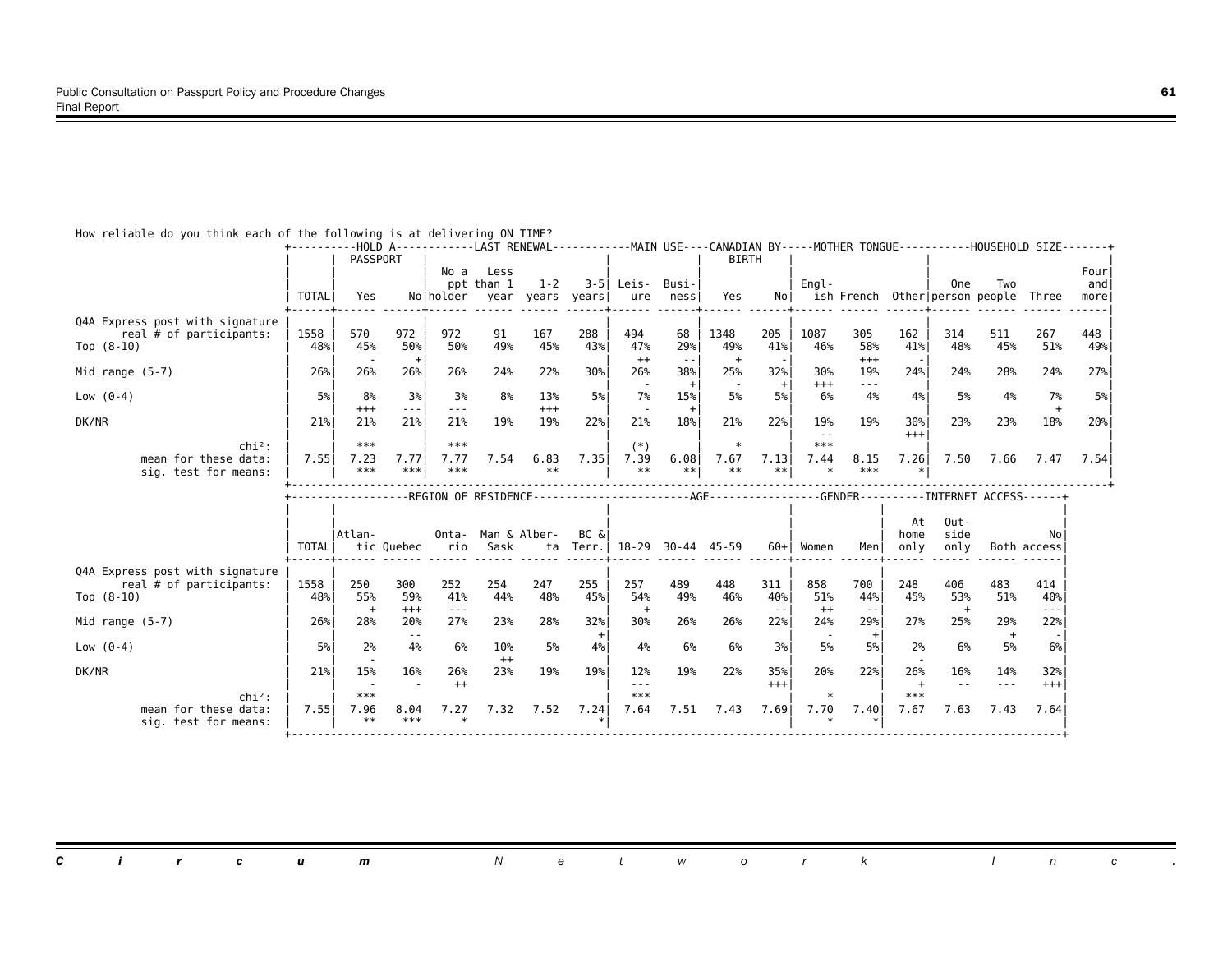How reliable do you think each of the following is at delivering ON TIME?

| | TOTAL | HOLD A PASSPORT: Yes | HOLD A PASSPORT: No | LAST RENEWAL: No a ppt holder | LAST RENEWAL: Less than 1 year | LAST RENEWAL: 1-2 years | LAST RENEWAL: 3-5 years | MAIN USE: Leisure | MAIN USE: Business | CANADIAN BY BIRTH: Yes | CANADIAN BY BIRTH: No | MOTHER TONGUE: English | MOTHER TONGUE: French | MOTHER TONGUE: Other | HOUSEHOLD SIZE: One person | HOUSEHOLD SIZE: Two people | HOUSEHOLD SIZE: Three | HOUSEHOLD SIZE: Four and more |
|---|---|---|---|---|---|---|---|---|---|---|---|---|---|---|---|---|---|---|
| **Q4A Express post with signature** real # of participants: | 1558 | 570 | 972 | 972 | 91 | 167 | 288 | 494 | 68 | 1348 | 205 | 1087 | 305 | 162 | 314 | 511 | 267 | 448 |
| Top (8-10) | 48% | 45% | 50% | 50% | 49% | 45% | 43% | 47% | 29% | 49% | 41% | 46% | 58% | 41% | 48% | 45% | 51% | 49% |
| | | - | + | | | | | ++ | -- | + | - | | +++ | - | | | | |
| Mid range (5-7) | 26% | 26% | 26% | 26% | 24% | 22% | 30% | 26% | 38% | 25% | 32% | 30% | 19% | 24% | 24% | 28% | 24% | 27% |
| | | | | | | | | - | + | - | + | +++ | --- | | | | | |
| Low (0-4) | 5% | 8% | 3% | 3% | 8% | 13% | 5% | 7% | 15% | 5% | 5% | 6% | 4% | 4% | 5% | 4% | 7% | 5% |
| | | +++ | --- | --- | | +++ | | - | + | | | | | | | | + | |
| DK/NR | 21% | 21% | 21% | 21% | 19% | 19% | 22% | 21% | 18% | 21% | 22% | 19% | 19% | 30% | 23% | 23% | 18% | 20% |
| | | | | | | | | | | | | -- | | +++ | | | | |
| chi²: | | *** | | *** | | | | (*) | | * | | *** | | | | | | |
| mean for these data: | 7.55 | 7.23 | 7.77 | 7.77 | 7.54 | 6.83 | 7.35 | 7.39 | 6.08 | 7.67 | 7.13 | 7.44 | 8.15 | 7.26 | 7.50 | 7.66 | 7.47 | 7.54 |
| sig. test for means: | | *** | *** | *** | | ** | | ** | ** | ** | ** | * | *** | * | | | | |

| | TOTAL | REGION OF RESIDENCE: Atlantic | REGION OF RESIDENCE: Quebec | REGION OF RESIDENCE: Ontario | REGION OF RESIDENCE: Man & Sask | REGION OF RESIDENCE: Alberta | REGION OF RESIDENCE: BC & Terr. | AGE: 18-29 | AGE: 30-44 | AGE: 45-59 | AGE: 60+ | GENDER: Women | GENDER: Men | INTERNET ACCESS: At home only | INTERNET ACCESS: Outside only | INTERNET ACCESS: Both | INTERNET ACCESS: No access |
|---|---|---|---|---|---|---|---|---|---|---|---|---|---|---|---|---|---|
| **Q4A Express post with signature** real # of participants: | 1558 | 250 | 300 | 252 | 254 | 247 | 255 | 257 | 489 | 448 | 311 | 858 | 700 | 248 | 406 | 483 | 414 |
| Top (8-10) | 48% | 55% | 59% | 41% | 44% | 48% | 45% | 54% | 49% | 46% | 40% | 51% | 44% | 45% | 53% | 51% | 40% |
| | | + | +++ | --- | | | | + | | | -- | ++ | -- | | + | | --- |
| Mid range (5-7) | 26% | 28% | 20% | 27% | 23% | 28% | 32% | 30% | 26% | 26% | 22% | 24% | 29% | 27% | 25% | 29% | 22% |
| | | | -- | | | | + | | | | | - | + | | | + | - |
| Low (0-4) | 5% | 2% | 4% | 6% | 10% | 5% | 4% | 4% | 6% | 6% | 3% | 5% | 5% | 2% | 6% | 5% | 6% |
| | | - | | | ++ | | | | | | | | | - | | | |
| DK/NR | 21% | 15% | 16% | 26% | 23% | 19% | 19% | 12% | 19% | 22% | 35% | 20% | 22% | 26% | 16% | 14% | 32% |
| | | - | - | ++ | | | | --- | | | +++ | | | + | -- | --- | +++ |
| chi²: | | *** | | | | | | *** | | | | * | | *** | | | |
| mean for these data: | 7.55 | 7.96 | 8.04 | 7.27 | 7.32 | 7.52 | 7.24 | 7.64 | 7.51 | 7.43 | 7.69 | 7.70 | 7.40 | 7.67 | 7.63 | 7.43 | 7.64 |
| sig. test for means: | | ** | *** | * | | | * | | | | | * | * | | | | |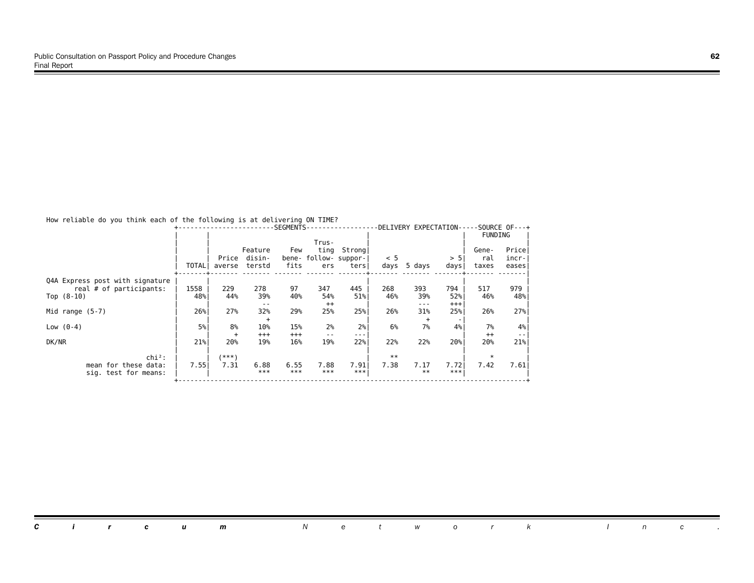How reliable do you think each of the following is at delivering ON TIME?

| | TOTAL | SEGMENTS: Price averse | Feature disinterstd | Few benefits | Trusting followers | Strong supporters | DELIVERY EXPECTATION: < 5 days | 5 days | > 5 days | SOURCE OF FUNDING: General taxes | Price increases |
|---|---|---|---|---|---|---|---|---|---|---|---|
| Q4A Express post with signature | | | | | | | | | | | |
| real # of participants: | 1558 | 229 | 278 | 97 | 347 | 445 | 268 | 393 | 794 | 517 | 979 |
| Top (8-10) | 48% | 44% | 39% | 40% | 54% | 51% | 46% | 39% | 52% | 46% | 48% |
| | | | -- | | ++ | | | --- | +++ | | |
| Mid range (5-7) | 26% | 27% | 32% | 29% | 25% | 25% | 26% | 31% | 25% | 26% | 27% |
| | | | + | | | | | + | - | | |
| Low (0-4) | 5% | 8% | 10% | 15% | 2% | 2% | 6% | 7% | 4% | 7% | 4% |
| | | + | +++ | +++ | -- | --- | | | | ++ | -- |
| DK/NR | 21% | 20% | 19% | 16% | 19% | 22% | 22% | 22% | 20% | 20% | 21% |
| chi²: | | (***) | | | | | ** | | | * | |
| mean for these data: | 7.55 | 7.31 | 6.88 | 6.55 | 7.88 | 7.91 | 7.38 | 7.17 | 7.72 | 7.42 | 7.61 |
| sig. test for means: | | | *** | *** | *** | *** | | ** | *** | | |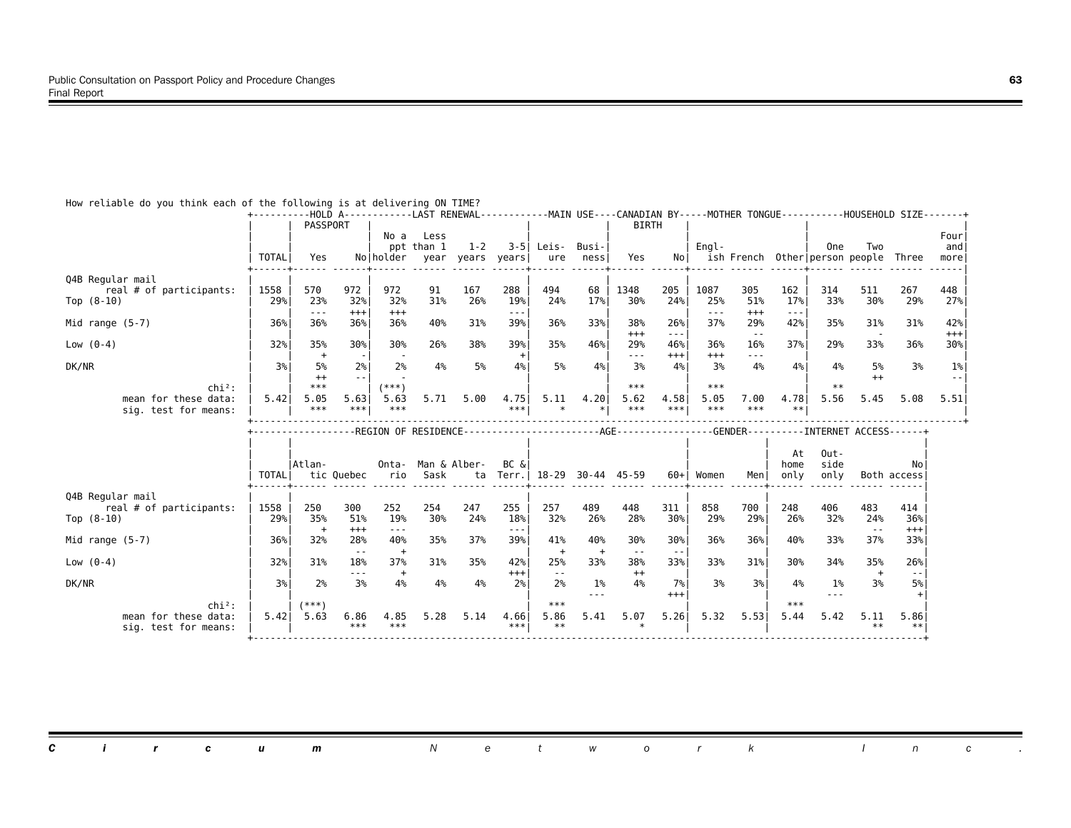How reliable do you think each of the following is at delivering ON TIME?

| | TOTAL | HOLD A PASSPORT: Yes | No | LAST RENEWAL: No a ppt holder | Less than 1 year | 1-2 years | 3-5 years | MAIN USE: Leisure | Business | CANADIAN BY BIRTH: Yes | No | MOTHER TONGUE: English | French | Other | HOUSEHOLD SIZE: One person | Two people | Three | Four and more |
|---|---|---|---|---|---|---|---|---|---|---|---|---|---|---|---|---|---|---|
| **Q4B Regular mail** | | | | | | | | | | | | | | | | | | |
| real # of participants: | 1558 | 570 | 972 | 972 | 91 | 167 | 288 | 494 | 68 | 1348 | 205 | 1087 | 305 | 162 | 314 | 511 | 267 | 448 |
| Top (8-10) | 29% | 23% | 32% | 32% | 31% | 26% | 19% | 24% | 17% | 30% | 24% | 25% | 51% | 17% | 33% | 30% | 29% | 27% |
| | | --- | +++ | +++ | | | --- | | | | | --- | +++ | --- | | | | |
| Mid range (5-7) | 36% | 36% | 36% | 36% | 40% | 31% | 39% | 36% | 33% | 38% | 26% | 37% | 29% | 42% | 35% | 31% | 31% | 42% |
| | | | | | | | | | | +++ | --- | | -- | | | - | | +++ |
| Low (0-4) | 32% | 35% | 30% | 30% | 26% | 38% | 39% | 35% | 46% | 29% | 46% | 36% | 16% | 37% | 29% | 33% | 36% | 30% |
| | | + | - | - | | | + | | | --- | +++ | +++ | --- | | | | | |
| DK/NR | 3% | 5% | 2% | 2% | 4% | 5% | 4% | 5% | 4% | 3% | 4% | 3% | 4% | 4% | 4% | 5% | 3% | 1% |
| | | ++ | -- | - | | | | | | | | | | | | ++ | | -- |
| chi²: | | *** | | (***) | | | | | | *** | | *** | | | ** | | | |
| mean for these data: | 5.42 | 5.05 | 5.63 | 5.63 | 5.71 | 5.00 | 4.75 | 5.11 | 4.20 | 5.62 | 4.58 | 5.05 | 7.00 | 4.78 | 5.56 | 5.45 | 5.08 | 5.51 |
| sig. test for means: | | *** | *** | *** | | | *** | * | * | *** | *** | *** | *** | ** | | | | |

| | TOTAL | REGION OF RESIDENCE: Atlantic | Quebec | Ontario | Man & Sask | Alberta | BC & Terr. | AGE: 18-29 | 30-44 | 45-59 | 60+ | GENDER: Women | Men | INTERNET ACCESS: At home only | Outside only | Both | No access |
|---|---|---|---|---|---|---|---|---|---|---|---|---|---|---|---|---|---|
| **Q4B Regular mail** | | | | | | | | | | | | | | | | | |
| real # of participants: | 1558 | 250 | 300 | 252 | 254 | 247 | 255 | 257 | 489 | 448 | 311 | 858 | 700 | 248 | 406 | 483 | 414 |
| Top (8-10) | 29% | 35% | 51% | 19% | 30% | 24% | 18% | 32% | 26% | 28% | 30% | 29% | 29% | 26% | 32% | 24% | 36% |
| | | + | +++ | --- | | | --- | | | | | | | | | -- | +++ |
| Mid range (5-7) | 36% | 32% | 28% | 40% | 35% | 37% | 39% | 41% | 40% | 30% | 30% | 36% | 36% | 40% | 33% | 37% | 33% |
| | | | -- | + | | | | + | + | -- | -- | | | | | | |
| Low (0-4) | 32% | 31% | 18% | 37% | 31% | 35% | 42% | 25% | 33% | 38% | 33% | 33% | 31% | 30% | 34% | 35% | 26% |
| | | | --- | + | | | +++ | -- | | ++ | | | | | | + | -- |
| DK/NR | 3% | 2% | 3% | 4% | 4% | 4% | 2% | 2% | 1% | 4% | 7% | 3% | 3% | 4% | 1% | 3% | 5% |
| | | | | | | | | | --- | | +++ | | | | --- | | + |
| chi²: | | (***) | | | | | | *** | | | | | | *** | | | |
| mean for these data: | 5.42 | 5.63 | 6.86 | 4.85 | 5.28 | 5.14 | 4.66 | 5.86 | 5.41 | 5.07 | 5.26 | 5.32 | 5.53 | 5.44 | 5.42 | 5.11 | 5.86 |
| sig. test for means: | | | *** | *** | | | *** | ** | | * | | | | | | ** | ** |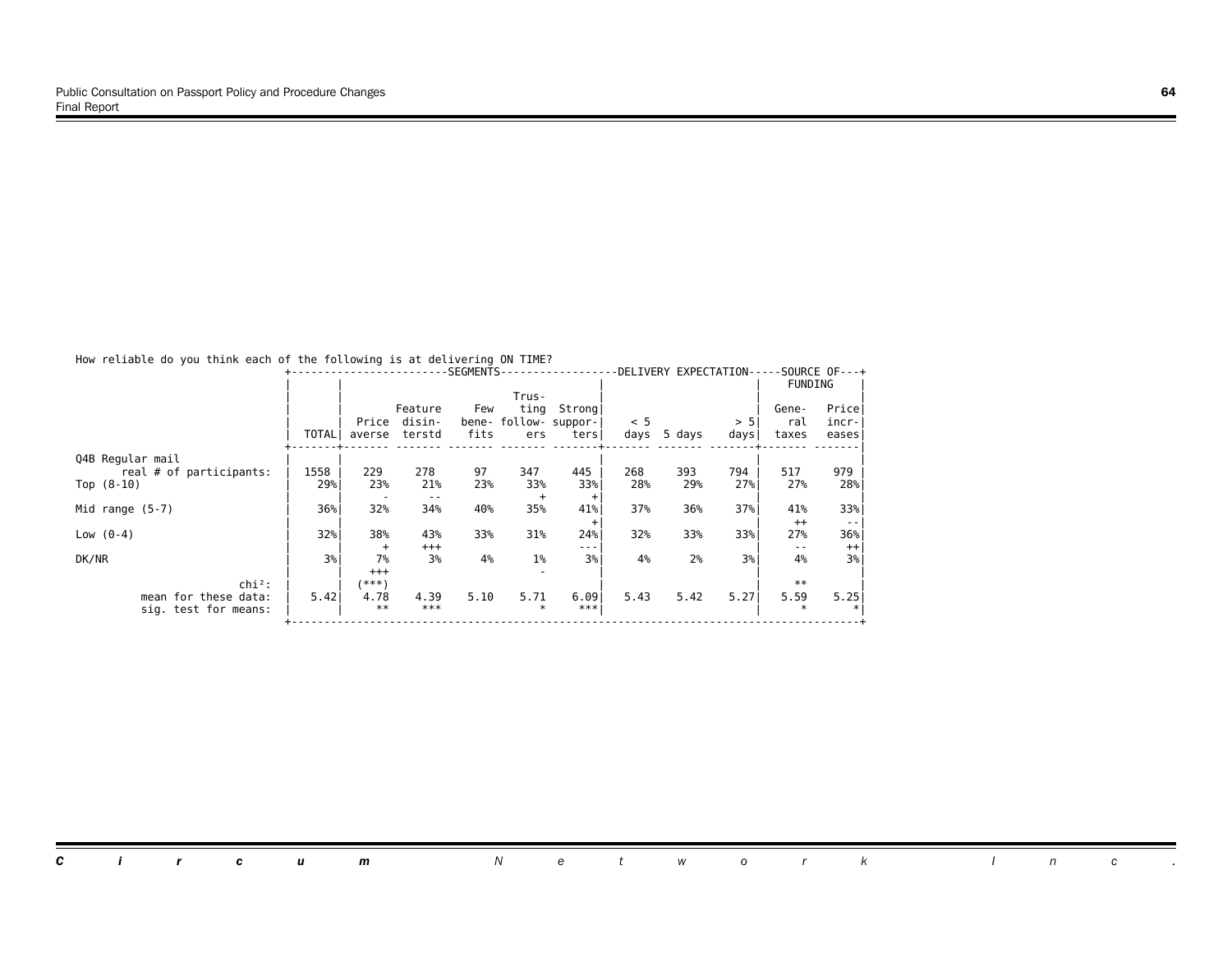How reliable do you think each of the following is at delivering ON TIME?

| | | SEGMENTS | | | | | DELIVERY EXPECTATION | | | SOURCE OF FUNDING | |
|---|---|---|---|---|---|---|---|---|---|---|---|
| | TOTAL | Price averse | Feature disinterstd | Few benefits | Trusting followers | Strong supporters | < 5 days | 5 days | > 5 days | General taxes | Price increases |
| Q4B Regular mail | | | | | | | | | | | |
| real # of participants: | 1558 | 229 | 278 | 97 | 347 | 445 | 268 | 393 | 794 | 517 | 979 |
| Top (8-10) | 29% | 23% | 21% | 23% | 33% | 33% | 28% | 29% | 27% | 27% | 28% |
| | | - | -- | | + | + | | | | | |
| Mid range (5-7) | 36% | 32% | 34% | 40% | 35% | 41% | 37% | 36% | 37% | 41% | 33% |
| | | | | | | + | | | | ++ | -- |
| Low (0-4) | 32% | 38% | 43% | 33% | 31% | 24% | 32% | 33% | 33% | 27% | 36% |
| | | + | +++ | | | --- | | | | -- | ++ |
| DK/NR | 3% | 7% | 3% | 4% | 1% | 3% | 4% | 2% | 3% | 4% | 3% |
| | | +++ | | | - | | | | | | |
| chi²: | | (***) | | | | | | | | ** | |
| mean for these data: | 5.42 | 4.78 | 4.39 | 5.10 | 5.71 | 6.09 | 5.43 | 5.42 | 5.27 | 5.59 | 5.25 |
| sig. test for means: | | ** | *** | | * | *** | | | | * | * |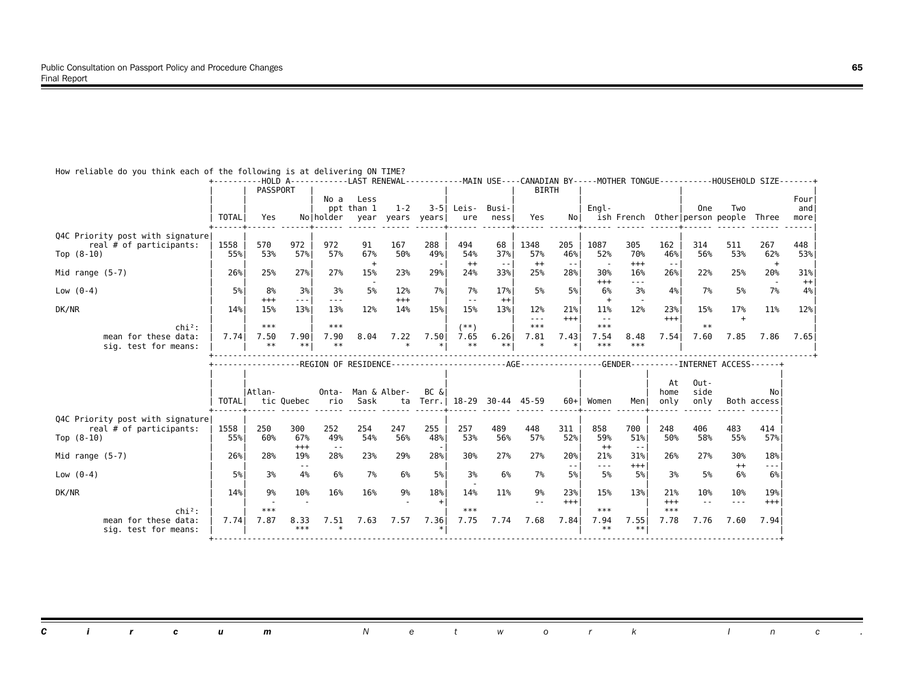How reliable do you think each of the following is at delivering ON TIME?

| | TOTAL | HOLD A PASSPORT: Yes | No | LAST RENEWAL: No a ppt holder | Less than 1 year | 1-2 years | 3-5 years | MAIN USE: Leisure | Business | CANADIAN BY BIRTH: Yes | No | MOTHER TONGUE: English | French | Other | HOUSEHOLD SIZE: One person | Two people | Three | Four and more |
|---|---|---|---|---|---|---|---|---|---|---|---|---|---|---|---|---|---|---|
| Q4C Priority post with signature | | | | | | | | | | | | | | | | | | |
| real # of participants: | 1558 | 570 | 972 | 972 | 91 | 167 | 288 | 494 | 68 | 1348 | 205 | 1087 | 305 | 162 | 314 | 511 | 267 | 448 |
| Top (8-10) | 55% | 53% | 57% | 57% | 67% | 50% | 49% | 54% | 37% | 57% | 46% | 52% | 70% | 46% | 56% | 53% | 62% | 53% |
| | | | | | + | | - | ++ | -- | ++ | -- | - | +++ | -- | | | + | |
| Mid range (5-7) | 26% | 25% | 27% | 27% | 15% | 23% | 29% | 24% | 33% | 25% | 28% | 30% | 16% | 26% | 22% | 25% | 20% | 31% |
| | | | | | - | | | | | | | +++ | --- | | | | - | ++ |
| Low (0-4) | 5% | 8% | 3% | 3% | 5% | 12% | 7% | 7% | 17% | 5% | 5% | 6% | 3% | 4% | 7% | 5% | 7% | 4% |
| | | +++ | --- | --- | | +++ | | -- | ++ | | | + | - | | | | | |
| DK/NR | 14% | 15% | 13% | 13% | 12% | 14% | 15% | 15% | 13% | 12% | 21% | 11% | 12% | 23% | 15% | 17% | 11% | 12% |
| | | | | | | | | | | --- | +++ | -- | | +++ | | + | | |
| chi²: | | *** | | *** | | | | (**) | | *** | | *** | | | ** | | | |
| mean for these data: | 7.74 | 7.50 | 7.90 | 7.90 | 8.04 | 7.22 | 7.50 | 7.65 | 6.26 | 7.81 | 7.43 | 7.54 | 8.48 | 7.54 | 7.60 | 7.85 | 7.86 | 7.65 |
| sig. test for means: | | ** | ** | ** | | * | * | ** | ** | * | * | *** | *** | | | | | |

| | TOTAL | REGION OF RESIDENCE: Atlantic | Quebec | Ontario | Man & Sask | Alberta | BC & Terr. | AGE: 18-29 | 30-44 | 45-59 | 60+ | GENDER: Women | Men | INTERNET ACCESS: At home only | Outside only | Both | No access |
|---|---|---|---|---|---|---|---|---|---|---|---|---|---|---|---|---|---|
| Q4C Priority post with signature | | | | | | | | | | | | | | | | | |
| real # of participants: | 1558 | 250 | 300 | 252 | 254 | 247 | 255 | 257 | 489 | 448 | 311 | 858 | 700 | 248 | 406 | 483 | 414 |
| Top (8-10) | 55% | 60% | 67% | 49% | 54% | 56% | 48% | 53% | 56% | 57% | 52% | 59% | 51% | 50% | 58% | 55% | 57% |
| | | | +++ | -- | | | - | | | | | ++ | -- | | | | |
| Mid range (5-7) | 26% | 28% | 19% | 28% | 23% | 29% | 28% | 30% | 27% | 27% | 20% | 21% | 31% | 26% | 27% | 30% | 18% |
| | | | -- | | | | | | | | -- | --- | +++ | | | ++ | --- |
| Low (0-4) | 5% | 3% | 4% | 6% | 7% | 6% | 5% | 3% | 6% | 7% | 5% | 5% | 5% | 3% | 5% | 6% | 6% |
| | | | | | | | | - | | | | | | | | | |
| DK/NR | 14% | 9% | 10% | 16% | 16% | 9% | 18% | 14% | 11% | 9% | 23% | 15% | 13% | 21% | 10% | 10% | 19% |
| | | - | - | | | - | + | | | -- | +++ | | | +++ | -- | --- | +++ |
| chi²: | | *** | | | | | | *** | | | | *** | | *** | | | |
| mean for these data: | 7.74 | 7.87 | 8.33 | 7.51 | 7.63 | 7.57 | 7.36 | 7.75 | 7.74 | 7.68 | 7.84 | 7.94 | 7.55 | 7.78 | 7.76 | 7.60 | 7.94 |
| sig. test for means: | | | *** | * | | | * | | | | | ** | ** | | | | |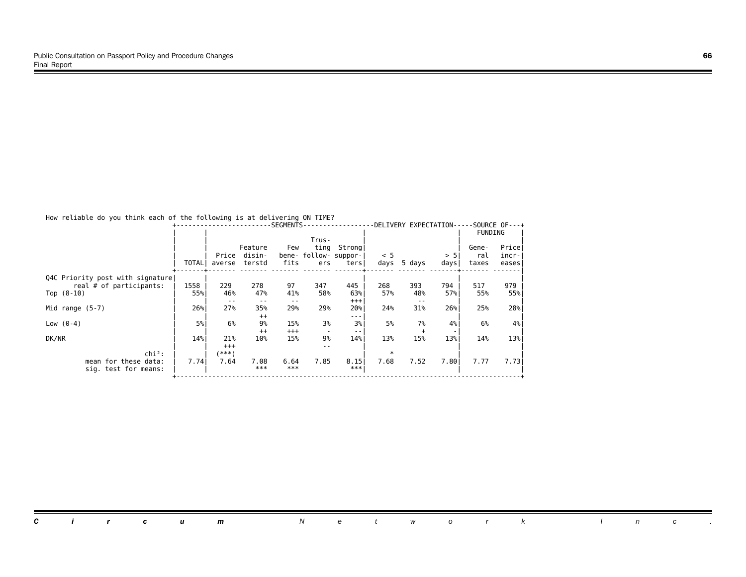How reliable do you think each of the following is at delivering ON TIME?

| | TOTAL | SEGMENTS: Price averse | Feature disinterstd | Few benefits | Trusting followers | Strong supporters | DELIVERY EXPECTATION: < 5 days | 5 days | > 5 days | SOURCE OF FUNDING: General taxes | Price increases |
|---|---|---|---|---|---|---|---|---|---|---|---|
| Q4C Priority post with signature | | | | | | | | | | | |
| real # of participants: | 1558 | 229 | 278 | 97 | 347 | 445 | 268 | 393 | 794 | 517 | 979 |
| Top (8-10) | 55% | 46% | 47% | 41% | 58% | 63% | 57% | 48% | 57% | 55% | 55% |
| | | -- | -- | -- | | +++ | | -- | | | |
| Mid range (5-7) | 26% | 27% | 35% | 29% | 29% | 20% | 24% | 31% | 26% | 25% | 28% |
| | | | ++ | | | --- | | | | | |
| Low (0-4) | 5% | 6% | 9% | 15% | 3% | 3% | 5% | 7% | 4% | 6% | 4% |
| | | | ++ | +++ | - | -- | | + | - | | |
| DK/NR | 14% | 21% | 10% | 15% | 9% | 14% | 13% | 15% | 13% | 14% | 13% |
| | | +++ | | | -- | | | | | | |
| chi²: | | (***) | | | | | * | | | | |
| mean for these data: | 7.74 | 7.64 | 7.08 | 6.64 | 7.85 | 8.15 | 7.68 | 7.52 | 7.80 | 7.77 | 7.73 |
| sig. test for means: | | | *** | *** | | *** | | | | | |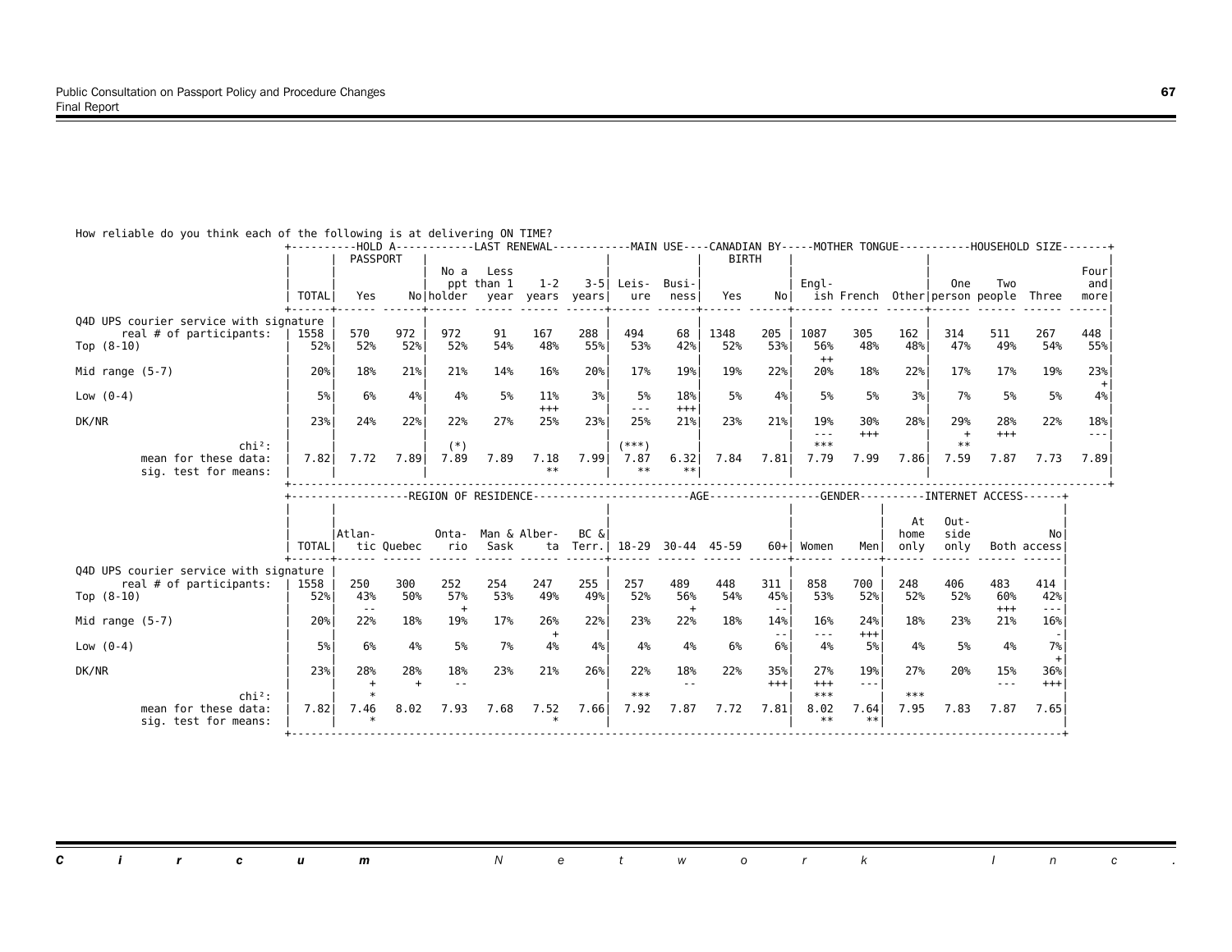How reliable do you think each of the following is at delivering ON TIME?

| | TOTAL | HOLD A PASSPORT: Yes | No | LAST RENEWAL: No a ppt holder | Less than 1 year | 1-2 years | 3-5 years | MAIN USE: Leisure | Business | CANADIAN BY BIRTH: Yes | No | MOTHER TONGUE: English | French | Other | HOUSEHOLD SIZE: One person | Two people | Three | Four and more |
|---|---|---|---|---|---|---|---|---|---|---|---|---|---|---|---|---|---|---|
| Q4D UPS courier service with signature | | | | | | | | | | | | | | | | | | |
| real # of participants: | 1558 | 570 | 972 | 972 | 91 | 167 | 288 | 494 | 68 | 1348 | 205 | 1087 | 305 | 162 | 314 | 511 | 267 | 448 |
| Top (8-10) | 52% | 52% | 52% | 52% | 54% | 48% | 55% | 53% | 42% | 52% | 53% | 56% ++ | 48% | 48% | 47% | 49% | 54% | 55% |
| Mid range (5-7) | 20% | 18% | 21% | 21% | 14% | 16% | 20% | 17% | 19% | 19% | 22% | 20% | 18% | 22% | 17% | 17% | 19% | 23% + |
| Low (0-4) | 5% | 6% | 4% | 4% | 5% | 11% +++ | 3% | 5% --- | 18% +++ | 5% | 4% | 5% | 5% | 3% | 7% | 5% | 5% | 4% |
| DK/NR | 23% | 24% | 22% | 22% | 27% | 25% | 23% | 25% | 21% | 23% | 21% | 19% --- | 30% +++ | 28% | 29% + | 28% +++ | 22% | 18% --- |
| chi²: | | | | (*) | | | | (***) | | | | *** | | | ** | | | |
| mean for these data: | 7.82 | 7.72 | 7.89 | 7.89 | 7.89 | 7.18 | 7.99 | 7.87 | 6.32 | 7.84 | 7.81 | 7.79 | 7.99 | 7.86 | 7.59 | 7.87 | 7.73 | 7.89 |
| sig. test for means: | | | | | | ** | | ** | ** | | | | | | | | | |

| | TOTAL | REGION OF RESIDENCE: Atlantic | Quebec | Ontario | Man & Sask | Alberta | BC & Terr. | AGE: 18-29 | 30-44 | 45-59 | 60+ | GENDER: Women | Men | INTERNET ACCESS: At home only | Outside only | Both | No access |
|---|---|---|---|---|---|---|---|---|---|---|---|---|---|---|---|---|---|
| Q4D UPS courier service with signature | | | | | | | | | | | | | | | | | |
| real # of participants: | 1558 | 250 | 300 | 252 | 254 | 247 | 255 | 257 | 489 | 448 | 311 | 858 | 700 | 248 | 406 | 483 | 414 |
| Top (8-10) | 52% | 43% -- | 50% | 57% + | 53% | 49% | 49% | 52% | 56% + | 54% | 45% -- | 53% | 52% | 52% | 52% | 60% +++ | 42% --- |
| Mid range (5-7) | 20% | 22% | 18% | 19% | 17% | 26% + | 22% | 23% | 22% | 18% | 14% -- | 16% --- | 24% +++ | 18% | 23% | 21% | 16% - |
| Low (0-4) | 5% | 6% | 4% | 5% | 7% | 4% | 4% | 4% | 4% | 6% | 6% | 4% | 5% | 4% | 5% | 4% | 7% + |
| DK/NR | 23% | 28% + | 28% + | 18% -- | 23% | 21% | 26% | 22% | 18% -- | 22% | 35% +++ | 27% +++ | 19% --- | 27% | 20% | 15% --- | 36% +++ |
| chi²: | | * | | | | | | *** | | | | *** | | *** | | | |
| mean for these data: | 7.82 | 7.46 | 8.02 | 7.93 | 7.68 | 7.52 | 7.66 | 7.92 | 7.87 | 7.72 | 7.81 | 8.02 | 7.64 | 7.95 | 7.83 | 7.87 | 7.65 |
| sig. test for means: | | * | | | | * | | | | | | ** | ** | | | | |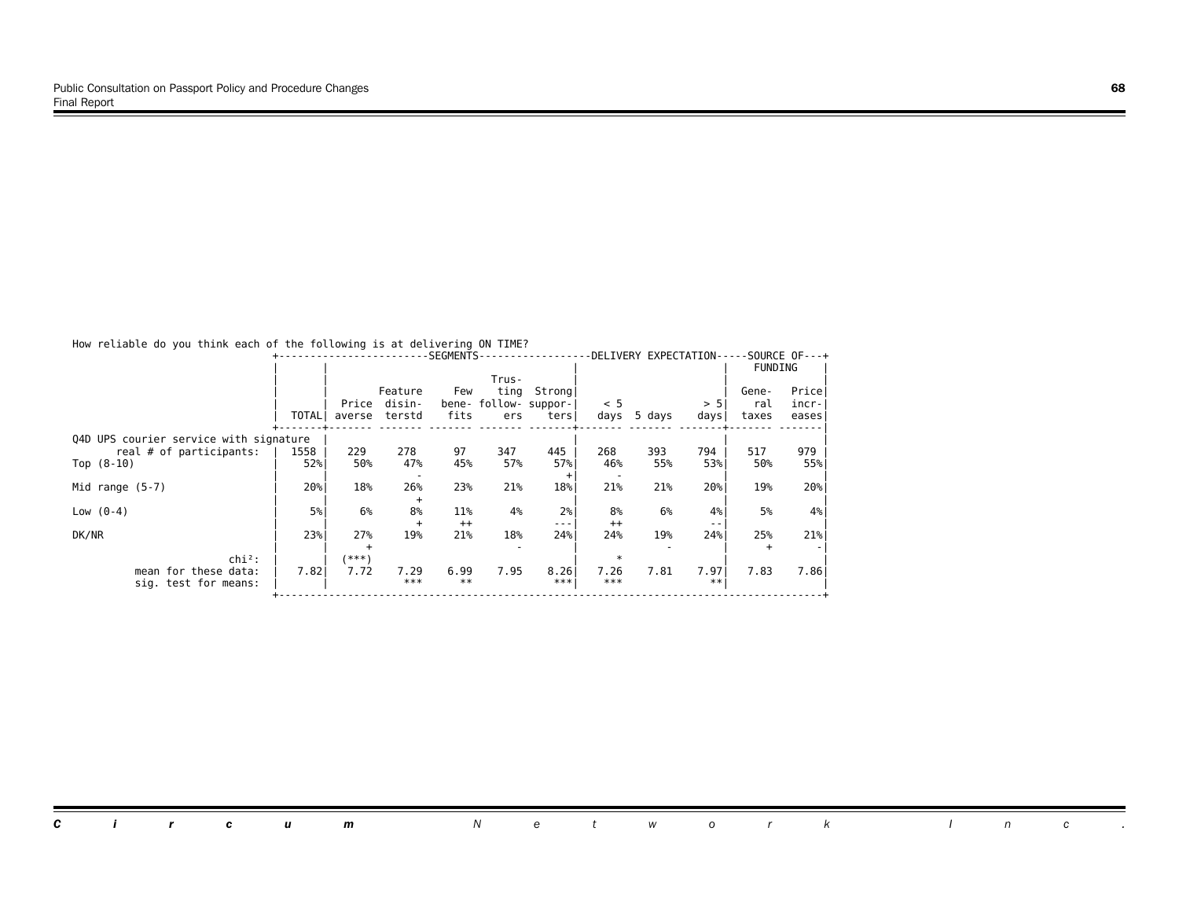How reliable do you think each of the following is at delivering ON TIME?

| | TOTAL | SEGMENTS: Price averse | Feature disinterstd | Few benefits | Trusting followers | Strong supporters | DELIVERY EXPECTATION: < 5 days | 5 days | > 5 days | SOURCE OF FUNDING: General taxes | Price increases |
|---|---|---|---|---|---|---|---|---|---|---|---|
| Q4D UPS courier service with signature | | | | | | | | | | | |
| real # of participants: | 1558 | 229 | 278 | 97 | 347 | 445 | 268 | 393 | 794 | 517 | 979 |
| Top (8-10) | 52% | 50% | 47% | 45% | 57% | 57% | 46% | 55% | 53% | 50% | 55% |
| | | | - | | | + | - | | | | |
| Mid range (5-7) | 20% | 18% | 26% | 23% | 21% | 18% | 21% | 21% | 20% | 19% | 20% |
| | | | + | | | | | | | | |
| Low (0-4) | 5% | 6% | 8% | 11% | 4% | 2% | 8% | 6% | 4% | 5% | 4% |
| | | | + | ++ | | --- | ++ | | -- | | |
| DK/NR | 23% | 27% | 19% | 21% | 18% | 24% | 24% | 19% | 24% | 25% | 21% |
| | | + | | | - | | | - | | + | - |
| chi²: | | (***) | | | | | * | | | | |
| mean for these data: | 7.82 | 7.72 | 7.29 | 6.99 | 7.95 | 8.26 | 7.26 | 7.81 | 7.97 | 7.83 | 7.86 |
| sig. test for means: | | | *** | ** | | *** | *** | | ** | | |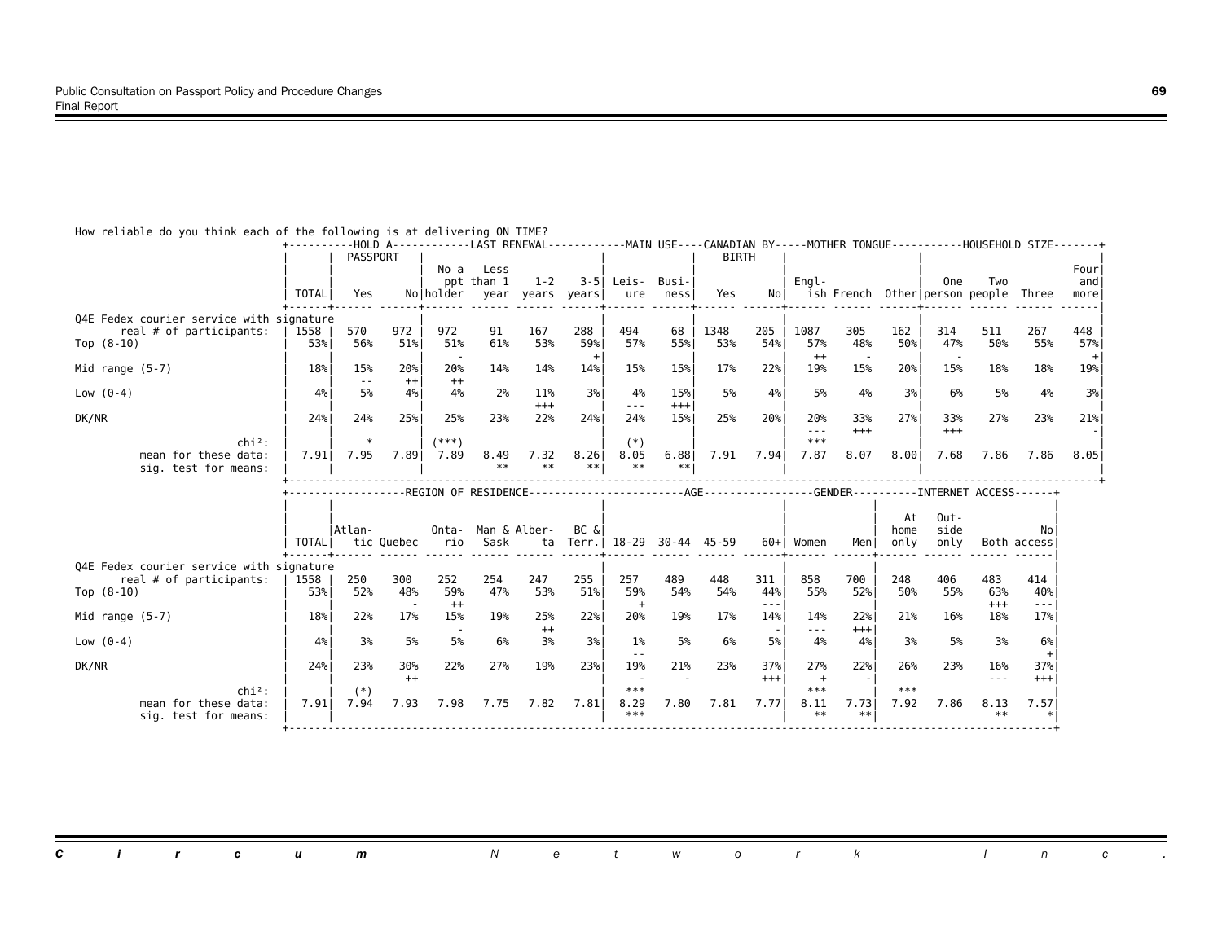How reliable do you think each of the following is at delivering ON TIME?

| | TOTAL | HOLD A PASSPORT: Yes | HOLD A PASSPORT: No | LAST RENEWAL: No a ppt holder | LAST RENEWAL: Less than 1 year | LAST RENEWAL: 1-2 years | LAST RENEWAL: 3-5 years | MAIN USE: Leisure | MAIN USE: Business | CANADIAN BY BIRTH: Yes | CANADIAN BY BIRTH: No | MOTHER TONGUE: English | MOTHER TONGUE: French | MOTHER TONGUE: Other | HOUSEHOLD SIZE: One person | HOUSEHOLD SIZE: Two people | HOUSEHOLD SIZE: Three | HOUSEHOLD SIZE: Four and more |
|---|---|---|---|---|---|---|---|---|---|---|---|---|---|---|---|---|---|---|
| **Q4E Fedex courier service with signature** | | | | | | | | | | | | | | | | | | |
| real # of participants: | 1558 | 570 | 972 | 972 | 91 | 167 | 288 | 494 | 68 | 1348 | 205 | 1087 | 305 | 162 | 314 | 511 | 267 | 448 |
| Top (8-10) | 53% | 56% | 51% | 51% | 61% | 53% | 59% | 57% | 55% | 53% | 54% | 57% | 48% | 50% | 47% | 50% | 55% | 57% |
| | | | | - | | | + | | | | | ++ | - | | - | | | + |
| Mid range (5-7) | 18% | 15% | 20% | 20% | 14% | 14% | 14% | 15% | 15% | 17% | 22% | 19% | 15% | 20% | 15% | 18% | 18% | 19% |
| | | -- | ++ | ++ | | | | | | | | | | | | | | |
| Low (0-4) | 4% | 5% | 4% | 4% | 2% | 11% | 3% | 4% | 15% | 5% | 4% | 5% | 4% | 3% | 6% | 5% | 4% | 3% |
| | | | | | | +++ | | --- | +++ | | | | | | | | | |
| DK/NR | 24% | 24% | 25% | 25% | 23% | 22% | 24% | 24% | 15% | 25% | 20% | 20% | 33% | 27% | 33% | 27% | 23% | 21% |
| | | | | | | | | | | | | --- | +++ | | +++ | | | - |
| chi²: | | * | | (***) | | | | (*) | | | | *** | | | | | | |
| mean for these data: | 7.91 | 7.95 | 7.89 | 7.89 | 8.49 | 7.32 | 8.26 | 8.05 | 6.88 | 7.91 | 7.94 | 7.87 | 8.07 | 8.00 | 7.68 | 7.86 | 7.86 | 8.05 |
| sig. test for means: | | | | | ** | ** | ** | ** | ** | | | | | | | | | |

| | TOTAL | REGION: Atlantic | REGION: Quebec | REGION: Ontario | REGION: Man & Sask | REGION: Alberta | REGION: BC & Terr. | AGE: 18-29 | AGE: 30-44 | AGE: 45-59 | AGE: 60+ | GENDER: Women | GENDER: Men | INTERNET ACCESS: At home only | INTERNET ACCESS: Outside only | INTERNET ACCESS: Both | INTERNET ACCESS: No access |
|---|---|---|---|---|---|---|---|---|---|---|---|---|---|---|---|---|---|
| **Q4E Fedex courier service with signature** | | | | | | | | | | | | | | | | | |
| real # of participants: | 1558 | 250 | 300 | 252 | 254 | 247 | 255 | 257 | 489 | 448 | 311 | 858 | 700 | 248 | 406 | 483 | 414 |
| Top (8-10) | 53% | 52% | 48% | 59% | 47% | 53% | 51% | 59% | 54% | 54% | 44% | 55% | 52% | 50% | 55% | 63% | 40% |
| | | | - | ++ | | | | + | | | --- | | | | | +++ | --- |
| Mid range (5-7) | 18% | 22% | 17% | 15% | 19% | 25% | 22% | 20% | 19% | 17% | 14% | 14% | 22% | 21% | 16% | 18% | 17% |
| | | | | - | | ++ | | | | | - | --- | +++ | | | | |
| Low (0-4) | 4% | 3% | 5% | 5% | 6% | 3% | 3% | 1% | 5% | 6% | 5% | 4% | 4% | 3% | 5% | 3% | 6% |
| | | | | | | | | -- | | | | | | | | | + |
| DK/NR | 24% | 23% | 30% | 22% | 27% | 19% | 23% | 19% | 21% | 23% | 37% | 27% | 22% | 26% | 23% | 16% | 37% |
| | | | ++ | | | | | - | - | | +++ | + | - | | | --- | +++ |
| chi²: | | (*) | | | | | | *** | | | | *** | | *** | | | |
| mean for these data: | 7.91 | 7.94 | 7.93 | 7.98 | 7.75 | 7.82 | 7.81 | 8.29 | 7.80 | 7.81 | 7.77 | 8.11 | 7.73 | 7.92 | 7.86 | 8.13 | 7.57 |
| sig. test for means: | | | | | | | | *** | | | | ** | ** | | | ** | * |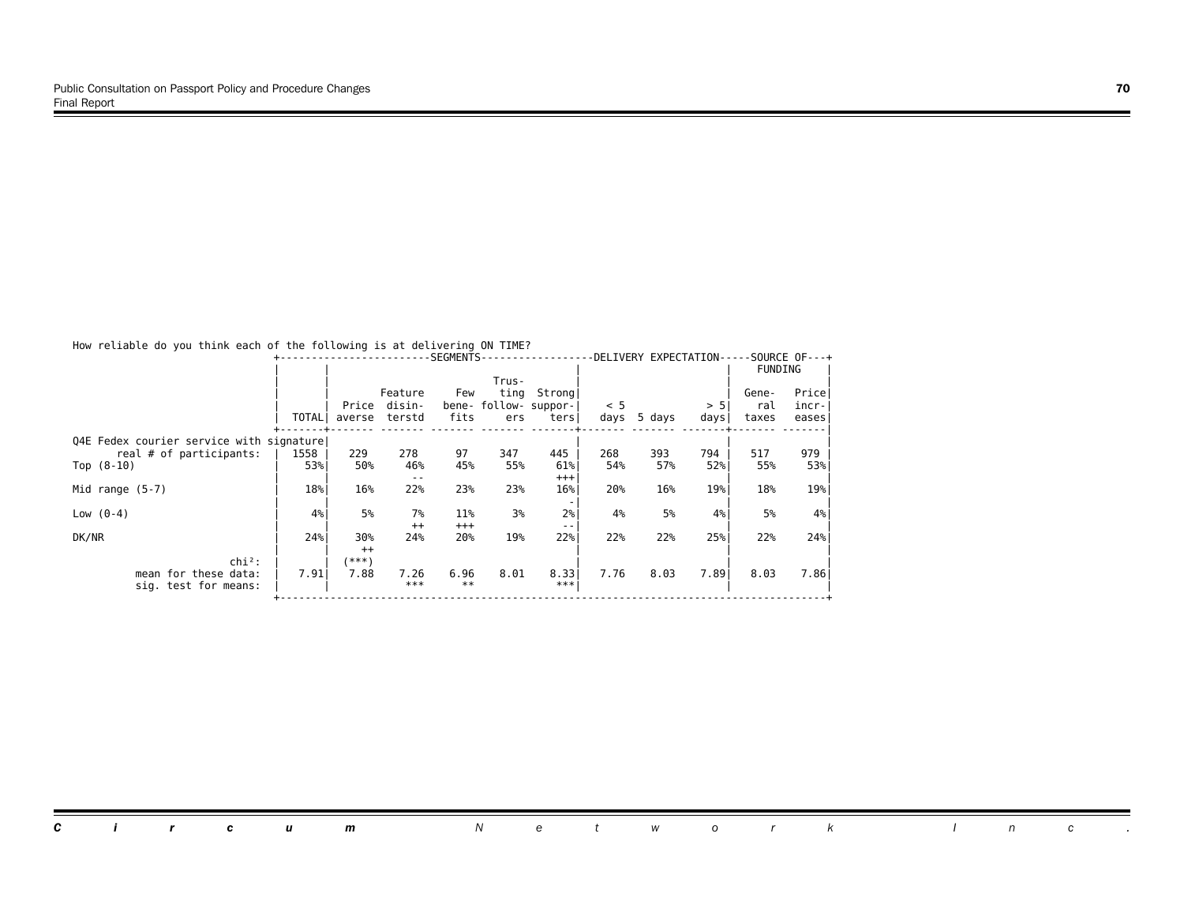How reliable do you think each of the following is at delivering ON TIME?

| | | SEGMENTS | | | | | DELIVERY EXPECTATION | | | SOURCE OF FUNDING | |
|---|---|---|---|---|---|---|---|---|---|---|---|
| | TOTAL | Price averse | Feature disinterstd | Few benefits | Trusting followers | Strong supporters | < 5 days | 5 days | > 5 days | General taxes | Price increases |
| Q4E Fedex courier service with signature | | | | | | | | | | | |
| real # of participants: | 1558 | 229 | 278 | 97 | 347 | 445 | 268 | 393 | 794 | 517 | 979 |
| Top (8-10) | 53% | 50% | 46% -- | 45% | 55% | 61% +++ | 54% | 57% | 52% | 55% | 53% |
| Mid range (5-7) | 18% | 16% | 22% | 23% | 23% | 16% - | 20% | 16% | 19% | 18% | 19% |
| Low (0-4) | 4% | 5% | 7% ++ | 11% +++ | 3% | 2% -- | 4% | 5% | 4% | 5% | 4% |
| DK/NR | 24% | 30% ++ | 24% | 20% | 19% | 22% | 22% | 22% | 25% | 22% | 24% |
| chi²: | | (***) | | | | | | | | | |
| mean for these data: | 7.91 | 7.88 | 7.26 | 6.96 | 8.01 | 8.33 | 7.76 | 8.03 | 7.89 | 8.03 | 7.86 |
| sig. test for means: | | | *** | ** | | *** | | | | | |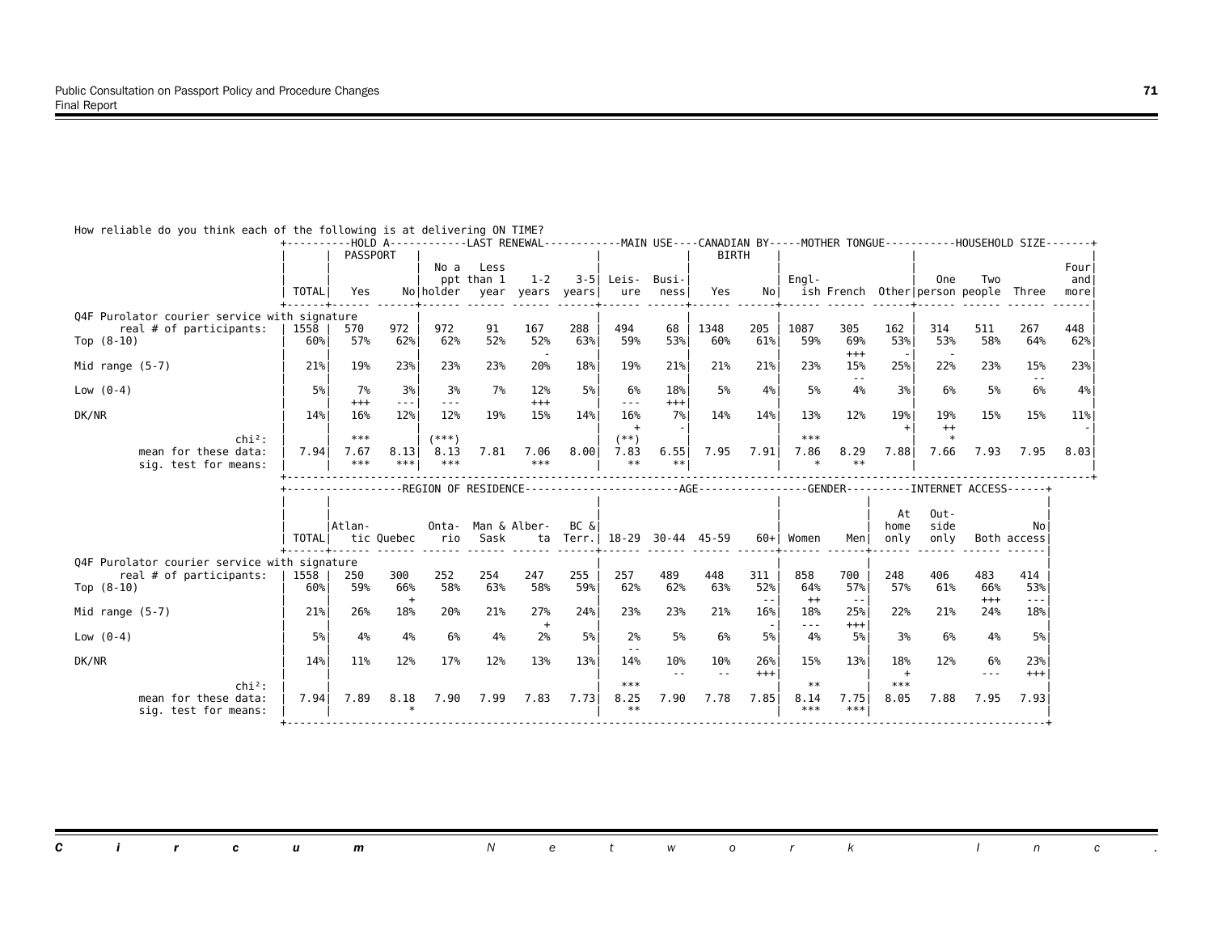How reliable do you think each of the following is at delivering ON TIME?

| | TOTAL | HOLD A PASSPORT: Yes | No | LAST RENEWAL: No a ppt holder | Less than 1 year | 1-2 years | 3-5 years | MAIN USE: Leisure | Business | CANADIAN BY BIRTH: Yes | No | MOTHER TONGUE: English | French | Other | HOUSEHOLD SIZE: One person | Two people | Three | Four and more |
|---|---|---|---|---|---|---|---|---|---|---|---|---|---|---|---|---|---|---|
| **Q4F Purolator courier service with signature** | | | | | | | | | | | | | | | | | | |
| real # of participants: | 1558 | 570 | 972 | 972 | 91 | 167 | 288 | 494 | 68 | 1348 | 205 | 1087 | 305 | 162 | 314 | 511 | 267 | 448 |
| Top (8-10) | 60% | 57% | 62% | 62% | 52% | 52% | 63% | 59% | 53% | 60% | 61% | 59% | 69% | 53% | 53% | 58% | 64% | 62% |
| | | | | | | - | | | | | | | +++ | - | - | | | |
| Mid range (5-7) | 21% | 19% | 23% | 23% | 23% | 20% | 18% | 19% | 21% | 21% | 21% | 23% | 15% | 25% | 22% | 23% | 15% | 23% |
| | | | | | | | | | | | | | -- | | | | -- | |
| Low (0-4) | 5% | 7% | 3% | 3% | 7% | 12% | 5% | 6% | 18% | 5% | 4% | 5% | 4% | 3% | 6% | 5% | 6% | 4% |
| | | +++ | --- | --- | | +++ | | --- | +++ | | | | | | | | | |
| DK/NR | 14% | 16% | 12% | 12% | 19% | 15% | 14% | 16% | 7% | 14% | 14% | 13% | 12% | 19% | 19% | 15% | 15% | 11% |
| | | | | | | | | + | - | | | | | + | ++ | | | - |
| chi²: | | *** | | (***) | | | | (**) | | | | *** | | | * | | | |
| mean for these data: | 7.94 | 7.67 | 8.13 | 8.13 | 7.81 | 7.06 | 8.00 | 7.83 | 6.55 | 7.95 | 7.91 | 7.86 | 8.29 | 7.88 | 7.66 | 7.93 | 7.95 | 8.03 |
| sig. test for means: | | *** | *** | *** | | *** | | ** | ** | | | * | ** | | | | | |

| | TOTAL | REGION OF RESIDENCE: Atlantic | Quebec | Ontario | Man & Sask | Alberta | BC & Terr. | AGE: 18-29 | 30-44 | 45-59 | 60+ | GENDER: Women | Men | INTERNET ACCESS: At home only | Outside only | Both | No access |
|---|---|---|---|---|---|---|---|---|---|---|---|---|---|---|---|---|---|
| **Q4F Purolator courier service with signature** | | | | | | | | | | | | | | | | | |
| real # of participants: | 1558 | 250 | 300 | 252 | 254 | 247 | 255 | 257 | 489 | 448 | 311 | 858 | 700 | 248 | 406 | 483 | 414 |
| Top (8-10) | 60% | 59% | 66% | 58% | 63% | 58% | 59% | 62% | 62% | 63% | 52% | 64% | 57% | 57% | 61% | 66% | 53% |
| | | | + | | | | | | | | -- | ++ | -- | | | +++ | --- |
| Mid range (5-7) | 21% | 26% | 18% | 20% | 21% | 27% | 24% | 23% | 23% | 21% | 16% | 18% | 25% | 22% | 21% | 24% | 18% |
| | | | | | | + | | | | | - | --- | +++ | | | | |
| Low (0-4) | 5% | 4% | 4% | 6% | 4% | 2% | 5% | 2% | 5% | 6% | 5% | 4% | 5% | 3% | 6% | 4% | 5% |
| | | | | | | | | -- | | | | | | | | | |
| DK/NR | 14% | 11% | 12% | 17% | 12% | 13% | 13% | 14% | 10% | 10% | 26% | 15% | 13% | 18% | 12% | 6% | 23% |
| | | | | | | | | | -- | -- | +++ | | | + | | --- | +++ |
| chi²: | | | | | | | | *** | | | | ** | | *** | | | |
| mean for these data: | 7.94 | 7.89 | 8.18 | 7.90 | 7.99 | 7.83 | 7.73 | 8.25 | 7.90 | 7.78 | 7.85 | 8.14 | 7.75 | 8.05 | 7.88 | 7.95 | 7.93 |
| sig. test for means: | | | * | | | | | ** | | | | *** | *** | | | | |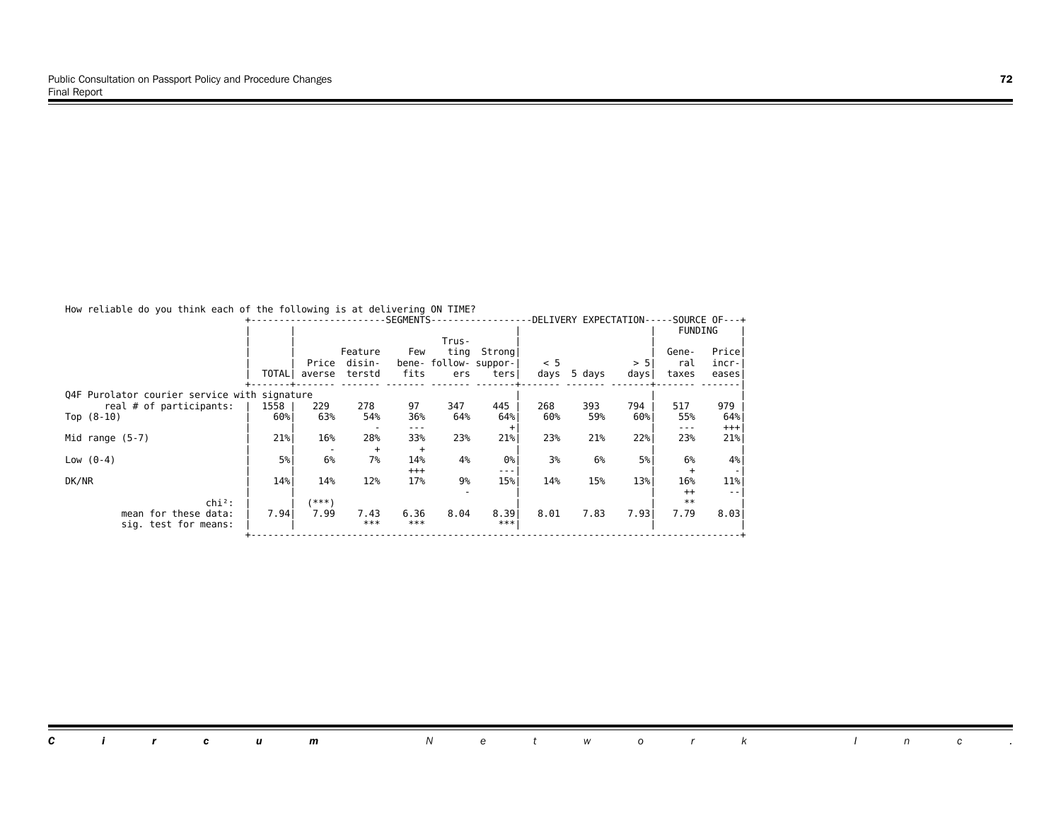How reliable do you think each of the following is at delivering ON TIME?

| | TOTAL | SEGMENTS: Price averse | Feature disinterstd | Few benefits | Trusting followers | Strong supporters | DELIVERY EXPECTATION: < 5 days | 5 days | > 5 days | SOURCE OF FUNDING: General taxes | Price increases |
|---|---|---|---|---|---|---|---|---|---|---|---|
| **Q4F Purolator courier service with signature** | | | | | | | | | | | |
| real # of participants: | 1558 | 229 | 278 | 97 | 347 | 445 | 268 | 393 | 794 | 517 | 979 |
| Top (8-10) | 60% | 63% | 54% | 36% | 64% | 64% | 60% | 59% | 60% | 55% | 64% |
| | | | - | --- | | + | | | | --- | +++ |
| Mid range (5-7) | 21% | 16% | 28% | 33% | 23% | 21% | 23% | 21% | 22% | 23% | 21% |
| | | - | + | + | | | | | | | |
| Low (0-4) | 5% | 6% | 7% | 14% | 4% | 0% | 3% | 6% | 5% | 6% | 4% |
| | | | | +++ | | --- | | | | + | - |
| DK/NR | 14% | 14% | 12% | 17% | 9% | 15% | 14% | 15% | 13% | 16% | 11% |
| | | | | | - | | | | | ++ | -- |
| chi²: | | (***) | | | | | | | | ** | |
| mean for these data: | 7.94 | 7.99 | 7.43 | 6.36 | 8.04 | 8.39 | 8.01 | 7.83 | 7.93 | 7.79 | 8.03 |
| sig. test for means: | | | *** | *** | | *** | | | | | |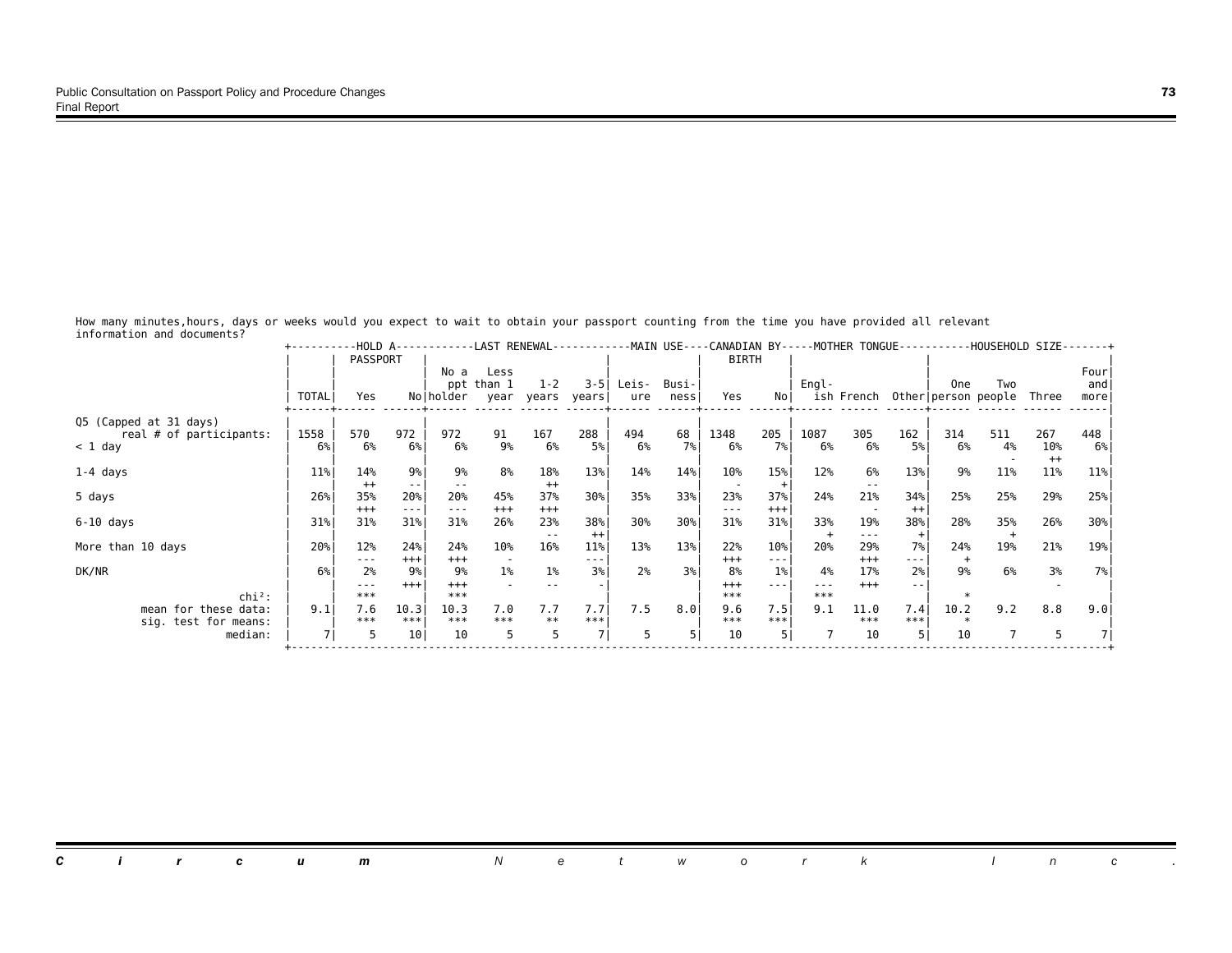How many minutes,hours, days or weeks would you expect to wait to obtain your passport counting from the time you have provided all relevant information and documents?

| | TOTAL | HOLD A PASSPORT: Yes | No | LAST RENEWAL: No a ppt holder | Less than 1 year | 1-2 years | 3-5 years | MAIN USE: Leis-ure | Busi-ness | CANADIAN BY BIRTH: Yes | No | MOTHER TONGUE: Engl-ish | French | Other | HOUSEHOLD SIZE: One person | Two people | Three | Four and more |
|---|---|---|---|---|---|---|---|---|---|---|---|---|---|---|---|---|---|---|
| Q5 (Capped at 31 days) real # of participants: | 1558 | 570 | 972 | 972 | 91 | 167 | 288 | 494 | 68 | 1348 | 205 | 1087 | 305 | 162 | 314 | 511 | 267 | 448 |
| < 1 day | 6% | 6% | 6% | 6% | 9% | 6% | 5% | 6% | 7% | 6% | 7% | 6% | 6% | 5% | 6% | 4% | 10% | 6% |
| | | | | | | | | | | | | | | | | - | ++ | |
| 1-4 days | 11% | 14% | 9% | 9% | 8% | 18% | 13% | 14% | 14% | 10% | 15% | 12% | 6% | 13% | 9% | 11% | 11% | 11% |
| | | ++ | -- | -- | | ++ | | | | - | + | | -- | | | | | |
| 5 days | 26% | 35% | 20% | 20% | 45% | 37% | 30% | 35% | 33% | 23% | 37% | 24% | 21% | 34% | 25% | 25% | 29% | 25% |
| | | +++ | --- | --- | +++ | +++ | | | | --- | +++ | | - | ++ | | | | |
| 6-10 days | 31% | 31% | 31% | 31% | 26% | 23% | 38% | 30% | 30% | 31% | 31% | 33% | 19% | 38% | 28% | 35% | 26% | 30% |
| | | | | | | -- | ++ | | | | | + | --- | + | | + | | |
| More than 10 days | 20% | 12% | 24% | 24% | 10% | 16% | 11% | 13% | 13% | 22% | 10% | 20% | 29% | 7% | 24% | 19% | 21% | 19% |
| | | --- | +++ | +++ | - | | --- | | | +++ | --- | | +++ | --- | + | | | |
| DK/NR | 6% | 2% | 9% | 9% | 1% | 1% | 3% | 2% | 3% | 8% | 1% | 4% | 17% | 2% | 9% | 6% | 3% | 7% |
| | | --- | +++ | +++ | - | -- | - | | | +++ | --- | --- | +++ | -- | | | - | |
| chi²: | | *** | | *** | | | | | | *** | | *** | | | * | | | |
| mean for these data: | 9.1 | 7.6 | 10.3 | 10.3 | 7.0 | 7.7 | 7.7 | 7.5 | 8.0 | 9.6 | 7.5 | 9.1 | 11.0 | 7.4 | 10.2 | 9.2 | 8.8 | 9.0 |
| sig. test for means: | | *** | *** | *** | *** | ** | *** | | | *** | *** | | *** | *** | * | | | |
| median: | 7 | 5 | 10 | 10 | 5 | 5 | 7 | 5 | 5 | 10 | 5 | 7 | 10 | 5 | 10 | 7 | 5 | 7 |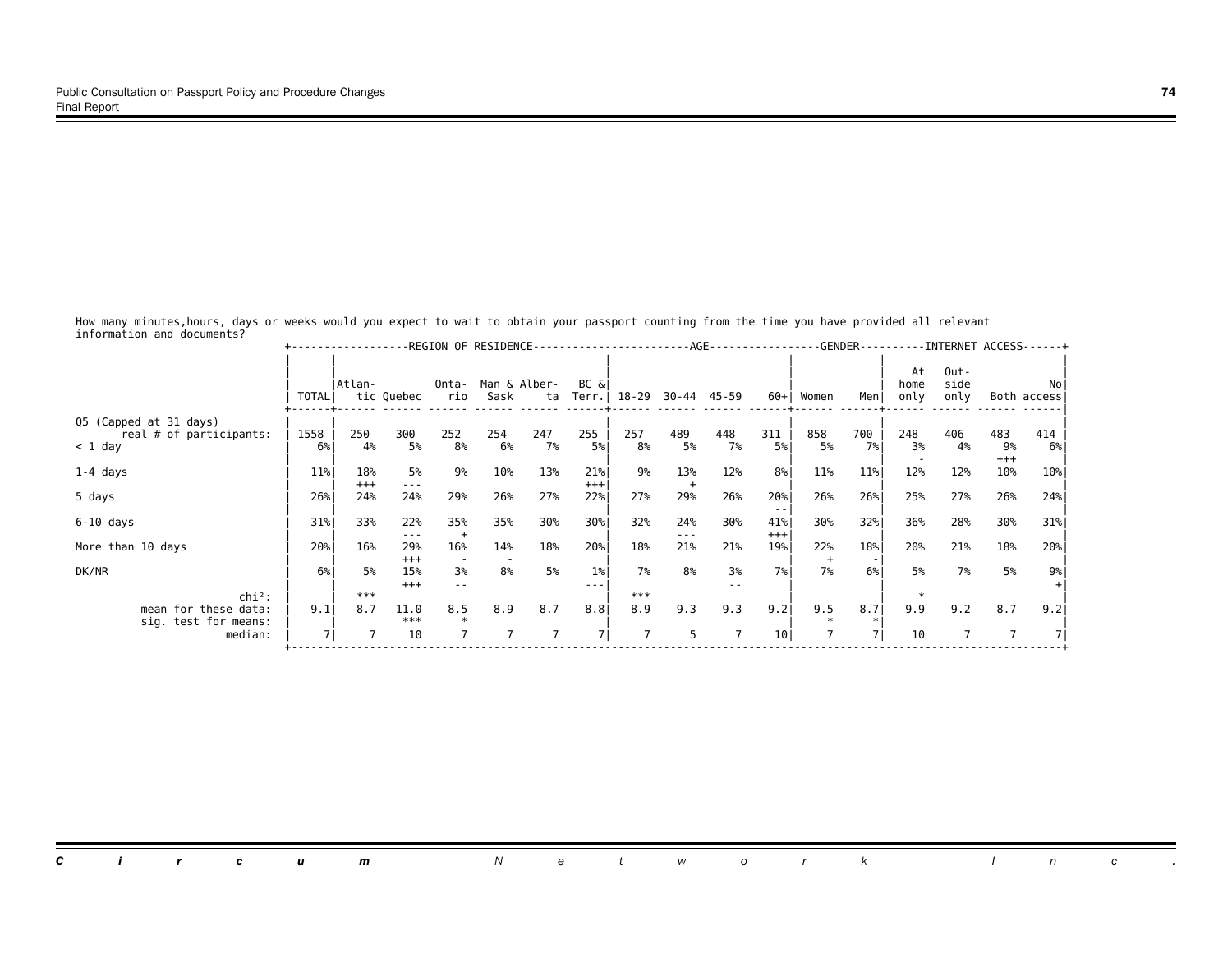How many minutes,hours, days or weeks would you expect to wait to obtain your passport counting from the time you have provided all relevant information and documents?

| | TOTAL | REGION OF RESIDENCE | | | | | | AGE | | | | GENDER | | INTERNET ACCESS | | | |
|---|---|---|---|---|---|---|---|---|---|---|---|---|---|---|---|---|---|
| | | Atlantic | Quebec | Ontario | Man & Sask | Alberta | BC & Terr. | 18-29 | 30-44 | 45-59 | 60+ | Women | Men | At home only | Outside only | Both | No access |
| Q5 (Capped at 31 days) real # of participants: | 1558 | 250 | 300 | 252 | 254 | 247 | 255 | 257 | 489 | 448 | 311 | 858 | 700 | 248 | 406 | 483 | 414 |
| < 1 day | 6% | 4% | 5% | 8% | 6% | 7% | 5% | 8% | 5% | 7% | 5% | 5% | 7% | 3% | 4% | 9% | 6% |
| | | | | | | | | | | | | | | - | | +++ | |
| 1-4 days | 11% | 18% | 5% | 9% | 10% | 13% | 21% | 9% | 13% | 12% | 8% | 11% | 11% | 12% | 12% | 10% | 10% |
| | | +++ | --- | | | | +++ | | + | | | | | | | | |
| 5 days | 26% | 24% | 24% | 29% | 26% | 27% | 22% | 27% | 29% | 26% | 20% | 26% | 26% | 25% | 27% | 26% | 24% |
| | | | | | | | | | | | -- | | | | | | |
| 6-10 days | 31% | 33% | 22% | 35% | 35% | 30% | 30% | 32% | 24% | 30% | 41% | 30% | 32% | 36% | 28% | 30% | 31% |
| | | | --- | + | | | | | --- | | +++ | | | | | | |
| More than 10 days | 20% | 16% | 29% | 16% | 14% | 18% | 20% | 18% | 21% | 21% | 19% | 22% | 18% | 20% | 21% | 18% | 20% |
| | | | +++ | - | - | | | | | | | + | - | | | | |
| DK/NR | 6% | 5% | 15% | 3% | 8% | 5% | 1% | 7% | 8% | 3% | 7% | 7% | 6% | 5% | 7% | 5% | 9% |
| | | | +++ | -- | | | --- | | | -- | | | | | | | + |
| chi²: | | *** | | | | | | *** | | | | | | * | | | |
| mean for these data: | 9.1 | 8.7 | 11.0 | 8.5 | 8.9 | 8.7 | 8.8 | 8.9 | 9.3 | 9.3 | 9.2 | 9.5 | 8.7 | 9.9 | 9.2 | 8.7 | 9.2 |
| sig. test for means: | | | *** | * | | | | | | | | * | * | | | | |
| median: | 7 | 7 | 10 | 7 | 7 | 7 | 7 | 7 | 5 | 7 | 10 | 7 | 7 | 10 | 7 | 7 | 7 |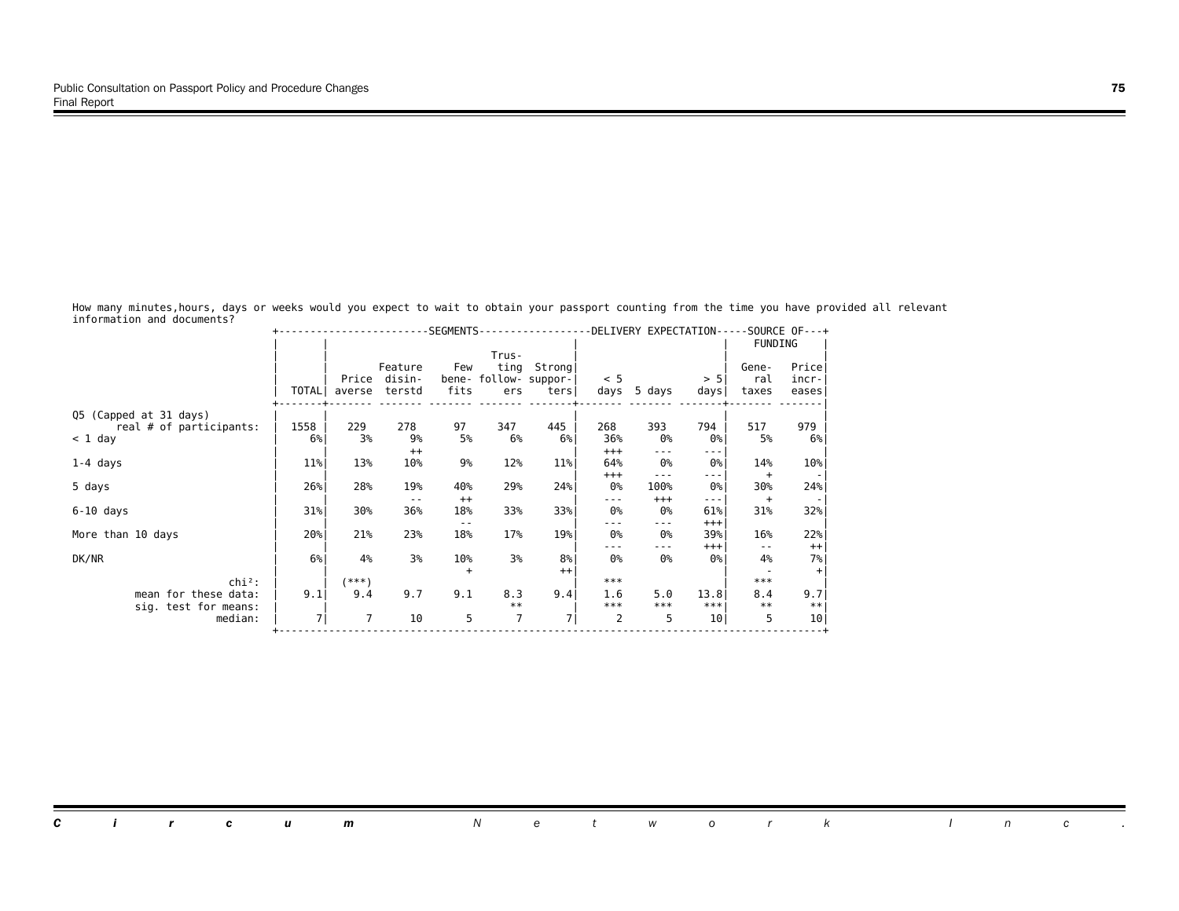How many minutes,hours, days or weeks would you expect to wait to obtain your passport counting from the time you have provided all relevant information and documents?

| | TOTAL | SEGMENTS: Price averse | Feature disinterstd | Few benefits | Trusting followers | Strong supporters | DELIVERY EXPECTATION: < 5 days | 5 days | > 5 days | SOURCE OF FUNDING: General taxes | Price increases |
|---|---|---|---|---|---|---|---|---|---|---|---|
| Q5 (Capped at 31 days) | | | | | | | | | | | |
| real # of participants: | 1558 | 229 | 278 | 97 | 347 | 445 | 268 | 393 | 794 | 517 | 979 |
| < 1 day | 6% | 3% | 9% | 5% | 6% | 6% | 36% | 0% | 0% | 5% | 6% |
| | | | ++ | | | | +++ | --- | --- | | |
| 1-4 days | 11% | 13% | 10% | 9% | 12% | 11% | 64% | 0% | 0% | 14% | 10% |
| | | | | | | | +++ | --- | --- | + | - |
| 5 days | 26% | 28% | 19% | 40% | 29% | 24% | 0% | 100% | 0% | 30% | 24% |
| | | | -- | ++ | | | --- | +++ | --- | + | - |
| 6-10 days | 31% | 30% | 36% | 18% | 33% | 33% | 0% | 0% | 61% | 31% | 32% |
| | | | | -- | | | --- | --- | +++ | | |
| More than 10 days | 20% | 21% | 23% | 18% | 17% | 19% | 0% | 0% | 39% | 16% | 22% |
| | | | | | | | --- | --- | +++ | -- | ++ |
| DK/NR | 6% | 4% | 3% | 10% | 3% | 8% | 0% | 0% | 0% | 4% | 7% |
| | | | | + | | ++ | | | | - | + |
| chi²: | | (***) | | | | | *** | | | *** | |
| mean for these data: | 9.1 | 9.4 | 9.7 | 9.1 | 8.3 | 9.4 | 1.6 | 5.0 | 13.8 | 8.4 | 9.7 |
| sig. test for means: | | | | | ** | | *** | *** | *** | ** | ** |
| median: | 7 | 7 | 10 | 5 | 7 | 7 | 2 | 5 | 10 | 5 | 10 |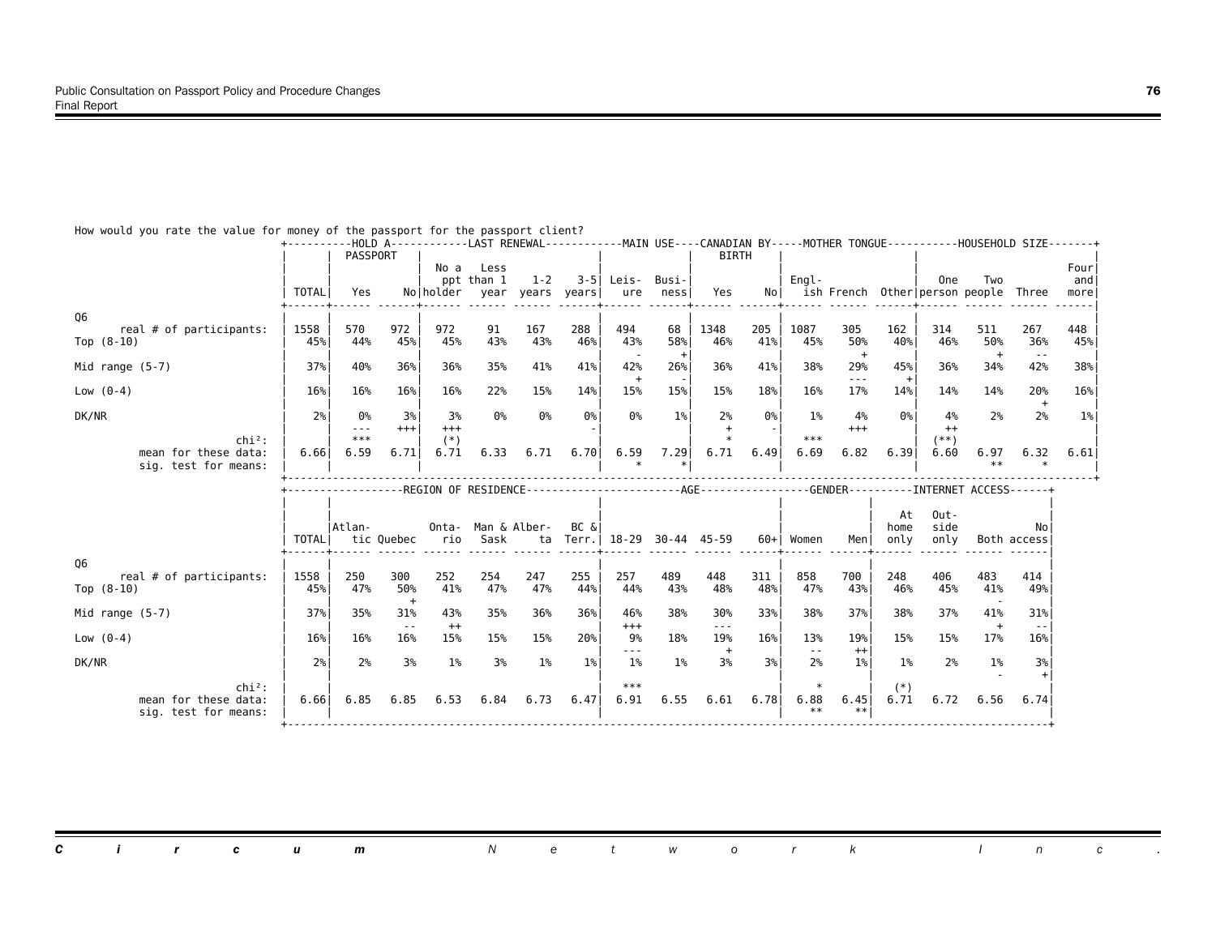How would you rate the value for money of the passport for the passport client?

| | | HOLD A PASSPORT | | LAST RENEWAL | | | | MAIN USE | | CANADIAN BY BIRTH | | MOTHER TONGUE | | | HOUSEHOLD SIZE | | | |
|---|---|---|---|---|---|---|---|---|---|---|---|---|---|---|---|---|---|---|
| | TOTAL | Yes | No | No a ppt holder | Less than 1 year | 1-2 years | 3-5 years | Leis-ure | Busi-ness | Yes | No | Engl-ish | French | Other | One person | Two people | Three | Four and more |
| Q6 | | | | | | | | | | | | | | | | | | |
| real # of participants: | 1558 | 570 | 972 | 972 | 91 | 167 | 288 | 494 | 68 | 1348 | 205 | 1087 | 305 | 162 | 314 | 511 | 267 | 448 |
| Top (8-10) | 45% | 44% | 45% | 45% | 43% | 43% | 46% | 43% | 58% | 46% | 41% | 45% | 50% | 40% | 46% | 50% | 36% | 45% |
| | | | | | | | | - | + | | | | + | | | + | -- | |
| Mid range (5-7) | 37% | 40% | 36% | 36% | 35% | 41% | 41% | 42% | 26% | 36% | 41% | 38% | 29% | 45% | 36% | 34% | 42% | 38% |
| | | | | | | | | + | - | | | | --- | + | | | | |
| Low (0-4) | 16% | 16% | 16% | 16% | 22% | 15% | 14% | 15% | 15% | 15% | 18% | 16% | 17% | 14% | 14% | 14% | 20% | 16% |
| | | | | | | | | | | | | | | | | | + | |
| DK/NR | 2% | 0% | 3% | 3% | 0% | 0% | 0% | 0% | 1% | 2% | 0% | 1% | 4% | 0% | 4% | 2% | 2% | 1% |
| | | --- | +++ | +++ | | | - | | | + | - | | +++ | | ++ | | | |
| chi²: | | *** | | (*) | | | | | | * | | *** | | | (**) | | | |
| mean for these data: | 6.66 | 6.59 | 6.71 | 6.71 | 6.33 | 6.71 | 6.70 | 6.59 | 7.29 | 6.71 | 6.49 | 6.69 | 6.82 | 6.39 | 6.60 | 6.97 | 6.32 | 6.61 |
| sig. test for means: | | | | | | | | * | * | | | | | | | ** | * | |

| | | REGION OF RESIDENCE | | | | | | AGE | | | | GENDER | | INTERNET ACCESS | | | |
|---|---|---|---|---|---|---|---|---|---|---|---|---|---|---|---|---|---|
| | TOTAL | Atlan-tic | Quebec | Onta-rio | Man & Sask | Alber-ta | BC & Terr. | 18-29 | 30-44 | 45-59 | 60+ | Women | Men | At home only | Out-side only | Both | No access |
| Q6 | | | | | | | | | | | | | | | | | |
| real # of participants: | 1558 | 250 | 300 | 252 | 254 | 247 | 255 | 257 | 489 | 448 | 311 | 858 | 700 | 248 | 406 | 483 | 414 |
| Top (8-10) | 45% | 47% | 50% | 41% | 47% | 47% | 44% | 44% | 43% | 48% | 48% | 47% | 43% | 46% | 45% | 41% | 49% |
| | | | + | | | | | | | | | | | | | - | |
| Mid range (5-7) | 37% | 35% | 31% | 43% | 35% | 36% | 36% | 46% | 38% | 30% | 33% | 38% | 37% | 38% | 37% | 41% | 31% |
| | | | -- | ++ | | | | +++ | | --- | | | | | | + | -- |
| Low (0-4) | 16% | 16% | 16% | 15% | 15% | 15% | 20% | 9% | 18% | 19% | 16% | 13% | 19% | 15% | 15% | 17% | 16% |
| | | | | | | | | --- | | + | | -- | ++ | | | | |
| DK/NR | 2% | 2% | 3% | 1% | 3% | 1% | 1% | 1% | 1% | 3% | 3% | 2% | 1% | 1% | 2% | 1% | 3% |
| | | | | | | | | | | | | | | | | - | + |
| chi²: | | | | | | | | *** | | | | * | | (*) | | | |
| mean for these data: | 6.66 | 6.85 | 6.85 | 6.53 | 6.84 | 6.73 | 6.47 | 6.91 | 6.55 | 6.61 | 6.78 | 6.88 | 6.45 | 6.71 | 6.72 | 6.56 | 6.74 |
| sig. test for means: | | | | | | | | | | | | ** | ** | | | | |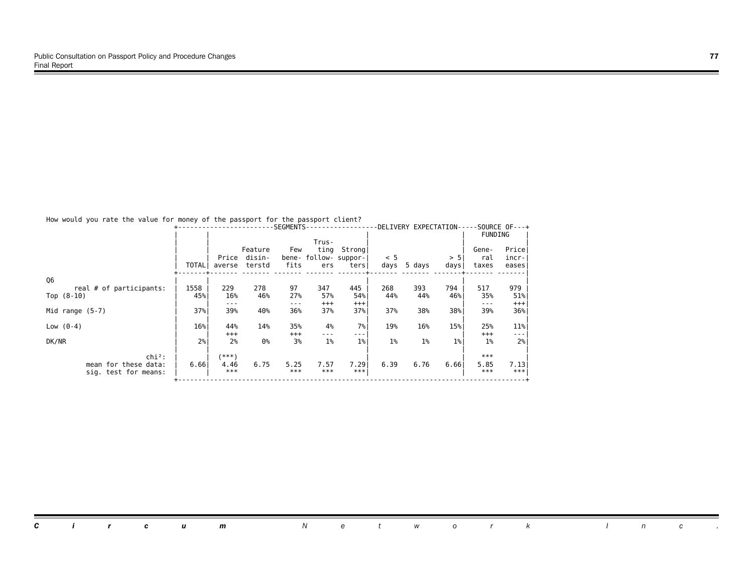How would you rate the value for money of the passport for the passport client?

| | TOTAL | SEGMENTS | | | | | DELIVERY EXPECTATION | | | SOURCE OF FUNDING | |
|---|---|---|---|---|---|---|---|---|---|---|---|
| | | Price averse | Feature disin-terstd | Few bene-fits | Trus-ting follow-ers | Strong suppor-ters | < 5 days | 5 days | > 5 days | Gene-ral taxes | Price incr-eases |
| Q6 | | | | | | | | | | | |
| real # of participants: | 1558 | 229 | 278 | 97 | 347 | 445 | 268 | 393 | 794 | 517 | 979 |
| Top (8-10) | 45% | 16% | 46% | 27% | 57% | 54% | 44% | 44% | 46% | 35% | 51% |
| | | --- | | --- | +++ | +++ | | | | --- | +++ |
| Mid range (5-7) | 37% | 39% | 40% | 36% | 37% | 37% | 37% | 38% | 38% | 39% | 36% |
| Low (0-4) | 16% | 44% | 14% | 35% | 4% | 7% | 19% | 16% | 15% | 25% | 11% |
| | | +++ | | +++ | --- | --- | | | | +++ | --- |
| DK/NR | 2% | 2% | 0% | 3% | 1% | 1% | 1% | 1% | 1% | 1% | 2% |
| chi²: | | (***) | | | | | | | | *** | |
| mean for these data: | 6.66 | 4.46 | 6.75 | 5.25 | 7.57 | 7.29 | 6.39 | 6.76 | 6.66 | 5.85 | 7.13 |
| sig. test for means: | | *** | | *** | *** | *** | | | | *** | *** |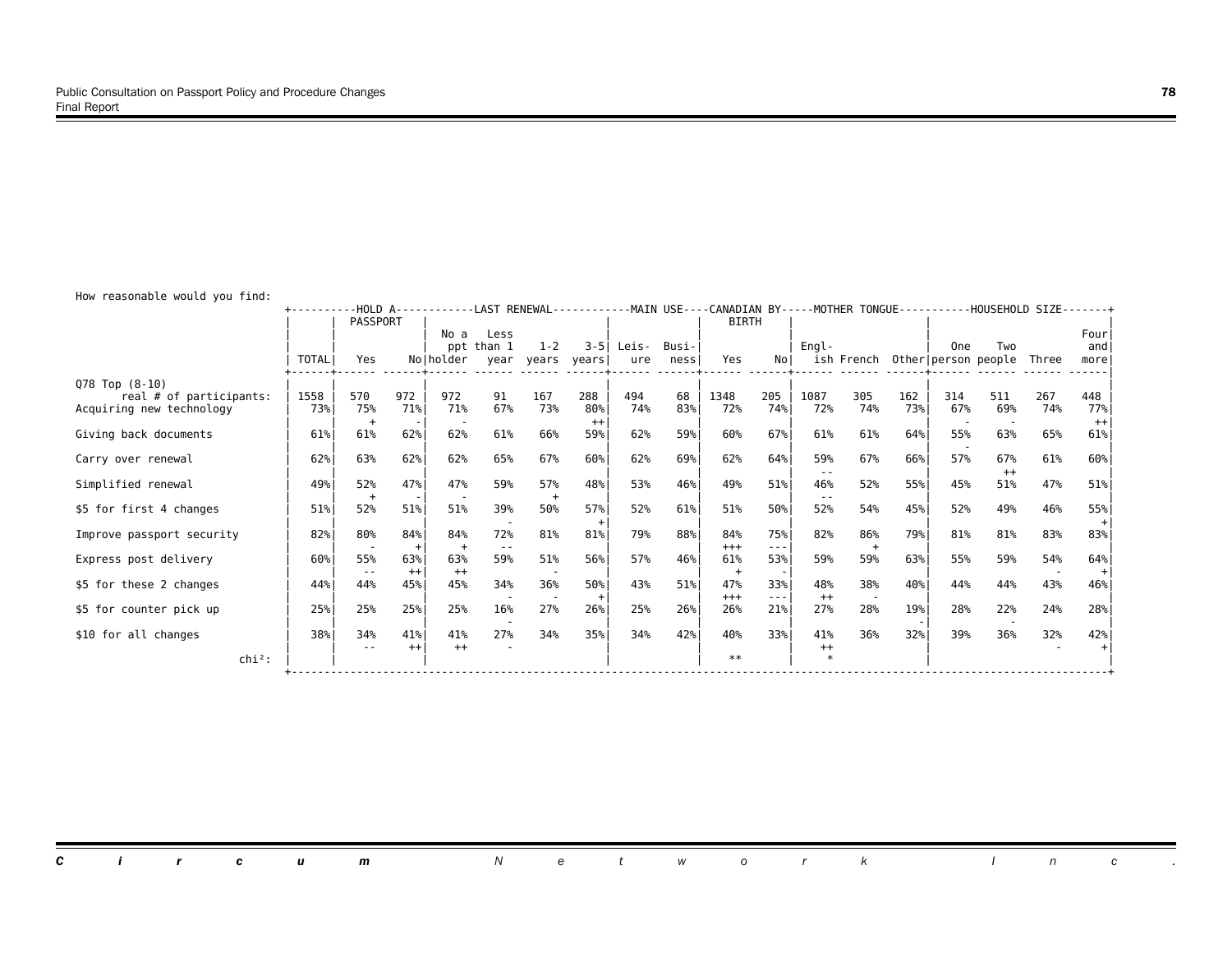How reasonable would you find:

| | TOTAL | HOLD A PASSPORT: Yes | No | LAST RENEWAL: No a ppt holder | Less than 1 year | 1-2 years | 3-5 years | MAIN USE: Leis-ure | Busi-ness | CANADIAN BY BIRTH: Yes | No | MOTHER TONGUE: Engl-ish | French | Other | HOUSEHOLD SIZE: One person | Two people | Three | Four and more |
|---|---|---|---|---|---|---|---|---|---|---|---|---|---|---|---|---|---|---|
| Q78 Top (8-10) | | | | | | | | | | | | | | | | | | |
| real # of participants: | 1558 | 570 | 972 | 972 | 91 | 167 | 288 | 494 | 68 | 1348 | 205 | 1087 | 305 | 162 | 314 | 511 | 267 | 448 |
| Acquiring new technology | 73% | 75% | 71% | 71% | 67% | 73% | 80% | 74% | 83% | 72% | 74% | 72% | 74% | 73% | 67% | 69% | 74% | 77% |
| | | + | - | - | | | ++ | | | | | | | | - | - | | ++ |
| Giving back documents | 61% | 61% | 62% | 62% | 61% | 66% | 59% | 62% | 59% | 60% | 67% | 61% | 61% | 64% | 55% | 63% | 65% | 61% |
| | | | | | | | | | | | | | | | - | | | |
| Carry over renewal | 62% | 63% | 62% | 62% | 65% | 67% | 60% | 62% | 69% | 62% | 64% | 59% | 67% | 66% | 57% | 67% | 61% | 60% |
| | | | | | | | | | | | | -- | | | | ++ | | |
| Simplified renewal | 49% | 52% | 47% | 47% | 59% | 57% | 48% | 53% | 46% | 49% | 51% | 46% | 52% | 55% | 45% | 51% | 47% | 51% |
| | | + | - | - | | + | | | | | | -- | | | | | | |
| $5 for first 4 changes | 51% | 52% | 51% | 51% | 39% | 50% | 57% | 52% | 61% | 51% | 50% | 52% | 54% | 45% | 52% | 49% | 46% | 55% |
| | | | | | - | | + | | | | | | | | | | | + |
| Improve passport security | 82% | 80% | 84% | 84% | 72% | 81% | 81% | 79% | 88% | 84% | 75% | 82% | 86% | 79% | 81% | 81% | 83% | 83% |
| | | - | + | + | -- | | | | | +++ | --- | | + | | | | | |
| Express post delivery | 60% | 55% | 63% | 63% | 59% | 51% | 56% | 57% | 46% | 61% | 53% | 59% | 59% | 63% | 55% | 59% | 54% | 64% |
| | | -- | ++ | ++ | | - | | | | + | - | | | | | | - | + |
| $5 for these 2 changes | 44% | 44% | 45% | 45% | 34% | 36% | 50% | 43% | 51% | 47% | 33% | 48% | 38% | 40% | 44% | 44% | 43% | 46% |
| | | | | | - | - | + | | | +++ | --- | ++ | - | | | | | |
| $5 for counter pick up | 25% | 25% | 25% | 25% | 16% | 27% | 26% | 25% | 26% | 26% | 21% | 27% | 28% | 19% | 28% | 22% | 24% | 28% |
| | | | | | - | | | | | | | | | - | | - | | |
| $10 for all changes | 38% | 34% | 41% | 41% | 27% | 34% | 35% | 34% | 42% | 40% | 33% | 41% | 36% | 32% | 39% | 36% | 32% | 42% |
| | | -- | ++ | ++ | - | | | | | | | ++ | | | | | - | + |
| chi²: | | | | | | | | | | ** | | * | | | | | | |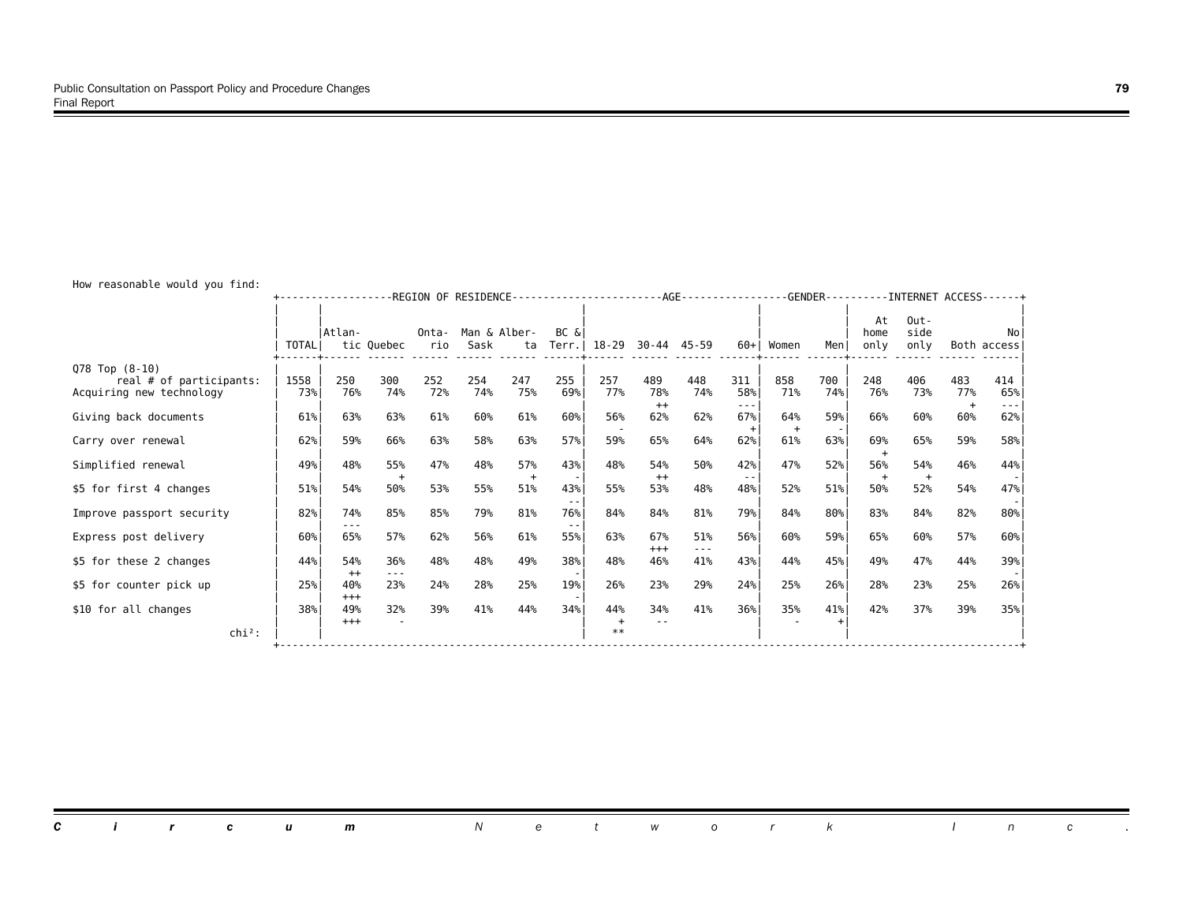How reasonable would you find:

| | TOTAL | REGION OF RESIDENCE | | | | | | AGE | | | | GENDER | | INTERNET ACCESS | | | |
|---|---|---|---|---|---|---|---|---|---|---|---|---|---|---|---|---|---|
| | | Atlantic | Quebec | Ontario | Man & Sask | Alberta | BC & Terr. | 18-29 | 30-44 | 45-59 | 60+ | Women | Men | At home only | Outside only | Both | No access |
| Q78 Top (8-10) real # of participants: | 1558 | 250 | 300 | 252 | 254 | 247 | 255 | 257 | 489 | 448 | 311 | 858 | 700 | 248 | 406 | 483 | 414 |
| Acquiring new technology | 73% | 76% | 74% | 72% | 74% | 75% | 69% | 77% | 78% ++ | 74% | 58% --- | 71% | 74% | 76% | 73% | 77% + | 65% --- |
| Giving back documents | 61% | 63% | 63% | 61% | 60% | 61% | 60% | 56% - | 62% | 62% | 67% + | 64% + | 59% - | 66% | 60% | 60% | 62% |
| Carry over renewal | 62% | 59% | 66% | 63% | 58% | 63% | 57% | 59% | 65% | 64% | 62% | 61% | 63% | 69% + | 65% | 59% | 58% |
| Simplified renewal | 49% | 48% | 55% + | 47% | 48% | 57% + | 43% - | 48% | 54% ++ | 50% | 42% -- | 47% | 52% | 56% + | 54% + | 46% | 44% - |
| $5 for first 4 changes | 51% | 54% | 50% | 53% | 55% | 51% | 43% -- | 55% | 53% | 48% | 48% | 52% | 51% | 50% | 52% | 54% | 47% - |
| Improve passport security | 82% | 74% --- | 85% | 85% | 79% | 81% | 76% -- | 84% | 84% | 81% | 79% | 84% | 80% | 83% | 84% | 82% | 80% |
| Express post delivery | 60% | 65% | 57% | 62% | 56% | 61% | 55% | 63% | 67% +++ | 51% --- | 56% | 60% | 59% | 65% | 60% | 57% | 60% |
| $5 for these 2 changes | 44% | 54% ++ | 36% --- | 48% | 48% | 49% | 38% - | 48% | 46% | 41% | 43% | 44% | 45% | 49% | 47% | 44% | 39% - |
| $5 for counter pick up | 25% | 40% +++ | 23% | 24% | 28% | 25% | 19% - | 26% | 23% | 29% | 24% | 25% | 26% | 28% | 23% | 25% | 26% |
| $10 for all changes | 38% | 49% +++ | 32% - | 39% | 41% | 44% | 34% | 44% + | 34% -- | 41% | 36% | 35% - | 41% + | 42% | 37% | 39% | 35% |
| chi²: | | | | | | | | ** | | | | | | | | | |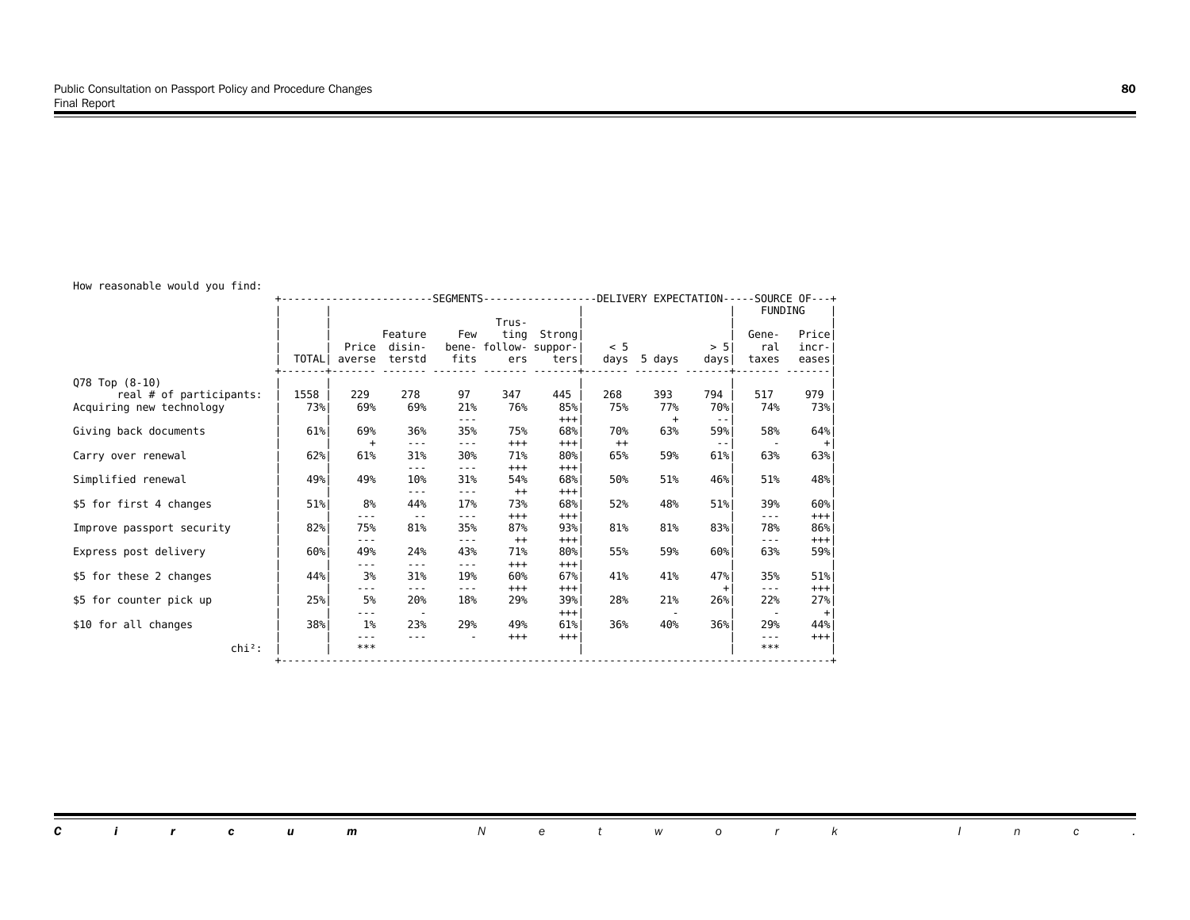How reasonable would you find:

| | TOTAL | SEGMENTS: Price averse | Feature disinterstd | Few benefits | Trusting followers | Strong supporters | DELIVERY EXPECTATION: < 5 days | 5 days | > 5 days | SOURCE OF FUNDING: General taxes | Price increases |
|---|---|---|---|---|---|---|---|---|---|---|---|
| Q78 Top (8-10) | | | | | | | | | | | |
| real # of participants: | 1558 | 229 | 278 | 97 | 347 | 445 | 268 | 393 | 794 | 517 | 979 |
| Acquiring new technology | 73% | 69% | 69% | 21% | 76% | 85% | 75% | 77% | 70% | 74% | 73% |
| | | | | --- | | +++ | | + | -- | | |
| Giving back documents | 61% | 69% | 36% | 35% | 75% | 68% | 70% | 63% | 59% | 58% | 64% |
| | | + | --- | --- | +++ | +++ | ++ | | -- | - | + |
| Carry over renewal | 62% | 61% | 31% | 30% | 71% | 80% | 65% | 59% | 61% | 63% | 63% |
| | | | --- | --- | +++ | +++ | | | | | |
| Simplified renewal | 49% | 49% | 10% | 31% | 54% | 68% | 50% | 51% | 46% | 51% | 48% |
| | | | --- | --- | ++ | +++ | | | | | |
| $5 for first 4 changes | 51% | 8% | 44% | 17% | 73% | 68% | 52% | 48% | 51% | 39% | 60% |
| | | --- | -- | --- | +++ | +++ | | | | --- | +++ |
| Improve passport security | 82% | 75% | 81% | 35% | 87% | 93% | 81% | 81% | 83% | 78% | 86% |
| | | --- | | --- | ++ | +++ | | | | --- | +++ |
| Express post delivery | 60% | 49% | 24% | 43% | 71% | 80% | 55% | 59% | 60% | 63% | 59% |
| | | --- | --- | --- | +++ | +++ | | | | | |
| $5 for these 2 changes | 44% | 3% | 31% | 19% | 60% | 67% | 41% | 41% | 47% | 35% | 51% |
| | | --- | --- | --- | +++ | +++ | | | + | --- | +++ |
| $5 for counter pick up | 25% | 5% | 20% | 18% | 29% | 39% | 28% | 21% | 26% | 22% | 27% |
| | | --- | - | | | +++ | | - | | - | + |
| $10 for all changes | 38% | 1% | 23% | 29% | 49% | 61% | 36% | 40% | 36% | 29% | 44% |
| | | --- | --- | - | +++ | +++ | | | | --- | +++ |
| chi²: | | *** | | | | | | | | *** | |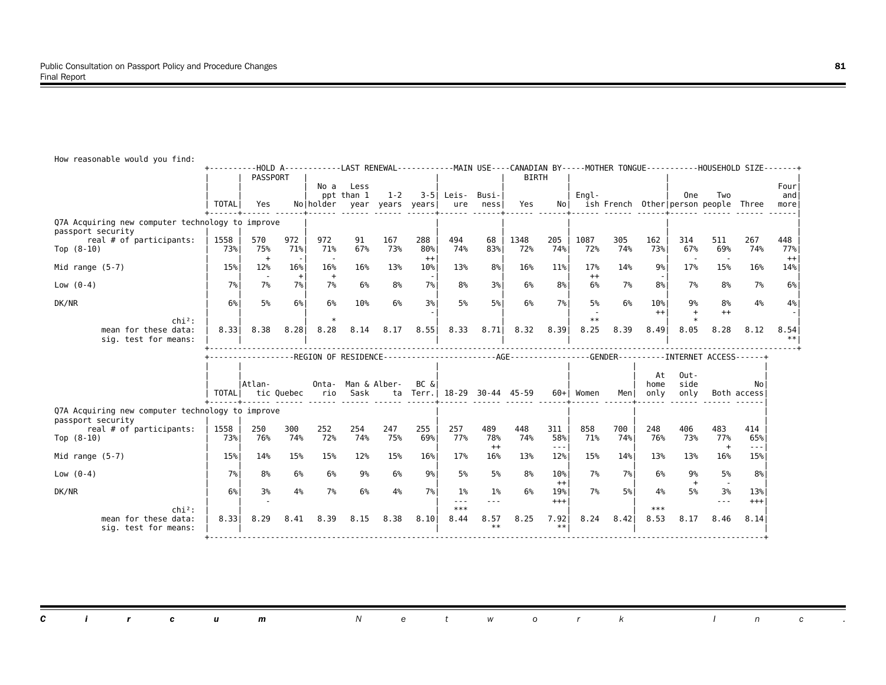How reasonable would you find:

| | TOTAL | HOLD A PASSPORT: Yes | No | LAST RENEWAL: No a ppt holder | Less than 1 year | 1-2 years | 3-5 years | MAIN USE: Leisure | Business | CANADIAN BY BIRTH: Yes | No | MOTHER TONGUE: English | French | Other | HOUSEHOLD SIZE: One person | Two people | Three | Four and more |
|---|---|---|---|---|---|---|---|---|---|---|---|---|---|---|---|---|---|---|
| **Q7A Acquiring new computer technology to improve passport security** | | | | | | | | | | | | | | | | | | |
| real # of participants: | 1558 | 570 | 972 | 972 | 91 | 167 | 288 | 494 | 68 | 1348 | 205 | 1087 | 305 | 162 | 314 | 511 | 267 | 448 |
| Top (8-10) | 73% | 75% | 71% | 71% | 67% | 73% | 80% | 74% | 83% | 72% | 74% | 72% | 74% | 73% | 67% | 69% | 74% | 77% |
| | | + | - | - | | | ++ | | | | | | | | - | - | | ++ |
| Mid range (5-7) | 15% | 12% | 16% | 16% | 16% | 13% | 10% | 13% | 8% | 16% | 11% | 17% | 14% | 9% | 17% | 15% | 16% | 14% |
| | | - | + | + | | | - | | | | | ++ | | - | | | | |
| Low (0-4) | 7% | 7% | 7% | 7% | 6% | 8% | 7% | 8% | 3% | 6% | 8% | 6% | 7% | 8% | 7% | 8% | 7% | 6% |
| DK/NR | 6% | 5% | 6% | 6% | 10% | 6% | 3% | 5% | 5% | 6% | 7% | 5% | 6% | 10% | 9% | 8% | 4% | 4% |
| | | | | | | | - | | | | | - | | ++ | + | ++ | | - |
| chi²: | | | | * | | | | | | | | ** | | | * | | | |
| mean for these data: | 8.33 | 8.38 | 8.28 | 8.28 | 8.14 | 8.17 | 8.55 | 8.33 | 8.71 | 8.32 | 8.39 | 8.25 | 8.39 | 8.49 | 8.05 | 8.28 | 8.12 | 8.54 |
| sig. test for means: | | | | | | | | | | | | | | | | | | ** |

| | TOTAL | REGION OF RESIDENCE: Atlantic | Quebec | Ontario | Man & Sask | Alberta | BC & Terr. | AGE: 18-29 | 30-44 | 45-59 | 60+ | GENDER: Women | Men | INTERNET ACCESS: At home only | Outside only | Both | No access |
|---|---|---|---|---|---|---|---|---|---|---|---|---|---|---|---|---|---|
| **Q7A Acquiring new computer technology to improve passport security** | | | | | | | | | | | | | | | | | |
| real # of participants: | 1558 | 250 | 300 | 252 | 254 | 247 | 255 | 257 | 489 | 448 | 311 | 858 | 700 | 248 | 406 | 483 | 414 |
| Top (8-10) | 73% | 76% | 74% | 72% | 74% | 75% | 69% | 77% | 78% | 74% | 58% | 71% | 74% | 76% | 73% | 77% | 65% |
| | | | | | | | | | ++ | | --- | | | | | + | --- |
| Mid range (5-7) | 15% | 14% | 15% | 15% | 12% | 15% | 16% | 17% | 16% | 13% | 12% | 15% | 14% | 13% | 13% | 16% | 15% |
| Low (0-4) | 7% | 8% | 6% | 6% | 9% | 6% | 9% | 5% | 5% | 8% | 10% | 7% | 7% | 6% | 9% | 5% | 8% |
| | | | | | | | | | | | ++ | | | | + | - | |
| DK/NR | 6% | 3% | 4% | 7% | 6% | 4% | 7% | 1% | 1% | 6% | 19% | 7% | 5% | 4% | 5% | 3% | 13% |
| | | - | | | | | | --- | --- | | +++ | | | | | --- | +++ |
| chi²: | | | | | | | | *** | | | | | | *** | | | |
| mean for these data: | 8.33 | 8.29 | 8.41 | 8.39 | 8.15 | 8.38 | 8.10 | 8.44 | 8.57 | 8.25 | 7.92 | 8.24 | 8.42 | 8.53 | 8.17 | 8.46 | 8.14 |
| sig. test for means: | | | | | | | | | ** | | ** | | | | | | |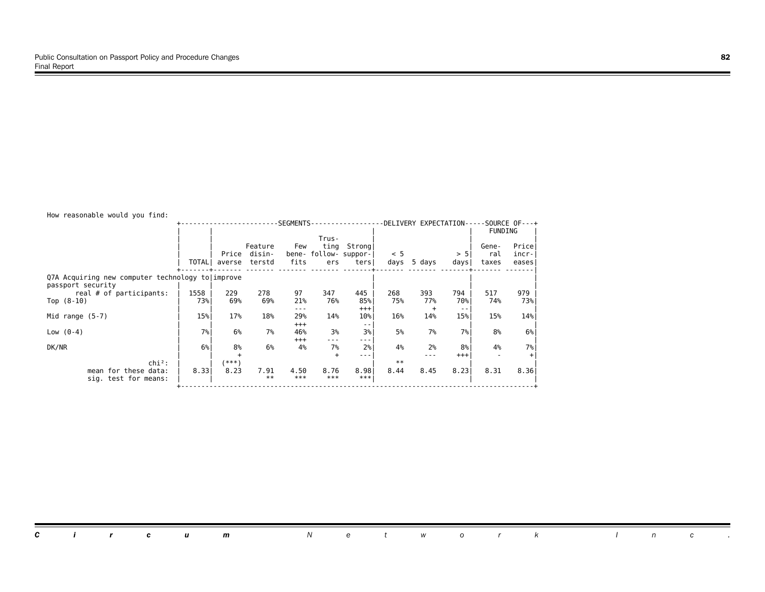How reasonable would you find:

| | TOTAL | SEGMENTS: Price averse | Feature disinterstd | Few benefits | Trusting followers | Strong supporters | DELIVERY EXPECTATION: < 5 days | 5 days | > 5 days | SOURCE OF FUNDING: General taxes | Price increases |
|---|---|---|---|---|---|---|---|---|---|---|---|
| Q7A Acquiring new computer technology to improve passport security | | | | | | | | | | | |
| real # of participants: | 1558 | 229 | 278 | 97 | 347 | 445 | 268 | 393 | 794 | 517 | 979 |
| Top (8-10) | 73% | 69% | 69% | 21% | 76% | 85% | 75% | 77% | 70% | 74% | 73% |
| | | | | --- | | +++ | | + | -- | | |
| Mid range (5-7) | 15% | 17% | 18% | 29% | 14% | 10% | 16% | 14% | 15% | 15% | 14% |
| | | | | +++ | | -- | | | | | |
| Low (0-4) | 7% | 6% | 7% | 46% | 3% | 3% | 5% | 7% | 7% | 8% | 6% |
| | | | | +++ | --- | --- | | | | | |
| DK/NR | 6% | 8% | 6% | 4% | 7% | 2% | 4% | 2% | 8% | 4% | 7% |
| | | + | | | + | --- | | --- | +++ | - | + |
| chi²: | | (***) | | | | | ** | | | | |
| mean for these data: | 8.33 | 8.23 | 7.91 | 4.50 | 8.76 | 8.98 | 8.44 | 8.45 | 8.23 | 8.31 | 8.36 |
| sig. test for means: | | | ** | *** | *** | *** | | | | | |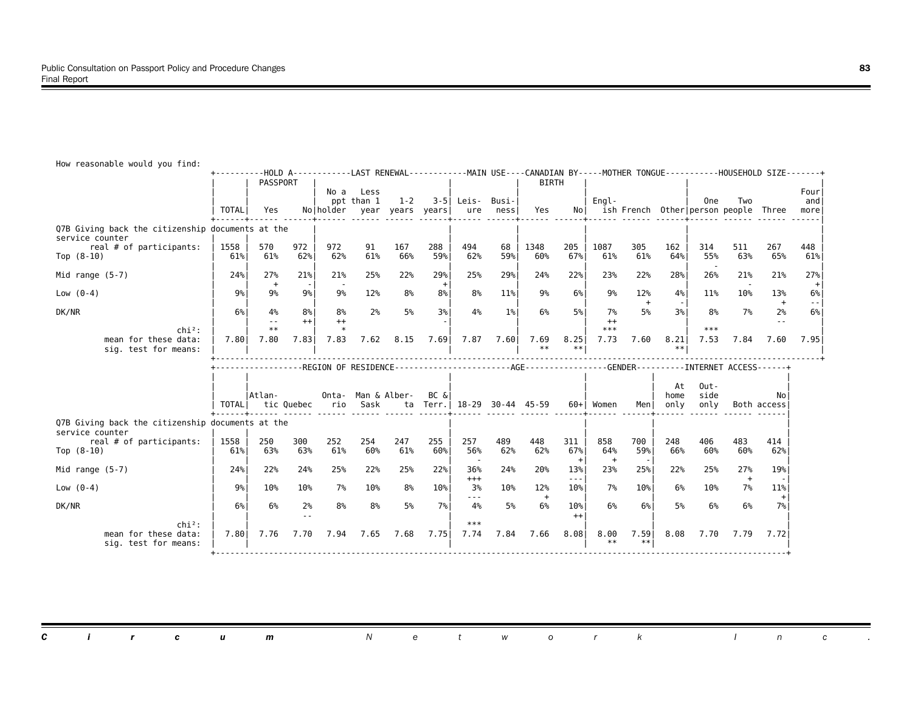How reasonable would you find:

| | TOTAL | HOLD A PASSPORT: Yes | No | LAST RENEWAL: No a ppt holder | Less than 1 year | 1-2 years | 3-5 years | MAIN USE: Leisure | Business | CANADIAN BY BIRTH: Yes | No | MOTHER TONGUE: English | French | Other | HOUSEHOLD SIZE: One person | Two people | Three | Four and more |
|---|---|---|---|---|---|---|---|---|---|---|---|---|---|---|---|---|---|---|
| **Q7B Giving back the citizenship documents at the service counter** | | | | | | | | | | | | | | | | | | |
| real # of participants: | 1558 | 570 | 972 | 972 | 91 | 167 | 288 | 494 | 68 | 1348 | 205 | 1087 | 305 | 162 | 314 | 511 | 267 | 448 |
| Top (8-10) | 61% | 61% | 62% | 62% | 61% | 66% | 59% | 62% | 59% | 60% | 67% | 61% | 61% | 64% | 55% - | 63% | 65% | 61% |
| Mid range (5-7) | 24% | 27% + | 21% - | 21% - | 25% | 22% | 29% + | 25% | 29% | 24% | 22% | 23% | 22% | 28% | 26% | 21% - | 21% | 27% + |
| Low (0-4) | 9% | 9% | 9% | 9% | 12% | 8% | 8% | 8% | 11% | 9% | 6% | 9% | 12% + | 4% - | 11% | 10% | 13% + | 6% -- |
| DK/NR | 6% | 4% -- | 8% ++ | 8% ++ | 2% | 5% | 3% - | 4% | 1% | 6% | 5% | 7% ++ | 5% | 3% | 8% | 7% | 2% -- | 6% |
| chi²: | | ** | | * | | | | | | | | *** | | | *** | | | |
| mean for these data: | 7.80 | 7.80 | 7.83 | 7.83 | 7.62 | 8.15 | 7.69 | 7.87 | 7.60 | 7.69 | 8.25 | 7.73 | 7.60 | 8.21 | 7.53 | 7.84 | 7.60 | 7.95 |
| sig. test for means: | | | | | | | | | | ** | ** | | | ** | | | | |

| | TOTAL | REGION OF RESIDENCE: Atlantic | Quebec | Ontario | Man & Sask | Alberta | BC & Terr. | AGE: 18-29 | 30-44 | 45-59 | 60+ | GENDER: Women | Men | INTERNET ACCESS: At home only | Outside only | Both | No access |
|---|---|---|---|---|---|---|---|---|---|---|---|---|---|---|---|---|---|
| **Q7B Giving back the citizenship documents at the service counter** | | | | | | | | | | | | | | | | | |
| real # of participants: | 1558 | 250 | 300 | 252 | 254 | 247 | 255 | 257 | 489 | 448 | 311 | 858 | 700 | 248 | 406 | 483 | 414 |
| Top (8-10) | 61% | 63% | 63% | 61% | 60% | 61% | 60% | 56% - | 62% | 62% | 67% + | 64% + | 59% - | 66% | 60% | 60% | 62% |
| Mid range (5-7) | 24% | 22% | 24% | 25% | 22% | 25% | 22% | 36% +++ | 24% | 20% | 13% --- | 23% | 25% | 22% | 25% | 27% + | 19% - |
| Low (0-4) | 9% | 10% | 10% | 7% | 10% | 8% | 10% | 3% --- | 10% | 12% + | 10% | 7% | 10% | 6% | 10% | 7% | 11% + |
| DK/NR | 6% | 6% | 2% -- | 8% | 8% | 5% | 7% | 4% | 5% | 6% | 10% ++ | 6% | 6% | 5% | 6% | 6% | 7% |
| chi²: | | | | | | | | *** | | | | | | | | | |
| mean for these data: | 7.80 | 7.76 | 7.70 | 7.94 | 7.65 | 7.68 | 7.75 | 7.74 | 7.84 | 7.66 | 8.08 | 8.00 | 7.59 | 8.08 | 7.70 | 7.79 | 7.72 |
| sig. test for means: | | | | | | | | | | | | ** | ** | | | | |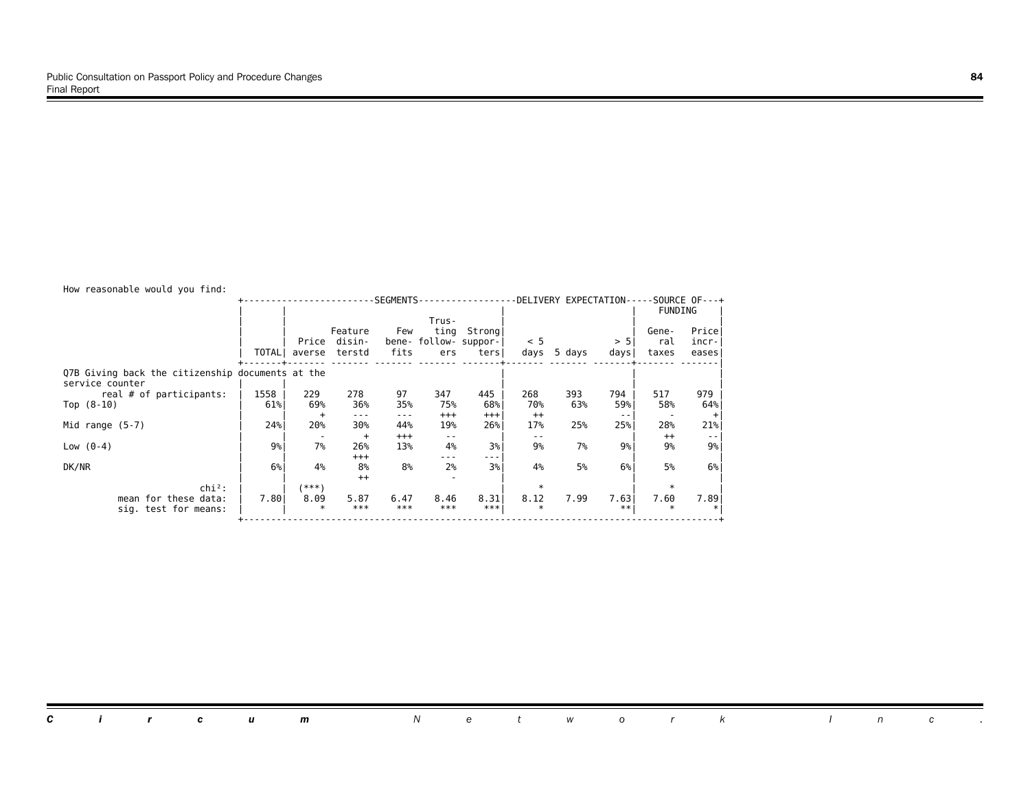How reasonable would you find:

| | TOTAL | SEGMENTS: Price averse | Feature disinterstd | Few benefits | Trusting followers | Strong supporters | DELIVERY EXPECTATION: < 5 days | 5 days | > 5 days | SOURCE OF FUNDING: General taxes | Price increases |
|---|---|---|---|---|---|---|---|---|---|---|---|
| Q7B Giving back the citizenship documents at the service counter | | | | | | | | | | | |
| real # of participants: | 1558 | 229 | 278 | 97 | 347 | 445 | 268 | 393 | 794 | 517 | 979 |
| Top (8-10) | 61% | 69% | 36% | 35% | 75% | 68% | 70% | 63% | 59% | 58% | 64% |
| | | + | --- | --- | +++ | +++ | ++ | | -- | - | + |
| Mid range (5-7) | 24% | 20% | 30% | 44% | 19% | 26% | 17% | 25% | 25% | 28% | 21% |
| | | - | + | +++ | -- | | -- | | | ++ | -- |
| Low (0-4) | 9% | 7% | 26% | 13% | 4% | 3% | 9% | 7% | 9% | 9% | 9% |
| | | | +++ | | --- | --- | | | | | |
| DK/NR | 6% | 4% | 8% | 8% | 2% | 3% | 4% | 5% | 6% | 5% | 6% |
| | | | ++ | | - | | | | | | |
| chi²: | | (***) | | | | | * | | | * | |
| mean for these data: | 7.80 | 8.09 | 5.87 | 6.47 | 8.46 | 8.31 | 8.12 | 7.99 | 7.63 | 7.60 | 7.89 |
| sig. test for means: | | * | *** | *** | *** | *** | * | | ** | * | * |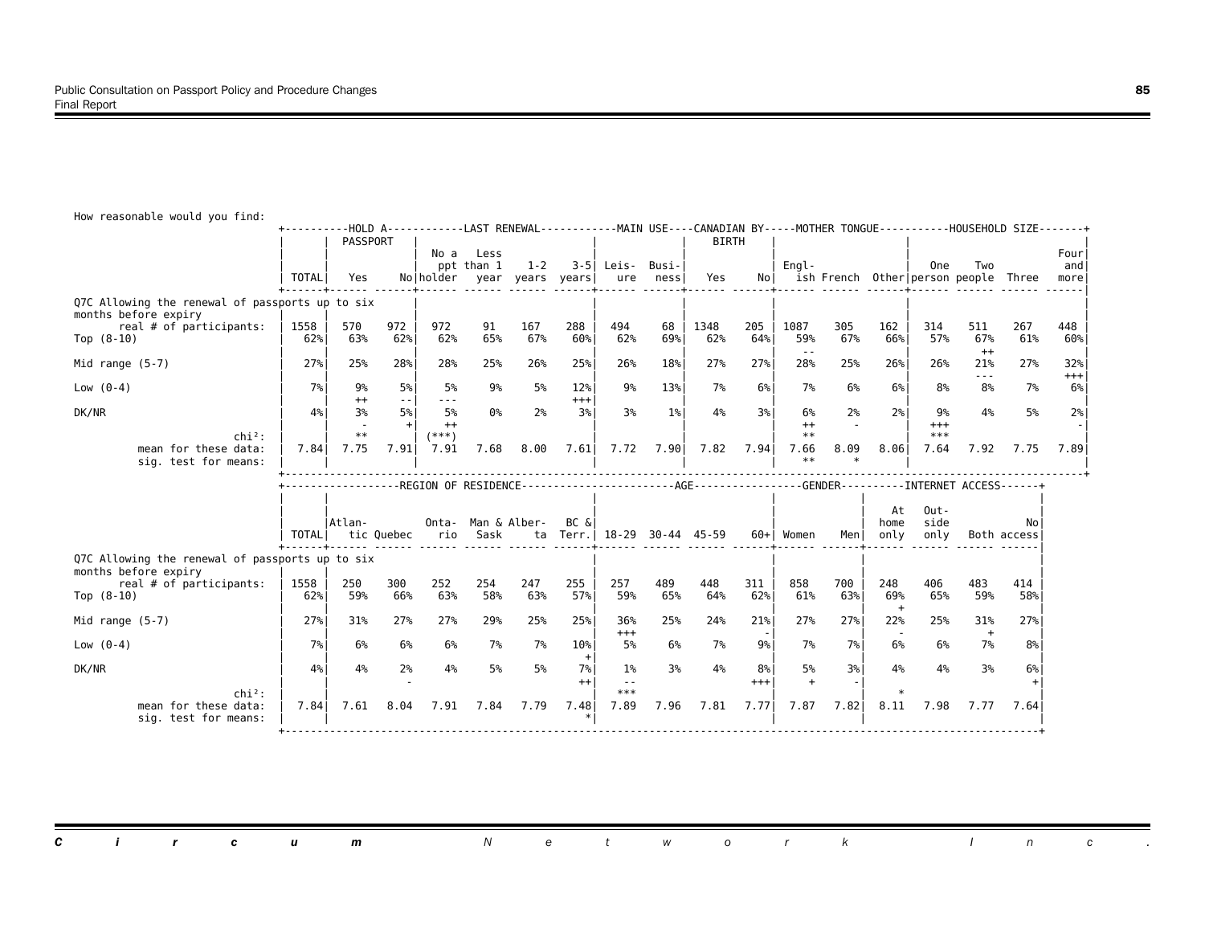How reasonable would you find:

| | TOTAL | HOLD A PASSPORT: Yes | No | LAST RENEWAL: No a ppt holder | Less than 1 year | 1-2 years | 3-5 years | MAIN USE: Leisure | Business | CANADIAN BY BIRTH: Yes | No | MOTHER TONGUE: English | French | Other | HOUSEHOLD SIZE: One person | Two people | Three | Four and more |
|---|---|---|---|---|---|---|---|---|---|---|---|---|---|---|---|---|---|---|
| Q7C Allowing the renewal of passports up to six months before expiry | | | | | | | | | | | | | | | | | | |
| real # of participants: | 1558 | 570 | 972 | 972 | 91 | 167 | 288 | 494 | 68 | 1348 | 205 | 1087 | 305 | 162 | 314 | 511 | 267 | 448 |
| Top (8-10) | 62% | 63% | 62% | 62% | 65% | 67% | 60% | 62% | 69% | 62% | 64% | 59% | 67% | 66% | 57% | 67% | 61% | 60% |
| | | | | | | | | | | | | -- | | | | ++ | | |
| Mid range (5-7) | 27% | 25% | 28% | 28% | 25% | 26% | 25% | 26% | 18% | 27% | 27% | 28% | 25% | 26% | 26% | 21% | 27% | 32% |
| | | | | | | | | | | | | | | | | --- | | +++ |
| Low (0-4) | 7% | 9% | 5% | 5% | 9% | 5% | 12% | 9% | 13% | 7% | 6% | 7% | 6% | 6% | 8% | 8% | 7% | 6% |
| | | ++ | -- | --- | | | +++ | | | | | | | | | | | |
| DK/NR | 4% | 3% | 5% | 5% | 0% | 2% | 3% | 3% | 1% | 4% | 3% | 6% | 2% | 2% | 9% | 4% | 5% | 2% |
| | | - | + | ++ | | | | | | | | ++ | - | | +++ | | | - |
| chi²: | | ** | | (***) | | | | | | | | ** | | | *** | | | |
| mean for these data: | 7.84 | 7.75 | 7.91 | 7.91 | 7.68 | 8.00 | 7.61 | 7.72 | 7.90 | 7.82 | 7.94 | 7.66 | 8.09 | 8.06 | 7.64 | 7.92 | 7.75 | 7.89 |
| sig. test for means: | | | | | | | | | | | | ** | * | | | | | |

| | TOTAL | REGION OF RESIDENCE: Atlantic | Quebec | Ontario | Man & Sask | Alberta | BC & Terr. | AGE: 18-29 | 30-44 | 45-59 | 60+ | GENDER: Women | Men | INTERNET ACCESS: At home only | Outside only | Both | No access |
|---|---|---|---|---|---|---|---|---|---|---|---|---|---|---|---|---|---|
| Q7C Allowing the renewal of passports up to six months before expiry | | | | | | | | | | | | | | | | | |
| real # of participants: | 1558 | 250 | 300 | 252 | 254 | 247 | 255 | 257 | 489 | 448 | 311 | 858 | 700 | 248 | 406 | 483 | 414 |
| Top (8-10) | 62% | 59% | 66% | 63% | 58% | 63% | 57% | 59% | 65% | 64% | 62% | 61% | 63% | 69% | 65% | 59% | 58% |
| | | | | | | | | | | | | | | + | | | |
| Mid range (5-7) | 27% | 31% | 27% | 27% | 29% | 25% | 25% | 36% | 25% | 24% | 21% | 27% | 27% | 22% | 25% | 31% | 27% |
| | | | | | | | | +++ | | | - | | | - | | + | |
| Low (0-4) | 7% | 6% | 6% | 6% | 7% | 7% | 10% | 5% | 6% | 7% | 9% | 7% | 7% | 6% | 6% | 7% | 8% |
| | | | | | | | + | | | | | | | | | | |
| DK/NR | 4% | 4% | 2% | 4% | 5% | 5% | 7% | 1% | 3% | 4% | 8% | 5% | 3% | 4% | 4% | 3% | 6% |
| | | | - | | | | ++ | -- | | | +++ | + | - | | | | + |
| chi²: | | | | | | | | *** | | | | | | * | | | |
| mean for these data: | 7.84 | 7.61 | 8.04 | 7.91 | 7.84 | 7.79 | 7.48 | 7.89 | 7.96 | 7.81 | 7.77 | 7.87 | 7.82 | 8.11 | 7.98 | 7.77 | 7.64 |
| sig. test for means: | | | | | | | * | | | | | | | | | | |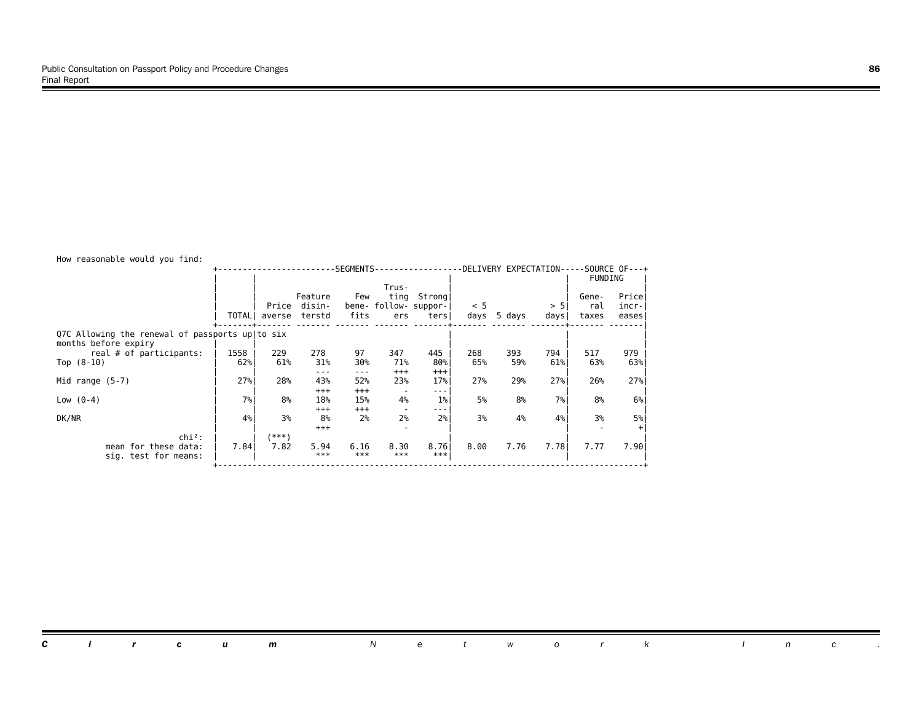How reasonable would you find:

| | TOTAL | SEGMENTS | | | | | DELIVERY EXPECTATION | | | SOURCE OF FUNDING | |
|---|---|---|---|---|---|---|---|---|---|---|---|
| | | Price averse | Feature disin-terstd | Few bene-fits | Trus-ting follow-ers | Strong suppor-ters | < 5 days | 5 days | > 5 days | Gene-ral taxes | Price incr-eases |
| Q7C Allowing the renewal of passports up to six months before expiry | | | | | | | | | | | |
| real # of participants: | 1558 | 229 | 278 | 97 | 347 | 445 | 268 | 393 | 794 | 517 | 979 |
| Top (8-10) | 62% | 61% | 31% | 30% | 71% | 80% | 65% | 59% | 61% | 63% | 63% |
| | | | --- | --- | +++ | +++ | | | | | |
| Mid range (5-7) | 27% | 28% | 43% | 52% | 23% | 17% | 27% | 29% | 27% | 26% | 27% |
| | | | +++ | +++ | - | --- | | | | | |
| Low (0-4) | 7% | 8% | 18% | 15% | 4% | 1% | 5% | 8% | 7% | 8% | 6% |
| | | | +++ | +++ | - | --- | | | | | |
| DK/NR | 4% | 3% | 8% | 2% | 2% | 2% | 3% | 4% | 4% | 3% | 5% |
| | | | +++ | | - | | | | | - | + |
| chi²: | | (***) | | | | | | | | | |
| mean for these data: | 7.84 | 7.82 | 5.94 | 6.16 | 8.30 | 8.76 | 8.00 | 7.76 | 7.78 | 7.77 | 7.90 |
| sig. test for means: | | | *** | *** | *** | *** | | | | | |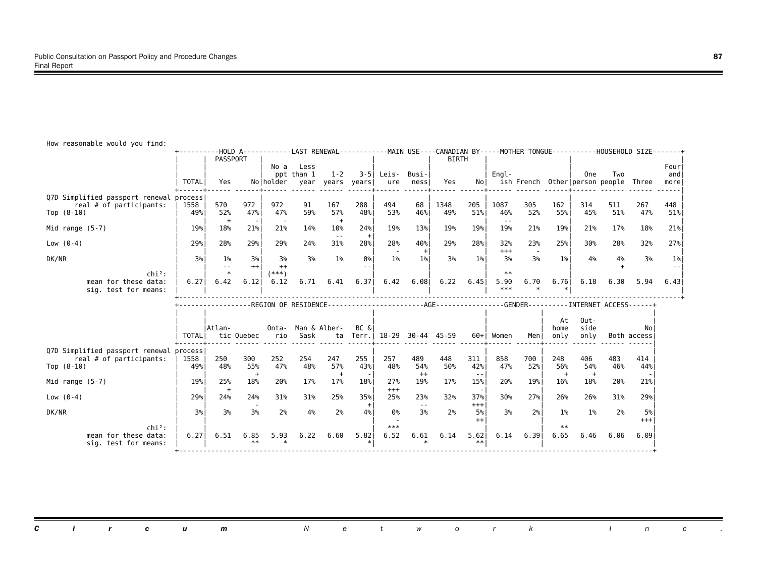How reasonable would you find:

| | TOTAL | HOLD A PASSPORT: Yes | No | LAST RENEWAL: No a ppt holder | Less than 1 year | 1-2 years | 3-5 years | MAIN USE: Leisure | Business | CANADIAN BY BIRTH: Yes | No | MOTHER TONGUE: English | French | Other | HOUSEHOLD SIZE: One person | Two people | Three | Four and more |
|---|---|---|---|---|---|---|---|---|---|---|---|---|---|---|---|---|---|---|
| **Q7D Simplified passport renewal process** | | | | | | | | | | | | | | | | | | |
| real # of participants: | 1558 | 570 | 972 | 972 | 91 | 167 | 288 | 494 | 68 | 1348 | 205 | 1087 | 305 | 162 | 314 | 511 | 267 | 448 |
| Top (8-10) | 49% | 52% + | 47% - | 47% - | 59% | 57% + | 48% | 53% | 46% | 49% | 51% | 46% -- | 52% | 55% | 45% | 51% | 47% | 51% |
| Mid range (5-7) | 19% | 18% | 21% | 21% | 14% | 10% -- | 24% + | 19% | 13% | 19% | 19% | 19% | 21% | 19% | 21% | 17% | 18% | 21% |
| Low (0-4) | 29% | 28% | 29% | 29% | 24% | 31% | 28% | 28% - | 40% + | 29% | 28% | 32% +++ | 23% - | 25% | 30% | 28% | 32% | 27% |
| DK/NR | 3% | 1% -- | 3% ++ | 3% ++ | 3% | 1% | 0% -- | 1% | 1% | 3% | 1% | 3% | 3% | 1% | 4% | 4% + | 3% | 1% -- |
| chi²: | | * | | (***) | | | | | | | | ** | | | | | | |
| mean for these data: | 6.27 | 6.42 | 6.12 | 6.12 | 6.71 | 6.41 | 6.37 | 6.42 | 6.08 | 6.22 | 6.45 | 5.90 | 6.70 | 6.76 | 6.18 | 6.30 | 5.94 | 6.43 |
| sig. test for means: | | | | | | | | | | | | *** | * | * | | | | |

| | TOTAL | REGION OF RESIDENCE: Atlantic | Quebec | Ontario | Man & Sask | Alberta | BC & Terr. | AGE: 18-29 | 30-44 | 45-59 | 60+ | GENDER: Women | Men | INTERNET ACCESS: At home only | Outside only | Both | No access |
|---|---|---|---|---|---|---|---|---|---|---|---|---|---|---|---|---|---|
| **Q7D Simplified passport renewal process** | | | | | | | | | | | | | | | | | |
| real # of participants: | 1558 | 250 | 300 | 252 | 254 | 247 | 255 | 257 | 489 | 448 | 311 | 858 | 700 | 248 | 406 | 483 | 414 |
| Top (8-10) | 49% | 48% | 55% + | 47% | 48% | 57% + | 43% - | 48% | 54% ++ | 50% | 42% -- | 47% | 52% | 56% + | 54% + | 46% | 44% - |
| Mid range (5-7) | 19% | 25% + | 18% | 20% | 17% | 17% | 18% | 27% +++ | 19% | 17% | 15% - | 20% | 19% | 16% | 18% | 20% | 21% |
| Low (0-4) | 29% | 24% | 24% - | 31% | 31% | 25% | 35% + | 25% | 23% -- | 32% | 37% +++ | 30% | 27% | 26% | 26% | 31% | 29% |
| DK/NR | 3% | 3% | 3% | 2% | 4% | 2% | 4% | 0% - | 3% | 2% | 5% ++ | 3% | 2% | 1% | 1% | 2% | 5% +++ |
| chi²: | | | | | | | | *** | | | | | | ** | | | |
| mean for these data: | 6.27 | 6.51 | 6.85 | 5.93 | 6.22 | 6.60 | 5.82 | 6.52 | 6.61 | 6.14 | 5.62 | 6.14 | 6.39 | 6.65 | 6.46 | 6.06 | 6.09 |
| sig. test for means: | | | ** | * | | | * | | * | | ** | | | | | | |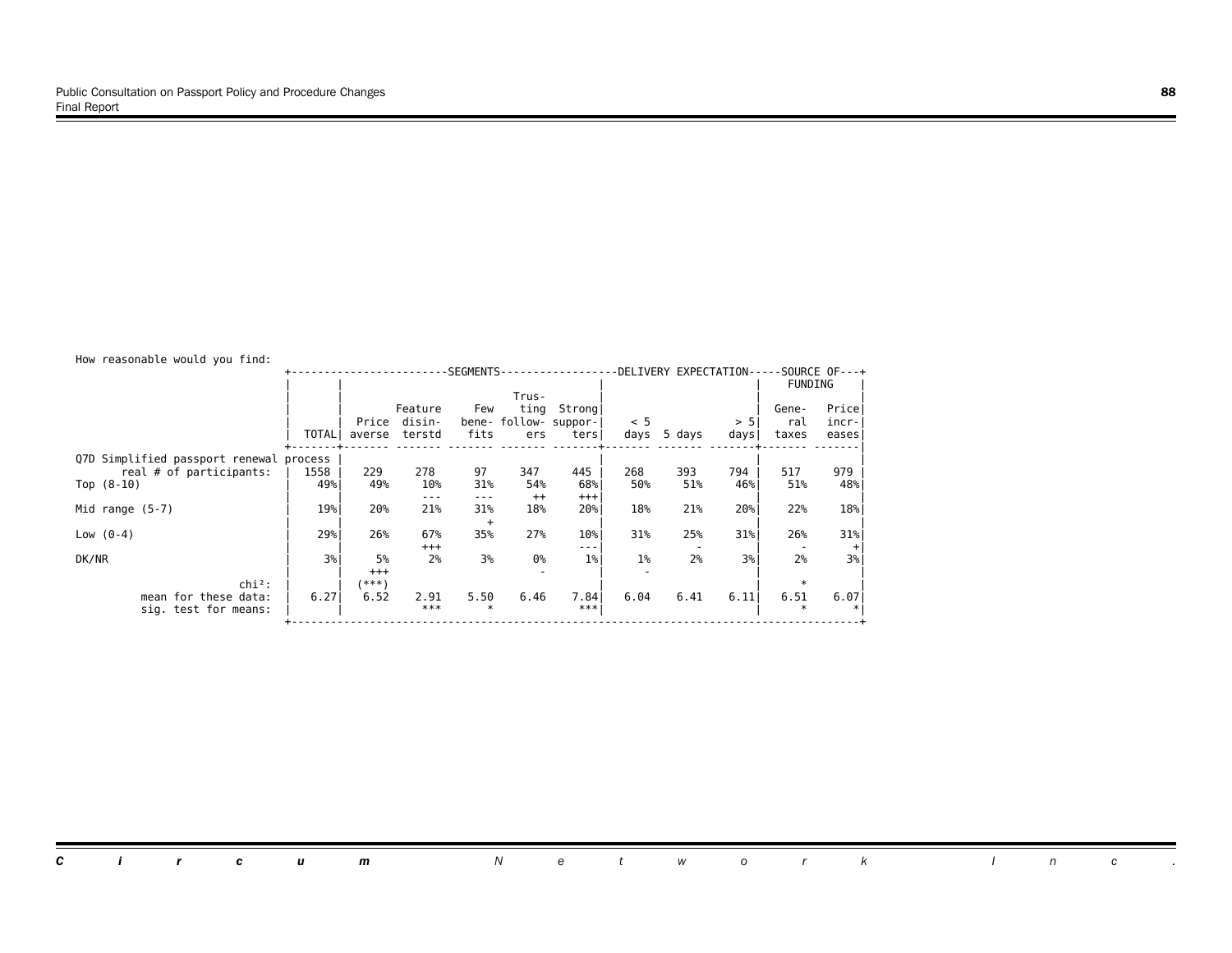How reasonable would you find:

| | TOTAL | SEGMENTS | | | | | DELIVERY EXPECTATION | | | SOURCE OF FUNDING | |
|---|---|---|---|---|---|---|---|---|---|---|---|
| | | Price averse | Feature disin-terstd | Few bene-fits | Trus-ting follow-ers | Strong suppor-ters | < 5 days | 5 days | > 5 days | Gene-ral taxes | Price incr-eases |
| **Q7D Simplified passport renewal process** | | | | | | | | | | | |
| real # of participants: | 1558 | 229 | 278 | 97 | 347 | 445 | 268 | 393 | 794 | 517 | 979 |
| Top (8-10) | 49% | 49% | 10% | 31% | 54% | 68% | 50% | 51% | 46% | 51% | 48% |
| | | | --- | --- | ++ | +++ | | | | | |
| Mid range (5-7) | 19% | 20% | 21% | 31% | 18% | 20% | 18% | 21% | 20% | 22% | 18% |
| | | | | + | | | | | | | |
| Low (0-4) | 29% | 26% | 67% | 35% | 27% | 10% | 31% | 25% | 31% | 26% | 31% |
| | | | +++ | | | --- | | - | | - | + |
| DK/NR | 3% | 5% | 2% | 3% | 0% | 1% | 1% | 2% | 3% | 2% | 3% |
| | | +++ | | | - | | - | | | | |
| chi²: | | (***) | | | | | | | | * | |
| mean for these data: | 6.27 | 6.52 | 2.91 | 5.50 | 6.46 | 7.84 | 6.04 | 6.41 | 6.11 | 6.51 | 6.07 |
| sig. test for means: | | | *** | * | | *** | | | | * | * |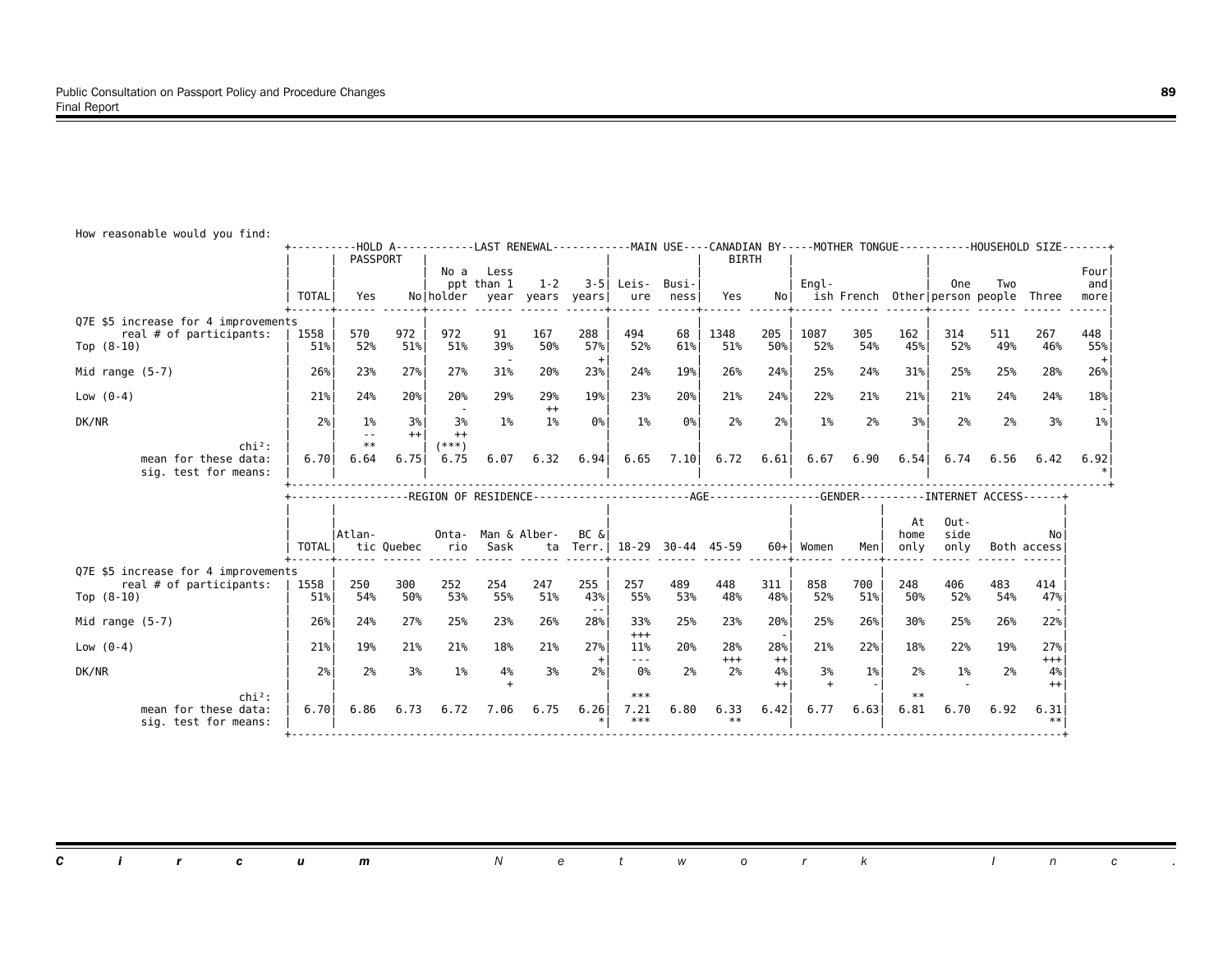How reasonable would you find:

| | TOTAL | HOLD A PASSPORT: Yes | No | LAST RENEWAL: No a ppt holder | Less than 1 year | 1-2 years | 3-5 years | MAIN USE: Leisure | Business | CANADIAN BY BIRTH: Yes | No | MOTHER TONGUE: English | French | Other | HOUSEHOLD SIZE: One person | Two people | Three | Four and more |
|---|---|---|---|---|---|---|---|---|---|---|---|---|---|---|---|---|---|---|
| **Q7E $5 increase for 4 improvements** | | | | | | | | | | | | | | | | | | |
| real # of participants: | 1558 | 570 | 972 | 972 | 91 | 167 | 288 | 494 | 68 | 1348 | 205 | 1087 | 305 | 162 | 314 | 511 | 267 | 448 |
| Top (8-10) | 51% | 52% | 51% | 51% | 39% | 50% | 57% | 52% | 61% | 51% | 50% | 52% | 54% | 45% | 52% | 49% | 46% | 55% |
| | | | | | - | | + | | | | | | | | | | | + |
| Mid range (5-7) | 26% | 23% | 27% | 27% | 31% | 20% | 23% | 24% | 19% | 26% | 24% | 25% | 24% | 31% | 25% | 25% | 28% | 26% |
| Low (0-4) | 21% | 24% | 20% | 20% | 29% | 29% | 19% | 23% | 20% | 21% | 24% | 22% | 21% | 21% | 21% | 24% | 24% | 18% |
| | | | | - | | ++ | | | | | | | | | | | | - |
| DK/NR | 2% | 1% | 3% | 3% | 1% | 1% | 0% | 1% | 0% | 2% | 2% | 1% | 2% | 3% | 2% | 2% | 3% | 1% |
| | | -- | ++ | ++ | | | | | | | | | | | | | | |
| chi²: | | ** | | (***) | | | | | | | | | | | | | | |
| mean for these data: | 6.70 | 6.64 | 6.75 | 6.75 | 6.07 | 6.32 | 6.94 | 6.65 | 7.10 | 6.72 | 6.61 | 6.67 | 6.90 | 6.54 | 6.74 | 6.56 | 6.42 | 6.92 |
| sig. test for means: | | | | | | | | | | | | | | | | | | * |

| | TOTAL | REGION OF RESIDENCE: Atlantic | Quebec | Ontario | Man & Sask | Alberta | BC & Terr. | AGE: 18-29 | 30-44 | 45-59 | 60+ | GENDER: Women | Men | INTERNET ACCESS: At home only | Outside only | Both | No access |
|---|---|---|---|---|---|---|---|---|---|---|---|---|---|---|---|---|---|
| **Q7E $5 increase for 4 improvements** | | | | | | | | | | | | | | | | | |
| real # of participants: | 1558 | 250 | 300 | 252 | 254 | 247 | 255 | 257 | 489 | 448 | 311 | 858 | 700 | 248 | 406 | 483 | 414 |
| Top (8-10) | 51% | 54% | 50% | 53% | 55% | 51% | 43% | 55% | 53% | 48% | 48% | 52% | 51% | 50% | 52% | 54% | 47% |
| | | | | | | | -- | | | | | | | | | | - |
| Mid range (5-7) | 26% | 24% | 27% | 25% | 23% | 26% | 28% | 33% | 25% | 23% | 20% | 25% | 26% | 30% | 25% | 26% | 22% |
| | | | | | | | | +++ | | | - | | | | | | |
| Low (0-4) | 21% | 19% | 21% | 21% | 18% | 21% | 27% | 11% | 20% | 28% | 28% | 21% | 22% | 18% | 22% | 19% | 27% |
| | | | | | | | + | --- | | +++ | ++ | | | | | | +++ |
| DK/NR | 2% | 2% | 3% | 1% | 4% | 3% | 2% | 0% | 2% | 2% | 4% | 3% | 1% | 2% | 1% | 2% | 4% |
| | | | | | + | | | | | | ++ | + | - | | - | | ++ |
| chi²: | | | | | | | | *** | | | | | | ** | | | |
| mean for these data: | 6.70 | 6.86 | 6.73 | 6.72 | 7.06 | 6.75 | 6.26 | 7.21 | 6.80 | 6.33 | 6.42 | 6.77 | 6.63 | 6.81 | 6.70 | 6.92 | 6.31 |
| sig. test for means: | | | | | | | * | *** | | ** | | | | | | | ** |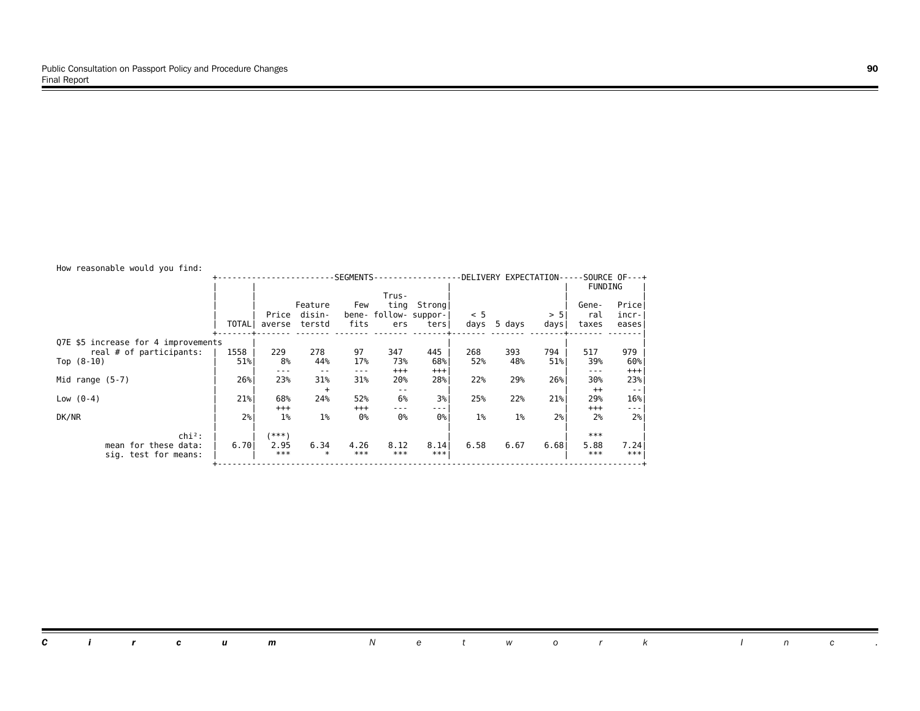How reasonable would you find:

| | TOTAL | SEGMENTS: Price averse | Feature disinterstd | Few benefits | Trusting followers | Strong supporters | DELIVERY EXPECTATION: < 5 days | 5 days | > 5 days | SOURCE OF FUNDING: General taxes | Price increases |
|---|---|---|---|---|---|---|---|---|---|---|---|
| Q7E $5 increase for 4 improvements | | | | | | | | | | | |
| real # of participants: | 1558 | 229 | 278 | 97 | 347 | 445 | 268 | 393 | 794 | 517 | 979 |
| Top (8-10) | 51% | 8% | 44% | 17% | 73% | 68% | 52% | 48% | 51% | 39% | 60% |
| | | --- | -- | --- | +++ | +++ | | | | --- | +++ |
| Mid range (5-7) | 26% | 23% | 31% | 31% | 20% | 28% | 22% | 29% | 26% | 30% | 23% |
| | | | + | | -- | | | | | ++ | -- |
| Low (0-4) | 21% | 68% | 24% | 52% | 6% | 3% | 25% | 22% | 21% | 29% | 16% |
| | | +++ | | +++ | --- | --- | | | | +++ | --- |
| DK/NR | 2% | 1% | 1% | 0% | 0% | 0% | 1% | 1% | 2% | 2% | 2% |
| chi²: | | (***) | | | | | | | | *** | |
| mean for these data: | 6.70 | 2.95 | 6.34 | 4.26 | 8.12 | 8.14 | 6.58 | 6.67 | 6.68 | 5.88 | 7.24 |
| sig. test for means: | | *** | * | *** | *** | *** | | | | *** | *** |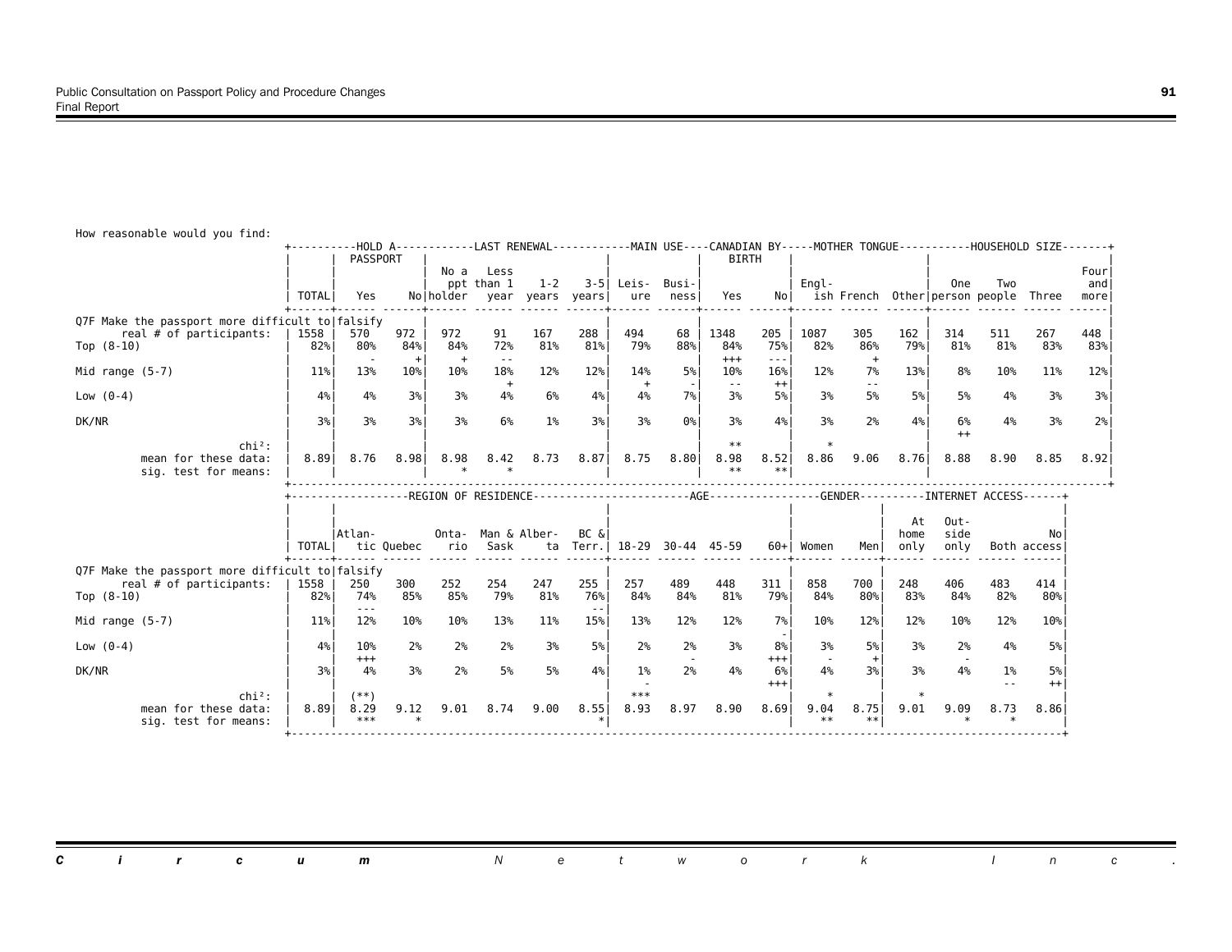How reasonable would you find:

| | TOTAL | HOLD A PASSPORT: Yes | No | LAST RENEWAL: No a ppt holder | Less than 1 year | 1-2 years | 3-5 years | MAIN USE: Leisure | Business | CANADIAN BY BIRTH: Yes | No | MOTHER TONGUE: English | French | Other | HOUSEHOLD SIZE: One person | Two people | Three | Four and more |
|---|---|---|---|---|---|---|---|---|---|---|---|---|---|---|---|---|---|---|
| Q7F Make the passport more difficult to falsify | | | | | | | | | | | | | | | | | | |
| real # of participants: | 1558 | 570 | 972 | 972 | 91 | 167 | 288 | 494 | 68 | 1348 | 205 | 1087 | 305 | 162 | 314 | 511 | 267 | 448 |
| Top (8-10) | 82% | 80% | 84% | 84% | 72% | 81% | 81% | 79% | 88% | 84% | 75% | 82% | 86% | 79% | 81% | 81% | 83% | 83% |
| | | - | + | + | -- | | | | | +++ | --- | | + | | | | | |
| Mid range (5-7) | 11% | 13% | 10% | 10% | 18% | 12% | 12% | 14% | 5% | 10% | 16% | 12% | 7% | 13% | 8% | 10% | 11% | 12% |
| | | | | | + | | | + | - | -- | ++ | | -- | | | | | |
| Low (0-4) | 4% | 4% | 3% | 3% | 4% | 6% | 4% | 4% | 7% | 3% | 5% | 3% | 5% | 5% | 5% | 4% | 3% | 3% |
| DK/NR | 3% | 3% | 3% | 3% | 6% | 1% | 3% | 3% | 0% | 3% | 4% | 3% | 2% | 4% | 6% | 4% | 3% | 2% |
| | | | | | | | | | | | | | | | ++ | | | |
| chi²: | | | | | | | | | | ** | | * | | | | | | |
| mean for these data: | 8.89 | 8.76 | 8.98 | 8.98 | 8.42 | 8.73 | 8.87 | 8.75 | 8.80 | 8.98 | 8.52 | 8.86 | 9.06 | 8.76 | 8.88 | 8.90 | 8.85 | 8.92 |
| sig. test for means: | | | | * | * | | | | | ** | ** | | | | | | | |

| | TOTAL | REGION OF RESIDENCE: Atlantic | Quebec | Ontario | Man & Sask | Alberta | BC & Terr. | AGE: 18-29 | 30-44 | 45-59 | 60+ | GENDER: Women | Men | INTERNET ACCESS: At home only | Outside only | Both | No access |
|---|---|---|---|---|---|---|---|---|---|---|---|---|---|---|---|---|---|
| Q7F Make the passport more difficult to falsify | | | | | | | | | | | | | | | | | |
| real # of participants: | 1558 | 250 | 300 | 252 | 254 | 247 | 255 | 257 | 489 | 448 | 311 | 858 | 700 | 248 | 406 | 483 | 414 |
| Top (8-10) | 82% | 74% | 85% | 85% | 79% | 81% | 76% | 84% | 84% | 81% | 79% | 84% | 80% | 83% | 84% | 82% | 80% |
| | | --- | | | | | -- | | | | | | | | | | |
| Mid range (5-7) | 11% | 12% | 10% | 10% | 13% | 11% | 15% | 13% | 12% | 12% | 7% | 10% | 12% | 12% | 10% | 12% | 10% |
| | | | | | | | | | | | - | | | | | | |
| Low (0-4) | 4% | 10% | 2% | 2% | 2% | 3% | 5% | 2% | 2% | 3% | 8% | 3% | 5% | 3% | 2% | 4% | 5% |
| | | +++ | | | | | | | - | | +++ | - | + | | - | | |
| DK/NR | 3% | 4% | 3% | 2% | 5% | 5% | 4% | 1% | 2% | 4% | 6% | 4% | 3% | 3% | 4% | 1% | 5% |
| | | | | | | | | - | | | +++ | | | | | -- | ++ |
| chi²: | | (**) | | | | | | *** | | | | * | | * | | | |
| mean for these data: | 8.89 | 8.29 | 9.12 | 9.01 | 8.74 | 9.00 | 8.55 | 8.93 | 8.97 | 8.90 | 8.69 | 9.04 | 8.75 | 9.01 | 9.09 | 8.73 | 8.86 |
| sig. test for means: | | *** | * | | | | * | | | | | ** | ** | | * | * | |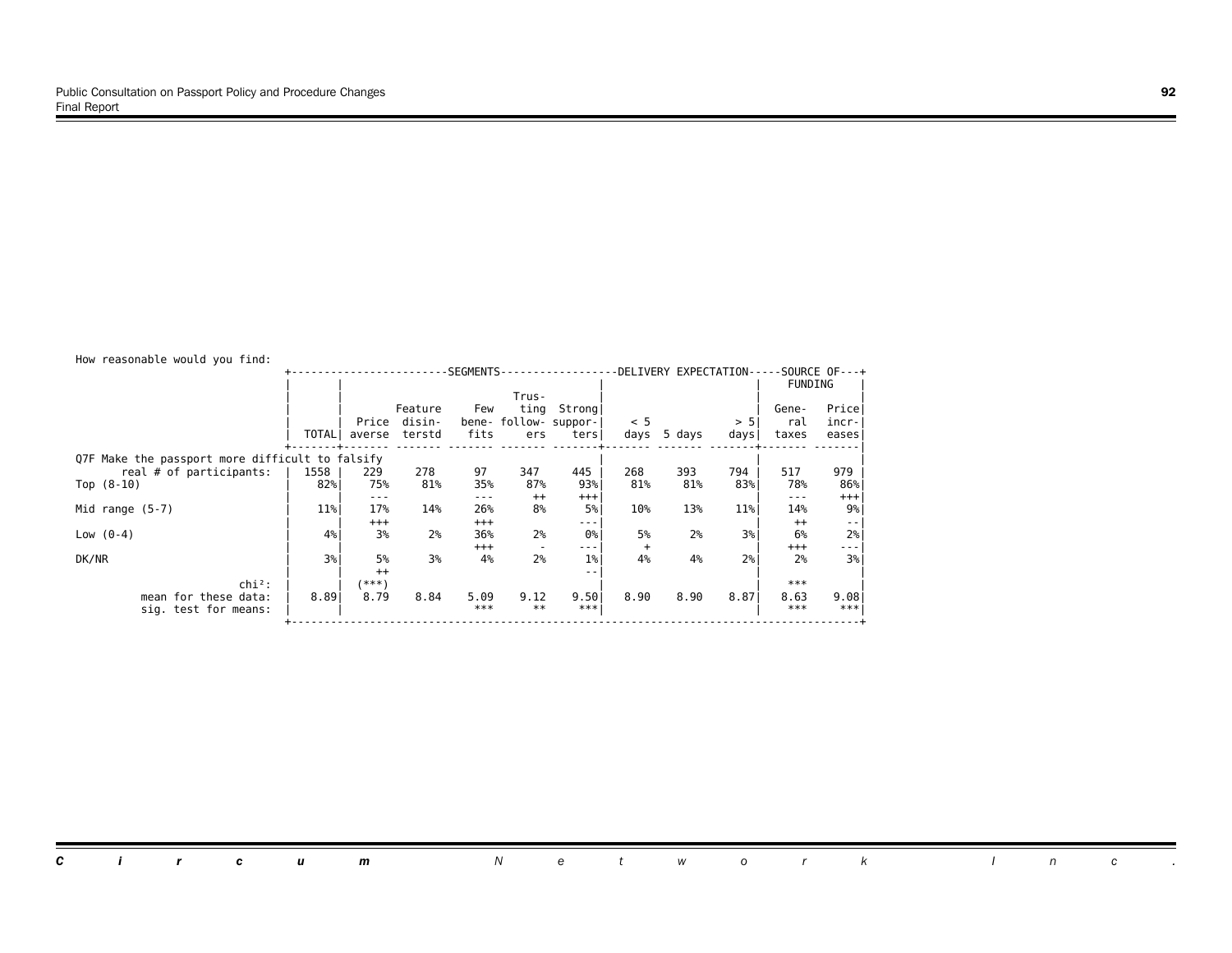How reasonable would you find:

| | TOTAL | SEGMENTS: Price averse | Feature disinterstd | Few benefits | Trusting followers | Strong supporters | DELIVERY EXPECTATION: < 5 days | 5 days | > 5 days | SOURCE OF FUNDING: General taxes | Price increases |
|---|---|---|---|---|---|---|---|---|---|---|---|
| **Q7F Make the passport more difficult to falsify** | | | | | | | | | | | |
| real # of participants: | 1558 | 229 | 278 | 97 | 347 | 445 | 268 | 393 | 794 | 517 | 979 |
| Top (8-10) | 82% | 75% | 81% | 35% | 87% | 93% | 81% | 81% | 83% | 78% | 86% |
| | | --- | | --- | ++ | +++ | | | | --- | +++ |
| Mid range (5-7) | 11% | 17% | 14% | 26% | 8% | 5% | 10% | 13% | 11% | 14% | 9% |
| | | +++ | | +++ | | --- | | | | ++ | -- |
| Low (0-4) | 4% | 3% | 2% | 36% | 2% | 0% | 5% | 2% | 3% | 6% | 2% |
| | | | | +++ | - | --- | + | | | +++ | --- |
| DK/NR | 3% | 5% | 3% | 4% | 2% | 1% | 4% | 4% | 2% | 2% | 3% |
| | | ++ | | | | -- | | | | | |
| chi²: | | (***) | | | | | | | | *** | |
| mean for these data: | 8.89 | 8.79 | 8.84 | 5.09 | 9.12 | 9.50 | 8.90 | 8.90 | 8.87 | 8.63 | 9.08 |
| sig. test for means: | | | | *** | ** | *** | | | | *** | *** |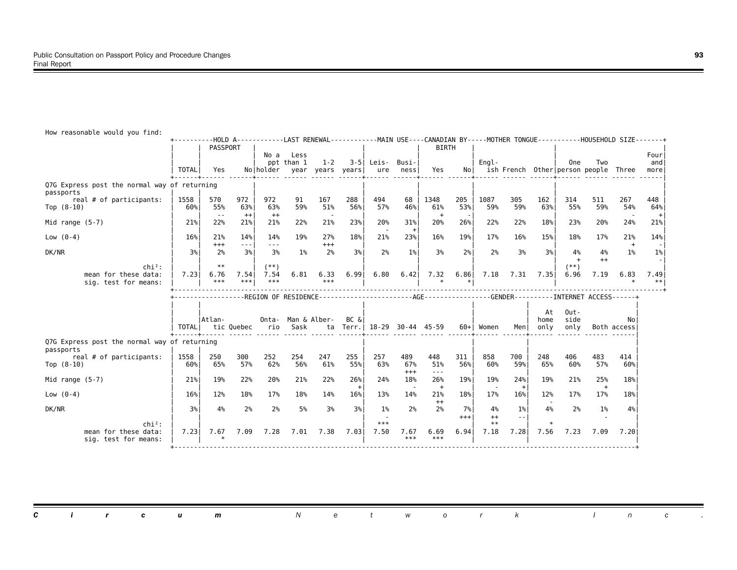How reasonable would you find:

| | TOTAL | HOLD A PASSPORT: Yes | No | LAST RENEWAL: No a ppt holder | Less than 1 year | 1-2 years | 3-5 years | MAIN USE: Leisure | Business | CANADIAN BY BIRTH: Yes | No | MOTHER TONGUE: English | French | Other | HOUSEHOLD SIZE: One person | Two people | Three | Four and more |
|---|---|---|---|---|---|---|---|---|---|---|---|---|---|---|---|---|---|---|
| **Q7G Express post the normal way of returning passports** | | | | | | | | | | | | | | | | | | |
| real # of participants: | 1558 | 570 | 972 | 972 | 91 | 167 | 288 | 494 | 68 | 1348 | 205 | 1087 | 305 | 162 | 314 | 511 | 267 | 448 |
| Top (8-10) | 60% | 55% | 63% | 63% | 59% | 51% | 56% | 57% | 46% | 61% | 53% | 59% | 59% | 63% | 55% | 59% | 54% | 64% |
| | | -- | ++ | ++ | | - | | | | + | - | | | | | | - | + |
| Mid range (5-7) | 21% | 22% | 21% | 21% | 22% | 21% | 23% | 20% | 31% | 20% | 26% | 22% | 22% | 18% | 23% | 20% | 24% | 21% |
| | | | | | | | | - | + | | | | | | | | | |
| Low (0-4) | 16% | 21% | 14% | 14% | 19% | 27% | 18% | 21% | 23% | 16% | 19% | 17% | 16% | 15% | 18% | 17% | 21% | 14% |
| | | +++ | --- | --- | | +++ | | | | | | | | | | | + | - |
| DK/NR | 3% | 2% | 3% | 3% | 1% | 2% | 3% | 2% | 1% | 3% | 2% | 2% | 3% | 3% | 4% | 4% | 1% | 1% |
| | | | | | | | | | | | | | | | + | ++ | | - |
| chi²: | | ** | | (**) | | | | | | | | | | | (**) | | | |
| mean for these data: | 7.23 | 6.76 | 7.54 | 7.54 | 6.81 | 6.33 | 6.99 | 6.80 | 6.42 | 7.32 | 6.86 | 7.18 | 7.31 | 7.35 | 6.96 | 7.19 | 6.83 | 7.49 |
| sig. test for means: | | *** | *** | *** | | *** | | | | * | * | | | | | | * | ** |

| | TOTAL | REGION OF RESIDENCE: Atlantic | Quebec | Ontario | Man & Sask | Alberta | BC & Terr. | AGE: 18-29 | 30-44 | 45-59 | 60+ | GENDER: Women | Men | INTERNET ACCESS: At home only | Outside only | Both | No access |
|---|---|---|---|---|---|---|---|---|---|---|---|---|---|---|---|---|---|
| **Q7G Express post the normal way of returning passports** | | | | | | | | | | | | | | | | | |
| real # of participants: | 1558 | 250 | 300 | 252 | 254 | 247 | 255 | 257 | 489 | 448 | 311 | 858 | 700 | 248 | 406 | 483 | 414 |
| Top (8-10) | 60% | 65% | 57% | 62% | 56% | 61% | 55% | 63% | 67% | 51% | 56% | 60% | 59% | 65% | 60% | 57% | 60% |
| | | | | | | | | | +++ | --- | | | | | | | |
| Mid range (5-7) | 21% | 19% | 22% | 20% | 21% | 22% | 26% | 24% | 18% | 26% | 19% | 19% | 24% | 19% | 21% | 25% | 18% |
| | | | | | | | + | | - | + | | - | + | | | + | |
| Low (0-4) | 16% | 12% | 18% | 17% | 18% | 14% | 16% | 13% | 14% | 21% | 18% | 17% | 16% | 12% | 17% | 17% | 18% |
| | | | | | | | | | | ++ | | | | - | | | |
| DK/NR | 3% | 4% | 2% | 2% | 5% | 3% | 3% | 1% | 2% | 2% | 7% | 4% | 1% | 4% | 2% | 1% | 4% |
| | | | | | | | | - | | | +++ | ++ | -- | | | - | |
| chi²: | | | | | | | | *** | | | | ** | | * | | | |
| mean for these data: | 7.23 | 7.67 | 7.09 | 7.28 | 7.01 | 7.38 | 7.03 | 7.50 | 7.67 | 6.69 | 6.94 | 7.18 | 7.28 | 7.56 | 7.23 | 7.09 | 7.20 |
| sig. test for means: | | * | | | | | | | *** | *** | | | | | | | |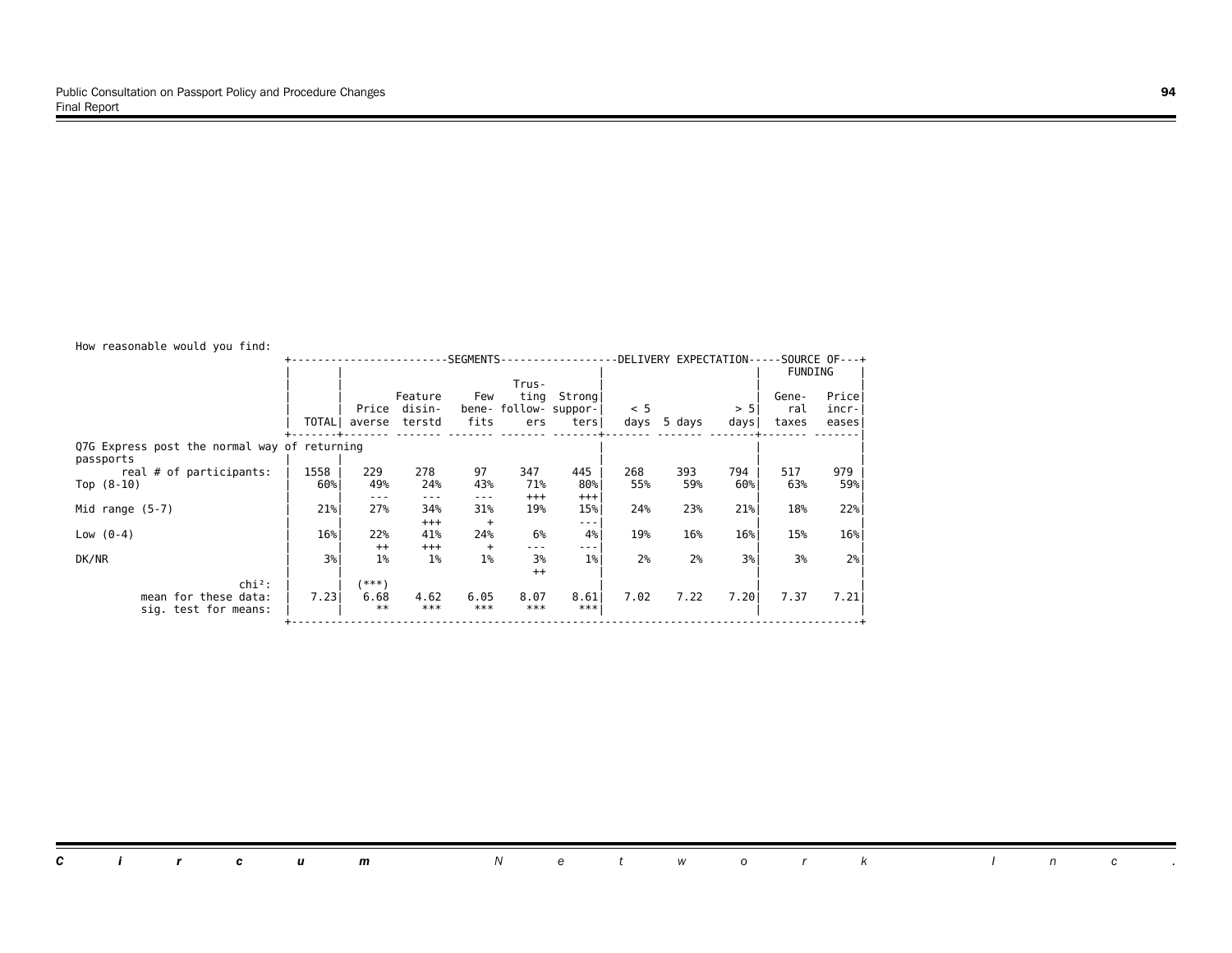How reasonable would you find:

| | TOTAL | SEGMENTS: Price averse | Feature disinterstd | Few benefits | Trusting followers | Strong supporters | DELIVERY EXPECTATION: < 5 days | 5 days | > 5 days | SOURCE OF FUNDING: General taxes | Price increases |
|---|---|---|---|---|---|---|---|---|---|---|---|
| **Q7G Express post the normal way of returning passports** | | | | | | | | | | | |
| real # of participants: | 1558 | 229 | 278 | 97 | 347 | 445 | 268 | 393 | 794 | 517 | 979 |
| Top (8-10) | 60% | 49% | 24% | 43% | 71% | 80% | 55% | 59% | 60% | 63% | 59% |
| | | --- | --- | --- | +++ | +++ | | | | | |
| Mid range (5-7) | 21% | 27% | 34% | 31% | 19% | 15% | 24% | 23% | 21% | 18% | 22% |
| | | | +++ | + | | --- | | | | | |
| Low (0-4) | 16% | 22% | 41% | 24% | 6% | 4% | 19% | 16% | 16% | 15% | 16% |
| | | ++ | +++ | + | --- | --- | | | | | |
| DK/NR | 3% | 1% | 1% | 1% | 3% | 1% | 2% | 2% | 3% | 3% | 2% |
| | | | | | ++ | | | | | | |
| chi²: | | (***) | | | | | | | | | |
| mean for these data: | 7.23 | 6.68 | 4.62 | 6.05 | 8.07 | 8.61 | 7.02 | 7.22 | 7.20 | 7.37 | 7.21 |
| sig. test for means: | | ** | *** | *** | *** | *** | | | | | |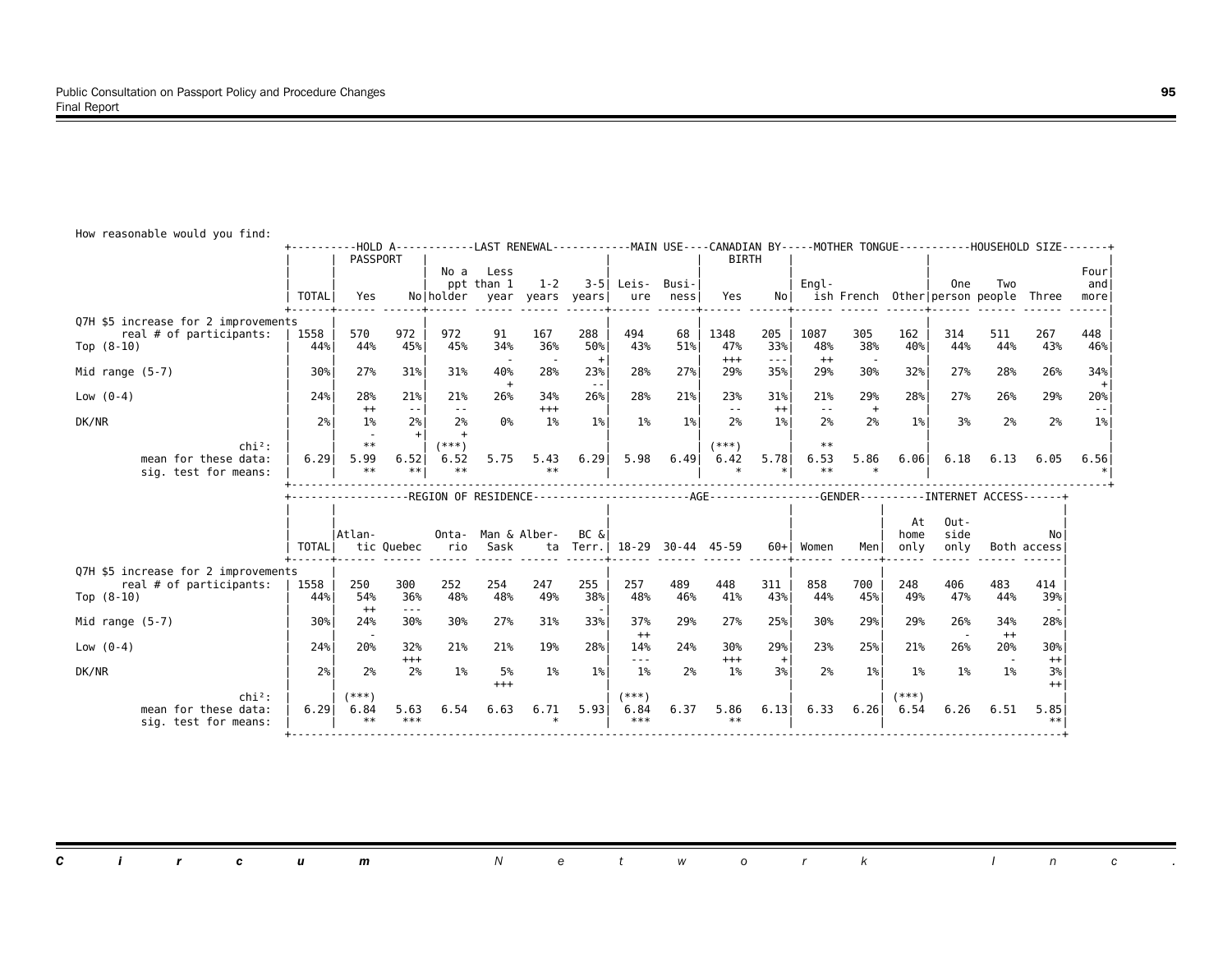How reasonable would you find:

| | TOTAL | HOLD A PASSPORT: Yes | HOLD A PASSPORT: No | LAST RENEWAL: No a ppt holder | LAST RENEWAL: Less than 1 year | LAST RENEWAL: 1-2 years | LAST RENEWAL: 3-5 years | MAIN USE: Leis-ure | MAIN USE: Busi-ness | CANADIAN BY BIRTH: Yes | CANADIAN BY BIRTH: No | MOTHER TONGUE: Engl-ish | MOTHER TONGUE: French | MOTHER TONGUE: Other | HOUSEHOLD SIZE: One person | HOUSEHOLD SIZE: Two people | HOUSEHOLD SIZE: Three | HOUSEHOLD SIZE: Four and more |
|---|---|---|---|---|---|---|---|---|---|---|---|---|---|---|---|---|---|---|
| **Q7H $5 increase for 2 improvements** | | | | | | | | | | | | | | | | | | |
| real # of participants: | 1558 | 570 | 972 | 972 | 91 | 167 | 288 | 494 | 68 | 1348 | 205 | 1087 | 305 | 162 | 314 | 511 | 267 | 448 |
| Top (8-10) | 44% | 44% | 45% | 45% | 34% | 36% | 50% | 43% | 51% | 47% | 33% | 48% | 38% | 40% | 44% | 44% | 43% | 46% |
| | | | | | - | - | + | | | +++ | --- | ++ | - | | | | | |
| Mid range (5-7) | 30% | 27% | 31% | 31% | 40% | 28% | 23% | 28% | 27% | 29% | 35% | 29% | 30% | 32% | 27% | 28% | 26% | 34% |
| | | | | | + | | -- | | | | | | | | | | | + |
| Low (0-4) | 24% | 28% | 21% | 21% | 26% | 34% | 26% | 28% | 21% | 23% | 31% | 21% | 29% | 28% | 27% | 26% | 29% | 20% |
| | | ++ | -- | -- | | +++ | | | | -- | ++ | -- | + | | | | | -- |
| DK/NR | 2% | 1% | 2% | 2% | 0% | 1% | 1% | 1% | 1% | 2% | 1% | 2% | 2% | 1% | 3% | 2% | 2% | 1% |
| | | - | + | + | | | | | | | | | | | | | | |
| chi²: | | ** | | (***) | | | | | | (***) | | ** | | | | | | |
| mean for these data: | 6.29 | 5.99 | 6.52 | 6.52 | 5.75 | 5.43 | 6.29 | 5.98 | 6.49 | 6.42 | 5.78 | 6.53 | 5.86 | 6.06 | 6.18 | 6.13 | 6.05 | 6.56 |
| sig. test for means: | | ** | ** | ** | | ** | | | | * | * | ** | * | | | | | * |

| | TOTAL | REGION OF RESIDENCE: Atlantic | REGION OF RESIDENCE: Quebec | REGION OF RESIDENCE: Ontario | REGION OF RESIDENCE: Man & Sask | REGION OF RESIDENCE: Alberta | REGION OF RESIDENCE: BC & Terr. | AGE: 18-29 | AGE: 30-44 | AGE: 45-59 | AGE: 60+ | GENDER: Women | GENDER: Men | INTERNET ACCESS: At home only | INTERNET ACCESS: Outside only | INTERNET ACCESS: Both | INTERNET ACCESS: No access |
|---|---|---|---|---|---|---|---|---|---|---|---|---|---|---|---|---|---|
| **Q7H $5 increase for 2 improvements** | | | | | | | | | | | | | | | | | |
| real # of participants: | 1558 | 250 | 300 | 252 | 254 | 247 | 255 | 257 | 489 | 448 | 311 | 858 | 700 | 248 | 406 | 483 | 414 |
| Top (8-10) | 44% | 54% | 36% | 48% | 48% | 49% | 38% | 48% | 46% | 41% | 43% | 44% | 45% | 49% | 47% | 44% | 39% |
| | | ++ | --- | | | | - | | | | | | | | | | - |
| Mid range (5-7) | 30% | 24% | 30% | 30% | 27% | 31% | 33% | 37% | 29% | 27% | 25% | 30% | 29% | 29% | 26% | 34% | 28% |
| | | - | | | | | | ++ | | | | | | | - | ++ | |
| Low (0-4) | 24% | 20% | 32% | 21% | 21% | 19% | 28% | 14% | 24% | 30% | 29% | 23% | 25% | 21% | 26% | 20% | 30% |
| | | | +++ | | | | | --- | | +++ | + | | | | | - | ++ |
| DK/NR | 2% | 2% | 2% | 1% | 5% | 1% | 1% | 1% | 2% | 1% | 3% | 2% | 1% | 1% | 1% | 1% | 3% |
| | | | | | +++ | | | | | | | | | | | | ++ |
| chi²: | | (***) | | | | | | (***) | | | | | | (***) | | | |
| mean for these data: | 6.29 | 6.84 | 5.63 | 6.54 | 6.63 | 6.71 | 5.93 | 6.84 | 6.37 | 5.86 | 6.13 | 6.33 | 6.26 | 6.54 | 6.26 | 6.51 | 5.85 |
| sig. test for means: | | ** | *** | | | * | | *** | | ** | | | | | | | ** |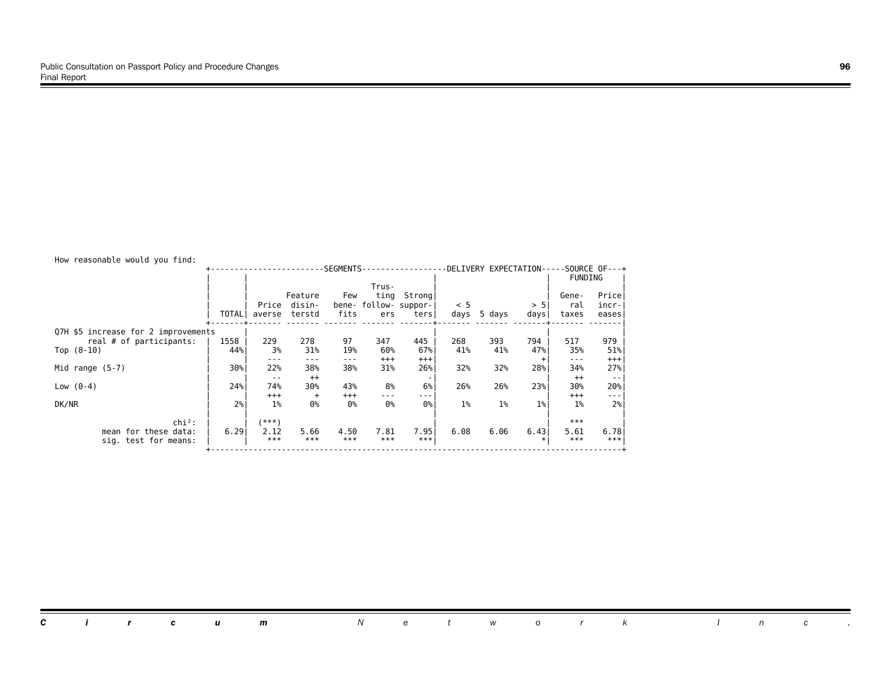How reasonable would you find:

| | | SEGMENTS | | | | | DELIVERY EXPECTATION | | | SOURCE OF FUNDING | |
|---|---|---|---|---|---|---|---|---|---|---|---|
| | TOTAL | Price averse | Feature disinterstd | Few benefits | Trusting followers | Strong supporters | < 5 days | 5 days | > 5 days | General taxes | Price increases |
| **Q7H $5 increase for 2 improvements** | | | | | | | | | | | |
| real # of participants: | 1558 | 229 | 278 | 97 | 347 | 445 | 268 | 393 | 794 | 517 | 979 |
| Top (8-10) | 44% | 3% | 31% | 19% | 60% | 67% | 41% | 41% | 47% | 35% | 51% |
| | | --- | --- | --- | +++ | +++ | | | + | --- | +++ |
| Mid range (5-7) | 30% | 22% | 38% | 38% | 31% | 26% | 32% | 32% | 28% | 34% | 27% |
| | | -- | ++ | | | - | | | | ++ | -- |
| Low (0-4) | 24% | 74% | 30% | 43% | 8% | 6% | 26% | 26% | 23% | 30% | 20% |
| | | +++ | + | +++ | --- | --- | | | | +++ | --- |
| DK/NR | 2% | 1% | 0% | 0% | 0% | 0% | 1% | 1% | 1% | 1% | 2% |
| chi²: | | (***) | | | | | | | | *** | |
| mean for these data: | 6.29 | 2.12 | 5.66 | 4.50 | 7.81 | 7.95 | 6.08 | 6.06 | 6.43 | 5.61 | 6.78 |
| sig. test for means: | | *** | *** | *** | *** | *** | | | * | *** | *** |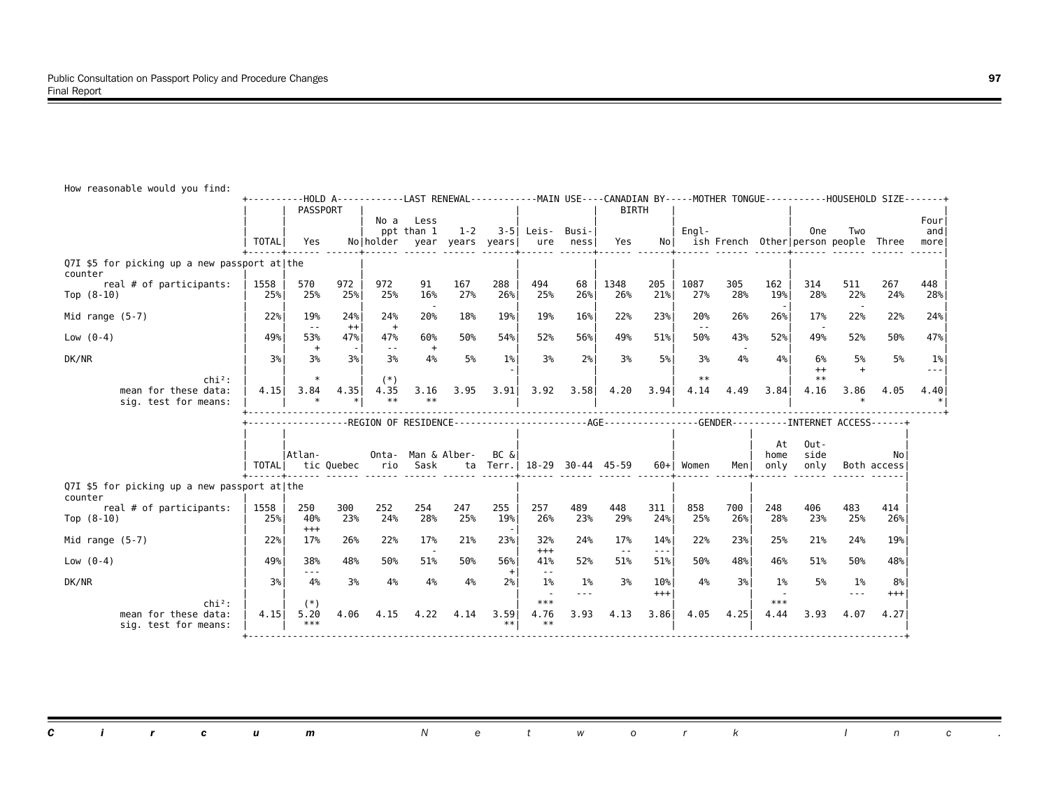How reasonable would you find:

| | TOTAL | HOLD A PASSPORT: Yes | No | LAST RENEWAL: No a ppt holder | Less than 1 year | 1-2 years | 3-5 years | MAIN USE: Leisure | Business | CANADIAN BY BIRTH: Yes | No | MOTHER TONGUE: English | French | Other | HOUSEHOLD SIZE: One person | Two people | Three | Four and more |
|---|---|---|---|---|---|---|---|---|---|---|---|---|---|---|---|---|---|---|
| Q7I $5 for picking up a new passport at the counter | | | | | | | | | | | | | | | | | | |
| real # of participants: | 1558 | 570 | 972 | 972 | 91 | 167 | 288 | 494 | 68 | 1348 | 205 | 1087 | 305 | 162 | 314 | 511 | 267 | 448 |
| Top (8-10) | 25% | 25% | 25% | 25% | 16% | 27% | 26% | 25% | 26% | 26% | 21% | 27% | 28% | 19% | 28% | 22% | 24% | 28% |
| | | | | | - | | | | | | | | | - | | - | | |
| Mid range (5-7) | 22% | 19% | 24% | 24% | 20% | 18% | 19% | 19% | 16% | 22% | 23% | 20% | 26% | 26% | 17% | 22% | 22% | 24% |
| | | -- | ++ | + | | | | | | | | -- | | | - | | | |
| Low (0-4) | 49% | 53% | 47% | 47% | 60% | 50% | 54% | 52% | 56% | 49% | 51% | 50% | 43% | 52% | 49% | 52% | 50% | 47% |
| | | + | - | -- | + | | | | | | | | - | | | | | |
| DK/NR | 3% | 3% | 3% | 3% | 4% | 5% | 1% | 3% | 2% | 3% | 5% | 3% | 4% | 4% | 6% | 5% | 5% | 1% |
| | | | | | | | - | | | | | | | | ++ | + | | --- |
| chi²: | | * | | (*) | | | | | | | | ** | | | ** | | | |
| mean for these data: | 4.15 | 3.84 | 4.35 | 4.35 | 3.16 | 3.95 | 3.91 | 3.92 | 3.58 | 4.20 | 3.94 | 4.14 | 4.49 | 3.84 | 4.16 | 3.86 | 4.05 | 4.40 |
| sig. test for means: | | * | * | ** | ** | | | | | | | | | | | * | | * |

| | TOTAL | REGION OF RESIDENCE: Atlantic | Quebec | Ontario | Man & Sask | Alberta | BC & Terr. | AGE: 18-29 | 30-44 | 45-59 | 60+ | GENDER: Women | Men | INTERNET ACCESS: At home only | Outside only | Both | No access |
|---|---|---|---|---|---|---|---|---|---|---|---|---|---|---|---|---|---|
| Q7I $5 for picking up a new passport at the counter | | | | | | | | | | | | | | | | | |
| real # of participants: | 1558 | 250 | 300 | 252 | 254 | 247 | 255 | 257 | 489 | 448 | 311 | 858 | 700 | 248 | 406 | 483 | 414 |
| Top (8-10) | 25% | 40% | 23% | 24% | 28% | 25% | 19% | 26% | 23% | 29% | 24% | 25% | 26% | 28% | 23% | 25% | 26% |
| | | +++ | | | | | - | | | | | | | | | | |
| Mid range (5-7) | 22% | 17% | 26% | 22% | 17% | 21% | 23% | 32% | 24% | 17% | 14% | 22% | 23% | 25% | 21% | 24% | 19% |
| | | | | | - | | | +++ | | -- | --- | | | | | | |
| Low (0-4) | 49% | 38% | 48% | 50% | 51% | 50% | 56% | 41% | 52% | 51% | 51% | 50% | 48% | 46% | 51% | 50% | 48% |
| | | --- | | | | | + | -- | | | | | | | | | |
| DK/NR | 3% | 4% | 3% | 4% | 4% | 4% | 2% | 1% | 1% | 3% | 10% | 4% | 3% | 1% | 5% | 1% | 8% |
| | | | | | | | | - | --- | | +++ | | | - | | --- | +++ |
| chi²: | | (*) | | | | | | *** | | | | | | *** | | | |
| mean for these data: | 4.15 | 5.20 | 4.06 | 4.15 | 4.22 | 4.14 | 3.59 | 4.76 | 3.93 | 4.13 | 3.86 | 4.05 | 4.25 | 4.44 | 3.93 | 4.07 | 4.27 |
| sig. test for means: | | *** | | | | | ** | ** | | | | | | | | | |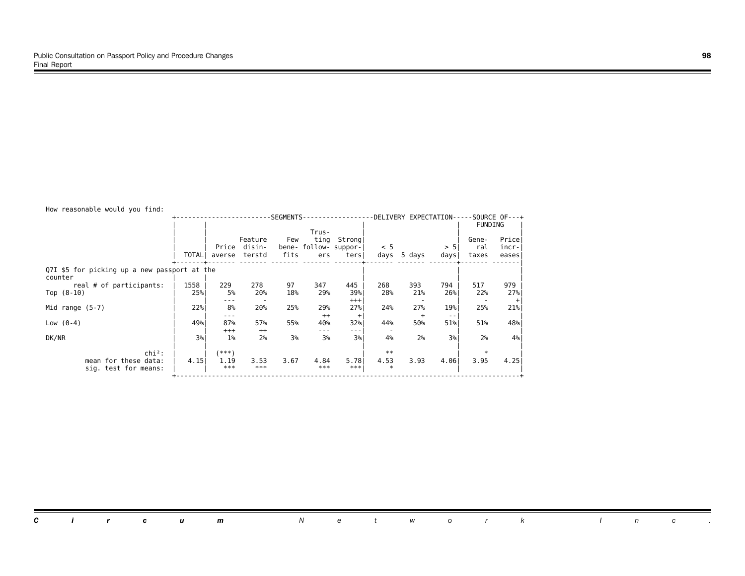How reasonable would you find:

| | TOTAL | SEGMENTS: Price averse | Feature disinterstd | Few benefits | Trusting followers | Strong supporters | DELIVERY EXPECTATION: < 5 days | 5 days | > 5 days | SOURCE OF FUNDING: General taxes | Price increases |
|---|---|---|---|---|---|---|---|---|---|---|---|
| Q7I $5 for picking up a new passport at the counter | | | | | | | | | | | |
| real # of participants: | 1558 | 229 | 278 | 97 | 347 | 445 | 268 | 393 | 794 | 517 | 979 |
| Top (8-10) | 25% | 5% | 20% | 18% | 29% | 39% | 28% | 21% | 26% | 22% | 27% |
| | | --- | - | | | +++ | | - | | - | + |
| Mid range (5-7) | 22% | 8% | 20% | 25% | 29% | 27% | 24% | 27% | 19% | 25% | 21% |
| | | --- | | | ++ | + | | + | -- | | |
| Low (0-4) | 49% | 87% | 57% | 55% | 40% | 32% | 44% | 50% | 51% | 51% | 48% |
| | | +++ | ++ | | --- | --- | - | | | | |
| DK/NR | 3% | 1% | 2% | 3% | 3% | 3% | 4% | 2% | 3% | 2% | 4% |
| chi²: | | (***) | | | | | ** | | | * | |
| mean for these data: | 4.15 | 1.19 | 3.53 | 3.67 | 4.84 | 5.78 | 4.53 | 3.93 | 4.06 | 3.95 | 4.25 |
| sig. test for means: | | *** | *** | | *** | *** | * | | | | |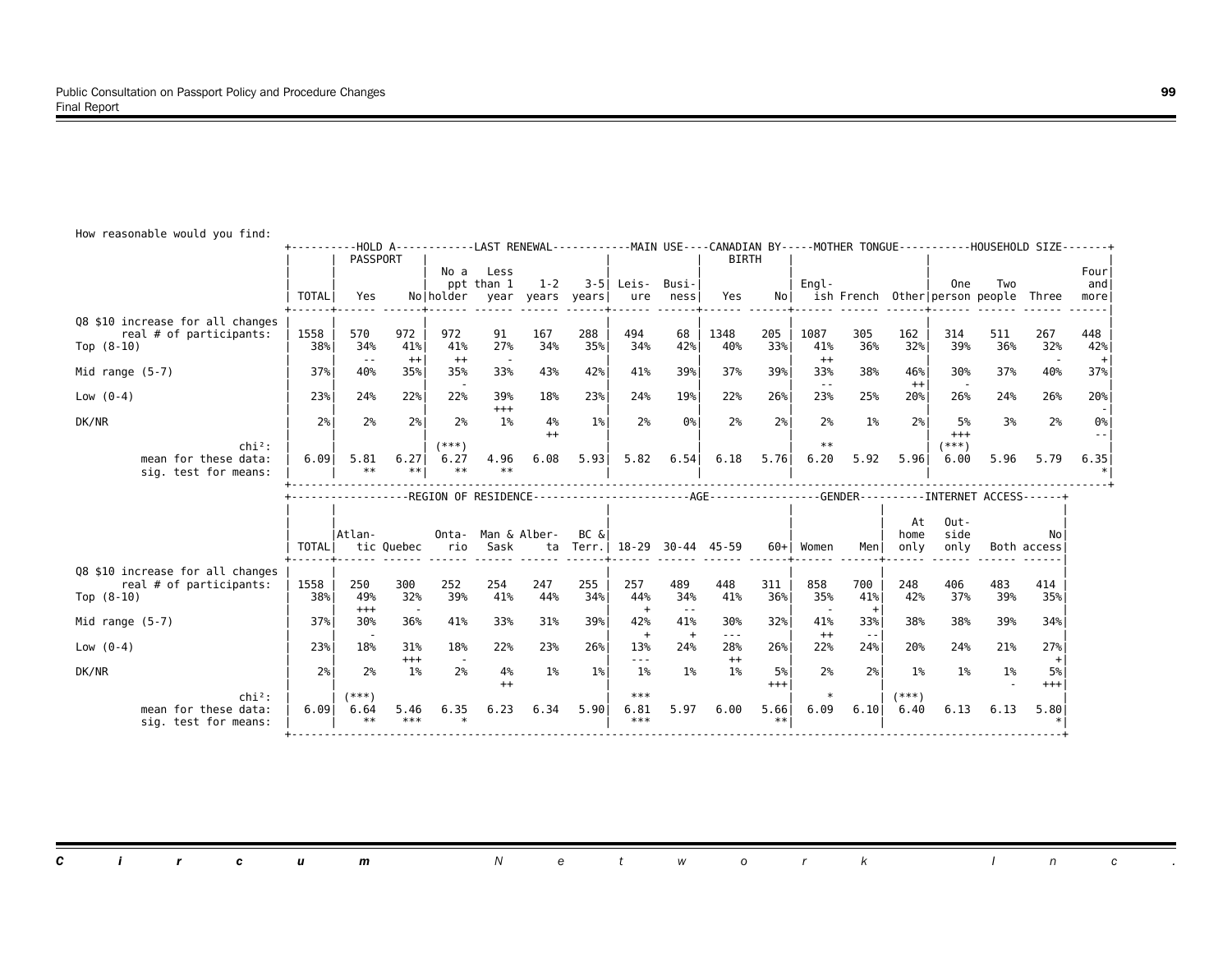How reasonable would you find:

| | TOTAL | HOLD A PASSPORT: Yes | No | LAST RENEWAL: No a ppt holder | Less than 1 year | 1-2 years | 3-5 years | MAIN USE: Leisure | Business | CANADIAN BY BIRTH: Yes | No | MOTHER TONGUE: English | French | Other | HOUSEHOLD SIZE: One person | Two people | Three | Four and more |
|---|---|---|---|---|---|---|---|---|---|---|---|---|---|---|---|---|---|---|
| Q8 $10 increase for all changes | | | | | | | | | | | | | | | | | | |
| real # of participants: | 1558 | 570 | 972 | 972 | 91 | 167 | 288 | 494 | 68 | 1348 | 205 | 1087 | 305 | 162 | 314 | 511 | 267 | 448 |
| Top (8-10) | 38% | 34% | 41% | 41% | 27% | 34% | 35% | 34% | 42% | 40% | 33% | 41% | 36% | 32% | 39% | 36% | 32% | 42% |
| | | -- | ++ | ++ | - | | | | | | | ++ | | | | | - | + |
| Mid range (5-7) | 37% | 40% | 35% | 35% | 33% | 43% | 42% | 41% | 39% | 37% | 39% | 33% | 38% | 46% | 30% | 37% | 40% | 37% |
| | | | | - | | | | | | | | -- | | ++ | - | | | |
| Low (0-4) | 23% | 24% | 22% | 22% | 39% | 18% | 23% | 24% | 19% | 22% | 26% | 23% | 25% | 20% | 26% | 24% | 26% | 20% |
| | | | | | +++ | | | | | | | | | | | | | - |
| DK/NR | 2% | 2% | 2% | 2% | 1% | 4% | 1% | 2% | 0% | 2% | 2% | 2% | 1% | 2% | 5% | 3% | 2% | 0% |
| | | | | | | ++ | | | | | | | | | +++ | | | -- |
| chi²: | | | | (***) | | | | | | | | ** | | | (***) | | | |
| mean for these data: | 6.09 | 5.81 | 6.27 | 6.27 | 4.96 | 6.08 | 5.93 | 5.82 | 6.54 | 6.18 | 5.76 | 6.20 | 5.92 | 5.96 | 6.00 | 5.96 | 5.79 | 6.35 |
| sig. test for means: | | ** | ** | ** | ** | | | | | | | | | | | | | * |

| | TOTAL | REGION OF RESIDENCE: Atlantic | Quebec | Ontario | Man & Sask | Alberta | BC & Terr. | AGE: 18-29 | 30-44 | 45-59 | 60+ | GENDER: Women | Men | INTERNET ACCESS: At home only | Outside only | Both | No access |
|---|---|---|---|---|---|---|---|---|---|---|---|---|---|---|---|---|---|
| Q8 $10 increase for all changes | | | | | | | | | | | | | | | | | |
| real # of participants: | 1558 | 250 | 300 | 252 | 254 | 247 | 255 | 257 | 489 | 448 | 311 | 858 | 700 | 248 | 406 | 483 | 414 |
| Top (8-10) | 38% | 49% | 32% | 39% | 41% | 44% | 34% | 44% | 34% | 41% | 36% | 35% | 41% | 42% | 37% | 39% | 35% |
| | | +++ | - | | | | | + | -- | | | - | + | | | | |
| Mid range (5-7) | 37% | 30% | 36% | 41% | 33% | 31% | 39% | 42% | 41% | 30% | 32% | 41% | 33% | 38% | 38% | 39% | 34% |
| | | - | | | | | | + | + | --- | | ++ | -- | | | | |
| Low (0-4) | 23% | 18% | 31% | 18% | 22% | 23% | 26% | 13% | 24% | 28% | 26% | 22% | 24% | 20% | 24% | 21% | 27% |
| | | | +++ | - | | | | --- | | ++ | | | | | | | + |
| DK/NR | 2% | 2% | 1% | 2% | 4% | 1% | 1% | 1% | 1% | 1% | 5% | 2% | 2% | 1% | 1% | 1% | 5% |
| | | | | | ++ | | | | | | +++ | | | | | - | +++ |
| chi²: | | (***) | | | | | | *** | | | | * | | (***) | | | |
| mean for these data: | 6.09 | 6.64 | 5.46 | 6.35 | 6.23 | 6.34 | 5.90 | 6.81 | 5.97 | 6.00 | 5.66 | 6.09 | 6.10 | 6.40 | 6.13 | 6.13 | 5.80 |
| sig. test for means: | | ** | *** | * | | | | *** | | | ** | | | | | | * |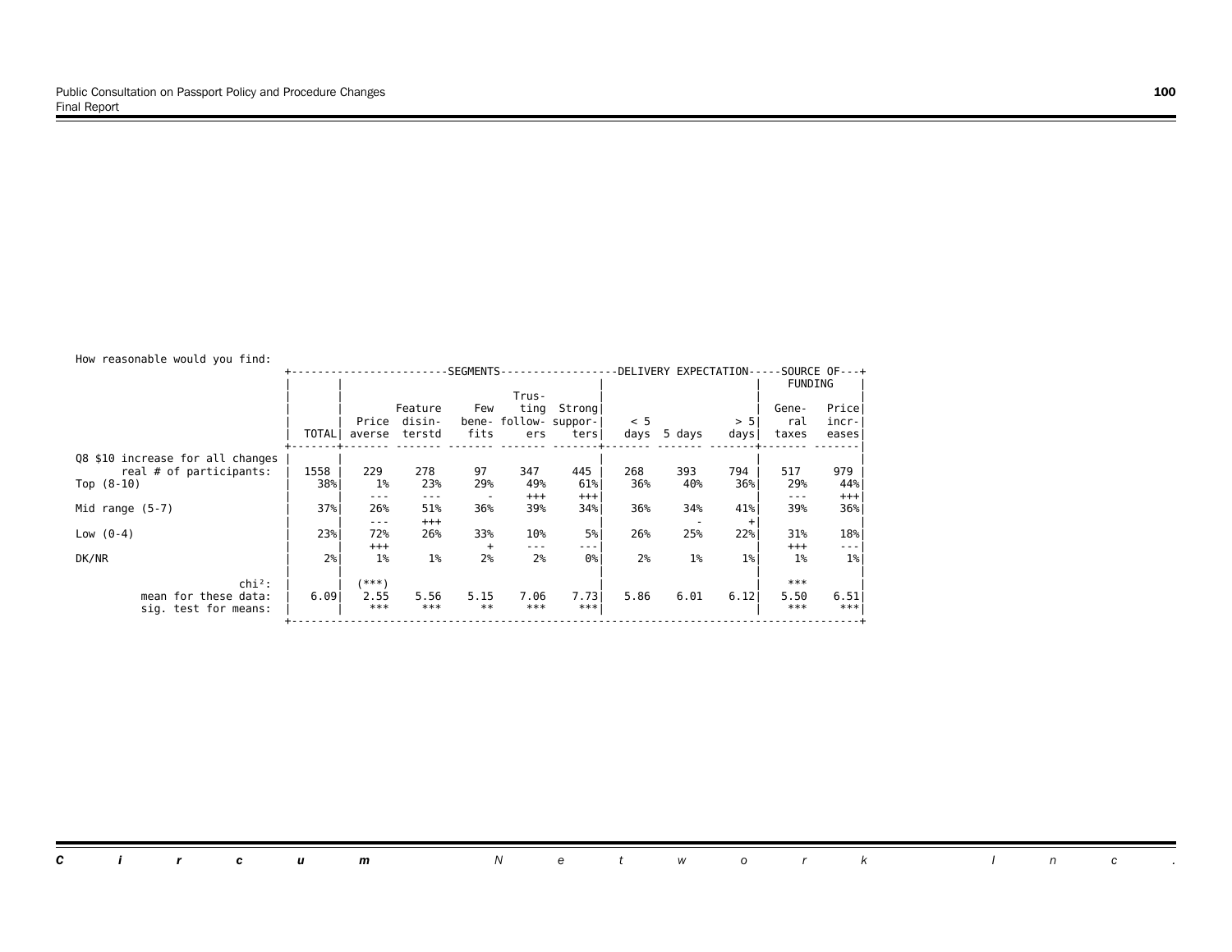How reasonable would you find:

| | TOTAL | SEGMENTS: Price averse | Feature disinterstd | Few benefits | Trusting followers | Strong supporters | DELIVERY EXPECTATION: < 5 days | 5 days | > 5 days | SOURCE OF FUNDING: General taxes | Price increases |
|---|---|---|---|---|---|---|---|---|---|---|---|
| Q8 $10 increase for all changes | | | | | | | | | | | |
| real # of participants: | 1558 | 229 | 278 | 97 | 347 | 445 | 268 | 393 | 794 | 517 | 979 |
| Top (8-10) | 38% | 1% | 23% | 29% | 49% | 61% | 36% | 40% | 36% | 29% | 44% |
| | | --- | --- | - | +++ | +++ | | | | --- | +++ |
| Mid range (5-7) | 37% | 26% | 51% | 36% | 39% | 34% | 36% | 34% | 41% | 39% | 36% |
| | | --- | +++ | | | | | - | + | | |
| Low (0-4) | 23% | 72% | 26% | 33% | 10% | 5% | 26% | 25% | 22% | 31% | 18% |
| | | +++ | | + | --- | --- | | | | +++ | --- |
| DK/NR | 2% | 1% | 1% | 2% | 2% | 0% | 2% | 1% | 1% | 1% | 1% |
| chi²: | | (***) | | | | | | | | *** | |
| mean for these data: | 6.09 | 2.55 | 5.56 | 5.15 | 7.06 | 7.73 | 5.86 | 6.01 | 6.12 | 5.50 | 6.51 |
| sig. test for means: | | *** | *** | ** | *** | *** | | | | *** | *** |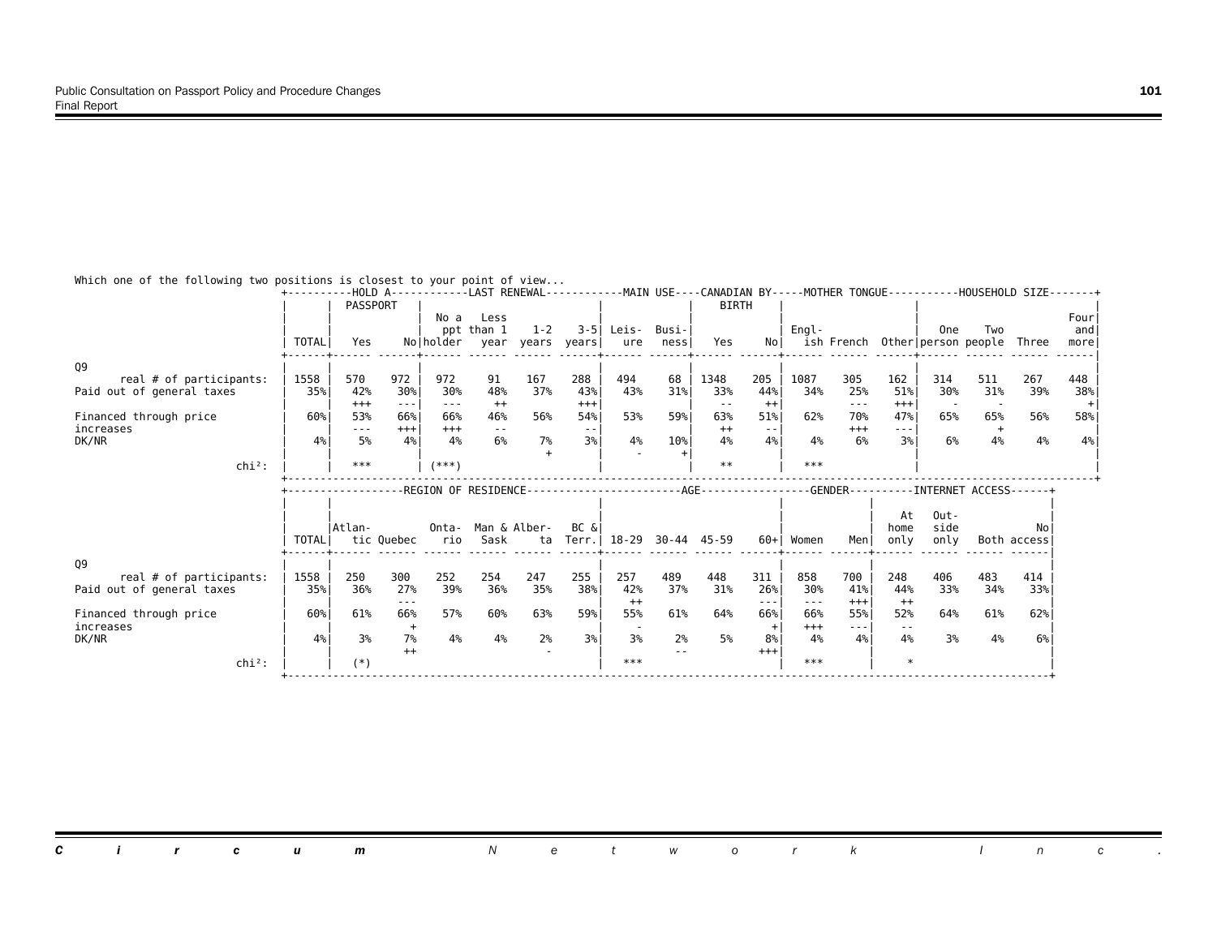Which one of the following two positions is closest to your point of view...

| Q9 | TOTAL | HOLD A PASSPORT: Yes | HOLD A PASSPORT: No | LAST RENEWAL: No a ppt holder | LAST RENEWAL: Less than 1 year | LAST RENEWAL: 1-2 years | LAST RENEWAL: 3-5 years | MAIN USE: Leisure | MAIN USE: Business | CANADIAN BY BIRTH: Yes | CANADIAN BY BIRTH: No | MOTHER TONGUE: English | MOTHER TONGUE: French | MOTHER TONGUE: Other | HOUSEHOLD SIZE: One person | HOUSEHOLD SIZE: Two people | HOUSEHOLD SIZE: Three | HOUSEHOLD SIZE: Four and more |
|---|---|---|---|---|---|---|---|---|---|---|---|---|---|---|---|---|---|---|
| real # of participants: | 1558 | 570 | 972 | 972 | 91 | 167 | 288 | 494 | 68 | 1348 | 205 | 1087 | 305 | 162 | 314 | 511 | 267 | 448 |
| Paid out of general taxes | 35% | 42% | 30% | 30% | 48% | 37% | 43% | 43% | 31% | 33% | 44% | 34% | 25% | 51% | 30% | 31% | 39% | 38% |
| | | +++ | --- | --- | ++ | | +++ | | | -- | ++ | | --- | +++ | - | - | | + |
| Financed through price increases | 60% | 53% | 66% | 66% | 46% | 56% | 54% | 53% | 59% | 63% | 51% | 62% | 70% | 47% | 65% | 65% | 56% | 58% |
| | | --- | +++ | +++ | -- | | -- | | | ++ | -- | | +++ | --- | | + | | |
| DK/NR | 4% | 5% | 4% | 4% | 6% | 7% | 3% | 4% | 10% | 4% | 4% | 4% | 6% | 3% | 6% | 4% | 4% | 4% |
| | | | | | | + | | - | + | | | | | | | | | |
| chi²: | | *** | | (***) | | | | | | ** | | *** | | | | | | |

| Q9 | TOTAL | REGION OF RESIDENCE: Atlantic | REGION OF RESIDENCE: Quebec | REGION OF RESIDENCE: Ontario | REGION OF RESIDENCE: Man & Sask | REGION OF RESIDENCE: Alberta | REGION OF RESIDENCE: BC & Terr. | AGE: 18-29 | AGE: 30-44 | AGE: 45-59 | AGE: 60+ | GENDER: Women | GENDER: Men | INTERNET ACCESS: At home only | INTERNET ACCESS: Outside only | INTERNET ACCESS: Both | INTERNET ACCESS: No access |
|---|---|---|---|---|---|---|---|---|---|---|---|---|---|---|---|---|---|
| real # of participants: | 1558 | 250 | 300 | 252 | 254 | 247 | 255 | 257 | 489 | 448 | 311 | 858 | 700 | 248 | 406 | 483 | 414 |
| Paid out of general taxes | 35% | 36% | 27% | 39% | 36% | 35% | 38% | 42% | 37% | 31% | 26% | 30% | 41% | 44% | 33% | 34% | 33% |
| | | | --- | | | | | ++ | | | --- | --- | +++ | ++ | | | |
| Financed through price increases | 60% | 61% | 66% | 57% | 60% | 63% | 59% | 55% | 61% | 64% | 66% | 66% | 55% | 52% | 64% | 61% | 62% |
| | | | + | | | | | - | | | + | +++ | --- | -- | | | |
| DK/NR | 4% | 3% | 7% | 4% | 4% | 2% | 3% | 3% | 2% | 5% | 8% | 4% | 4% | 4% | 3% | 4% | 6% |
| | | | ++ | | | - | | | -- | | +++ | | | | | | |
| chi²: | | (*) | | | | | | *** | | | | *** | | * | | | |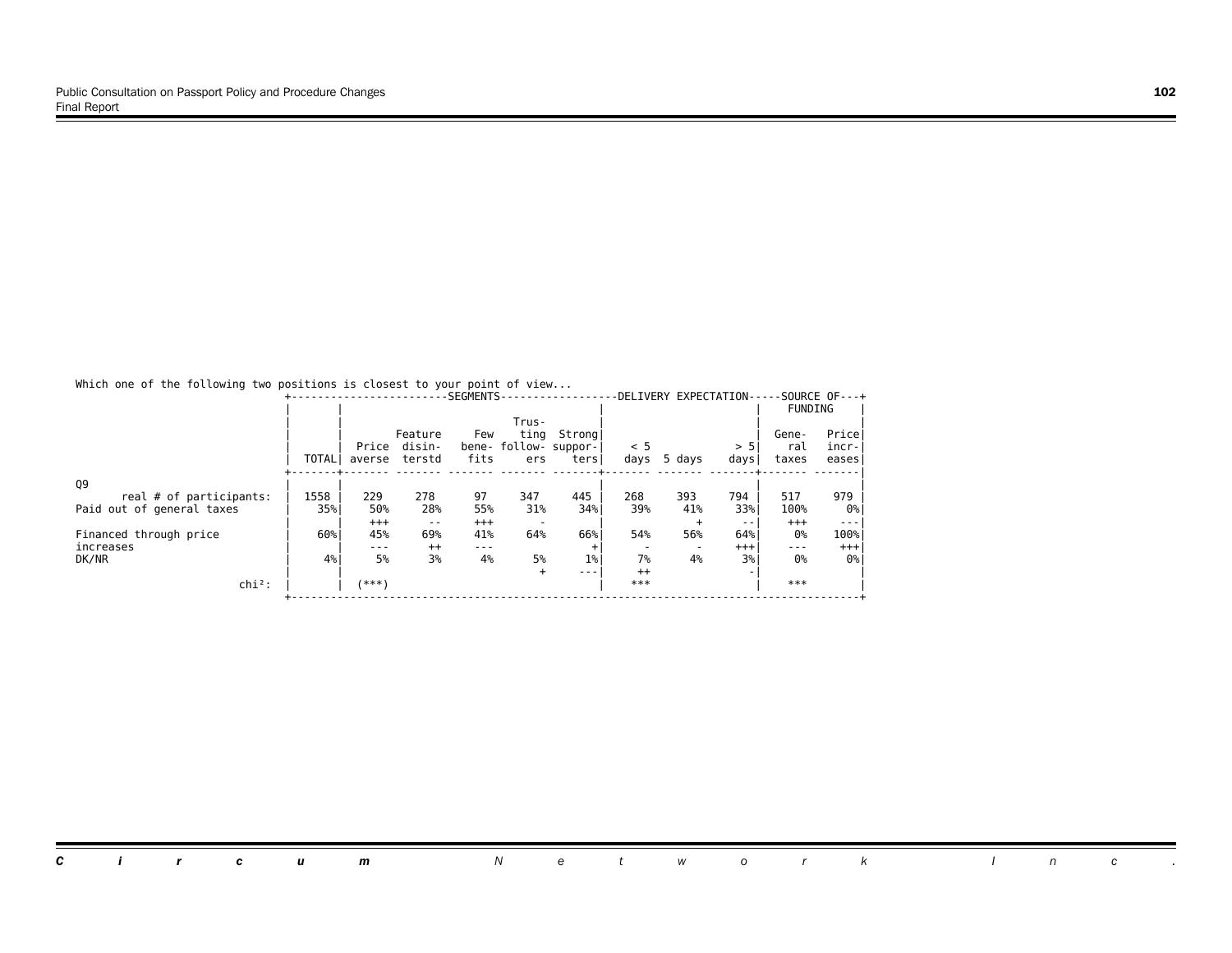Which one of the following two positions is closest to your point of view...

| | TOTAL | SEGMENTS: Price averse | Feature disinterstd | Few benefits | Trusting followers | Strong supporters | DELIVERY EXPECTATION: < 5 days | 5 days | > 5 days | SOURCE OF FUNDING: General taxes | Price increases |
|---|---|---|---|---|---|---|---|---|---|---|---|
| Q9 | | | | | | | | | | | |
| real # of participants: | 1558 | 229 | 278 | 97 | 347 | 445 | 268 | 393 | 794 | 517 | 979 |
| Paid out of general taxes | 35% | 50% | 28% | 55% | 31% | 34% | 39% | 41% | 33% | 100% | 0% |
| | | +++ | -- | +++ | - | | | + | -- | +++ | --- |
| Financed through price increases | 60% | 45% | 69% | 41% | 64% | 66% | 54% | 56% | 64% | 0% | 100% |
| | | --- | ++ | --- | | + | - | - | +++ | --- | +++ |
| DK/NR | 4% | 5% | 3% | 4% | 5% | 1% | 7% | 4% | 3% | 0% | 0% |
| | | | | | + | --- | ++ | | - | | |
| chi²: | | (***) | | | | | *** | | | *** | |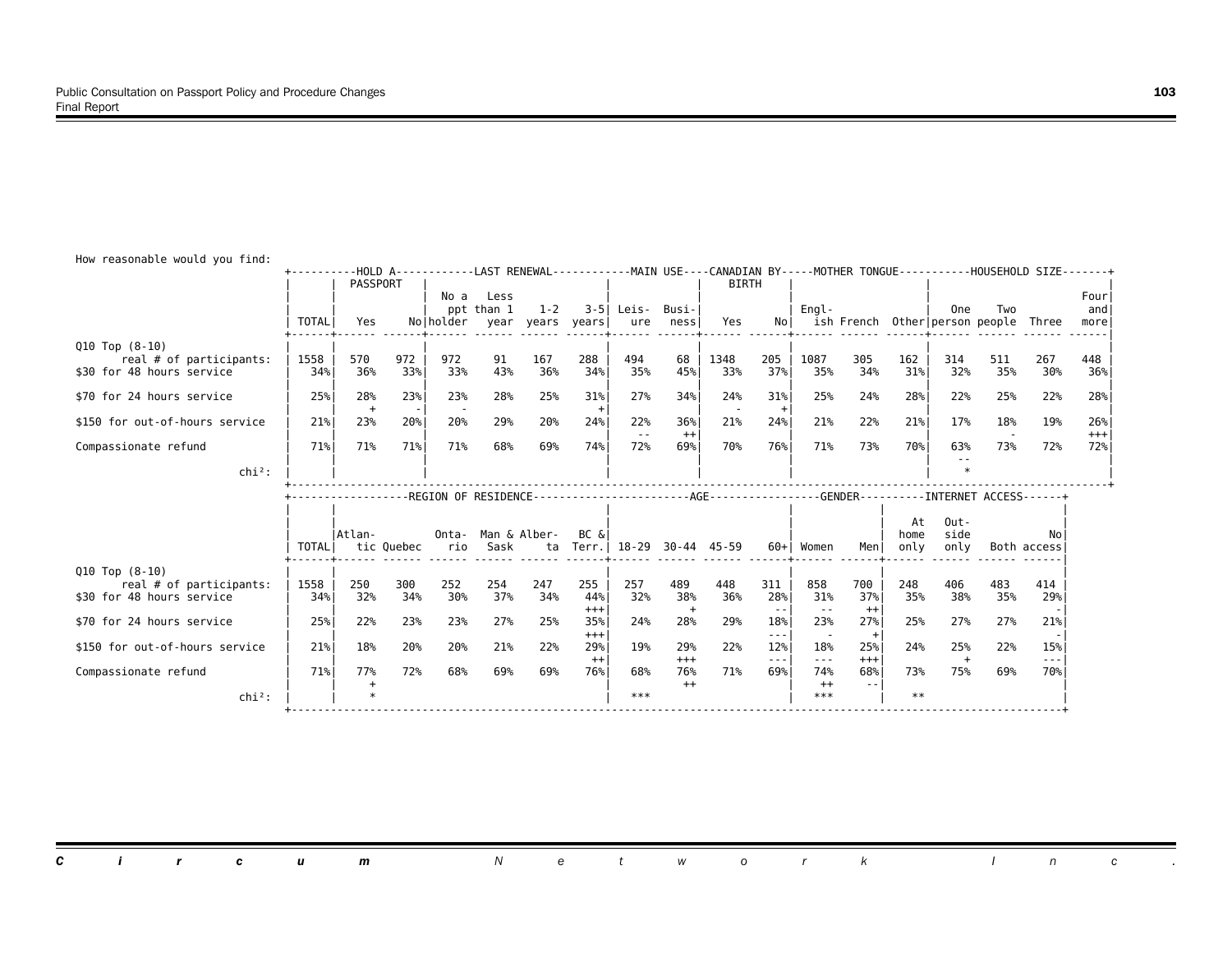How reasonable would you find:

| | TOTAL | HOLD A PASSPORT: Yes | HOLD A PASSPORT: No | LAST RENEWAL: No a ppt holder | LAST RENEWAL: Less than 1 year | LAST RENEWAL: 1-2 years | LAST RENEWAL: 3-5 years | MAIN USE: Leisure | MAIN USE: Business | CANADIAN BY BIRTH: Yes | CANADIAN BY BIRTH: No | MOTHER TONGUE: English | MOTHER TONGUE: French | MOTHER TONGUE: Other | HOUSEHOLD SIZE: One person | HOUSEHOLD SIZE: Two people | HOUSEHOLD SIZE: Three | HOUSEHOLD SIZE: Four and more |
|---|---|---|---|---|---|---|---|---|---|---|---|---|---|---|---|---|---|---|
| Q10 Top (8-10) | | | | | | | | | | | | | | | | | | |
| real # of participants: | 1558 | 570 | 972 | 972 | 91 | 167 | 288 | 494 | 68 | 1348 | 205 | 1087 | 305 | 162 | 314 | 511 | 267 | 448 |
| $30 for 48 hours service | 34% | 36% | 33% | 33% | 43% | 36% | 34% | 35% | 45% | 33% | 37% | 35% | 34% | 31% | 32% | 35% | 30% | 36% |
| $70 for 24 hours service | 25% | 28% | 23% | 23% | 28% | 25% | 31% | 27% | 34% | 24% | 31% | 25% | 24% | 28% | 22% | 25% | 22% | 28% |
| | | + | - | - | | | + | | | - | + | | | | | | | |
| $150 for out-of-hours service | 21% | 23% | 20% | 20% | 29% | 20% | 24% | 22% | 36% | 21% | 24% | 21% | 22% | 21% | 17% | 18% | 19% | 26% |
| | | | | | | | | -- | ++ | | | | | | | - | | +++ |
| Compassionate refund | 71% | 71% | 71% | 71% | 68% | 69% | 74% | 72% | 69% | 70% | 76% | 71% | 73% | 70% | 63% | 73% | 72% | 72% |
| | | | | | | | | | | | | | | | -- | | | |
| chi²: | | | | | | | | | | | | | | | * | | | |

| | TOTAL | REGION OF RESIDENCE: Atlantic | REGION OF RESIDENCE: Quebec | REGION OF RESIDENCE: Ontario | REGION OF RESIDENCE: Man & Sask | REGION OF RESIDENCE: Alberta | REGION OF RESIDENCE: BC & Terr. | AGE: 18-29 | AGE: 30-44 | AGE: 45-59 | AGE: 60+ | GENDER: Women | GENDER: Men | INTERNET ACCESS: At home only | INTERNET ACCESS: Outside only | INTERNET ACCESS: Both | INTERNET ACCESS: No access |
|---|---|---|---|---|---|---|---|---|---|---|---|---|---|---|---|---|---|
| Q10 Top (8-10) | | | | | | | | | | | | | | | | | |
| real # of participants: | 1558 | 250 | 300 | 252 | 254 | 247 | 255 | 257 | 489 | 448 | 311 | 858 | 700 | 248 | 406 | 483 | 414 |
| $30 for 48 hours service | 34% | 32% | 34% | 30% | 37% | 34% | 44% | 32% | 38% | 36% | 28% | 31% | 37% | 35% | 38% | 35% | 29% |
| | | | | | | | +++ | | + | | -- | -- | ++ | | | | - |
| $70 for 24 hours service | 25% | 22% | 23% | 23% | 27% | 25% | 35% | 24% | 28% | 29% | 18% | 23% | 27% | 25% | 27% | 27% | 21% |
| | | | | | | | +++ | | | | --- | - | + | | | | - |
| $150 for out-of-hours service | 21% | 18% | 20% | 20% | 21% | 22% | 29% | 19% | 29% | 22% | 12% | 18% | 25% | 24% | 25% | 22% | 15% |
| | | | | | | | ++ | | +++ | | --- | --- | +++ | | + | | --- |
| Compassionate refund | 71% | 77% | 72% | 68% | 69% | 69% | 76% | 68% | 76% | 71% | 69% | 74% | 68% | 73% | 75% | 69% | 70% |
| | | + | | | | | | | ++ | | | ++ | -- | | | | |
| chi²: | | * | | | | | | *** | | | | *** | | ** | | | |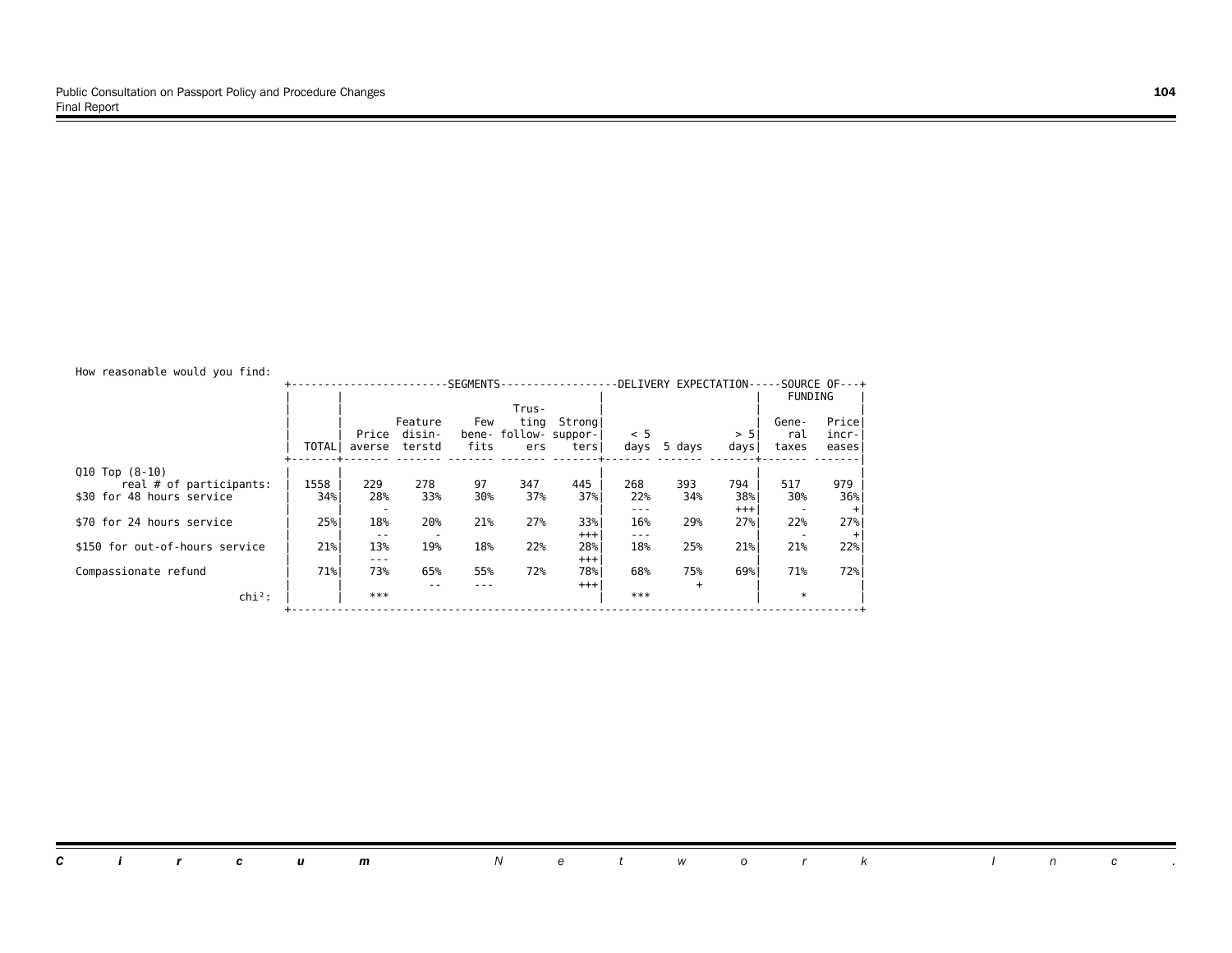How reasonable would you find:

| | TOTAL | SEGMENTS | | | | | DELIVERY EXPECTATION | | | SOURCE OF FUNDING | |
|---|---|---|---|---|---|---|---|---|---|---|---|
| | | Price averse | Feature disinterstd | Few benefits | Trusting followers | Strong supporters | < 5 days | 5 days | > 5 days | General taxes | Price increases |
| Q10 Top (8-10) | | | | | | | | | | | |
| real # of participants: | 1558 | 229 | 278 | 97 | 347 | 445 | 268 | 393 | 794 | 517 | 979 |
| $30 for 48 hours service | 34% | 28% | 33% | 30% | 37% | 37% | 22% | 34% | 38% | 30% | 36% |
| | | - | | | | | --- | | +++ | - | + |
| $70 for 24 hours service | 25% | 18% | 20% | 21% | 27% | 33% | 16% | 29% | 27% | 22% | 27% |
| | | -- | - | | | +++ | --- | | | - | + |
| $150 for out-of-hours service | 21% | 13% | 19% | 18% | 22% | 28% | 18% | 25% | 21% | 21% | 22% |
| | | --- | | | | +++ | | | | | |
| Compassionate refund | 71% | 73% | 65% | 55% | 72% | 78% | 68% | 75% | 69% | 71% | 72% |
| | | | -- | --- | | +++ | | + | | | |
| chi²: | | *** | | | | | *** | | | * | |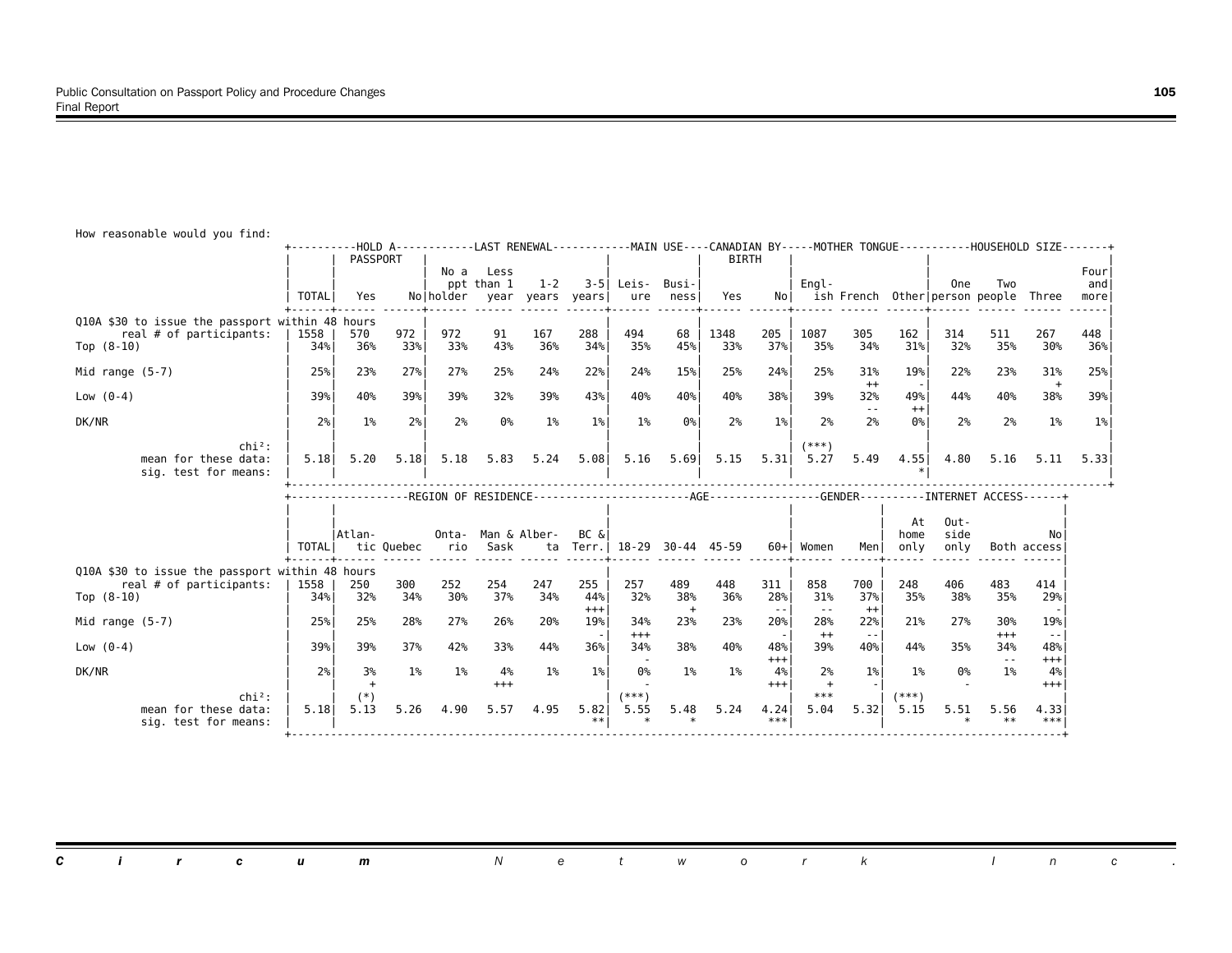How reasonable would you find:

| | TOTAL | HOLD A PASSPORT: Yes | No | LAST RENEWAL: No a ppt holder | Less than 1 year | 1-2 years | 3-5 years | MAIN USE: Leisure | Business | CANADIAN BY BIRTH: Yes | No | MOTHER TONGUE: English | French | Other | HOUSEHOLD SIZE: One person | Two people | Three | Four and more |
|---|---|---|---|---|---|---|---|---|---|---|---|---|---|---|---|---|---|---|
| **Q10A $30 to issue the passport within 48 hours** | | | | | | | | | | | | | | | | | | |
| real # of participants: | 1558 | 570 | 972 | 972 | 91 | 167 | 288 | 494 | 68 | 1348 | 205 | 1087 | 305 | 162 | 314 | 511 | 267 | 448 |
| Top (8-10) | 34% | 36% | 33% | 33% | 43% | 36% | 34% | 35% | 45% | 33% | 37% | 35% | 34% | 31% | 32% | 35% | 30% | 36% |
| Mid range (5-7) | 25% | 23% | 27% | 27% | 25% | 24% | 22% | 24% | 15% | 25% | 24% | 25% | 31% ++ | 19% - | 22% | 23% | 31% + | 25% |
| Low (0-4) | 39% | 40% | 39% | 39% | 32% | 39% | 43% | 40% | 40% | 40% | 38% | 39% | 32% -- | 49% ++ | 44% | 40% | 38% | 39% |
| DK/NR | 2% | 1% | 2% | 2% | 0% | 1% | 1% | 1% | 0% | 2% | 1% | 2% | 2% | 0% | 2% | 2% | 1% | 1% |
| chi²: | | | | | | | | | | | | (***) | | | | | | |
| mean for these data: | 5.18 | 5.20 | 5.18 | 5.18 | 5.83 | 5.24 | 5.08 | 5.16 | 5.69 | 5.15 | 5.31 | 5.27 | 5.49 | 4.55 | 4.80 | 5.16 | 5.11 | 5.33 |
| sig. test for means: | | | | | | | | | | | | | | * | | | | |

| | TOTAL | REGION OF RESIDENCE: Atlantic | Quebec | Ontario | Man & Sask | Alberta | BC & Terr. | AGE: 18-29 | 30-44 | 45-59 | 60+ | GENDER: Women | Men | INTERNET ACCESS: At home only | Outside only | Both | No access |
|---|---|---|---|---|---|---|---|---|---|---|---|---|---|---|---|---|---|
| **Q10A $30 to issue the passport within 48 hours** | | | | | | | | | | | | | | | | | |
| real # of participants: | 1558 | 250 | 300 | 252 | 254 | 247 | 255 | 257 | 489 | 448 | 311 | 858 | 700 | 248 | 406 | 483 | 414 |
| Top (8-10) | 34% | 32% | 34% | 30% | 37% | 34% | 44% +++ | 32% | 38% + | 36% | 28% -- | 31% -- | 37% ++ | 35% | 38% | 35% | 29% - |
| Mid range (5-7) | 25% | 25% | 28% | 27% | 26% | 20% | 19% - | 34% +++ | 23% | 23% | 20% - | 28% ++ | 22% -- | 21% | 27% | 30% +++ | 19% -- |
| Low (0-4) | 39% | 39% | 37% | 42% | 33% | 44% | 36% | 34% - | 38% | 40% | 48% +++ | 39% | 40% | 44% | 35% | 34% -- | 48% +++ |
| DK/NR | 2% | 3% + | 1% | 1% | 4% +++ | 1% | 1% | 0% - | 1% | 1% | 4% +++ | 2% + | 1% - | 1% | 0% - | 1% | 4% +++ |
| chi²: | | (*) | | | | | | (***) | | | | *** | | (***) | | | |
| mean for these data: | 5.18 | 5.13 | 5.26 | 4.90 | 5.57 | 4.95 | 5.82 | 5.55 | 5.48 | 5.24 | 4.24 | 5.04 | 5.32 | 5.15 | 5.51 | 5.56 | 4.33 |
| sig. test for means: | | | | | | | ** | * | * | | *** | | | | * | ** | *** |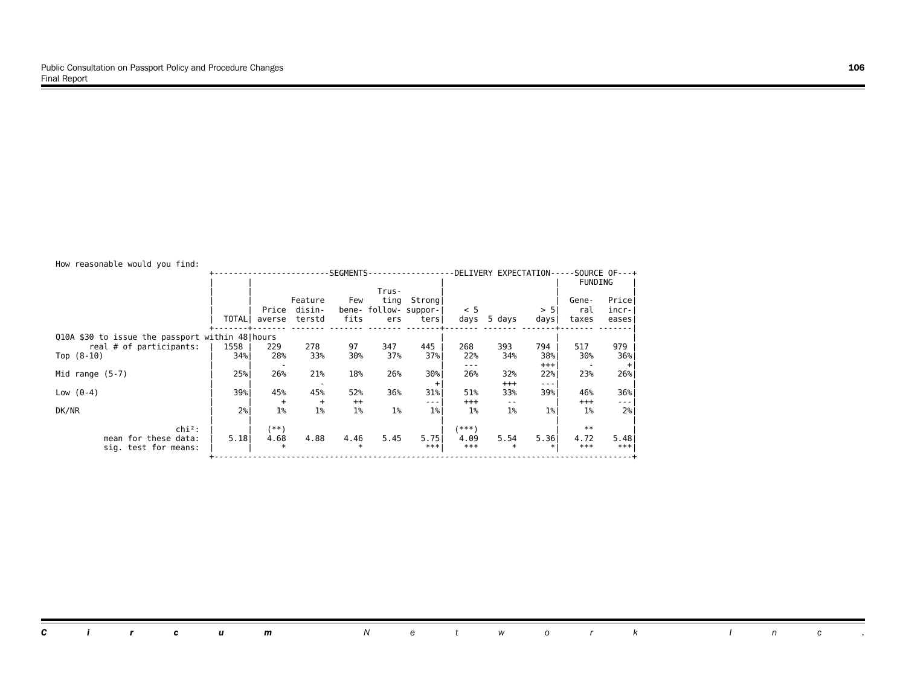How reasonable would you find:

| | TOTAL | SEGMENTS: Price averse | Feature disinterstd | Few benefits | Trusting followers | Strong supporters | DELIVERY EXPECTATION: < 5 days | 5 days | > 5 days | SOURCE OF FUNDING: General taxes | Price increases |
|---|---|---|---|---|---|---|---|---|---|---|---|
| Q10A $30 to issue the passport within 48 hours | | | | | | | | | | | |
| real # of participants: | 1558 | 229 | 278 | 97 | 347 | 445 | 268 | 393 | 794 | 517 | 979 |
| Top (8-10) | 34% | 28% | 33% | 30% | 37% | 37% | 22% | 34% | 38% | 30% | 36% |
| | | - | | | | | --- | | +++ | - | + |
| Mid range (5-7) | 25% | 26% | 21% | 18% | 26% | 30% | 26% | 32% | 22% | 23% | 26% |
| | | | - | | | + | | +++ | --- | | |
| Low (0-4) | 39% | 45% | 45% | 52% | 36% | 31% | 51% | 33% | 39% | 46% | 36% |
| | | + | + | ++ | | --- | +++ | -- | | +++ | --- |
| DK/NR | 2% | 1% | 1% | 1% | 1% | 1% | 1% | 1% | 1% | 1% | 2% |
| chi²: | | (**) | | | | | (***) | | | ** | |
| mean for these data: | 5.18 | 4.68 | 4.88 | 4.46 | 5.45 | 5.75 | 4.09 | 5.54 | 5.36 | 4.72 | 5.48 |
| sig. test for means: | | * | | * | | *** | *** | * | * | *** | *** |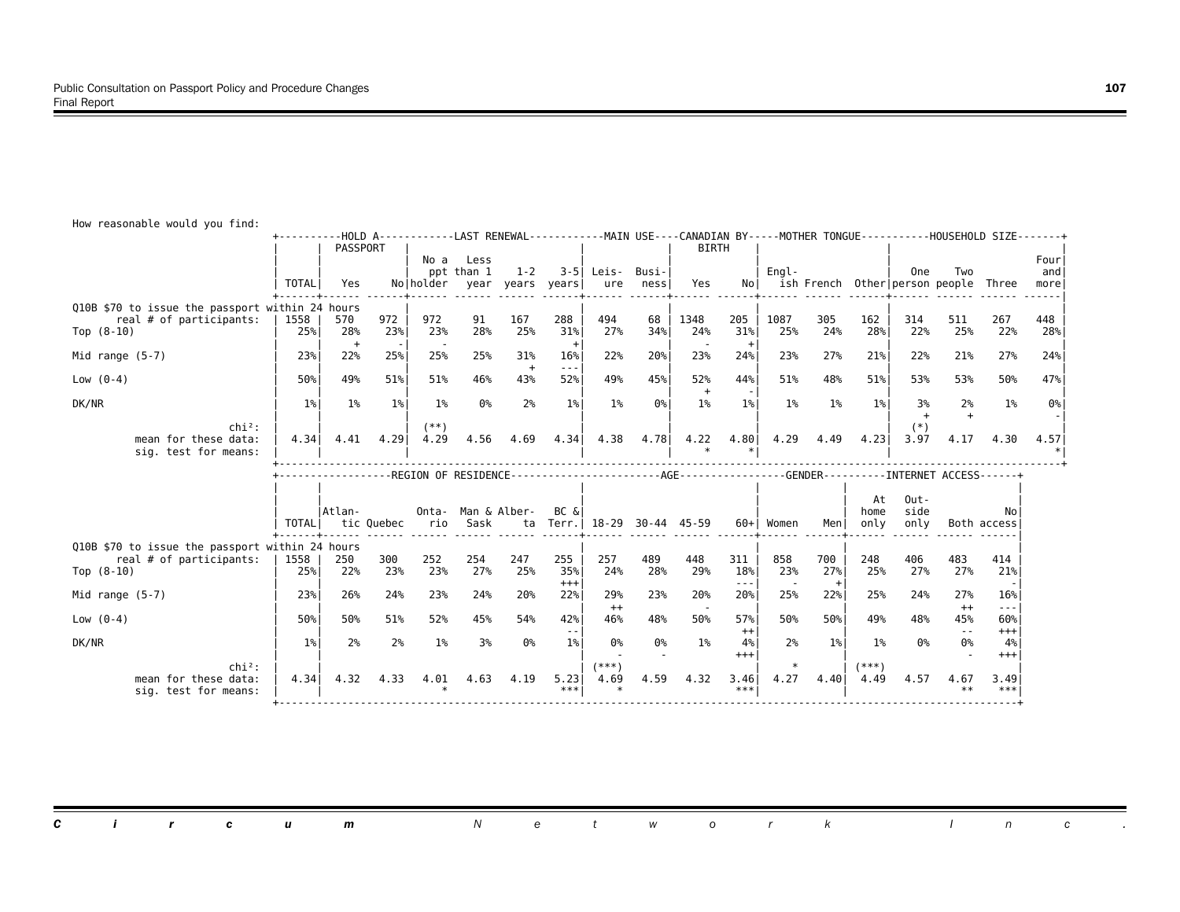How reasonable would you find:

| | TOTAL | HOLD A PASSPORT: Yes | No | LAST RENEWAL: No a ppt holder | Less than 1 year | 1-2 years | 3-5 years | MAIN USE: Leisure | Business | CANADIAN BY BIRTH: Yes | No | MOTHER TONGUE: English | French | Other | HOUSEHOLD SIZE: One person | Two people | Three | Four and more |
|---|---|---|---|---|---|---|---|---|---|---|---|---|---|---|---|---|---|---|
| Q10B $70 to issue the passport within 24 hours | | | | | | | | | | | | | | | | | | |
| real # of participants: | 1558 | 570 | 972 | 972 | 91 | 167 | 288 | 494 | 68 | 1348 | 205 | 1087 | 305 | 162 | 314 | 511 | 267 | 448 |
| Top (8-10) | 25% | 28% + | 23% - | 23% - | 28% | 25% | 31% + | 27% | 34% | 24% - | 31% + | 25% | 24% | 28% | 22% | 25% | 22% | 28% |
| Mid range (5-7) | 23% | 22% | 25% | 25% | 25% | 31% + | 16% --- | 22% | 20% | 23% | 24% | 23% | 27% | 21% | 22% | 21% | 27% | 24% |
| Low (0-4) | 50% | 49% | 51% | 51% | 46% | 43% | 52% | 49% | 45% | 52% + | 44% - | 51% | 48% | 51% | 53% | 53% | 50% | 47% |
| DK/NR | 1% | 1% | 1% | 1% | 0% | 2% | 1% | 1% | 0% | 1% | 1% | 1% | 1% | 1% | 3% + | 2% + | 1% | 0% - |
| chi²: | | | | (**) | | | | | | | | | | | (*) | | | |
| mean for these data: | 4.34 | 4.41 | 4.29 | 4.29 | 4.56 | 4.69 | 4.34 | 4.38 | 4.78 | 4.22 | 4.80 | 4.29 | 4.49 | 4.23 | 3.97 | 4.17 | 4.30 | 4.57 |
| sig. test for means: | | | | | | | | | | * | * | | | | | | | * |

| | TOTAL | REGION OF RESIDENCE: Atlantic | Quebec | Ontario | Man & Sask | Alberta | BC & Terr. | AGE: 18-29 | 30-44 | 45-59 | 60+ | GENDER: Women | Men | INTERNET ACCESS: At home only | Outside only | Both | No access |
|---|---|---|---|---|---|---|---|---|---|---|---|---|---|---|---|---|---|
| Q10B $70 to issue the passport within 24 hours | | | | | | | | | | | | | | | | | |
| real # of participants: | 1558 | 250 | 300 | 252 | 254 | 247 | 255 | 257 | 489 | 448 | 311 | 858 | 700 | 248 | 406 | 483 | 414 |
| Top (8-10) | 25% | 22% | 23% | 23% | 27% | 25% | 35% +++ | 24% | 28% | 29% | 18% --- | 23% - | 27% + | 25% | 27% | 27% | 21% - |
| Mid range (5-7) | 23% | 26% | 24% | 23% | 24% | 20% | 22% | 29% ++ | 23% | 20% - | 20% | 25% | 22% | 25% | 24% | 27% ++ | 16% --- |
| Low (0-4) | 50% | 50% | 51% | 52% | 45% | 54% | 42% -- | 46% | 48% | 50% | 57% ++ | 50% | 50% | 49% | 48% | 45% -- | 60% +++ |
| DK/NR | 1% | 2% | 2% | 1% | 3% | 0% | 1% | 0% - | 0% - | 1% | 4% +++ | 2% | 1% | 1% | 0% | 0% - | 4% +++ |
| chi²: | | | | | | | | (***) | | | | * | | (***) | | | |
| mean for these data: | 4.34 | 4.32 | 4.33 | 4.01 | 4.63 | 4.19 | 5.23 | 4.69 | 4.59 | 4.32 | 3.46 | 4.27 | 4.40 | 4.49 | 4.57 | 4.67 | 3.49 |
| sig. test for means: | | | | * | | | *** | * | | | *** | | | | | ** | *** |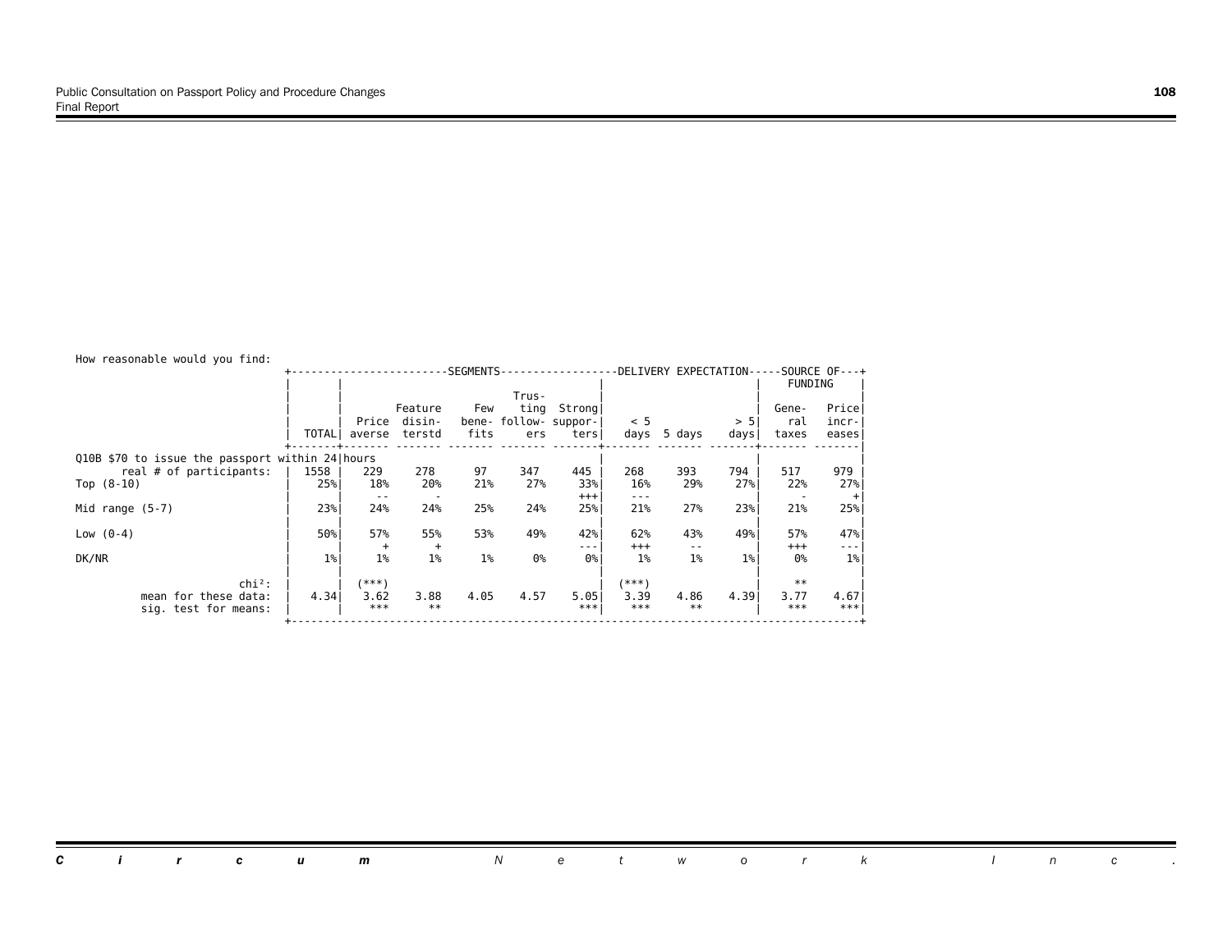How reasonable would you find:

| | TOTAL | SEGMENTS | | | | | DELIVERY EXPECTATION | | | SOURCE OF FUNDING | |
|---|---|---|---|---|---|---|---|---|---|---|---|
| | | Price averse | Feature disin-terstd | Few bene-fits | Trus-ting follow-ers | Strong suppor-ters | < 5 days | 5 days | > 5 days | Gene-ral taxes | Price incr-eases |
| Q10B $70 to issue the passport within 24 hours | | | | | | | | | | | |
| real # of participants: | 1558 | 229 | 278 | 97 | 347 | 445 | 268 | 393 | 794 | 517 | 979 |
| Top (8-10) | 25% | 18% | 20% | 21% | 27% | 33% | 16% | 29% | 27% | 22% | 27% |
| | | -- | - | | | +++ | --- | | | - | + |
| Mid range (5-7) | 23% | 24% | 24% | 25% | 24% | 25% | 21% | 27% | 23% | 21% | 25% |
| Low (0-4) | 50% | 57% | 55% | 53% | 49% | 42% | 62% | 43% | 49% | 57% | 47% |
| | | + | + | | | --- | +++ | -- | | +++ | --- |
| DK/NR | 1% | 1% | 1% | 1% | 0% | 0% | 1% | 1% | 1% | 0% | 1% |
| chi²: | | (***) | | | | | (***) | | | ** | |
| mean for these data: | 4.34 | 3.62 | 3.88 | 4.05 | 4.57 | 5.05 | 3.39 | 4.86 | 4.39 | 3.77 | 4.67 |
| sig. test for means: | | *** | ** | | | *** | *** | ** | | *** | *** |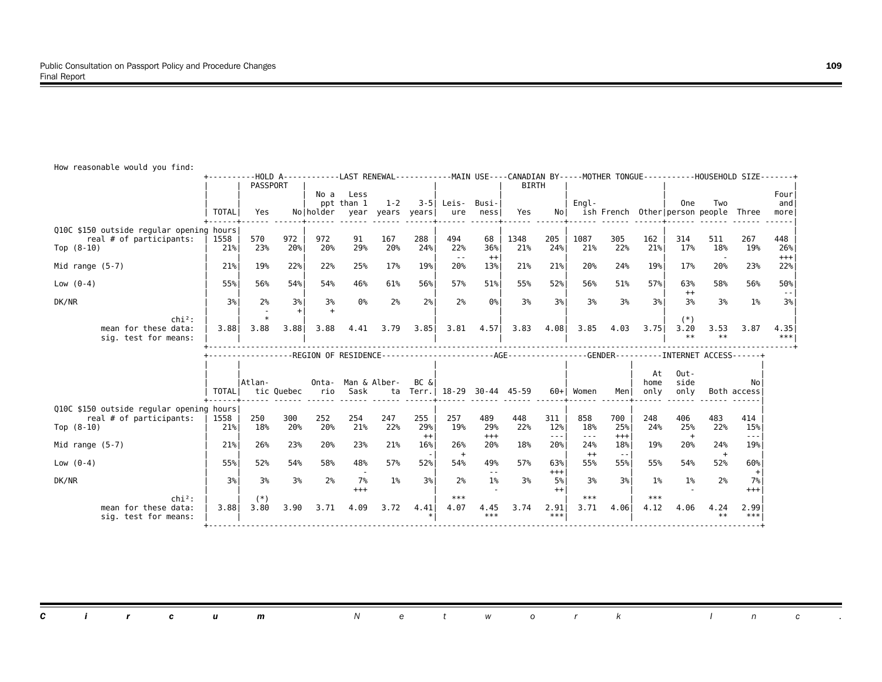How reasonable would you find:

| | TOTAL | HOLD A PASSPORT: Yes | No | LAST RENEWAL: No a ppt holder | Less than 1 year | 1-2 years | 3-5 years | MAIN USE: Leisure | Business | CANADIAN BY BIRTH: Yes | No | MOTHER TONGUE: English | French | Other | HOUSEHOLD SIZE: One person | Two people | Three | Four and more |
|---|---|---|---|---|---|---|---|---|---|---|---|---|---|---|---|---|---|---|
| **Q10C $150 outside regular opening hours** | | | | | | | | | | | | | | | | | | |
| real # of participants: | 1558 | 570 | 972 | 972 | 91 | 167 | 288 | 494 | 68 | 1348 | 205 | 1087 | 305 | 162 | 314 | 511 | 267 | 448 |
| Top (8-10) | 21% | 23% | 20% | 20% | 29% | 20% | 24% | 22% | 36% | 21% | 24% | 21% | 22% | 21% | 17% | 18% | 19% | 26% |
| | | | | | | | | -- | ++ | | | | | | | - | | +++ |
| Mid range (5-7) | 21% | 19% | 22% | 22% | 25% | 17% | 19% | 20% | 13% | 21% | 21% | 20% | 24% | 19% | 17% | 20% | 23% | 22% |
| Low (0-4) | 55% | 56% | 54% | 54% | 46% | 61% | 56% | 57% | 51% | 55% | 52% | 56% | 51% | 57% | 63% | 58% | 56% | 50% |
| | | | | | | | | | | | | | | | ++ | | | -- |
| DK/NR | 3% | 2% | 3% | 3% | 0% | 2% | 2% | 2% | 0% | 3% | 3% | 3% | 3% | 3% | 3% | 3% | 1% | 3% |
| | | - | + | + | | | | | | | | | | | | | | |
| chi²: | | * | | | | | | | | | | | | | (*) | | | |
| mean for these data: | 3.88 | 3.88 | 3.88 | 3.88 | 4.41 | 3.79 | 3.85 | 3.81 | 4.57 | 3.83 | 4.08 | 3.85 | 4.03 | 3.75 | 3.20 | 3.53 | 3.87 | 4.35 |
| sig. test for means: | | | | | | | | | | | | | | | ** | ** | | *** |

| | TOTAL | REGION OF RESIDENCE: Atlantic | Quebec | Ontario | Man & Sask | Alberta | BC & Terr. | AGE: 18-29 | 30-44 | 45-59 | 60+ | GENDER: Women | Men | INTERNET ACCESS: At home only | Outside only | Both | No access |
|---|---|---|---|---|---|---|---|---|---|---|---|---|---|---|---|---|---|
| **Q10C $150 outside regular opening hours** | | | | | | | | | | | | | | | | | |
| real # of participants: | 1558 | 250 | 300 | 252 | 254 | 247 | 255 | 257 | 489 | 448 | 311 | 858 | 700 | 248 | 406 | 483 | 414 |
| Top (8-10) | 21% | 18% | 20% | 20% | 21% | 22% | 29% | 19% | 29% | 22% | 12% | 18% | 25% | 24% | 25% | 22% | 15% |
| | | | | | | | ++ | | +++ | | --- | --- | +++ | | + | | --- |
| Mid range (5-7) | 21% | 26% | 23% | 20% | 23% | 21% | 16% | 26% | 20% | 18% | 20% | 24% | 18% | 19% | 20% | 24% | 19% |
| | | | | | | | - | + | | | | ++ | -- | | | + | |
| Low (0-4) | 55% | 52% | 54% | 58% | 48% | 57% | 52% | 54% | 49% | 57% | 63% | 55% | 55% | 55% | 54% | 52% | 60% |
| | | | | | - | | | | -- | | +++ | | | | | | + |
| DK/NR | 3% | 3% | 3% | 2% | 7% | 1% | 3% | 2% | 1% | 3% | 5% | 3% | 3% | 1% | 1% | 2% | 7% |
| | | | | | +++ | | | | - | | ++ | | | | - | | +++ |
| chi²: | | (*) | | | | | | *** | | | | *** | | *** | | | |
| mean for these data: | 3.88 | 3.80 | 3.90 | 3.71 | 4.09 | 3.72 | 4.41 | 4.07 | 4.45 | 3.74 | 2.91 | 3.71 | 4.06 | 4.12 | 4.06 | 4.24 | 2.99 |
| sig. test for means: | | | | | | | * | | *** | | *** | | | | | ** | *** |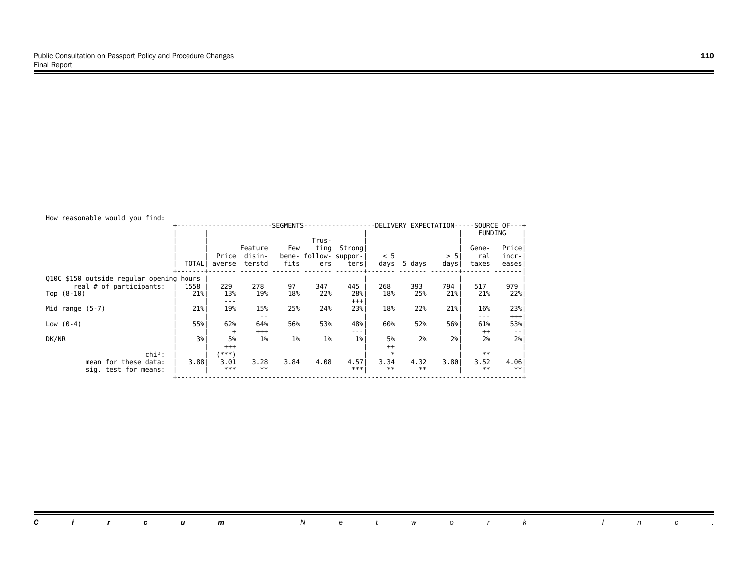How reasonable would you find:

| | TOTAL | SEGMENTS: Price averse | Feature disinterstd | Few benefits | Trusting followers | Strong supporters | DELIVERY EXPECTATION: < 5 days | 5 days | > 5 days | SOURCE OF FUNDING: General taxes | Price increases |
|---|---|---|---|---|---|---|---|---|---|---|---|
| Q10C $150 outside regular opening hours | | | | | | | | | | | |
| real # of participants: | 1558 | 229 | 278 | 97 | 347 | 445 | 268 | 393 | 794 | 517 | 979 |
| Top (8-10) | 21% | 13% | 19% | 18% | 22% | 28% | 18% | 25% | 21% | 21% | 22% |
| | | --- | | | | +++ | | | | | |
| Mid range (5-7) | 21% | 19% | 15% | 25% | 24% | 23% | 18% | 22% | 21% | 16% | 23% |
| | | | -- | | | | | | | --- | +++ |
| Low (0-4) | 55% | 62% | 64% | 56% | 53% | 48% | 60% | 52% | 56% | 61% | 53% |
| | | + | +++ | | | --- | | | | ++ | -- |
| DK/NR | 3% | 5% | 1% | 1% | 1% | 1% | 5% | 2% | 2% | 2% | 2% |
| | | +++ | | | | | ++ | | | | |
| chi²: | | (***) | | | | | * | | | ** | |
| mean for these data: | 3.88 | 3.01 | 3.28 | 3.84 | 4.08 | 4.57 | 3.34 | 4.32 | 3.80 | 3.52 | 4.06 |
| sig. test for means: | | *** | ** | | | *** | ** | ** | | ** | ** |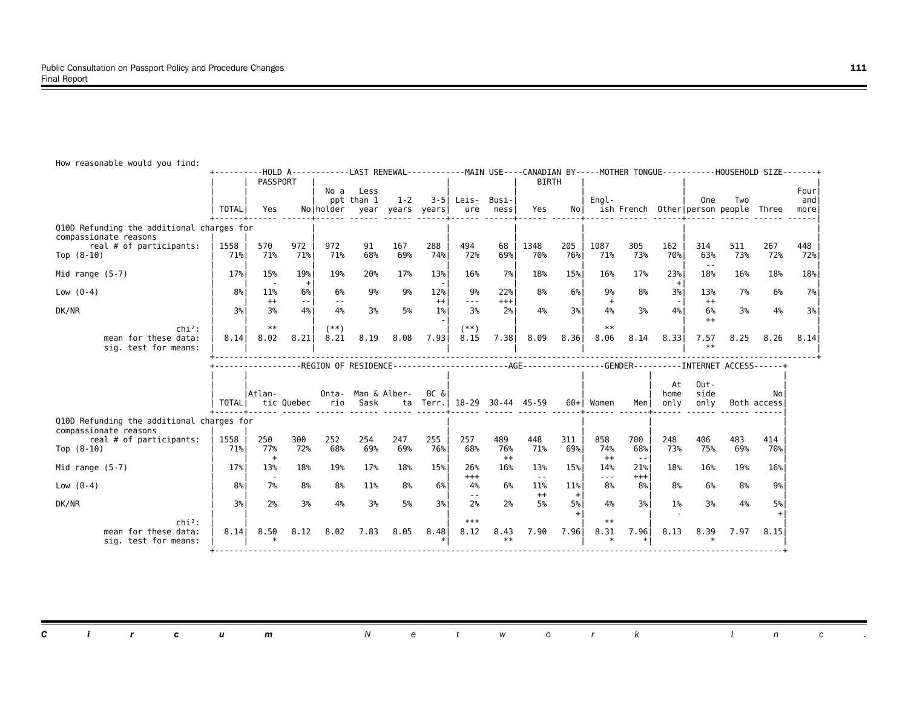How reasonable would you find:

| | TOTAL | HOLD A PASSPORT: Yes | No | LAST RENEWAL: No a ppt holder | Less than 1 year | 1-2 years | 3-5 years | MAIN USE: Leisure | Business | CANADIAN BY BIRTH: Yes | No | MOTHER TONGUE: English | French | Other | HOUSEHOLD SIZE: One person | Two people | Three | Four and more |
|---|---|---|---|---|---|---|---|---|---|---|---|---|---|---|---|---|---|---|
| **Q10D Refunding the additional charges for compassionate reasons** | | | | | | | | | | | | | | | | | | |
| real # of participants: | 1558 | 570 | 972 | 972 | 91 | 167 | 288 | 494 | 68 | 1348 | 205 | 1087 | 305 | 162 | 314 | 511 | 267 | 448 |
| Top (8-10) | 71% | 71% | 71% | 71% | 68% | 69% | 74% | 72% | 69% | 70% | 76% | 71% | 73% | 70% | 63% | 73% | 72% | 72% |
| | | | | | | | | | | | | | | | -- | | | |
| Mid range (5-7) | 17% | 15% | 19% | 19% | 20% | 17% | 13% | 16% | 7% | 18% | 15% | 16% | 17% | 23% | 18% | 16% | 18% | 18% |
| | | - | + | | | | - | | | | | | | + | | | | |
| Low (0-4) | 8% | 11% | 6% | 6% | 9% | 9% | 12% | 9% | 22% | 8% | 6% | 9% | 8% | 3% | 13% | 7% | 6% | 7% |
| | | ++ | -- | -- | | | ++ | --- | +++ | | | + | | - | ++ | | | |
| DK/NR | 3% | 3% | 4% | 4% | 3% | 5% | 1% | 3% | 2% | 4% | 3% | 4% | 3% | 4% | 6% | 3% | 4% | 3% |
| | | | | | | | - | | | | | | | | ++ | | | |
| chi²: | | ** | | (**) | | | | (**) | | | | ** | | | | | | |
| mean for these data: | 8.14 | 8.02 | 8.21 | 8.21 | 8.19 | 8.08 | 7.93 | 8.15 | 7.38 | 8.09 | 8.36 | 8.06 | 8.14 | 8.33 | 7.57 | 8.25 | 8.26 | 8.14 |
| sig. test for means: | | | | | | | | | | | | | | | ** | | | |

| | TOTAL | REGION OF RESIDENCE: Atlantic | Quebec | Ontario | Man & Sask | Alberta | BC & Terr. | AGE: 18-29 | 30-44 | 45-59 | 60+ | GENDER: Women | Men | INTERNET ACCESS: At home only | Outside only | Both | No access |
|---|---|---|---|---|---|---|---|---|---|---|---|---|---|---|---|---|---|
| **Q10D Refunding the additional charges for compassionate reasons** | | | | | | | | | | | | | | | | | |
| real # of participants: | 1558 | 250 | 300 | 252 | 254 | 247 | 255 | 257 | 489 | 448 | 311 | 858 | 700 | 248 | 406 | 483 | 414 |
| Top (8-10) | 71% | 77% | 72% | 68% | 69% | 69% | 76% | 68% | 76% | 71% | 69% | 74% | 68% | 73% | 75% | 69% | 70% |
| | | + | | | | | | | ++ | | | ++ | -- | | | | |
| Mid range (5-7) | 17% | 13% | 18% | 19% | 17% | 18% | 15% | 26% | 16% | 13% | 15% | 14% | 21% | 18% | 16% | 19% | 16% |
| | | - | | | | | | +++ | | -- | | --- | +++ | | | | |
| Low (0-4) | 8% | 7% | 8% | 8% | 11% | 8% | 6% | 4% | 6% | 11% | 11% | 8% | 8% | 8% | 6% | 8% | 9% |
| | | | | | | | | -- | | ++ | + | | | | | | |
| DK/NR | 3% | 2% | 3% | 4% | 3% | 5% | 3% | 2% | 2% | 5% | 5% | 4% | 3% | 1% | 3% | 4% | 5% |
| | | | | | | | | | | | + | | | - | | | + |
| chi²: | | | | | | | | *** | | | | ** | | | | | |
| mean for these data: | 8.14 | 8.50 | 8.12 | 8.02 | 7.83 | 8.05 | 8.48 | 8.12 | 8.43 | 7.90 | 7.96 | 8.31 | 7.96 | 8.13 | 8.39 | 7.97 | 8.15 |
| sig. test for means: | | * | | | | | * | | ** | | | * | * | | * | | |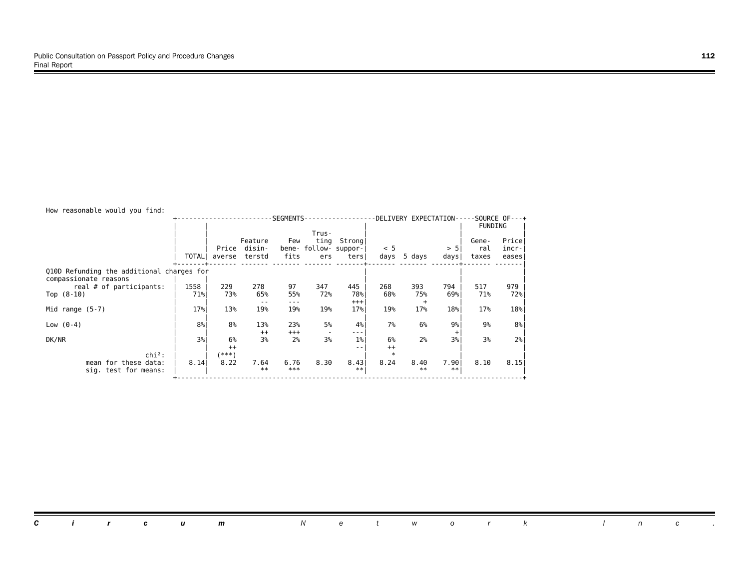How reasonable would you find:

| | TOTAL | SEGMENTS: Price averse | SEGMENTS: Feature disinterstd | SEGMENTS: Few benefits | SEGMENTS: Trusting followers | SEGMENTS: Strong supporters | DELIVERY EXPECTATION: < 5 days | DELIVERY EXPECTATION: 5 days | DELIVERY EXPECTATION: > 5 days | SOURCE OF FUNDING: General taxes | SOURCE OF FUNDING: Price increases |
|---|---|---|---|---|---|---|---|---|---|---|---|
| Q10D Refunding the additional charges for compassionate reasons | | | | | | | | | | | |
| real # of participants: | 1558 | 229 | 278 | 97 | 347 | 445 | 268 | 393 | 794 | 517 | 979 |
| Top (8-10) | 71% | 73% | 65% | 55% | 72% | 78% | 68% | 75% | 69% | 71% | 72% |
| | | | -- | --- | | +++ | | + | | | |
| Mid range (5-7) | 17% | 13% | 19% | 19% | 19% | 17% | 19% | 17% | 18% | 17% | 18% |
| Low (0-4) | 8% | 8% | 13% | 23% | 5% | 4% | 7% | 6% | 9% | 9% | 8% |
| | | | ++ | +++ | - | --- | | | + | | |
| DK/NR | 3% | 6% | 3% | 2% | 3% | 1% | 6% | 2% | 3% | 3% | 2% |
| | | ++ | | | | -- | ++ | | | | |
| chi²: | | (***) | | | | | * | | | | |
| mean for these data: | 8.14 | 8.22 | 7.64 | 6.76 | 8.30 | 8.43 | 8.24 | 8.40 | 7.90 | 8.10 | 8.15 |
| sig. test for means: | | | ** | *** | | ** | | ** | ** | | |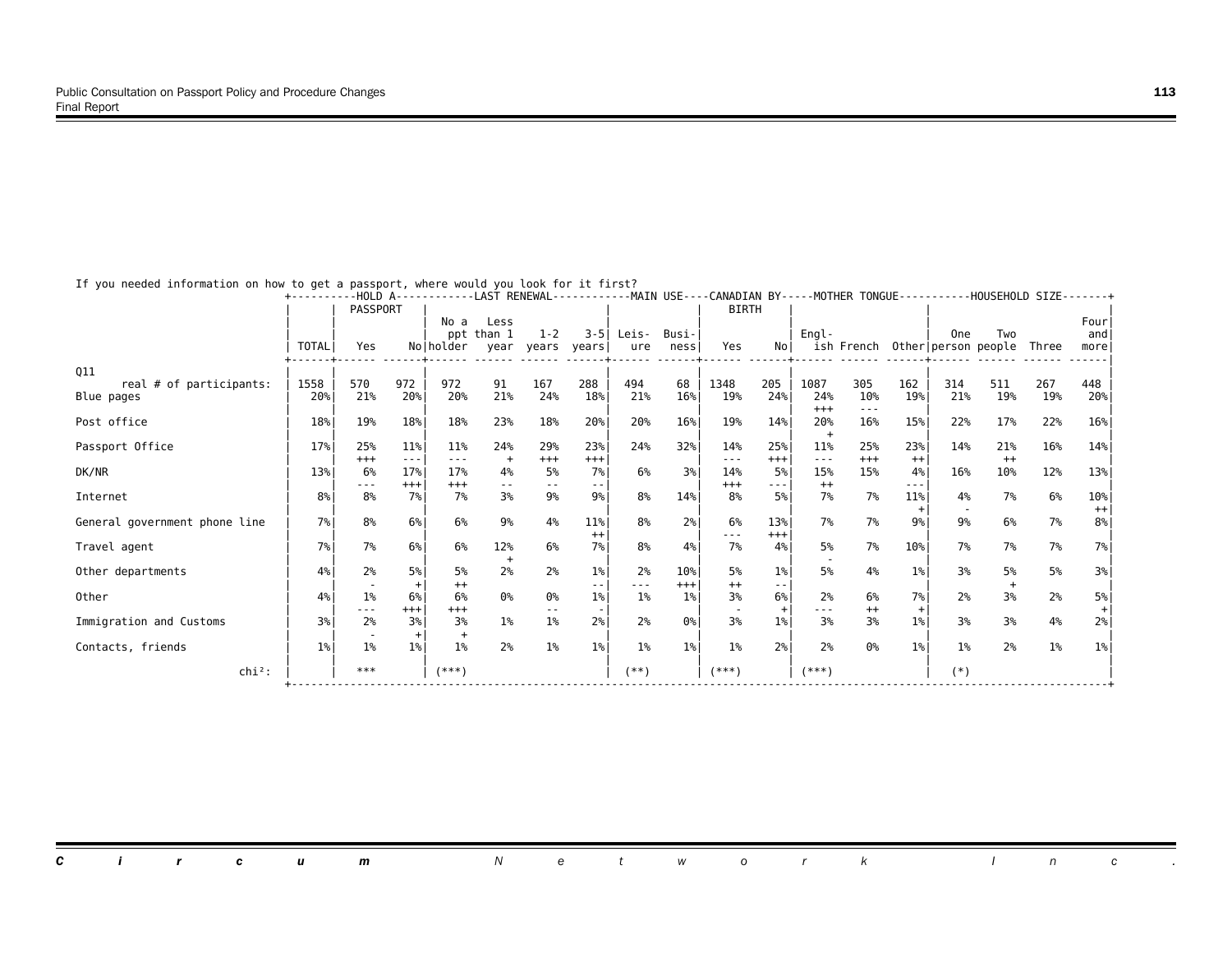If you needed information on how to get a passport, where would you look for it first?

| | TOTAL | HOLD A PASSPORT: Yes | No | LAST RENEWAL: No a ppt holder | Less than 1 year | 1-2 years | 3-5 years | MAIN USE: Leisure | Business | CANADIAN BY BIRTH: Yes | No | MOTHER TONGUE: English | French | Other | HOUSEHOLD SIZE: One person | Two people | Three | Four and more |
|---|---|---|---|---|---|---|---|---|---|---|---|---|---|---|---|---|---|---|
| Q11 | | | | | | | | | | | | | | | | | | |
| real # of participants: | 1558 | 570 | 972 | 972 | 91 | 167 | 288 | 494 | 68 | 1348 | 205 | 1087 | 305 | 162 | 314 | 511 | 267 | 448 |
| Blue pages | 20% | 21% | 20% | 20% | 21% | 24% | 18% | 21% | 16% | 19% | 24% | 24% +++ | 10% --- | 19% | 21% | 19% | 19% | 20% |
| Post office | 18% | 19% | 18% | 18% | 23% | 18% | 20% | 20% | 16% | 19% | 14% | 20% + | 16% | 15% | 22% | 17% | 22% | 16% |
| Passport Office | 17% | 25% +++ | 11% --- | 11% --- | 24% + | 29% +++ | 23% +++ | 24% | 32% | 14% --- | 25% +++ | 11% --- | 25% +++ | 23% ++ | 14% | 21% ++ | 16% | 14% |
| DK/NR | 13% | 6% --- | 17% +++ | 17% +++ | 4% -- | 5% -- | 7% -- | 6% | 3% | 14% +++ | 5% --- | 15% ++ | 15% | 4% --- | 16% | 10% | 12% | 13% |
| Internet | 8% | 8% | 7% | 7% | 3% | 9% | 9% | 8% | 14% | 8% | 5% | 7% | 7% | 11% + | 4% - | 7% | 6% | 10% ++ |
| General government phone line | 7% | 8% | 6% | 6% | 9% | 4% | 11% ++ | 8% | 2% | 6% --- | 13% +++ | 7% | 7% | 9% | 9% | 6% | 7% | 8% |
| Travel agent | 7% | 7% | 6% | 6% | 12% + | 6% | 7% | 8% | 4% | 7% | 4% | 5% - | 7% | 10% | 7% | 7% | 7% | 7% |
| Other departments | 4% | 2% - | 5% + | 5% ++ | 2% | 2% | 1% -- | 2% --- | 10% +++ | 5% ++ | 1% -- | 5% | 4% | 1% | 3% | 5% + | 5% | 3% |
| Other | 4% | 1% --- | 6% +++ | 6% +++ | 0% | 0% -- | 1% - | 1% | 1% | 3% - | 6% + | 2% --- | 6% ++ | 7% + | 2% | 3% | 2% | 5% + |
| Immigration and Customs | 3% | 2% - | 3% + | 3% + | 1% | 1% | 2% | 2% | 0% | 3% | 1% | 3% | 3% | 1% | 3% | 3% | 4% | 2% |
| Contacts, friends | 1% | 1% | 1% | 1% | 2% | 1% | 1% | 1% | 1% | 1% | 2% | 2% | 0% | 1% | 1% | 2% | 1% | 1% |
| chi²: | | *** | | (***) | | | | (**) | | (***) | | (***) | | | (*) | | | |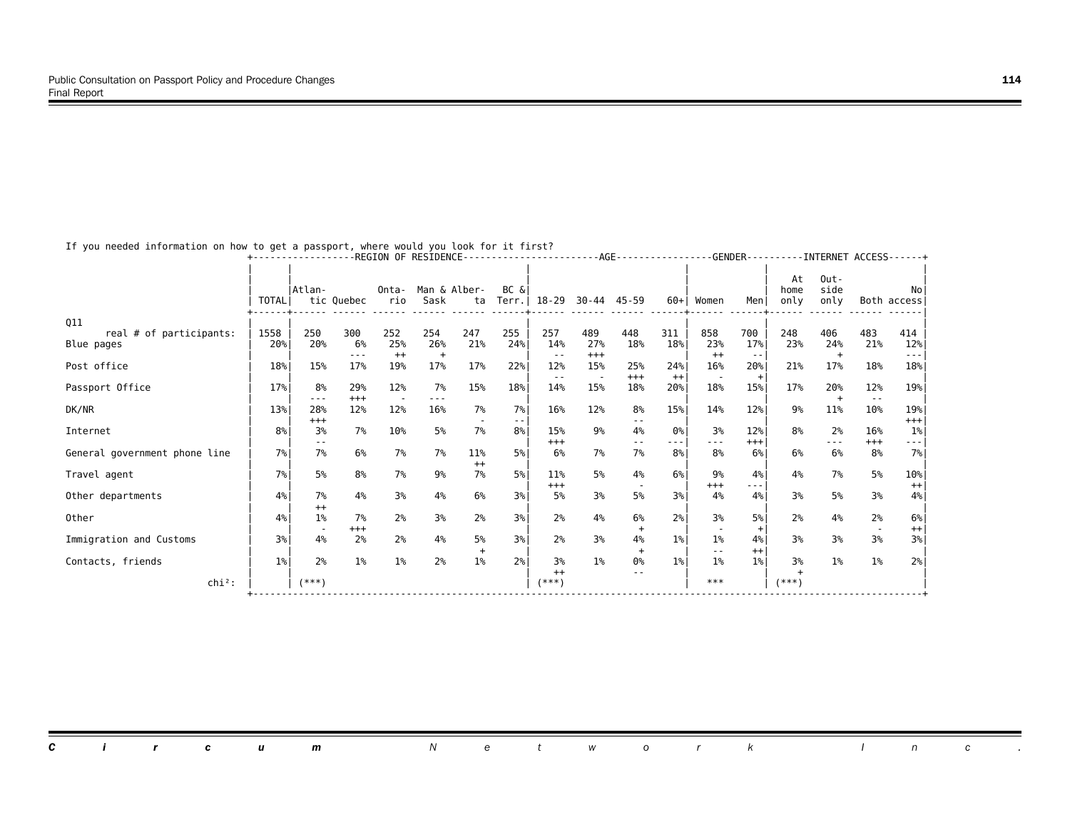If you needed information on how to get a passport, where would you look for it first?

| | TOTAL | Atlantic | Quebec | Ontario | Man & Sask | Alberta | BC & Terr. | 18-29 | 30-44 | 45-59 | 60+ | Women | Men | At home only | Outside only | Both | No access |
|---|---|---|---|---|---|---|---|---|---|---|---|---|---|---|---|---|---|
| | | REGION OF RESIDENCE | | | | | | AGE | | | | GENDER | | INTERNET ACCESS | | | |
| Q11 | | | | | | | | | | | | | | | | | |
| real # of participants: | 1558 | 250 | 300 | 252 | 254 | 247 | 255 | 257 | 489 | 448 | 311 | 858 | 700 | 248 | 406 | 483 | 414 |
| Blue pages | 20% | 20% | 6% | 25% | 26% | 21% | 24% | 14% | 27% | 18% | 18% | 23% | 17% | 23% | 24% | 21% | 12% |
| | | | --- | ++ | + | | | -- | +++ | | | ++ | -- | | + | | --- |
| Post office | 18% | 15% | 17% | 19% | 17% | 17% | 22% | 12% | 15% | 25% | 24% | 16% | 20% | 21% | 17% | 18% | 18% |
| | | | | | | | | -- | - | +++ | ++ | - | + | | | | |
| Passport Office | 17% | 8% | 29% | 12% | 7% | 15% | 18% | 14% | 15% | 18% | 20% | 18% | 15% | 17% | 20% | 12% | 19% |
| | | --- | +++ | - | --- | | | | | | | | | | + | -- | |
| DK/NR | 13% | 28% | 12% | 12% | 16% | 7% | 7% | 16% | 12% | 8% | 15% | 14% | 12% | 9% | 11% | 10% | 19% |
| | | +++ | | | | - | -- | | | -- | | | | | | | +++ |
| Internet | 8% | 3% | 7% | 10% | 5% | 7% | 8% | 15% | 9% | 4% | 0% | 3% | 12% | 8% | 2% | 16% | 1% |
| | | -- | | | | | | +++ | | -- | --- | --- | +++ | | --- | +++ | --- |
| General government phone line | 7% | 7% | 6% | 7% | 7% | 11% | 5% | 6% | 7% | 7% | 8% | 8% | 6% | 6% | 6% | 8% | 7% |
| | | | | | | ++ | | | | | | | | | | | |
| Travel agent | 7% | 5% | 8% | 7% | 9% | 7% | 5% | 11% | 5% | 4% | 6% | 9% | 4% | 4% | 7% | 5% | 10% |
| | | | | | | | | +++ | | - | | +++ | --- | | | | ++ |
| Other departments | 4% | 7% | 4% | 3% | 4% | 6% | 3% | 5% | 3% | 5% | 3% | 4% | 4% | 3% | 5% | 3% | 4% |
| | | ++ | | | | | | | | | | | | | | | |
| Other | 4% | 1% | 7% | 2% | 3% | 2% | 3% | 2% | 4% | 6% | 2% | 3% | 5% | 2% | 4% | 2% | 6% |
| | | - | +++ | | | | | | | + | | - | + | | | - | ++ |
| Immigration and Customs | 3% | 4% | 2% | 2% | 4% | 5% | 3% | 2% | 3% | 4% | 1% | 1% | 4% | 3% | 3% | 3% | 3% |
| | | | | | | + | | | | + | | -- | ++ | | | | |
| Contacts, friends | 1% | 2% | 1% | 1% | 2% | 1% | 2% | 3% | 1% | 0% | 1% | 1% | 1% | 3% | 1% | 1% | 2% |
| | | | | | | | | ++ | | -- | | | | + | | | |
| chi²: | | (***) | | | | | | (***) | | | | *** | | (***) | | | |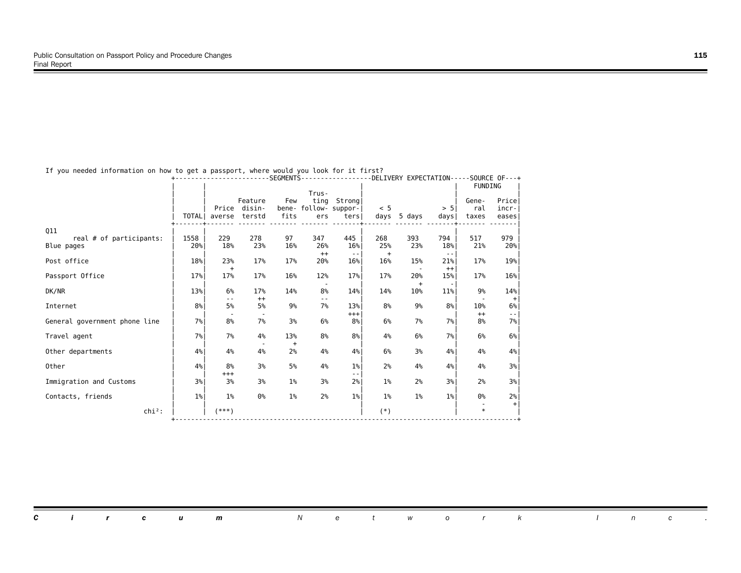If you needed information on how to get a passport, where would you look for it first?

| Q11 | TOTAL | SEGMENTS: Price averse | Feature disinterstd | Few benefits | Trusting followers | Strong supporters | DELIVERY EXPECTATION: < 5 days | 5 days | > 5 days | SOURCE OF FUNDING: General taxes | Price increases |
|---|---|---|---|---|---|---|---|---|---|---|---|
| real # of participants: | 1558 | 229 | 278 | 97 | 347 | 445 | 268 | 393 | 794 | 517 | 979 |
| Blue pages | 20% | 18% | 23% | 16% | 26% ++ | 16% -- | 25% + | 23% | 18% -- | 21% | 20% |
| Post office | 18% | 23% + | 17% | 17% | 20% | 16% | 16% | 15% - | 21% ++ | 17% | 19% |
| Passport Office | 17% | 17% | 17% | 16% | 12% - | 17% | 17% | 20% + | 15% - | 17% | 16% |
| DK/NR | 13% | 6% -- | 17% ++ | 14% | 8% -- | 14% | 14% | 10% | 11% | 9% - | 14% + |
| Internet | 8% | 5% - | 5% - | 9% | 7% | 13% +++ | 8% | 9% | 8% | 10% ++ | 6% -- |
| General government phone line | 7% | 8% | 7% | 3% | 6% | 8% | 6% | 7% | 7% | 8% | 7% |
| Travel agent | 7% | 7% | 4% - | 13% + | 8% | 8% | 4% | 6% | 7% | 6% | 6% |
| Other departments | 4% | 4% | 4% | 2% | 4% | 4% | 6% | 3% | 4% | 4% | 4% |
| Other | 4% | 8% +++ | 3% | 5% | 4% | 1% -- | 2% | 4% | 4% | 4% | 3% |
| Immigration and Customs | 3% | 3% | 3% | 1% | 3% | 2% | 1% | 2% | 3% | 2% | 3% |
| Contacts, friends | 1% | 1% | 0% | 1% | 2% | 1% | 1% | 1% | 1% | 0% - | 2% + |
| chi²: | | (***) | | | | | (*) | | | * | |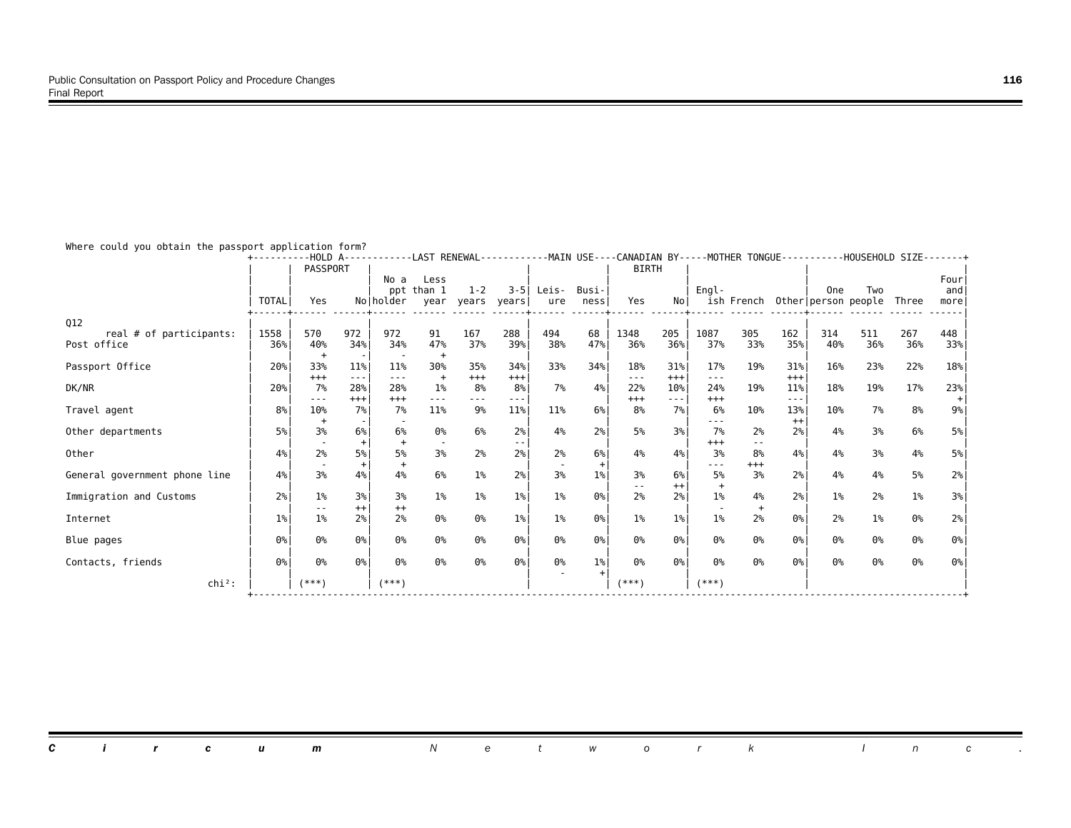Where could you obtain the passport application form?

| | TOTAL | HOLD A PASSPORT: Yes | No | LAST RENEWAL: No a ppt holder | Less than 1 year | 1-2 years | 3-5 years | MAIN USE: Leisure | Business | CANADIAN BY BIRTH: Yes | No | MOTHER TONGUE: English | French | Other | HOUSEHOLD SIZE: One person | Two people | Three | Four and more |
|---|---|---|---|---|---|---|---|---|---|---|---|---|---|---|---|---|---|---|
| Q12 | | | | | | | | | | | | | | | | | | |
| real # of participants: | 1558 | 570 | 972 | 972 | 91 | 167 | 288 | 494 | 68 | 1348 | 205 | 1087 | 305 | 162 | 314 | 511 | 267 | 448 |
| Post office | 36% | 40% | 34% | 34% | 47% | 37% | 39% | 38% | 47% | 36% | 36% | 37% | 33% | 35% | 40% | 36% | 36% | 33% |
| | | + | - | - | + | | | | | | | | | | | | | |
| Passport Office | 20% | 33% | 11% | 11% | 30% | 35% | 34% | 33% | 34% | 18% | 31% | 17% | 19% | 31% | 16% | 23% | 22% | 18% |
| | | +++ | --- | --- | + | +++ | +++ | | | --- | +++ | --- | | +++ | | | | |
| DK/NR | 20% | 7% | 28% | 28% | 1% | 8% | 8% | 7% | 4% | 22% | 10% | 24% | 19% | 11% | 18% | 19% | 17% | 23% |
| | | --- | +++ | +++ | --- | --- | --- | | | +++ | --- | +++ | | --- | | | | + |
| Travel agent | 8% | 10% | 7% | 7% | 11% | 9% | 11% | 11% | 6% | 8% | 7% | 6% | 10% | 13% | 10% | 7% | 8% | 9% |
| | | + | - | - | | | | | | | | --- | | ++ | | | | |
| Other departments | 5% | 3% | 6% | 6% | 0% | 6% | 2% | 4% | 2% | 5% | 3% | 7% | 2% | 2% | 4% | 3% | 6% | 5% |
| | | - | + | + | - | | -- | | | | | +++ | -- | | | | | |
| Other | 4% | 2% | 5% | 5% | 3% | 2% | 2% | 2% | 6% | 4% | 4% | 3% | 8% | 4% | 4% | 3% | 4% | 5% |
| | | - | + | + | | | | - | + | | | --- | +++ | | | | | |
| General government phone line | 4% | 3% | 4% | 4% | 6% | 1% | 2% | 3% | 1% | 3% | 6% | 5% | 3% | 2% | 4% | 4% | 5% | 2% |
| | | | | | | | | | | -- | ++ | + | | | | | | |
| Immigration and Customs | 2% | 1% | 3% | 3% | 1% | 1% | 1% | 1% | 0% | 2% | 2% | 1% | 4% | 2% | 1% | 2% | 1% | 3% |
| | | -- | ++ | ++ | | | | | | | | - | + | | | | | |
| Internet | 1% | 1% | 2% | 2% | 0% | 0% | 1% | 1% | 0% | 1% | 1% | 1% | 2% | 0% | 2% | 1% | 0% | 2% |
| Blue pages | 0% | 0% | 0% | 0% | 0% | 0% | 0% | 0% | 0% | 0% | 0% | 0% | 0% | 0% | 0% | 0% | 0% | 0% |
| Contacts, friends | 0% | 0% | 0% | 0% | 0% | 0% | 0% | 0% | 1% | 0% | 0% | 0% | 0% | 0% | 0% | 0% | 0% | 0% |
| | | | | | | | | - | + | | | | | | | | | |
| chi²: | | (***) | | (***) | | | | | | (***) | | (***) | | | | | | |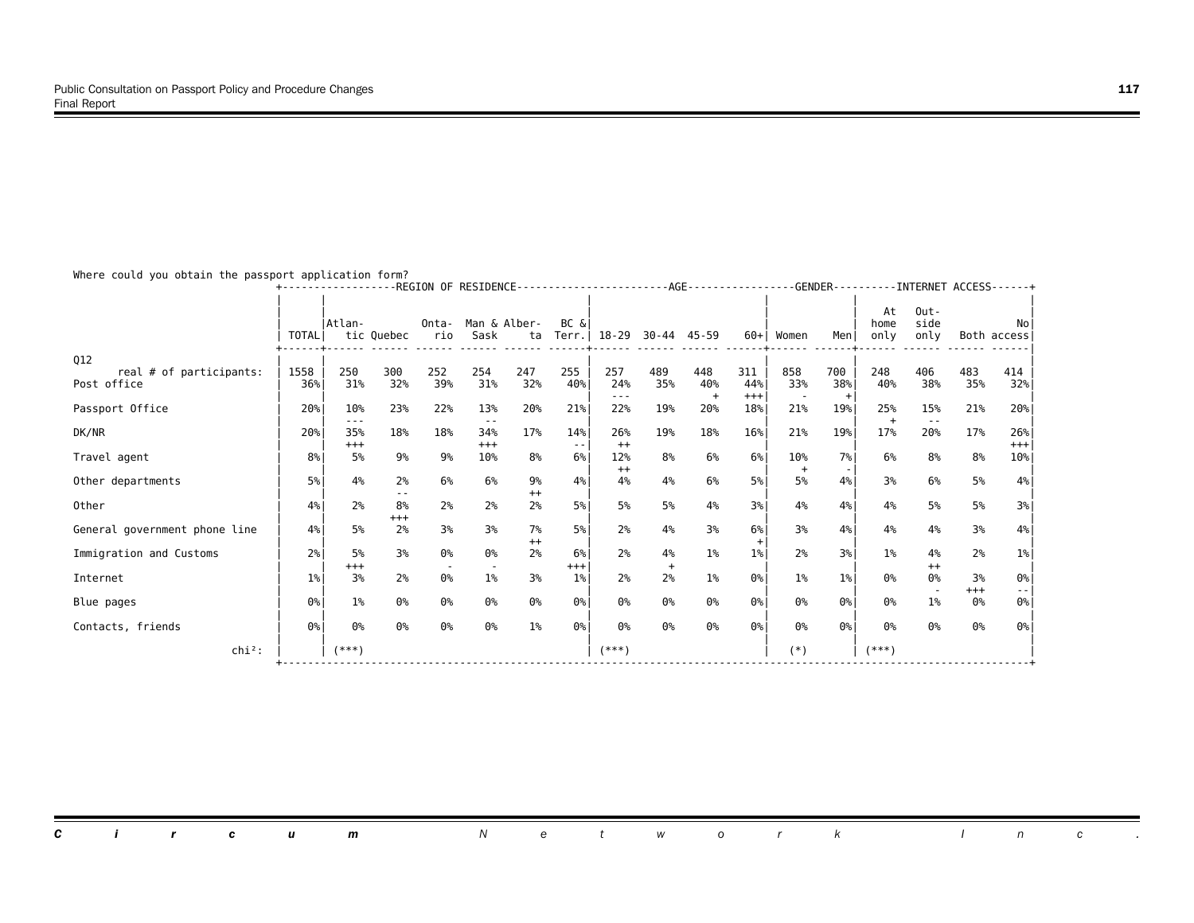Where could you obtain the passport application form?

| | TOTAL | Atlantic | Quebec | Ontario | Man & Sask | Alberta | BC & Terr. | 18-29 | 30-44 | 45-59 | 60+ | Women | Men | At home only | Outside only | Both | No access |
|---|---|---|---|---|---|---|---|---|---|---|---|---|---|---|---|---|---|
| | | REGION OF RESIDENCE | | | | | | AGE | | | | GENDER | | INTERNET ACCESS | | | |
| Q12 | | | | | | | | | | | | | | | | | |
| real # of participants: | 1558 | 250 | 300 | 252 | 254 | 247 | 255 | 257 | 489 | 448 | 311 | 858 | 700 | 248 | 406 | 483 | 414 |
| Post office | 36% | 31% | 32% | 39% | 31% | 32% | 40% | 24% --- | 35% | 40% + | 44% +++ | 33% - | 38% + | 40% | 38% | 35% | 32% |
| Passport Office | 20% | 10% --- | 23% | 22% | 13% -- | 20% | 21% | 22% | 19% | 20% | 18% | 21% | 19% | 25% + | 15% -- | 21% | 20% |
| DK/NR | 20% | 35% +++ | 18% | 18% | 34% +++ | 17% | 14% -- | 26% ++ | 19% | 18% | 16% | 21% | 19% | 17% | 20% | 17% | 26% +++ |
| Travel agent | 8% | 5% | 9% | 9% | 10% | 8% | 6% | 12% ++ | 8% | 6% | 6% | 10% + | 7% - | 6% | 8% | 8% | 10% |
| Other departments | 5% | 4% | 2% -- | 6% | 6% | 9% ++ | 4% | 4% | 4% | 6% | 5% | 5% | 4% | 3% | 6% | 5% | 4% |
| Other | 4% | 2% | 8% +++ | 2% | 2% | 2% | 5% | 5% | 5% | 4% | 3% | 4% | 4% | 4% | 5% | 5% | 3% |
| General government phone line | 4% | 5% | 2% | 3% | 3% | 7% ++ | 5% | 2% | 4% | 3% | 6% + | 3% | 4% | 4% | 4% | 3% | 4% |
| Immigration and Customs | 2% | 5% +++ | 3% | 0% - | 0% - | 2% | 6% +++ | 2% | 4% + | 1% | 1% | 2% | 3% | 1% | 4% ++ | 2% | 1% |
| Internet | 1% | 3% | 2% | 0% | 1% | 3% | 1% | 2% | 2% | 1% | 0% | 1% | 1% | 0% | 0% - | 3% +++ | 0% -- |
| Blue pages | 0% | 1% | 0% | 0% | 0% | 0% | 0% | 0% | 0% | 0% | 0% | 0% | 0% | 0% | 1% | 0% | 0% |
| Contacts, friends | 0% | 0% | 0% | 0% | 0% | 1% | 0% | 0% | 0% | 0% | 0% | 0% | 0% | 0% | 0% | 0% | 0% |
| chi²: | | (***) | | | | | | (***) | | | | (*) | | (***) | | | |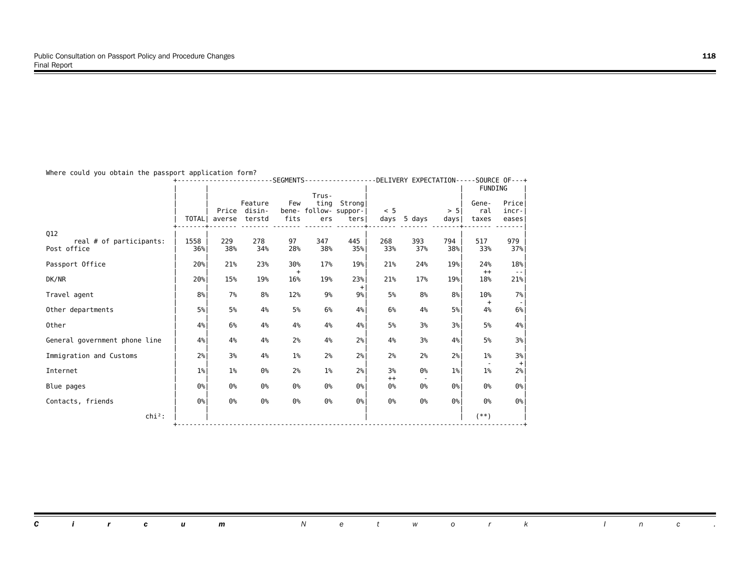Where could you obtain the passport application form?

| | | SEGMENTS | | | | | DELIVERY EXPECTATION | | | SOURCE OF FUNDING | |
|---|---|---|---|---|---|---|---|---|---|---|---|
| | TOTAL | Price averse | Feature disinterstd | Few benefits | Trusting followers | Strong supporters | < 5 days | 5 days | > 5 days | General taxes | Price increases |
| Q12 real # of participants: | 1558 | 229 | 278 | 97 | 347 | 445 | 268 | 393 | 794 | 517 | 979 |
| Post office | 36% | 38% | 34% | 28% | 38% | 35% | 33% | 37% | 38% | 33% | 37% |
| Passport Office | 20% | 21% | 23% | 30% + | 17% | 19% | 21% | 24% | 19% | 24% ++ | 18% -- |
| DK/NR | 20% | 15% | 19% | 16% | 19% | 23% + | 21% | 17% | 19% | 18% | 21% |
| Travel agent | 8% | 7% | 8% | 12% | 9% | 9% | 5% | 8% | 8% | 10% + | 7% - |
| Other departments | 5% | 5% | 4% | 5% | 6% | 4% | 6% | 4% | 5% | 4% | 6% |
| Other | 4% | 6% | 4% | 4% | 4% | 4% | 5% | 3% | 3% | 5% | 4% |
| General government phone line | 4% | 4% | 4% | 2% | 4% | 2% | 4% | 3% | 4% | 5% | 3% |
| Immigration and Customs | 2% | 3% | 4% | 1% | 2% | 2% | 2% | 2% | 2% | 1% - | 3% + |
| Internet | 1% | 1% | 0% | 2% | 1% | 2% | 3% ++ | 0% - | 1% | 1% | 2% |
| Blue pages | 0% | 0% | 0% | 0% | 0% | 0% | 0% | 0% | 0% | 0% | 0% |
| Contacts, friends | 0% | 0% | 0% | 0% | 0% | 0% | 0% | 0% | 0% | 0% | 0% |
| chi²: | | | | | | | | | | (**) | |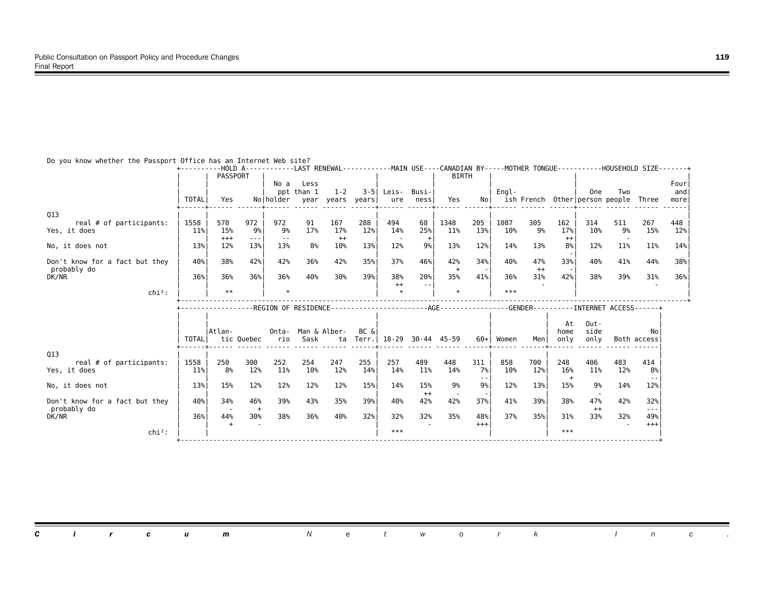Do you know whether the Passport Office has an Internet Web site?

| | TOTAL | HOLD A PASSPORT: Yes | No | LAST RENEWAL: No a ppt holder | Less than 1 year | 1-2 years | 3-5 years | MAIN USE: Leisure | Business | CANADIAN BY BIRTH: Yes | No | MOTHER TONGUE: English | French | Other | HOUSEHOLD SIZE: One person | Two people | Three | Four and more |
|---|---|---|---|---|---|---|---|---|---|---|---|---|---|---|---|---|---|---|
| Q13 | | | | | | | | | | | | | | | | | | |
| real # of participants: | 1558 | 570 | 972 | 972 | 91 | 167 | 288 | 494 | 68 | 1348 | 205 | 1087 | 305 | 162 | 314 | 511 | 267 | 448 |
| Yes, it does | 11% | 15% | 9% | 9% | 17% | 17% | 12% | 14% | 25% | 11% | 13% | 10% | 9% | 17% | 10% | 9% | 15% | 12% |
| | | +++ | --- | -- | | ++ | | - | + | | | | | ++ | | - | | |
| No, it does not | 13% | 12% | 13% | 13% | 8% | 10% | 13% | 12% | 9% | 13% | 12% | 14% | 13% | 8% | 12% | 11% | 11% | 14% |
| | | | | | | | | | | | | | | - | | | | |
| Don't know for a fact but they probably do | 40% | 38% | 42% | 42% | 36% | 42% | 35% | 37% | 46% | 42% | 34% | 40% | 47% | 33% | 40% | 41% | 44% | 38% |
| | | | | | | | | | | + | - | | ++ | - | | | | |
| DK/NR | 36% | 36% | 36% | 36% | 40% | 30% | 39% | 38% | 20% | 35% | 41% | 36% | 31% | 42% | 38% | 39% | 31% | 36% |
| | | | | | | | | ++ | -- | | | | - | | | | - | |
| chi²: | | ** | | * | | | | * | | * | | *** | | | | | | |

| | TOTAL | REGION OF RESIDENCE: Atlantic | Quebec | Ontario | Man & Sask | Alberta | BC & Terr. | AGE: 18-29 | 30-44 | 45-59 | 60+ | GENDER: Women | Men | INTERNET ACCESS: At home only | Outside only | Both | No access |
|---|---|---|---|---|---|---|---|---|---|---|---|---|---|---|---|---|---|
| Q13 | | | | | | | | | | | | | | | | | |
| real # of participants: | 1558 | 250 | 300 | 252 | 254 | 247 | 255 | 257 | 489 | 448 | 311 | 858 | 700 | 248 | 406 | 483 | 414 |
| Yes, it does | 11% | 8% | 12% | 11% | 10% | 12% | 14% | 14% | 11% | 14% | 7% | 10% | 12% | 16% | 11% | 12% | 8% |
| | | | | | | | | | | | -- | | | + | | | -- |
| No, it does not | 13% | 15% | 12% | 12% | 12% | 12% | 15% | 14% | 15% | 9% | 9% | 12% | 13% | 15% | 9% | 14% | 12% |
| | | | | | | | | | ++ | - | - | | | | - | | |
| Don't know for a fact but they probably do | 40% | 34% | 46% | 39% | 43% | 35% | 39% | 40% | 42% | 42% | 37% | 41% | 39% | 38% | 47% | 42% | 32% |
| | | - | + | | | | | | | | | | | | ++ | | --- |
| DK/NR | 36% | 44% | 30% | 38% | 36% | 40% | 32% | 32% | 32% | 35% | 48% | 37% | 35% | 31% | 33% | 32% | 49% |
| | | + | - | | | | | | - | | +++ | | | | | - | +++ |
| chi²: | | | | | | | | *** | | | | | | *** | | | |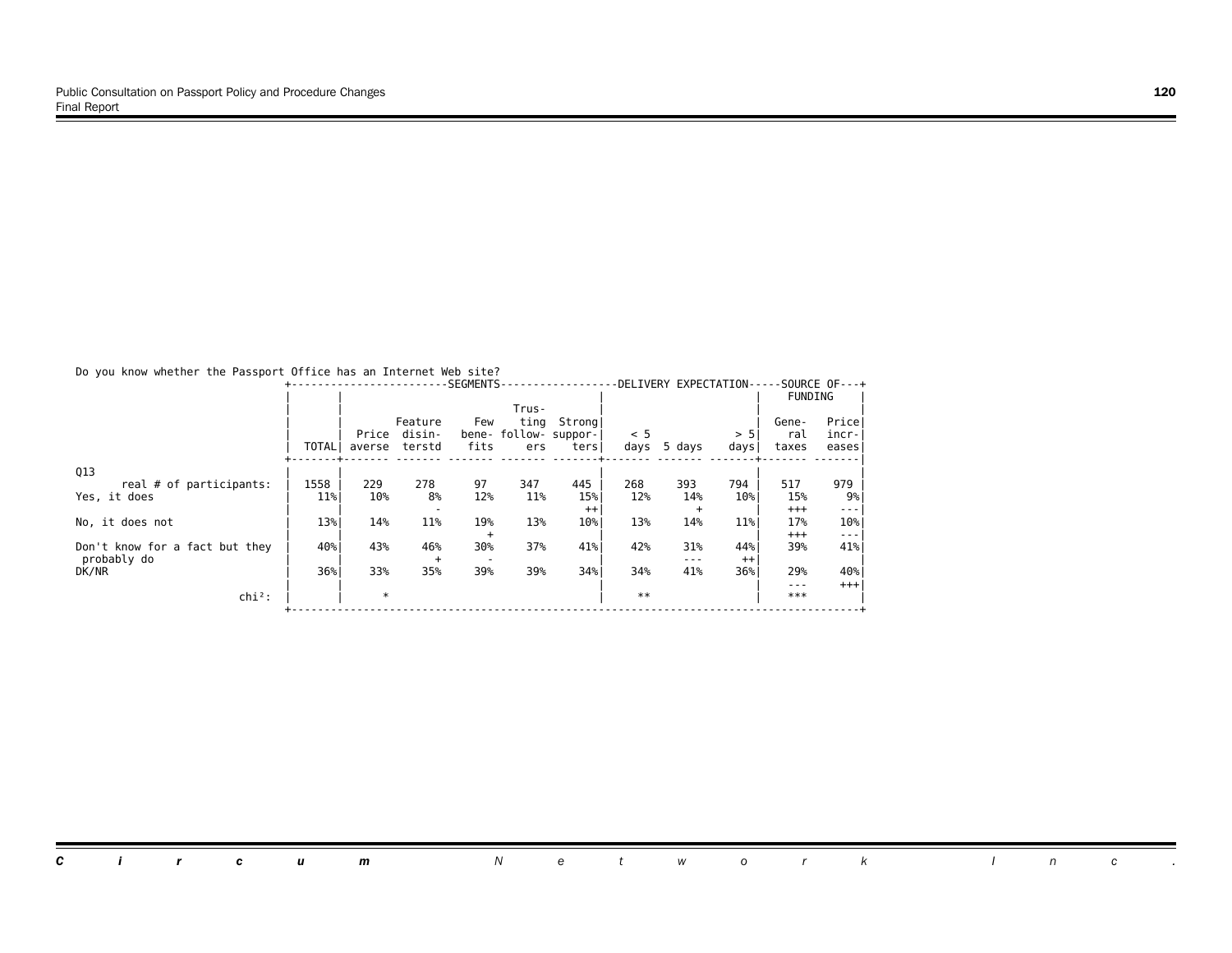Do you know whether the Passport Office has an Internet Web site?

| | TOTAL | SEGMENTS | | | | | DELIVERY EXPECTATION | | | SOURCE OF FUNDING | |
|---|---|---|---|---|---|---|---|---|---|---|---|
| | | Price averse | Feature disinterstd | Few benefits | Trusting followers | Strong supporters | < 5 days | 5 days | > 5 days | General taxes | Price increases |
| Q13 | | | | | | | | | | | |
| real # of participants: | 1558 | 229 | 278 | 97 | 347 | 445 | 268 | 393 | 794 | 517 | 979 |
| Yes, it does | 11% | 10% | 8% | 12% | 11% | 15% | 12% | 14% | 10% | 15% | 9% |
| | | | - | | | ++ | | + | | +++ | --- |
| No, it does not | 13% | 14% | 11% | 19% | 13% | 10% | 13% | 14% | 11% | 17% | 10% |
| | | | | + | | | | | | +++ | --- |
| Don't know for a fact but they probably do | 40% | 43% | 46% | 30% | 37% | 41% | 42% | 31% | 44% | 39% | 41% |
| | | | + | - | | | | --- | ++ | | |
| DK/NR | 36% | 33% | 35% | 39% | 39% | 34% | 34% | 41% | 36% | 29% | 40% |
| | | | | | | | | | | --- | +++ |
| chi²: | | * | | | | | ** | | | *** | |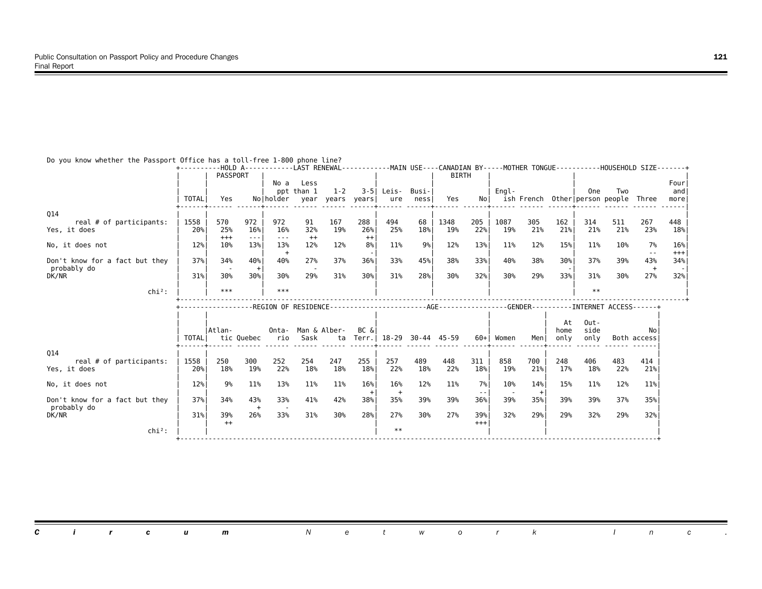Do you know whether the Passport Office has a toll-free 1-800 phone line?

| | TOTAL | HOLD A PASSPORT | | LAST RENEWAL | | | | MAIN USE | | CANADIAN BY BIRTH | | MOTHER TONGUE | | | HOUSEHOLD SIZE | | | |
|---|---|---|---|---|---|---|---|---|---|---|---|---|---|---|---|---|---|---|
| | | Yes | No | No a ppt holder | Less than 1 year | 1-2 years | 3-5 years | Leisure | Business | Yes | No | English | French | Other | One person | Two people | Three | Four and more |
| Q14 | | | | | | | | | | | | | | | | | | |
| real # of participants: | 1558 | 570 | 972 | 972 | 91 | 167 | 288 | 494 | 68 | 1348 | 205 | 1087 | 305 | 162 | 314 | 511 | 267 | 448 |
| Yes, it does | 20% | 25% +++ | 16% --- | 16% --- | 32% ++ | 19% | 26% ++ | 25% | 18% | 19% | 22% | 19% | 21% | 21% | 21% | 21% | 23% | 18% |
| No, it does not | 12% | 10% | 13% | 13% + | 12% | 12% | 8% - | 11% | 9% | 12% | 13% | 11% | 12% | 15% | 11% | 10% | 7% -- | 16% +++ |
| Don't know for a fact but they probably do | 37% | 34% - | 40% + | 40% | 27% - | 37% | 36% | 33% | 45% | 38% | 33% | 40% | 38% | 30% - | 37% | 39% | 43% + | 34% - |
| DK/NR | 31% | 30% | 30% | 30% | 29% | 31% | 30% | 31% | 28% | 30% | 32% | 30% | 29% | 33% | 31% | 30% | 27% | 32% |
| chi²: | | *** | | *** | | | | | | | | | | | ** | | | |

| | TOTAL | REGION OF RESIDENCE | | | | | | AGE | | | | GENDER | | INTERNET ACCESS | | | |
|---|---|---|---|---|---|---|---|---|---|---|---|---|---|---|---|---|---|
| | | Atlantic | Quebec | Ontario | Man & Sask | Alberta | BC & Terr. | 18-29 | 30-44 | 45-59 | 60+ | Women | Men | At home only | Outside only | Both | No access |
| Q14 | | | | | | | | | | | | | | | | | |
| real # of participants: | 1558 | 250 | 300 | 252 | 254 | 247 | 255 | 257 | 489 | 448 | 311 | 858 | 700 | 248 | 406 | 483 | 414 |
| Yes, it does | 20% | 18% | 19% | 22% | 18% | 18% | 18% | 22% | 18% | 22% | 18% | 19% | 21% | 17% | 18% | 22% | 21% |
| No, it does not | 12% | 9% | 11% | 13% | 11% | 11% | 16% + | 16% + | 12% | 11% | 7% -- | 10% - | 14% + | 15% | 11% | 12% | 11% |
| Don't know for a fact but they probably do | 37% | 34% | 43% + | 33% - | 41% | 42% | 38% | 35% | 39% | 39% | 36% | 39% | 35% | 39% | 39% | 37% | 35% |
| DK/NR | 31% | 39% ++ | 26% | 33% | 31% | 30% | 28% | 27% | 30% | 27% | 39% +++ | 32% | 29% | 29% | 32% | 29% | 32% |
| chi²: | | | | | | | | ** | | | | | | | | | |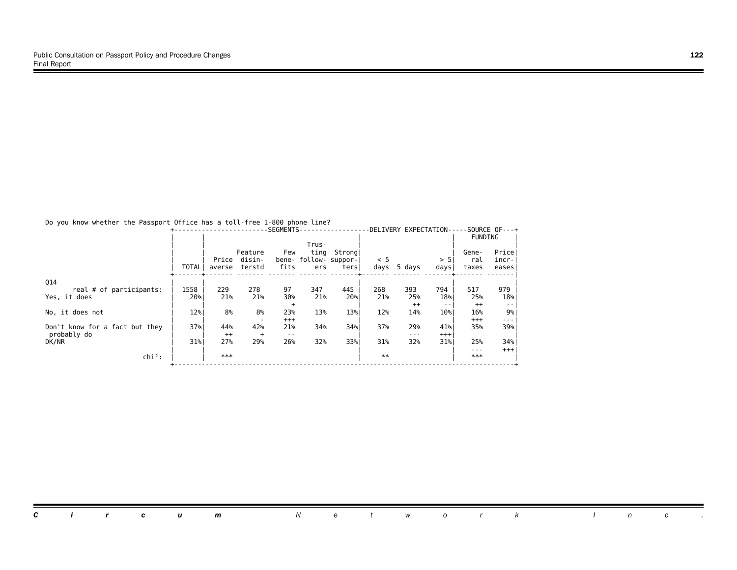Do you know whether the Passport Office has a toll-free 1-800 phone line?

| | | SEGMENTS | | | | | DELIVERY EXPECTATION | | | SOURCE OF FUNDING | |
|---|---|---|---|---|---|---|---|---|---|---|---|
| | TOTAL | Price averse | Feature disinterstd | Few benefits | Trusting followers | Strong supporters | < 5 days | 5 days | > 5 days | General taxes | Price increases |
| Q14 | | | | | | | | | | | |
| real # of participants: | 1558 | 229 | 278 | 97 | 347 | 445 | 268 | 393 | 794 | 517 | 979 |
| Yes, it does | 20% | 21% | 21% | 30% | 21% | 20% | 21% | 25% | 18% | 25% | 18% |
| | | | | + | | | | ++ | -- | ++ | -- |
| No, it does not | 12% | 8% | 8% | 23% | 13% | 13% | 12% | 14% | 10% | 16% | 9% |
| | | | - | +++ | | | | | | +++ | --- |
| Don't know for a fact but they probably do | 37% | 44% | 42% | 21% | 34% | 34% | 37% | 29% | 41% | 35% | 39% |
| | | ++ | + | -- | | | | --- | +++ | | |
| DK/NR | 31% | 27% | 29% | 26% | 32% | 33% | 31% | 32% | 31% | 25% | 34% |
| | | | | | | | | | | --- | +++ |
| chi²: | | *** | | | | | ** | | | *** | |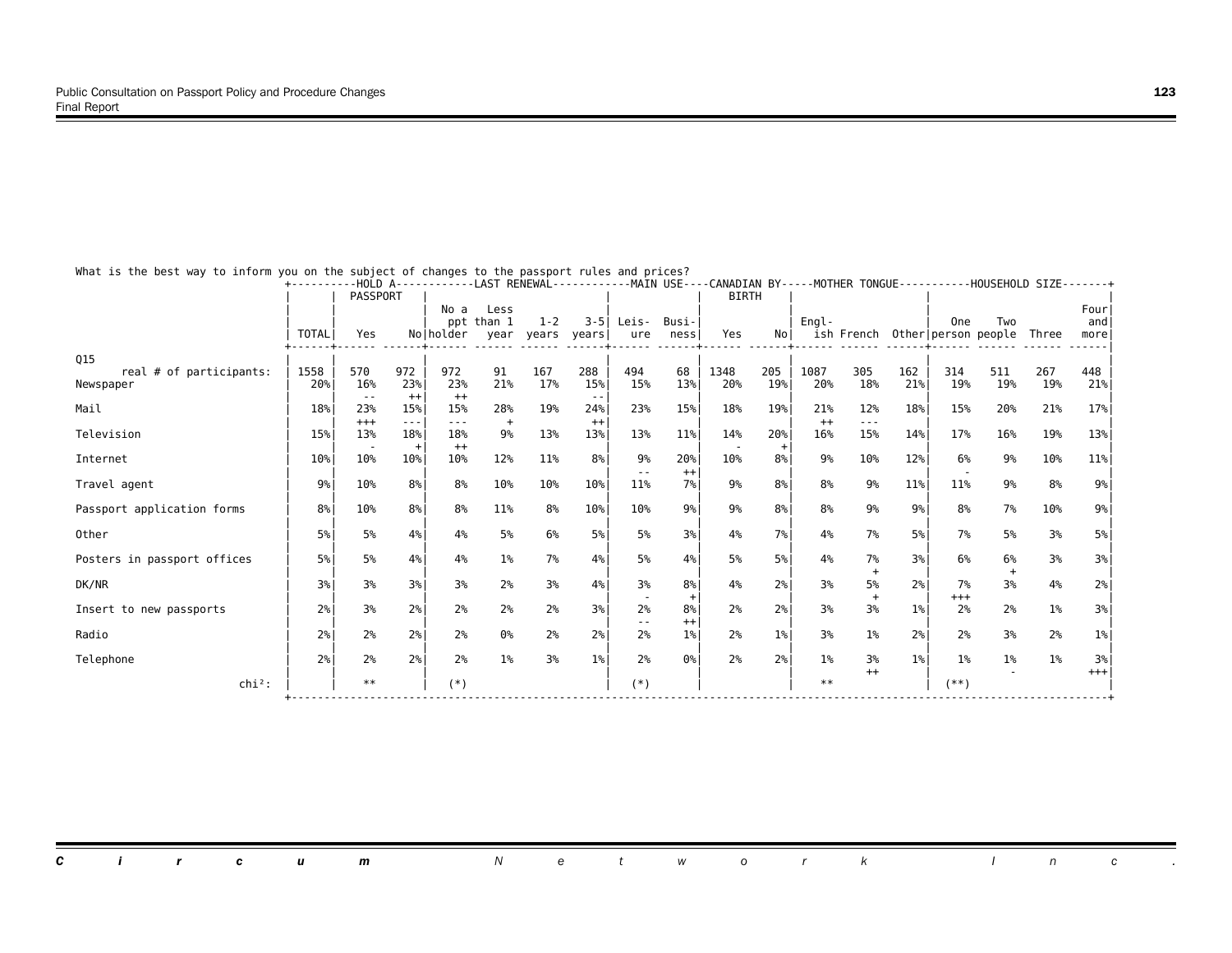What is the best way to inform you on the subject of changes to the passport rules and prices?

| | TOTAL | HOLD A PASSPORT | | LAST RENEWAL | | | | MAIN USE | | CANADIAN BY BIRTH | | MOTHER TONGUE | | | HOUSEHOLD SIZE | | | |
|---|---|---|---|---|---|---|---|---|---|---|---|---|---|---|---|---|---|---|
| | | Yes | No | No a ppt holder | Less than 1 year | 1-2 years | 3-5 years | Leisure | Business | Yes | No | English | French | Other | One person | Two people | Three | Four and more |
| Q15 | | | | | | | | | | | | | | | | | | |
| real # of participants: | 1558 | 570 | 972 | 972 | 91 | 167 | 288 | 494 | 68 | 1348 | 205 | 1087 | 305 | 162 | 314 | 511 | 267 | 448 |
| Newspaper | 20% | 16% -- | 23% ++ | 23% ++ | 21% | 17% | 15% -- | 15% | 13% | 20% | 19% | 20% | 18% | 21% | 19% | 19% | 19% | 21% |
| Mail | 18% | 23% +++ | 15% --- | 15% --- | 28% + | 19% | 24% ++ | 23% | 15% | 18% | 19% | 21% ++ | 12% --- | 18% | 15% | 20% | 21% | 17% |
| Television | 15% | 13% - | 18% + | 18% ++ | 9% | 13% | 13% | 13% | 11% | 14% - | 20% + | 16% | 15% | 14% | 17% | 16% | 19% | 13% |
| Internet | 10% | 10% | 10% | 10% | 12% | 11% | 8% | 9% -- | 20% ++ | 10% | 8% | 9% | 10% | 12% | 6% - | 9% | 10% | 11% |
| Travel agent | 9% | 10% | 8% | 8% | 10% | 10% | 10% | 11% | 7% | 9% | 8% | 8% | 9% | 11% | 11% | 9% | 8% | 9% |
| Passport application forms | 8% | 10% | 8% | 8% | 11% | 8% | 10% | 10% | 9% | 9% | 8% | 8% | 9% | 9% | 8% | 7% | 10% | 9% |
| Other | 5% | 5% | 4% | 4% | 5% | 6% | 5% | 5% | 3% | 4% | 7% | 4% | 7% | 5% | 7% | 5% | 3% | 5% |
| Posters in passport offices | 5% | 5% | 4% | 4% | 1% | 7% | 4% | 5% | 4% | 5% | 5% | 4% | 7% + | 3% | 6% | 6% + | 3% | 3% |
| DK/NR | 3% | 3% | 3% | 3% | 2% | 3% | 4% | 3% - | 8% + | 4% | 2% | 3% | 5% + | 2% | 7% +++ | 3% | 4% | 2% |
| Insert to new passports | 2% | 3% | 2% | 2% | 2% | 2% | 3% | 2% -- | 8% ++ | 2% | 2% | 3% | 3% | 1% | 2% | 2% | 1% | 3% |
| Radio | 2% | 2% | 2% | 2% | 0% | 2% | 2% | 2% | 1% | 2% | 1% | 3% | 1% | 2% | 2% | 3% | 2% | 1% |
| Telephone | 2% | 2% | 2% | 2% | 1% | 3% | 1% | 2% | 0% | 2% | 2% | 1% | 3% ++ | 1% | 1% | 1% - | 1% | 3% +++ |
| chi²: | | ** | | (*) | | | | (*) | | | | ** | | | (**) | | | |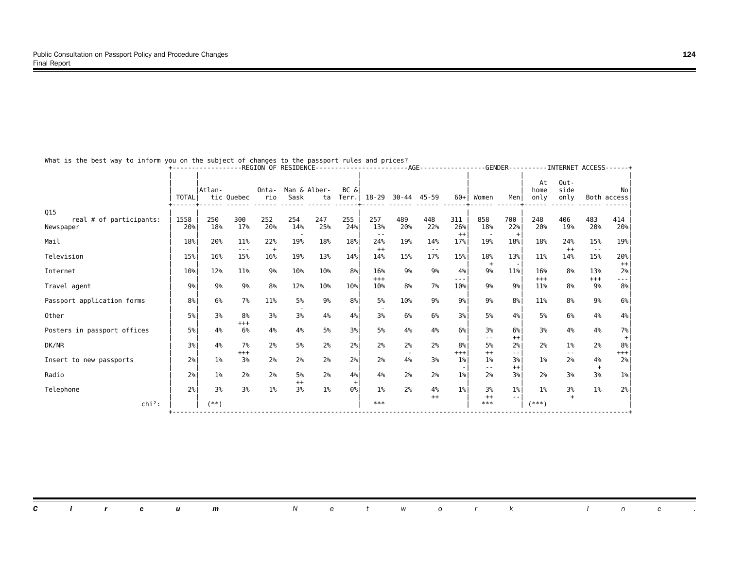What is the best way to inform you on the subject of changes to the passport rules and prices?

| | TOTAL | REGION OF RESIDENCE: Atlantic | Quebec | Ontario | Man & Sask | Alberta | BC & Terr. | AGE: 18-29 | 30-44 | 45-59 | 60+ | GENDER: Women | Men | INTERNET ACCESS: At home only | Outside only | Both | No access |
|---|---|---|---|---|---|---|---|---|---|---|---|---|---|---|---|---|---|
| Q15 | | | | | | | | | | | | | | | | | |
| real # of participants: | 1558 | 250 | 300 | 252 | 254 | 247 | 255 | 257 | 489 | 448 | 311 | 858 | 700 | 248 | 406 | 483 | 414 |
| Newspaper | 20% | 18% | 17% | 20% | 14% | 25% | 24% | 13% | 20% | 22% | 26% | 18% | 22% | 20% | 19% | 20% | 20% |
| | | | | | - | | | -- | | | ++ | - | + | | | | |
| Mail | 18% | 20% | 11% | 22% | 19% | 18% | 18% | 24% | 19% | 14% | 17% | 19% | 18% | 18% | 24% | 15% | 19% |
| | | | --- | + | | | | ++ | | -- | | | | | ++ | -- | |
| Television | 15% | 16% | 15% | 16% | 19% | 13% | 14% | 14% | 15% | 17% | 15% | 18% | 13% | 11% | 14% | 15% | 20% |
| | | | | | | | | | | | | + | - | | | | ++ |
| Internet | 10% | 12% | 11% | 9% | 10% | 10% | 8% | 16% | 9% | 9% | 4% | 9% | 11% | 16% | 8% | 13% | 2% |
| | | | | | | | | +++ | | | --- | | | +++ | | +++ | --- |
| Travel agent | 9% | 9% | 9% | 8% | 12% | 10% | 10% | 10% | 8% | 7% | 10% | 9% | 9% | 11% | 8% | 9% | 8% |
| Passport application forms | 8% | 6% | 7% | 11% | 5% | 9% | 8% | 5% | 10% | 9% | 9% | 9% | 8% | 11% | 8% | 9% | 6% |
| | | | | | - | | | - | | | | | | | | | |
| Other | 5% | 3% | 8% | 3% | 3% | 4% | 4% | 3% | 6% | 6% | 3% | 5% | 4% | 5% | 6% | 4% | 4% |
| | | | +++ | | | | | | | | | | | | | | |
| Posters in passport offices | 5% | 4% | 6% | 4% | 4% | 5% | 3% | 5% | 4% | 4% | 6% | 3% | 6% | 3% | 4% | 4% | 7% |
| | | | | | | | | | | | | -- | ++ | | | | + |
| DK/NR | 3% | 4% | 7% | 2% | 5% | 2% | 2% | 2% | 2% | 2% | 8% | 5% | 2% | 2% | 1% | 2% | 8% |
| | | | +++ | | | | | | - | | +++ | ++ | -- | | -- | | +++ |
| Insert to new passports | 2% | 1% | 3% | 2% | 2% | 2% | 2% | 2% | 4% | 3% | 1% | 1% | 3% | 1% | 2% | 4% | 2% |
| | | | | | | | | | | | - | -- | ++ | | | + | |
| Radio | 2% | 1% | 2% | 2% | 5% | 2% | 4% | 4% | 2% | 2% | 1% | 2% | 3% | 2% | 3% | 3% | 1% |
| | | | | | ++ | | + | | | | | | | | | | |
| Telephone | 2% | 3% | 3% | 1% | 3% | 1% | 0% | 1% | 2% | 4% | 1% | 3% | 1% | 1% | 3% | 1% | 2% |
| | | | | | | | | | | ++ | | ++ | -- | | + | | |
| chi²: | | (**) | | | | | | *** | | | | *** | | (***) | | | |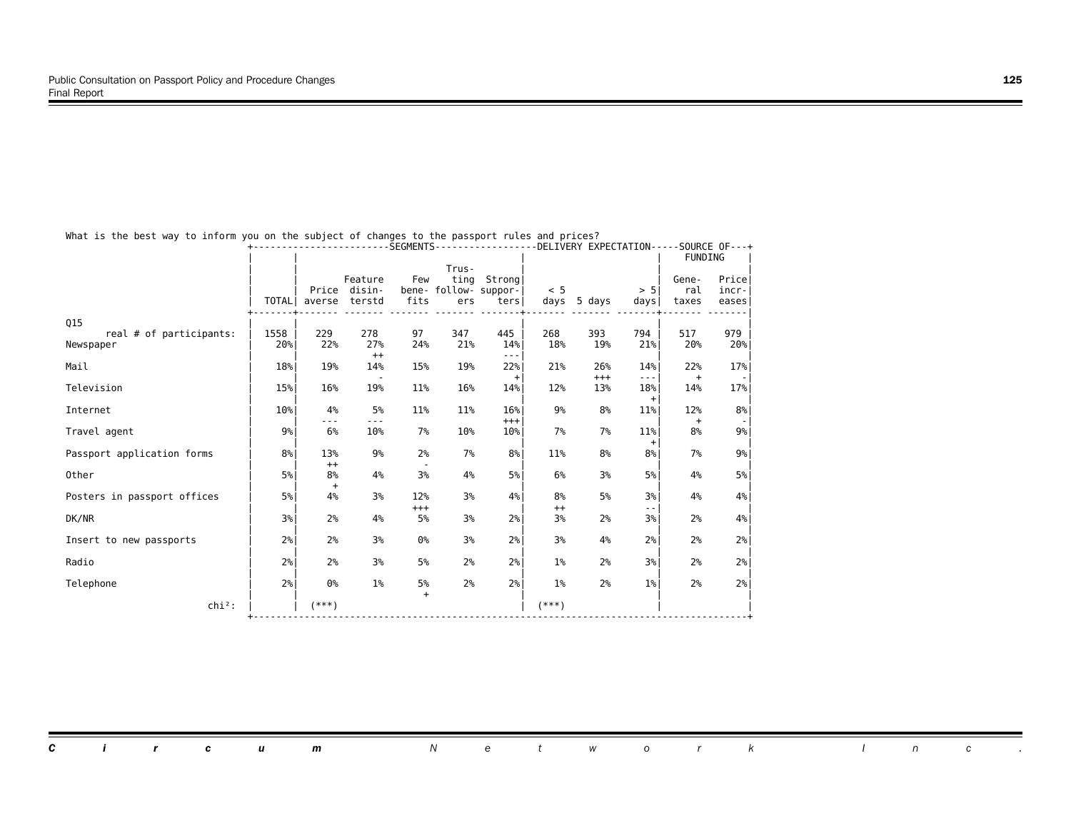What is the best way to inform you on the subject of changes to the passport rules and prices?

| | | SEGMENTS | | | | | DELIVERY EXPECTATION | | | SOURCE OF FUNDING | |
|---|---|---|---|---|---|---|---|---|---|---|---|
| | TOTAL | Price averse | Feature disinterstd | Few benefits | Trusting followers | Strong supporters | < 5 days | 5 days | > 5 days | General taxes | Price increases |
| Q15 | | | | | | | | | | | |
| real # of participants: | 1558 | 229 | 278 | 97 | 347 | 445 | 268 | 393 | 794 | 517 | 979 |
| Newspaper | 20% | 22% | 27% ++ | 24% | 21% | 14% --- | 18% | 19% | 21% | 20% | 20% |
| Mail | 18% | 19% | 14% - | 15% | 19% | 22% + | 21% | 26% +++ | 14% --- | 22% + | 17% - |
| Television | 15% | 16% | 19% | 11% | 16% | 14% | 12% | 13% | 18% + | 14% | 17% |
| Internet | 10% | 4% --- | 5% --- | 11% | 11% | 16% +++ | 9% | 8% | 11% | 12% + | 8% - |
| Travel agent | 9% | 6% | 10% | 7% | 10% | 10% | 7% | 7% | 11% + | 8% | 9% |
| Passport application forms | 8% | 13% ++ | 9% | 2% - | 7% | 8% | 11% | 8% | 8% | 7% | 9% |
| Other | 5% | 8% + | 4% | 3% | 4% | 5% | 6% | 3% | 5% | 4% | 5% |
| Posters in passport offices | 5% | 4% | 3% | 12% +++ | 3% | 4% | 8% ++ | 5% | 3% -- | 4% | 4% |
| DK/NR | 3% | 2% | 4% | 5% | 3% | 2% | 3% | 2% | 3% | 2% | 4% |
| Insert to new passports | 2% | 2% | 3% | 0% | 3% | 2% | 3% | 4% | 2% | 2% | 2% |
| Radio | 2% | 2% | 3% | 5% | 2% | 2% | 1% | 2% | 3% | 2% | 2% |
| Telephone | 2% | 0% | 1% | 5% + | 2% | 2% | 1% | 2% | 1% | 2% | 2% |
| chi²: | | (***) | | | | | (***) | | | | |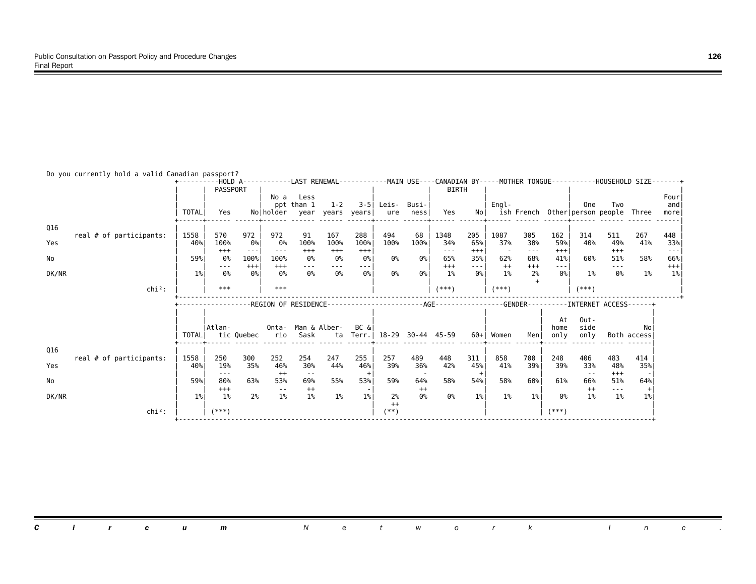Do you currently hold a valid Canadian passport?

| | | TOTAL | HOLD A PASSPORT: Yes | No | LAST RENEWAL: No a ppt holder | Less than 1 year | 1-2 years | 3-5 years | MAIN USE: Leisure | Business | CANADIAN BY BIRTH: Yes | No | MOTHER TONGUE: English | French | Other | HOUSEHOLD SIZE: One person | Two people | Three | Four and more |
|---|---|---|---|---|---|---|---|---|---|---|---|---|---|---|---|---|---|---|---|
| Q16 | real # of participants: | 1558 | 570 | 972 | 972 | 91 | 167 | 288 | 494 | 68 | 1348 | 205 | 1087 | 305 | 162 | 314 | 511 | 267 | 448 |
| Yes | | 40% | 100% | 0% | 0% | 100% | 100% | 100% | 100% | 100% | 34% | 65% | 37% | 30% | 59% | 40% | 49% | 41% | 33% |
| | | | +++ | --- | --- | +++ | +++ | +++ | | | --- | +++ | - | --- | +++ | | +++ | | --- |
| No | | 59% | 0% | 100% | 100% | 0% | 0% | 0% | 0% | 0% | 65% | 35% | 62% | 68% | 41% | 60% | 51% | 58% | 66% |
| | | | --- | +++ | +++ | --- | --- | --- | | | +++ | --- | ++ | +++ | --- | | --- | | +++ |
| DK/NR | | 1% | 0% | 0% | 0% | 0% | 0% | 0% | 0% | 0% | 1% | 0% | 1% | 2% | 0% | 1% | 0% | 1% | 1% |
| | | | | | | | | | | | | | | + | | | | | |
| | chi²: | | *** | | *** | | | | | | (***) | | (***) | | | (***) | | | |

| | | TOTAL | REGION OF RESIDENCE: Atlantic | Quebec | Ontario | Man & Sask | Alberta | BC & Terr. | AGE: 18-29 | 30-44 | 45-59 | 60+ | GENDER: Women | Men | INTERNET ACCESS: At home only | Outside only | Both | No access |
|---|---|---|---|---|---|---|---|---|---|---|---|---|---|---|---|---|---|---|
| Q16 | real # of participants: | 1558 | 250 | 300 | 252 | 254 | 247 | 255 | 257 | 489 | 448 | 311 | 858 | 700 | 248 | 406 | 483 | 414 |
| Yes | | 40% | 19% | 35% | 46% | 30% | 44% | 46% | 39% | 36% | 42% | 45% | 41% | 39% | 39% | 33% | 48% | 35% |
| | | | --- | | ++ | -- | | + | | - | | + | | | | -- | +++ | - |
| No | | 59% | 80% | 63% | 53% | 69% | 55% | 53% | 59% | 64% | 58% | 54% | 58% | 60% | 61% | 66% | 51% | 64% |
| | | | +++ | | -- | ++ | | - | | ++ | | | | | | ++ | --- | + |
| DK/NR | | 1% | 1% | 2% | 1% | 1% | 1% | 1% | 2% | 0% | 0% | 1% | 1% | 1% | 0% | 1% | 1% | 1% |
| | | | | | | | | | ++ | | | | | | | | | |
| | chi²: | | (***) | | | | | | (**) | | | | | | (***) | | | |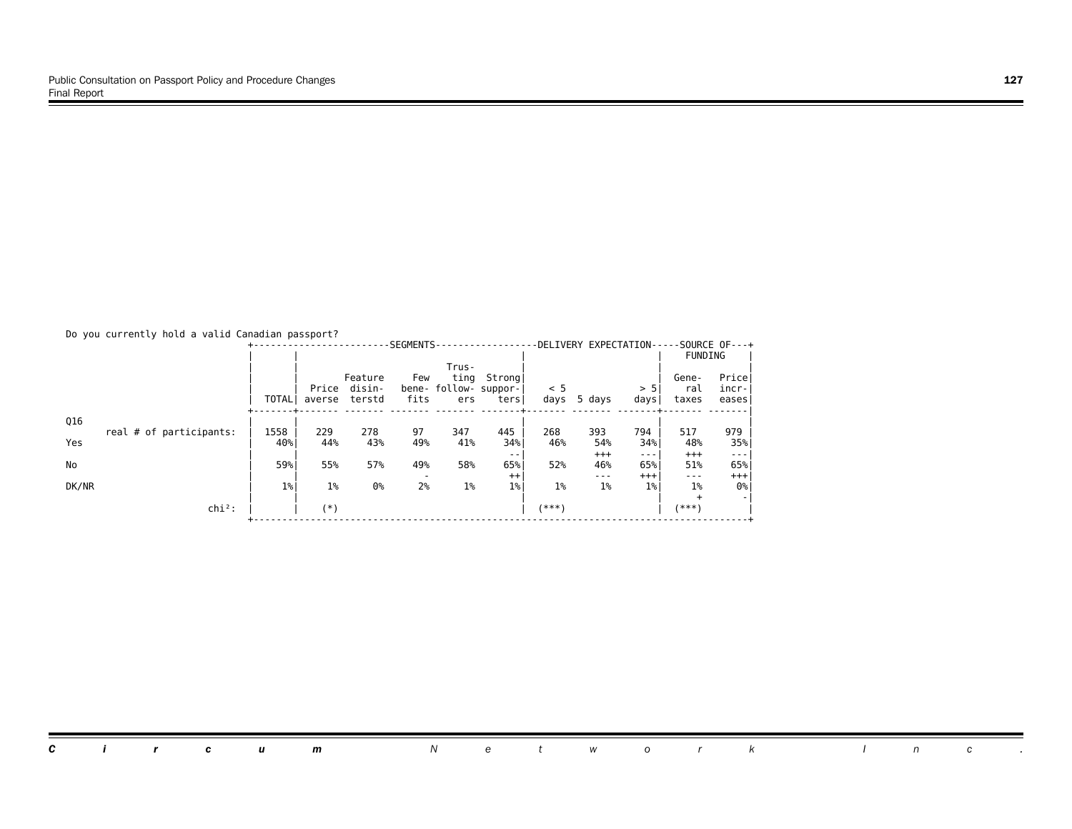Do you currently hold a valid Canadian passport?

| | TOTAL | SEGMENTS | | | | | DELIVERY EXPECTATION | | | SOURCE OF FUNDING | |
|---|---|---|---|---|---|---|---|---|---|---|---|
| | | Price averse | Feature disinterstd | Few benefits | Trusting followers | Strong supporters | < 5 days | 5 days | > 5 days | General taxes | Price increases |
| Q16 | | | | | | | | | | | |
| real # of participants: | 1558 | 229 | 278 | 97 | 347 | 445 | 268 | 393 | 794 | 517 | 979 |
| Yes | 40% | 44% | 43% | 49% | 41% | 34% | 46% | 54% | 34% | 48% | 35% |
| | | | | | | -- | | +++ | --- | +++ | --- |
| No | 59% | 55% | 57% | 49% | 58% | 65% | 52% | 46% | 65% | 51% | 65% |
| | | | | - | | ++ | | --- | +++ | --- | +++ |
| DK/NR | 1% | 1% | 0% | 2% | 1% | 1% | 1% | 1% | 1% | 1% | 0% |
| | | | | | | | | | | + | - |
| chi²: | | (*) | | | | | (***) | | | (***) | |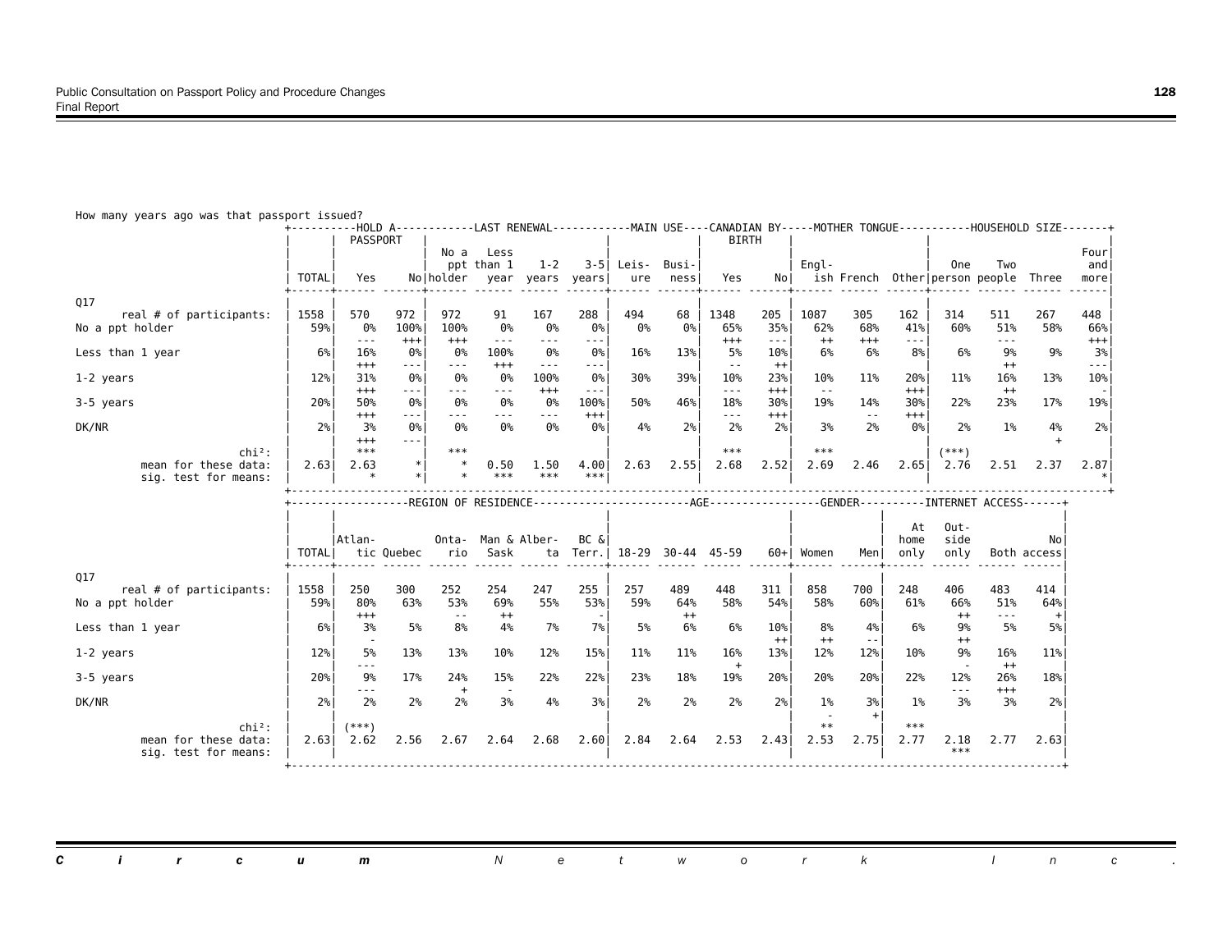How many years ago was that passport issued?

| | TOTAL | HOLD A PASSPORT: Yes | No | LAST RENEWAL: No a ppt holder | Less than 1 year | 1-2 years | 3-5 years | MAIN USE: Leisure | Business | CANADIAN BY BIRTH: Yes | No | MOTHER TONGUE: English | French | Other | HOUSEHOLD SIZE: One person | Two people | Three | Four and more |
|---|---|---|---|---|---|---|---|---|---|---|---|---|---|---|---|---|---|---|
| Q17 | | | | | | | | | | | | | | | | | | |
| real # of participants: | 1558 | 570 | 972 | 972 | 91 | 167 | 288 | 494 | 68 | 1348 | 205 | 1087 | 305 | 162 | 314 | 511 | 267 | 448 |
| No a ppt holder | 59% | 0% | 100% | 100% | 0% | 0% | 0% | 0% | 0% | 65% | 35% | 62% | 68% | 41% | 60% | 51% | 58% | 66% |
| | | --- | +++ | +++ | --- | --- | --- | | | +++ | --- | ++ | +++ | --- | | --- | | +++ |
| Less than 1 year | 6% | 16% | 0% | 0% | 100% | 0% | 0% | 16% | 13% | 5% | 10% | 6% | 6% | 8% | 6% | 9% | 9% | 3% |
| | | +++ | --- | --- | +++ | --- | --- | | | -- | ++ | | | | | ++ | | --- |
| 1-2 years | 12% | 31% | 0% | 0% | 0% | 100% | 0% | 30% | 39% | 10% | 23% | 10% | 11% | 20% | 11% | 16% | 13% | 10% |
| | | +++ | --- | --- | --- | +++ | --- | | | --- | +++ | -- | | +++ | | ++ | | - |
| 3-5 years | 20% | 50% | 0% | 0% | 0% | 0% | 100% | 50% | 46% | 18% | 30% | 19% | 14% | 30% | 22% | 23% | 17% | 19% |
| | | +++ | --- | --- | --- | --- | +++ | | | --- | +++ | | -- | +++ | | | | |
| DK/NR | 2% | 3% | 0% | 0% | 0% | 0% | 0% | 4% | 2% | 2% | 2% | 3% | 2% | 0% | 2% | 1% | 4% | 2% |
| | | +++ | --- | | | | | | | | | | | | | | + | |
| chi²: | | *** | | *** | | | | | | *** | | *** | | | (***) | | | |
| mean for these data: | 2.63 | 2.63 | * | * | 0.50 | 1.50 | 4.00 | 2.63 | 2.55 | 2.68 | 2.52 | 2.69 | 2.46 | 2.65 | 2.76 | 2.51 | 2.37 | 2.87 |
| sig. test for means: | | * | * | * | *** | *** | *** | | | | | | | | | | | * |

| | TOTAL | REGION OF RESIDENCE: Atlantic | Quebec | Ontario | Man & Sask | Alberta | BC & Terr. | AGE: 18-29 | 30-44 | 45-59 | 60+ | GENDER: Women | Men | INTERNET ACCESS: At home only | Outside only | Both | No access |
|---|---|---|---|---|---|---|---|---|---|---|---|---|---|---|---|---|---|
| Q17 | | | | | | | | | | | | | | | | | |
| real # of participants: | 1558 | 250 | 300 | 252 | 254 | 247 | 255 | 257 | 489 | 448 | 311 | 858 | 700 | 248 | 406 | 483 | 414 |
| No a ppt holder | 59% | 80% | 63% | 53% | 69% | 55% | 53% | 59% | 64% | 58% | 54% | 58% | 60% | 61% | 66% | 51% | 64% |
| | | +++ | | -- | ++ | | - | | ++ | | | | | | ++ | --- | + |
| Less than 1 year | 6% | 3% | 5% | 8% | 4% | 7% | 7% | 5% | 6% | 6% | 10% | 8% | 4% | 6% | 9% | 5% | 5% |
| | | - | | | | | | | | | ++ | ++ | -- | | ++ | | |
| 1-2 years | 12% | 5% | 13% | 13% | 10% | 12% | 15% | 11% | 11% | 16% | 13% | 12% | 12% | 10% | 9% | 16% | 11% |
| | | --- | | | | | | | | + | | | | | - | ++ | |
| 3-5 years | 20% | 9% | 17% | 24% | 15% | 22% | 22% | 23% | 18% | 19% | 20% | 20% | 20% | 22% | 12% | 26% | 18% |
| | | --- | | + | - | | | | | | | | | | --- | +++ | |
| DK/NR | 2% | 2% | 2% | 2% | 3% | 4% | 3% | 2% | 2% | 2% | 2% | 1% | 3% | 1% | 3% | 3% | 2% |
| | | | | | | | | | | | | - | + | | | | |
| chi²: | | (***) | | | | | | | | | | ** | | *** | | | |
| mean for these data: | 2.63 | 2.62 | 2.56 | 2.67 | 2.64 | 2.68 | 2.60 | 2.84 | 2.64 | 2.53 | 2.43 | 2.53 | 2.75 | 2.77 | 2.18 | 2.77 | 2.63 |
| sig. test for means: | | | | | | | | | | | | | | | *** | | |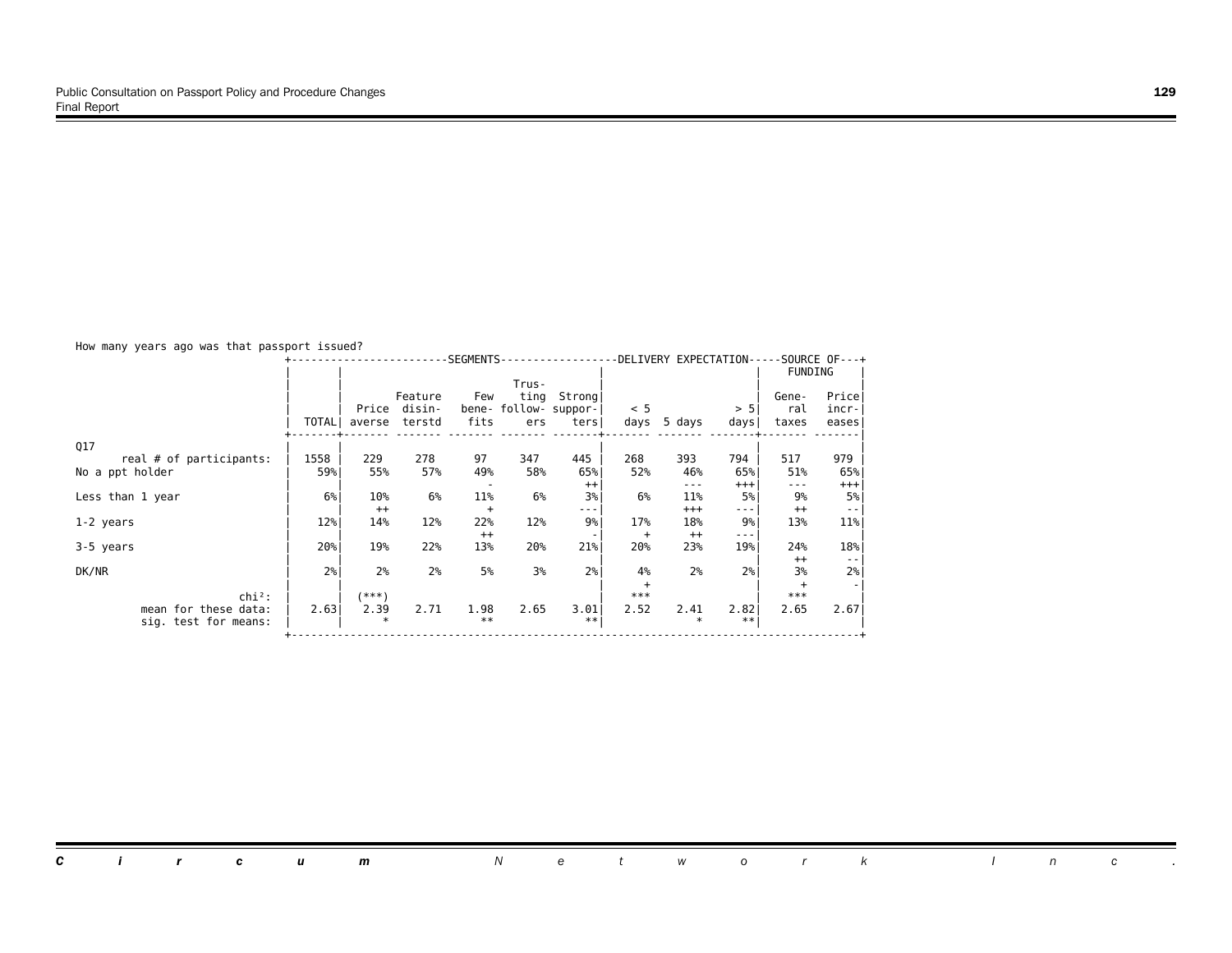How many years ago was that passport issued?

| | TOTAL | SEGMENTS: Price averse | Feature disinterstd | Few benefits | Trusting followers | Strong supporters | DELIVERY EXPECTATION: < 5 days | 5 days | > 5 days | SOURCE OF FUNDING: General taxes | Price increases |
|---|---|---|---|---|---|---|---|---|---|---|---|
| Q17 | | | | | | | | | | | |
| real # of participants: | 1558 | 229 | 278 | 97 | 347 | 445 | 268 | 393 | 794 | 517 | 979 |
| No a ppt holder | 59% | 55% | 57% | 49% | 58% | 65% | 52% | 46% | 65% | 51% | 65% |
| | | | | - | | ++ | | --- | +++ | --- | +++ |
| Less than 1 year | 6% | 10% | 6% | 11% | 6% | 3% | 6% | 11% | 5% | 9% | 5% |
| | | ++ | | + | | --- | | +++ | --- | ++ | -- |
| 1-2 years | 12% | 14% | 12% | 22% | 12% | 9% | 17% | 18% | 9% | 13% | 11% |
| | | | | ++ | | - | + | ++ | --- | | |
| 3-5 years | 20% | 19% | 22% | 13% | 20% | 21% | 20% | 23% | 19% | 24% | 18% |
| | | | | | | | | | | ++ | -- |
| DK/NR | 2% | 2% | 2% | 5% | 3% | 2% | 4% | 2% | 2% | 3% | 2% |
| | | | | | | | + | | | + | - |
| chi²: | | (***) | | | | | *** | | | *** | |
| mean for these data: | 2.63 | 2.39 | 2.71 | 1.98 | 2.65 | 3.01 | 2.52 | 2.41 | 2.82 | 2.65 | 2.67 |
| sig. test for means: | | * | | ** | | ** | | * | ** | | |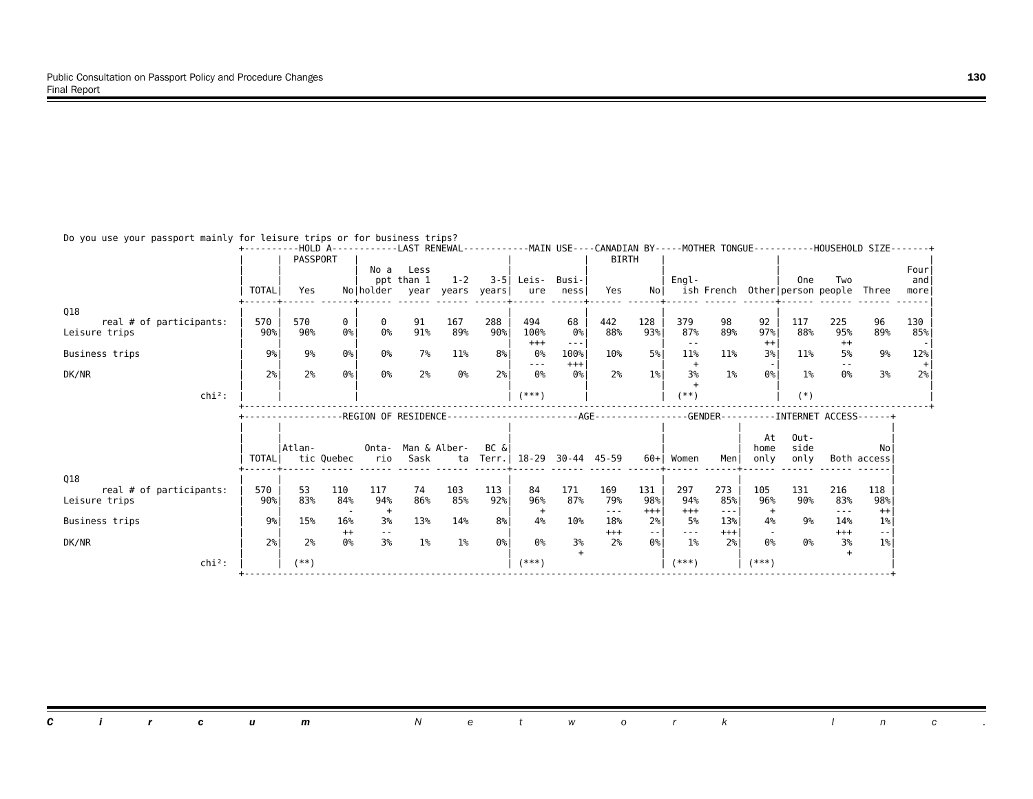Do you use your passport mainly for leisure trips or for business trips?

| | TOTAL | HOLD A PASSPORT: Yes | No | LAST RENEWAL: No a ppt holder | Less than 1 year | 1-2 years | 3-5 years | MAIN USE: Leisure | Business | CANADIAN BY BIRTH: Yes | No | MOTHER TONGUE: English | French | Other | HOUSEHOLD SIZE: One person | Two people | Three | Four and more |
|---|---|---|---|---|---|---|---|---|---|---|---|---|---|---|---|---|---|---|
| Q18 | | | | | | | | | | | | | | | | | | |
| real # of participants: | 570 | 570 | 0 | 0 | 91 | 167 | 288 | 494 | 68 | 442 | 128 | 379 | 98 | 92 | 117 | 225 | 96 | 130 |
| Leisure trips | 90% | 90% | 0% | 0% | 91% | 89% | 90% | 100% | 0% | 88% | 93% | 87% | 89% | 97% | 88% | 95% | 89% | 85% |
| | | | | | | | | +++ | --- | | | -- | | ++ | | ++ | | - |
| Business trips | 9% | 9% | 0% | 0% | 7% | 11% | 8% | 0% | 100% | 10% | 5% | 11% | 11% | 3% | 11% | 5% | 9% | 12% |
| | | | | | | | | --- | +++ | | | + | | - | | -- | | + |
| DK/NR | 2% | 2% | 0% | 0% | 2% | 0% | 2% | 0% | 0% | 2% | 1% | 3% | 1% | 0% | 1% | 0% | 3% | 2% |
| | | | | | | | | | | | | + | | | | | | |
| chi²: | | | | | | | | (***) | | | | (**) | | | (*) | | | |

| | TOTAL | REGION OF RESIDENCE: Atlantic | Quebec | Ontario | Man & Sask | Alberta | BC & Terr. | AGE: 18-29 | 30-44 | 45-59 | 60+ | GENDER: Women | Men | INTERNET ACCESS: At home only | Outside only | Both | No access |
|---|---|---|---|---|---|---|---|---|---|---|---|---|---|---|---|---|---|
| Q18 | | | | | | | | | | | | | | | | | |
| real # of participants: | 570 | 53 | 110 | 117 | 74 | 103 | 113 | 84 | 171 | 169 | 131 | 297 | 273 | 105 | 131 | 216 | 118 |
| Leisure trips | 90% | 83% | 84% | 94% | 86% | 85% | 92% | 96% | 87% | 79% | 98% | 94% | 85% | 96% | 90% | 83% | 98% |
| | | | - | + | | | | + | | --- | +++ | +++ | --- | + | | --- | ++ |
| Business trips | 9% | 15% | 16% | 3% | 13% | 14% | 8% | 4% | 10% | 18% | 2% | 5% | 13% | 4% | 9% | 14% | 1% |
| | | | ++ | -- | | | | | | +++ | -- | --- | +++ | - | | +++ | -- |
| DK/NR | 2% | 2% | 0% | 3% | 1% | 1% | 0% | 0% | 3% | 2% | 0% | 1% | 2% | 0% | 0% | 3% | 1% |
| | | | | | | | | | + | | | | | | | + | |
| chi²: | | (**) | | | | | | (***) | | | | (***) | | (***) | | | |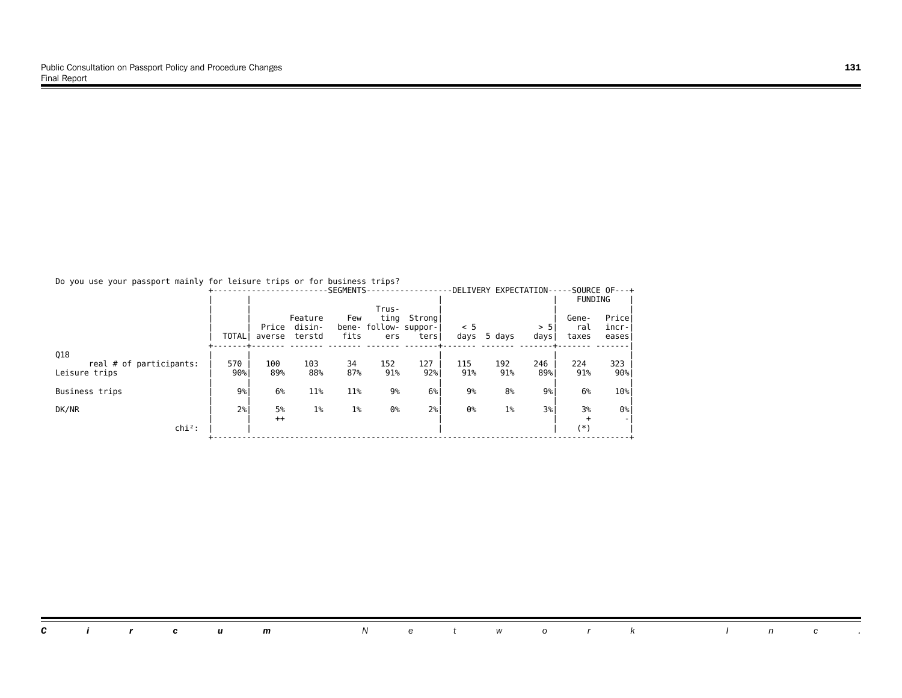Do you use your passport mainly for leisure trips or for business trips?

| | | SEGMENTS | | | | | DELIVERY EXPECTATION | | | SOURCE OF FUNDING | |
|---|---|---|---|---|---|---|---|---|---|---|---|
| | TOTAL | Price averse | Feature disinterstd | Few benefits | Trusting followers | Strong supporters | < 5 days | 5 days | > 5 days | General taxes | Price increases |
| Q18 | | | | | | | | | | | |
| real # of participants: | 570 | 100 | 103 | 34 | 152 | 127 | 115 | 192 | 246 | 224 | 323 |
| Leisure trips | 90% | 89% | 88% | 87% | 91% | 92% | 91% | 91% | 89% | 91% | 90% |
| Business trips | 9% | 6% | 11% | 11% | 9% | 6% | 9% | 8% | 9% | 6% | 10% |
| DK/NR | 2% | 5% | 1% | 1% | 0% | 2% | 0% | 1% | 3% | 3% | 0% |
| | | ++ | | | | | | | | + | - |
| chi²: | | | | | | | | | | (*) | |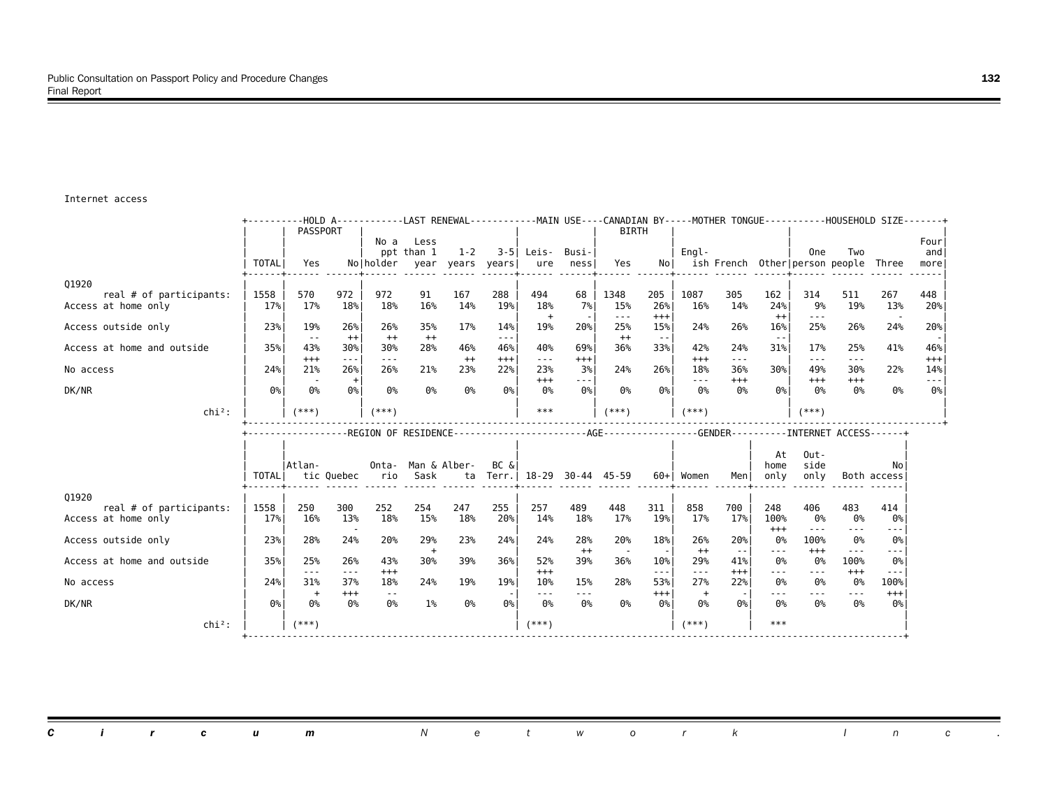Internet access

| Q1920 | TOTAL | HOLD A PASSPORT: Yes | HOLD A PASSPORT: No | LAST RENEWAL: No a ppt holder | LAST RENEWAL: Less than 1 year | LAST RENEWAL: 1-2 years | LAST RENEWAL: 3-5 years | MAIN USE: Leisure | MAIN USE: Business | CANADIAN BY BIRTH: Yes | CANADIAN BY BIRTH: No | MOTHER TONGUE: English | MOTHER TONGUE: French | MOTHER TONGUE: Other | HOUSEHOLD SIZE: One person | HOUSEHOLD SIZE: Two people | HOUSEHOLD SIZE: Three | HOUSEHOLD SIZE: Four and more |
|---|---|---|---|---|---|---|---|---|---|---|---|---|---|---|---|---|---|---|
| real # of participants: | 1558 | 570 | 972 | 972 | 91 | 167 | 288 | 494 | 68 | 1348 | 205 | 1087 | 305 | 162 | 314 | 511 | 267 | 448 |
| Access at home only | 17% | 17% | 18% | 18% | 16% | 14% | 19% | 18% | 7% | 15% | 26% | 16% | 14% | 24% | 9% | 19% | 13% | 20% |
| | | | | | | | | + | - | --- | +++ | | | ++ | --- | | - | |
| Access outside only | 23% | 19% | 26% | 26% | 35% | 17% | 14% | 19% | 20% | 25% | 15% | 24% | 26% | 16% | 25% | 26% | 24% | 20% |
| | | -- | ++ | ++ | ++ | | --- | | | ++ | -- | | | -- | | | | - |
| Access at home and outside | 35% | 43% | 30% | 30% | 28% | 46% | 46% | 40% | 69% | 36% | 33% | 42% | 24% | 31% | 17% | 25% | 41% | 46% |
| | | +++ | --- | --- | | ++ | +++ | --- | +++ | | | +++ | --- | | --- | --- | | +++ |
| No access | 24% | 21% | 26% | 26% | 21% | 23% | 22% | 23% | 3% | 24% | 26% | 18% | 36% | 30% | 49% | 30% | 22% | 14% |
| | | - | + | | | | | +++ | --- | | | --- | +++ | | +++ | +++ | | --- |
| DK/NR | 0% | 0% | 0% | 0% | 0% | 0% | 0% | 0% | 0% | 0% | 0% | 0% | 0% | 0% | 0% | 0% | 0% | 0% |
| chi²: | | (***) | | (***) | | | | *** | | (***) | | (***) | | | (***) | | | |

| Q1920 | TOTAL | REGION OF RESIDENCE: Atlantic | REGION OF RESIDENCE: Quebec | REGION OF RESIDENCE: Ontario | REGION OF RESIDENCE: Man & Sask | REGION OF RESIDENCE: Alberta | REGION OF RESIDENCE: BC & Terr. | AGE: 18-29 | AGE: 30-44 | AGE: 45-59 | AGE: 60+ | GENDER: Women | GENDER: Men | INTERNET ACCESS: At home only | INTERNET ACCESS: Outside only | INTERNET ACCESS: Both | INTERNET ACCESS: No access |
|---|---|---|---|---|---|---|---|---|---|---|---|---|---|---|---|---|---|
| real # of participants: | 1558 | 250 | 300 | 252 | 254 | 247 | 255 | 257 | 489 | 448 | 311 | 858 | 700 | 248 | 406 | 483 | 414 |
| Access at home only | 17% | 16% | 13% | 18% | 15% | 18% | 20% | 14% | 18% | 17% | 19% | 17% | 17% | 100% | 0% | 0% | 0% |
| | | | - | | | | | | | | | | | +++ | --- | --- | --- |
| Access outside only | 23% | 28% | 24% | 20% | 29% | 23% | 24% | 24% | 28% | 20% | 18% | 26% | 20% | 0% | 100% | 0% | 0% |
| | | | | | + | | | | ++ | - | - | ++ | -- | --- | +++ | --- | --- |
| Access at home and outside | 35% | 25% | 26% | 43% | 30% | 39% | 36% | 52% | 39% | 36% | 10% | 29% | 41% | 0% | 0% | 100% | 0% |
| | | --- | --- | +++ | | | | +++ | | | --- | --- | +++ | --- | --- | +++ | --- |
| No access | 24% | 31% | 37% | 18% | 24% | 19% | 19% | 10% | 15% | 28% | 53% | 27% | 22% | 0% | 0% | 0% | 100% |
| | | + | +++ | -- | | | - | --- | --- | | +++ | + | - | --- | --- | --- | +++ |
| DK/NR | 0% | 0% | 0% | 0% | 1% | 0% | 0% | 0% | 0% | 0% | 0% | 0% | 0% | 0% | 0% | 0% | 0% |
| chi²: | | (***) | | | | | | (***) | | | | (***) | | *** | | | |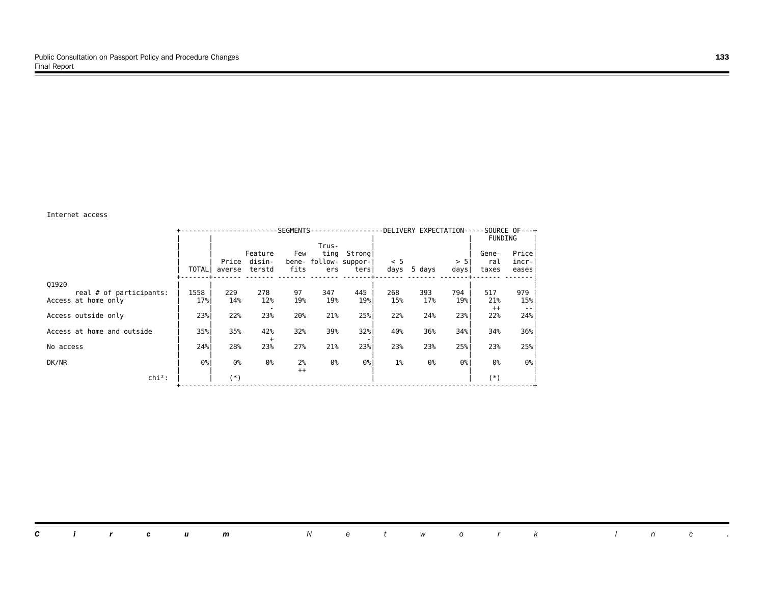Internet access

| | | SEGMENTS | | | | | DELIVERY EXPECTATION | | | SOURCE OF FUNDING | |
|---|---|---|---|---|---|---|---|---|---|---|---|
| | TOTAL | Price averse | Feature disin-terstd | Few bene-fits | Trus-ting follow-ers | Strong suppor-ters | < 5 days | 5 days | > 5 days | Gene-ral taxes | Price incr-eases |
| Q1920 | | | | | | | | | | | |
| real # of participants: | 1558 | 229 | 278 | 97 | 347 | 445 | 268 | 393 | 794 | 517 | 979 |
| Access at home only | 17% | 14% | 12% - | 19% | 19% | 19% | 15% | 17% | 19% | 21% ++ | 15% -- |
| Access outside only | 23% | 22% | 23% | 20% | 21% | 25% | 22% | 24% | 23% | 22% | 24% |
| Access at home and outside | 35% | 35% | 42% + | 32% | 39% | 32% - | 40% | 36% | 34% | 34% | 36% |
| No access | 24% | 28% | 23% | 27% | 21% | 23% | 23% | 23% | 25% | 23% | 25% |
| DK/NR | 0% | 0% | 0% | 2% ++ | 0% | 0% | 1% | 0% | 0% | 0% | 0% |
| chi²: | | (*) | | | | | | | | (*) | |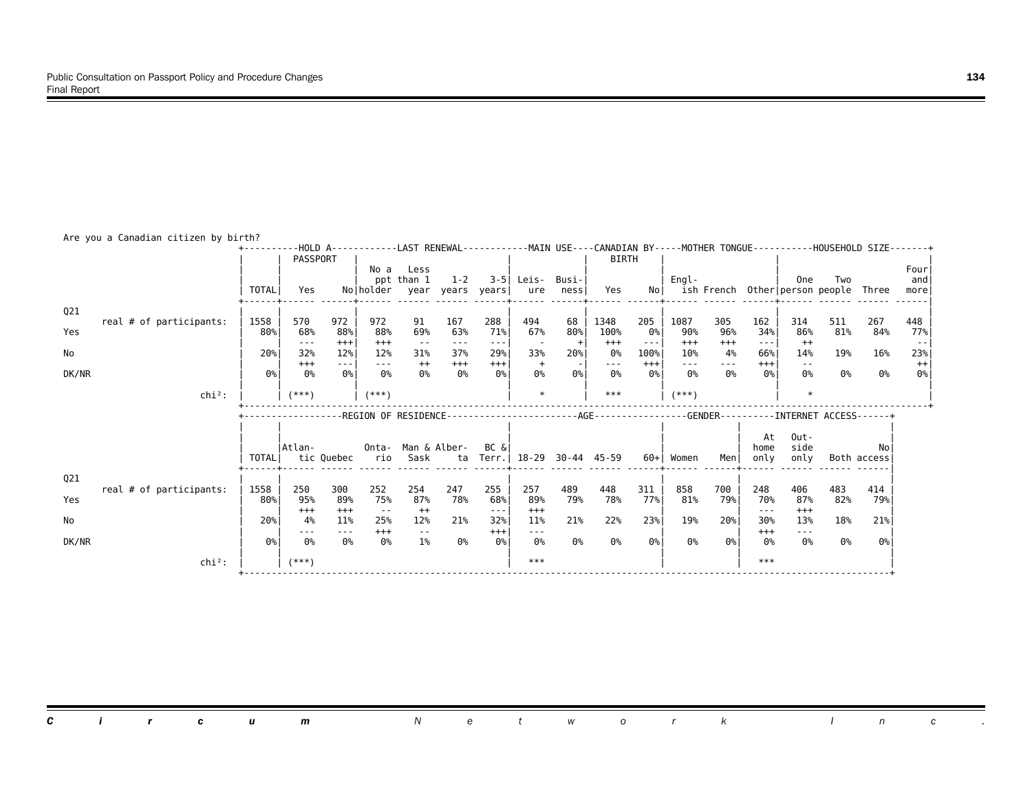Are you a Canadian citizen by birth?

| | TOTAL | HOLD A PASSPORT: Yes | No | LAST RENEWAL: No a ppt holder | Less than 1 year | 1-2 years | 3-5 years | MAIN USE: Leisure | Business | CANADIAN BY BIRTH: Yes | No | MOTHER TONGUE: English | French | Other | HOUSEHOLD SIZE: One person | Two people | Three | Four and more |
|---|---|---|---|---|---|---|---|---|---|---|---|---|---|---|---|---|---|---|
| Q21 real # of participants: | 1558 | 570 | 972 | 972 | 91 | 167 | 288 | 494 | 68 | 1348 | 205 | 1087 | 305 | 162 | 314 | 511 | 267 | 448 |
| Yes | 80% | 68% | 88% | 88% | 69% | 63% | 71% | 67% | 80% | 100% | 0% | 90% | 96% | 34% | 86% | 81% | 84% | 77% |
| | | --- | +++ | +++ | -- | --- | --- | - | + | +++ | --- | +++ | +++ | --- | ++ | | | -- |
| No | 20% | 32% | 12% | 12% | 31% | 37% | 29% | 33% | 20% | 0% | 100% | 10% | 4% | 66% | 14% | 19% | 16% | 23% |
| | | +++ | --- | --- | ++ | +++ | +++ | + | - | --- | +++ | --- | --- | +++ | -- | | | ++ |
| DK/NR | 0% | 0% | 0% | 0% | 0% | 0% | 0% | 0% | 0% | 0% | 0% | 0% | 0% | 0% | 0% | 0% | 0% | 0% |
| chi²: | | (***) | | (***) | | | | * | | *** | | (***) | | | * | | | |

| | TOTAL | REGION OF RESIDENCE: Atlantic | Quebec | Ontario | Man & Sask | Alberta | BC & Terr. | AGE: 18-29 | 30-44 | 45-59 | 60+ | GENDER: Women | Men | INTERNET ACCESS: At home only | Outside only | Both | No access |
|---|---|---|---|---|---|---|---|---|---|---|---|---|---|---|---|---|---|
| Q21 real # of participants: | 1558 | 250 | 300 | 252 | 254 | 247 | 255 | 257 | 489 | 448 | 311 | 858 | 700 | 248 | 406 | 483 | 414 |
| Yes | 80% | 95% | 89% | 75% | 87% | 78% | 68% | 89% | 79% | 78% | 77% | 81% | 79% | 70% | 87% | 82% | 79% |
| | | +++ | +++ | -- | ++ | | --- | +++ | | | | | | --- | +++ | | |
| No | 20% | 4% | 11% | 25% | 12% | 21% | 32% | 11% | 21% | 22% | 23% | 19% | 20% | 30% | 13% | 18% | 21% |
| | | --- | --- | +++ | -- | | +++ | --- | | | | | | +++ | --- | | |
| DK/NR | 0% | 0% | 0% | 0% | 1% | 0% | 0% | 0% | 0% | 0% | 0% | 0% | 0% | 0% | 0% | 0% | 0% |
| chi²: | | (***) | | | | | | *** | | | | | | *** | | | |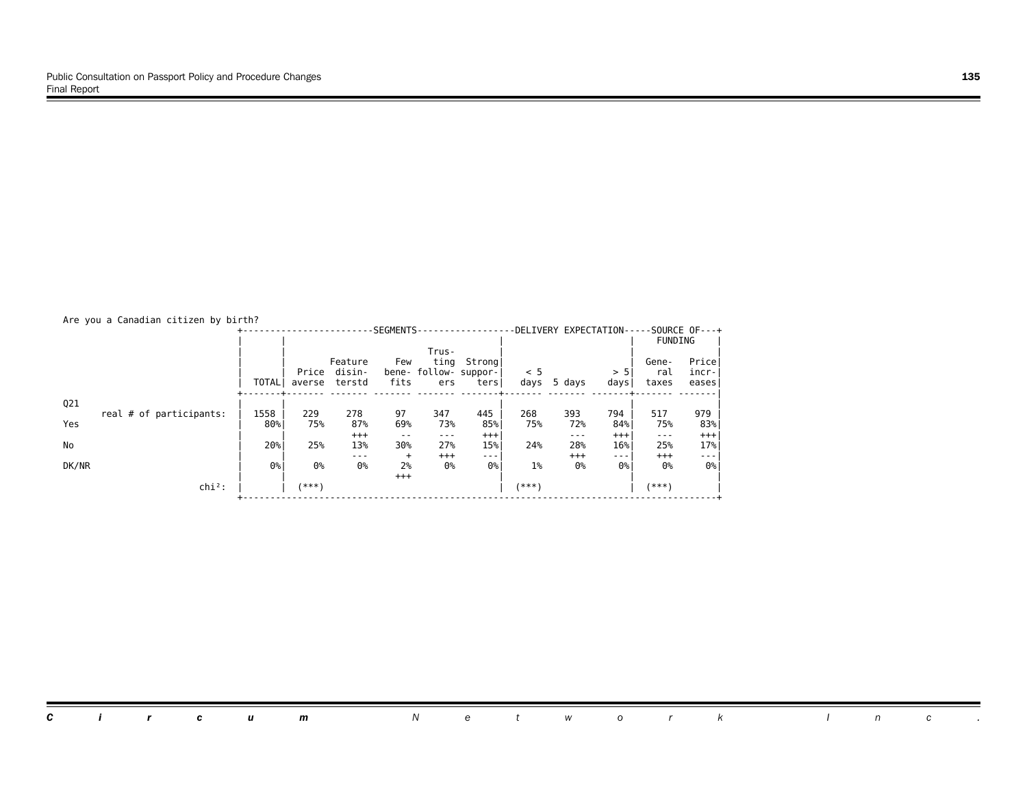Are you a Canadian citizen by birth?

| | TOTAL | SEGMENTS: Price averse | Feature disinterstd | Few benefits | Trusting followers | Strong supporters | DELIVERY EXPECTATION: < 5 days | 5 days | > 5 days | SOURCE OF FUNDING: General taxes | Price increases |
|---|---|---|---|---|---|---|---|---|---|---|---|
| Q21 real # of participants: | 1558 | 229 | 278 | 97 | 347 | 445 | 268 | 393 | 794 | 517 | 979 |
| Yes | 80% | 75% | 87% | 69% | 73% | 85% | 75% | 72% | 84% | 75% | 83% |
| | | | +++ | -- | --- | +++ | | --- | +++ | --- | +++ |
| No | 20% | 25% | 13% | 30% | 27% | 15% | 24% | 28% | 16% | 25% | 17% |
| | | | --- | + | +++ | --- | | +++ | --- | +++ | --- |
| DK/NR | 0% | 0% | 0% | 2% | 0% | 0% | 1% | 0% | 0% | 0% | 0% |
| | | | | +++ | | | | | | | |
| chi²: | | (***) | | | | | (***) | | | (***) | |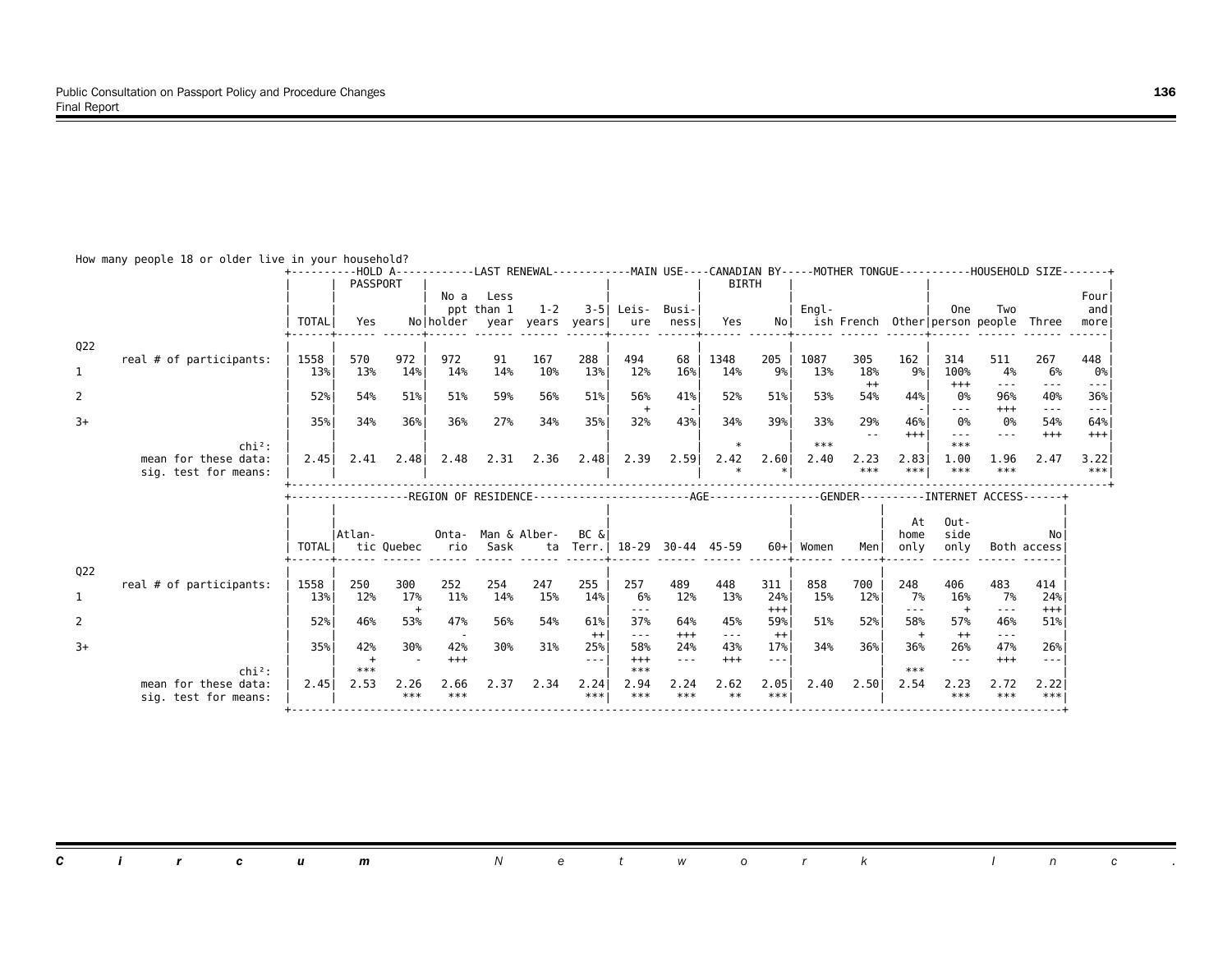How many people 18 or older live in your household?

| | | TOTAL | HOLD A PASSPORT: Yes | No | LAST RENEWAL: No a ppt holder | Less than 1 year | 1-2 years | 3-5 years | MAIN USE: Leisure | Business | CANADIAN BY BIRTH: Yes | No | MOTHER TONGUE: English | French | Other | HOUSEHOLD SIZE: One person | Two people | Three | Four and more |
|---|---|---|---|---|---|---|---|---|---|---|---|---|---|---|---|---|---|---|---|
| Q22 | real # of participants: | 1558 | 570 | 972 | 972 | 91 | 167 | 288 | 494 | 68 | 1348 | 205 | 1087 | 305 | 162 | 314 | 511 | 267 | 448 |
| 1 | | 13% | 13% | 14% | 14% | 14% | 10% | 13% | 12% | 16% | 14% | 9% | 13% | 18% | 9% | 100% | 4% | 6% | 0% |
| | | | | | | | | | | | | | | ++ | | +++ | --- | --- | --- |
| 2 | | 52% | 54% | 51% | 51% | 59% | 56% | 51% | 56% | 41% | 52% | 51% | 53% | 54% | 44% | 0% | 96% | 40% | 36% |
| | | | | | | | | | + | - | | | | | - | --- | +++ | --- | --- |
| 3+ | | 35% | 34% | 36% | 36% | 27% | 34% | 35% | 32% | 43% | 34% | 39% | 33% | 29% | 46% | 0% | 0% | 54% | 64% |
| | | | | | | | | | | | | | | -- | +++ | --- | --- | +++ | +++ |
| | chi²: | | | | | | | | | | * | | *** | | | *** | | | |
| | mean for these data: | 2.45 | 2.41 | 2.48 | 2.48 | 2.31 | 2.36 | 2.48 | 2.39 | 2.59 | 2.42 | 2.60 | 2.40 | 2.23 | 2.83 | 1.00 | 1.96 | 2.47 | 3.22 |
| | sig. test for means: | | | | | | | | | | * | * | | *** | *** | *** | *** | | *** |

| | | TOTAL | REGION OF RESIDENCE: Atlantic | Quebec | Ontario | Man & Sask | Alberta | BC & Terr. | AGE: 18-29 | 30-44 | 45-59 | 60+ | GENDER: Women | Men | INTERNET ACCESS: At home only | Outside only | Both | No access |
|---|---|---|---|---|---|---|---|---|---|---|---|---|---|---|---|---|---|---|
| Q22 | real # of participants: | 1558 | 250 | 300 | 252 | 254 | 247 | 255 | 257 | 489 | 448 | 311 | 858 | 700 | 248 | 406 | 483 | 414 |
| 1 | | 13% | 12% | 17% | 11% | 14% | 15% | 14% | 6% | 12% | 13% | 24% | 15% | 12% | 7% | 16% | 7% | 24% |
| | | | | + | | | | | --- | | | +++ | | | --- | + | --- | +++ |
| 2 | | 52% | 46% | 53% | 47% | 56% | 54% | 61% | 37% | 64% | 45% | 59% | 51% | 52% | 58% | 57% | 46% | 51% |
| | | | | | - | | | ++ | --- | +++ | --- | ++ | | | + | ++ | --- | |
| 3+ | | 35% | 42% | 30% | 42% | 30% | 31% | 25% | 58% | 24% | 43% | 17% | 34% | 36% | 36% | 26% | 47% | 26% |
| | | | + | - | +++ | | | --- | +++ | --- | +++ | --- | | | | --- | +++ | --- |
| | chi²: | | *** | | | | | | *** | | | | | | *** | | | |
| | mean for these data: | 2.45 | 2.53 | 2.26 | 2.66 | 2.37 | 2.34 | 2.24 | 2.94 | 2.24 | 2.62 | 2.05 | 2.40 | 2.50 | 2.54 | 2.23 | 2.72 | 2.22 |
| | sig. test for means: | | | *** | *** | | | *** | *** | *** | ** | *** | | | | *** | *** | *** |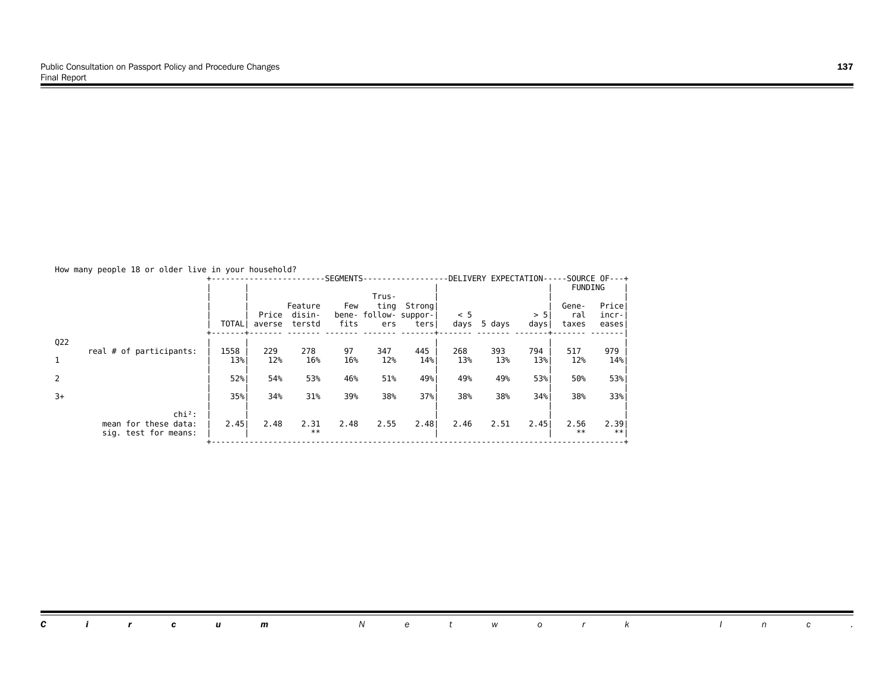How many people 18 or older live in your household?

| | TOTAL | SEGMENTS: Price averse | Feature disinterstd | Few benefits | Trusting followers | Strong supporters | DELIVERY EXPECTATION: < 5 days | 5 days | > 5 days | SOURCE OF FUNDING: General taxes | Price increases |
|---|---|---|---|---|---|---|---|---|---|---|---|
| Q22 | | | | | | | | | | | |
| real # of participants: | 1558 | 229 | 278 | 97 | 347 | 445 | 268 | 393 | 794 | 517 | 979 |
| 1 | 13% | 12% | 16% | 16% | 12% | 14% | 13% | 13% | 13% | 12% | 14% |
| 2 | 52% | 54% | 53% | 46% | 51% | 49% | 49% | 49% | 53% | 50% | 53% |
| 3+ | 35% | 34% | 31% | 39% | 38% | 37% | 38% | 38% | 34% | 38% | 33% |
| chi²: | | | | | | | | | | | |
| mean for these data: | 2.45 | 2.48 | 2.31 | 2.48 | 2.55 | 2.48 | 2.46 | 2.51 | 2.45 | 2.56 | 2.39 |
| sig. test for means: | | | ** | | | | | | | ** | ** |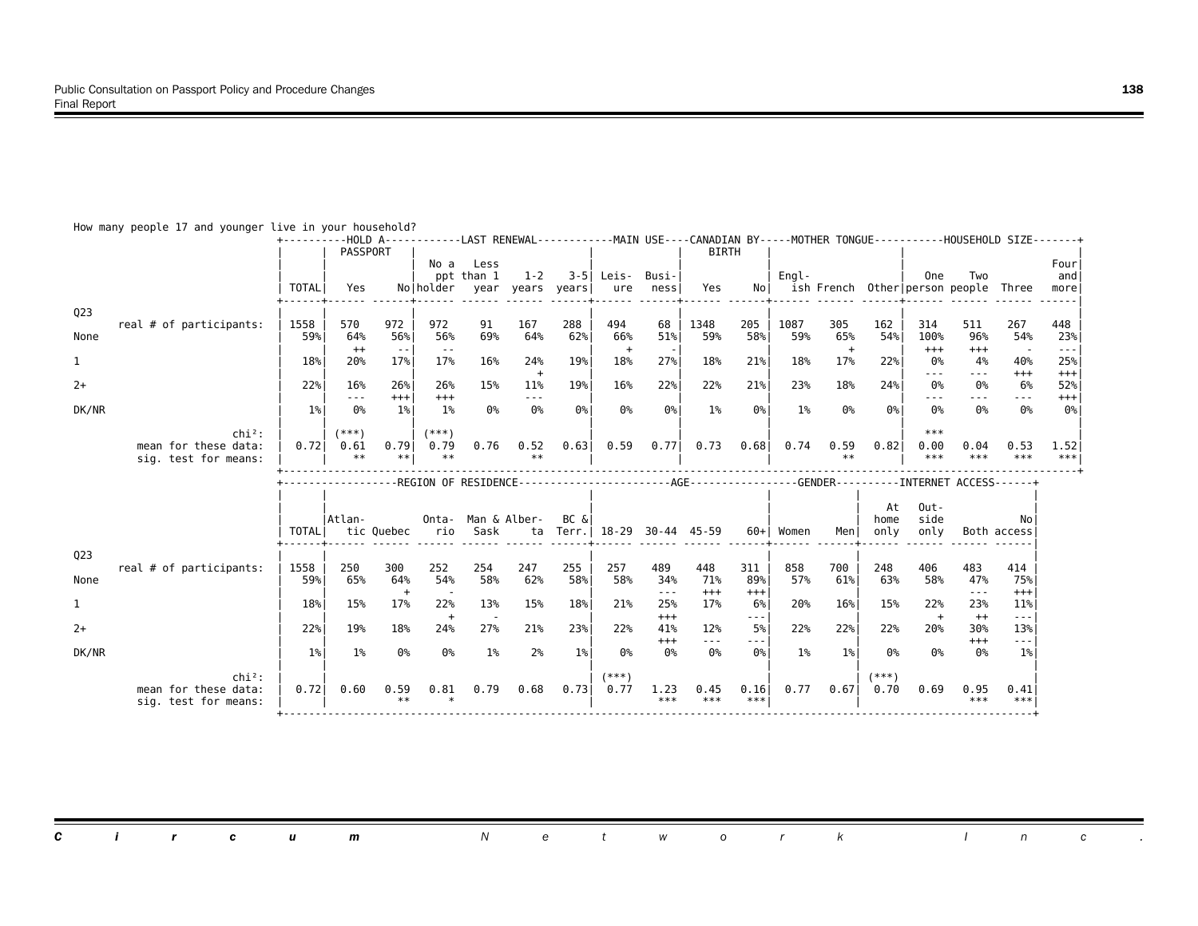How many people 17 and younger live in your household?

| Q23 | TOTAL | HOLD A PASSPORT: Yes | HOLD A PASSPORT: No | LAST RENEWAL: No a ppt holder | LAST RENEWAL: Less than 1 year | LAST RENEWAL: 1-2 years | LAST RENEWAL: 3-5 years | MAIN USE: Leisure | MAIN USE: Business | CANADIAN BY BIRTH: Yes | CANADIAN BY BIRTH: No | MOTHER TONGUE: English | MOTHER TONGUE: French | MOTHER TONGUE: Other | HOUSEHOLD SIZE: One person | HOUSEHOLD SIZE: Two people | HOUSEHOLD SIZE: Three | HOUSEHOLD SIZE: Four and more |
|---|---|---|---|---|---|---|---|---|---|---|---|---|---|---|---|---|---|---|
| real # of participants: | 1558 | 570 | 972 | 972 | 91 | 167 | 288 | 494 | 68 | 1348 | 205 | 1087 | 305 | 162 | 314 | 511 | 267 | 448 |
| None | 59% | 64% | 56% | 56% | 69% | 64% | 62% | 66% | 51% | 59% | 58% | 59% | 65% | 54% | 100% | 96% | 54% | 23% |
| | | ++ | -- | -- | | | | + | - | | | | + | | +++ | +++ | - | --- |
| 1 | 18% | 20% | 17% | 17% | 16% | 24% | 19% | 18% | 27% | 18% | 21% | 18% | 17% | 22% | 0% | 4% | 40% | 25% |
| | | | | | | + | | | | | | | | | --- | --- | +++ | +++ |
| 2+ | 22% | 16% | 26% | 26% | 15% | 11% | 19% | 16% | 22% | 22% | 21% | 23% | 18% | 24% | 0% | 0% | 6% | 52% |
| | | --- | +++ | +++ | | --- | | | | | | | | | --- | --- | --- | +++ |
| DK/NR | 1% | 0% | 1% | 1% | 0% | 0% | 0% | 0% | 0% | 1% | 0% | 1% | 0% | 0% | 0% | 0% | 0% | 0% |
| chi²: | | (***) | | (***) | | | | | | | | | | | *** | | | |
| mean for these data: | 0.72 | 0.61 | 0.79 | 0.79 | 0.76 | 0.52 | 0.63 | 0.59 | 0.77 | 0.73 | 0.68 | 0.74 | 0.59 | 0.82 | 0.00 | 0.04 | 0.53 | 1.52 |
| sig. test for means: | | ** | ** | ** | | ** | | | | | | | ** | | *** | *** | *** | *** |

| Q23 | TOTAL | REGION OF RESIDENCE: Atlantic | REGION OF RESIDENCE: Quebec | REGION OF RESIDENCE: Ontario | REGION OF RESIDENCE: Man & Sask | REGION OF RESIDENCE: Alberta | REGION OF RESIDENCE: BC & Terr. | AGE: 18-29 | AGE: 30-44 | AGE: 45-59 | AGE: 60+ | GENDER: Women | GENDER: Men | INTERNET ACCESS: At home only | INTERNET ACCESS: Outside only | INTERNET ACCESS: Both | INTERNET ACCESS: No access |
|---|---|---|---|---|---|---|---|---|---|---|---|---|---|---|---|---|---|
| real # of participants: | 1558 | 250 | 300 | 252 | 254 | 247 | 255 | 257 | 489 | 448 | 311 | 858 | 700 | 248 | 406 | 483 | 414 |
| None | 59% | 65% | 64% | 54% | 58% | 62% | 58% | 58% | 34% | 71% | 89% | 57% | 61% | 63% | 58% | 47% | 75% |
| | | | + | - | | | | | --- | +++ | +++ | | | | | --- | +++ |
| 1 | 18% | 15% | 17% | 22% | 13% | 15% | 18% | 21% | 25% | 17% | 6% | 20% | 16% | 15% | 22% | 23% | 11% |
| | | | | + | - | | | | +++ | | --- | | | | + | ++ | --- |
| 2+ | 22% | 19% | 18% | 24% | 27% | 21% | 23% | 22% | 41% | 12% | 5% | 22% | 22% | 22% | 20% | 30% | 13% |
| | | | | | | | | | +++ | --- | --- | | | | | +++ | --- |
| DK/NR | 1% | 1% | 0% | 0% | 1% | 2% | 1% | 0% | 0% | 0% | 0% | 1% | 1% | 0% | 0% | 0% | 1% |
| chi²: | | | | | | | | (***) | | | | | | (***) | | | |
| mean for these data: | 0.72 | 0.60 | 0.59 | 0.81 | 0.79 | 0.68 | 0.73 | 0.77 | 1.23 | 0.45 | 0.16 | 0.77 | 0.67 | 0.70 | 0.69 | 0.95 | 0.41 |
| sig. test for means: | | | ** | * | | | | | *** | *** | *** | | | | | *** | *** |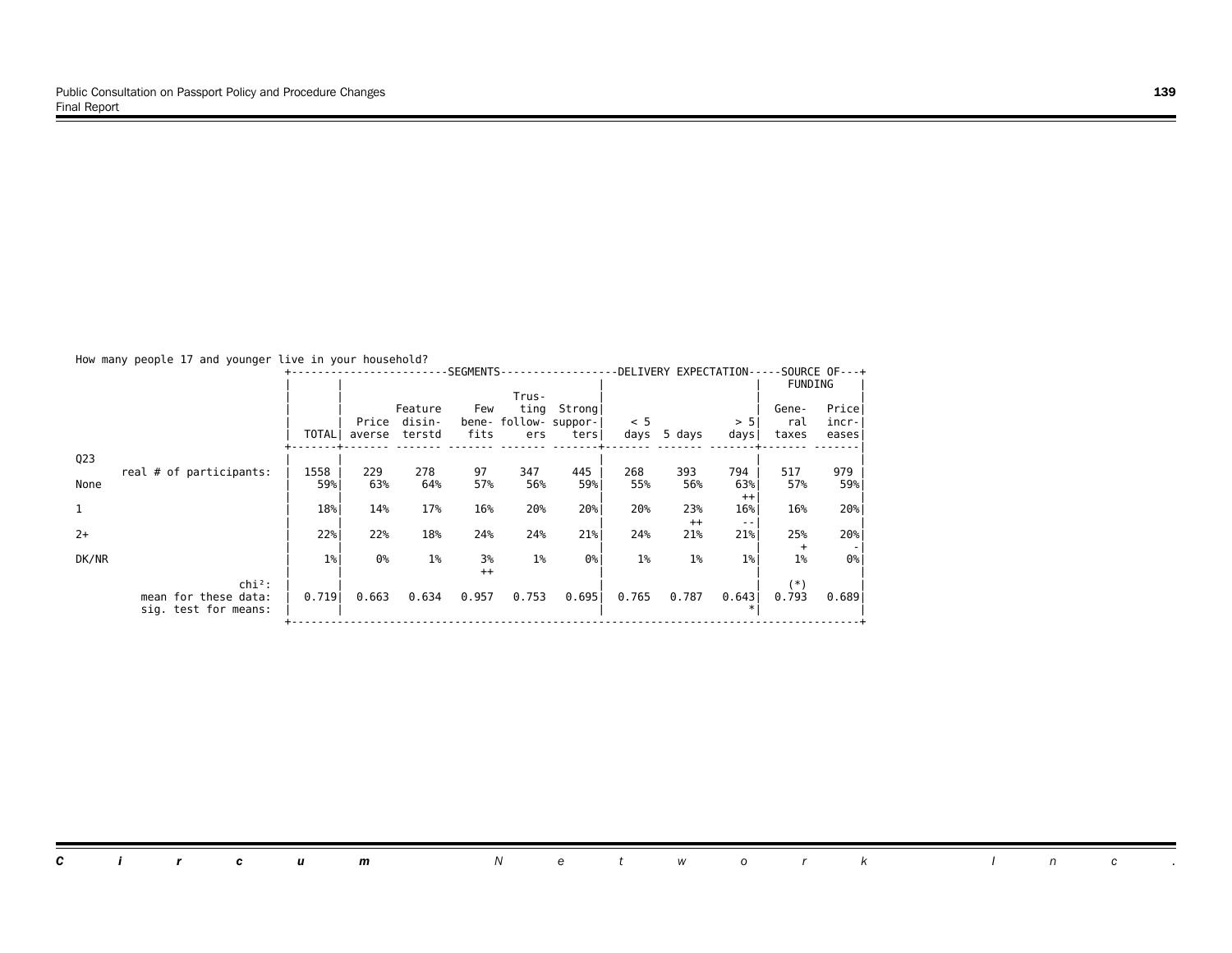How many people 17 and younger live in your household?

| | | SEGMENTS | | | | | DELIVERY EXPECTATION | | | SOURCE OF FUNDING | |
|---|---|---|---|---|---|---|---|---|---|---|---|
| | TOTAL | Price averse | Feature disin-terstd | Few bene-fits | Trus-ting follow-ers | Strong suppor-ters | < 5 days | 5 days | > 5 days | Gene-ral taxes | Price incr-eases |
| Q23 | | | | | | | | | | | |
| real # of participants: | 1558 | 229 | 278 | 97 | 347 | 445 | 268 | 393 | 794 | 517 | 979 |
| None | 59% | 63% | 64% | 57% | 56% | 59% | 55% | 56% | 63% ++ | 57% | 59% |
| 1 | 18% | 14% | 17% | 16% | 20% | 20% | 20% | 23% ++ | 16% -- | 16% | 20% |
| 2+ | 22% | 22% | 18% | 24% | 24% | 21% | 24% | 21% | 21% | 25% + | 20% - |
| DK/NR | 1% | 0% | 1% | 3% ++ | 1% | 0% | 1% | 1% | 1% | 1% | 0% |
| chi²: | | | | | | | | | | (*) | |
| mean for these data: | 0.719 | 0.663 | 0.634 | 0.957 | 0.753 | 0.695 | 0.765 | 0.787 | 0.643 | 0.793 | 0.689 |
| sig. test for means: | | | | | | | | | * | | |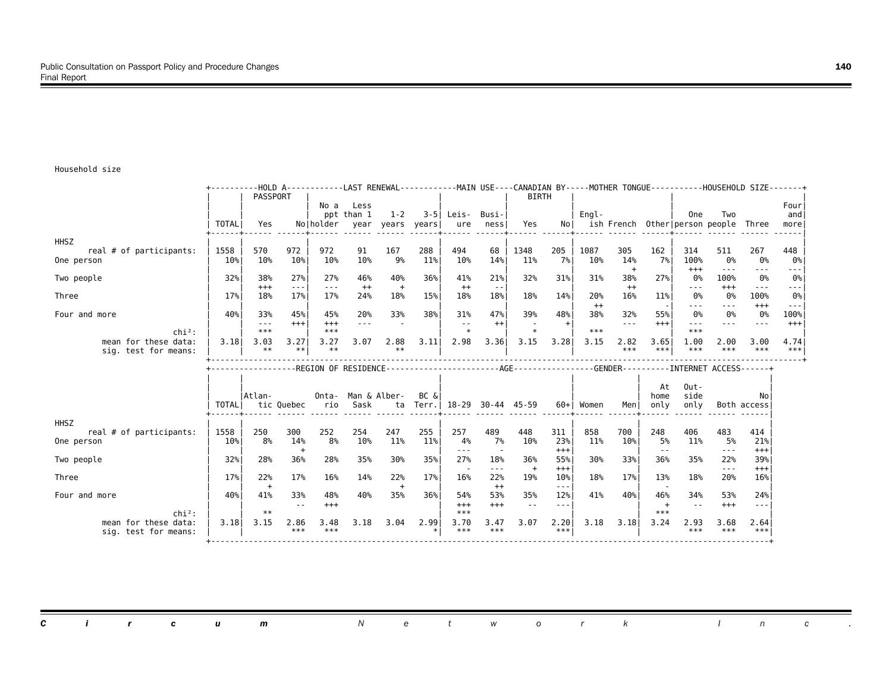Household size

| | TOTAL | HOLD A PASSPORT: Yes | No | LAST RENEWAL: No a ppt holder | Less than 1 year | 1-2 years | 3-5 years | MAIN USE: Leisure | Business | CANADIAN BY BIRTH: Yes | No | MOTHER TONGUE: English | French | Other | HOUSEHOLD SIZE: One person | Two people | Three | Four and more |
|---|---|---|---|---|---|---|---|---|---|---|---|---|---|---|---|---|---|---|
| **HHSZ** | | | | | | | | | | | | | | | | | | |
| real # of participants: | 1558 | 570 | 972 | 972 | 91 | 167 | 288 | 494 | 68 | 1348 | 205 | 1087 | 305 | 162 | 314 | 511 | 267 | 448 |
| One person | 10% | 10% | 10% | 10% | 10% | 9% | 11% | 10% | 14% | 11% | 7% | 10% | 14% | 7% | 100% | 0% | 0% | 0% |
| | | | | | | | | | | | | | + | | +++ | --- | --- | --- |
| Two people | 32% | 38% | 27% | 27% | 46% | 40% | 36% | 41% | 21% | 32% | 31% | 31% | 38% | 27% | 0% | 100% | 0% | 0% |
| | | +++ | --- | --- | ++ | + | | ++ | -- | | | | ++ | | --- | +++ | --- | --- |
| Three | 17% | 18% | 17% | 17% | 24% | 18% | 15% | 18% | 18% | 18% | 14% | 20% | 16% | 11% | 0% | 0% | 100% | 0% |
| | | | | | | | | | | | | ++ | | - | --- | --- | +++ | --- |
| Four and more | 40% | 33% | 45% | 45% | 20% | 33% | 38% | 31% | 47% | 39% | 48% | 38% | 32% | 55% | 0% | 0% | 0% | 100% |
| | | --- | +++ | +++ | --- | - | | -- | ++ | - | + | | --- | +++ | --- | --- | --- | +++ |
| chi²: | | *** | | *** | | | | * | | * | | *** | | | *** | | | |
| mean for these data: | 3.18 | 3.03 | 3.27 | 3.27 | 3.07 | 2.88 | 3.11 | 2.98 | 3.36 | 3.15 | 3.28 | 3.15 | 2.82 | 3.65 | 1.00 | 2.00 | 3.00 | 4.74 |
| sig. test for means: | | ** | ** | ** | | ** | | | | | | | *** | *** | *** | *** | *** | *** |

| | TOTAL | REGION OF RESIDENCE: Atlantic | Quebec | Ontario | Man & Sask | Alberta | BC & Terr. | AGE: 18-29 | 30-44 | 45-59 | 60+ | GENDER: Women | Men | INTERNET ACCESS: At home only | Outside only | Both | No access |
|---|---|---|---|---|---|---|---|---|---|---|---|---|---|---|---|---|---|
| **HHSZ** | | | | | | | | | | | | | | | | | |
| real # of participants: | 1558 | 250 | 300 | 252 | 254 | 247 | 255 | 257 | 489 | 448 | 311 | 858 | 700 | 248 | 406 | 483 | 414 |
| One person | 10% | 8% | 14% | 8% | 10% | 11% | 11% | 4% | 7% | 10% | 23% | 11% | 10% | 5% | 11% | 5% | 21% |
| | | | + | | | | | --- | - | | +++ | | | -- | | --- | +++ |
| Two people | 32% | 28% | 36% | 28% | 35% | 30% | 35% | 27% | 18% | 36% | 55% | 30% | 33% | 36% | 35% | 22% | 39% |
| | | | | | | | | - | --- | + | +++ | | | | | --- | +++ |
| Three | 17% | 22% | 17% | 16% | 14% | 22% | 17% | 16% | 22% | 19% | 10% | 18% | 17% | 13% | 18% | 20% | 16% |
| | | + | | | | + | | | ++ | | --- | | | - | | | |
| Four and more | 40% | 41% | 33% | 48% | 40% | 35% | 36% | 54% | 53% | 35% | 12% | 41% | 40% | 46% | 34% | 53% | 24% |
| | | | -- | +++ | | | | +++ | +++ | -- | --- | | | + | -- | +++ | --- |
| chi²: | | ** | | | | | | *** | | | | | | *** | | | |
| mean for these data: | 3.18 | 3.15 | 2.86 | 3.48 | 3.18 | 3.04 | 2.99 | 3.70 | 3.47 | 3.07 | 2.20 | 3.18 | 3.18 | 3.24 | 2.93 | 3.68 | 2.64 |
| sig. test for means: | | | *** | *** | | | * | *** | *** | | *** | | | | *** | *** | *** |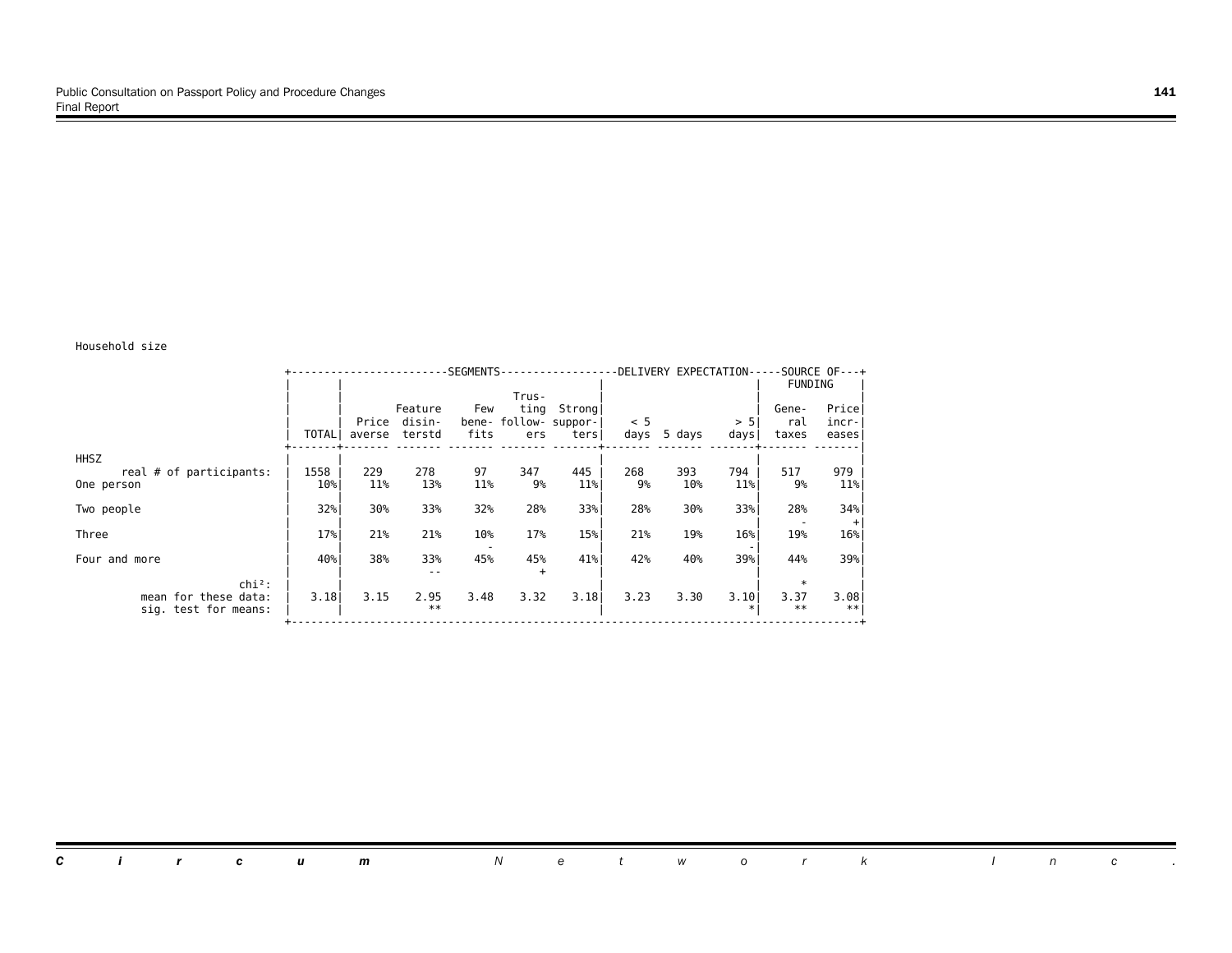Household size

| | TOTAL | SEGMENTS: Price averse | Feature disinterstd | Few benefits | Trusting followers | Strong supporters | DELIVERY EXPECTATION: < 5 days | 5 days | > 5 days | SOURCE OF FUNDING: General taxes | Price increases |
|---|---|---|---|---|---|---|---|---|---|---|---|
| HHSZ | | | | | | | | | | | |
| real # of participants: | 1558 | 229 | 278 | 97 | 347 | 445 | 268 | 393 | 794 | 517 | 979 |
| One person | 10% | 11% | 13% | 11% | 9% | 11% | 9% | 10% | 11% | 9% | 11% |
| Two people | 32% | 30% | 33% | 32% | 28% | 33% | 28% | 30% | 33% | 28% | 34% |
| | | | | | | | | | | - | + |
| Three | 17% | 21% | 21% | 10% | 17% | 15% | 21% | 19% | 16% | 19% | 16% |
| | | | | - | | | | | - | | |
| Four and more | 40% | 38% | 33% | 45% | 45% | 41% | 42% | 40% | 39% | 44% | 39% |
| | | | -- | | + | | | | | | |
| chi²: | | | | | | | | | | * | |
| mean for these data: | 3.18 | 3.15 | 2.95 | 3.48 | 3.32 | 3.18 | 3.23 | 3.30 | 3.10 | 3.37 | 3.08 |
| sig. test for means: | | | ** | | | | | | * | ** | ** |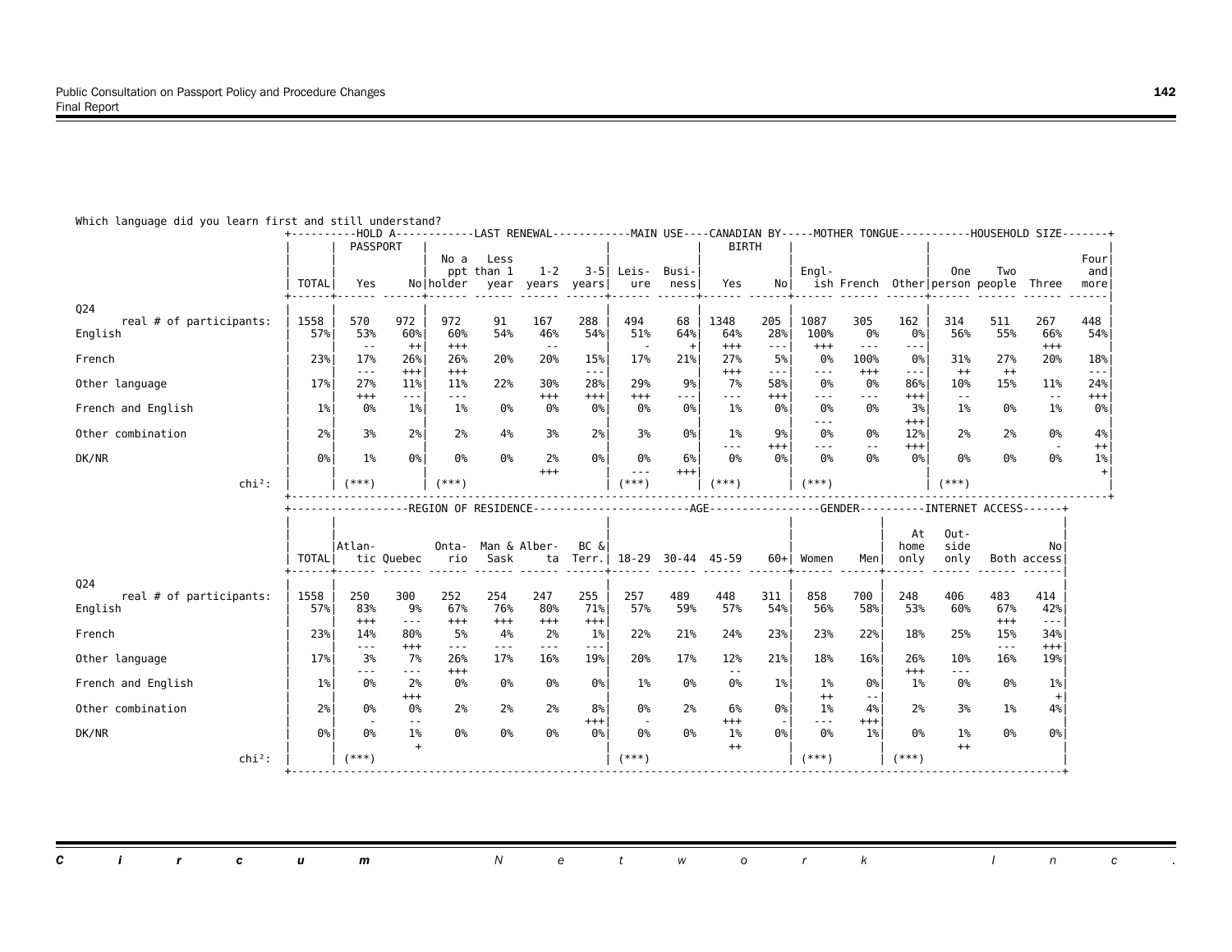Which language did you learn first and still understand?

| | TOTAL | HOLD A PASSPORT: Yes | No | LAST RENEWAL: No a ppt holder | Less than 1 year | 1-2 years | 3-5 years | MAIN USE: Leisure | Business | CANADIAN BY BIRTH: Yes | No | MOTHER TONGUE: English | French | Other | HOUSEHOLD SIZE: One person | Two people | Three | Four and more |
|---|---|---|---|---|---|---|---|---|---|---|---|---|---|---|---|---|---|---|
| Q24 | | | | | | | | | | | | | | | | | | |
| real # of participants: | 1558 | 570 | 972 | 972 | 91 | 167 | 288 | 494 | 68 | 1348 | 205 | 1087 | 305 | 162 | 314 | 511 | 267 | 448 |
| English | 57% | 53% | 60% | 60% | 54% | 46% | 54% | 51% | 64% | 64% | 28% | 100% | 0% | 0% | 56% | 55% | 66% | 54% |
| | | -- | ++ | +++ | | -- | | - | + | +++ | --- | +++ | --- | --- | | | +++ | |
| French | 23% | 17% | 26% | 26% | 20% | 20% | 15% | 17% | 21% | 27% | 5% | 0% | 100% | 0% | 31% | 27% | 20% | 18% |
| | | --- | +++ | +++ | | | --- | | | +++ | --- | --- | +++ | --- | ++ | ++ | | --- |
| Other language | 17% | 27% | 11% | 11% | 22% | 30% | 28% | 29% | 9% | 7% | 58% | 0% | 0% | 86% | 10% | 15% | 11% | 24% |
| | | +++ | --- | --- | | +++ | +++ | +++ | --- | --- | +++ | --- | --- | +++ | -- | | -- | +++ |
| French and English | 1% | 0% | 1% | 1% | 0% | 0% | 0% | 0% | 0% | 1% | 0% | 0% | 0% | 3% | 1% | 0% | 1% | 0% |
| | | | | | | | | | | | | --- | | +++ | | | | |
| Other combination | 2% | 3% | 2% | 2% | 4% | 3% | 2% | 3% | 0% | 1% | 9% | 0% | 0% | 12% | 2% | 2% | 0% | 4% |
| | | | | | | | | | | --- | +++ | --- | -- | +++ | | | - | ++ |
| DK/NR | 0% | 1% | 0% | 0% | 0% | 2% | 0% | 0% | 6% | 0% | 0% | 0% | 0% | 0% | 0% | 0% | 0% | 1% |
| | | | | | | +++ | | --- | +++ | | | | | | | | | + |
| chi²: | | (***) | | (***) | | | | (***) | | (***) | | (***) | | | (***) | | | |

| | TOTAL | REGION OF RESIDENCE: Atlantic | Quebec | Ontario | Man & Sask | Alberta | BC & Terr. | AGE: 18-29 | 30-44 | 45-59 | 60+ | GENDER: Women | Men | INTERNET ACCESS: At home only | Outside only | Both | No access |
|---|---|---|---|---|---|---|---|---|---|---|---|---|---|---|---|---|---|
| Q24 | | | | | | | | | | | | | | | | | |
| real # of participants: | 1558 | 250 | 300 | 252 | 254 | 247 | 255 | 257 | 489 | 448 | 311 | 858 | 700 | 248 | 406 | 483 | 414 |
| English | 57% | 83% | 9% | 67% | 76% | 80% | 71% | 57% | 59% | 57% | 54% | 56% | 58% | 53% | 60% | 67% | 42% |
| | | +++ | --- | +++ | +++ | +++ | +++ | | | | | | | | | +++ | --- |
| French | 23% | 14% | 80% | 5% | 4% | 2% | 1% | 22% | 21% | 24% | 23% | 23% | 22% | 18% | 25% | 15% | 34% |
| | | --- | +++ | --- | --- | --- | --- | | | | | | | | | --- | +++ |
| Other language | 17% | 3% | 7% | 26% | 17% | 16% | 19% | 20% | 17% | 12% | 21% | 18% | 16% | 26% | 10% | 16% | 19% |
| | | --- | --- | +++ | | | | | | -- | | | | +++ | --- | | |
| French and English | 1% | 0% | 2% | 0% | 0% | 0% | 0% | 1% | 0% | 0% | 1% | 1% | 0% | 1% | 0% | 0% | 1% |
| | | | +++ | | | | | | | | | ++ | -- | | | | + |
| Other combination | 2% | 0% | 0% | 2% | 2% | 2% | 8% | 0% | 2% | 6% | 0% | 1% | 4% | 2% | 3% | 1% | 4% |
| | | - | -- | | | | +++ | - | | +++ | - | --- | +++ | | | | |
| DK/NR | 0% | 0% | 1% | 0% | 0% | 0% | 0% | 0% | 0% | 1% | 0% | 0% | 1% | 0% | 1% | 0% | 0% |
| | | | + | | | | | | | ++ | | | | | ++ | | |
| chi²: | | (***) | | | | | | (***) | | | | (***) | | (***) | | | |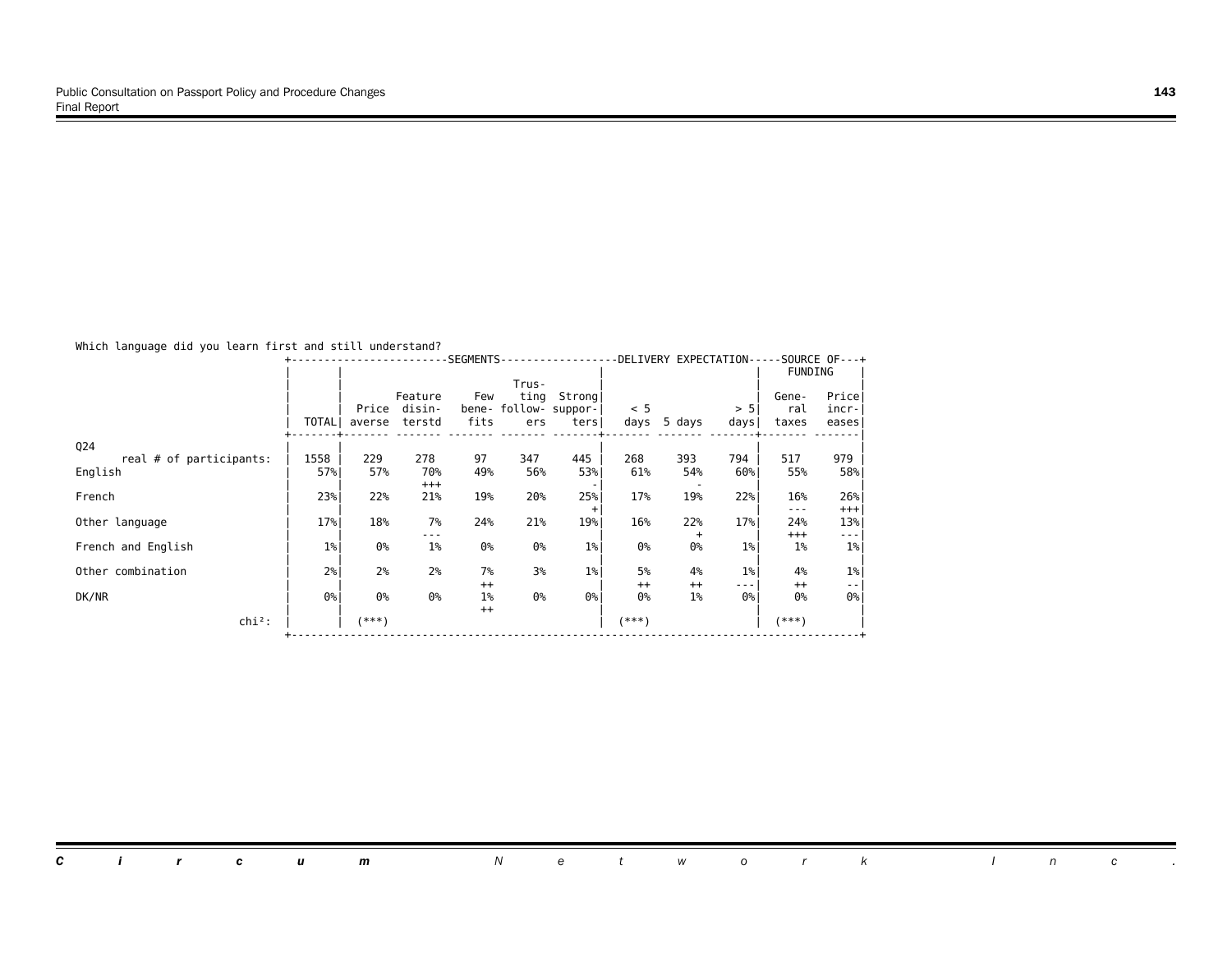Which language did you learn first and still understand?

| | TOTAL | SEGMENTS | | | | | DELIVERY EXPECTATION | | | SOURCE OF FUNDING | |
|---|---|---|---|---|---|---|---|---|---|---|---|
| | | Price averse | Feature disinterstd | Few benefits | Trusting followers | Strong supporters | < 5 days | 5 days | > 5 days | General taxes | Price increases |
| Q24 | | | | | | | | | | | |
| real # of participants: | 1558 | 229 | 278 | 97 | 347 | 445 | 268 | 393 | 794 | 517 | 979 |
| English | 57% | 57% | 70% | 49% | 56% | 53% | 61% | 54% | 60% | 55% | 58% |
| | | | +++ | | | - | | - | | | |
| French | 23% | 22% | 21% | 19% | 20% | 25% | 17% | 19% | 22% | 16% | 26% |
| | | | | | | + | | | | --- | +++ |
| Other language | 17% | 18% | 7% | 24% | 21% | 19% | 16% | 22% | 17% | 24% | 13% |
| | | | --- | | | | | + | | +++ | --- |
| French and English | 1% | 0% | 1% | 0% | 0% | 1% | 0% | 0% | 1% | 1% | 1% |
| Other combination | 2% | 2% | 2% | 7% | 3% | 1% | 5% | 4% | 1% | 4% | 1% |
| | | | | ++ | | | ++ | ++ | --- | ++ | -- |
| DK/NR | 0% | 0% | 0% | 1% | 0% | 0% | 0% | 1% | 0% | 0% | 0% |
| | | | | ++ | | | | | | | |
| chi²: | | (***) | | | | | (***) | | | (***) | |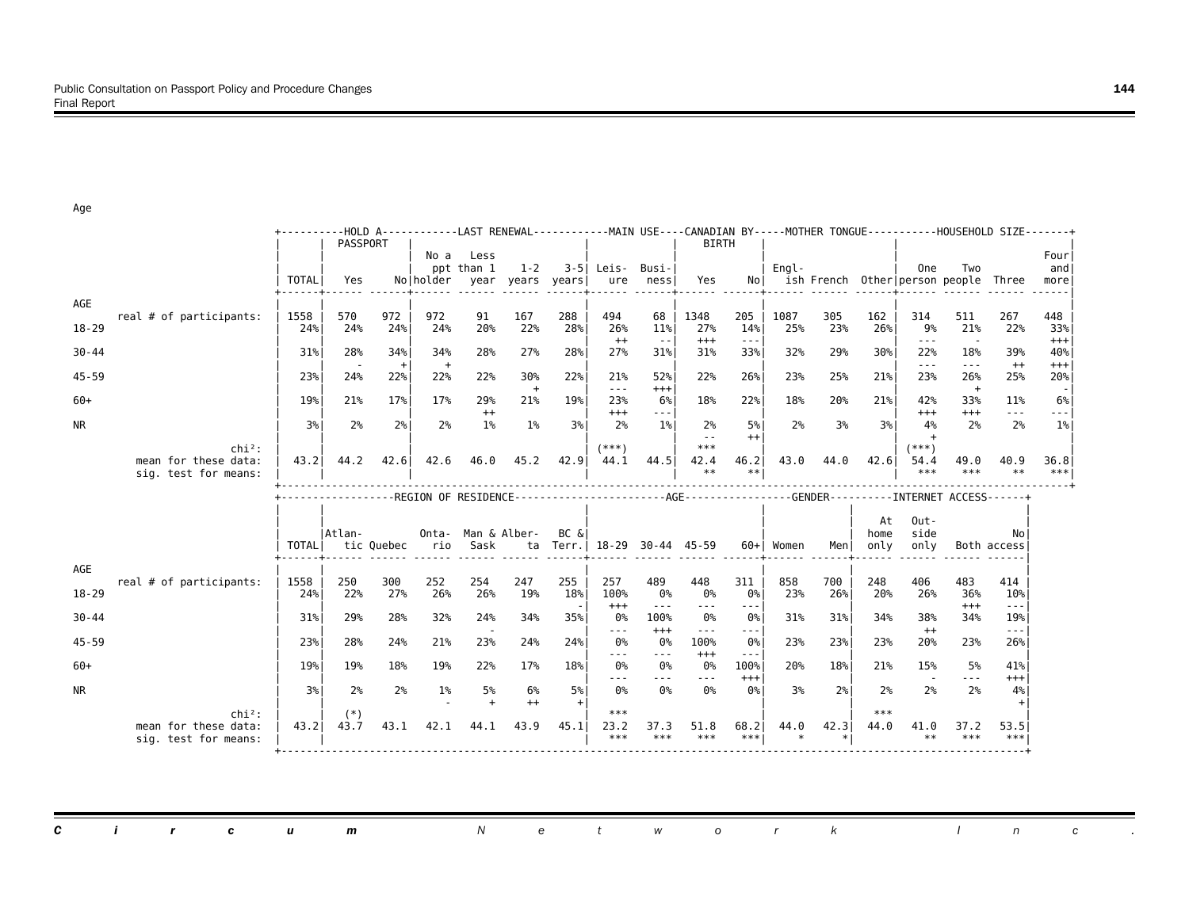Age

| | TOTAL | HOLD A PASSPORT: Yes | No | LAST RENEWAL: No a ppt holder | Less than 1 year | 1-2 years | 3-5 years | MAIN USE: Leis-ure | Busi-ness | CANADIAN BY BIRTH: Yes | No | MOTHER TONGUE: Engl-ish | French | Other | HOUSEHOLD SIZE: One person | Two people | Three | Four and more |
|---|---|---|---|---|---|---|---|---|---|---|---|---|---|---|---|---|---|---|
| **AGE** | | | | | | | | | | | | | | | | | | |
| real # of participants: | 1558 | 570 | 972 | 972 | 91 | 167 | 288 | 494 | 68 | 1348 | 205 | 1087 | 305 | 162 | 314 | 511 | 267 | 448 |
| 18-29 | 24% | 24% | 24% | 24% | 20% | 22% | 28% | 26% | 11% | 27% | 14% | 25% | 23% | 26% | 9% | 21% | 22% | 33% |
| | | | | | | | | ++ | -- | +++ | --- | | | | --- | - | | +++ |
| 30-44 | 31% | 28% | 34% | 34% | 28% | 27% | 28% | 27% | 31% | 31% | 33% | 32% | 29% | 30% | 22% | 18% | 39% | 40% |
| | | - | + | + | | | | | | | | | | | --- | --- | ++ | +++ |
| 45-59 | 23% | 24% | 22% | 22% | 22% | 30% | 22% | 21% | 52% | 22% | 26% | 23% | 25% | 21% | 23% | 26% | 25% | 20% |
| | | | | | | + | | --- | +++ | | | | | | | + | | - |
| 60+ | 19% | 21% | 17% | 17% | 29% | 21% | 19% | 23% | 6% | 18% | 22% | 18% | 20% | 21% | 42% | 33% | 11% | 6% |
| | | | | | ++ | | | +++ | --- | | | | | | +++ | +++ | --- | --- |
| NR | 3% | 2% | 2% | 2% | 1% | 1% | 3% | 2% | 1% | 2% | 5% | 2% | 3% | 3% | 4% | 2% | 2% | 1% |
| | | | | | | | | | | -- | ++ | | | | + | | | |
| chi²: | | | | | | | | (***) | | *** | | | | | (***) | | | |
| mean for these data: | 43.2 | 44.2 | 42.6 | 42.6 | 46.0 | 45.2 | 42.9 | 44.1 | 44.5 | 42.4 | 46.2 | 43.0 | 44.0 | 42.6 | 54.4 | 49.0 | 40.9 | 36.8 |
| sig. test for means: | | | | | | | | | | ** | ** | | | | *** | *** | ** | *** |

| | TOTAL | REGION OF RESIDENCE: Atlan-tic | Quebec | Onta-rio | Man & Sask | Alber-ta | BC & Terr. | AGE: 18-29 | 30-44 | 45-59 | 60+ | GENDER: Women | Men | INTERNET ACCESS: At home only | Out-side only | Both | No access |
|---|---|---|---|---|---|---|---|---|---|---|---|---|---|---|---|---|---|
| **AGE** | | | | | | | | | | | | | | | | | |
| real # of participants: | 1558 | 250 | 300 | 252 | 254 | 247 | 255 | 257 | 489 | 448 | 311 | 858 | 700 | 248 | 406 | 483 | 414 |
| 18-29 | 24% | 22% | 27% | 26% | 26% | 19% | 18% | 100% | 0% | 0% | 0% | 23% | 26% | 20% | 26% | 36% | 10% |
| | | | | | | | - | +++ | --- | --- | --- | | | | | +++ | --- |
| 30-44 | 31% | 29% | 28% | 32% | 24% | 34% | 35% | 0% | 100% | 0% | 0% | 31% | 31% | 34% | 38% | 34% | 19% |
| | | | | | - | | | --- | +++ | --- | --- | | | | ++ | | --- |
| 45-59 | 23% | 28% | 24% | 21% | 23% | 24% | 24% | 0% | 0% | 100% | 0% | 23% | 23% | 23% | 20% | 23% | 26% |
| | | | | | | | | --- | --- | +++ | --- | | | | | | |
| 60+ | 19% | 19% | 18% | 19% | 22% | 17% | 18% | 0% | 0% | 0% | 100% | 20% | 18% | 21% | 15% | 5% | 41% |
| | | | | | | | | --- | --- | --- | +++ | | | | - | --- | +++ |
| NR | 3% | 2% | 2% | 1% | 5% | 6% | 5% | 0% | 0% | 0% | 0% | 3% | 2% | 2% | 2% | 2% | 4% |
| | | | | - | + | ++ | + | | | | | | | | | | + |
| chi²: | | (*) | | | | | | *** | | | | | | *** | | | |
| mean for these data: | 43.2 | 43.7 | 43.1 | 42.1 | 44.1 | 43.9 | 45.1 | 23.2 | 37.3 | 51.8 | 68.2 | 44.0 | 42.3 | 44.0 | 41.0 | 37.2 | 53.5 |
| sig. test for means: | | | | | | | | *** | *** | *** | *** | * | * | | ** | *** | *** |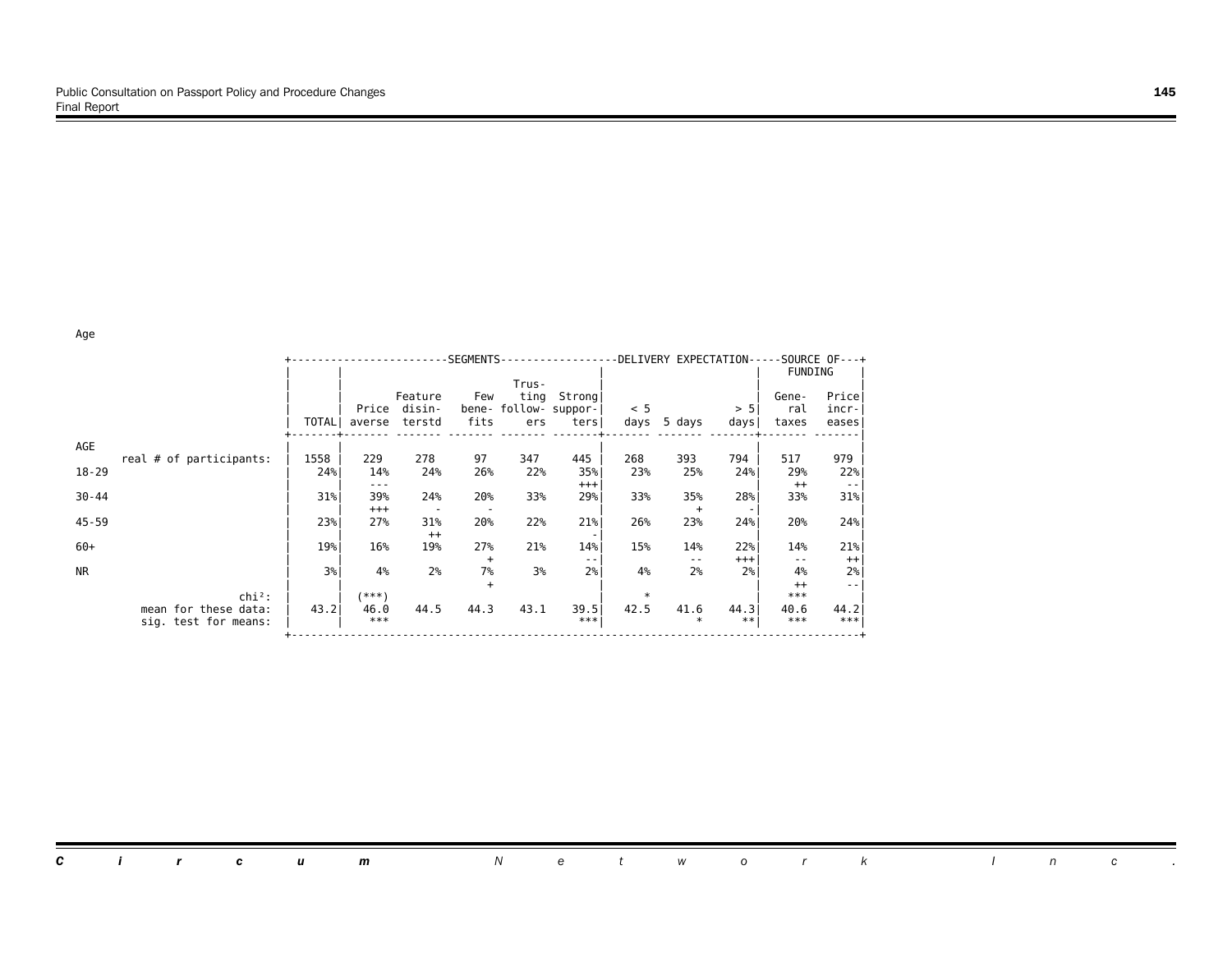Age

| | TOTAL | SEGMENTS: Price averse | Feature disinterstd | Few benefits | Trusting followers | Strong supporters | DELIVERY EXPECTATION: < 5 days | 5 days | > 5 days | SOURCE OF FUNDING: General taxes | Price increases |
|---|---|---|---|---|---|---|---|---|---|---|---|
| AGE | | | | | | | | | | | |
| real # of participants: | 1558 | 229 | 278 | 97 | 347 | 445 | 268 | 393 | 794 | 517 | 979 |
| 18-29 | 24% | 14% | 24% | 26% | 22% | 35% | 23% | 25% | 24% | 29% | 22% |
| | | --- | | | | +++ | | | | ++ | -- |
| 30-44 | 31% | 39% | 24% | 20% | 33% | 29% | 33% | 35% | 28% | 33% | 31% |
| | | +++ | - | - | | | | + | - | | |
| 45-59 | 23% | 27% | 31% | 20% | 22% | 21% | 26% | 23% | 24% | 20% | 24% |
| | | | ++ | | | - | | | | | |
| 60+ | 19% | 16% | 19% | 27% | 21% | 14% | 15% | 14% | 22% | 14% | 21% |
| | | | | + | | -- | | -- | +++ | -- | ++ |
| NR | 3% | 4% | 2% | 7% | 3% | 2% | 4% | 2% | 2% | 4% | 2% |
| | | | | + | | | | | | ++ | -- |
| chi²: | | (***) | | | | | * | | | *** | |
| mean for these data: | 43.2 | 46.0 | 44.5 | 44.3 | 43.1 | 39.5 | 42.5 | 41.6 | 44.3 | 40.6 | 44.2 |
| sig. test for means: | | *** | | | | *** | | * | ** | *** | *** |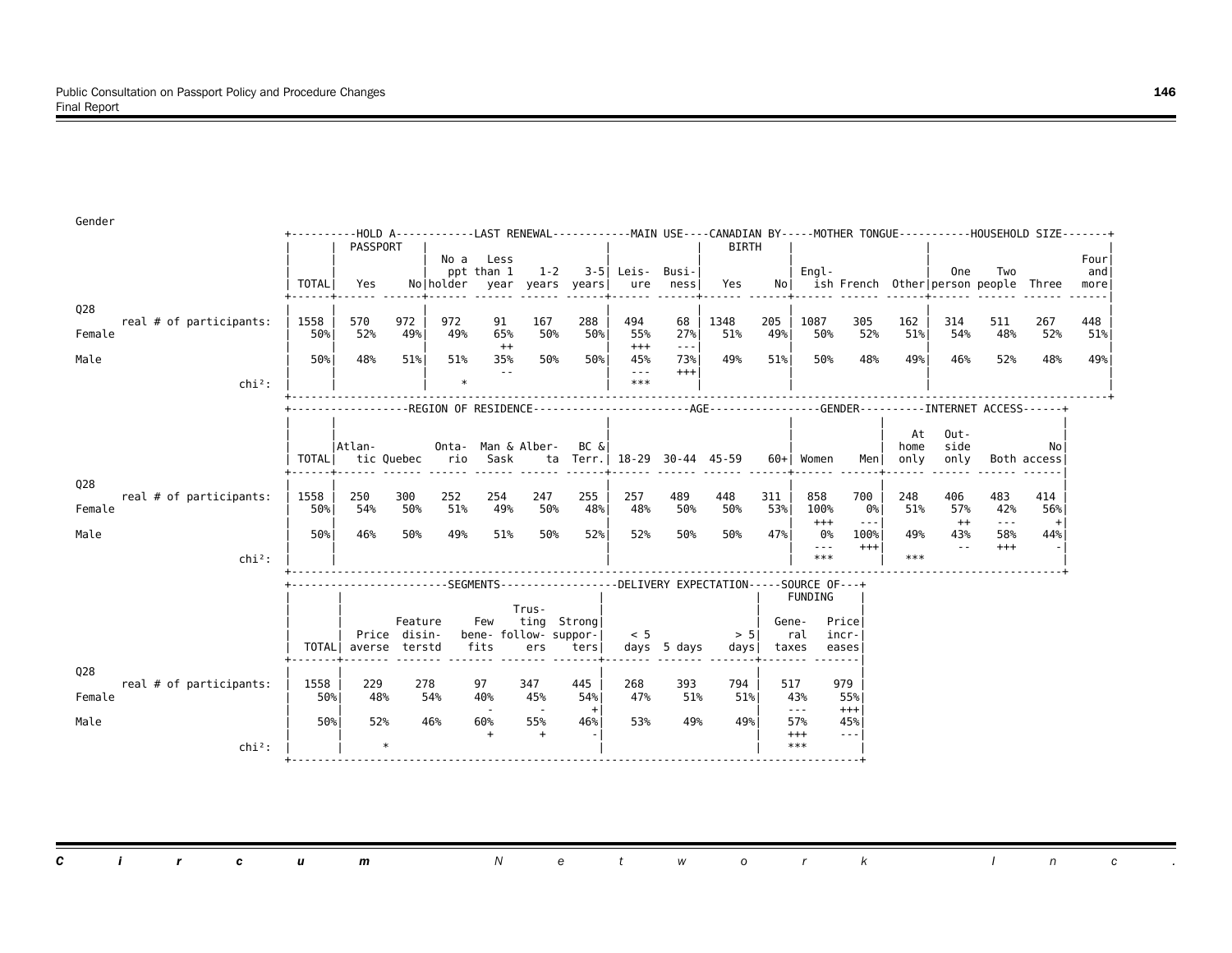Gender

| | TOTAL | HOLD A PASSPORT: Yes | No | LAST RENEWAL: No a ppt holder | Less than 1 year | 1-2 years | 3-5 years | MAIN USE: Leisure | Business | CANADIAN BY BIRTH: Yes | No | MOTHER TONGUE: English | French | Other | HOUSEHOLD SIZE: One person | Two people | Three | Four and more |
|---|---|---|---|---|---|---|---|---|---|---|---|---|---|---|---|---|---|---|
| Q28 real # of participants: | 1558 | 570 | 972 | 972 | 91 | 167 | 288 | 494 | 68 | 1348 | 205 | 1087 | 305 | 162 | 314 | 511 | 267 | 448 |
| Female | 50% | 52% | 49% | 49% | 65% | 50% | 50% | 55% | 27% | 51% | 49% | 50% | 52% | 51% | 54% | 48% | 52% | 51% |
| | | | | | ++ | | | +++ | --- | | | | | | | | | |
| Male | 50% | 48% | 51% | 51% | 35% | 50% | 50% | 45% | 73% | 49% | 51% | 50% | 48% | 49% | 46% | 52% | 48% | 49% |
| | | | | | -- | | | --- | +++ | | | | | | | | | |
| chi²: | | | | * | | | | *** | | | | | | | | | | |

| | TOTAL | REGION OF RESIDENCE: Atlantic | Quebec | Ontario | Man & Sask | Alberta | BC & Terr. | AGE: 18-29 | 30-44 | 45-59 | 60+ | GENDER: Women | Men | INTERNET ACCESS: At home only | Outside only | Both | No access |
|---|---|---|---|---|---|---|---|---|---|---|---|---|---|---|---|---|---|
| Q28 real # of participants: | 1558 | 250 | 300 | 252 | 254 | 247 | 255 | 257 | 489 | 448 | 311 | 858 | 700 | 248 | 406 | 483 | 414 |
| Female | 50% | 54% | 50% | 51% | 49% | 50% | 48% | 48% | 50% | 50% | 53% | 100% | 0% | 51% | 57% | 42% | 56% |
| | | | | | | | | | | | | +++ | --- | | ++ | --- | + |
| Male | 50% | 46% | 50% | 49% | 51% | 50% | 52% | 52% | 50% | 50% | 47% | 0% | 100% | 49% | 43% | 58% | 44% |
| | | | | | | | | | | | | --- | +++ | | -- | +++ | - |
| chi²: | | | | | | | | | | | | *** | | *** | | | |

| | TOTAL | SEGMENTS: Price averse | Feature disinterstd | Few benefits | Trusting followers | Strong supporters | DELIVERY EXPECTATION: < 5 days | 5 days | > 5 days | SOURCE OF FUNDING: General taxes | Price increases |
|---|---|---|---|---|---|---|---|---|---|---|---|
| Q28 real # of participants: | 1558 | 229 | 278 | 97 | 347 | 445 | 268 | 393 | 794 | 517 | 979 |
| Female | 50% | 48% | 54% | 40% | 45% | 54% | 47% | 51% | 51% | 43% | 55% |
| | | | | - | - | + | | | | --- | +++ |
| Male | 50% | 52% | 46% | 60% | 55% | 46% | 53% | 49% | 49% | 57% | 45% |
| | | | | + | + | - | | | | +++ | --- |
| chi²: | | * | | | | | | | | *** | |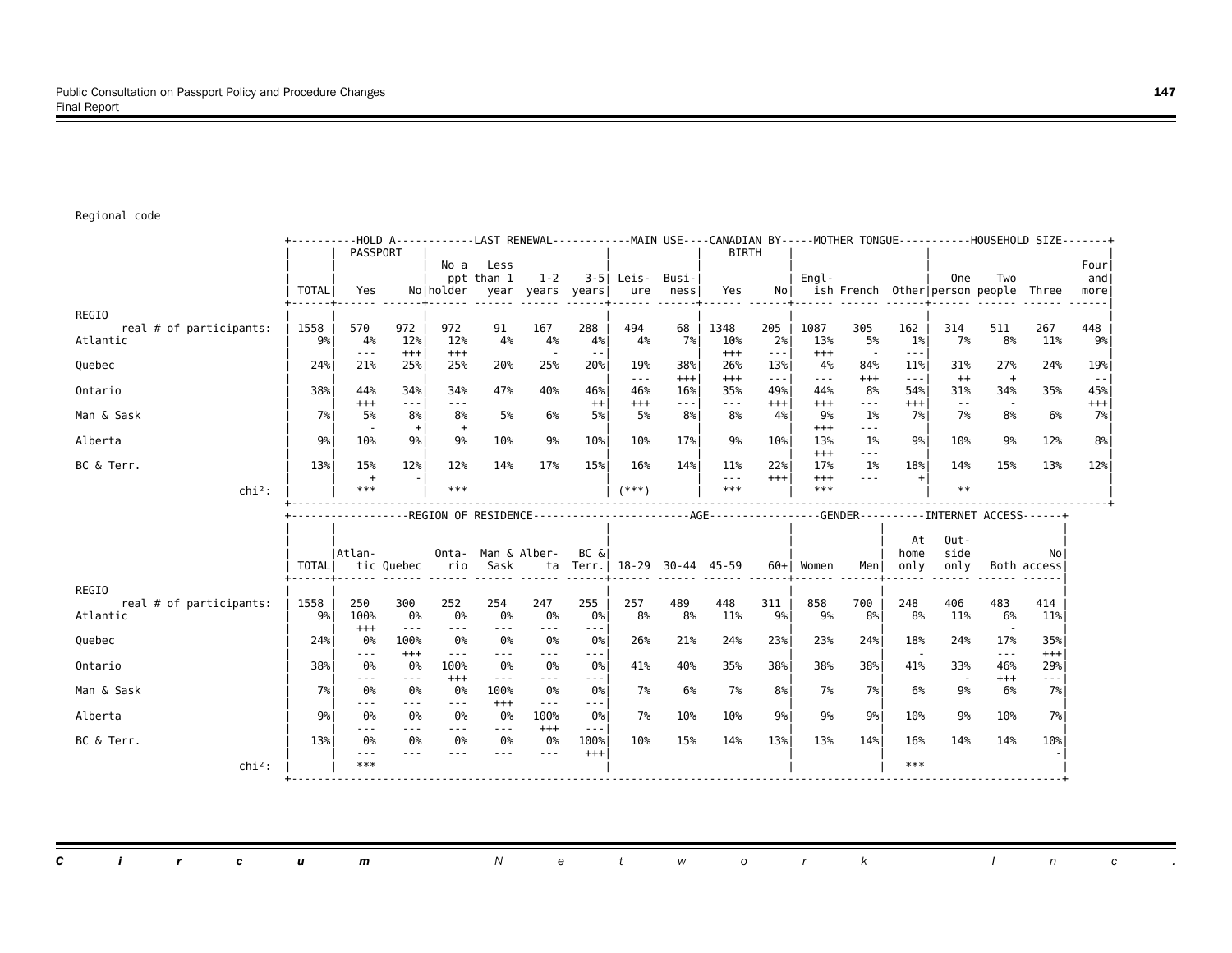Regional code

| | TOTAL | HOLD A PASSPORT: Yes | No | LAST RENEWAL: No a ppt holder | Less than 1 year | 1-2 years | 3-5 years | MAIN USE: Leisure | Business | CANADIAN BY BIRTH: Yes | No | MOTHER TONGUE: English | French | Other | HOUSEHOLD SIZE: One person | Two people | Three | Four and more |
|---|---|---|---|---|---|---|---|---|---|---|---|---|---|---|---|---|---|---|
| REGIO | | | | | | | | | | | | | | | | | | |
| real # of participants: | 1558 | 570 | 972 | 972 | 91 | 167 | 288 | 494 | 68 | 1348 | 205 | 1087 | 305 | 162 | 314 | 511 | 267 | 448 |
| Atlantic | 9% | 4% | 12% | 12% | 4% | 4% | 4% | 4% | 7% | 10% | 2% | 13% | 5% | 1% | 7% | 8% | 11% | 9% |
| | | --- | +++ | +++ | | - | -- | | | +++ | --- | +++ | - | --- | | | | |
| Quebec | 24% | 21% | 25% | 25% | 20% | 25% | 20% | 19% | 38% | 26% | 13% | 4% | 84% | 11% | 31% | 27% | 24% | 19% |
| | | | | | | | | --- | +++ | +++ | --- | --- | +++ | --- | ++ | + | | -- |
| Ontario | 38% | 44% | 34% | 34% | 47% | 40% | 46% | 46% | 16% | 35% | 49% | 44% | 8% | 54% | 31% | 34% | 35% | 45% |
| | | +++ | --- | --- | | | ++ | +++ | --- | --- | +++ | +++ | --- | +++ | -- | - | | +++ |
| Man & Sask | 7% | 5% | 8% | 8% | 5% | 6% | 5% | 5% | 8% | 8% | 4% | 9% | 1% | 7% | 7% | 8% | 6% | 7% |
| | | - | + | + | | | | | | | | +++ | --- | | | | | |
| Alberta | 9% | 10% | 9% | 9% | 10% | 9% | 10% | 10% | 17% | 9% | 10% | 13% | 1% | 9% | 10% | 9% | 12% | 8% |
| | | | | | | | | | | | | +++ | --- | | | | | |
| BC & Terr. | 13% | 15% | 12% | 12% | 14% | 17% | 15% | 16% | 14% | 11% | 22% | 17% | 1% | 18% | 14% | 15% | 13% | 12% |
| | | + | - | | | | | | | --- | +++ | +++ | --- | + | | | | |
| chi²: | | *** | | *** | | | | (***) | | *** | | *** | | | ** | | | |

| | TOTAL | REGION OF RESIDENCE: Atlantic | Quebec | Ontario | Man & Sask | Alberta | BC & Terr. | AGE: 18-29 | 30-44 | 45-59 | 60+ | GENDER: Women | Men | INTERNET ACCESS: At home only | Outside only | Both | No access |
|---|---|---|---|---|---|---|---|---|---|---|---|---|---|---|---|---|---|
| REGIO | | | | | | | | | | | | | | | | | |
| real # of participants: | 1558 | 250 | 300 | 252 | 254 | 247 | 255 | 257 | 489 | 448 | 311 | 858 | 700 | 248 | 406 | 483 | 414 |
| Atlantic | 9% | 100% | 0% | 0% | 0% | 0% | 0% | 8% | 8% | 11% | 9% | 9% | 8% | 8% | 11% | 6% | 11% |
| | | +++ | --- | --- | --- | --- | --- | | | | | | | | | - | |
| Quebec | 24% | 0% | 100% | 0% | 0% | 0% | 0% | 26% | 21% | 24% | 23% | 23% | 24% | 18% | 24% | 17% | 35% |
| | | --- | +++ | --- | --- | --- | --- | | | | | | | - | | --- | +++ |
| Ontario | 38% | 0% | 0% | 100% | 0% | 0% | 0% | 41% | 40% | 35% | 38% | 38% | 38% | 41% | 33% | 46% | 29% |
| | | --- | --- | +++ | --- | --- | --- | | | | | | | | - | +++ | --- |
| Man & Sask | 7% | 0% | 0% | 0% | 100% | 0% | 0% | 7% | 6% | 7% | 8% | 7% | 7% | 6% | 9% | 6% | 7% |
| | | --- | --- | --- | +++ | --- | --- | | | | | | | | | | |
| Alberta | 9% | 0% | 0% | 0% | 0% | 100% | 0% | 7% | 10% | 10% | 9% | 9% | 9% | 10% | 9% | 10% | 7% |
| | | --- | --- | --- | --- | +++ | --- | | | | | | | | | | |
| BC & Terr. | 13% | 0% | 0% | 0% | 0% | 0% | 100% | 10% | 15% | 14% | 13% | 13% | 14% | 16% | 14% | 14% | 10% |
| | | --- | --- | --- | --- | --- | +++ | | | | | | | | | | - |
| chi²: | | *** | | | | | | | | | | | | *** | | | |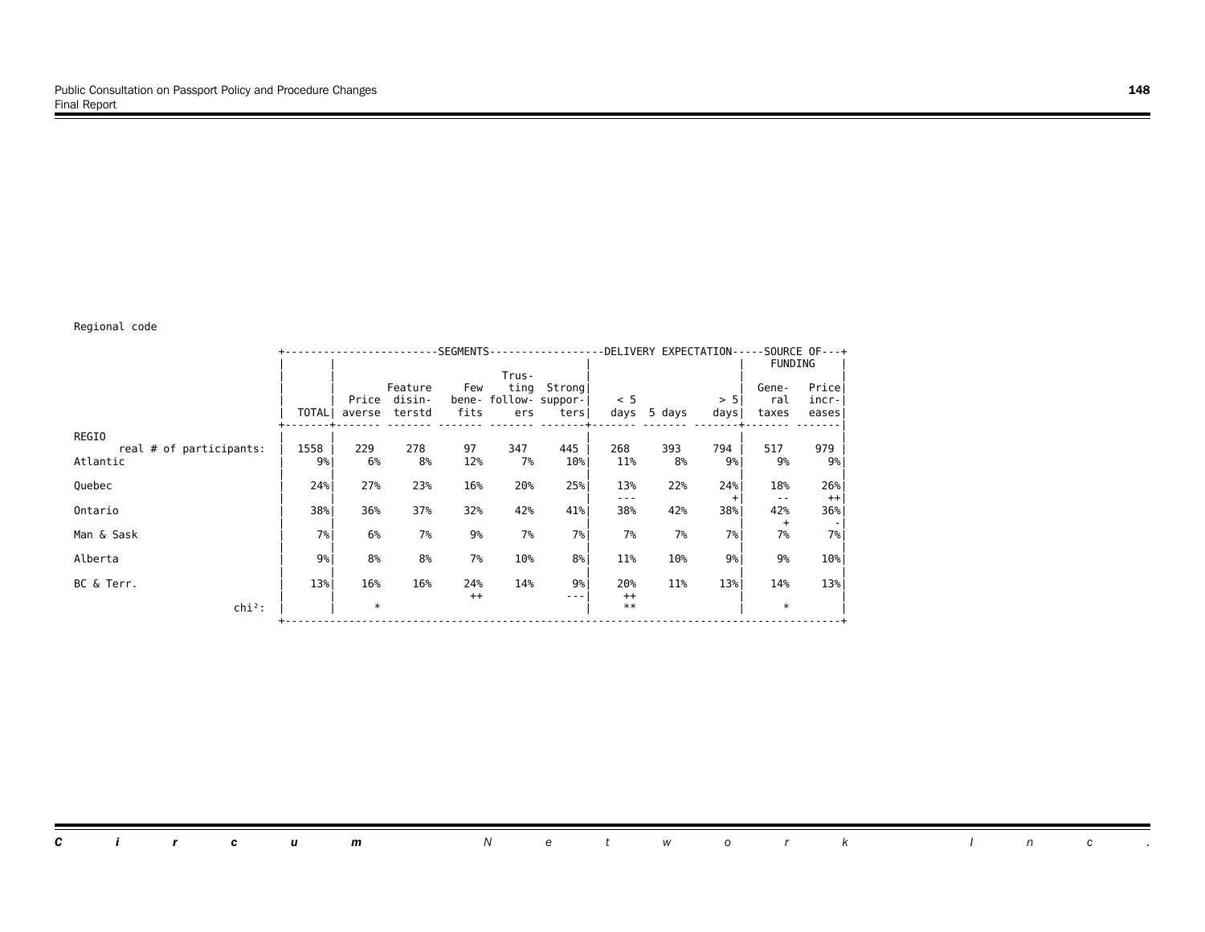Regional code

| | TOTAL | SEGMENTS | | | | | DELIVERY EXPECTATION | | | SOURCE OF FUNDING | |
|---|---|---|---|---|---|---|---|---|---|---|---|
| | | Price averse | Feature disin-terstd | Few bene-fits | Trus-ting follow-ers | Strong suppor-ters | < 5 days | 5 days | > 5 days | Gene-ral taxes | Price incr-eases |
| REGIO | | | | | | | | | | | |
| real # of participants: | 1558 | 229 | 278 | 97 | 347 | 445 | 268 | 393 | 794 | 517 | 979 |
| Atlantic | 9% | 6% | 8% | 12% | 7% | 10% | 11% | 8% | 9% | 9% | 9% |
| Quebec | 24% | 27% | 23% | 16% | 20% | 25% | 13% --- | 22% | 24% + | 18% -- | 26% ++ |
| Ontario | 38% | 36% | 37% | 32% | 42% | 41% | 38% | 42% | 38% | 42% + | 36% - |
| Man & Sask | 7% | 6% | 7% | 9% | 7% | 7% | 7% | 7% | 7% | 7% | 7% |
| Alberta | 9% | 8% | 8% | 7% | 10% | 8% | 11% | 10% | 9% | 9% | 10% |
| BC & Terr. | 13% | 16% | 16% | 24% ++ | 14% | 9% --- | 20% ++ | 11% | 13% | 14% | 13% |
| chi²: | | * | | | | | ** | | | * | |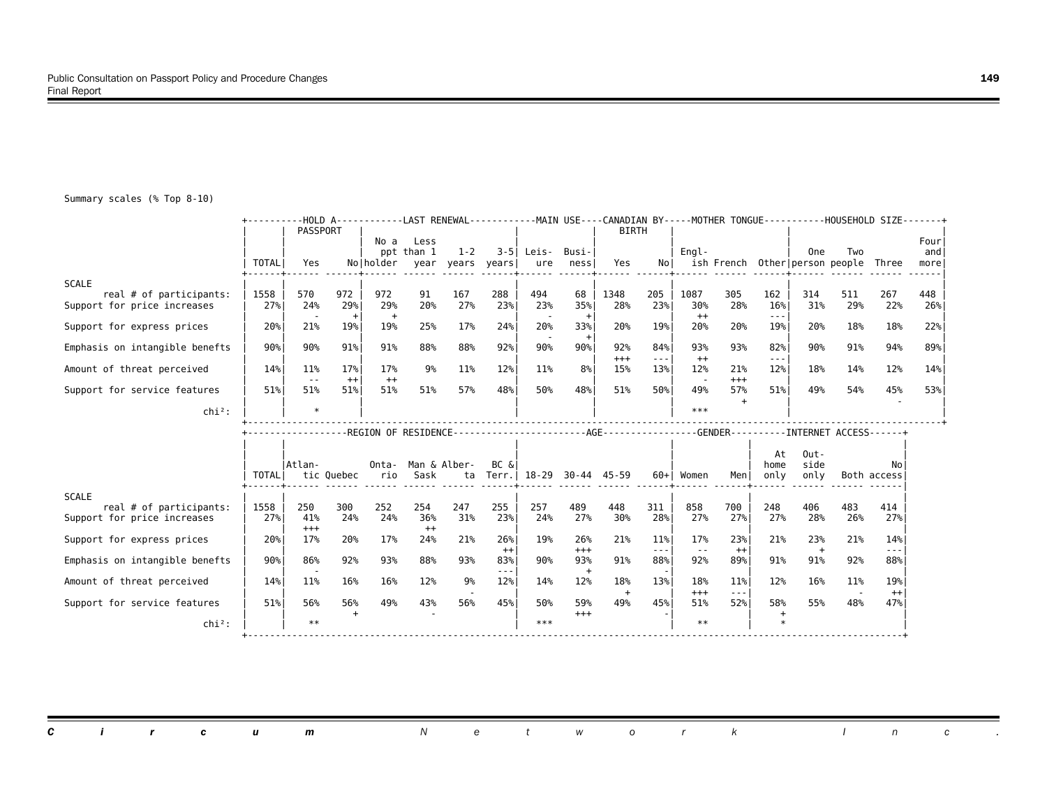Summary scales (% Top 8-10)

| SCALE | TOTAL | HOLD A PASSPORT: Yes | HOLD A PASSPORT: No | LAST RENEWAL: No a ppt holder | LAST RENEWAL: Less than 1 year | LAST RENEWAL: 1-2 years | LAST RENEWAL: 3-5 years | MAIN USE: Leisure | MAIN USE: Business | CANADIAN BY BIRTH: Yes | CANADIAN BY BIRTH: No | MOTHER TONGUE: English | MOTHER TONGUE: French | MOTHER TONGUE: Other | HOUSEHOLD SIZE: One person | HOUSEHOLD SIZE: Two people | HOUSEHOLD SIZE: Three | HOUSEHOLD SIZE: Four and more |
|---|---|---|---|---|---|---|---|---|---|---|---|---|---|---|---|---|---|---|
| real # of participants: | 1558 | 570 | 972 | 972 | 91 | 167 | 288 | 494 | 68 | 1348 | 205 | 1087 | 305 | 162 | 314 | 511 | 267 | 448 |
| Support for price increases | 27% | 24% - | 29% + | 29% + | 20% | 27% | 23% | 23% - | 35% + | 28% | 23% | 30% ++ | 28% | 16% --- | 31% | 29% | 22% | 26% |
| Support for express prices | 20% | 21% | 19% | 19% | 25% | 17% | 24% | 20% - | 33% + | 20% | 19% | 20% | 20% | 19% | 20% | 18% | 18% | 22% |
| Emphasis on intangible benefts | 90% | 90% | 91% | 91% | 88% | 88% | 92% | 90% | 90% | 92% +++ | 84% --- | 93% ++ | 93% | 82% --- | 90% | 91% | 94% | 89% |
| Amount of threat perceived | 14% | 11% -- | 17% ++ | 17% ++ | 9% | 11% | 12% | 11% | 8% | 15% | 13% | 12% - | 21% +++ | 12% | 18% | 14% | 12% | 14% |
| Support for service features | 51% | 51% | 51% | 51% | 51% | 57% | 48% | 50% | 48% | 51% | 50% | 49% | 57% + | 51% | 49% | 54% | 45% - | 53% |
| chi²: | | * | | | | | | | | | | *** | | | | | | |

| SCALE | TOTAL | REGION OF RESIDENCE: Atlantic | REGION OF RESIDENCE: Quebec | REGION OF RESIDENCE: Ontario | REGION OF RESIDENCE: Man & Sask | REGION OF RESIDENCE: Alberta | REGION OF RESIDENCE: BC & Terr. | AGE: 18-29 | AGE: 30-44 | AGE: 45-59 | AGE: 60+ | GENDER: Women | GENDER: Men | INTERNET ACCESS: At home only | INTERNET ACCESS: Out-side only | INTERNET ACCESS: Both | INTERNET ACCESS: No access |
|---|---|---|---|---|---|---|---|---|---|---|---|---|---|---|---|---|---|
| real # of participants: | 1558 | 250 | 300 | 252 | 254 | 247 | 255 | 257 | 489 | 448 | 311 | 858 | 700 | 248 | 406 | 483 | 414 |
| Support for price increases | 27% | 41% +++ | 24% | 24% | 36% ++ | 31% | 23% | 24% | 27% | 30% | 28% | 27% | 27% | 27% | 28% | 26% | 27% |
| Support for express prices | 20% | 17% | 20% | 17% | 24% | 21% | 26% ++ | 19% | 26% +++ | 21% | 11% --- | 17% -- | 23% ++ | 21% | 23% + | 21% | 14% --- |
| Emphasis on intangible benefts | 90% | 86% - | 92% | 93% | 88% | 93% | 83% --- | 90% | 93% + | 91% | 88% - | 92% | 89% | 91% | 91% | 92% | 88% |
| Amount of threat perceived | 14% | 11% | 16% | 16% | 12% | 9% - | 12% | 14% | 12% | 18% + | 13% | 18% +++ | 11% --- | 12% | 16% | 11% - | 19% ++ |
| Support for service features | 51% | 56% | 56% + | 49% | 43% - | 56% | 45% | 50% | 59% +++ | 49% | 45% - | 51% | 52% | 58% + | 55% | 48% | 47% |
| chi²: | | ** | | | | | | *** | | | | ** | | * | | | |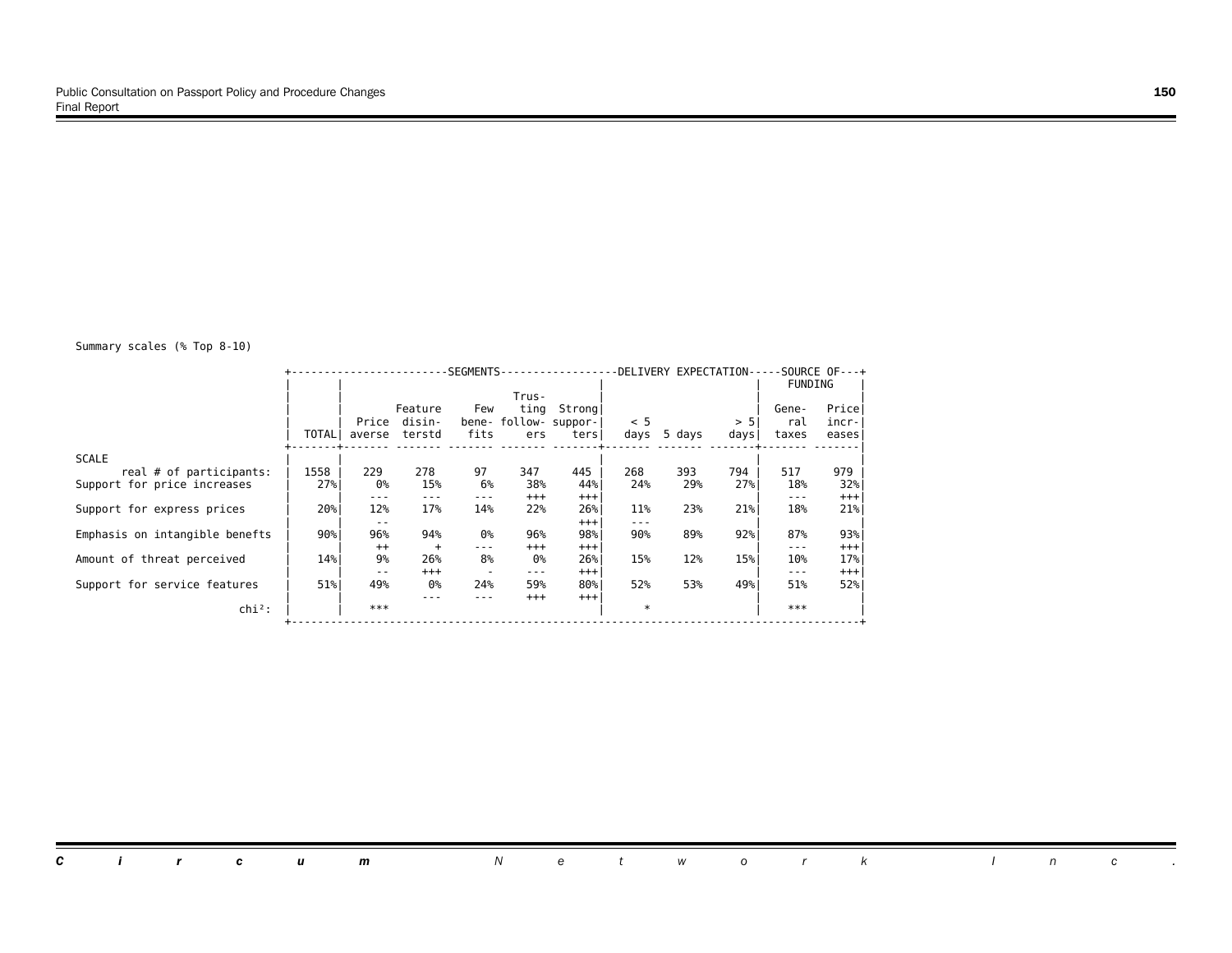Summary scales (% Top 8-10)

| | TOTAL | SEGMENTS | | | | | DELIVERY EXPECTATION | | | SOURCE OF FUNDING | |
|---|---|---|---|---|---|---|---|---|---|---|---|
| | | Price averse | Feature disinterstd | Few benefits | Trusting followers | Strong supporters | < 5 days | 5 days | > 5 days | General taxes | Price increases |
| SCALE | | | | | | | | | | | |
| real # of participants: | 1558 | 229 | 278 | 97 | 347 | 445 | 268 | 393 | 794 | 517 | 979 |
| Support for price increases | 27% | 0% | 15% | 6% | 38% | 44% | 24% | 29% | 27% | 18% | 32% |
| | | --- | --- | --- | +++ | +++ | | | | --- | +++ |
| Support for express prices | 20% | 12% | 17% | 14% | 22% | 26% | 11% | 23% | 21% | 18% | 21% |
| | | -- | | | | +++ | --- | | | | |
| Emphasis on intangible benefts | 90% | 96% | 94% | 0% | 96% | 98% | 90% | 89% | 92% | 87% | 93% |
| | | ++ | + | --- | +++ | +++ | | | | --- | +++ |
| Amount of threat perceived | 14% | 9% | 26% | 8% | 0% | 26% | 15% | 12% | 15% | 10% | 17% |
| | | -- | +++ | - | --- | +++ | | | | --- | +++ |
| Support for service features | 51% | 49% | 0% | 24% | 59% | 80% | 52% | 53% | 49% | 51% | 52% |
| | | | --- | --- | +++ | +++ | | | | | |
| chi²: | | *** | | | | | * | | | *** | |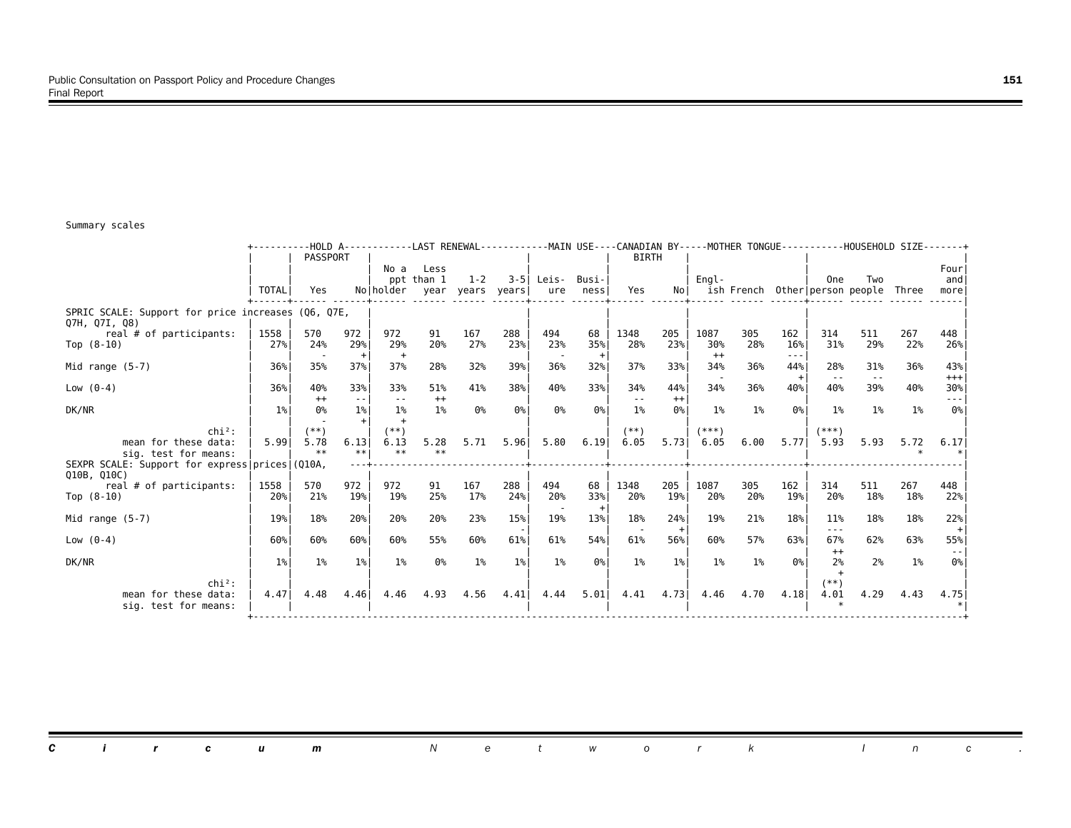Summary scales

| | TOTAL | HOLD A PASSPORT: Yes | No | LAST RENEWAL: No a ppt holder | Less than 1 year | 1-2 years | 3-5 years | MAIN USE: Leis-ure | Busi-ness | CANADIAN BY BIRTH: Yes | No | MOTHER TONGUE: Engl-ish | French | Other | HOUSEHOLD SIZE: One person | Two people | Three | Four and more |
|---|---|---|---|---|---|---|---|---|---|---|---|---|---|---|---|---|---|---|
| SPRIC SCALE: Support for price increases (Q6, Q7E, Q7H, Q7I, Q8) | | | | | | | | | | | | | | | | | | |
| real # of participants: | 1558 | 570 | 972 | 972 | 91 | 167 | 288 | 494 | 68 | 1348 | 205 | 1087 | 305 | 162 | 314 | 511 | 267 | 448 |
| Top (8-10) | 27% | 24% | 29% | 29% | 20% | 27% | 23% | 23% | 35% | 28% | 23% | 30% | 28% | 16% | 31% | 29% | 22% | 26% |
| | | - | + | + | | | | - | + | | | ++ | | --- | | | | |
| Mid range (5-7) | 36% | 35% | 37% | 37% | 28% | 32% | 39% | 36% | 32% | 37% | 33% | 34% | 36% | 44% | 28% | 31% | 36% | 43% |
| | | | | | | | | | | | | - | | + | -- | -- | | +++ |
| Low (0-4) | 36% | 40% | 33% | 33% | 51% | 41% | 38% | 40% | 33% | 34% | 44% | 34% | 36% | 40% | 40% | 39% | 40% | 30% |
| | | ++ | -- | -- | ++ | | | | | -- | ++ | | | | | | | --- |
| DK/NR | 1% | 0% | 1% | 1% | 1% | 0% | 0% | 0% | 0% | 1% | 0% | 1% | 1% | 0% | 1% | 1% | 1% | 0% |
| | | - | + | + | | | | | | | | | | | | | | |
| chi²: | | (**) | | (**) | | | | | | (**) | | (***) | | | (***) | | | |
| mean for these data: | 5.99 | 5.78 | 6.13 | 6.13 | 5.28 | 5.71 | 5.96 | 5.80 | 6.19 | 6.05 | 5.73 | 6.05 | 6.00 | 5.77 | 5.93 | 5.93 | 5.72 | 6.17 |
| sig. test for means: | | ** | ** | ** | ** | | | | | | | | | | | | * | * |
| SEXPR SCALE: Support for express prices (Q10A, Q10B, Q10C) | | | | | | | | | | | | | | | | | | |
| real # of participants: | 1558 | 570 | 972 | 972 | 91 | 167 | 288 | 494 | 68 | 1348 | 205 | 1087 | 305 | 162 | 314 | 511 | 267 | 448 |
| Top (8-10) | 20% | 21% | 19% | 19% | 25% | 17% | 24% | 20% | 33% | 20% | 19% | 20% | 20% | 19% | 20% | 18% | 18% | 22% |
| Mid range (5-7) | 19% | 18% | 20% | 20% | 20% | 23% | 15% | 19% | 13% | 18% | 24% | 19% | 21% | 18% | 11% | 18% | 18% | 22% |
| | | | | | | | - | - | + | - | + | | | | --- | | | + |
| Low (0-4) | 60% | 60% | 60% | 60% | 55% | 60% | 61% | 61% | 54% | 61% | 56% | 60% | 57% | 63% | 67% | 62% | 63% | 55% |
| | | | | | | | | | | | | | | | ++ | | | -- |
| DK/NR | 1% | 1% | 1% | 1% | 0% | 1% | 1% | 1% | 0% | 1% | 1% | 1% | 1% | 0% | 2% | 2% | 1% | 0% |
| | | | | | | | | | | | | | | | + | | | |
| chi²: | | | | | | | | | | | | | | | (**) | | | |
| mean for these data: | 4.47 | 4.48 | 4.46 | 4.46 | 4.93 | 4.56 | 4.41 | 4.44 | 5.01 | 4.41 | 4.73 | 4.46 | 4.70 | 4.18 | 4.01 | 4.29 | 4.43 | 4.75 |
| sig. test for means: | | | | | | | | | | | | | | | * | | | * |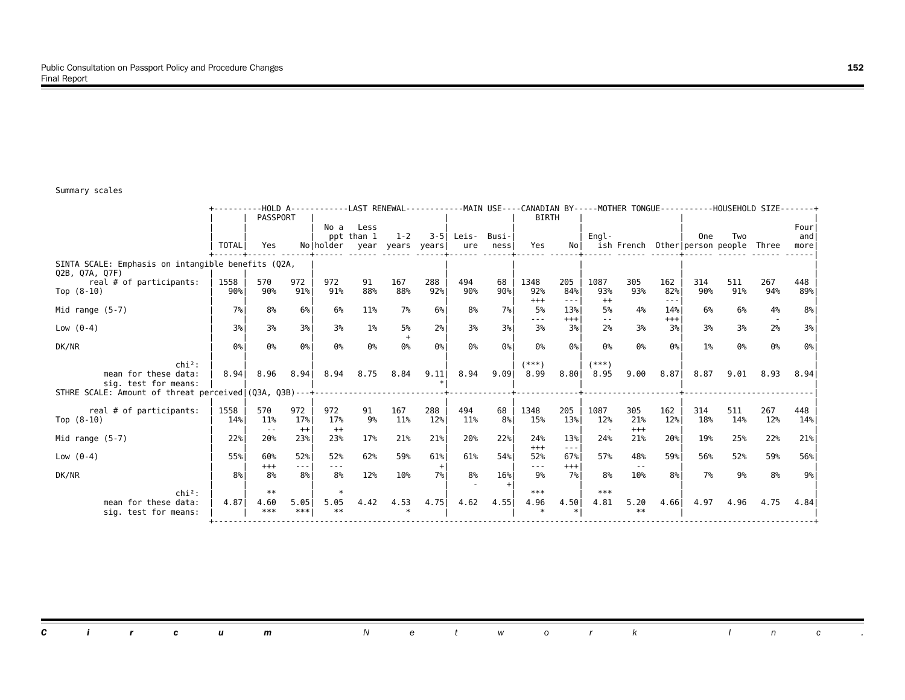Summary scales

| | TOTAL | HOLD A PASSPORT: Yes | HOLD A PASSPORT: No | LAST RENEWAL: No a ppt holder | LAST RENEWAL: Less than 1 year | LAST RENEWAL: 1-2 years | LAST RENEWAL: 3-5 years | MAIN USE: Leisure | MAIN USE: Business | CANADIAN BY BIRTH: Yes | CANADIAN BY BIRTH: No | MOTHER TONGUE: English | MOTHER TONGUE: French | MOTHER TONGUE: Other | HOUSEHOLD SIZE: One person | HOUSEHOLD SIZE: Two people | HOUSEHOLD SIZE: Three | HOUSEHOLD SIZE: Four and more |
|---|---|---|---|---|---|---|---|---|---|---|---|---|---|---|---|---|---|---|
| **SINTA SCALE: Emphasis on intangible benefits (Q2A, Q2B, Q7A, Q7F)** | | | | | | | | | | | | | | | | | | |
| real # of participants: | 1558 | 570 | 972 | 972 | 91 | 167 | 288 | 494 | 68 | 1348 | 205 | 1087 | 305 | 162 | 314 | 511 | 267 | 448 |
| Top (8-10) | 90% | 90% | 91% | 91% | 88% | 88% | 92% | 90% | 90% | 92% | 84% | 93% | 93% | 82% | 90% | 91% | 94% | 89% |
| | | | | | | | | | | +++ | --- | ++ | | --- | | | | |
| Mid range (5-7) | 7% | 8% | 6% | 6% | 11% | 7% | 6% | 8% | 7% | 5% | 13% | 5% | 4% | 14% | 6% | 6% | 4% | 8% |
| | | | | | | | | | | --- | +++ | -- | | +++ | | | - | |
| Low (0-4) | 3% | 3% | 3% | 3% | 1% | 5% | 2% | 3% | 3% | 3% | 3% | 2% | 3% | 3% | 3% | 3% | 2% | 3% |
| | | | | | | + | | | | | | | | | | | | |
| DK/NR | 0% | 0% | 0% | 0% | 0% | 0% | 0% | 0% | 0% | 0% | 0% | 0% | 0% | 0% | 1% | 0% | 0% | 0% |
| chi²: | | | | | | | | | | (***) | | (***) | | | | | | |
| mean for these data: | 8.94 | 8.96 | 8.94 | 8.94 | 8.75 | 8.84 | 9.11 | 8.94 | 9.09 | 8.99 | 8.80 | 8.95 | 9.00 | 8.87 | 8.87 | 9.01 | 8.93 | 8.94 |
| sig. test for means: | | | | | | | * | | | | | | | | | | | |
| **STHRE SCALE: Amount of threat perceived (Q3A, Q3B)** | | | | | | | | | | | | | | | | | | |
| real # of participants: | 1558 | 570 | 972 | 972 | 91 | 167 | 288 | 494 | 68 | 1348 | 205 | 1087 | 305 | 162 | 314 | 511 | 267 | 448 |
| Top (8-10) | 14% | 11% | 17% | 17% | 9% | 11% | 12% | 11% | 8% | 15% | 13% | 12% | 21% | 12% | 18% | 14% | 12% | 14% |
| | | -- | ++ | ++ | | | | | | | | - | +++ | | | | | |
| Mid range (5-7) | 22% | 20% | 23% | 23% | 17% | 21% | 21% | 20% | 22% | 24% | 13% | 24% | 21% | 20% | 19% | 25% | 22% | 21% |
| | | | | | | | | | | +++ | --- | | | | | | | |
| Low (0-4) | 55% | 60% | 52% | 52% | 62% | 59% | 61% | 61% | 54% | 52% | 67% | 57% | 48% | 59% | 56% | 52% | 59% | 56% |
| | | +++ | --- | --- | | | + | | | --- | +++ | | -- | | | | | |
| DK/NR | 8% | 8% | 8% | 8% | 12% | 10% | 7% | 8% | 16% | 9% | 7% | 8% | 10% | 8% | 7% | 9% | 8% | 9% |
| | | | | | | | | - | + | | | | | | | | | |
| chi²: | | ** | | * | | | | | | *** | | *** | | | | | | |
| mean for these data: | 4.87 | 4.60 | 5.05 | 5.05 | 4.42 | 4.53 | 4.75 | 4.62 | 4.55 | 4.96 | 4.50 | 4.81 | 5.20 | 4.66 | 4.97 | 4.96 | 4.75 | 4.84 |
| sig. test for means: | | *** | *** | ** | | * | | | | * | * | | ** | | | | | |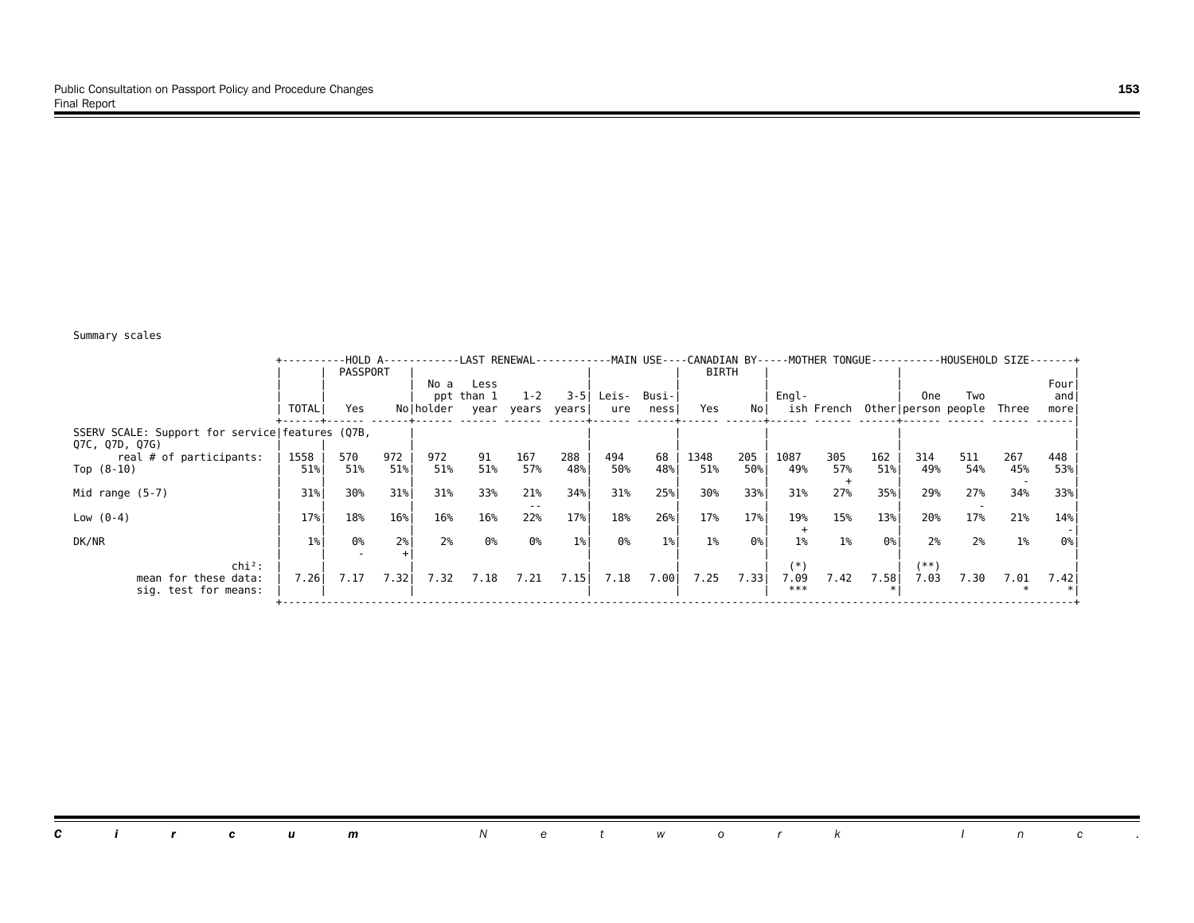Summary scales

| | TOTAL | HOLD A PASSPORT | | LAST RENEWAL | | | | MAIN USE | | CANADIAN BY BIRTH | | MOTHER TONGUE | | | HOUSEHOLD SIZE | | | |
|---|---|---|---|---|---|---|---|---|---|---|---|---|---|---|---|---|---|---|
| | | Yes | No | No a ppt holder | Less than 1 year | 1-2 years | 3-5 years | Leis-ure | Busi-ness | Yes | No | Engl-ish | French | Other | One person | Two people | Three | Four and more |
| SSERV SCALE: Support for service features (Q7B, Q7C, Q7D, Q7G) | | | | | | | | | | | | | | | | | | |
| real # of participants: | 1558 | 570 | 972 | 972 | 91 | 167 | 288 | 494 | 68 | 1348 | 205 | 1087 | 305 | 162 | 314 | 511 | 267 | 448 |
| Top (8-10) | 51% | 51% | 51% | 51% | 51% | 57% | 48% | 50% | 48% | 51% | 50% | 49% | 57% + | 51% | 49% | 54% | 45% - | 53% |
| Mid range (5-7) | 31% | 30% | 31% | 31% | 33% | 21% -- | 34% | 31% | 25% | 30% | 33% | 31% | 27% | 35% | 29% | 27% - | 34% | 33% |
| Low (0-4) | 17% | 18% | 16% | 16% | 16% | 22% | 17% | 18% | 26% | 17% | 17% | 19% + | 15% | 13% | 20% | 17% | 21% | 14% - |
| DK/NR | 1% | 0% - | 2% + | 2% | 0% | 0% | 1% | 0% | 1% | 1% | 0% | 1% | 1% | 0% | 2% | 2% | 1% | 0% |
| chi²: | | | | | | | | | | | | (*) | | | (**) | | | |
| mean for these data: | 7.26 | 7.17 | 7.32 | 7.32 | 7.18 | 7.21 | 7.15 | 7.18 | 7.00 | 7.25 | 7.33 | 7.09 | 7.42 | 7.58 | 7.03 | 7.30 | 7.01 | 7.42 |
| sig. test for means: | | | | | | | | | | | | *** | | * | | | * | * |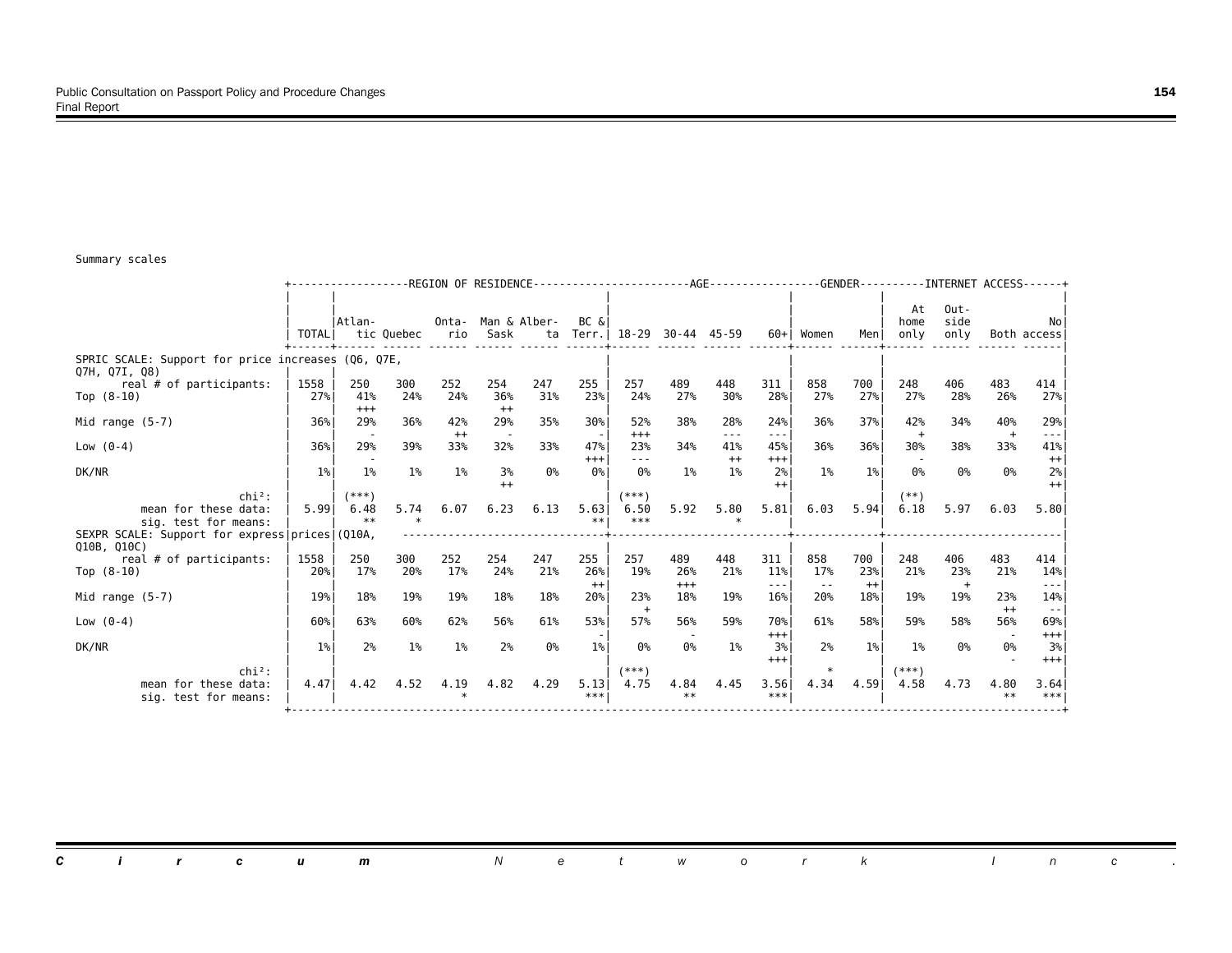Summary scales

| | TOTAL | Atlantic | Quebec | Ontario | Man & Sask | Alberta | BC & Terr. | 18-29 | 30-44 | 45-59 | 60+ | Women | Men | At home only | Outside only | Both | No access |
|---|---|---|---|---|---|---|---|---|---|---|---|---|---|---|---|---|---|
| | | REGION OF RESIDENCE | | | | | | AGE | | | | GENDER | | INTERNET ACCESS | | | |
| **SPRIC SCALE: Support for price increases (Q6, Q7E, Q7H, Q7I, Q8)** | | | | | | | | | | | | | | | | | |
| real # of participants: | 1558 | 250 | 300 | 252 | 254 | 247 | 255 | 257 | 489 | 448 | 311 | 858 | 700 | 248 | 406 | 483 | 414 |
| Top (8-10) | 27% | 41% | 24% | 24% | 36% | 31% | 23% | 24% | 27% | 30% | 28% | 27% | 27% | 27% | 28% | 26% | 27% |
| | | +++ | | | ++ | | | | | | | | | | | | |
| Mid range (5-7) | 36% | 29% | 36% | 42% | 29% | 35% | 30% | 52% | 38% | 28% | 24% | 36% | 37% | 42% | 34% | 40% | 29% |
| | | - | | ++ | - | | - | +++ | | --- | --- | | | + | | + | --- |
| Low (0-4) | 36% | 29% | 39% | 33% | 32% | 33% | 47% | 23% | 34% | 41% | 45% | 36% | 36% | 30% | 38% | 33% | 41% |
| | | - | | | | | +++ | --- | | ++ | +++ | | | - | | | ++ |
| DK/NR | 1% | 1% | 1% | 1% | 3% | 0% | 0% | 0% | 1% | 1% | 2% | 1% | 1% | 0% | 0% | 0% | 2% |
| | | | | | ++ | | | | | | ++ | | | | | | ++ |
| chi²: | | (***) | | | | | | (***) | | | | | | (**) | | | |
| mean for these data: | 5.99 | 6.48 | 5.74 | 6.07 | 6.23 | 6.13 | 5.63 | 6.50 | 5.92 | 5.80 | 5.81 | 6.03 | 5.94 | 6.18 | 5.97 | 6.03 | 5.80 |
| sig. test for means: | | ** | * | | | | ** | *** | | * | | | | | | | |
| **SEXPR SCALE: Support for express prices (Q10A, Q10B, Q10C)** | | | | | | | | | | | | | | | | | |
| real # of participants: | 1558 | 250 | 300 | 252 | 254 | 247 | 255 | 257 | 489 | 448 | 311 | 858 | 700 | 248 | 406 | 483 | 414 |
| Top (8-10) | 20% | 17% | 20% | 17% | 24% | 21% | 26% | 19% | 26% | 21% | 11% | 17% | 23% | 21% | 23% | 21% | 14% |
| | | | | | | | ++ | | +++ | | --- | -- | ++ | | + | | --- |
| Mid range (5-7) | 19% | 18% | 19% | 19% | 18% | 18% | 20% | 23% | 18% | 19% | 16% | 20% | 18% | 19% | 19% | 23% | 14% |
| | | | | | | | | + | | | | | | | | ++ | -- |
| Low (0-4) | 60% | 63% | 60% | 62% | 56% | 61% | 53% | 57% | 56% | 59% | 70% | 61% | 58% | 59% | 58% | 56% | 69% |
| | | | | | | | - | | - | | +++ | | | | | - | +++ |
| DK/NR | 1% | 2% | 1% | 1% | 2% | 0% | 1% | 0% | 0% | 1% | 3% | 2% | 1% | 1% | 0% | 0% | 3% |
| | | | | | | | | | | | +++ | | | | | - | +++ |
| chi²: | | | | | | | | (***) | | | | * | | (***) | | | |
| mean for these data: | 4.47 | 4.42 | 4.52 | 4.19 | 4.82 | 4.29 | 5.13 | 4.75 | 4.84 | 4.45 | 3.56 | 4.34 | 4.59 | 4.58 | 4.73 | 4.80 | 3.64 |
| sig. test for means: | | | | * | | | *** | | ** | | *** | | | | | ** | *** |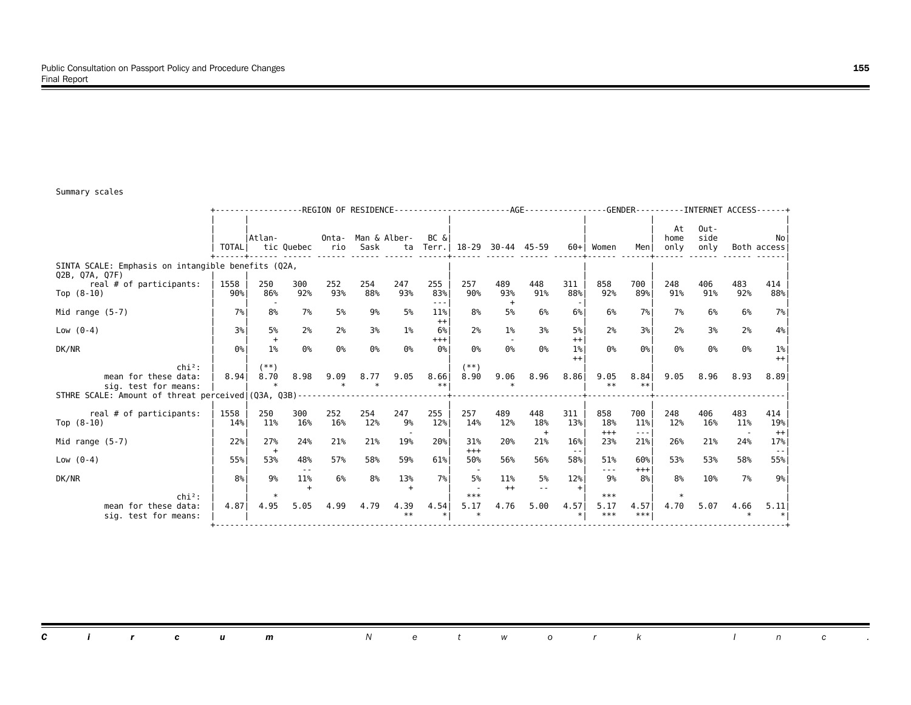Summary scales

| | TOTAL | REGION OF RESIDENCE: Atlantic | Quebec | Ontario | Man & Sask | Alberta | BC & Terr. | AGE: 18-29 | 30-44 | 45-59 | 60+ | GENDER: Women | Men | INTERNET ACCESS: At home only | Outside only | Both | No access |
|---|---|---|---|---|---|---|---|---|---|---|---|---|---|---|---|---|---|
| **SINTA SCALE: Emphasis on intangible benefits (Q2A, Q2B, Q7A, Q7F)** | | | | | | | | | | | | | | | | | |
| real # of participants: | 1558 | 250 | 300 | 252 | 254 | 247 | 255 | 257 | 489 | 448 | 311 | 858 | 700 | 248 | 406 | 483 | 414 |
| Top (8-10) | 90% | 86% | 92% | 93% | 88% | 93% | 83% | 90% | 93% | 91% | 88% | 92% | 89% | 91% | 91% | 92% | 88% |
| | | - | | | | | --- | | + | | - | | | | | | |
| Mid range (5-7) | 7% | 8% | 7% | 5% | 9% | 5% | 11% | 8% | 5% | 6% | 6% | 6% | 7% | 7% | 6% | 6% | 7% |
| | | | | | | | ++ | | | | | | | | | | |
| Low (0-4) | 3% | 5% | 2% | 2% | 3% | 1% | 6% | 2% | 1% | 3% | 5% | 2% | 3% | 2% | 3% | 2% | 4% |
| | | + | | | | | +++ | | - | | ++ | | | | | | |
| DK/NR | 0% | 1% | 0% | 0% | 0% | 0% | 0% | 0% | 0% | 0% | 1% | 0% | 0% | 0% | 0% | 0% | 1% |
| | | | | | | | | | | | ++ | | | | | | ++ |
| chi²: | | (**) | | | | | | (**) | | | | | | | | | |
| mean for these data: | 8.94 | 8.70 | 8.98 | 9.09 | 8.77 | 9.05 | 8.66 | 8.90 | 9.06 | 8.96 | 8.86 | 9.05 | 8.84 | 9.05 | 8.96 | 8.93 | 8.89 |
| sig. test for means: | | * | | * | * | | ** | | * | | | ** | ** | | | | |
| **STHRE SCALE: Amount of threat perceived (Q3A, Q3B)** | | | | | | | | | | | | | | | | | |
| real # of participants: | 1558 | 250 | 300 | 252 | 254 | 247 | 255 | 257 | 489 | 448 | 311 | 858 | 700 | 248 | 406 | 483 | 414 |
| Top (8-10) | 14% | 11% | 16% | 16% | 12% | 9% | 12% | 14% | 12% | 18% | 13% | 18% | 11% | 12% | 16% | 11% | 19% |
| | | | | | | - | | | | + | | +++ | --- | | | - | ++ |
| Mid range (5-7) | 22% | 27% | 24% | 21% | 21% | 19% | 20% | 31% | 20% | 21% | 16% | 23% | 21% | 26% | 21% | 24% | 17% |
| | | + | | | | | | +++ | | | -- | | | | | | -- |
| Low (0-4) | 55% | 53% | 48% | 57% | 58% | 59% | 61% | 50% | 56% | 56% | 58% | 51% | 60% | 53% | 53% | 58% | 55% |
| | | | -- | | | | | - | | | | --- | +++ | | | | |
| DK/NR | 8% | 9% | 11% | 6% | 8% | 13% | 7% | 5% | 11% | 5% | 12% | 9% | 8% | 8% | 10% | 7% | 9% |
| | | | + | | | + | | - | ++ | -- | + | | | | | | |
| chi²: | | * | | | | | | *** | | | | *** | | * | | | |
| mean for these data: | 4.87 | 4.95 | 5.05 | 4.99 | 4.79 | 4.39 | 4.54 | 5.17 | 4.76 | 5.00 | 4.57 | 5.17 | 4.57 | 4.70 | 5.07 | 4.66 | 5.11 |
| sig. test for means: | | | | | | ** | * | * | | | * | *** | *** | | | * | * |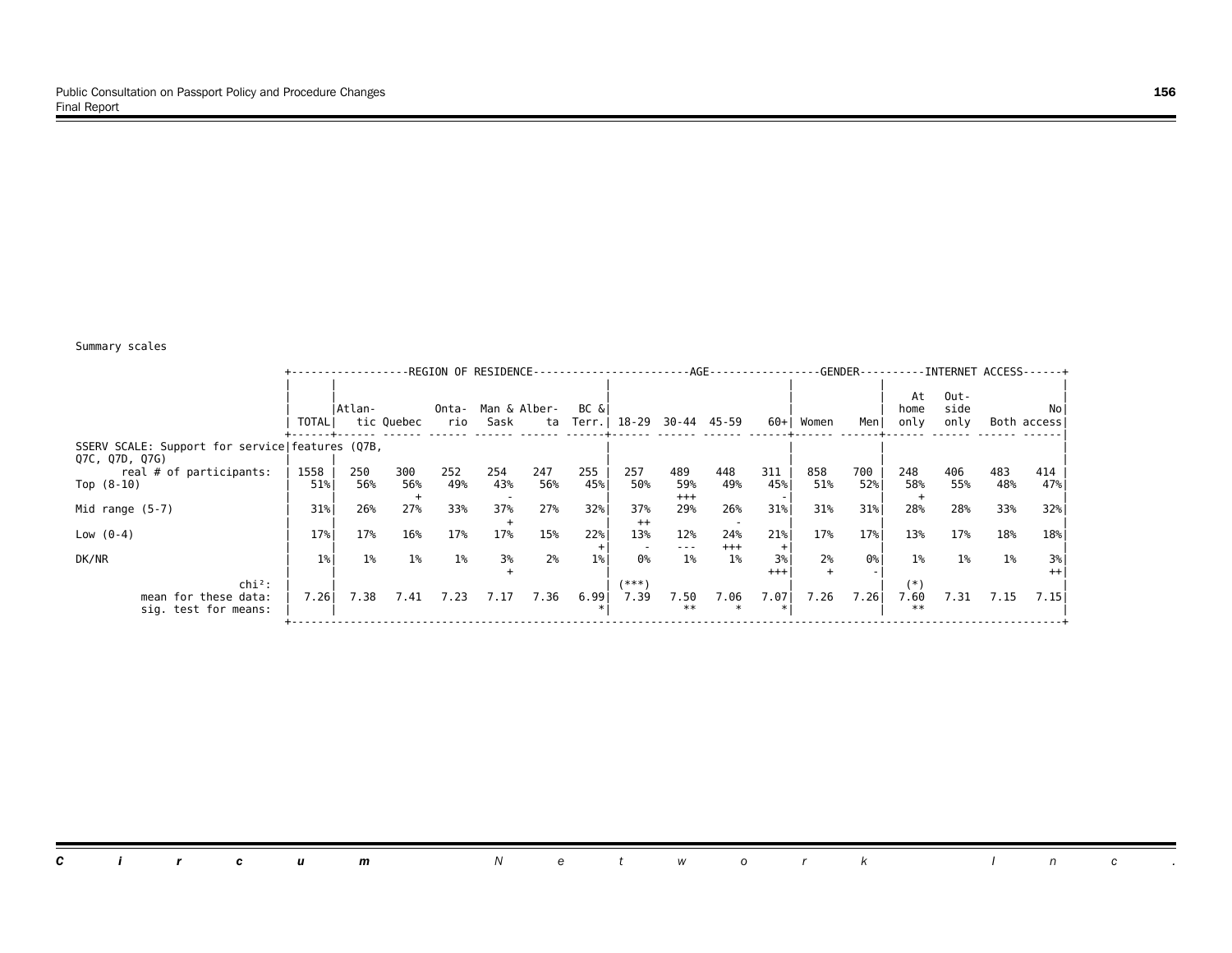Summary scales

| | TOTAL | REGION OF RESIDENCE: Atlantic | Quebec | Ontario | Man & Sask | Alberta | BC & Terr. | AGE: 18-29 | 30-44 | 45-59 | 60+ | GENDER: Women | Men | INTERNET ACCESS: At home only | Outside only | Both | No access |
|---|---|---|---|---|---|---|---|---|---|---|---|---|---|---|---|---|---|
| SSERV SCALE: Support for service features (Q7B, Q7C, Q7D, Q7G) | | | | | | | | | | | | | | | | | |
| real # of participants: | 1558 | 250 | 300 | 252 | 254 | 247 | 255 | 257 | 489 | 448 | 311 | 858 | 700 | 248 | 406 | 483 | 414 |
| Top (8-10) | 51% | 56% | 56% + | 49% | 43% - | 56% | 45% | 50% | 59% +++ | 49% | 45% - | 51% | 52% | 58% + | 55% | 48% | 47% |
| Mid range (5-7) | 31% | 26% | 27% | 33% | 37% + | 27% | 32% | 37% ++ | 29% | 26% - | 31% | 31% | 31% | 28% | 28% | 33% | 32% |
| Low (0-4) | 17% | 17% | 16% | 17% | 17% | 15% | 22% + | 13% - | 12% --- | 24% +++ | 21% + | 17% | 17% | 13% | 17% | 18% | 18% |
| DK/NR | 1% | 1% | 1% | 1% | 3% + | 2% | 1% | 0% | 1% | 1% | 3% +++ | 2% + | 0% - | 1% | 1% | 1% | 3% ++ |
| chi²: | | | | | | | | (***) | | | | | | (*) | | | |
| mean for these data: | 7.26 | 7.38 | 7.41 | 7.23 | 7.17 | 7.36 | 6.99 | 7.39 | 7.50 | 7.06 | 7.07 | 7.26 | 7.26 | 7.60 | 7.31 | 7.15 | 7.15 |
| sig. test for means: | | | | | | | * | | ** | * | * | | | ** | | | |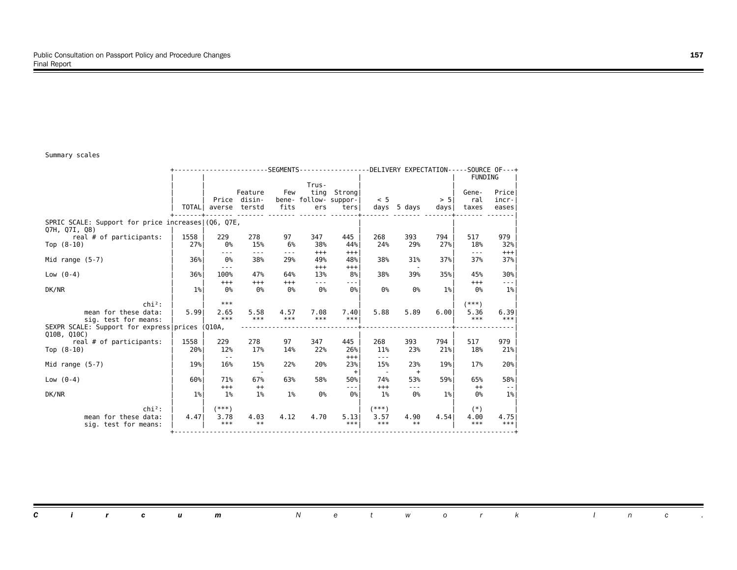Summary scales

| | TOTAL | SEGMENTS: Price averse | Feature disinterstd | Few benefits | Trusting followers | Strong supporters | DELIVERY EXPECTATION: < 5 days | 5 days | > 5 days | SOURCE OF FUNDING: General taxes | Price increases |
|---|---|---|---|---|---|---|---|---|---|---|---|
| **SPRIC SCALE: Support for price increases (Q6, Q7E, Q7H, Q7I, Q8)** | | | | | | | | | | | |
| real # of participants: | 1558 | 229 | 278 | 97 | 347 | 445 | 268 | 393 | 794 | 517 | 979 |
| Top (8-10) | 27% | 0% | 15% | 6% | 38% | 44% | 24% | 29% | 27% | 18% | 32% |
| | | --- | --- | --- | +++ | +++ | | | | --- | +++ |
| Mid range (5-7) | 36% | 0% | 38% | 29% | 49% | 48% | 38% | 31% | 37% | 37% | 37% |
| | | --- | | | +++ | +++ | | - | | | |
| Low (0-4) | 36% | 100% | 47% | 64% | 13% | 8% | 38% | 39% | 35% | 45% | 30% |
| | | +++ | +++ | +++ | --- | --- | | | | +++ | --- |
| DK/NR | 1% | 0% | 0% | 0% | 0% | 0% | 0% | 0% | 1% | 0% | 1% |
| chi²: | | *** | | | | | | | | (***) | |
| mean for these data: | 5.99 | 2.65 | 5.58 | 4.57 | 7.08 | 7.40 | 5.88 | 5.89 | 6.00 | 5.36 | 6.39 |
| sig. test for means: | | *** | *** | *** | *** | *** | | | | *** | *** |
| **SEXPR SCALE: Support for express prices (Q10A, Q10B, Q10C)** | | | | | | | | | | | |
| real # of participants: | 1558 | 229 | 278 | 97 | 347 | 445 | 268 | 393 | 794 | 517 | 979 |
| Top (8-10) | 20% | 12% | 17% | 14% | 22% | 26% | 11% | 23% | 21% | 18% | 21% |
| | | -- | | | | +++ | --- | | | | |
| Mid range (5-7) | 19% | 16% | 15% | 22% | 20% | 23% | 15% | 23% | 19% | 17% | 20% |
| | | | - | | | + | - | + | | | |
| Low (0-4) | 60% | 71% | 67% | 63% | 58% | 50% | 74% | 53% | 59% | 65% | 58% |
| | | +++ | ++ | | | --- | +++ | --- | | ++ | -- |
| DK/NR | 1% | 1% | 1% | 1% | 0% | 0% | 1% | 0% | 1% | 0% | 1% |
| chi²: | | (***) | | | | | (***) | | | (*) | |
| mean for these data: | 4.47 | 3.78 | 4.03 | 4.12 | 4.70 | 5.13 | 3.57 | 4.90 | 4.54 | 4.00 | 4.75 |
| sig. test for means: | | *** | ** | | | *** | *** | ** | | *** | *** |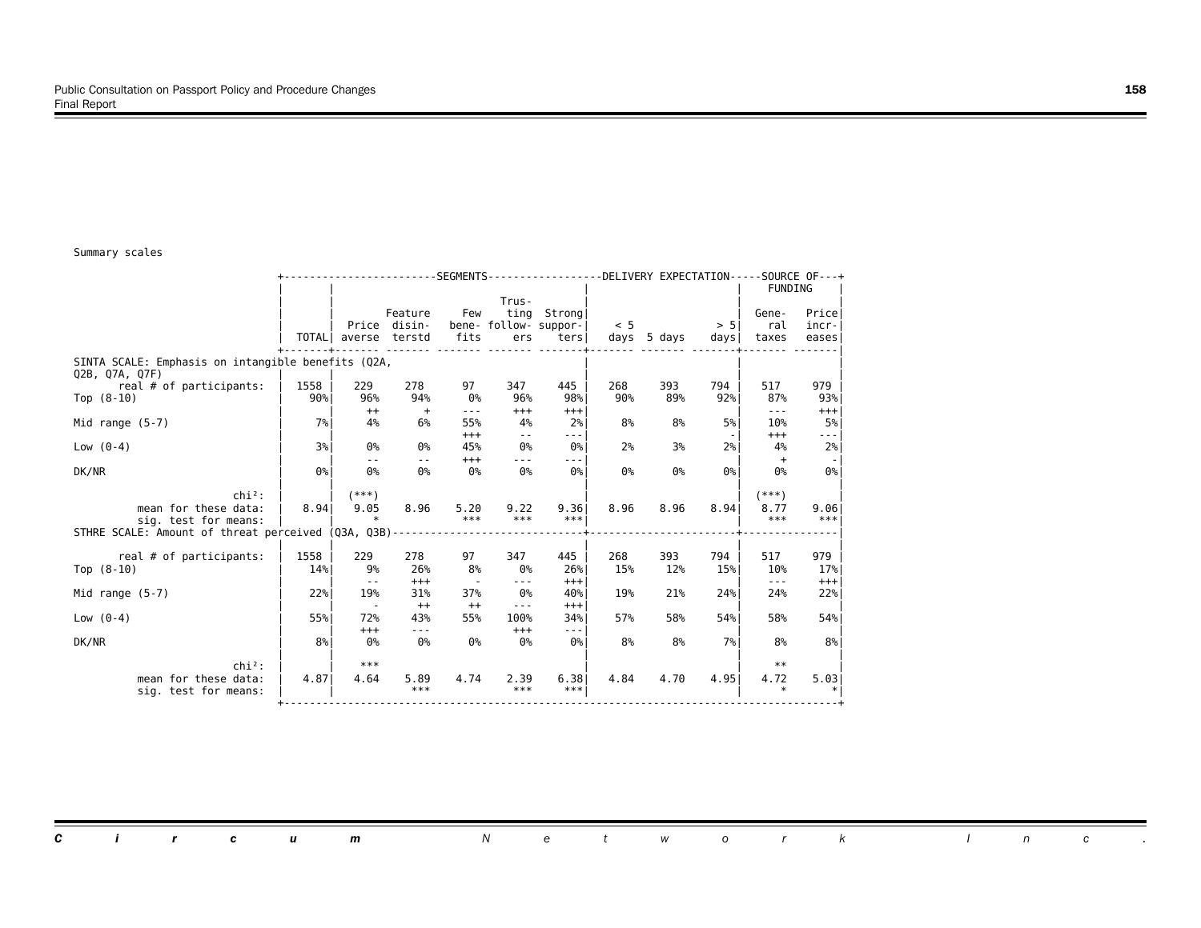Summary scales

| | TOTAL | SEGMENTS | | | | | DELIVERY EXPECTATION | | | SOURCE OF FUNDING | |
|---|---|---|---|---|---|---|---|---|---|---|---|
| | | Price averse | Feature disin-terstd | Few bene-fits | Trus-ting follow-ers | Strong suppor-ters | < 5 days | 5 days | > 5 days | Gene-ral taxes | Price incr-eases |
| **SINTA SCALE: Emphasis on intangible benefits (Q2A, Q2B, Q7A, Q7F)** | | | | | | | | | | | |
| real # of participants: | 1558 | 229 | 278 | 97 | 347 | 445 | 268 | 393 | 794 | 517 | 979 |
| Top (8-10) | 90% | 96% | 94% | 0% | 96% | 98% | 90% | 89% | 92% | 87% | 93% |
| | | ++ | + | --- | +++ | +++ | | | | --- | +++ |
| Mid range (5-7) | 7% | 4% | 6% | 55% | 4% | 2% | 8% | 8% | 5% | 10% | 5% |
| | | | | +++ | -- | --- | | | - | +++ | --- |
| Low (0-4) | 3% | 0% | 0% | 45% | 0% | 0% | 2% | 3% | 2% | 4% | 2% |
| | | -- | -- | +++ | --- | --- | | | | + | - |
| DK/NR | 0% | 0% | 0% | 0% | 0% | 0% | 0% | 0% | 0% | 0% | 0% |
| chi²: | | (***) | | | | | | | | (***) | |
| mean for these data: | 8.94 | 9.05 | 8.96 | 5.20 | 9.22 | 9.36 | 8.96 | 8.96 | 8.94 | 8.77 | 9.06 |
| sig. test for means: | | * | | *** | *** | *** | | | | *** | *** |
| **STHRE SCALE: Amount of threat perceived (Q3A, Q3B)** | | | | | | | | | | | |
| real # of participants: | 1558 | 229 | 278 | 97 | 347 | 445 | 268 | 393 | 794 | 517 | 979 |
| Top (8-10) | 14% | 9% | 26% | 8% | 0% | 26% | 15% | 12% | 15% | 10% | 17% |
| | | -- | +++ | - | --- | +++ | | | | --- | +++ |
| Mid range (5-7) | 22% | 19% | 31% | 37% | 0% | 40% | 19% | 21% | 24% | 24% | 22% |
| | | - | ++ | ++ | --- | +++ | | | | | |
| Low (0-4) | 55% | 72% | 43% | 55% | 100% | 34% | 57% | 58% | 54% | 58% | 54% |
| | | +++ | --- | | +++ | --- | | | | | |
| DK/NR | 8% | 0% | 0% | 0% | 0% | 0% | 8% | 8% | 7% | 8% | 8% |
| chi²: | | *** | | | | | | | | ** | |
| mean for these data: | 4.87 | 4.64 | 5.89 | 4.74 | 2.39 | 6.38 | 4.84 | 4.70 | 4.95 | 4.72 | 5.03 |
| sig. test for means: | | | *** | | *** | *** | | | | * | * |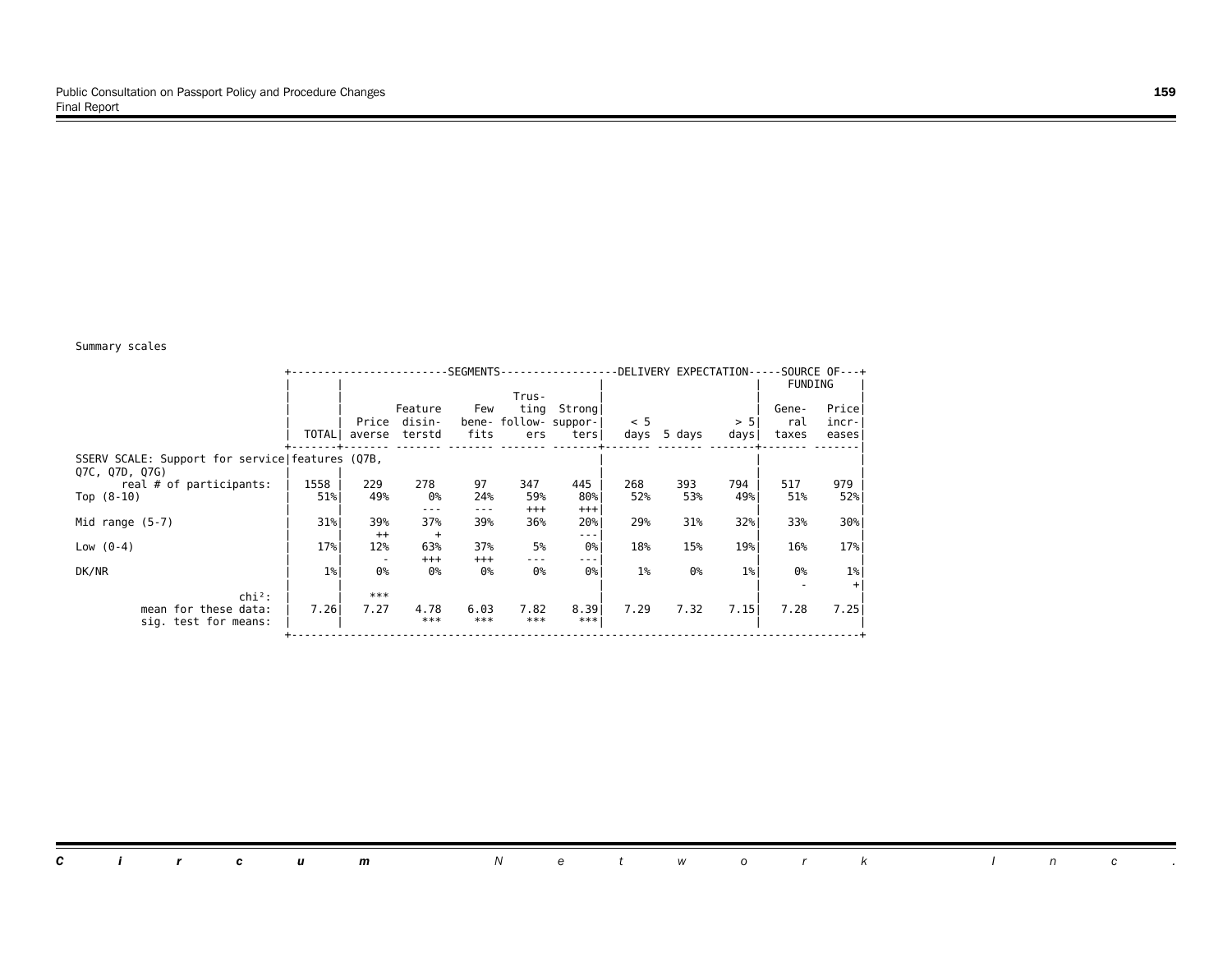Summary scales

| | TOTAL | SEGMENTS: Price averse | SEGMENTS: Feature disinterstd | SEGMENTS: Few benefits | SEGMENTS: Trusting followers | SEGMENTS: Strong supporters | DELIVERY EXPECTATION: < 5 days | DELIVERY EXPECTATION: 5 days | DELIVERY EXPECTATION: > 5 days | SOURCE OF FUNDING: General taxes | SOURCE OF FUNDING: Price increases |
|---|---|---|---|---|---|---|---|---|---|---|---|
| SSERV SCALE: Support for service features (Q7B, Q7C, Q7D, Q7G) | | | | | | | | | | | |
| real # of participants: | 1558 | 229 | 278 | 97 | 347 | 445 | 268 | 393 | 794 | 517 | 979 |
| Top (8-10) | 51% | 49% | 0% | 24% | 59% | 80% | 52% | 53% | 49% | 51% | 52% |
| | | | --- | --- | +++ | +++ | | | | | |
| Mid range (5-7) | 31% | 39% | 37% | 39% | 36% | 20% | 29% | 31% | 32% | 33% | 30% |
| | | ++ | + | | | --- | | | | | |
| Low (0-4) | 17% | 12% | 63% | 37% | 5% | 0% | 18% | 15% | 19% | 16% | 17% |
| | | - | +++ | +++ | --- | --- | | | | | |
| DK/NR | 1% | 0% | 0% | 0% | 0% | 0% | 1% | 0% | 1% | 0% | 1% |
| | | | | | | | | | | - | + |
| chi²: | | *** | | | | | | | | | |
| mean for these data: | 7.26 | 7.27 | 4.78 | 6.03 | 7.82 | 8.39 | 7.29 | 7.32 | 7.15 | 7.28 | 7.25 |
| sig. test for means: | | | *** | *** | *** | *** | | | | | |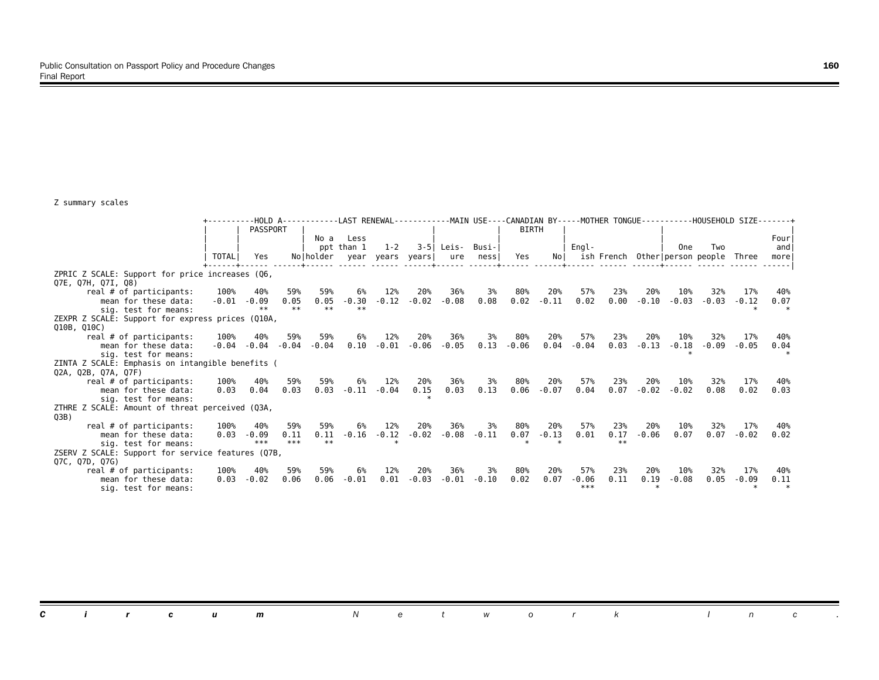Z summary scales

| | TOTAL | HOLD A PASSPORT: Yes | HOLD A PASSPORT: No | LAST RENEWAL: No a ppt holder | LAST RENEWAL: Less than 1 year | LAST RENEWAL: 1-2 years | LAST RENEWAL: 3-5 years | MAIN USE: Leisure | MAIN USE: Business | CANADIAN BY BIRTH: Yes | CANADIAN BY BIRTH: No | MOTHER TONGUE: English | MOTHER TONGUE: French | MOTHER TONGUE: Other | HOUSEHOLD SIZE: One person | HOUSEHOLD SIZE: Two people | HOUSEHOLD SIZE: Three | HOUSEHOLD SIZE: Four and more |
|---|---|---|---|---|---|---|---|---|---|---|---|---|---|---|---|---|---|---|
| **ZPRIC Z SCALE: Support for price increases (Q6, Q7E, Q7H, Q7I, Q8)** | | | | | | | | | | | | | | | | | | |
| real # of participants: | 100% | 40% | 59% | 59% | 6% | 12% | 20% | 36% | 3% | 80% | 20% | 57% | 23% | 20% | 10% | 32% | 17% | 40% |
| mean for these data: | -0.01 | -0.09 | 0.05 | 0.05 | -0.30 | -0.12 | -0.02 | -0.08 | 0.08 | 0.02 | -0.11 | 0.02 | 0.00 | -0.10 | -0.03 | -0.03 | -0.12 | 0.07 |
| sig. test for means: | | ** | ** | ** | ** | | | | | | | | | | | | * | * |
| **ZEXPR Z SCALE: Support for express prices (Q10A, Q10B, Q10C)** | | | | | | | | | | | | | | | | | | |
| real # of participants: | 100% | 40% | 59% | 59% | 6% | 12% | 20% | 36% | 3% | 80% | 20% | 57% | 23% | 20% | 10% | 32% | 17% | 40% |
| mean for these data: | -0.04 | -0.04 | -0.04 | -0.04 | 0.10 | -0.01 | -0.06 | -0.05 | 0.13 | -0.06 | 0.04 | -0.04 | 0.03 | -0.13 | -0.18 | -0.09 | -0.05 | 0.04 |
| sig. test for means: | | | | | | | | | | | | | | | * | | | * |
| **ZINTA Z SCALE: Emphasis on intangible benefits (Q2A, Q2B, Q7A, Q7F)** | | | | | | | | | | | | | | | | | | |
| real # of participants: | 100% | 40% | 59% | 59% | 6% | 12% | 20% | 36% | 3% | 80% | 20% | 57% | 23% | 20% | 10% | 32% | 17% | 40% |
| mean for these data: | 0.03 | 0.04 | 0.03 | 0.03 | -0.11 | -0.04 | 0.15 | 0.03 | 0.13 | 0.06 | -0.07 | 0.04 | 0.07 | -0.02 | -0.02 | 0.08 | 0.02 | 0.03 |
| sig. test for means: | | | | | | | * | | | | | | | | | | | |
| **ZTHRE Z SCALE: Amount of threat perceived (Q3A, Q3B)** | | | | | | | | | | | | | | | | | | |
| real # of participants: | 100% | 40% | 59% | 59% | 6% | 12% | 20% | 36% | 3% | 80% | 20% | 57% | 23% | 20% | 10% | 32% | 17% | 40% |
| mean for these data: | 0.03 | -0.09 | 0.11 | 0.11 | -0.16 | -0.12 | -0.02 | -0.08 | -0.11 | 0.07 | -0.13 | 0.01 | 0.17 | -0.06 | 0.07 | 0.07 | -0.02 | 0.02 |
| sig. test for means: | | *** | *** | ** | | * | | | | * | * | | ** | | | | | |
| **ZSERV Z SCALE: Support for service features (Q7B, Q7C, Q7D, Q7G)** | | | | | | | | | | | | | | | | | | |
| real # of participants: | 100% | 40% | 59% | 59% | 6% | 12% | 20% | 36% | 3% | 80% | 20% | 57% | 23% | 20% | 10% | 32% | 17% | 40% |
| mean for these data: | 0.03 | -0.02 | 0.06 | 0.06 | -0.01 | 0.01 | -0.03 | -0.01 | -0.10 | 0.02 | 0.07 | -0.06 | 0.11 | 0.19 | -0.08 | 0.05 | -0.09 | 0.11 |
| sig. test for means: | | | | | | | | | | | | *** | | * | | | * | * |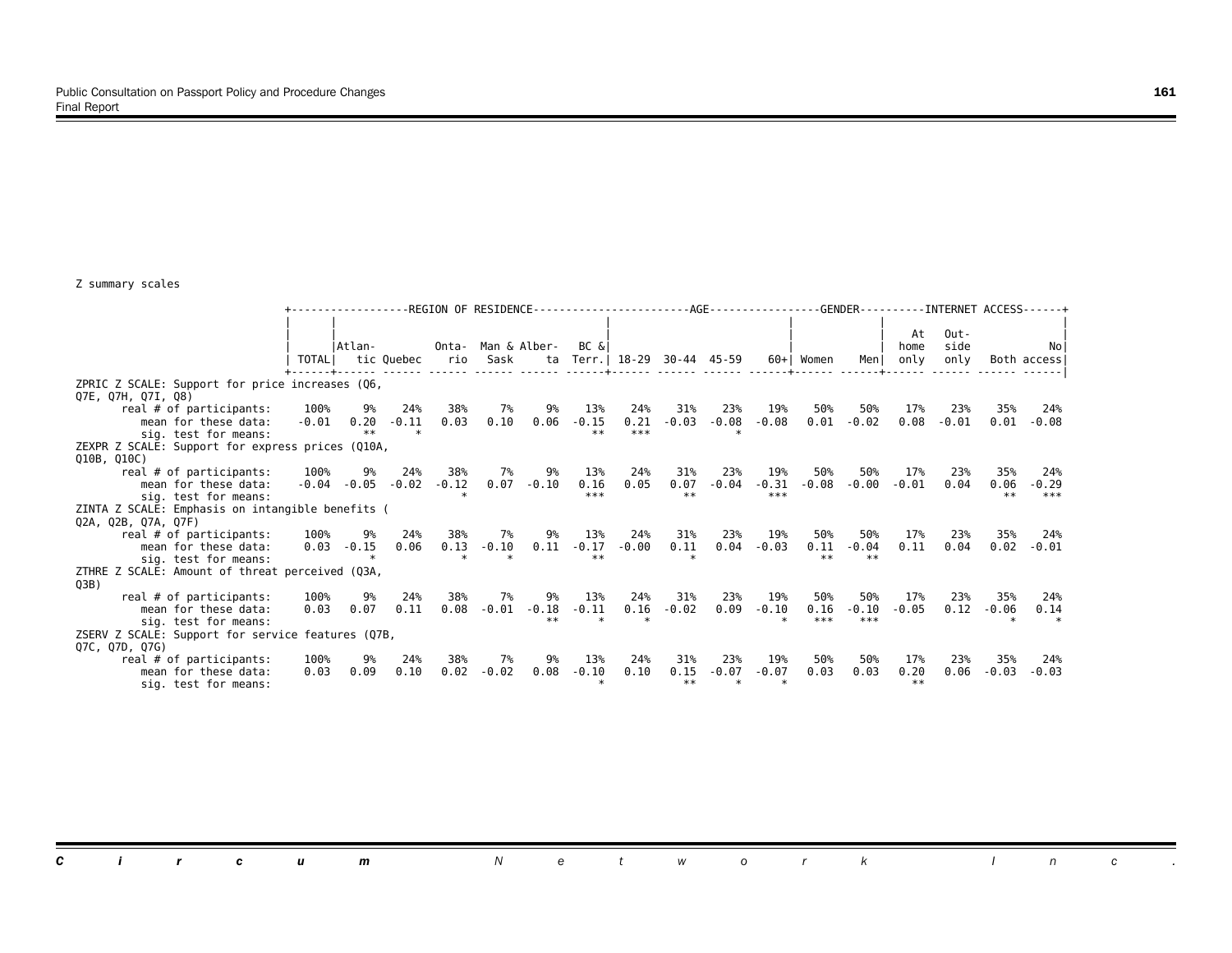Z summary scales

| | REGION OF RESIDENCE | | | | | | | AGE | | | | GENDER | | INTERNET ACCESS | | | |
|---|---|---|---|---|---|---|---|---|---|---|---|---|---|---|---|---|---|
| | TOTAL | Atlantic | Quebec | Ontario | Man & Sask | Alberta | BC & Terr. | 18-29 | 30-44 | 45-59 | 60+ | Women | Men | At home only | Outside only | Both | No access |
| **ZPRIC Z SCALE: Support for price increases (Q6, Q7E, Q7H, Q7I, Q8)** | | | | | | | | | | | | | | | | | |
| real # of participants: | 100% | 9% | 24% | 38% | 7% | 9% | 13% | 24% | 31% | 23% | 19% | 50% | 50% | 17% | 23% | 35% | 24% |
| mean for these data: | -0.01 | 0.20 | -0.11 | 0.03 | 0.10 | 0.06 | -0.15 | 0.21 | -0.03 | -0.08 | -0.08 | 0.01 | -0.02 | 0.08 | -0.01 | 0.01 | -0.08 |
| sig. test for means: | | ** | * | | | | ** | *** | | * | | | | | | | |
| **ZEXPR Z SCALE: Support for express prices (Q10A, Q10B, Q10C)** | | | | | | | | | | | | | | | | | |
| real # of participants: | 100% | 9% | 24% | 38% | 7% | 9% | 13% | 24% | 31% | 23% | 19% | 50% | 50% | 17% | 23% | 35% | 24% |
| mean for these data: | -0.04 | -0.05 | -0.02 | -0.12 | 0.07 | -0.10 | 0.16 | 0.05 | 0.07 | -0.04 | -0.31 | -0.08 | -0.00 | -0.01 | 0.04 | 0.06 | -0.29 |
| sig. test for means: | | | | * | | | *** | | ** | | *** | | | | | ** | *** |
| **ZINTA Z SCALE: Emphasis on intangible benefits (Q2A, Q2B, Q7A, Q7F)** | | | | | | | | | | | | | | | | | |
| real # of participants: | 100% | 9% | 24% | 38% | 7% | 9% | 13% | 24% | 31% | 23% | 19% | 50% | 50% | 17% | 23% | 35% | 24% |
| mean for these data: | 0.03 | -0.15 | 0.06 | 0.13 | -0.10 | 0.11 | -0.17 | -0.00 | 0.11 | 0.04 | -0.03 | 0.11 | -0.04 | 0.11 | 0.04 | 0.02 | -0.01 |
| sig. test for means: | | * | | * | * | | ** | | * | | | ** | ** | | | | |
| **ZTHRE Z SCALE: Amount of threat perceived (Q3A, Q3B)** | | | | | | | | | | | | | | | | | |
| real # of participants: | 100% | 9% | 24% | 38% | 7% | 9% | 13% | 24% | 31% | 23% | 19% | 50% | 50% | 17% | 23% | 35% | 24% |
| mean for these data: | 0.03 | 0.07 | 0.11 | 0.08 | -0.01 | -0.18 | -0.11 | 0.16 | -0.02 | 0.09 | -0.10 | 0.16 | -0.10 | -0.05 | 0.12 | -0.06 | 0.14 |
| sig. test for means: | | | | | | ** | * | * | | | * | *** | *** | | | * | * |
| **ZSERV Z SCALE: Support for service features (Q7B, Q7C, Q7D, Q7G)** | | | | | | | | | | | | | | | | | |
| real # of participants: | 100% | 9% | 24% | 38% | 7% | 9% | 13% | 24% | 31% | 23% | 19% | 50% | 50% | 17% | 23% | 35% | 24% |
| mean for these data: | 0.03 | 0.09 | 0.10 | 0.02 | -0.02 | 0.08 | -0.10 | 0.10 | 0.15 | -0.07 | -0.07 | 0.03 | 0.03 | 0.20 | 0.06 | -0.03 | -0.03 |
| sig. test for means: | | | | | | | * | | ** | * | * | | | ** | | | |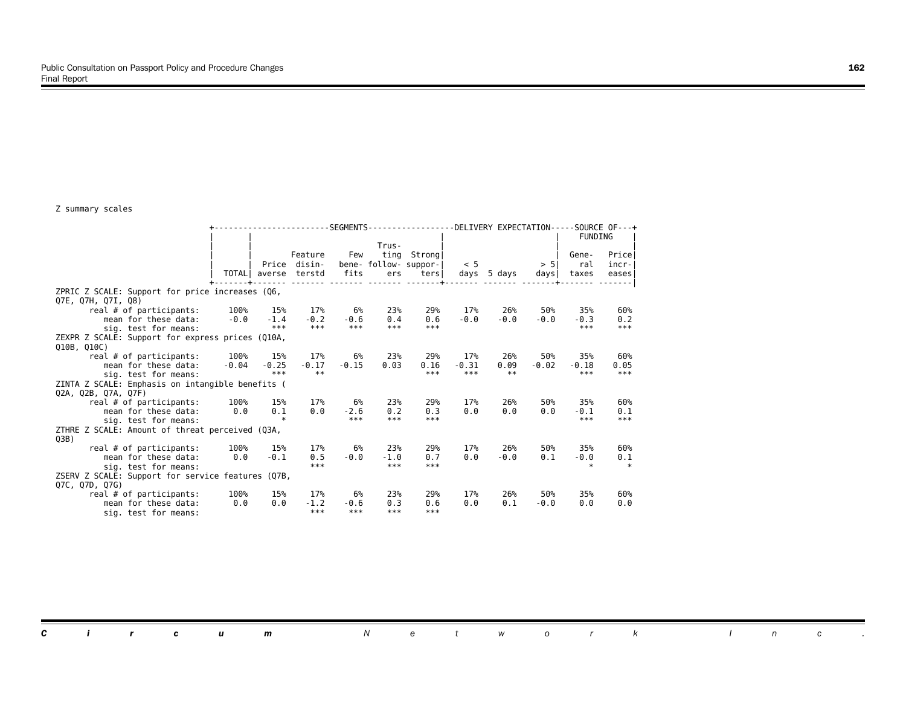Z summary scales

| | TOTAL | SEGMENTS | | | | | DELIVERY EXPECTATION | | | SOURCE OF FUNDING | |
|---|---|---|---|---|---|---|---|---|---|---|---|
| | | Price averse | Feature disinterstd | Few benefits | Trusting followers | Strong supporters | < 5 days | 5 days | > 5 days | General taxes | Price increases |
| **ZPRIC Z SCALE: Support for price increases (Q6, Q7E, Q7H, Q7I, Q8)** | | | | | | | | | | | |
| real # of participants: | 100% | 15% | 17% | 6% | 23% | 29% | 17% | 26% | 50% | 35% | 60% |
| mean for these data: | -0.0 | -1.4 | -0.2 | -0.6 | 0.4 | 0.6 | -0.0 | -0.0 | -0.0 | -0.3 | 0.2 |
| sig. test for means: | | *** | *** | *** | *** | *** | | | | *** | *** |
| **ZEXPR Z SCALE: Support for express prices (Q10A, Q10B, Q10C)** | | | | | | | | | | | |
| real # of participants: | 100% | 15% | 17% | 6% | 23% | 29% | 17% | 26% | 50% | 35% | 60% |
| mean for these data: | -0.04 | -0.25 | -0.17 | -0.15 | 0.03 | 0.16 | -0.31 | 0.09 | -0.02 | -0.18 | 0.05 |
| sig. test for means: | | *** | ** | | | *** | *** | ** | | *** | *** |
| **ZINTA Z SCALE: Emphasis on intangible benefits ( Q2A, Q2B, Q7A, Q7F)** | | | | | | | | | | | |
| real # of participants: | 100% | 15% | 17% | 6% | 23% | 29% | 17% | 26% | 50% | 35% | 60% |
| mean for these data: | 0.0 | 0.1 | 0.0 | -2.6 | 0.2 | 0.3 | 0.0 | 0.0 | 0.0 | -0.1 | 0.1 |
| sig. test for means: | | * | | *** | *** | *** | | | | *** | *** |
| **ZTHRE Z SCALE: Amount of threat perceived (Q3A, Q3B)** | | | | | | | | | | | |
| real # of participants: | 100% | 15% | 17% | 6% | 23% | 29% | 17% | 26% | 50% | 35% | 60% |
| mean for these data: | 0.0 | -0.1 | 0.5 | -0.0 | -1.0 | 0.7 | 0.0 | -0.0 | 0.1 | -0.0 | 0.1 |
| sig. test for means: | | | *** | | *** | *** | | | | * | * |
| **ZSERV Z SCALE: Support for service features (Q7B, Q7C, Q7D, Q7G)** | | | | | | | | | | | |
| real # of participants: | 100% | 15% | 17% | 6% | 23% | 29% | 17% | 26% | 50% | 35% | 60% |
| mean for these data: | 0.0 | 0.0 | -1.2 | -0.6 | 0.3 | 0.6 | 0.0 | 0.1 | -0.0 | 0.0 | 0.0 |
| sig. test for means: | | | *** | *** | *** | *** | | | | | |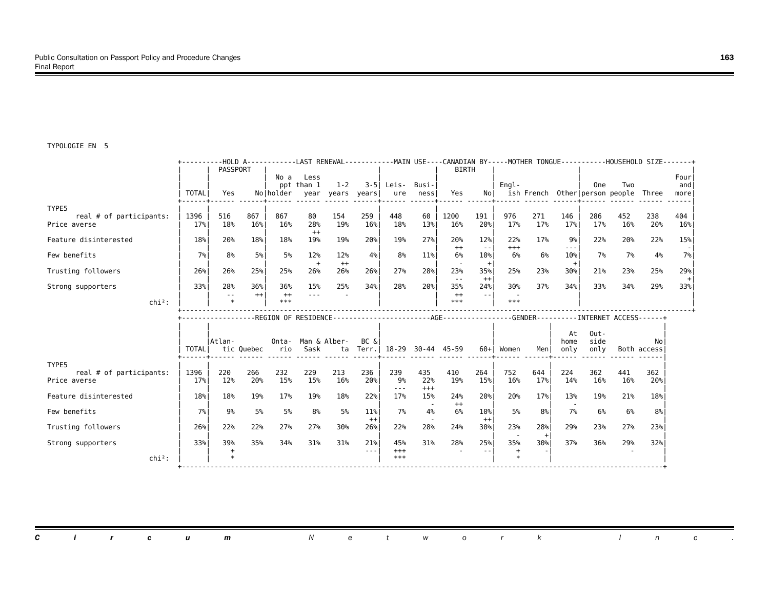TYPOLOGIE EN 5

| | TOTAL | HOLD A PASSPORT | | LAST RENEWAL | | | | MAIN USE | | CANADIAN BY BIRTH | | MOTHER TONGUE | | | HOUSEHOLD SIZE | | | |
|---|---|---|---|---|---|---|---|---|---|---|---|---|---|---|---|---|---|---|
| | | Yes | No | No a ppt holder | Less than 1 year | 1-2 years | 3-5 years | Leisure | Business | Yes | No | English | French | Other | One person | Two people | Three | Four and more |
| TYPE5 | | | | | | | | | | | | | | | | | | |
| real # of participants: | 1396 | 516 | 867 | 867 | 80 | 154 | 259 | 448 | 60 | 1200 | 191 | 976 | 271 | 146 | 286 | 452 | 238 | 404 |
| Price averse | 17% | 18% | 16% | 16% | 28% ++ | 19% | 16% | 18% | 13% | 16% | 20% | 17% | 17% | 17% | 17% | 16% | 20% | 16% |
| Feature disinterested | 18% | 20% | 18% | 18% | 19% | 19% | 20% | 19% | 27% | 20% ++ | 12% -- | 22% +++ | 17% | 9% --- | 22% | 20% | 22% | 15% - |
| Few benefits | 7% | 8% | 5% | 5% | 12% + | 12% ++ | 4% | 8% | 11% | 6% - | 10% + | 6% | 6% | 10% + | 7% | 7% | 4% | 7% |
| Trusting followers | 26% | 26% | 25% | 25% | 26% | 26% | 26% | 27% | 28% | 23% -- | 35% ++ | 25% | 23% | 30% | 21% | 23% | 25% | 29% + |
| Strong supporters | 33% | 28% -- | 36% ++ | 36% ++ | 15% --- | 25% - | 34% | 28% | 20% | 35% ++ | 24% -- | 30% - | 37% | 34% | 33% | 34% | 29% | 33% |
| chi²: | | * | | *** | | | | | | *** | | *** | | | | | | |

| | TOTAL | REGION OF RESIDENCE | | | | | | AGE | | | | GENDER | | INTERNET ACCESS | | | |
|---|---|---|---|---|---|---|---|---|---|---|---|---|---|---|---|---|---|
| | | Atlantic | Quebec | Ontario | Man & Sask | Alberta | BC & Terr. | 18-29 | 30-44 | 45-59 | 60+ | Women | Men | At home only | Outside only | Both | No access |
| TYPE5 | | | | | | | | | | | | | | | | | |
| real # of participants: | 1396 | 220 | 266 | 232 | 229 | 213 | 236 | 239 | 435 | 410 | 264 | 752 | 644 | 224 | 362 | 441 | 362 |
| Price averse | 17% | 12% | 20% | 15% | 15% | 16% | 20% | 9% --- | 22% +++ | 19% | 15% | 16% | 17% | 14% | 16% | 16% | 20% |
| Feature disinterested | 18% | 18% | 19% | 17% | 19% | 18% | 22% | 17% | 15% - | 24% ++ | 20% | 20% | 17% | 13% - | 19% | 21% | 18% |
| Few benefits | 7% | 9% | 5% | 5% | 8% | 5% | 11% ++ | 7% | 4% - | 6% | 10% ++ | 5% | 8% | 7% | 6% | 6% | 8% |
| Trusting followers | 26% | 22% | 22% | 27% | 27% | 30% | 26% | 22% | 28% | 24% | 30% | 23% - | 28% + | 29% | 23% | 27% | 23% |
| Strong supporters | 33% | 39% + | 35% | 34% | 31% | 31% | 21% --- | 45% +++ | 31% | 28% - | 25% -- | 35% + | 30% - | 37% | 36% | 29% - | 32% |
| chi²: | | * | | | | | | *** | | | | * | | | | | |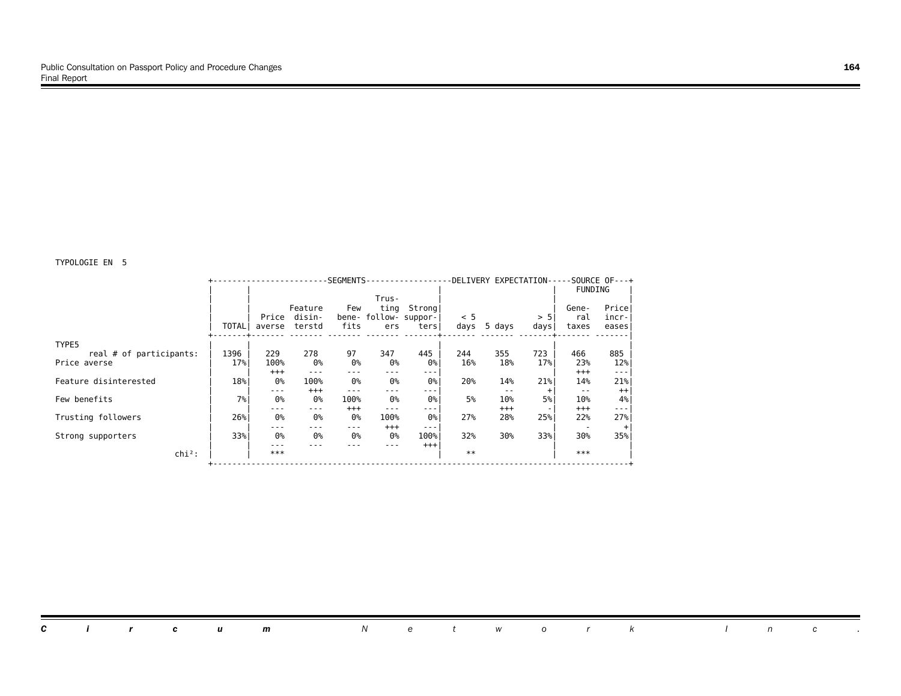TYPOLOGIE EN 5

| | TOTAL | SEGMENTS: Price averse | Feature disin-terstd | Few bene-fits | Trus-ting follow-ers | Strong suppor-ters | DELIVERY EXPECTATION: < 5 days | 5 days | > 5 days | SOURCE OF FUNDING: Gene-ral taxes | Price incr-eases |
|---|---|---|---|---|---|---|---|---|---|---|---|
| TYPE5 | | | | | | | | | | | |
| real # of participants: | 1396 | 229 | 278 | 97 | 347 | 445 | 244 | 355 | 723 | 466 | 885 |
| Price averse | 17% | 100% | 0% | 0% | 0% | 0% | 16% | 18% | 17% | 23% | 12% |
| | | +++ | --- | --- | --- | --- | | | | +++ | --- |
| Feature disinterested | 18% | 0% | 100% | 0% | 0% | 0% | 20% | 14% | 21% | 14% | 21% |
| | | --- | +++ | --- | --- | --- | | -- | + | -- | ++ |
| Few benefits | 7% | 0% | 0% | 100% | 0% | 0% | 5% | 10% | 5% | 10% | 4% |
| | | --- | --- | +++ | --- | --- | | +++ | - | +++ | --- |
| Trusting followers | 26% | 0% | 0% | 0% | 100% | 0% | 27% | 28% | 25% | 22% | 27% |
| | | --- | --- | --- | +++ | --- | | | | - | + |
| Strong supporters | 33% | 0% | 0% | 0% | 0% | 100% | 32% | 30% | 33% | 30% | 35% |
| | | --- | --- | --- | --- | +++ | | | | | |
| $chi^2$: | | *** | | | | | ** | | | *** | |